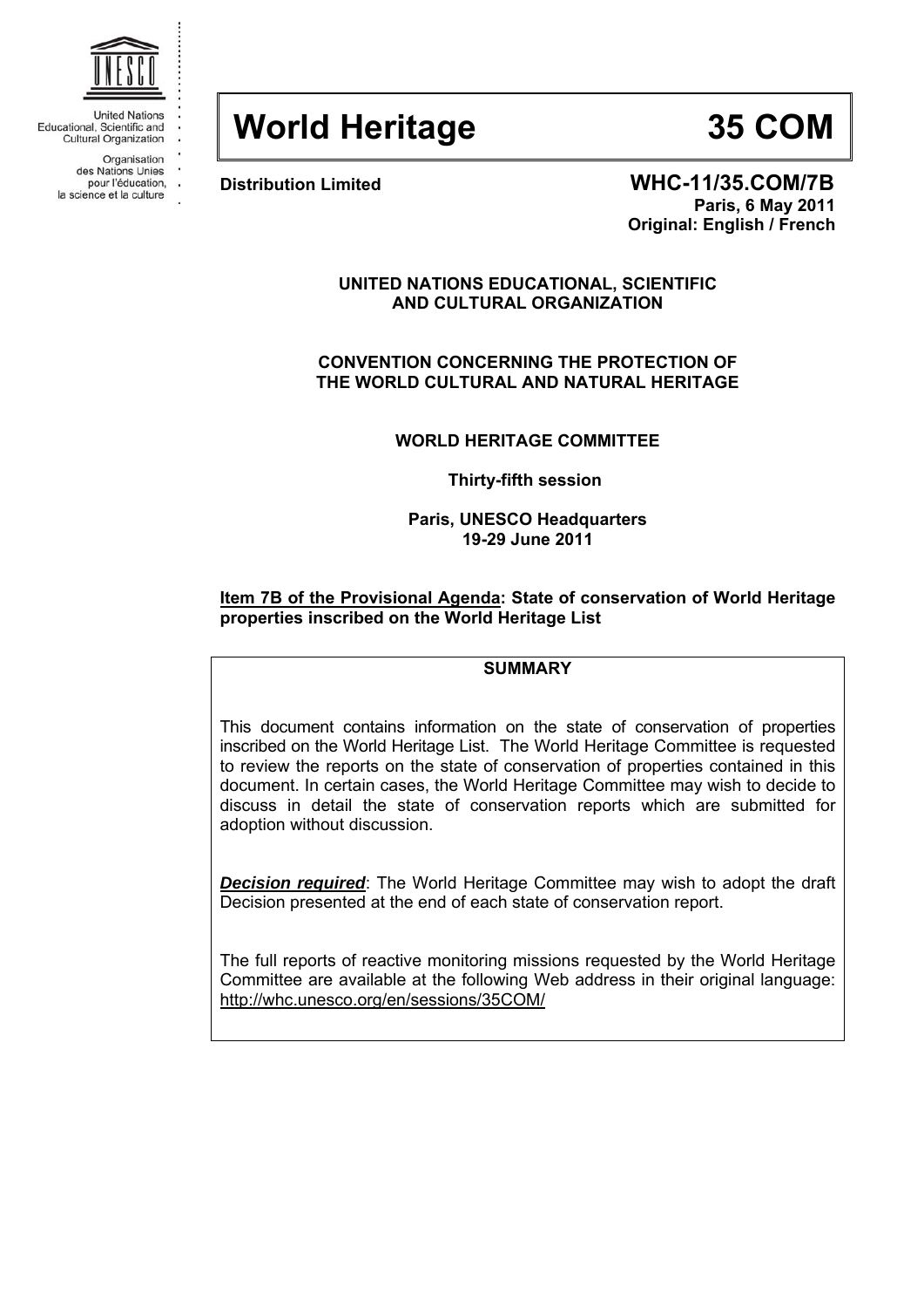United Nations Educational, Scientific and Cultural Organization

Organisation des Nations Unies pour l'éducation, la science et la culture

# World Heritage 35 COM

**Distribution Limited** **WHC-11/35.COM/7B**

**Paris, 6 May 2011**

**Original: English / French**

**UNITED NATIONS EDUCATIONAL, SCIENTIFIC AND CULTURAL ORGANIZATION**

**CONVENTION CONCERNING THE PROTECTION OF THE WORLD CULTURAL AND NATURAL HERITAGE**

**WORLD HERITAGE COMMITTEE**

**Thirty-fifth session**

**Paris, UNESCO Headquarters**
**19-29 June 2011**

**Item 7B of the Provisional Agenda: State of conservation of World Heritage properties inscribed on the World Heritage List**

**SUMMARY**

This document contains information on the state of conservation of properties inscribed on the World Heritage List. The World Heritage Committee is requested to review the reports on the state of conservation of properties contained in this document. In certain cases, the World Heritage Committee may wish to decide to discuss in detail the state of conservation reports which are submitted for adoption without discussion.

***Decision required***: The World Heritage Committee may wish to adopt the draft Decision presented at the end of each state of conservation report.

The full reports of reactive monitoring missions requested by the World Heritage Committee are available at the following Web address in their original language: http://whc.unesco.org/en/sessions/35COM/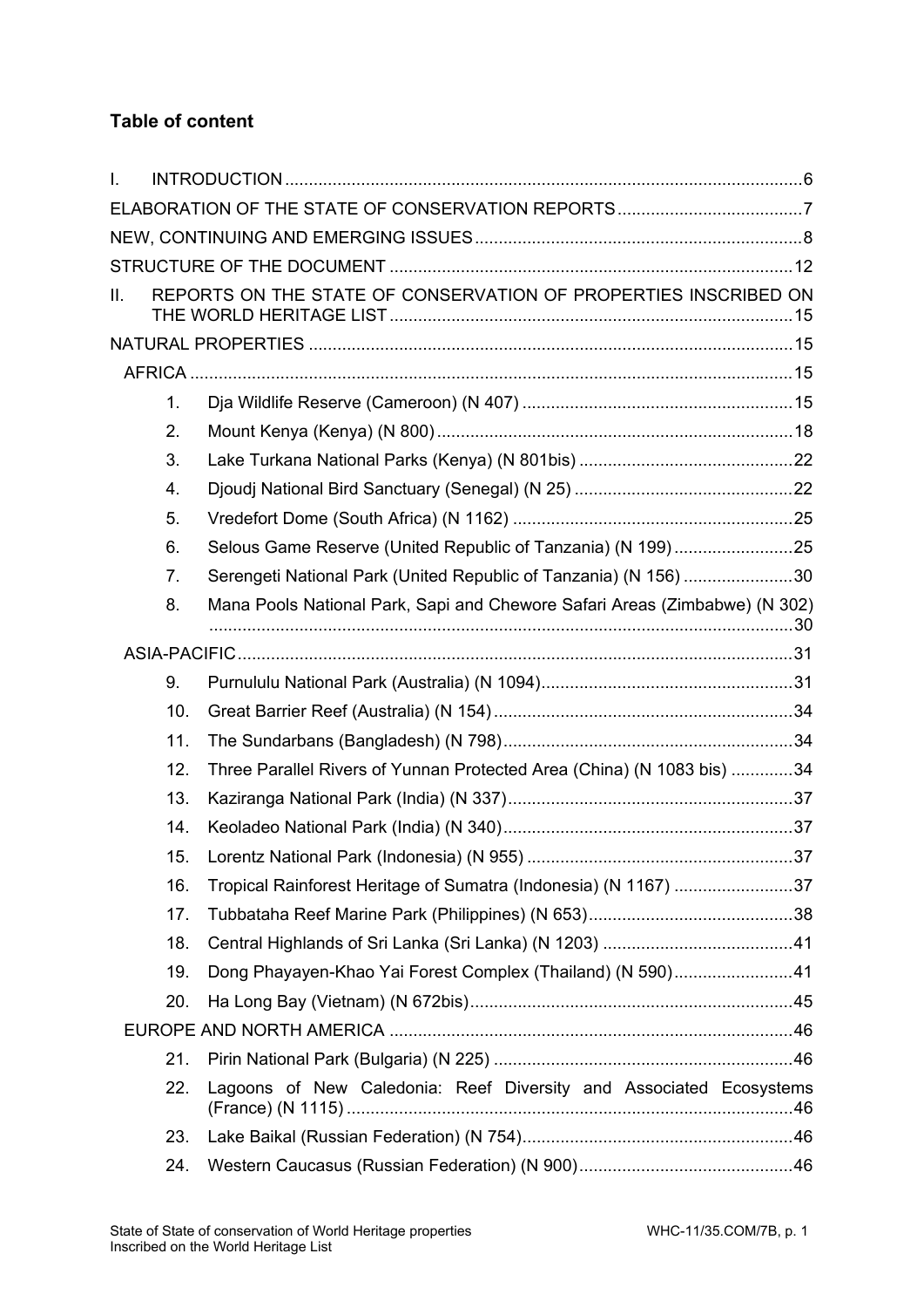## Table of content

I. INTRODUCTION ... 6

ELABORATION OF THE STATE OF CONSERVATION REPORTS ... 7

NEW, CONTINUING AND EMERGING ISSUES ... 8

STRUCTURE OF THE DOCUMENT ... 12

II. REPORTS ON THE STATE OF CONSERVATION OF PROPERTIES INSCRIBED ON THE WORLD HERITAGE LIST ... 15

NATURAL PROPERTIES ... 15

AFRICA ... 15

1. Dja Wildlife Reserve (Cameroon) (N 407) ... 15
2. Mount Kenya (Kenya) (N 800) ... 18
3. Lake Turkana National Parks (Kenya) (N 801bis) ... 22
4. Djoudj National Bird Sanctuary (Senegal) (N 25) ... 22
5. Vredefort Dome (South Africa) (N 1162) ... 25
6. Selous Game Reserve (United Republic of Tanzania) (N 199) ... 25
7. Serengeti National Park (United Republic of Tanzania) (N 156) ... 30
8. Mana Pools National Park, Sapi and Chewore Safari Areas (Zimbabwe) (N 302) ... 30

ASIA-PACIFIC ... 31

9. Purnululu National Park (Australia) (N 1094) ... 31
10. Great Barrier Reef (Australia) (N 154) ... 34
11. The Sundarbans (Bangladesh) (N 798) ... 34
12. Three Parallel Rivers of Yunnan Protected Area (China) (N 1083 bis) ... 34
13. Kaziranga National Park (India) (N 337) ... 37
14. Keoladeo National Park (India) (N 340) ... 37
15. Lorentz National Park (Indonesia) (N 955) ... 37
16. Tropical Rainforest Heritage of Sumatra (Indonesia) (N 1167) ... 37
17. Tubbataha Reef Marine Park (Philippines) (N 653) ... 38
18. Central Highlands of Sri Lanka (Sri Lanka) (N 1203) ... 41
19. Dong Phayayen-Khao Yai Forest Complex (Thailand) (N 590) ... 41
20. Ha Long Bay (Vietnam) (N 672bis) ... 45

EUROPE AND NORTH AMERICA ... 46

21. Pirin National Park (Bulgaria) (N 225) ... 46
22. Lagoons of New Caledonia: Reef Diversity and Associated Ecosystems (France) (N 1115) ... 46
23. Lake Baikal (Russian Federation) (N 754) ... 46
24. Western Caucasus (Russian Federation) (N 900) ... 46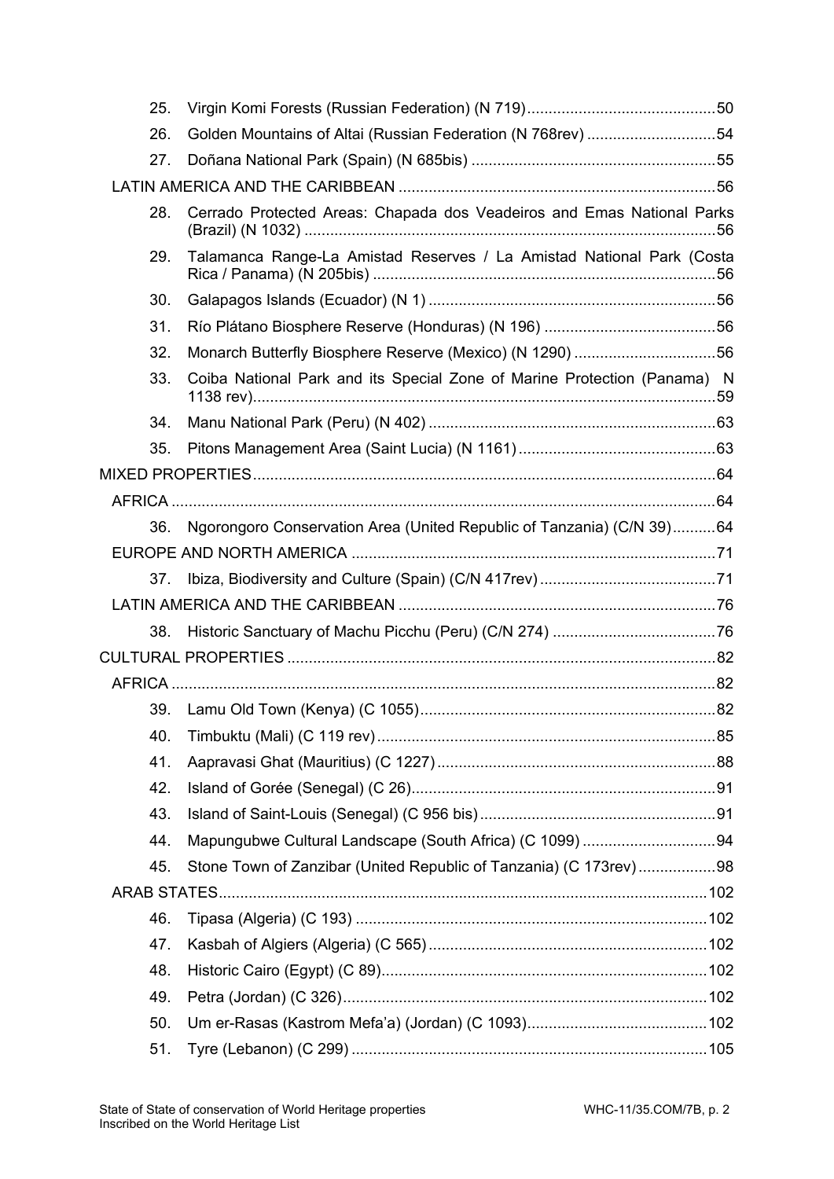25. Virgin Komi Forests (Russian Federation) (N 719)............................................50

26. Golden Mountains of Altai (Russian Federation (N 768rev) ..............................54

27. Doñana National Park (Spain) (N 685bis) .........................................................55

LATIN AMERICA AND THE CARIBBEAN ..........................................................................56

28. Cerrado Protected Areas: Chapada dos Veadeiros and Emas National Parks (Brazil) (N 1032) ................................................................................................56

29. Talamanca Range-La Amistad Reserves / La Amistad National Park (Costa Rica / Panama) (N 205bis) ................................................................................56

30. Galapagos Islands (Ecuador) (N 1) ...................................................................56

31. Río Plátano Biosphere Reserve (Honduras) (N 196) ........................................56

32. Monarch Butterfly Biosphere Reserve (Mexico) (N 1290) .................................56

33. Coiba National Park and its Special Zone of Marine Protection (Panama) N 1138 rev)...........................................................................................................59

34. Manu National Park (Peru) (N 402) ...................................................................63

35. Pitons Management Area (Saint Lucia) (N 1161) ..............................................63

MIXED PROPERTIES..........................................................................................................64

AFRICA ..............................................................................................................................64

36. Ngorongoro Conservation Area (United Republic of Tanzania) (C/N 39)..........64

EUROPE AND NORTH AMERICA ....................................................................................71

37. Ibiza, Biodiversity and Culture (Spain) (C/N 417rev) .........................................71

LATIN AMERICA AND THE CARIBBEAN ..........................................................................76

38. Historic Sanctuary of Machu Picchu (Peru) (C/N 274) ......................................76

CULTURAL PROPERTIES ...................................................................................................82

AFRICA ..............................................................................................................................82

39. Lamu Old Town (Kenya) (C 1055).....................................................................82

40. Timbuktu (Mali) (C 119 rev)...............................................................................85

41. Aapravasi Ghat (Mauritius) (C 1227) .................................................................88

42. Island of Gorée (Senegal) (C 26).......................................................................91

43. Island of Saint-Louis (Senegal) (C 956 bis) .......................................................91

44. Mapungubwe Cultural Landscape (South Africa) (C 1099) ...............................94

45. Stone Town of Zanzibar (United Republic of Tanzania) (C 173rev) ..................98

ARAB STATES.................................................................................................................102

46. Tipasa (Algeria) (C 193) ..................................................................................102

47. Kasbah of Algiers (Algeria) (C 565) .................................................................102

48. Historic Cairo (Egypt) (C 89)............................................................................102

49. Petra (Jordan) (C 326).....................................................................................102

50. Um er-Rasas (Kastrom Mefa'a) (Jordan) (C 1093)..........................................102

51. Tyre (Lebanon) (C 299) ...................................................................................105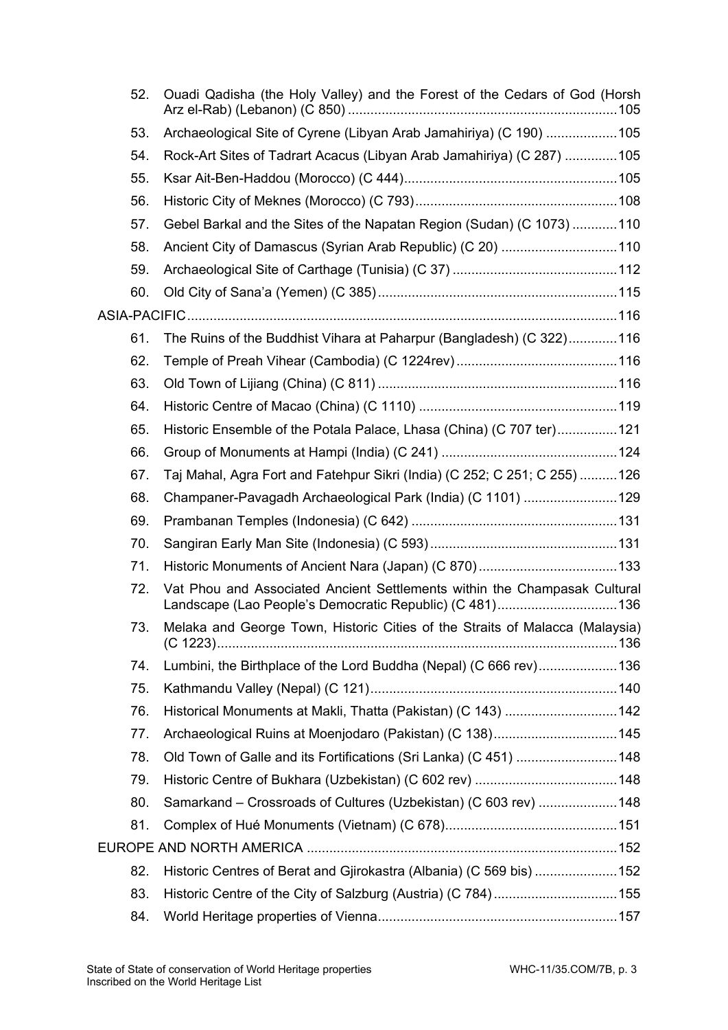52. Ouadi Qadisha (the Holy Valley) and the Forest of the Cedars of God (Horsh Arz el-Rab) (Lebanon) (C 850) ........................................................................105
53. Archaeological Site of Cyrene (Libyan Arab Jamahiriya) (C 190) ...................105
54. Rock-Art Sites of Tadrart Acacus (Libyan Arab Jamahiriya) (C 287) ..............105
55. Ksar Ait-Ben-Haddou (Morocco) (C 444).........................................................105
56. Historic City of Meknes (Morocco) (C 793)......................................................108
57. Gebel Barkal and the Sites of the Napatan Region (Sudan) (C 1073) ............110
58. Ancient City of Damascus (Syrian Arab Republic) (C 20) ...............................110
59. Archaeological Site of Carthage (Tunisia) (C 37) ............................................112
60. Old City of Sana'a (Yemen) (C 385)................................................................115

ASIA-PACIFIC..................................................................................................................116

61. The Ruins of the Buddhist Vihara at Paharpur (Bangladesh) (C 322).............116
62. Temple of Preah Vihear (Cambodia) (C 1224rev)...........................................116
63. Old Town of Lijiang (China) (C 811) ................................................................116
64. Historic Centre of Macao (China) (C 1110) .....................................................119
65. Historic Ensemble of the Potala Palace, Lhasa (China) (C 707 ter)................121
66. Group of Monuments at Hampi (India) (C 241) ...............................................124
67. Taj Mahal, Agra Fort and Fatehpur Sikri (India) (C 252; C 251; C 255) ..........126
68. Champaner-Pavagadh Archaeological Park (India) (C 1101) .........................129
69. Prambanan Temples (Indonesia) (C 642) .......................................................131
70. Sangiran Early Man Site (Indonesia) (C 593)..................................................131
71. Historic Monuments of Ancient Nara (Japan) (C 870).....................................133
72. Vat Phou and Associated Ancient Settlements within the Champasak Cultural Landscape (Lao People's Democratic Republic) (C 481)................................136
73. Melaka and George Town, Historic Cities of the Straits of Malacca (Malaysia) (C 1223)..........................................................................................................136
74. Lumbini, the Birthplace of the Lord Buddha (Nepal) (C 666 rev).....................136
75. Kathmandu Valley (Nepal) (C 121)..................................................................140
76. Historical Monuments at Makli, Thatta (Pakistan) (C 143) ..............................142
77. Archaeological Ruins at Moenjodaro (Pakistan) (C 138).................................145
78. Old Town of Galle and its Fortifications (Sri Lanka) (C 451) ...........................148
79. Historic Centre of Bukhara (Uzbekistan) (C 602 rev) ......................................148
80. Samarkand – Crossroads of Cultures (Uzbekistan) (C 603 rev) .....................148
81. Complex of Hué Monuments (Vietnam) (C 678)..............................................151

EUROPE AND NORTH AMERICA ...................................................................................152

82. Historic Centres of Berat and Gjirokastra (Albania) (C 569 bis) ......................152
83. Historic Centre of the City of Salzburg (Austria) (C 784).................................155
84. World Heritage properties of Vienna................................................................157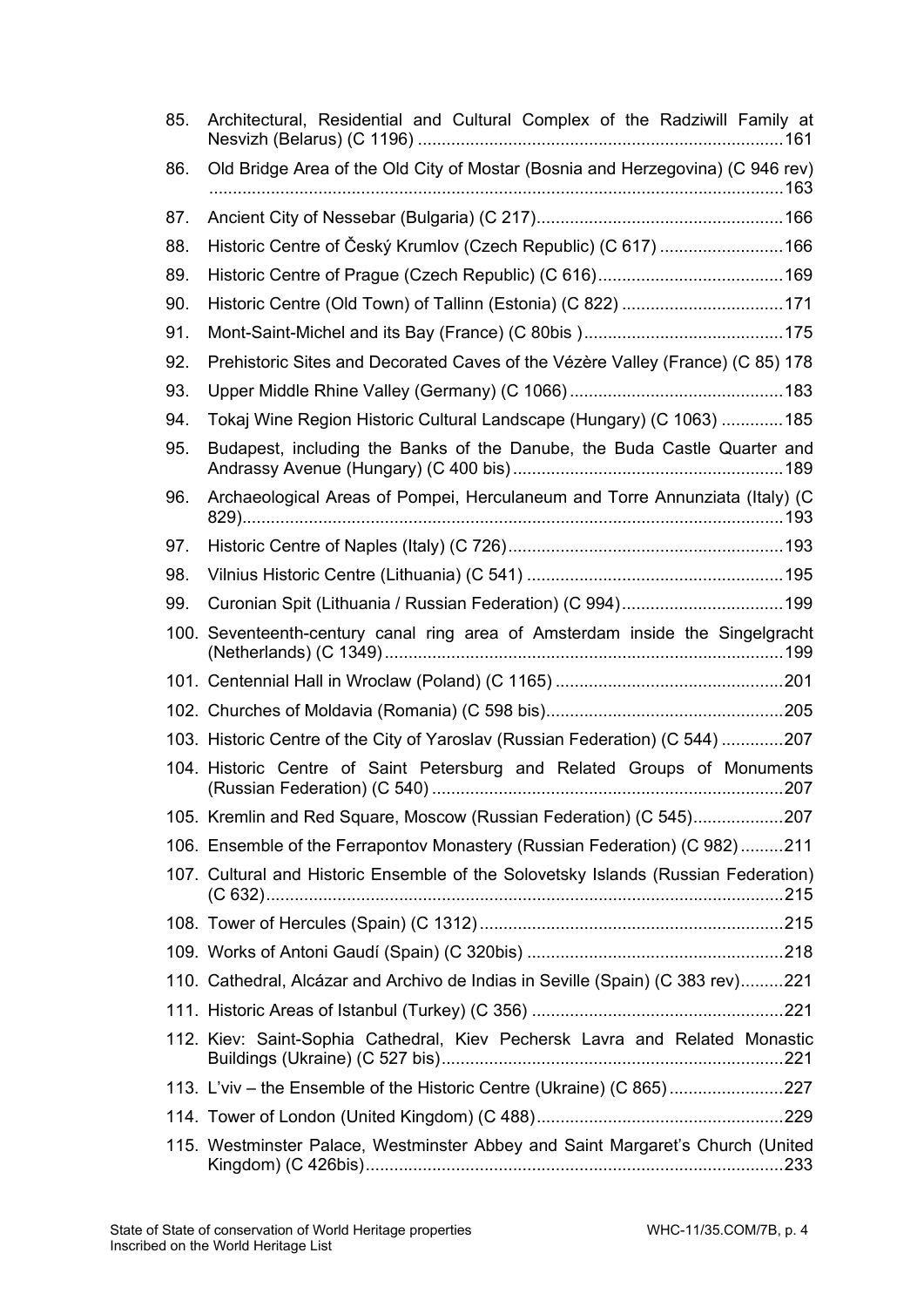85. Architectural, Residential and Cultural Complex of the Radziwill Family at Nesvizh (Belarus) (C 1196) ............................................................................161
86. Old Bridge Area of the Old City of Mostar (Bosnia and Herzegovina) (C 946 rev) ........................................................................................................................163
87. Ancient City of Nessebar (Bulgaria) (C 217)...................................................166
88. Historic Centre of Český Krumlov (Czech Republic) (C 617) ..........................166
89. Historic Centre of Prague (Czech Republic) (C 616).......................................169
90. Historic Centre (Old Town) of Tallinn (Estonia) (C 822) ..................................171
91. Mont-Saint-Michel and its Bay (France) (C 80bis )..........................................175
92. Prehistoric Sites and Decorated Caves of the Vézère Valley (France) (C 85) 178
93. Upper Middle Rhine Valley (Germany) (C 1066).............................................183
94. Tokaj Wine Region Historic Cultural Landscape (Hungary) (C 1063) .............185
95. Budapest, including the Banks of the Danube, the Buda Castle Quarter and Andrassy Avenue (Hungary) (C 400 bis).........................................................189
96. Archaeological Areas of Pompei, Herculaneum and Torre Annunziata (Italy) (C 829)..................................................................................................................193
97. Historic Centre of Naples (Italy) (C 726)..........................................................193
98. Vilnius Historic Centre (Lithuania) (C 541) ......................................................195
99. Curonian Spit (Lithuania / Russian Federation) (C 994)..................................199
100. Seventeenth-century canal ring area of Amsterdam inside the Singelgracht (Netherlands) (C 1349)...................................................................................199
101. Centennial Hall in Wroclaw (Poland) (C 1165) ................................................201
102. Churches of Moldavia (Romania) (C 598 bis)..................................................205
103. Historic Centre of the City of Yaroslav (Russian Federation) (C 544) .............207
104. Historic Centre of Saint Petersburg and Related Groups of Monuments (Russian Federation) (C 540) ..........................................................................207
105. Kremlin and Red Square, Moscow (Russian Federation) (C 545)...................207
106. Ensemble of the Ferrapontov Monastery (Russian Federation) (C 982).........211
107. Cultural and Historic Ensemble of the Solovetsky Islands (Russian Federation) (C 632)............................................................................................................215
108. Tower of Hercules (Spain) (C 1312)................................................................215
109. Works of Antoni Gaudí (Spain) (C 320bis) ......................................................218
110. Cathedral, Alcázar and Archivo de Indias in Seville (Spain) (C 383 rev).........221
111. Historic Areas of Istanbul (Turkey) (C 356) .....................................................221
112. Kiev: Saint-Sophia Cathedral, Kiev Pechersk Lavra and Related Monastic Buildings (Ukraine) (C 527 bis)........................................................................221
113. L'viv – the Ensemble of the Historic Centre (Ukraine) (C 865)........................227
114. Tower of London (United Kingdom) (C 488)....................................................229
115. Westminster Palace, Westminster Abbey and Saint Margaret's Church (United Kingdom) (C 426bis).......................................................................................233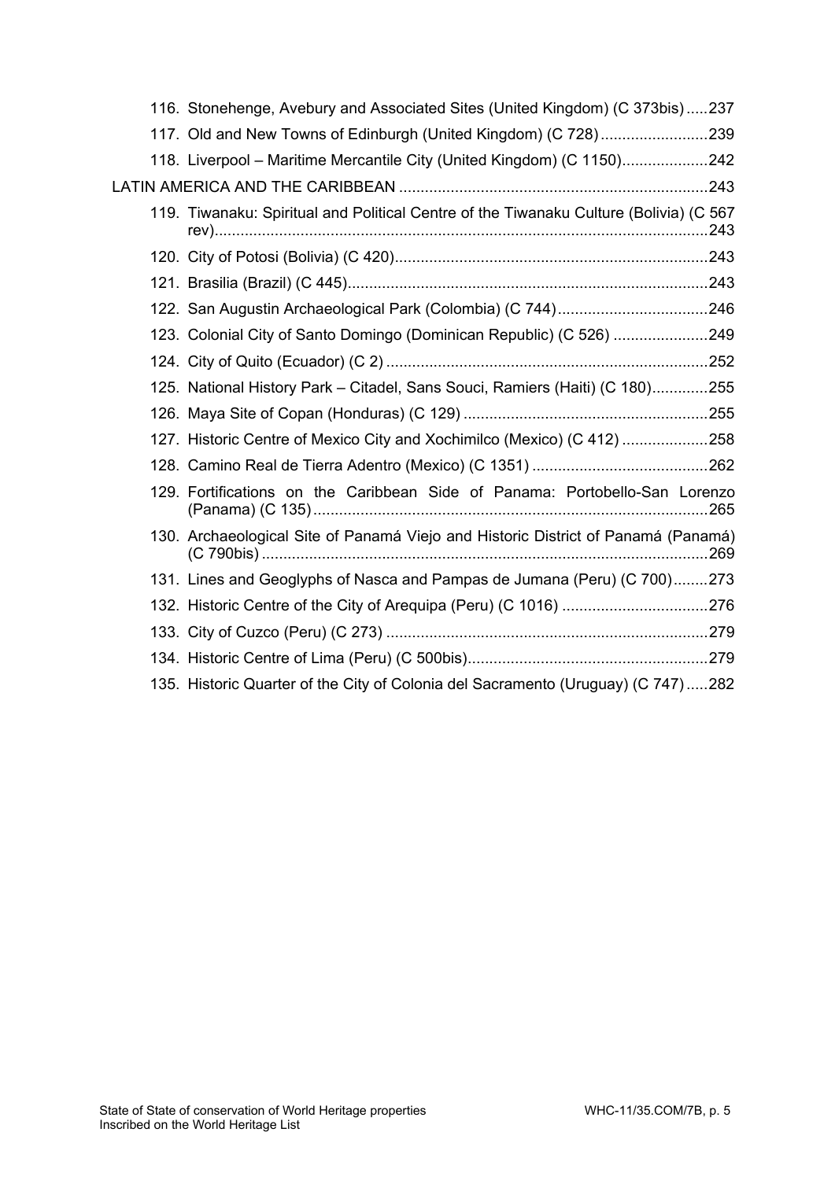116. Stonehenge, Avebury and Associated Sites (United Kingdom) (C 373bis) ..... 237

117. Old and New Towns of Edinburgh (United Kingdom) (C 728) ..... 239

118. Liverpool – Maritime Mercantile City (United Kingdom) (C 1150) ..... 242

LATIN AMERICA AND THE CARIBBEAN ..... 243

119. Tiwanaku: Spiritual and Political Centre of the Tiwanaku Culture (Bolivia) (C 567 rev) ..... 243

120. City of Potosi (Bolivia) (C 420) ..... 243

121. Brasilia (Brazil) (C 445) ..... 243

122. San Augustin Archaeological Park (Colombia) (C 744) ..... 246

123. Colonial City of Santo Domingo (Dominican Republic) (C 526) ..... 249

124. City of Quito (Ecuador) (C 2) ..... 252

125. National History Park – Citadel, Sans Souci, Ramiers (Haiti) (C 180) ..... 255

126. Maya Site of Copan (Honduras) (C 129) ..... 255

127. Historic Centre of Mexico City and Xochimilco (Mexico) (C 412) ..... 258

128. Camino Real de Tierra Adentro (Mexico) (C 1351) ..... 262

129. Fortifications on the Caribbean Side of Panama: Portobello-San Lorenzo (Panama) (C 135) ..... 265

130. Archaeological Site of Panamá Viejo and Historic District of Panamá (Panamá) (C 790bis) ..... 269

131. Lines and Geoglyphs of Nasca and Pampas de Jumana (Peru) (C 700) ..... 273

132. Historic Centre of the City of Arequipa (Peru) (C 1016) ..... 276

133. City of Cuzco (Peru) (C 273) ..... 279

134. Historic Centre of Lima (Peru) (C 500bis) ..... 279

135. Historic Quarter of the City of Colonia del Sacramento (Uruguay) (C 747) ..... 282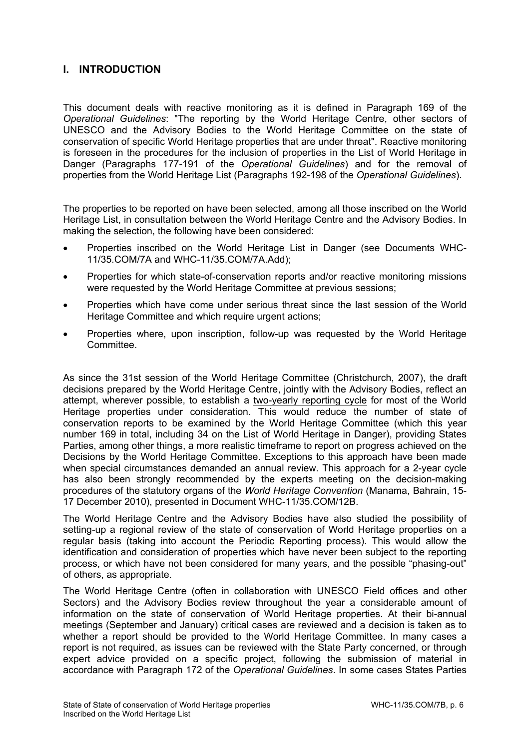## I. INTRODUCTION

This document deals with reactive monitoring as it is defined in Paragraph 169 of the *Operational Guidelines*: "The reporting by the World Heritage Centre, other sectors of UNESCO and the Advisory Bodies to the World Heritage Committee on the state of conservation of specific World Heritage properties that are under threat". Reactive monitoring is foreseen in the procedures for the inclusion of properties in the List of World Heritage in Danger (Paragraphs 177-191 of the *Operational Guidelines*) and for the removal of properties from the World Heritage List (Paragraphs 192-198 of the *Operational Guidelines*).

The properties to be reported on have been selected, among all those inscribed on the World Heritage List, in consultation between the World Heritage Centre and the Advisory Bodies. In making the selection, the following have been considered:

- Properties inscribed on the World Heritage List in Danger (see Documents WHC-11/35.COM/7A and WHC-11/35.COM/7A.Add);
- Properties for which state-of-conservation reports and/or reactive monitoring missions were requested by the World Heritage Committee at previous sessions;
- Properties which have come under serious threat since the last session of the World Heritage Committee and which require urgent actions;
- Properties where, upon inscription, follow-up was requested by the World Heritage Committee.

As since the 31st session of the World Heritage Committee (Christchurch, 2007), the draft decisions prepared by the World Heritage Centre, jointly with the Advisory Bodies, reflect an attempt, wherever possible, to establish a two-yearly reporting cycle for most of the World Heritage properties under consideration. This would reduce the number of state of conservation reports to be examined by the World Heritage Committee (which this year number 169 in total, including 34 on the List of World Heritage in Danger), providing States Parties, among other things, a more realistic timeframe to report on progress achieved on the Decisions by the World Heritage Committee. Exceptions to this approach have been made when special circumstances demanded an annual review. This approach for a 2-year cycle has also been strongly recommended by the experts meeting on the decision-making procedures of the statutory organs of the *World Heritage Convention* (Manama, Bahrain, 15-17 December 2010), presented in Document WHC-11/35.COM/12B.

The World Heritage Centre and the Advisory Bodies have also studied the possibility of setting-up a regional review of the state of conservation of World Heritage properties on a regular basis (taking into account the Periodic Reporting process). This would allow the identification and consideration of properties which have never been subject to the reporting process, or which have not been considered for many years, and the possible "phasing-out" of others, as appropriate.

The World Heritage Centre (often in collaboration with UNESCO Field offices and other Sectors) and the Advisory Bodies review throughout the year a considerable amount of information on the state of conservation of World Heritage properties. At their bi-annual meetings (September and January) critical cases are reviewed and a decision is taken as to whether a report should be provided to the World Heritage Committee. In many cases a report is not required, as issues can be reviewed with the State Party concerned, or through expert advice provided on a specific project, following the submission of material in accordance with Paragraph 172 of the *Operational Guidelines*. In some cases States Parties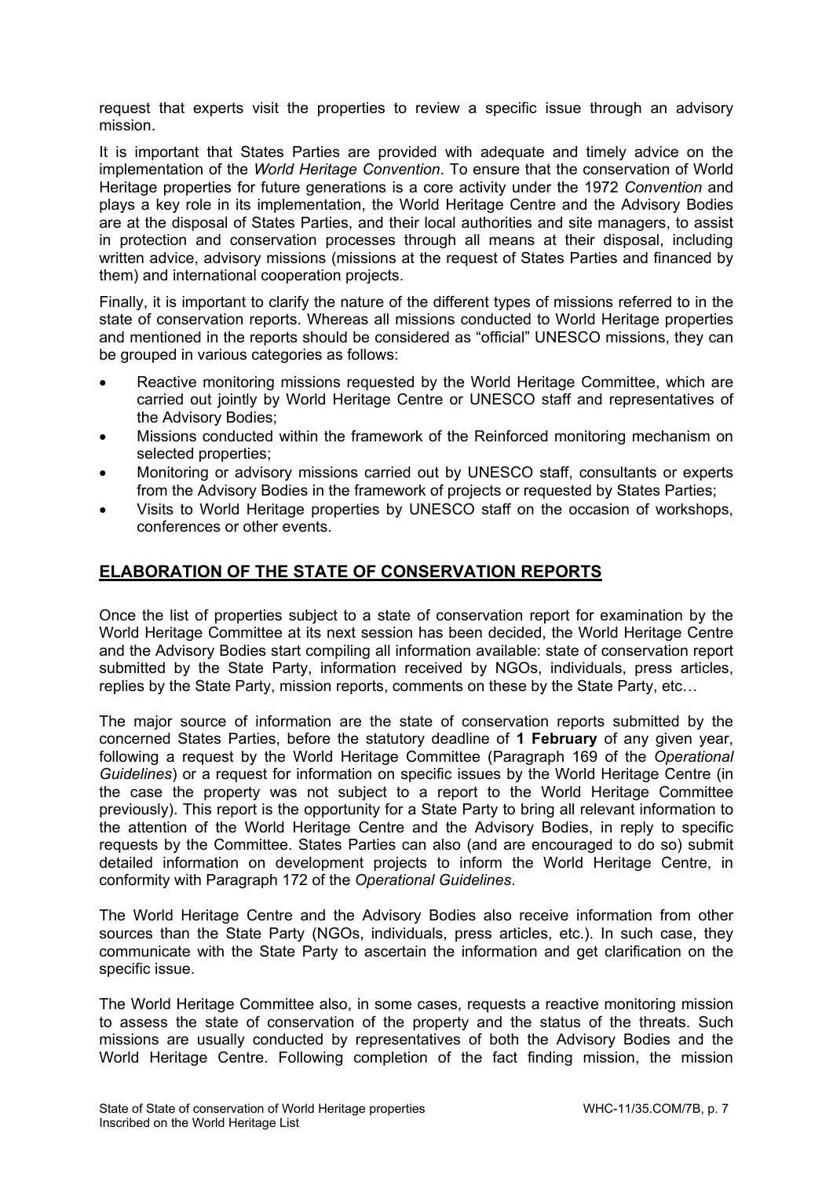request that experts visit the properties to review a specific issue through an advisory mission.

It is important that States Parties are provided with adequate and timely advice on the implementation of the *World Heritage Convention*. To ensure that the conservation of World Heritage properties for future generations is a core activity under the 1972 *Convention* and plays a key role in its implementation, the World Heritage Centre and the Advisory Bodies are at the disposal of States Parties, and their local authorities and site managers, to assist in protection and conservation processes through all means at their disposal, including written advice, advisory missions (missions at the request of States Parties and financed by them) and international cooperation projects.

Finally, it is important to clarify the nature of the different types of missions referred to in the state of conservation reports. Whereas all missions conducted to World Heritage properties and mentioned in the reports should be considered as "official" UNESCO missions, they can be grouped in various categories as follows:

- Reactive monitoring missions requested by the World Heritage Committee, which are carried out jointly by World Heritage Centre or UNESCO staff and representatives of the Advisory Bodies;
- Missions conducted within the framework of the Reinforced monitoring mechanism on selected properties;
- Monitoring or advisory missions carried out by UNESCO staff, consultants or experts from the Advisory Bodies in the framework of projects or requested by States Parties;
- Visits to World Heritage properties by UNESCO staff on the occasion of workshops, conferences or other events.

## ELABORATION OF THE STATE OF CONSERVATION REPORTS

Once the list of properties subject to a state of conservation report for examination by the World Heritage Committee at its next session has been decided, the World Heritage Centre and the Advisory Bodies start compiling all information available: state of conservation report submitted by the State Party, information received by NGOs, individuals, press articles, replies by the State Party, mission reports, comments on these by the State Party, etc…

The major source of information are the state of conservation reports submitted by the concerned States Parties, before the statutory deadline of **1 February** of any given year, following a request by the World Heritage Committee (Paragraph 169 of the *Operational Guidelines*) or a request for information on specific issues by the World Heritage Centre (in the case the property was not subject to a report to the World Heritage Committee previously). This report is the opportunity for a State Party to bring all relevant information to the attention of the World Heritage Centre and the Advisory Bodies, in reply to specific requests by the Committee. States Parties can also (and are encouraged to do so) submit detailed information on development projects to inform the World Heritage Centre, in conformity with Paragraph 172 of the *Operational Guidelines*.

The World Heritage Centre and the Advisory Bodies also receive information from other sources than the State Party (NGOs, individuals, press articles, etc.). In such case, they communicate with the State Party to ascertain the information and get clarification on the specific issue.

The World Heritage Committee also, in some cases, requests a reactive monitoring mission to assess the state of conservation of the property and the status of the threats. Such missions are usually conducted by representatives of both the Advisory Bodies and the World Heritage Centre. Following completion of the fact finding mission, the mission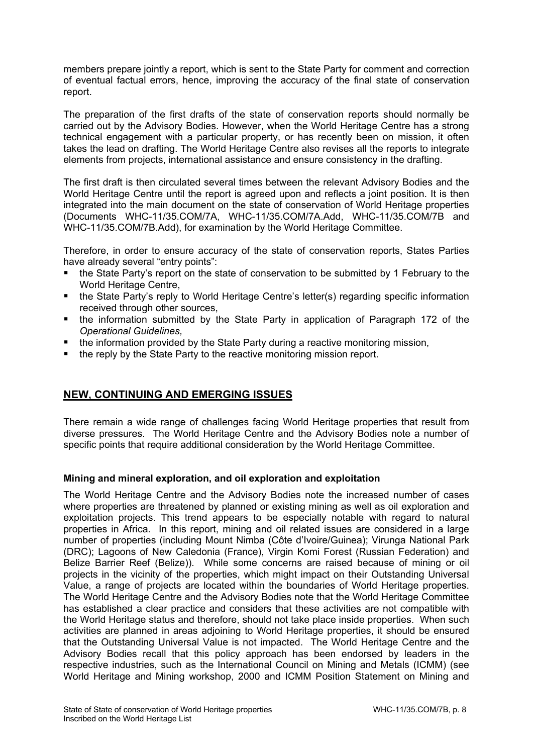members prepare jointly a report, which is sent to the State Party for comment and correction of eventual factual errors, hence, improving the accuracy of the final state of conservation report.

The preparation of the first drafts of the state of conservation reports should normally be carried out by the Advisory Bodies. However, when the World Heritage Centre has a strong technical engagement with a particular property, or has recently been on mission, it often takes the lead on drafting. The World Heritage Centre also revises all the reports to integrate elements from projects, international assistance and ensure consistency in the drafting.

The first draft is then circulated several times between the relevant Advisory Bodies and the World Heritage Centre until the report is agreed upon and reflects a joint position. It is then integrated into the main document on the state of conservation of World Heritage properties (Documents WHC-11/35.COM/7A, WHC-11/35.COM/7A.Add, WHC-11/35.COM/7B and WHC-11/35.COM/7B.Add), for examination by the World Heritage Committee.

Therefore, in order to ensure accuracy of the state of conservation reports, States Parties have already several "entry points":

- the State Party's report on the state of conservation to be submitted by 1 February to the World Heritage Centre,
- the State Party's reply to World Heritage Centre's letter(s) regarding specific information received through other sources,
- the information submitted by the State Party in application of Paragraph 172 of the *Operational Guidelines,*
- the information provided by the State Party during a reactive monitoring mission,
- the reply by the State Party to the reactive monitoring mission report.

## NEW, CONTINUING AND EMERGING ISSUES

There remain a wide range of challenges facing World Heritage properties that result from diverse pressures. The World Heritage Centre and the Advisory Bodies note a number of specific points that require additional consideration by the World Heritage Committee.

### Mining and mineral exploration, and oil exploration and exploitation

The World Heritage Centre and the Advisory Bodies note the increased number of cases where properties are threatened by planned or existing mining as well as oil exploration and exploitation projects. This trend appears to be especially notable with regard to natural properties in Africa. In this report, mining and oil related issues are considered in a large number of properties (including Mount Nimba (Côte d'Ivoire/Guinea); Virunga National Park (DRC); Lagoons of New Caledonia (France), Virgin Komi Forest (Russian Federation) and Belize Barrier Reef (Belize)). While some concerns are raised because of mining or oil projects in the vicinity of the properties, which might impact on their Outstanding Universal Value, a range of projects are located within the boundaries of World Heritage properties. The World Heritage Centre and the Advisory Bodies note that the World Heritage Committee has established a clear practice and considers that these activities are not compatible with the World Heritage status and therefore, should not take place inside properties. When such activities are planned in areas adjoining to World Heritage properties, it should be ensured that the Outstanding Universal Value is not impacted. The World Heritage Centre and the Advisory Bodies recall that this policy approach has been endorsed by leaders in the respective industries, such as the International Council on Mining and Metals (ICMM) (see World Heritage and Mining workshop, 2000 and ICMM Position Statement on Mining and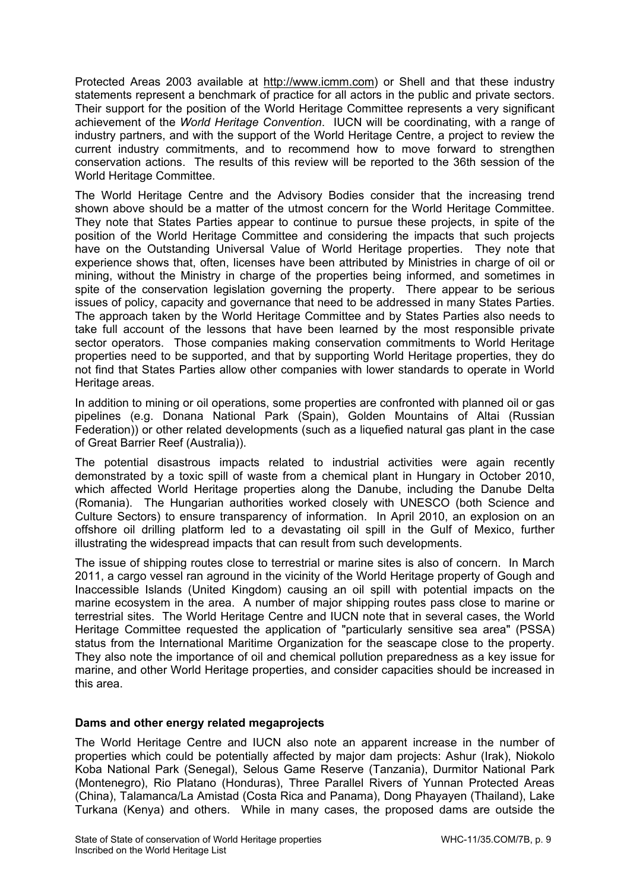Protected Areas 2003 available at http://www.icmm.com) or Shell and that these industry statements represent a benchmark of practice for all actors in the public and private sectors. Their support for the position of the World Heritage Committee represents a very significant achievement of the *World Heritage Convention*. IUCN will be coordinating, with a range of industry partners, and with the support of the World Heritage Centre, a project to review the current industry commitments, and to recommend how to move forward to strengthen conservation actions. The results of this review will be reported to the 36th session of the World Heritage Committee.

The World Heritage Centre and the Advisory Bodies consider that the increasing trend shown above should be a matter of the utmost concern for the World Heritage Committee. They note that States Parties appear to continue to pursue these projects, in spite of the position of the World Heritage Committee and considering the impacts that such projects have on the Outstanding Universal Value of World Heritage properties. They note that experience shows that, often, licenses have been attributed by Ministries in charge of oil or mining, without the Ministry in charge of the properties being informed, and sometimes in spite of the conservation legislation governing the property. There appear to be serious issues of policy, capacity and governance that need to be addressed in many States Parties. The approach taken by the World Heritage Committee and by States Parties also needs to take full account of the lessons that have been learned by the most responsible private sector operators. Those companies making conservation commitments to World Heritage properties need to be supported, and that by supporting World Heritage properties, they do not find that States Parties allow other companies with lower standards to operate in World Heritage areas.

In addition to mining or oil operations, some properties are confronted with planned oil or gas pipelines (e.g. Donana National Park (Spain), Golden Mountains of Altai (Russian Federation)) or other related developments (such as a liquefied natural gas plant in the case of Great Barrier Reef (Australia)).

The potential disastrous impacts related to industrial activities were again recently demonstrated by a toxic spill of waste from a chemical plant in Hungary in October 2010, which affected World Heritage properties along the Danube, including the Danube Delta (Romania). The Hungarian authorities worked closely with UNESCO (both Science and Culture Sectors) to ensure transparency of information. In April 2010, an explosion on an offshore oil drilling platform led to a devastating oil spill in the Gulf of Mexico, further illustrating the widespread impacts that can result from such developments.

The issue of shipping routes close to terrestrial or marine sites is also of concern. In March 2011, a cargo vessel ran aground in the vicinity of the World Heritage property of Gough and Inaccessible Islands (United Kingdom) causing an oil spill with potential impacts on the marine ecosystem in the area. A number of major shipping routes pass close to marine or terrestrial sites. The World Heritage Centre and IUCN note that in several cases, the World Heritage Committee requested the application of "particularly sensitive sea area" (PSSA) status from the International Maritime Organization for the seascape close to the property. They also note the importance of oil and chemical pollution preparedness as a key issue for marine, and other World Heritage properties, and consider capacities should be increased in this area.

**Dams and other energy related megaprojects**

The World Heritage Centre and IUCN also note an apparent increase in the number of properties which could be potentially affected by major dam projects: Ashur (Irak), Niokolo Koba National Park (Senegal), Selous Game Reserve (Tanzania), Durmitor National Park (Montenegro), Rio Platano (Honduras), Three Parallel Rivers of Yunnan Protected Areas (China), Talamanca/La Amistad (Costa Rica and Panama), Dong Phayayen (Thailand), Lake Turkana (Kenya) and others. While in many cases, the proposed dams are outside the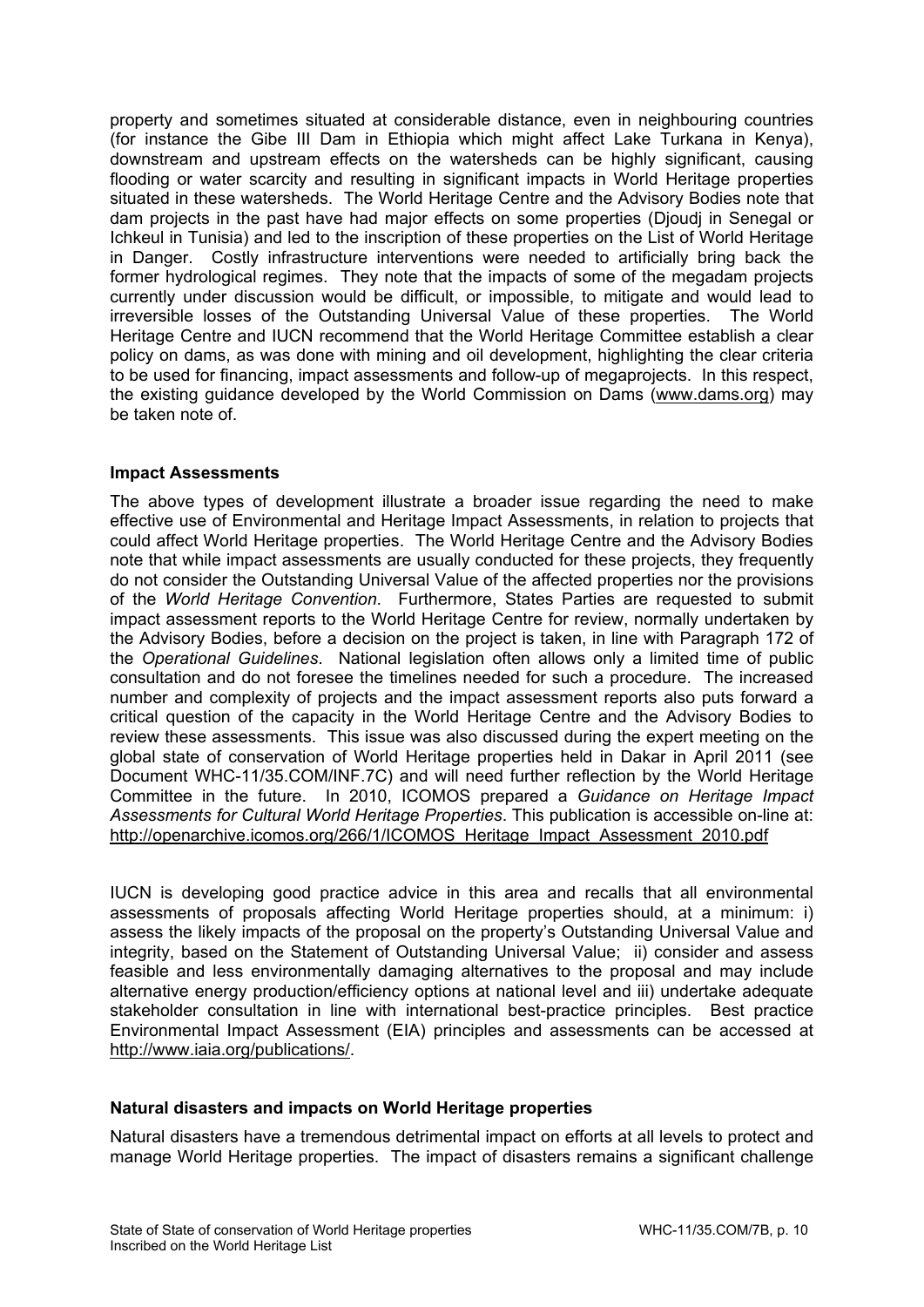property and sometimes situated at considerable distance, even in neighbouring countries (for instance the Gibe III Dam in Ethiopia which might affect Lake Turkana in Kenya), downstream and upstream effects on the watersheds can be highly significant, causing flooding or water scarcity and resulting in significant impacts in World Heritage properties situated in these watersheds. The World Heritage Centre and the Advisory Bodies note that dam projects in the past have had major effects on some properties (Djoudj in Senegal or Ichkeul in Tunisia) and led to the inscription of these properties on the List of World Heritage in Danger. Costly infrastructure interventions were needed to artificially bring back the former hydrological regimes. They note that the impacts of some of the megadam projects currently under discussion would be difficult, or impossible, to mitigate and would lead to irreversible losses of the Outstanding Universal Value of these properties. The World Heritage Centre and IUCN recommend that the World Heritage Committee establish a clear policy on dams, as was done with mining and oil development, highlighting the clear criteria to be used for financing, impact assessments and follow-up of megaprojects. In this respect, the existing guidance developed by the World Commission on Dams (www.dams.org) may be taken note of.

**Impact Assessments**

The above types of development illustrate a broader issue regarding the need to make effective use of Environmental and Heritage Impact Assessments, in relation to projects that could affect World Heritage properties. The World Heritage Centre and the Advisory Bodies note that while impact assessments are usually conducted for these projects, they frequently do not consider the Outstanding Universal Value of the affected properties nor the provisions of the *World Heritage Convention*. Furthermore, States Parties are requested to submit impact assessment reports to the World Heritage Centre for review, normally undertaken by the Advisory Bodies, before a decision on the project is taken, in line with Paragraph 172 of the *Operational Guidelines*. National legislation often allows only a limited time of public consultation and do not foresee the timelines needed for such a procedure. The increased number and complexity of projects and the impact assessment reports also puts forward a critical question of the capacity in the World Heritage Centre and the Advisory Bodies to review these assessments. This issue was also discussed during the expert meeting on the global state of conservation of World Heritage properties held in Dakar in April 2011 (see Document WHC-11/35.COM/INF.7C) and will need further reflection by the World Heritage Committee in the future. In 2010, ICOMOS prepared a *Guidance on Heritage Impact Assessments for Cultural World Heritage Properties*. This publication is accessible on-line at: http://openarchive.icomos.org/266/1/ICOMOS_Heritage_Impact_Assessment_2010.pdf

IUCN is developing good practice advice in this area and recalls that all environmental assessments of proposals affecting World Heritage properties should, at a minimum: i) assess the likely impacts of the proposal on the property's Outstanding Universal Value and integrity, based on the Statement of Outstanding Universal Value; ii) consider and assess feasible and less environmentally damaging alternatives to the proposal and may include alternative energy production/efficiency options at national level and iii) undertake adequate stakeholder consultation in line with international best-practice principles. Best practice Environmental Impact Assessment (EIA) principles and assessments can be accessed at http://www.iaia.org/publications/.

**Natural disasters and impacts on World Heritage properties**

Natural disasters have a tremendous detrimental impact on efforts at all levels to protect and manage World Heritage properties. The impact of disasters remains a significant challenge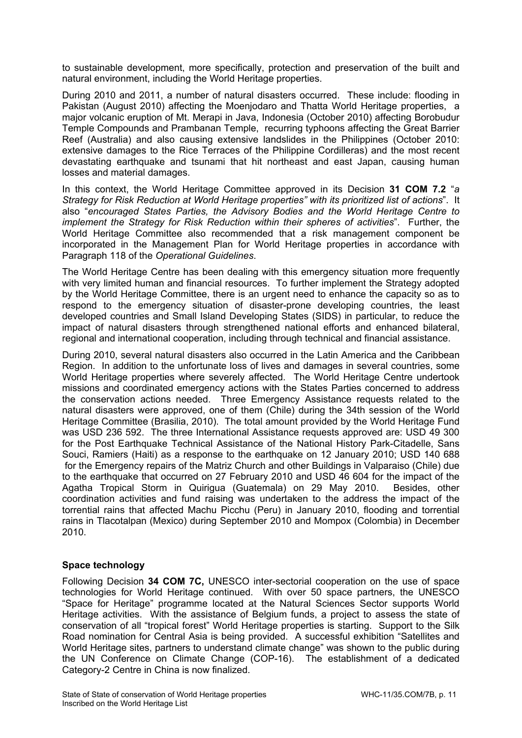to sustainable development, more specifically, protection and preservation of the built and natural environment, including the World Heritage properties.

During 2010 and 2011, a number of natural disasters occurred. These include: flooding in Pakistan (August 2010) affecting the Moenjodaro and Thatta World Heritage properties, a major volcanic eruption of Mt. Merapi in Java, Indonesia (October 2010) affecting Borobudur Temple Compounds and Prambanan Temple, recurring typhoons affecting the Great Barrier Reef (Australia) and also causing extensive landslides in the Philippines (October 2010: extensive damages to the Rice Terraces of the Philippine Cordilleras) and the most recent devastating earthquake and tsunami that hit northeast and east Japan, causing human losses and material damages.

In this context, the World Heritage Committee approved in its Decision **31 COM 7.2** "*a Strategy for Risk Reduction at World Heritage properties" with its prioritized list of actions*". It also "*encouraged States Parties, the Advisory Bodies and the World Heritage Centre to implement the Strategy for Risk Reduction within their spheres of activities*". Further, the World Heritage Committee also recommended that a risk management component be incorporated in the Management Plan for World Heritage properties in accordance with Paragraph 118 of the *Operational Guidelines*.

The World Heritage Centre has been dealing with this emergency situation more frequently with very limited human and financial resources. To further implement the Strategy adopted by the World Heritage Committee, there is an urgent need to enhance the capacity so as to respond to the emergency situation of disaster-prone developing countries, the least developed countries and Small Island Developing States (SIDS) in particular, to reduce the impact of natural disasters through strengthened national efforts and enhanced bilateral, regional and international cooperation, including through technical and financial assistance.

During 2010, several natural disasters also occurred in the Latin America and the Caribbean Region. In addition to the unfortunate loss of lives and damages in several countries, some World Heritage properties where severely affected. The World Heritage Centre undertook missions and coordinated emergency actions with the States Parties concerned to address the conservation actions needed. Three Emergency Assistance requests related to the natural disasters were approved, one of them (Chile) during the 34th session of the World Heritage Committee (Brasilia, 2010). The total amount provided by the World Heritage Fund was USD 236 592. The three International Assistance requests approved are: USD 49 300 for the Post Earthquake Technical Assistance of the National History Park-Citadelle, Sans Souci, Ramiers (Haiti) as a response to the earthquake on 12 January 2010; USD 140 688 for the Emergency repairs of the Matriz Church and other Buildings in Valparaiso (Chile) due to the earthquake that occurred on 27 February 2010 and USD 46 604 for the impact of the Agatha Tropical Storm in Quirigua (Guatemala) on 29 May 2010. Besides, other coordination activities and fund raising was undertaken to the address the impact of the torrential rains that affected Machu Picchu (Peru) in January 2010, flooding and torrential rains in Tlacotalpan (Mexico) during September 2010 and Mompox (Colombia) in December 2010.

### Space technology

Following Decision **34 COM 7C,** UNESCO inter-sectorial cooperation on the use of space technologies for World Heritage continued. With over 50 space partners, the UNESCO "Space for Heritage" programme located at the Natural Sciences Sector supports World Heritage activities. With the assistance of Belgium funds, a project to assess the state of conservation of all "tropical forest" World Heritage properties is starting. Support to the Silk Road nomination for Central Asia is being provided. A successful exhibition "Satellites and World Heritage sites, partners to understand climate change" was shown to the public during the UN Conference on Climate Change (COP-16). The establishment of a dedicated Category-2 Centre in China is now finalized.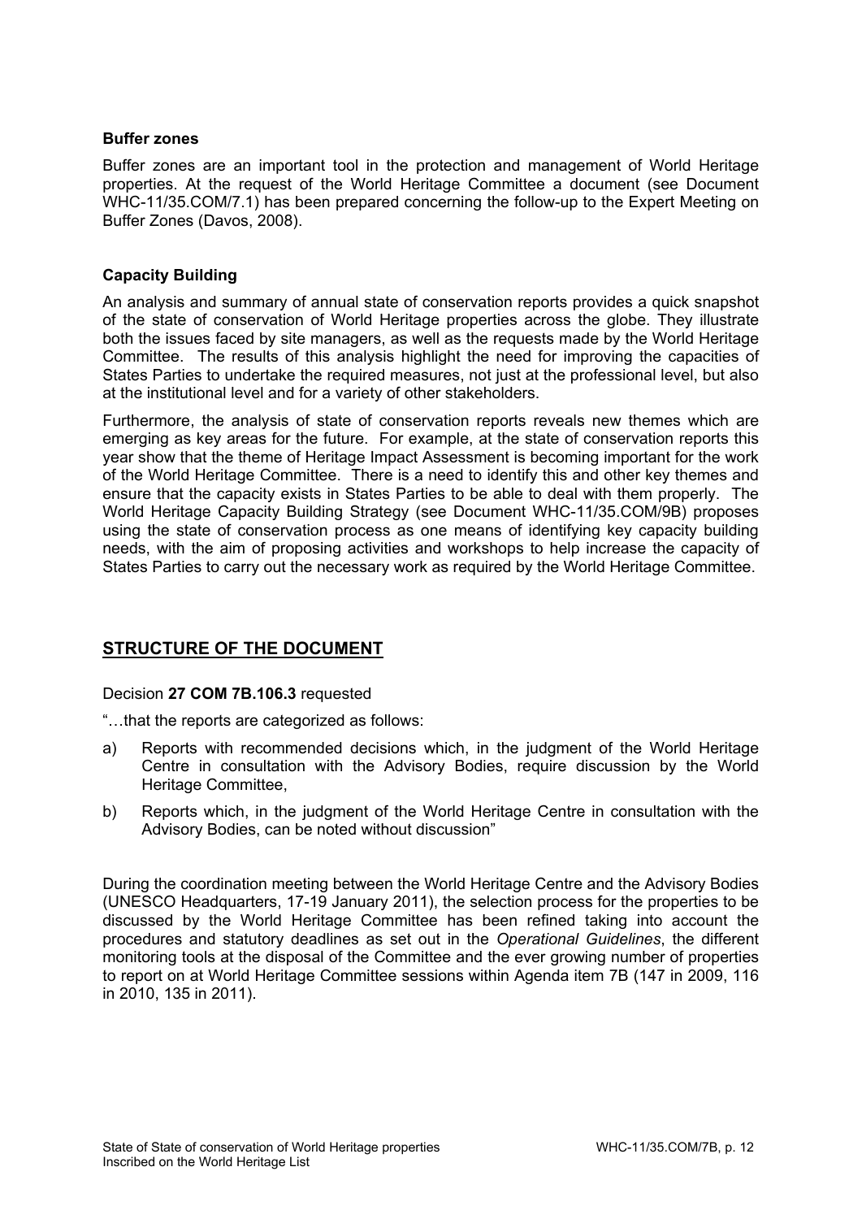### Buffer zones

Buffer zones are an important tool in the protection and management of World Heritage properties. At the request of the World Heritage Committee a document (see Document WHC-11/35.COM/7.1) has been prepared concerning the follow-up to the Expert Meeting on Buffer Zones (Davos, 2008).

### Capacity Building

An analysis and summary of annual state of conservation reports provides a quick snapshot of the state of conservation of World Heritage properties across the globe. They illustrate both the issues faced by site managers, as well as the requests made by the World Heritage Committee. The results of this analysis highlight the need for improving the capacities of States Parties to undertake the required measures, not just at the professional level, but also at the institutional level and for a variety of other stakeholders.

Furthermore, the analysis of state of conservation reports reveals new themes which are emerging as key areas for the future. For example, at the state of conservation reports this year show that the theme of Heritage Impact Assessment is becoming important for the work of the World Heritage Committee. There is a need to identify this and other key themes and ensure that the capacity exists in States Parties to be able to deal with them properly. The World Heritage Capacity Building Strategy (see Document WHC-11/35.COM/9B) proposes using the state of conservation process as one means of identifying key capacity building needs, with the aim of proposing activities and workshops to help increase the capacity of States Parties to carry out the necessary work as required by the World Heritage Committee.

## STRUCTURE OF THE DOCUMENT

Decision **27 COM 7B.106.3** requested

"…that the reports are categorized as follows:

a) Reports with recommended decisions which, in the judgment of the World Heritage Centre in consultation with the Advisory Bodies, require discussion by the World Heritage Committee,

b) Reports which, in the judgment of the World Heritage Centre in consultation with the Advisory Bodies, can be noted without discussion"

During the coordination meeting between the World Heritage Centre and the Advisory Bodies (UNESCO Headquarters, 17-19 January 2011), the selection process for the properties to be discussed by the World Heritage Committee has been refined taking into account the procedures and statutory deadlines as set out in the *Operational Guidelines*, the different monitoring tools at the disposal of the Committee and the ever growing number of properties to report on at World Heritage Committee sessions within Agenda item 7B (147 in 2009, 116 in 2010, 135 in 2011).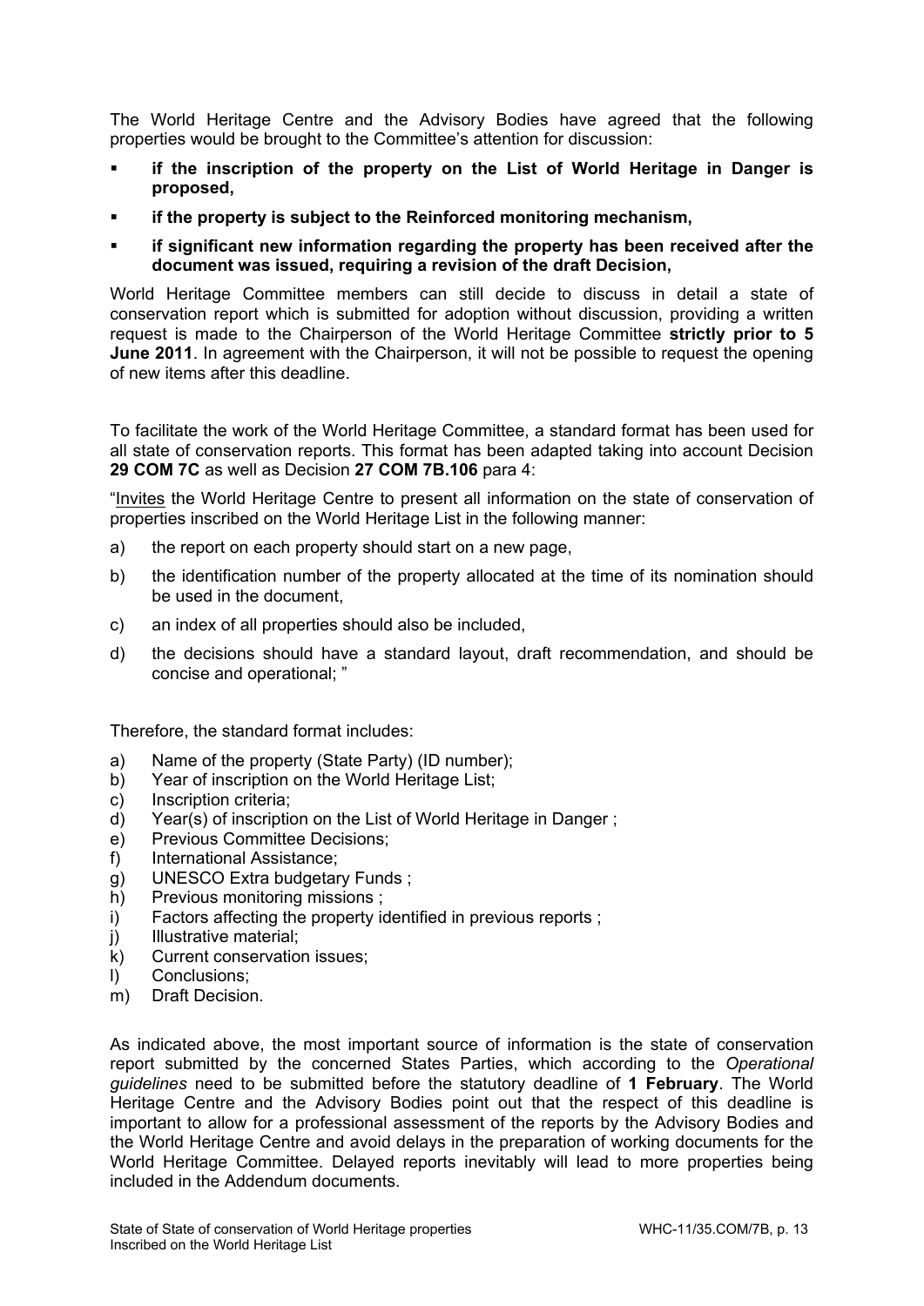The World Heritage Centre and the Advisory Bodies have agreed that the following properties would be brought to the Committee's attention for discussion:

- **if the inscription of the property on the List of World Heritage in Danger is proposed,**
- **if the property is subject to the Reinforced monitoring mechanism,**
- **if significant new information regarding the property has been received after the document was issued, requiring a revision of the draft Decision,**

World Heritage Committee members can still decide to discuss in detail a state of conservation report which is submitted for adoption without discussion, providing a written request is made to the Chairperson of the World Heritage Committee **strictly prior to 5 June 2011**. In agreement with the Chairperson, it will not be possible to request the opening of new items after this deadline.

To facilitate the work of the World Heritage Committee, a standard format has been used for all state of conservation reports. This format has been adapted taking into account Decision **29 COM 7C** as well as Decision **27 COM 7B.106** para 4:

"Invites the World Heritage Centre to present all information on the state of conservation of properties inscribed on the World Heritage List in the following manner:

a) the report on each property should start on a new page,

b) the identification number of the property allocated at the time of its nomination should be used in the document,

c) an index of all properties should also be included,

d) the decisions should have a standard layout, draft recommendation, and should be concise and operational; "

Therefore, the standard format includes:

a) Name of the property (State Party) (ID number);
b) Year of inscription on the World Heritage List;
c) Inscription criteria;
d) Year(s) of inscription on the List of World Heritage in Danger ;
e) Previous Committee Decisions;
f) International Assistance;
g) UNESCO Extra budgetary Funds ;
h) Previous monitoring missions ;
i) Factors affecting the property identified in previous reports ;
j) Illustrative material;
k) Current conservation issues;
l) Conclusions;
m) Draft Decision.

As indicated above, the most important source of information is the state of conservation report submitted by the concerned States Parties, which according to the *Operational guidelines* need to be submitted before the statutory deadline of **1 February**. The World Heritage Centre and the Advisory Bodies point out that the respect of this deadline is important to allow for a professional assessment of the reports by the Advisory Bodies and the World Heritage Centre and avoid delays in the preparation of working documents for the World Heritage Committee. Delayed reports inevitably will lead to more properties being included in the Addendum documents.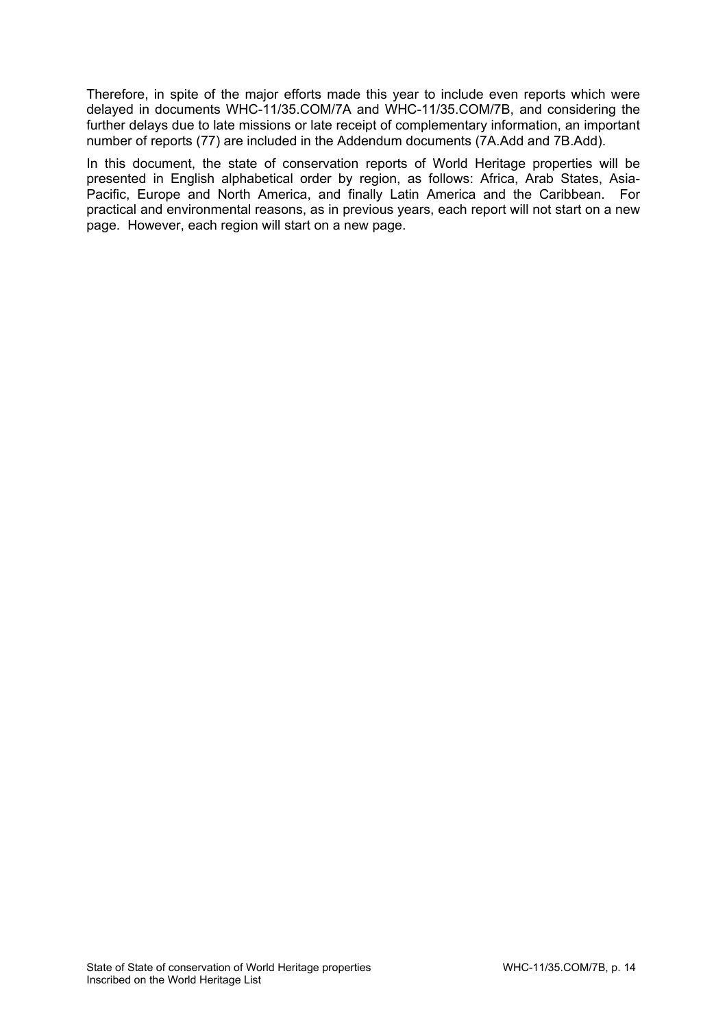Therefore, in spite of the major efforts made this year to include even reports which were delayed in documents WHC-11/35.COM/7A and WHC-11/35.COM/7B, and considering the further delays due to late missions or late receipt of complementary information, an important number of reports (77) are included in the Addendum documents (7A.Add and 7B.Add).

In this document, the state of conservation reports of World Heritage properties will be presented in English alphabetical order by region, as follows: Africa, Arab States, Asia-Pacific, Europe and North America, and finally Latin America and the Caribbean. For practical and environmental reasons, as in previous years, each report will not start on a new page. However, each region will start on a new page.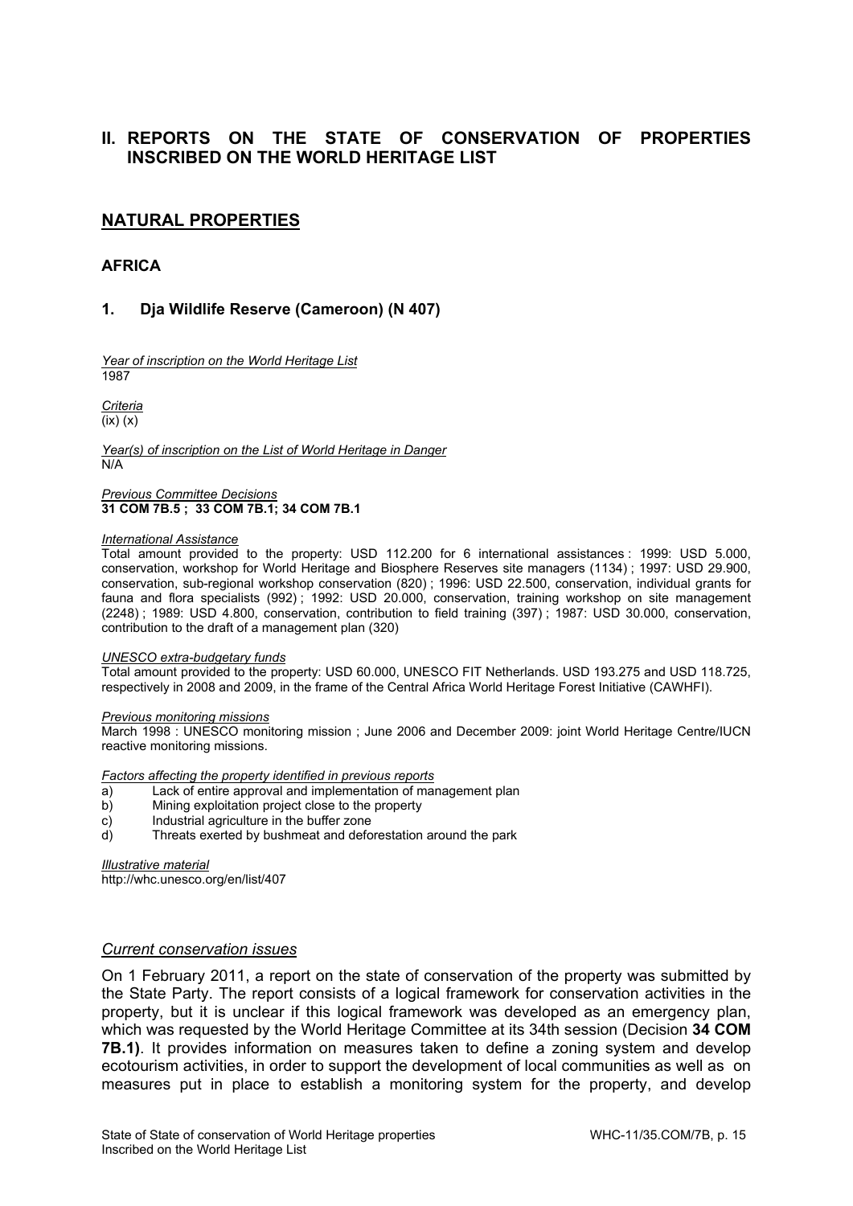## II. REPORTS ON THE STATE OF CONSERVATION OF PROPERTIES INSCRIBED ON THE WORLD HERITAGE LIST

## NATURAL PROPERTIES

### AFRICA

### 1. Dja Wildlife Reserve (Cameroon) (N 407)

*Year of inscription on the World Heritage List*
1987

*Criteria*
(ix) (x)

*Year(s) of inscription on the List of World Heritage in Danger*
N/A

*Previous Committee Decisions*
**31 COM 7B.5 ; 33 COM 7B.1; 34 COM 7B.1**

*International Assistance*
Total amount provided to the property: USD 112.200 for 6 international assistances : 1999: USD 5.000, conservation, workshop for World Heritage and Biosphere Reserves site managers (1134) ; 1997: USD 29.900, conservation, sub-regional workshop conservation (820) ; 1996: USD 22.500, conservation, individual grants for fauna and flora specialists (992) ; 1992: USD 20.000, conservation, training workshop on site management (2248) ; 1989: USD 4.800, conservation, contribution to field training (397) ; 1987: USD 30.000, conservation, contribution to the draft of a management plan (320)

*UNESCO extra-budgetary funds*
Total amount provided to the property: USD 60.000, UNESCO FIT Netherlands. USD 193.275 and USD 118.725, respectively in 2008 and 2009, in the frame of the Central Africa World Heritage Forest Initiative (CAWHFI).

*Previous monitoring missions*
March 1998 : UNESCO monitoring mission ; June 2006 and December 2009: joint World Heritage Centre/IUCN reactive monitoring missions.

*Factors affecting the property identified in previous reports*

a) Lack of entire approval and implementation of management plan
b) Mining exploitation project close to the property
c) Industrial agriculture in the buffer zone
d) Threats exerted by bushmeat and deforestation around the park

*Illustrative material*
http://whc.unesco.org/en/list/407

*Current conservation issues*

On 1 February 2011, a report on the state of conservation of the property was submitted by the State Party. The report consists of a logical framework for conservation activities in the property, but it is unclear if this logical framework was developed as an emergency plan, which was requested by the World Heritage Committee at its 34th session (Decision **34 COM 7B.1)**. It provides information on measures taken to define a zoning system and develop ecotourism activities, in order to support the development of local communities as well as on measures put in place to establish a monitoring system for the property, and develop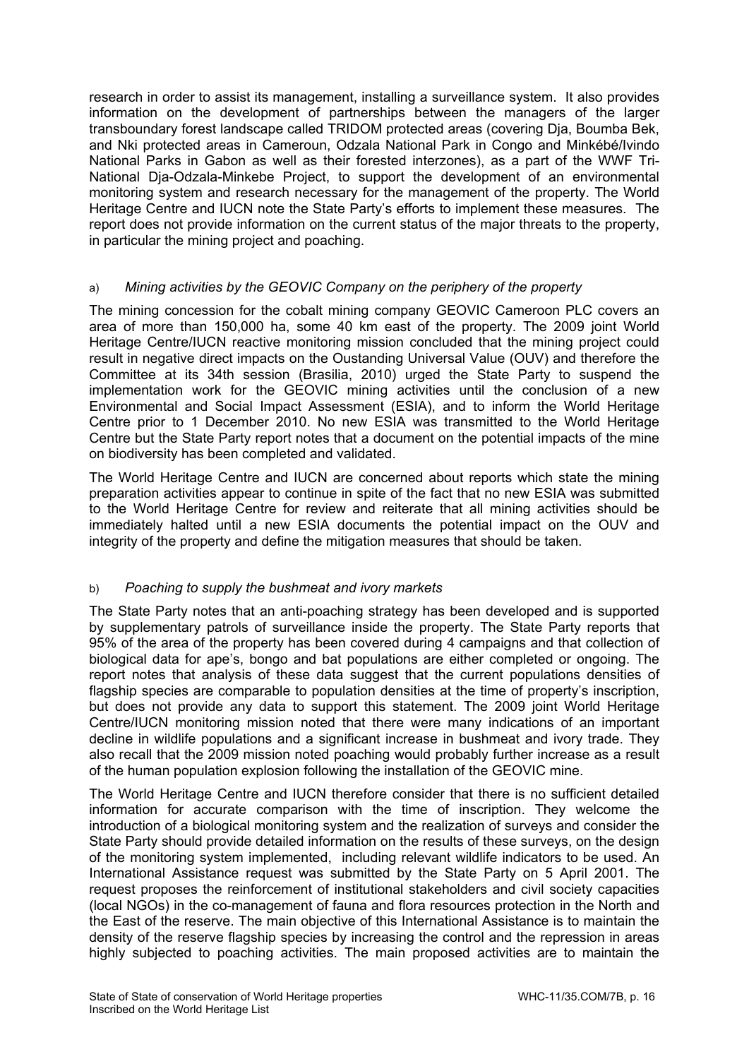research in order to assist its management, installing a surveillance system. It also provides information on the development of partnerships between the managers of the larger transboundary forest landscape called TRIDOM protected areas (covering Dja, Boumba Bek, and Nki protected areas in Cameroun, Odzala National Park in Congo and Minkébé/Ivindo National Parks in Gabon as well as their forested interzones), as a part of the WWF Tri-National Dja-Odzala-Minkebe Project, to support the development of an environmental monitoring system and research necessary for the management of the property. The World Heritage Centre and IUCN note the State Party's efforts to implement these measures. The report does not provide information on the current status of the major threats to the property, in particular the mining project and poaching.

a) *Mining activities by the GEOVIC Company on the periphery of the property*

The mining concession for the cobalt mining company GEOVIC Cameroon PLC covers an area of more than 150,000 ha, some 40 km east of the property. The 2009 joint World Heritage Centre/IUCN reactive monitoring mission concluded that the mining project could result in negative direct impacts on the Oustanding Universal Value (OUV) and therefore the Committee at its 34th session (Brasilia, 2010) urged the State Party to suspend the implementation work for the GEOVIC mining activities until the conclusion of a new Environmental and Social Impact Assessment (ESIA), and to inform the World Heritage Centre prior to 1 December 2010. No new ESIA was transmitted to the World Heritage Centre but the State Party report notes that a document on the potential impacts of the mine on biodiversity has been completed and validated.

The World Heritage Centre and IUCN are concerned about reports which state the mining preparation activities appear to continue in spite of the fact that no new ESIA was submitted to the World Heritage Centre for review and reiterate that all mining activities should be immediately halted until a new ESIA documents the potential impact on the OUV and integrity of the property and define the mitigation measures that should be taken.

b) *Poaching to supply the bushmeat and ivory markets*

The State Party notes that an anti-poaching strategy has been developed and is supported by supplementary patrols of surveillance inside the property. The State Party reports that 95% of the area of the property has been covered during 4 campaigns and that collection of biological data for ape's, bongo and bat populations are either completed or ongoing. The report notes that analysis of these data suggest that the current populations densities of flagship species are comparable to population densities at the time of property's inscription, but does not provide any data to support this statement. The 2009 joint World Heritage Centre/IUCN monitoring mission noted that there were many indications of an important decline in wildlife populations and a significant increase in bushmeat and ivory trade. They also recall that the 2009 mission noted poaching would probably further increase as a result of the human population explosion following the installation of the GEOVIC mine.

The World Heritage Centre and IUCN therefore consider that there is no sufficient detailed information for accurate comparison with the time of inscription. They welcome the introduction of a biological monitoring system and the realization of surveys and consider the State Party should provide detailed information on the results of these surveys, on the design of the monitoring system implemented, including relevant wildlife indicators to be used. An International Assistance request was submitted by the State Party on 5 April 2001. The request proposes the reinforcement of institutional stakeholders and civil society capacities (local NGOs) in the co-management of fauna and flora resources protection in the North and the East of the reserve. The main objective of this International Assistance is to maintain the density of the reserve flagship species by increasing the control and the repression in areas highly subjected to poaching activities. The main proposed activities are to maintain the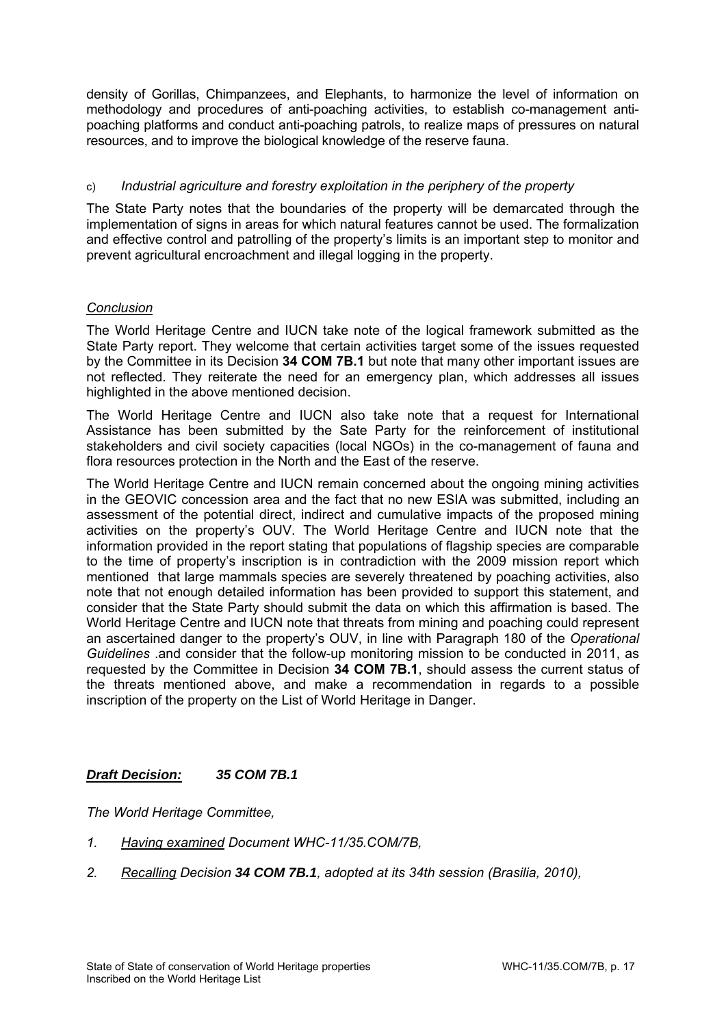density of Gorillas, Chimpanzees, and Elephants, to harmonize the level of information on methodology and procedures of anti-poaching activities, to establish co-management anti-poaching platforms and conduct anti-poaching patrols, to realize maps of pressures on natural resources, and to improve the biological knowledge of the reserve fauna.

c) *Industrial agriculture and forestry exploitation in the periphery of the property*

The State Party notes that the boundaries of the property will be demarcated through the implementation of signs in areas for which natural features cannot be used. The formalization and effective control and patrolling of the property's limits is an important step to monitor and prevent agricultural encroachment and illegal logging in the property.

*Conclusion*

The World Heritage Centre and IUCN take note of the logical framework submitted as the State Party report. They welcome that certain activities target some of the issues requested by the Committee in its Decision **34 COM 7B.1** but note that many other important issues are not reflected. They reiterate the need for an emergency plan, which addresses all issues highlighted in the above mentioned decision.

The World Heritage Centre and IUCN also take note that a request for International Assistance has been submitted by the Sate Party for the reinforcement of institutional stakeholders and civil society capacities (local NGOs) in the co-management of fauna and flora resources protection in the North and the East of the reserve.

The World Heritage Centre and IUCN remain concerned about the ongoing mining activities in the GEOVIC concession area and the fact that no new ESIA was submitted, including an assessment of the potential direct, indirect and cumulative impacts of the proposed mining activities on the property's OUV. The World Heritage Centre and IUCN note that the information provided in the report stating that populations of flagship species are comparable to the time of property's inscription is in contradiction with the 2009 mission report which mentioned that large mammals species are severely threatened by poaching activities, also note that not enough detailed information has been provided to support this statement, and consider that the State Party should submit the data on which this affirmation is based. The World Heritage Centre and IUCN note that threats from mining and poaching could represent an ascertained danger to the property's OUV, in line with Paragraph 180 of the *Operational Guidelines* .and consider that the follow-up monitoring mission to be conducted in 2011, as requested by the Committee in Decision **34 COM 7B.1**, should assess the current status of the threats mentioned above, and make a recommendation in regards to a possible inscription of the property on the List of World Heritage in Danger.

***Draft Decision:*** ***35 COM 7B.1***

*The World Heritage Committee,*

1. *Having examined Document WHC-11/35.COM/7B,*
2. *Recalling Decision **34 COM 7B.1**, adopted at its 34th session (Brasilia, 2010),*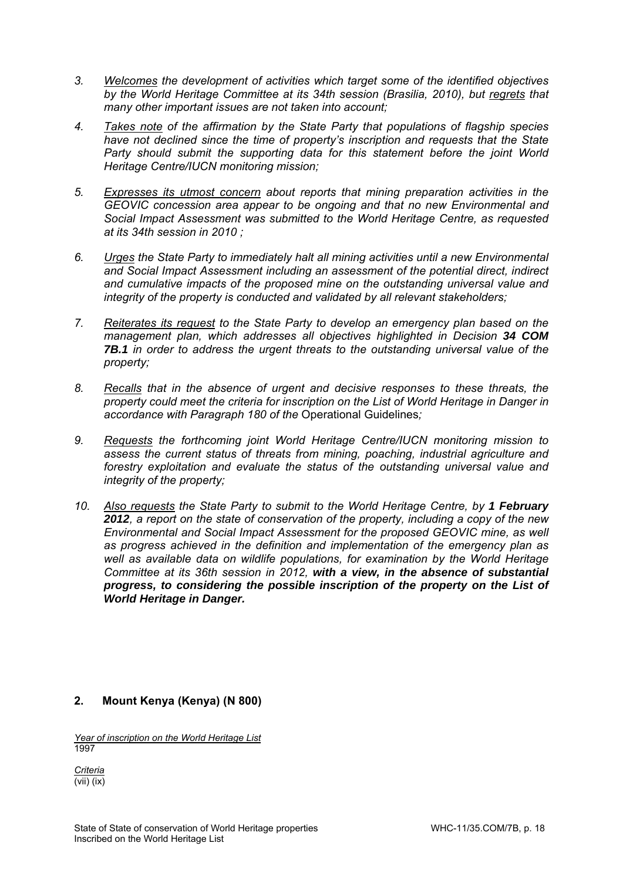3. *Welcomes the development of activities which target some of the identified objectives by the World Heritage Committee at its 34th session (Brasilia, 2010), but regrets that many other important issues are not taken into account;*

4. *Takes note of the affirmation by the State Party that populations of flagship species have not declined since the time of property's inscription and requests that the State Party should submit the supporting data for this statement before the joint World Heritage Centre/IUCN monitoring mission;*

5. *Expresses its utmost concern about reports that mining preparation activities in the GEOVIC concession area appear to be ongoing and that no new Environmental and Social Impact Assessment was submitted to the World Heritage Centre, as requested at its 34th session in 2010 ;*

6. *Urges the State Party to immediately halt all mining activities until a new Environmental and Social Impact Assessment including an assessment of the potential direct, indirect and cumulative impacts of the proposed mine on the outstanding universal value and integrity of the property is conducted and validated by all relevant stakeholders;*

7. *Reiterates its request to the State Party to develop an emergency plan based on the management plan, which addresses all objectives highlighted in Decision **34 COM 7B.1** in order to address the urgent threats to the outstanding universal value of the property;*

8. *Recalls that in the absence of urgent and decisive responses to these threats, the property could meet the criteria for inscription on the List of World Heritage in Danger in accordance with Paragraph 180 of the* Operational Guidelines*;*

9. *Requests the forthcoming joint World Heritage Centre/IUCN monitoring mission to assess the current status of threats from mining, poaching, industrial agriculture and forestry exploitation and evaluate the status of the outstanding universal value and integrity of the property;*

10. *Also requests the State Party to submit to the World Heritage Centre, by **1 February 2012**, a report on the state of conservation of the property, including a copy of the new Environmental and Social Impact Assessment for the proposed GEOVIC mine, as well as progress achieved in the definition and implementation of the emergency plan as well as available data on wildlife populations, for examination by the World Heritage Committee at its 36th session in 2012, **with a view, in the absence of substantial progress, to considering the possible inscription of the property on the List of World Heritage in Danger.***

## 2. Mount Kenya (Kenya) (N 800)

*Year of inscription on the World Heritage List*
1997

*Criteria*
(vii) (ix)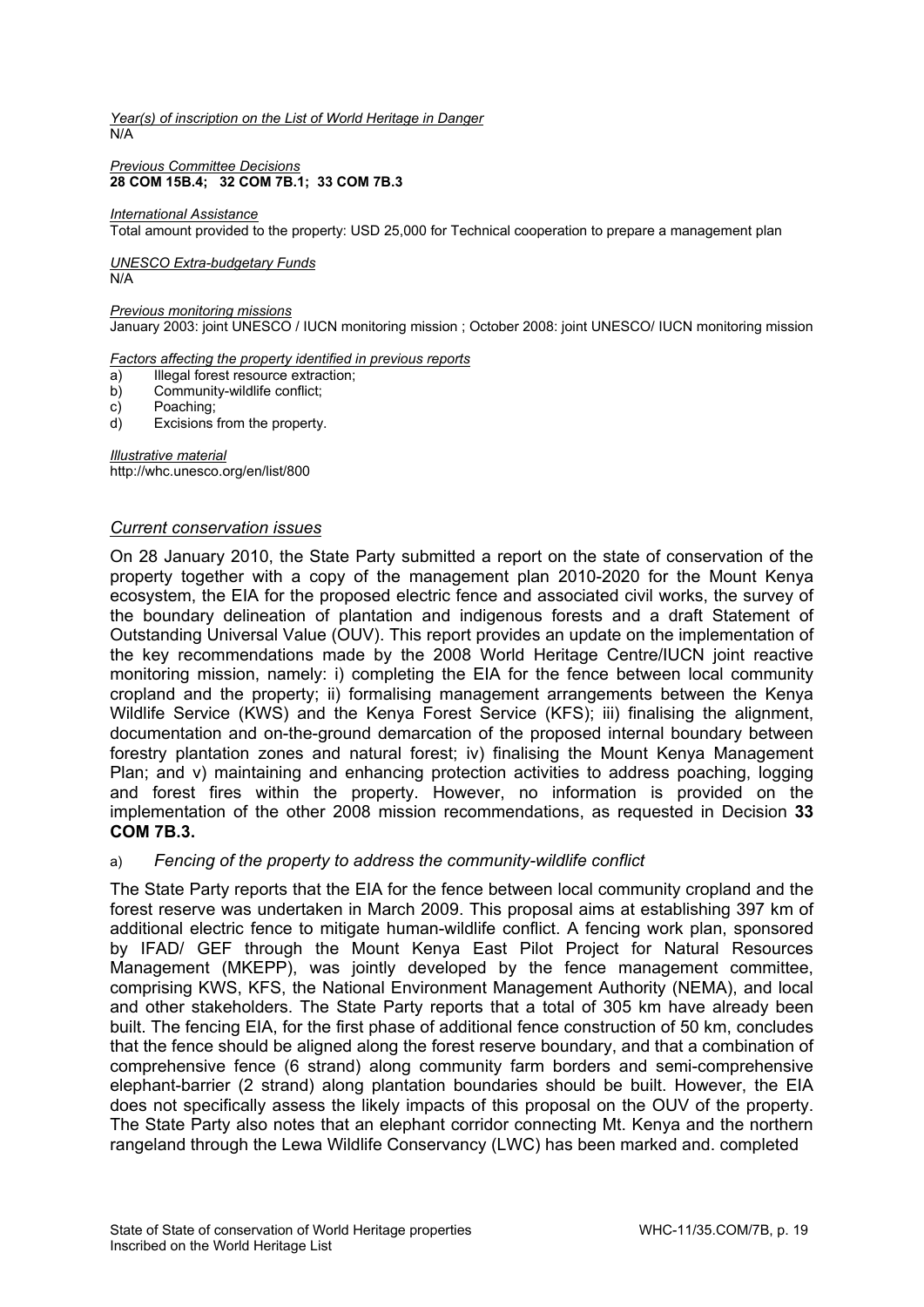*Year(s) of inscription on the List of World Heritage in Danger*
N/A

*Previous Committee Decisions*
**28 COM 15B.4; 32 COM 7B.1; 33 COM 7B.3**

*International Assistance*
Total amount provided to the property: USD 25,000 for Technical cooperation to prepare a management plan

*UNESCO Extra-budgetary Funds*
N/A

*Previous monitoring missions*
January 2003: joint UNESCO / IUCN monitoring mission ; October 2008: joint UNESCO/ IUCN monitoring mission

*Factors affecting the property identified in previous reports*

a) Illegal forest resource extraction;
b) Community-wildlife conflict;
c) Poaching;
d) Excisions from the property.

*Illustrative material*
http://whc.unesco.org/en/list/800

## *Current conservation issues*

On 28 January 2010, the State Party submitted a report on the state of conservation of the property together with a copy of the management plan 2010-2020 for the Mount Kenya ecosystem, the EIA for the proposed electric fence and associated civil works, the survey of the boundary delineation of plantation and indigenous forests and a draft Statement of Outstanding Universal Value (OUV). This report provides an update on the implementation of the key recommendations made by the 2008 World Heritage Centre/IUCN joint reactive monitoring mission, namely: i) completing the EIA for the fence between local community cropland and the property; ii) formalising management arrangements between the Kenya Wildlife Service (KWS) and the Kenya Forest Service (KFS); iii) finalising the alignment, documentation and on-the-ground demarcation of the proposed internal boundary between forestry plantation zones and natural forest; iv) finalising the Mount Kenya Management Plan; and v) maintaining and enhancing protection activities to address poaching, logging and forest fires within the property. However, no information is provided on the implementation of the other 2008 mission recommendations, as requested in Decision **33 COM 7B.3.**

a) *Fencing of the property to address the community-wildlife conflict*

The State Party reports that the EIA for the fence between local community cropland and the forest reserve was undertaken in March 2009. This proposal aims at establishing 397 km of additional electric fence to mitigate human-wildlife conflict. A fencing work plan, sponsored by IFAD/ GEF through the Mount Kenya East Pilot Project for Natural Resources Management (MKEPP), was jointly developed by the fence management committee, comprising KWS, KFS, the National Environment Management Authority (NEMA), and local and other stakeholders. The State Party reports that a total of 305 km have already been built. The fencing EIA, for the first phase of additional fence construction of 50 km, concludes that the fence should be aligned along the forest reserve boundary, and that a combination of comprehensive fence (6 strand) along community farm borders and semi-comprehensive elephant-barrier (2 strand) along plantation boundaries should be built. However, the EIA does not specifically assess the likely impacts of this proposal on the OUV of the property. The State Party also notes that an elephant corridor connecting Mt. Kenya and the northern rangeland through the Lewa Wildlife Conservancy (LWC) has been marked and. completed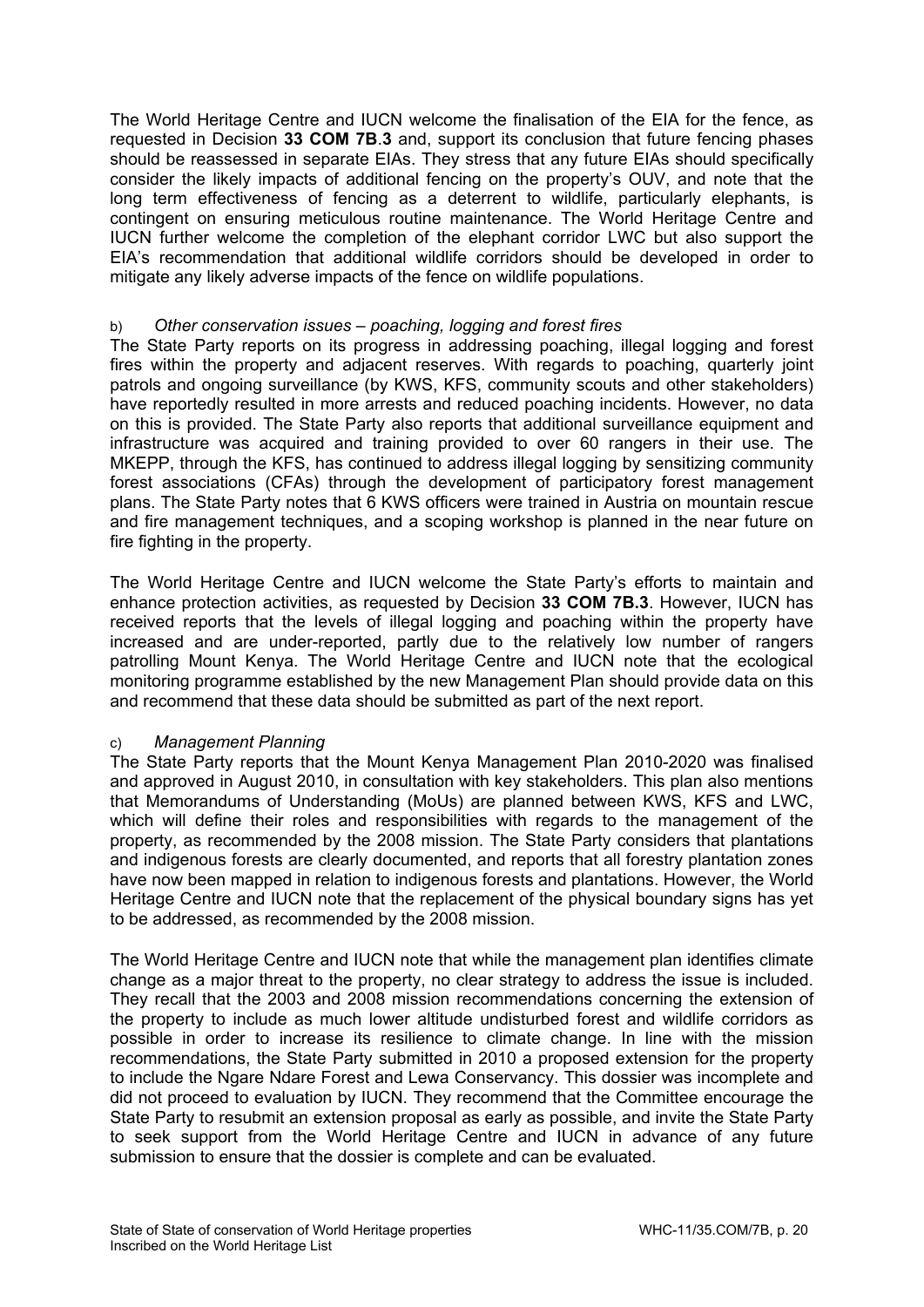The World Heritage Centre and IUCN welcome the finalisation of the EIA for the fence, as requested in Decision **33 COM 7B**.**3** and, support its conclusion that future fencing phases should be reassessed in separate EIAs. They stress that any future EIAs should specifically consider the likely impacts of additional fencing on the property's OUV, and note that the long term effectiveness of fencing as a deterrent to wildlife, particularly elephants, is contingent on ensuring meticulous routine maintenance. The World Heritage Centre and IUCN further welcome the completion of the elephant corridor LWC but also support the EIA's recommendation that additional wildlife corridors should be developed in order to mitigate any likely adverse impacts of the fence on wildlife populations.

b) *Other conservation issues – poaching, logging and forest fires*

The State Party reports on its progress in addressing poaching, illegal logging and forest fires within the property and adjacent reserves. With regards to poaching, quarterly joint patrols and ongoing surveillance (by KWS, KFS, community scouts and other stakeholders) have reportedly resulted in more arrests and reduced poaching incidents. However, no data on this is provided. The State Party also reports that additional surveillance equipment and infrastructure was acquired and training provided to over 60 rangers in their use. The MKEPP, through the KFS, has continued to address illegal logging by sensitizing community forest associations (CFAs) through the development of participatory forest management plans. The State Party notes that 6 KWS officers were trained in Austria on mountain rescue and fire management techniques, and a scoping workshop is planned in the near future on fire fighting in the property.

The World Heritage Centre and IUCN welcome the State Party's efforts to maintain and enhance protection activities, as requested by Decision **33 COM 7B.3**. However, IUCN has received reports that the levels of illegal logging and poaching within the property have increased and are under-reported, partly due to the relatively low number of rangers patrolling Mount Kenya. The World Heritage Centre and IUCN note that the ecological monitoring programme established by the new Management Plan should provide data on this and recommend that these data should be submitted as part of the next report.

c) *Management Planning*

The State Party reports that the Mount Kenya Management Plan 2010-2020 was finalised and approved in August 2010, in consultation with key stakeholders. This plan also mentions that Memorandums of Understanding (MoUs) are planned between KWS, KFS and LWC, which will define their roles and responsibilities with regards to the management of the property, as recommended by the 2008 mission. The State Party considers that plantations and indigenous forests are clearly documented, and reports that all forestry plantation zones have now been mapped in relation to indigenous forests and plantations. However, the World Heritage Centre and IUCN note that the replacement of the physical boundary signs has yet to be addressed, as recommended by the 2008 mission.

The World Heritage Centre and IUCN note that while the management plan identifies climate change as a major threat to the property, no clear strategy to address the issue is included. They recall that the 2003 and 2008 mission recommendations concerning the extension of the property to include as much lower altitude undisturbed forest and wildlife corridors as possible in order to increase its resilience to climate change. In line with the mission recommendations, the State Party submitted in 2010 a proposed extension for the property to include the Ngare Ndare Forest and Lewa Conservancy. This dossier was incomplete and did not proceed to evaluation by IUCN. They recommend that the Committee encourage the State Party to resubmit an extension proposal as early as possible, and invite the State Party to seek support from the World Heritage Centre and IUCN in advance of any future submission to ensure that the dossier is complete and can be evaluated.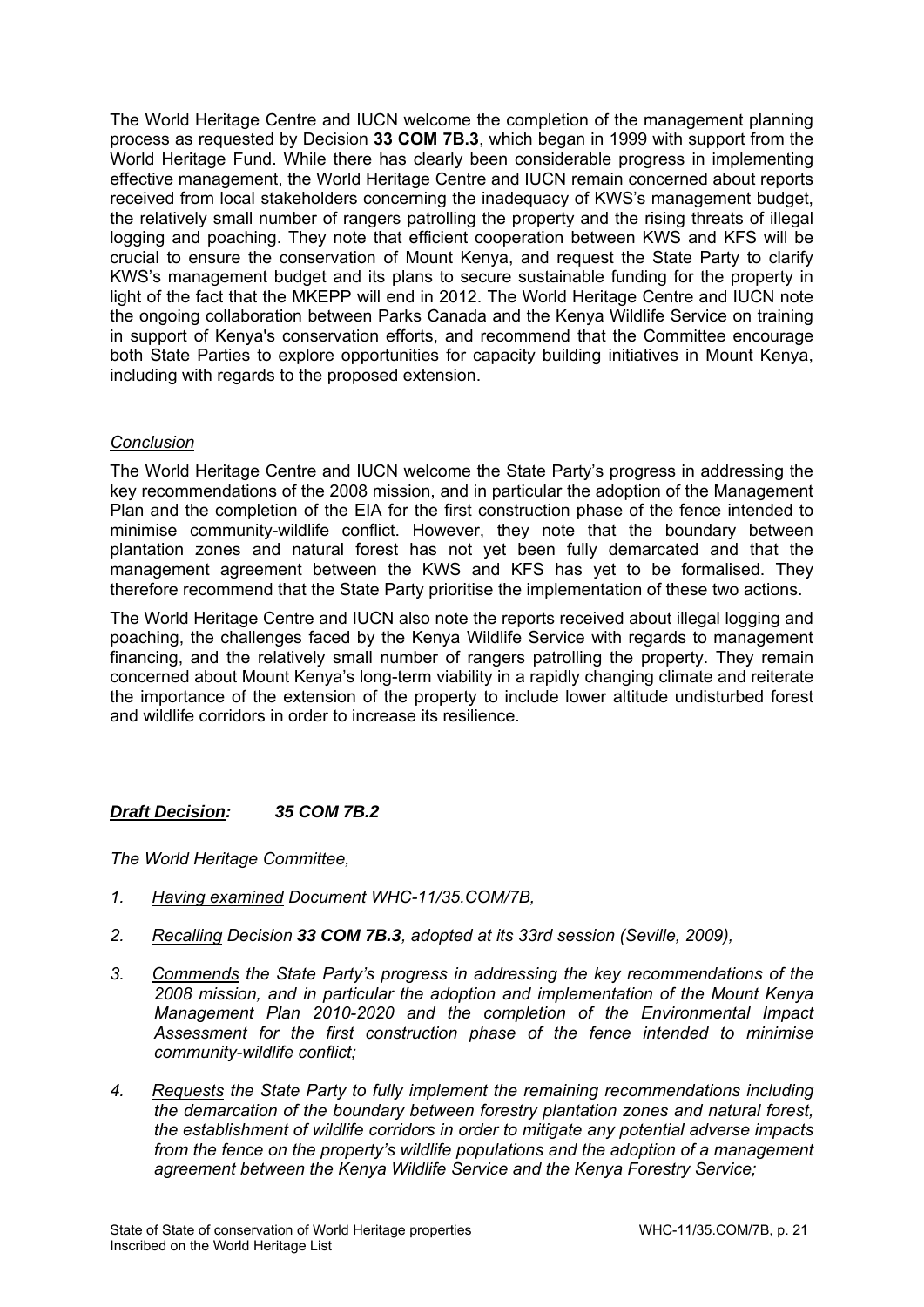The World Heritage Centre and IUCN welcome the completion of the management planning process as requested by Decision **33 COM 7B.3**, which began in 1999 with support from the World Heritage Fund. While there has clearly been considerable progress in implementing effective management, the World Heritage Centre and IUCN remain concerned about reports received from local stakeholders concerning the inadequacy of KWS's management budget, the relatively small number of rangers patrolling the property and the rising threats of illegal logging and poaching. They note that efficient cooperation between KWS and KFS will be crucial to ensure the conservation of Mount Kenya, and request the State Party to clarify KWS's management budget and its plans to secure sustainable funding for the property in light of the fact that the MKEPP will end in 2012. The World Heritage Centre and IUCN note the ongoing collaboration between Parks Canada and the Kenya Wildlife Service on training in support of Kenya's conservation efforts, and recommend that the Committee encourage both State Parties to explore opportunities for capacity building initiatives in Mount Kenya, including with regards to the proposed extension.

*Conclusion*

The World Heritage Centre and IUCN welcome the State Party's progress in addressing the key recommendations of the 2008 mission, and in particular the adoption of the Management Plan and the completion of the EIA for the first construction phase of the fence intended to minimise community-wildlife conflict. However, they note that the boundary between plantation zones and natural forest has not yet been fully demarcated and that the management agreement between the KWS and KFS has yet to be formalised. They therefore recommend that the State Party prioritise the implementation of these two actions.

The World Heritage Centre and IUCN also note the reports received about illegal logging and poaching, the challenges faced by the Kenya Wildlife Service with regards to management financing, and the relatively small number of rangers patrolling the property. They remain concerned about Mount Kenya's long-term viability in a rapidly changing climate and reiterate the importance of the extension of the property to include lower altitude undisturbed forest and wildlife corridors in order to increase its resilience.

***Draft Decision: 35 COM 7B.2***

*The World Heritage Committee,*

1. *Having examined Document WHC-11/35.COM/7B,*
2. *Recalling Decision **33 COM 7B.3**, adopted at its 33rd session (Seville, 2009),*
3. *Commends the State Party's progress in addressing the key recommendations of the 2008 mission, and in particular the adoption and implementation of the Mount Kenya Management Plan 2010-2020 and the completion of the Environmental Impact Assessment for the first construction phase of the fence intended to minimise community-wildlife conflict;*
4. *Requests the State Party to fully implement the remaining recommendations including the demarcation of the boundary between forestry plantation zones and natural forest, the establishment of wildlife corridors in order to mitigate any potential adverse impacts from the fence on the property's wildlife populations and the adoption of a management agreement between the Kenya Wildlife Service and the Kenya Forestry Service;*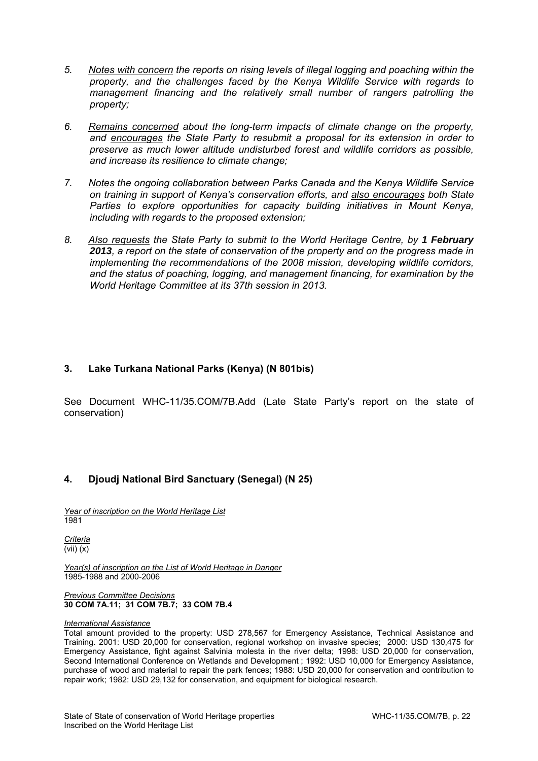5. *Notes with concern the reports on rising levels of illegal logging and poaching within the property, and the challenges faced by the Kenya Wildlife Service with regards to management financing and the relatively small number of rangers patrolling the property;*

6. *Remains concerned about the long-term impacts of climate change on the property, and encourages the State Party to resubmit a proposal for its extension in order to preserve as much lower altitude undisturbed forest and wildlife corridors as possible, and increase its resilience to climate change;*

7. *Notes the ongoing collaboration between Parks Canada and the Kenya Wildlife Service on training in support of Kenya's conservation efforts, and also encourages both State Parties to explore opportunities for capacity building initiatives in Mount Kenya, including with regards to the proposed extension;*

8. *Also requests the State Party to submit to the World Heritage Centre, by **1 February 2013**, a report on the state of conservation of the property and on the progress made in implementing the recommendations of the 2008 mission, developing wildlife corridors, and the status of poaching, logging, and management financing, for examination by the World Heritage Committee at its 37th session in 2013.*

## 3. Lake Turkana National Parks (Kenya) (N 801bis)

See Document WHC-11/35.COM/7B.Add (Late State Party's report on the state of conservation)

## 4. Djoudj National Bird Sanctuary (Senegal) (N 25)

*Year of inscription on the World Heritage List*
1981

*Criteria*
(vii) (x)

*Year(s) of inscription on the List of World Heritage in Danger*
1985-1988 and 2000-2006

*Previous Committee Decisions*
**30 COM 7A.11; 31 COM 7B.7; 33 COM 7B.4**

*International Assistance*
Total amount provided to the property: USD 278,567 for Emergency Assistance, Technical Assistance and Training. 2001: USD 20,000 for conservation, regional workshop on invasive species; 2000: USD 130,475 for Emergency Assistance, fight against Salvinia molesta in the river delta; 1998: USD 20,000 for conservation, Second International Conference on Wetlands and Development ; 1992: USD 10,000 for Emergency Assistance, purchase of wood and material to repair the park fences; 1988: USD 20,000 for conservation and contribution to repair work; 1982: USD 29,132 for conservation, and equipment for biological research.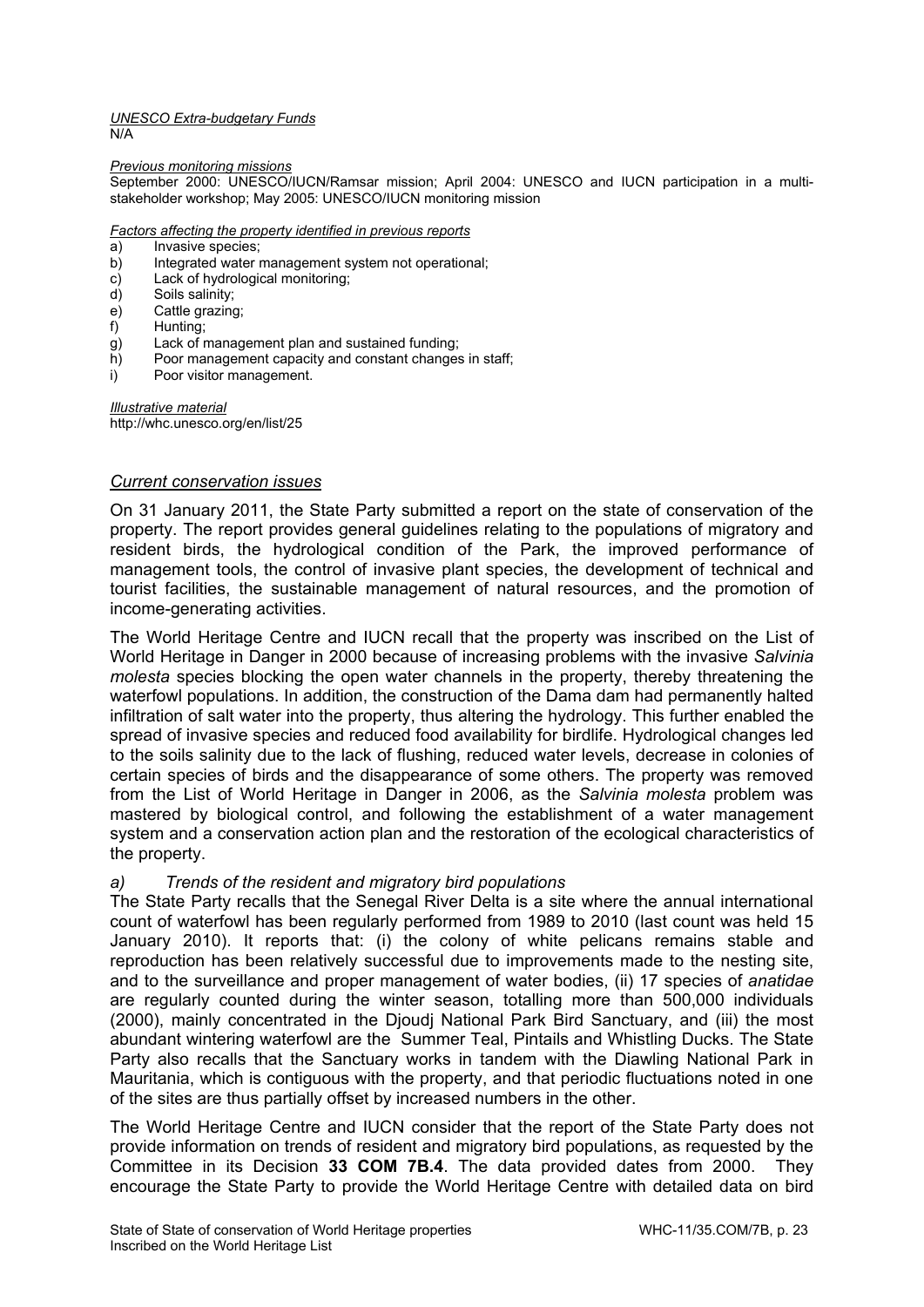*UNESCO Extra-budgetary Funds*
N/A

*Previous monitoring missions*
September 2000: UNESCO/IUCN/Ramsar mission; April 2004: UNESCO and IUCN participation in a multi-stakeholder workshop; May 2005: UNESCO/IUCN monitoring mission

*Factors affecting the property identified in previous reports*
a) Invasive species;
b) Integrated water management system not operational;
c) Lack of hydrological monitoring;
d) Soils salinity;
e) Cattle grazing;
f) Hunting;
g) Lack of management plan and sustained funding;
h) Poor management capacity and constant changes in staff;
i) Poor visitor management.

*Illustrative material*
http://whc.unesco.org/en/list/25

## *Current conservation issues*

On 31 January 2011, the State Party submitted a report on the state of conservation of the property. The report provides general guidelines relating to the populations of migratory and resident birds, the hydrological condition of the Park, the improved performance of management tools, the control of invasive plant species, the development of technical and tourist facilities, the sustainable management of natural resources, and the promotion of income-generating activities.

The World Heritage Centre and IUCN recall that the property was inscribed on the List of World Heritage in Danger in 2000 because of increasing problems with the invasive *Salvinia molesta* species blocking the open water channels in the property, thereby threatening the waterfowl populations. In addition, the construction of the Dama dam had permanently halted infiltration of salt water into the property, thus altering the hydrology. This further enabled the spread of invasive species and reduced food availability for birdlife. Hydrological changes led to the soils salinity due to the lack of flushing, reduced water levels, decrease in colonies of certain species of birds and the disappearance of some others. The property was removed from the List of World Heritage in Danger in 2006, as the *Salvinia molesta* problem was mastered by biological control, and following the establishment of a water management system and a conservation action plan and the restoration of the ecological characteristics of the property.

*a) Trends of the resident and migratory bird populations*

The State Party recalls that the Senegal River Delta is a site where the annual international count of waterfowl has been regularly performed from 1989 to 2010 (last count was held 15 January 2010). It reports that: (i) the colony of white pelicans remains stable and reproduction has been relatively successful due to improvements made to the nesting site, and to the surveillance and proper management of water bodies, (ii) 17 species of *anatidae* are regularly counted during the winter season, totalling more than 500,000 individuals (2000), mainly concentrated in the Djoudj National Park Bird Sanctuary, and (iii) the most abundant wintering waterfowl are the Summer Teal, Pintails and Whistling Ducks. The State Party also recalls that the Sanctuary works in tandem with the Diawling National Park in Mauritania, which is contiguous with the property, and that periodic fluctuations noted in one of the sites are thus partially offset by increased numbers in the other.

The World Heritage Centre and IUCN consider that the report of the State Party does not provide information on trends of resident and migratory bird populations, as requested by the Committee in its Decision **33 COM 7B.4**. The data provided dates from 2000. They encourage the State Party to provide the World Heritage Centre with detailed data on bird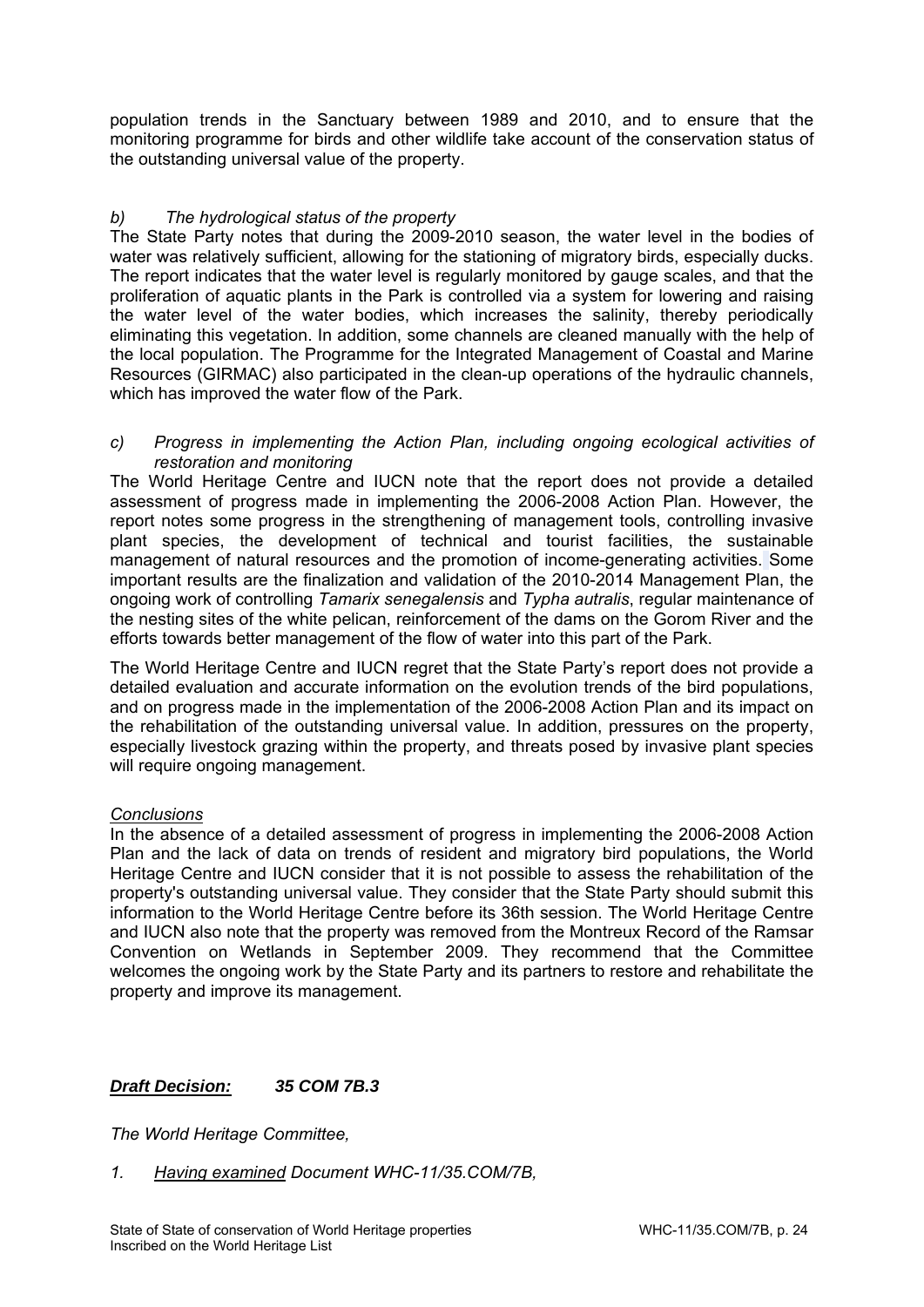population trends in the Sanctuary between 1989 and 2010, and to ensure that the monitoring programme for birds and other wildlife take account of the conservation status of the outstanding universal value of the property.

*b) The hydrological status of the property*

The State Party notes that during the 2009-2010 season, the water level in the bodies of water was relatively sufficient, allowing for the stationing of migratory birds, especially ducks. The report indicates that the water level is regularly monitored by gauge scales, and that the proliferation of aquatic plants in the Park is controlled via a system for lowering and raising the water level of the water bodies, which increases the salinity, thereby periodically eliminating this vegetation. In addition, some channels are cleaned manually with the help of the local population. The Programme for the Integrated Management of Coastal and Marine Resources (GIRMAC) also participated in the clean-up operations of the hydraulic channels, which has improved the water flow of the Park.

*c) Progress in implementing the Action Plan, including ongoing ecological activities of restoration and monitoring*

The World Heritage Centre and IUCN note that the report does not provide a detailed assessment of progress made in implementing the 2006-2008 Action Plan. However, the report notes some progress in the strengthening of management tools, controlling invasive plant species, the development of technical and tourist facilities, the sustainable management of natural resources and the promotion of income-generating activities. Some important results are the finalization and validation of the 2010-2014 Management Plan, the ongoing work of controlling *Tamarix senegalensis* and *Typha autralis*, regular maintenance of the nesting sites of the white pelican, reinforcement of the dams on the Gorom River and the efforts towards better management of the flow of water into this part of the Park.

The World Heritage Centre and IUCN regret that the State Party's report does not provide a detailed evaluation and accurate information on the evolution trends of the bird populations, and on progress made in the implementation of the 2006-2008 Action Plan and its impact on the rehabilitation of the outstanding universal value. In addition, pressures on the property, especially livestock grazing within the property, and threats posed by invasive plant species will require ongoing management.

*Conclusions*

In the absence of a detailed assessment of progress in implementing the 2006-2008 Action Plan and the lack of data on trends of resident and migratory bird populations, the World Heritage Centre and IUCN consider that it is not possible to assess the rehabilitation of the property's outstanding universal value. They consider that the State Party should submit this information to the World Heritage Centre before its 36th session. The World Heritage Centre and IUCN also note that the property was removed from the Montreux Record of the Ramsar Convention on Wetlands in September 2009. They recommend that the Committee welcomes the ongoing work by the State Party and its partners to restore and rehabilitate the property and improve its management.

***Draft Decision: 35 COM 7B.3***

*The World Heritage Committee,*

1. *Having examined Document WHC-11/35.COM/7B,*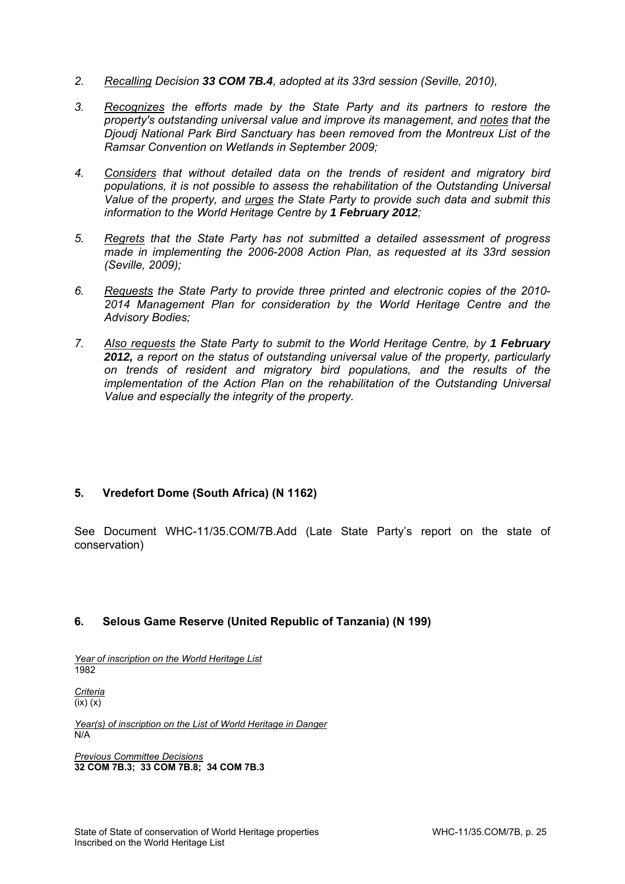2. *Recalling Decision **33 COM 7B.4**, adopted at its 33rd session (Seville, 2010),*

3. *Recognizes the efforts made by the State Party and its partners to restore the property's outstanding universal value and improve its management, and notes that the Djoudj National Park Bird Sanctuary has been removed from the Montreux List of the Ramsar Convention on Wetlands in September 2009;*

4. *Considers that without detailed data on the trends of resident and migratory bird populations, it is not possible to assess the rehabilitation of the Outstanding Universal Value of the property, and urges the State Party to provide such data and submit this information to the World Heritage Centre by **1 February 2012**;*

5. *Regrets that the State Party has not submitted a detailed assessment of progress made in implementing the 2006-2008 Action Plan, as requested at its 33rd session (Seville, 2009);*

6. *Requests the State Party to provide three printed and electronic copies of the 2010-2014 Management Plan for consideration by the World Heritage Centre and the Advisory Bodies;*

7. *Also requests the State Party to submit to the World Heritage Centre, by **1 February 2012,** a report on the status of outstanding universal value of the property, particularly on trends of resident and migratory bird populations, and the results of the implementation of the Action Plan on the rehabilitation of the Outstanding Universal Value and especially the integrity of the property.*

## 5. Vredefort Dome (South Africa) (N 1162)

See Document WHC-11/35.COM/7B.Add (Late State Party's report on the state of conservation)

## 6. Selous Game Reserve (United Republic of Tanzania) (N 199)

*Year of inscription on the World Heritage List*
1982

*Criteria*
(ix) (x)

*Year(s) of inscription on the List of World Heritage in Danger*
N/A

*Previous Committee Decisions*
**32 COM 7B.3; 33 COM 7B.8; 34 COM 7B.3**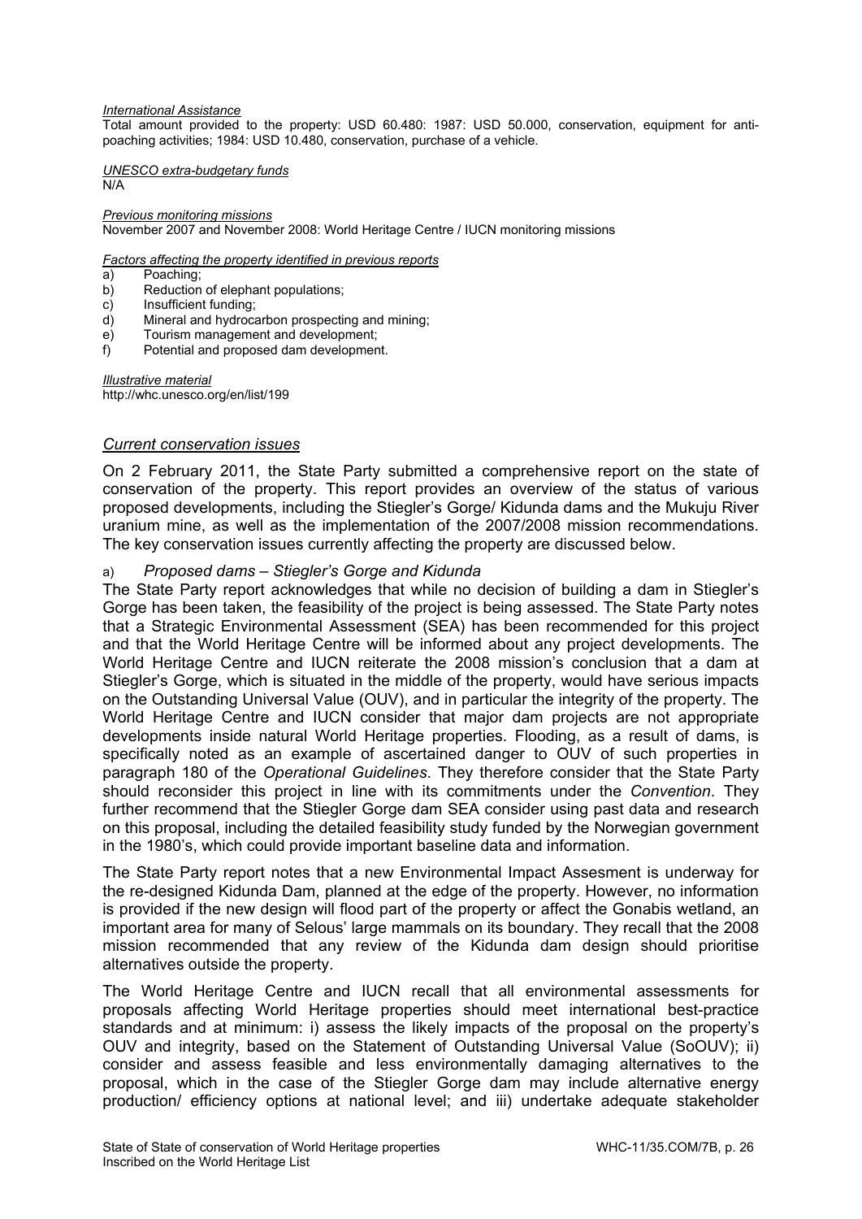*International Assistance*

Total amount provided to the property: USD 60.480: 1987: USD 50.000, conservation, equipment for anti-poaching activities; 1984: USD 10.480, conservation, purchase of a vehicle.

*UNESCO extra-budgetary funds*

N/A

*Previous monitoring missions*

November 2007 and November 2008: World Heritage Centre / IUCN monitoring missions

*Factors affecting the property identified in previous reports*

a) Poaching;
b) Reduction of elephant populations;
c) Insufficient funding;
d) Mineral and hydrocarbon prospecting and mining;
e) Tourism management and development;
f) Potential and proposed dam development.

*Illustrative material*

http://whc.unesco.org/en/list/199

## *Current conservation issues*

On 2 February 2011, the State Party submitted a comprehensive report on the state of conservation of the property. This report provides an overview of the status of various proposed developments, including the Stiegler's Gorge/ Kidunda dams and the Mukuju River uranium mine, as well as the implementation of the 2007/2008 mission recommendations. The key conservation issues currently affecting the property are discussed below.

a) *Proposed dams – Stiegler's Gorge and Kidunda*

The State Party report acknowledges that while no decision of building a dam in Stiegler's Gorge has been taken, the feasibility of the project is being assessed. The State Party notes that a Strategic Environmental Assessment (SEA) has been recommended for this project and that the World Heritage Centre will be informed about any project developments. The World Heritage Centre and IUCN reiterate the 2008 mission's conclusion that a dam at Stiegler's Gorge, which is situated in the middle of the property, would have serious impacts on the Outstanding Universal Value (OUV), and in particular the integrity of the property. The World Heritage Centre and IUCN consider that major dam projects are not appropriate developments inside natural World Heritage properties. Flooding, as a result of dams, is specifically noted as an example of ascertained danger to OUV of such properties in paragraph 180 of the *Operational Guidelines*. They therefore consider that the State Party should reconsider this project in line with its commitments under the *Convention*. They further recommend that the Stiegler Gorge dam SEA consider using past data and research on this proposal, including the detailed feasibility study funded by the Norwegian government in the 1980's, which could provide important baseline data and information.

The State Party report notes that a new Environmental Impact Assesment is underway for the re-designed Kidunda Dam, planned at the edge of the property. However, no information is provided if the new design will flood part of the property or affect the Gonabis wetland, an important area for many of Selous' large mammals on its boundary. They recall that the 2008 mission recommended that any review of the Kidunda dam design should prioritise alternatives outside the property.

The World Heritage Centre and IUCN recall that all environmental assessments for proposals affecting World Heritage properties should meet international best-practice standards and at minimum: i) assess the likely impacts of the proposal on the property's OUV and integrity, based on the Statement of Outstanding Universal Value (SoOUV); ii) consider and assess feasible and less environmentally damaging alternatives to the proposal, which in the case of the Stiegler Gorge dam may include alternative energy production/ efficiency options at national level; and iii) undertake adequate stakeholder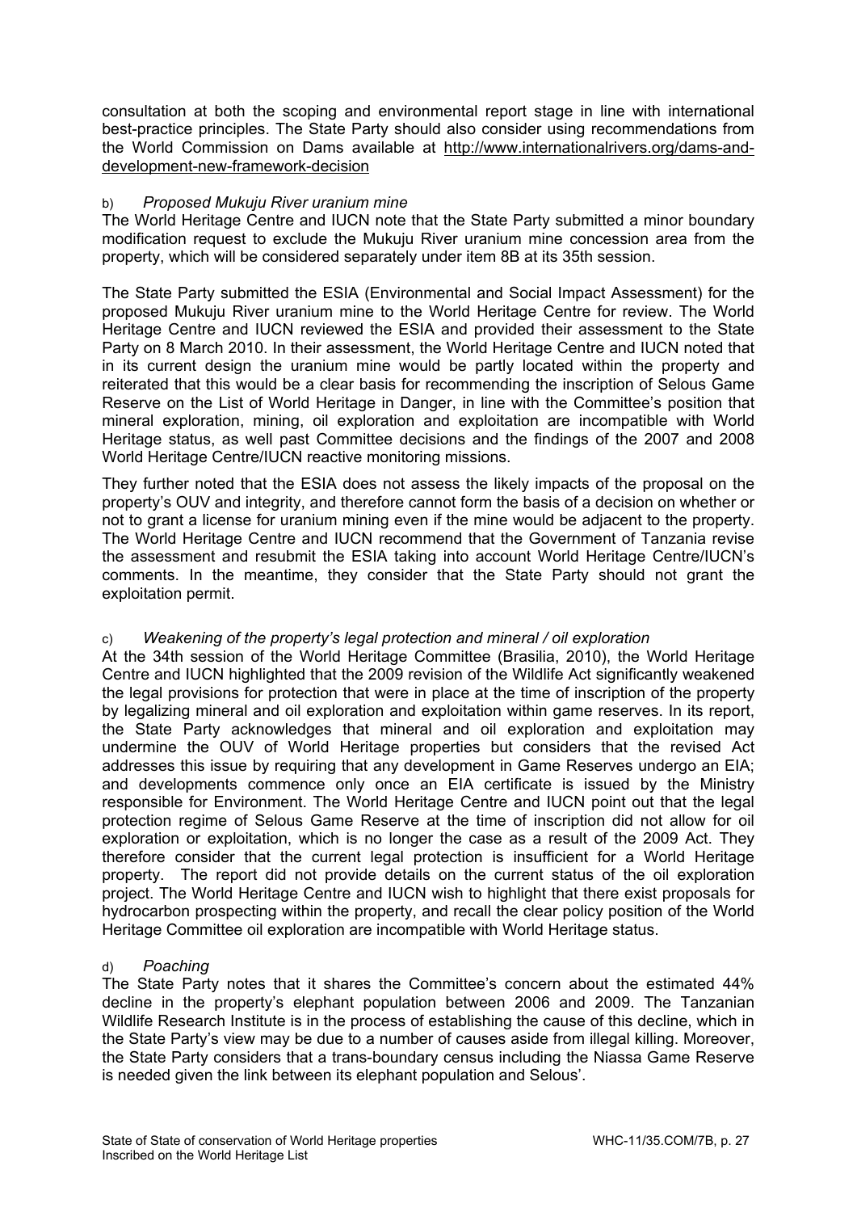consultation at both the scoping and environmental report stage in line with international best-practice principles. The State Party should also consider using recommendations from the World Commission on Dams available at http://www.internationalrivers.org/dams-and-development-new-framework-decision

b) *Proposed Mukuju River uranium mine*

The World Heritage Centre and IUCN note that the State Party submitted a minor boundary modification request to exclude the Mukuju River uranium mine concession area from the property, which will be considered separately under item 8B at its 35th session.

The State Party submitted the ESIA (Environmental and Social Impact Assessment) for the proposed Mukuju River uranium mine to the World Heritage Centre for review. The World Heritage Centre and IUCN reviewed the ESIA and provided their assessment to the State Party on 8 March 2010. In their assessment, the World Heritage Centre and IUCN noted that in its current design the uranium mine would be partly located within the property and reiterated that this would be a clear basis for recommending the inscription of Selous Game Reserve on the List of World Heritage in Danger, in line with the Committee's position that mineral exploration, mining, oil exploration and exploitation are incompatible with World Heritage status, as well past Committee decisions and the findings of the 2007 and 2008 World Heritage Centre/IUCN reactive monitoring missions.

They further noted that the ESIA does not assess the likely impacts of the proposal on the property's OUV and integrity, and therefore cannot form the basis of a decision on whether or not to grant a license for uranium mining even if the mine would be adjacent to the property. The World Heritage Centre and IUCN recommend that the Government of Tanzania revise the assessment and resubmit the ESIA taking into account World Heritage Centre/IUCN's comments. In the meantime, they consider that the State Party should not grant the exploitation permit.

c) *Weakening of the property's legal protection and mineral / oil exploration*

At the 34th session of the World Heritage Committee (Brasilia, 2010), the World Heritage Centre and IUCN highlighted that the 2009 revision of the Wildlife Act significantly weakened the legal provisions for protection that were in place at the time of inscription of the property by legalizing mineral and oil exploration and exploitation within game reserves. In its report, the State Party acknowledges that mineral and oil exploration and exploitation may undermine the OUV of World Heritage properties but considers that the revised Act addresses this issue by requiring that any development in Game Reserves undergo an EIA; and developments commence only once an EIA certificate is issued by the Ministry responsible for Environment. The World Heritage Centre and IUCN point out that the legal protection regime of Selous Game Reserve at the time of inscription did not allow for oil exploration or exploitation, which is no longer the case as a result of the 2009 Act. They therefore consider that the current legal protection is insufficient for a World Heritage property. The report did not provide details on the current status of the oil exploration project. The World Heritage Centre and IUCN wish to highlight that there exist proposals for hydrocarbon prospecting within the property, and recall the clear policy position of the World Heritage Committee oil exploration are incompatible with World Heritage status.

d) *Poaching*

The State Party notes that it shares the Committee's concern about the estimated 44% decline in the property's elephant population between 2006 and 2009. The Tanzanian Wildlife Research Institute is in the process of establishing the cause of this decline, which in the State Party's view may be due to a number of causes aside from illegal killing. Moreover, the State Party considers that a trans-boundary census including the Niassa Game Reserve is needed given the link between its elephant population and Selous'.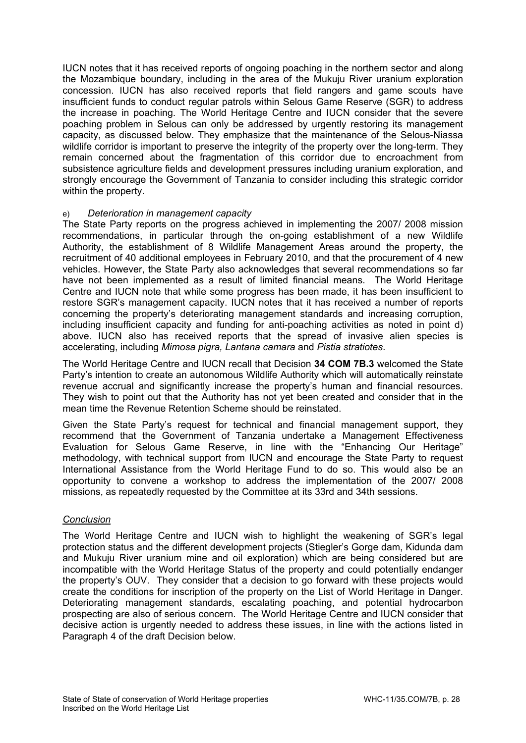IUCN notes that it has received reports of ongoing poaching in the northern sector and along the Mozambique boundary, including in the area of the Mukuju River uranium exploration concession. IUCN has also received reports that field rangers and game scouts have insufficient funds to conduct regular patrols within Selous Game Reserve (SGR) to address the increase in poaching. The World Heritage Centre and IUCN consider that the severe poaching problem in Selous can only be addressed by urgently restoring its management capacity, as discussed below. They emphasize that the maintenance of the Selous-Niassa wildlife corridor is important to preserve the integrity of the property over the long-term. They remain concerned about the fragmentation of this corridor due to encroachment from subsistence agriculture fields and development pressures including uranium exploration, and strongly encourage the Government of Tanzania to consider including this strategic corridor within the property.

e) *Deterioration in management capacity*

The State Party reports on the progress achieved in implementing the 2007/ 2008 mission recommendations, in particular through the on-going establishment of a new Wildlife Authority, the establishment of 8 Wildlife Management Areas around the property, the recruitment of 40 additional employees in February 2010, and that the procurement of 4 new vehicles. However, the State Party also acknowledges that several recommendations so far have not been implemented as a result of limited financial means. The World Heritage Centre and IUCN note that while some progress has been made, it has been insufficient to restore SGR's management capacity. IUCN notes that it has received a number of reports concerning the property's deteriorating management standards and increasing corruption, including insufficient capacity and funding for anti-poaching activities as noted in point d) above. IUCN also has received reports that the spread of invasive alien species is accelerating, including *Mimosa pigra, Lantana camara* and *Pistia stratiotes*.

The World Heritage Centre and IUCN recall that Decision **34 COM 7B.3** welcomed the State Party's intention to create an autonomous Wildlife Authority which will automatically reinstate revenue accrual and significantly increase the property's human and financial resources. They wish to point out that the Authority has not yet been created and consider that in the mean time the Revenue Retention Scheme should be reinstated.

Given the State Party's request for technical and financial management support, they recommend that the Government of Tanzania undertake a Management Effectiveness Evaluation for Selous Game Reserve, in line with the "Enhancing Our Heritage" methodology, with technical support from IUCN and encourage the State Party to request International Assistance from the World Heritage Fund to do so. This would also be an opportunity to convene a workshop to address the implementation of the 2007/ 2008 missions, as repeatedly requested by the Committee at its 33rd and 34th sessions.

*Conclusion*

The World Heritage Centre and IUCN wish to highlight the weakening of SGR's legal protection status and the different development projects (Stiegler's Gorge dam, Kidunda dam and Mukuju River uranium mine and oil exploration) which are being considered but are incompatible with the World Heritage Status of the property and could potentially endanger the property's OUV. They consider that a decision to go forward with these projects would create the conditions for inscription of the property on the List of World Heritage in Danger. Deteriorating management standards, escalating poaching, and potential hydrocarbon prospecting are also of serious concern. The World Heritage Centre and IUCN consider that decisive action is urgently needed to address these issues, in line with the actions listed in Paragraph 4 of the draft Decision below.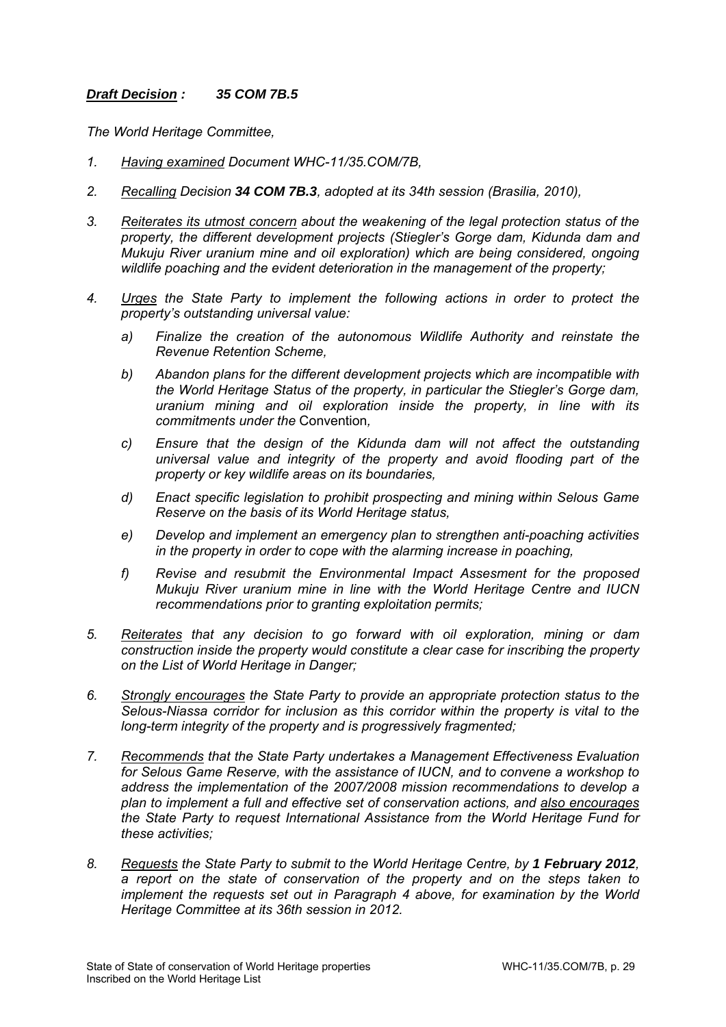***Draft Decision :     35 COM 7B.5***

*The World Heritage Committee,*

1. *Having examined Document WHC-11/35.COM/7B,*

2. *Recalling Decision **34 COM 7B.3**, adopted at its 34th session (Brasilia, 2010),*

3. *Reiterates its utmost concern about the weakening of the legal protection status of the property, the different development projects (Stiegler's Gorge dam, Kidunda dam and Mukuju River uranium mine and oil exploration) which are being considered, ongoing wildlife poaching and the evident deterioration in the management of the property;*

4. *Urges the State Party to implement the following actions in order to protect the property's outstanding universal value:*

   a) *Finalize the creation of the autonomous Wildlife Authority and reinstate the Revenue Retention Scheme,*

   b) *Abandon plans for the different development projects which are incompatible with the World Heritage Status of the property, in particular the Stiegler's Gorge dam, uranium mining and oil exploration inside the property, in line with its commitments under the* Convention*,*

   c) *Ensure that the design of the Kidunda dam will not affect the outstanding universal value and integrity of the property and avoid flooding part of the property or key wildlife areas on its boundaries,*

   d) *Enact specific legislation to prohibit prospecting and mining within Selous Game Reserve on the basis of its World Heritage status,*

   e) *Develop and implement an emergency plan to strengthen anti-poaching activities in the property in order to cope with the alarming increase in poaching,*

   f) *Revise and resubmit the Environmental Impact Assesment for the proposed Mukuju River uranium mine in line with the World Heritage Centre and IUCN recommendations prior to granting exploitation permits;*

5. *Reiterates that any decision to go forward with oil exploration, mining or dam construction inside the property would constitute a clear case for inscribing the property on the List of World Heritage in Danger;*

6. *Strongly encourages the State Party to provide an appropriate protection status to the Selous-Niassa corridor for inclusion as this corridor within the property is vital to the long-term integrity of the property and is progressively fragmented;*

7. *Recommends that the State Party undertakes a Management Effectiveness Evaluation for Selous Game Reserve, with the assistance of IUCN, and to convene a workshop to address the implementation of the 2007/2008 mission recommendations to develop a plan to implement a full and effective set of conservation actions, and also encourages the State Party to request International Assistance from the World Heritage Fund for these activities;*

8. *Requests the State Party to submit to the World Heritage Centre, by **1 February 2012**, a report on the state of conservation of the property and on the steps taken to implement the requests set out in Paragraph 4 above, for examination by the World Heritage Committee at its 36th session in 2012.*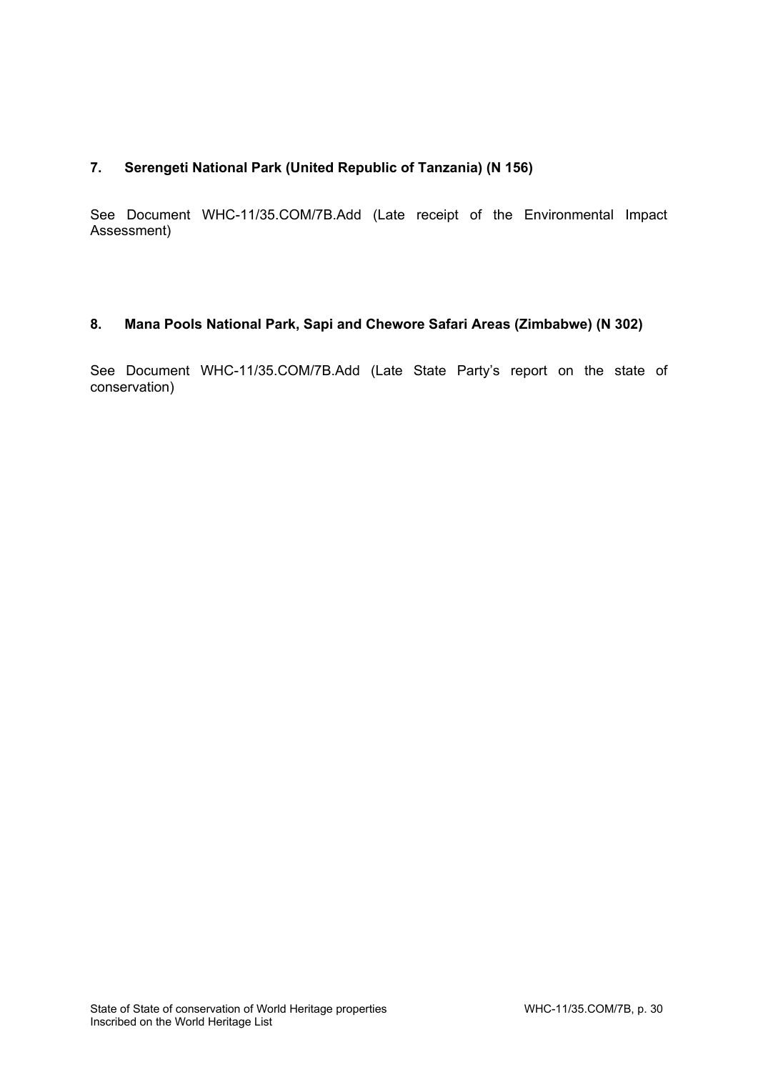### 7. Serengeti National Park (United Republic of Tanzania) (N 156)

See Document WHC-11/35.COM/7B.Add (Late receipt of the Environmental Impact Assessment)

### 8. Mana Pools National Park, Sapi and Chewore Safari Areas (Zimbabwe) (N 302)

See Document WHC-11/35.COM/7B.Add (Late State Party's report on the state of conservation)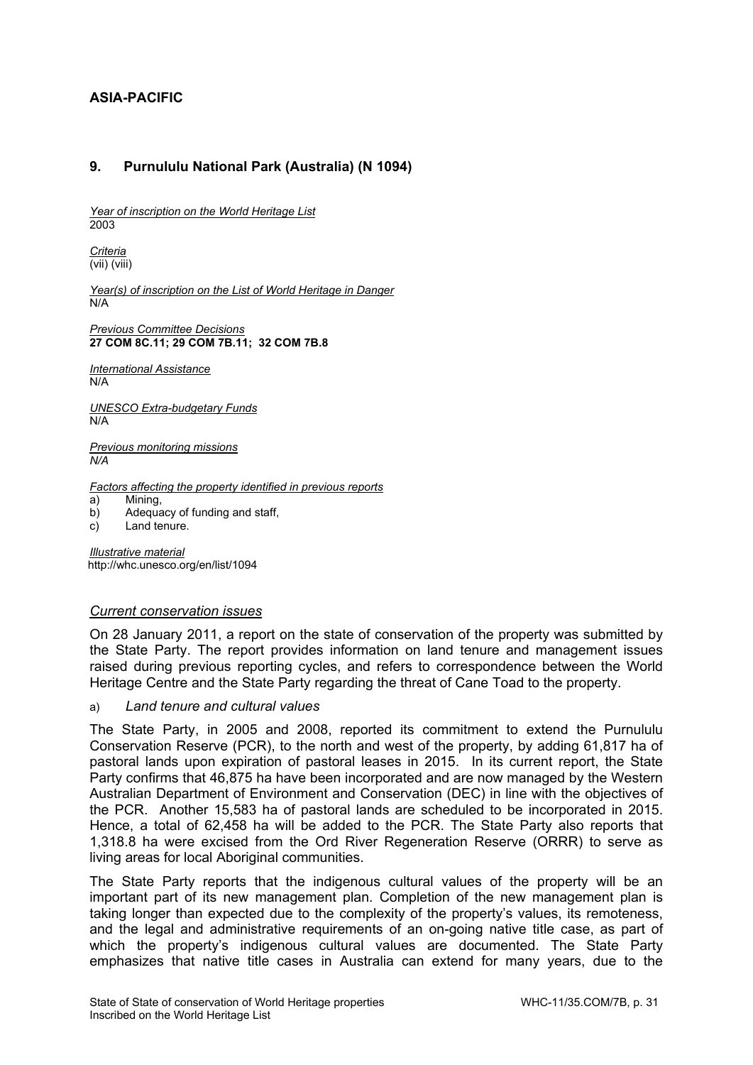## ASIA-PACIFIC

### 9. Purnululu National Park (Australia) (N 1094)

*Year of inscription on the World Heritage List*
2003

*Criteria*
(vii) (viii)

*Year(s) of inscription on the List of World Heritage in Danger*
N/A

*Previous Committee Decisions*
**27 COM 8C.11; 29 COM 7B.11; 32 COM 7B.8**

*International Assistance*
N/A

*UNESCO Extra-budgetary Funds*
N/A

*Previous monitoring missions*
*N/A*

*Factors affecting the property identified in previous reports*

a) Mining,
b) Adequacy of funding and staff,
c) Land tenure.

*Illustrative material*
http://whc.unesco.org/en/list/1094

#### *Current conservation issues*

On 28 January 2011, a report on the state of conservation of the property was submitted by the State Party. The report provides information on land tenure and management issues raised during previous reporting cycles, and refers to correspondence between the World Heritage Centre and the State Party regarding the threat of Cane Toad to the property.

a) *Land tenure and cultural values*

The State Party, in 2005 and 2008, reported its commitment to extend the Purnululu Conservation Reserve (PCR), to the north and west of the property, by adding 61,817 ha of pastoral lands upon expiration of pastoral leases in 2015. In its current report, the State Party confirms that 46,875 ha have been incorporated and are now managed by the Western Australian Department of Environment and Conservation (DEC) in line with the objectives of the PCR. Another 15,583 ha of pastoral lands are scheduled to be incorporated in 2015. Hence, a total of 62,458 ha will be added to the PCR. The State Party also reports that 1,318.8 ha were excised from the Ord River Regeneration Reserve (ORRR) to serve as living areas for local Aboriginal communities.

The State Party reports that the indigenous cultural values of the property will be an important part of its new management plan. Completion of the new management plan is taking longer than expected due to the complexity of the property's values, its remoteness, and the legal and administrative requirements of an on-going native title case, as part of which the property's indigenous cultural values are documented. The State Party emphasizes that native title cases in Australia can extend for many years, due to the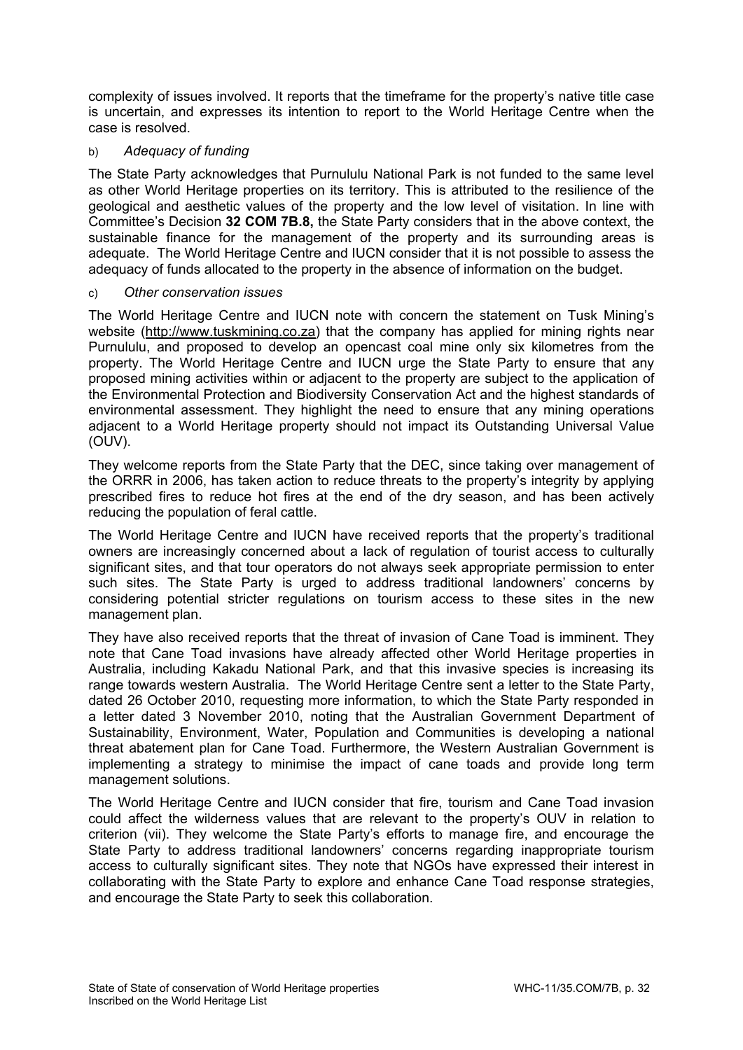complexity of issues involved. It reports that the timeframe for the property's native title case is uncertain, and expresses its intention to report to the World Heritage Centre when the case is resolved.

b) *Adequacy of funding*

The State Party acknowledges that Purnululu National Park is not funded to the same level as other World Heritage properties on its territory. This is attributed to the resilience of the geological and aesthetic values of the property and the low level of visitation. In line with Committee's Decision **32 COM 7B.8,** the State Party considers that in the above context, the sustainable finance for the management of the property and its surrounding areas is adequate. The World Heritage Centre and IUCN consider that it is not possible to assess the adequacy of funds allocated to the property in the absence of information on the budget.

c) *Other conservation issues*

The World Heritage Centre and IUCN note with concern the statement on Tusk Mining's website (http://www.tuskmining.co.za) that the company has applied for mining rights near Purnululu, and proposed to develop an opencast coal mine only six kilometres from the property. The World Heritage Centre and IUCN urge the State Party to ensure that any proposed mining activities within or adjacent to the property are subject to the application of the Environmental Protection and Biodiversity Conservation Act and the highest standards of environmental assessment. They highlight the need to ensure that any mining operations adjacent to a World Heritage property should not impact its Outstanding Universal Value (OUV).

They welcome reports from the State Party that the DEC, since taking over management of the ORRR in 2006, has taken action to reduce threats to the property's integrity by applying prescribed fires to reduce hot fires at the end of the dry season, and has been actively reducing the population of feral cattle.

The World Heritage Centre and IUCN have received reports that the property's traditional owners are increasingly concerned about a lack of regulation of tourist access to culturally significant sites, and that tour operators do not always seek appropriate permission to enter such sites. The State Party is urged to address traditional landowners' concerns by considering potential stricter regulations on tourism access to these sites in the new management plan.

They have also received reports that the threat of invasion of Cane Toad is imminent. They note that Cane Toad invasions have already affected other World Heritage properties in Australia, including Kakadu National Park, and that this invasive species is increasing its range towards western Australia. The World Heritage Centre sent a letter to the State Party, dated 26 October 2010, requesting more information, to which the State Party responded in a letter dated 3 November 2010, noting that the Australian Government Department of Sustainability, Environment, Water, Population and Communities is developing a national threat abatement plan for Cane Toad. Furthermore, the Western Australian Government is implementing a strategy to minimise the impact of cane toads and provide long term management solutions.

The World Heritage Centre and IUCN consider that fire, tourism and Cane Toad invasion could affect the wilderness values that are relevant to the property's OUV in relation to criterion (vii). They welcome the State Party's efforts to manage fire, and encourage the State Party to address traditional landowners' concerns regarding inappropriate tourism access to culturally significant sites. They note that NGOs have expressed their interest in collaborating with the State Party to explore and enhance Cane Toad response strategies, and encourage the State Party to seek this collaboration.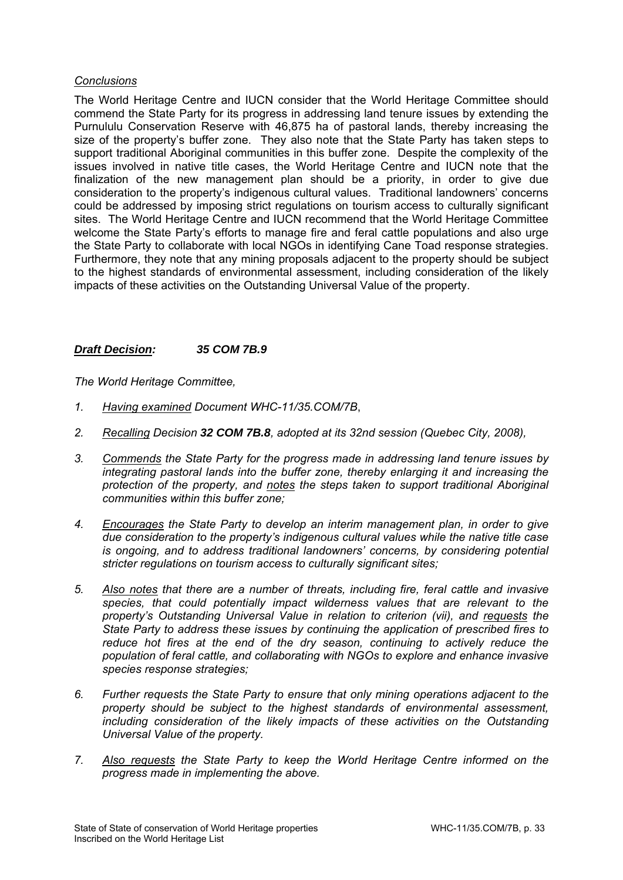*Conclusions*

The World Heritage Centre and IUCN consider that the World Heritage Committee should commend the State Party for its progress in addressing land tenure issues by extending the Purnululu Conservation Reserve with 46,875 ha of pastoral lands, thereby increasing the size of the property's buffer zone. They also note that the State Party has taken steps to support traditional Aboriginal communities in this buffer zone. Despite the complexity of the issues involved in native title cases, the World Heritage Centre and IUCN note that the finalization of the new management plan should be a priority, in order to give due consideration to the property's indigenous cultural values. Traditional landowners' concerns could be addressed by imposing strict regulations on tourism access to culturally significant sites. The World Heritage Centre and IUCN recommend that the World Heritage Committee welcome the State Party's efforts to manage fire and feral cattle populations and also urge the State Party to collaborate with local NGOs in identifying Cane Toad response strategies. Furthermore, they note that any mining proposals adjacent to the property should be subject to the highest standards of environmental assessment, including consideration of the likely impacts of these activities on the Outstanding Universal Value of the property.

***Draft Decision:*** ***35 COM 7B.9***

*The World Heritage Committee,*

1. *Having examined Document WHC-11/35.COM/7B,*
2. *Recalling Decision **32 COM 7B.8**, adopted at its 32nd session (Quebec City, 2008),*
3. *Commends the State Party for the progress made in addressing land tenure issues by integrating pastoral lands into the buffer zone, thereby enlarging it and increasing the protection of the property, and notes the steps taken to support traditional Aboriginal communities within this buffer zone;*
4. *Encourages the State Party to develop an interim management plan, in order to give due consideration to the property's indigenous cultural values while the native title case is ongoing, and to address traditional landowners' concerns, by considering potential stricter regulations on tourism access to culturally significant sites;*
5. *Also notes that there are a number of threats, including fire, feral cattle and invasive species, that could potentially impact wilderness values that are relevant to the property's Outstanding Universal Value in relation to criterion (vii), and requests the State Party to address these issues by continuing the application of prescribed fires to reduce hot fires at the end of the dry season, continuing to actively reduce the population of feral cattle, and collaborating with NGOs to explore and enhance invasive species response strategies;*
6. *Further requests the State Party to ensure that only mining operations adjacent to the property should be subject to the highest standards of environmental assessment, including consideration of the likely impacts of these activities on the Outstanding Universal Value of the property.*
7. *Also requests the State Party to keep the World Heritage Centre informed on the progress made in implementing the above.*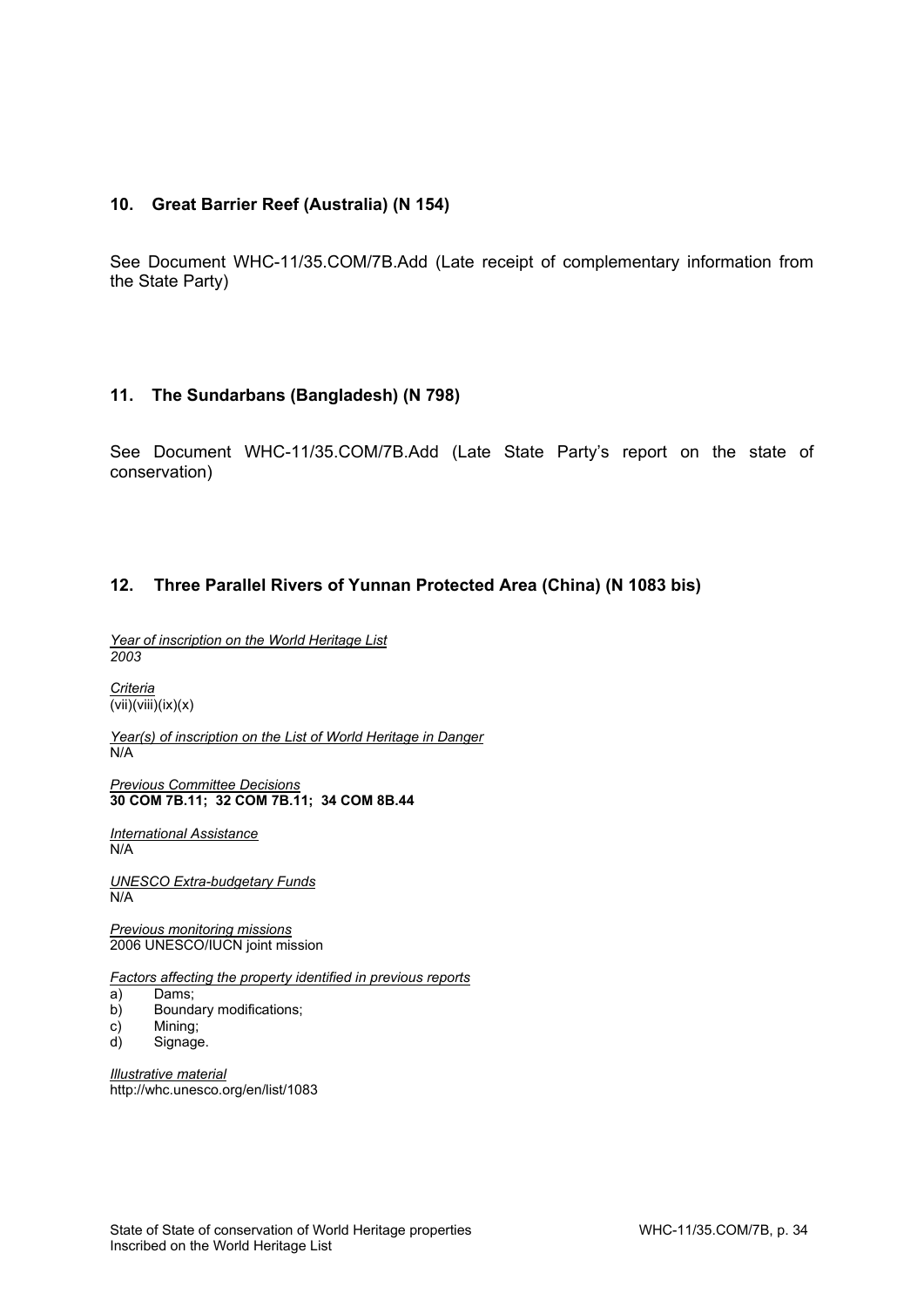## 10. Great Barrier Reef (Australia) (N 154)

See Document WHC-11/35.COM/7B.Add (Late receipt of complementary information from the State Party)

## 11. The Sundarbans (Bangladesh) (N 798)

See Document WHC-11/35.COM/7B.Add (Late State Party's report on the state of conservation)

## 12. Three Parallel Rivers of Yunnan Protected Area (China) (N 1083 bis)

*Year of inscription on the World Heritage List*
*2003*

*Criteria*
(vii)(viii)(ix)(x)

*Year(s) of inscription on the List of World Heritage in Danger*
N/A

*Previous Committee Decisions*
**30 COM 7B.11; 32 COM 7B.11; 34 COM 8B.44**

*International Assistance*
N/A

*UNESCO Extra-budgetary Funds*
N/A

*Previous monitoring missions*
2006 UNESCO/IUCN joint mission

*Factors affecting the property identified in previous reports*

a) Dams;
b) Boundary modifications;
c) Mining;
d) Signage.

*Illustrative material*
http://whc.unesco.org/en/list/1083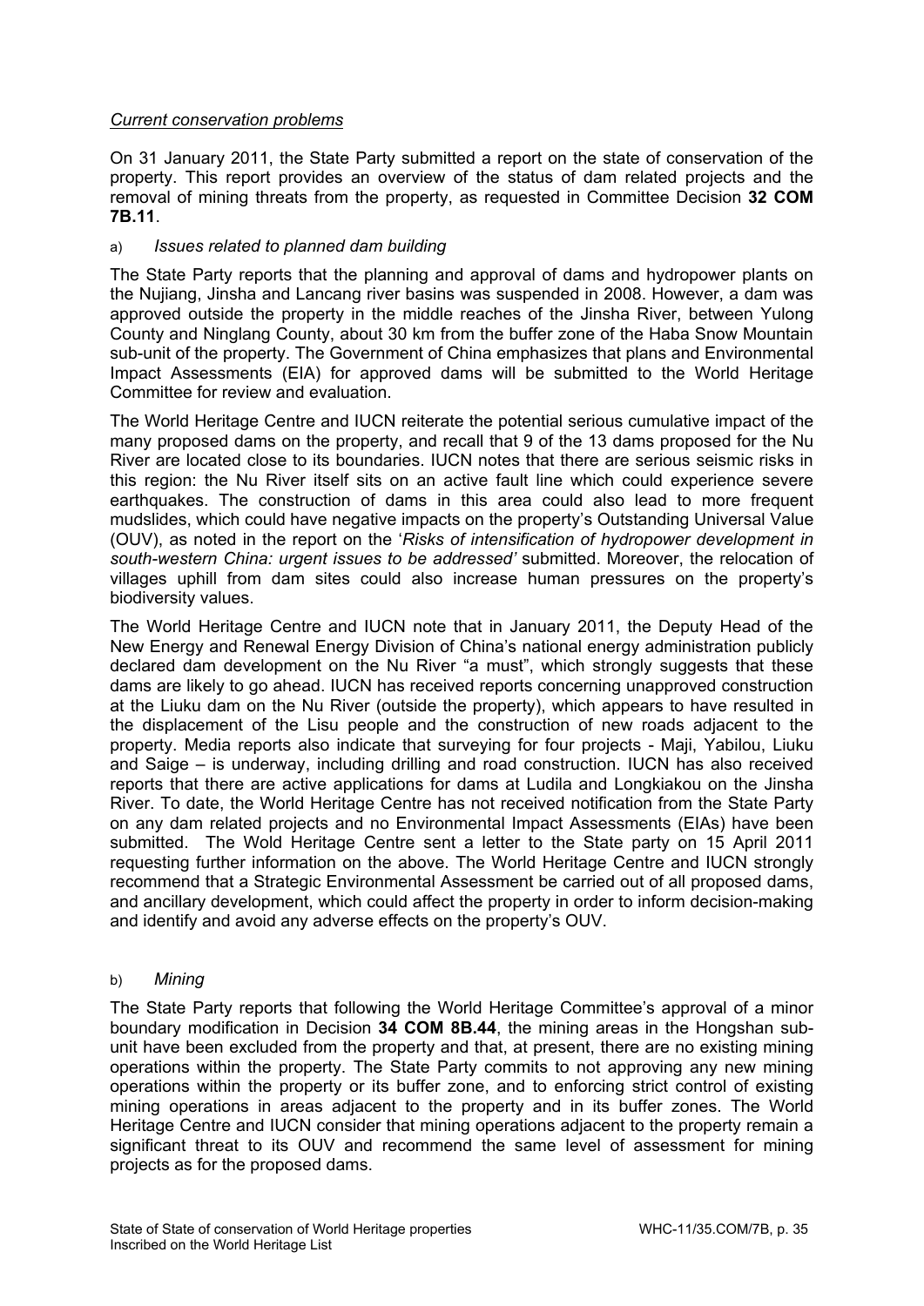*Current conservation problems*

On 31 January 2011, the State Party submitted a report on the state of conservation of the property. This report provides an overview of the status of dam related projects and the removal of mining threats from the property, as requested in Committee Decision **32 COM 7B.11**.

a) *Issues related to planned dam building*

The State Party reports that the planning and approval of dams and hydropower plants on the Nujiang, Jinsha and Lancang river basins was suspended in 2008. However, a dam was approved outside the property in the middle reaches of the Jinsha River, between Yulong County and Ninglang County, about 30 km from the buffer zone of the Haba Snow Mountain sub-unit of the property. The Government of China emphasizes that plans and Environmental Impact Assessments (EIA) for approved dams will be submitted to the World Heritage Committee for review and evaluation.

The World Heritage Centre and IUCN reiterate the potential serious cumulative impact of the many proposed dams on the property, and recall that 9 of the 13 dams proposed for the Nu River are located close to its boundaries. IUCN notes that there are serious seismic risks in this region: the Nu River itself sits on an active fault line which could experience severe earthquakes. The construction of dams in this area could also lead to more frequent mudslides, which could have negative impacts on the property's Outstanding Universal Value (OUV), as noted in the report on the '*Risks of intensification of hydropower development in south-western China: urgent issues to be addressed'* submitted. Moreover, the relocation of villages uphill from dam sites could also increase human pressures on the property's biodiversity values.

The World Heritage Centre and IUCN note that in January 2011, the Deputy Head of the New Energy and Renewal Energy Division of China's national energy administration publicly declared dam development on the Nu River "a must", which strongly suggests that these dams are likely to go ahead. IUCN has received reports concerning unapproved construction at the Liuku dam on the Nu River (outside the property), which appears to have resulted in the displacement of the Lisu people and the construction of new roads adjacent to the property. Media reports also indicate that surveying for four projects - Maji, Yabilou, Liuku and Saige – is underway, including drilling and road construction. IUCN has also received reports that there are active applications for dams at Ludila and Longkiakou on the Jinsha River. To date, the World Heritage Centre has not received notification from the State Party on any dam related projects and no Environmental Impact Assessments (EIAs) have been submitted. The Wold Heritage Centre sent a letter to the State party on 15 April 2011 requesting further information on the above. The World Heritage Centre and IUCN strongly recommend that a Strategic Environmental Assessment be carried out of all proposed dams, and ancillary development, which could affect the property in order to inform decision-making and identify and avoid any adverse effects on the property's OUV.

b) *Mining*

The State Party reports that following the World Heritage Committee's approval of a minor boundary modification in Decision **34 COM 8B.44**, the mining areas in the Hongshan sub-unit have been excluded from the property and that, at present, there are no existing mining operations within the property. The State Party commits to not approving any new mining operations within the property or its buffer zone, and to enforcing strict control of existing mining operations in areas adjacent to the property and in its buffer zones. The World Heritage Centre and IUCN consider that mining operations adjacent to the property remain a significant threat to its OUV and recommend the same level of assessment for mining projects as for the proposed dams.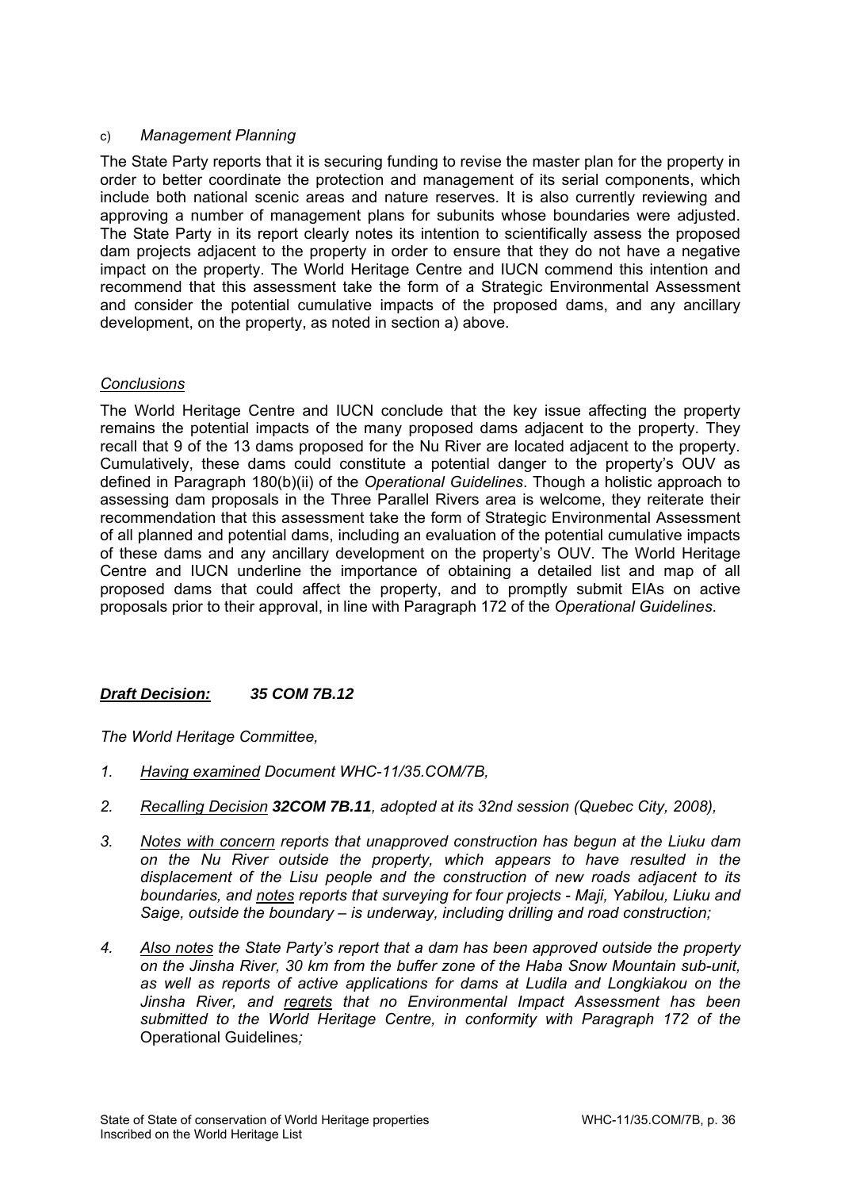c) *Management Planning*

The State Party reports that it is securing funding to revise the master plan for the property in order to better coordinate the protection and management of its serial components, which include both national scenic areas and nature reserves. It is also currently reviewing and approving a number of management plans for subunits whose boundaries were adjusted. The State Party in its report clearly notes its intention to scientifically assess the proposed dam projects adjacent to the property in order to ensure that they do not have a negative impact on the property. The World Heritage Centre and IUCN commend this intention and recommend that this assessment take the form of a Strategic Environmental Assessment and consider the potential cumulative impacts of the proposed dams, and any ancillary development, on the property, as noted in section a) above.

*Conclusions*

The World Heritage Centre and IUCN conclude that the key issue affecting the property remains the potential impacts of the many proposed dams adjacent to the property. They recall that 9 of the 13 dams proposed for the Nu River are located adjacent to the property. Cumulatively, these dams could constitute a potential danger to the property's OUV as defined in Paragraph 180(b)(ii) of the *Operational Guidelines*. Though a holistic approach to assessing dam proposals in the Three Parallel Rivers area is welcome, they reiterate their recommendation that this assessment take the form of Strategic Environmental Assessment of all planned and potential dams, including an evaluation of the potential cumulative impacts of these dams and any ancillary development on the property's OUV. The World Heritage Centre and IUCN underline the importance of obtaining a detailed list and map of all proposed dams that could affect the property, and to promptly submit EIAs on active proposals prior to their approval, in line with Paragraph 172 of the *Operational Guidelines*.

***Draft Decision:*** ***35 COM 7B.12***

*The World Heritage Committee,*

1. *Having examined Document WHC-11/35.COM/7B,*

2. *Recalling Decision **32COM 7B.11**, adopted at its 32nd session (Quebec City, 2008),*

3. *Notes with concern reports that unapproved construction has begun at the Liuku dam on the Nu River outside the property, which appears to have resulted in the displacement of the Lisu people and the construction of new roads adjacent to its boundaries, and notes reports that surveying for four projects - Maji, Yabilou, Liuku and Saige, outside the boundary – is underway, including drilling and road construction;*

4. *Also notes the State Party's report that a dam has been approved outside the property on the Jinsha River, 30 km from the buffer zone of the Haba Snow Mountain sub-unit, as well as reports of active applications for dams at Ludila and Longkiakou on the Jinsha River, and regrets that no Environmental Impact Assessment has been submitted to the World Heritage Centre, in conformity with Paragraph 172 of the* Operational Guidelines*;*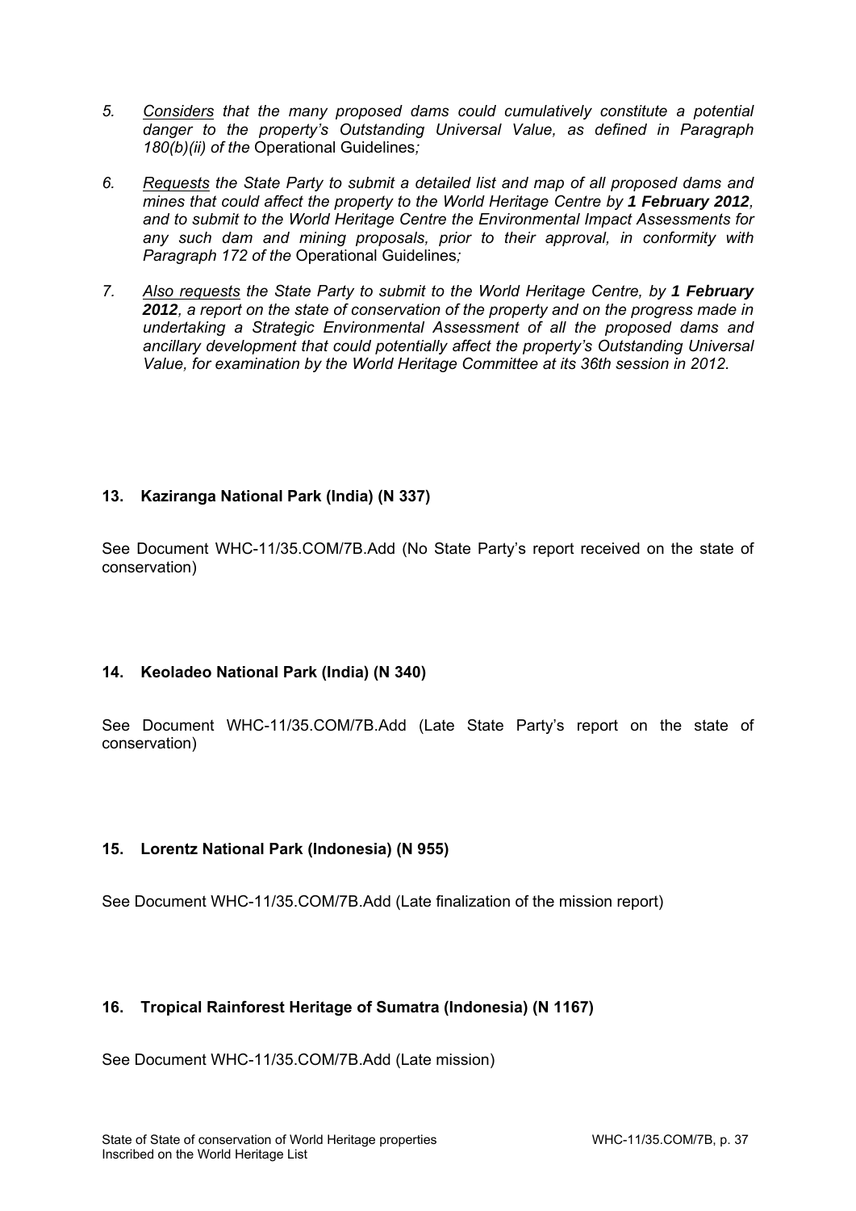5. *Considers that the many proposed dams could cumulatively constitute a potential danger to the property's Outstanding Universal Value, as defined in Paragraph 180(b)(ii) of the* Operational Guidelines*;*

6. *Requests the State Party to submit a detailed list and map of all proposed dams and mines that could affect the property to the World Heritage Centre by* ***1 February 2012****, and to submit to the World Heritage Centre the Environmental Impact Assessments for any such dam and mining proposals, prior to their approval, in conformity with Paragraph 172 of the* Operational Guidelines*;*

7. *Also requests the State Party to submit to the World Heritage Centre, by* ***1 February 2012****, a report on the state of conservation of the property and on the progress made in undertaking a Strategic Environmental Assessment of all the proposed dams and ancillary development that could potentially affect the property's Outstanding Universal Value, for examination by the World Heritage Committee at its 36th session in 2012.*

### 13. Kaziranga National Park (India) (N 337)

See Document WHC-11/35.COM/7B.Add (No State Party's report received on the state of conservation)

### 14. Keoladeo National Park (India) (N 340)

See Document WHC-11/35.COM/7B.Add (Late State Party's report on the state of conservation)

### 15. Lorentz National Park (Indonesia) (N 955)

See Document WHC-11/35.COM/7B.Add (Late finalization of the mission report)

### 16. Tropical Rainforest Heritage of Sumatra (Indonesia) (N 1167)

See Document WHC-11/35.COM/7B.Add (Late mission)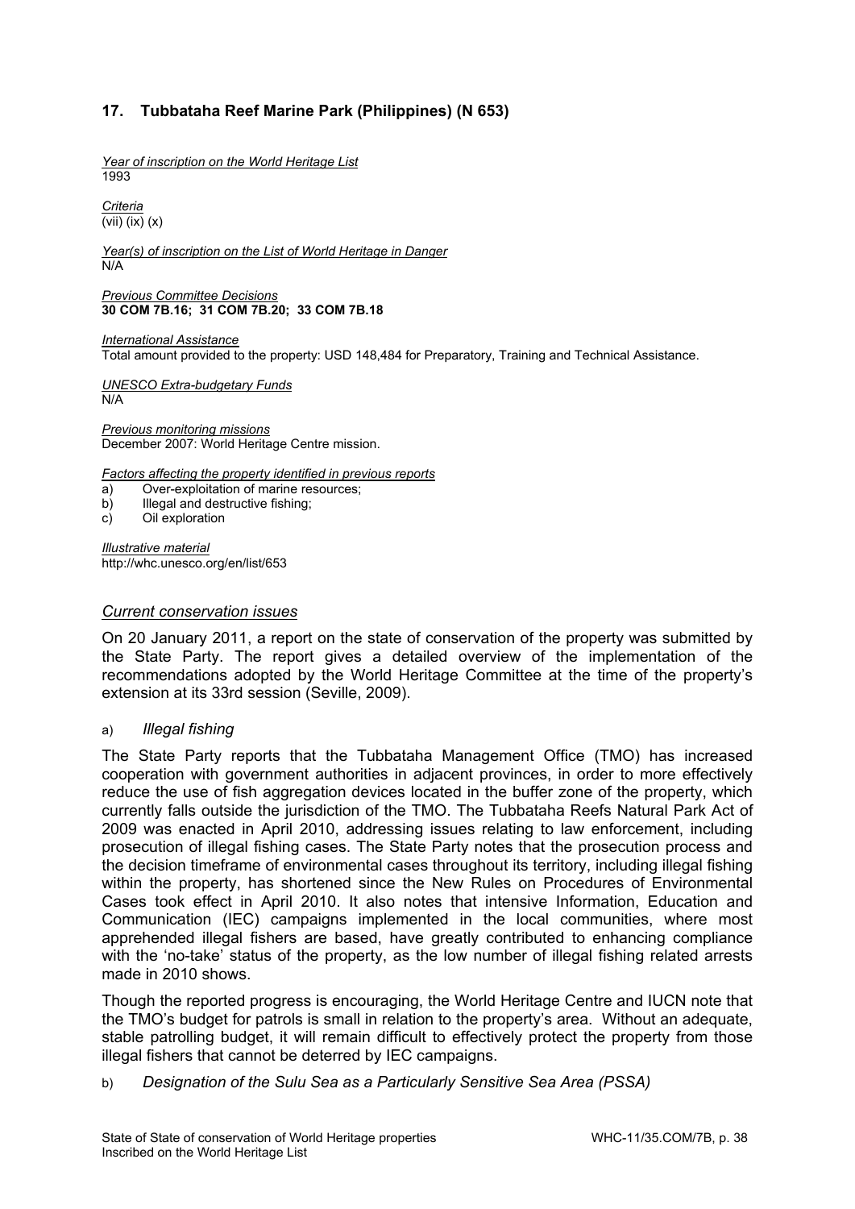## 17. Tubbataha Reef Marine Park (Philippines) (N 653)

*Year of inscription on the World Heritage List*
1993

*Criteria*
(vii) (ix) (x)

*Year(s) of inscription on the List of World Heritage in Danger*
N/A

*Previous Committee Decisions*
**30 COM 7B.16; 31 COM 7B.20; 33 COM 7B.18**

*International Assistance*
Total amount provided to the property: USD 148,484 for Preparatory, Training and Technical Assistance.

*UNESCO Extra-budgetary Funds*
N/A

*Previous monitoring missions*
December 2007: World Heritage Centre mission.

*Factors affecting the property identified in previous reports*

a) Over-exploitation of marine resources;
b) Illegal and destructive fishing;
c) Oil exploration

*Illustrative material*
http://whc.unesco.org/en/list/653

### *Current conservation issues*

On 20 January 2011, a report on the state of conservation of the property was submitted by the State Party. The report gives a detailed overview of the implementation of the recommendations adopted by the World Heritage Committee at the time of the property's extension at its 33rd session (Seville, 2009).

a) *Illegal fishing*

The State Party reports that the Tubbataha Management Office (TMO) has increased cooperation with government authorities in adjacent provinces, in order to more effectively reduce the use of fish aggregation devices located in the buffer zone of the property, which currently falls outside the jurisdiction of the TMO. The Tubbataha Reefs Natural Park Act of 2009 was enacted in April 2010, addressing issues relating to law enforcement, including prosecution of illegal fishing cases. The State Party notes that the prosecution process and the decision timeframe of environmental cases throughout its territory, including illegal fishing within the property, has shortened since the New Rules on Procedures of Environmental Cases took effect in April 2010. It also notes that intensive Information, Education and Communication (IEC) campaigns implemented in the local communities, where most apprehended illegal fishers are based, have greatly contributed to enhancing compliance with the 'no-take' status of the property, as the low number of illegal fishing related arrests made in 2010 shows.

Though the reported progress is encouraging, the World Heritage Centre and IUCN note that the TMO's budget for patrols is small in relation to the property's area. Without an adequate, stable patrolling budget, it will remain difficult to effectively protect the property from those illegal fishers that cannot be deterred by IEC campaigns.

b) *Designation of the Sulu Sea as a Particularly Sensitive Sea Area (PSSA)*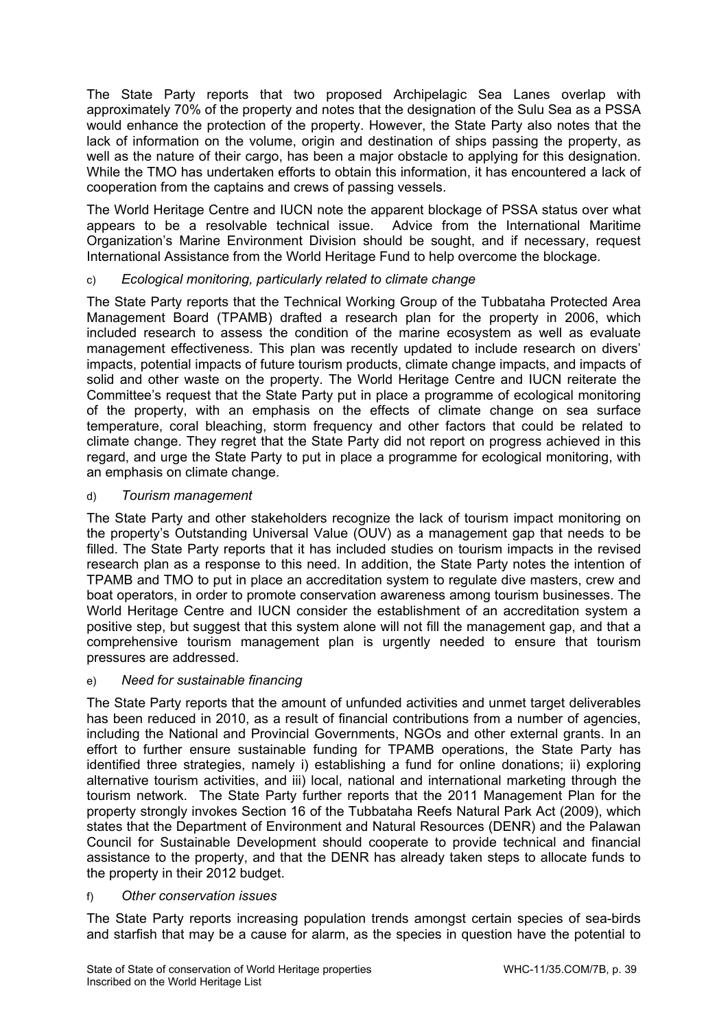The State Party reports that two proposed Archipelagic Sea Lanes overlap with approximately 70% of the property and notes that the designation of the Sulu Sea as a PSSA would enhance the protection of the property. However, the State Party also notes that the lack of information on the volume, origin and destination of ships passing the property, as well as the nature of their cargo, has been a major obstacle to applying for this designation. While the TMO has undertaken efforts to obtain this information, it has encountered a lack of cooperation from the captains and crews of passing vessels.

The World Heritage Centre and IUCN note the apparent blockage of PSSA status over what appears to be a resolvable technical issue. Advice from the International Maritime Organization's Marine Environment Division should be sought, and if necessary, request International Assistance from the World Heritage Fund to help overcome the blockage.

c) *Ecological monitoring, particularly related to climate change*

The State Party reports that the Technical Working Group of the Tubbataha Protected Area Management Board (TPAMB) drafted a research plan for the property in 2006, which included research to assess the condition of the marine ecosystem as well as evaluate management effectiveness. This plan was recently updated to include research on divers' impacts, potential impacts of future tourism products, climate change impacts, and impacts of solid and other waste on the property. The World Heritage Centre and IUCN reiterate the Committee's request that the State Party put in place a programme of ecological monitoring of the property, with an emphasis on the effects of climate change on sea surface temperature, coral bleaching, storm frequency and other factors that could be related to climate change. They regret that the State Party did not report on progress achieved in this regard, and urge the State Party to put in place a programme for ecological monitoring, with an emphasis on climate change.

d) *Tourism management*

The State Party and other stakeholders recognize the lack of tourism impact monitoring on the property's Outstanding Universal Value (OUV) as a management gap that needs to be filled. The State Party reports that it has included studies on tourism impacts in the revised research plan as a response to this need. In addition, the State Party notes the intention of TPAMB and TMO to put in place an accreditation system to regulate dive masters, crew and boat operators, in order to promote conservation awareness among tourism businesses. The World Heritage Centre and IUCN consider the establishment of an accreditation system a positive step, but suggest that this system alone will not fill the management gap, and that a comprehensive tourism management plan is urgently needed to ensure that tourism pressures are addressed.

e) *Need for sustainable financing*

The State Party reports that the amount of unfunded activities and unmet target deliverables has been reduced in 2010, as a result of financial contributions from a number of agencies, including the National and Provincial Governments, NGOs and other external grants. In an effort to further ensure sustainable funding for TPAMB operations, the State Party has identified three strategies, namely i) establishing a fund for online donations; ii) exploring alternative tourism activities, and iii) local, national and international marketing through the tourism network. The State Party further reports that the 2011 Management Plan for the property strongly invokes Section 16 of the Tubbataha Reefs Natural Park Act (2009), which states that the Department of Environment and Natural Resources (DENR) and the Palawan Council for Sustainable Development should cooperate to provide technical and financial assistance to the property, and that the DENR has already taken steps to allocate funds to the property in their 2012 budget.

f) *Other conservation issues*

The State Party reports increasing population trends amongst certain species of sea-birds and starfish that may be a cause for alarm, as the species in question have the potential to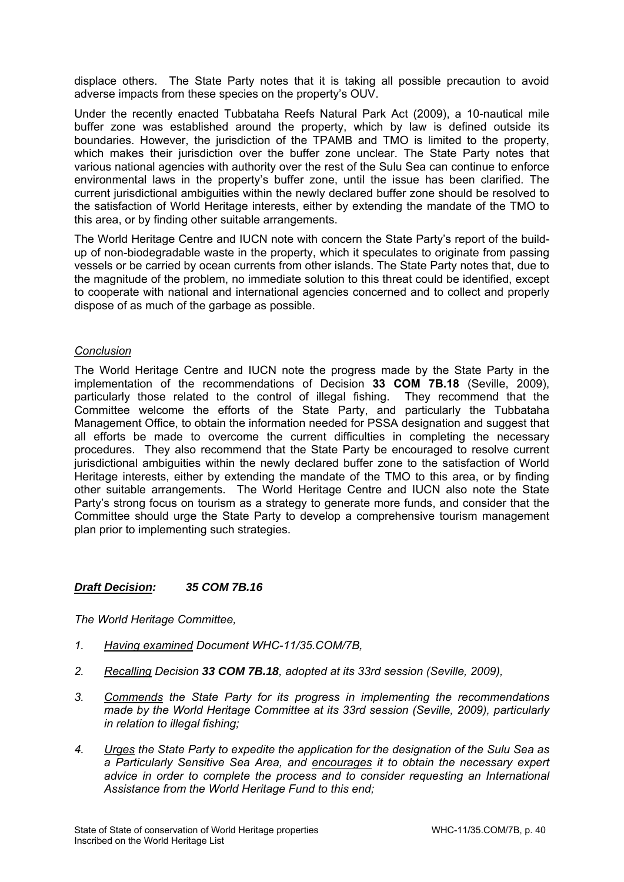displace others. The State Party notes that it is taking all possible precaution to avoid adverse impacts from these species on the property's OUV.

Under the recently enacted Tubbataha Reefs Natural Park Act (2009), a 10-nautical mile buffer zone was established around the property, which by law is defined outside its boundaries. However, the jurisdiction of the TPAMB and TMO is limited to the property, which makes their jurisdiction over the buffer zone unclear. The State Party notes that various national agencies with authority over the rest of the Sulu Sea can continue to enforce environmental laws in the property's buffer zone, until the issue has been clarified. The current jurisdictional ambiguities within the newly declared buffer zone should be resolved to the satisfaction of World Heritage interests, either by extending the mandate of the TMO to this area, or by finding other suitable arrangements.

The World Heritage Centre and IUCN note with concern the State Party's report of the build-up of non-biodegradable waste in the property, which it speculates to originate from passing vessels or be carried by ocean currents from other islands. The State Party notes that, due to the magnitude of the problem, no immediate solution to this threat could be identified, except to cooperate with national and international agencies concerned and to collect and properly dispose of as much of the garbage as possible.

*Conclusion*

The World Heritage Centre and IUCN note the progress made by the State Party in the implementation of the recommendations of Decision **33 COM 7B.18** (Seville, 2009), particularly those related to the control of illegal fishing. They recommend that the Committee welcome the efforts of the State Party, and particularly the Tubbataha Management Office, to obtain the information needed for PSSA designation and suggest that all efforts be made to overcome the current difficulties in completing the necessary procedures. They also recommend that the State Party be encouraged to resolve current jurisdictional ambiguities within the newly declared buffer zone to the satisfaction of World Heritage interests, either by extending the mandate of the TMO to this area, or by finding other suitable arrangements. The World Heritage Centre and IUCN also note the State Party's strong focus on tourism as a strategy to generate more funds, and consider that the Committee should urge the State Party to develop a comprehensive tourism management plan prior to implementing such strategies.

***Draft Decision: 35 COM 7B.16***

*The World Heritage Committee,*

1. *Having examined Document WHC-11/35.COM/7B,*
2. *Recalling Decision **33 COM 7B.18**, adopted at its 33rd session (Seville, 2009),*
3. *Commends the State Party for its progress in implementing the recommendations made by the World Heritage Committee at its 33rd session (Seville, 2009), particularly in relation to illegal fishing;*
4. *Urges the State Party to expedite the application for the designation of the Sulu Sea as a Particularly Sensitive Sea Area, and encourages it to obtain the necessary expert advice in order to complete the process and to consider requesting an International Assistance from the World Heritage Fund to this end;*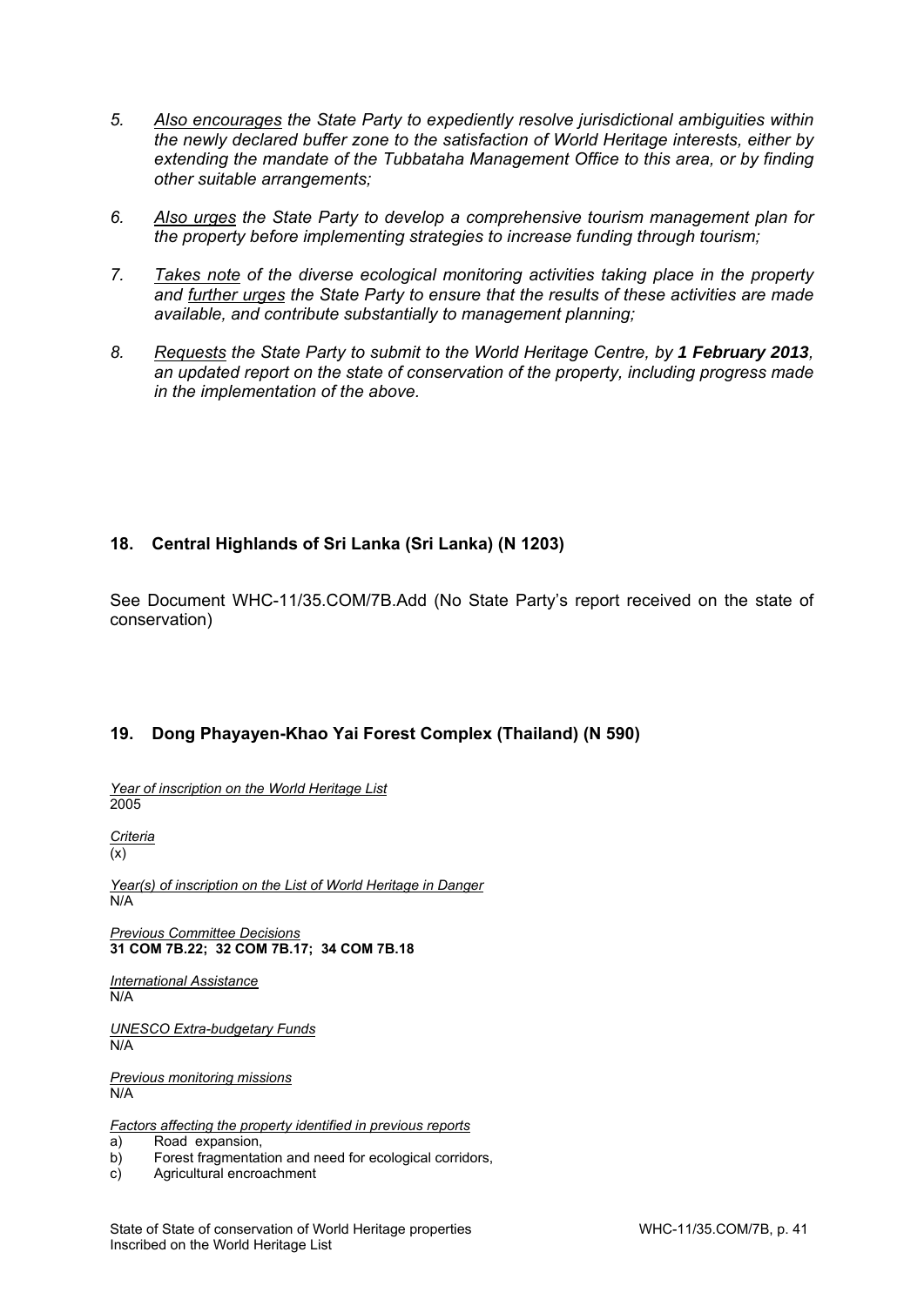5. *Also encourages the State Party to expediently resolve jurisdictional ambiguities within the newly declared buffer zone to the satisfaction of World Heritage interests, either by extending the mandate of the Tubbataha Management Office to this area, or by finding other suitable arrangements;*

6. *Also urges the State Party to develop a comprehensive tourism management plan for the property before implementing strategies to increase funding through tourism;*

7. *Takes note of the diverse ecological monitoring activities taking place in the property and further urges the State Party to ensure that the results of these activities are made available, and contribute substantially to management planning;*

8. *Requests the State Party to submit to the World Heritage Centre, by **1 February 2013**, an updated report on the state of conservation of the property, including progress made in the implementation of the above.*

## 18. Central Highlands of Sri Lanka (Sri Lanka) (N 1203)

See Document WHC-11/35.COM/7B.Add (No State Party's report received on the state of conservation)

## 19. Dong Phayayen-Khao Yai Forest Complex (Thailand) (N 590)

*Year of inscription on the World Heritage List*
2005

*Criteria*
(x)

*Year(s) of inscription on the List of World Heritage in Danger*
N/A

*Previous Committee Decisions*
**31 COM 7B.22; 32 COM 7B.17; 34 COM 7B.18**

*International Assistance*
N/A

*UNESCO Extra-budgetary Funds*
N/A

*Previous monitoring missions*
N/A

*Factors affecting the property identified in previous reports*

a) Road expansion,
b) Forest fragmentation and need for ecological corridors,
c) Agricultural encroachment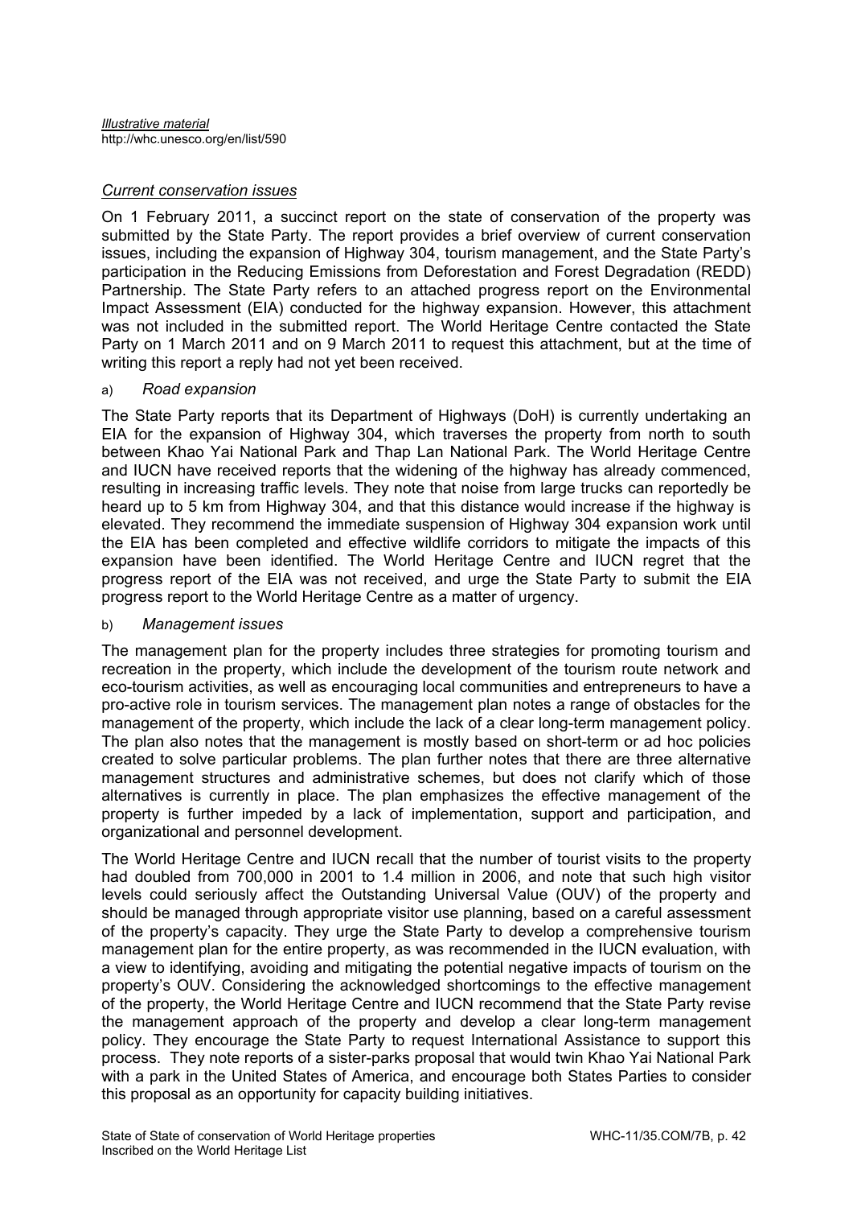*Illustrative material*
http://whc.unesco.org/en/list/590

*Current conservation issues*

On 1 February 2011, a succinct report on the state of conservation of the property was submitted by the State Party. The report provides a brief overview of current conservation issues, including the expansion of Highway 304, tourism management, and the State Party's participation in the Reducing Emissions from Deforestation and Forest Degradation (REDD) Partnership. The State Party refers to an attached progress report on the Environmental Impact Assessment (EIA) conducted for the highway expansion. However, this attachment was not included in the submitted report. The World Heritage Centre contacted the State Party on 1 March 2011 and on 9 March 2011 to request this attachment, but at the time of writing this report a reply had not yet been received.

a) *Road expansion*

The State Party reports that its Department of Highways (DoH) is currently undertaking an EIA for the expansion of Highway 304, which traverses the property from north to south between Khao Yai National Park and Thap Lan National Park. The World Heritage Centre and IUCN have received reports that the widening of the highway has already commenced, resulting in increasing traffic levels. They note that noise from large trucks can reportedly be heard up to 5 km from Highway 304, and that this distance would increase if the highway is elevated. They recommend the immediate suspension of Highway 304 expansion work until the EIA has been completed and effective wildlife corridors to mitigate the impacts of this expansion have been identified. The World Heritage Centre and IUCN regret that the progress report of the EIA was not received, and urge the State Party to submit the EIA progress report to the World Heritage Centre as a matter of urgency.

b) *Management issues*

The management plan for the property includes three strategies for promoting tourism and recreation in the property, which include the development of the tourism route network and eco-tourism activities, as well as encouraging local communities and entrepreneurs to have a pro-active role in tourism services. The management plan notes a range of obstacles for the management of the property, which include the lack of a clear long-term management policy. The plan also notes that the management is mostly based on short-term or ad hoc policies created to solve particular problems. The plan further notes that there are three alternative management structures and administrative schemes, but does not clarify which of those alternatives is currently in place. The plan emphasizes the effective management of the property is further impeded by a lack of implementation, support and participation, and organizational and personnel development.

The World Heritage Centre and IUCN recall that the number of tourist visits to the property had doubled from 700,000 in 2001 to 1.4 million in 2006, and note that such high visitor levels could seriously affect the Outstanding Universal Value (OUV) of the property and should be managed through appropriate visitor use planning, based on a careful assessment of the property's capacity. They urge the State Party to develop a comprehensive tourism management plan for the entire property, as was recommended in the IUCN evaluation, with a view to identifying, avoiding and mitigating the potential negative impacts of tourism on the property's OUV. Considering the acknowledged shortcomings to the effective management of the property, the World Heritage Centre and IUCN recommend that the State Party revise the management approach of the property and develop a clear long-term management policy. They encourage the State Party to request International Assistance to support this process. They note reports of a sister-parks proposal that would twin Khao Yai National Park with a park in the United States of America, and encourage both States Parties to consider this proposal as an opportunity for capacity building initiatives.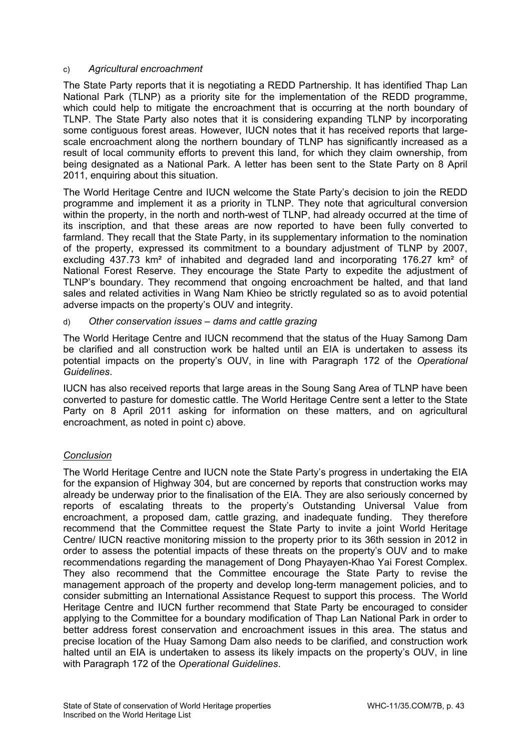c) *Agricultural encroachment*

The State Party reports that it is negotiating a REDD Partnership. It has identified Thap Lan National Park (TLNP) as a priority site for the implementation of the REDD programme, which could help to mitigate the encroachment that is occurring at the north boundary of TLNP. The State Party also notes that it is considering expanding TLNP by incorporating some contiguous forest areas. However, IUCN notes that it has received reports that large-scale encroachment along the northern boundary of TLNP has significantly increased as a result of local community efforts to prevent this land, for which they claim ownership, from being designated as a National Park. A letter has been sent to the State Party on 8 April 2011, enquiring about this situation.

The World Heritage Centre and IUCN welcome the State Party's decision to join the REDD programme and implement it as a priority in TLNP. They note that agricultural conversion within the property, in the north and north-west of TLNP, had already occurred at the time of its inscription, and that these areas are now reported to have been fully converted to farmland. They recall that the State Party, in its supplementary information to the nomination of the property, expressed its commitment to a boundary adjustment of TLNP by 2007, excluding 437.73 km² of inhabited and degraded land and incorporating 176.27 km² of National Forest Reserve. They encourage the State Party to expedite the adjustment of TLNP's boundary. They recommend that ongoing encroachment be halted, and that land sales and related activities in Wang Nam Khieo be strictly regulated so as to avoid potential adverse impacts on the property's OUV and integrity.

d) *Other conservation issues – dams and cattle grazing*

The World Heritage Centre and IUCN recommend that the status of the Huay Samong Dam be clarified and all construction work be halted until an EIA is undertaken to assess its potential impacts on the property's OUV, in line with Paragraph 172 of the *Operational Guidelines*.

IUCN has also received reports that large areas in the Soung Sang Area of TLNP have been converted to pasture for domestic cattle. The World Heritage Centre sent a letter to the State Party on 8 April 2011 asking for information on these matters, and on agricultural encroachment, as noted in point c) above.

*Conclusion*

The World Heritage Centre and IUCN note the State Party's progress in undertaking the EIA for the expansion of Highway 304, but are concerned by reports that construction works may already be underway prior to the finalisation of the EIA. They are also seriously concerned by reports of escalating threats to the property's Outstanding Universal Value from encroachment, a proposed dam, cattle grazing, and inadequate funding. They therefore recommend that the Committee request the State Party to invite a joint World Heritage Centre/ IUCN reactive monitoring mission to the property prior to its 36th session in 2012 in order to assess the potential impacts of these threats on the property's OUV and to make recommendations regarding the management of Dong Phayayen-Khao Yai Forest Complex. They also recommend that the Committee encourage the State Party to revise the management approach of the property and develop long-term management policies, and to consider submitting an International Assistance Request to support this process. The World Heritage Centre and IUCN further recommend that State Party be encouraged to consider applying to the Committee for a boundary modification of Thap Lan National Park in order to better address forest conservation and encroachment issues in this area. The status and precise location of the Huay Samong Dam also needs to be clarified, and construction work halted until an EIA is undertaken to assess its likely impacts on the property's OUV, in line with Paragraph 172 of the *Operational Guidelines*.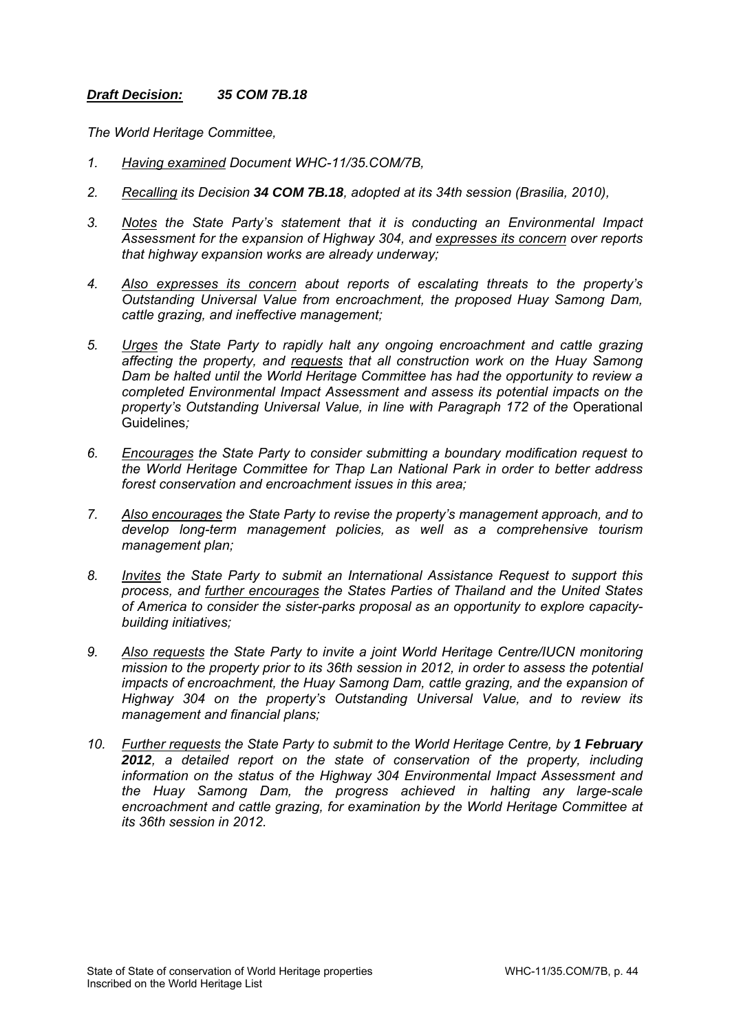***<u>Draft Decision:</u>* 35 COM 7B.18**

*The World Heritage Committee,*

1. *<u>Having examined</u> Document WHC-11/35.COM/7B,*

2. *<u>Recalling</u> its Decision **34 COM 7B.18**, adopted at its 34th session (Brasilia, 2010),*

3. *<u>Notes</u> the State Party's statement that it is conducting an Environmental Impact Assessment for the expansion of Highway 304, and <u>expresses its concern</u> over reports that highway expansion works are already underway;*

4. *<u>Also expresses its concern</u> about reports of escalating threats to the property's Outstanding Universal Value from encroachment, the proposed Huay Samong Dam, cattle grazing, and ineffective management;*

5. *<u>Urges</u> the State Party to rapidly halt any ongoing encroachment and cattle grazing affecting the property, and <u>requests</u> that all construction work on the Huay Samong Dam be halted until the World Heritage Committee has had the opportunity to review a completed Environmental Impact Assessment and assess its potential impacts on the property's Outstanding Universal Value, in line with Paragraph 172 of the* Operational Guidelines*;*

6. *<u>Encourages</u> the State Party to consider submitting a boundary modification request to the World Heritage Committee for Thap Lan National Park in order to better address forest conservation and encroachment issues in this area;*

7. *<u>Also encourages</u> the State Party to revise the property's management approach, and to develop long-term management policies, as well as a comprehensive tourism management plan;*

8. *<u>Invites</u> the State Party to submit an International Assistance Request to support this process, and <u>further encourages</u> the States Parties of Thailand and the United States of America to consider the sister-parks proposal as an opportunity to explore capacity-building initiatives;*

9. *<u>Also requests</u> the State Party to invite a joint World Heritage Centre/IUCN monitoring mission to the property prior to its 36th session in 2012, in order to assess the potential impacts of encroachment, the Huay Samong Dam, cattle grazing, and the expansion of Highway 304 on the property's Outstanding Universal Value, and to review its management and financial plans;*

10. *<u>Further requests</u> the State Party to submit to the World Heritage Centre, by **1 February 2012**, a detailed report on the state of conservation of the property, including information on the status of the Highway 304 Environmental Impact Assessment and the Huay Samong Dam, the progress achieved in halting any large-scale encroachment and cattle grazing, for examination by the World Heritage Committee at its 36th session in 2012.*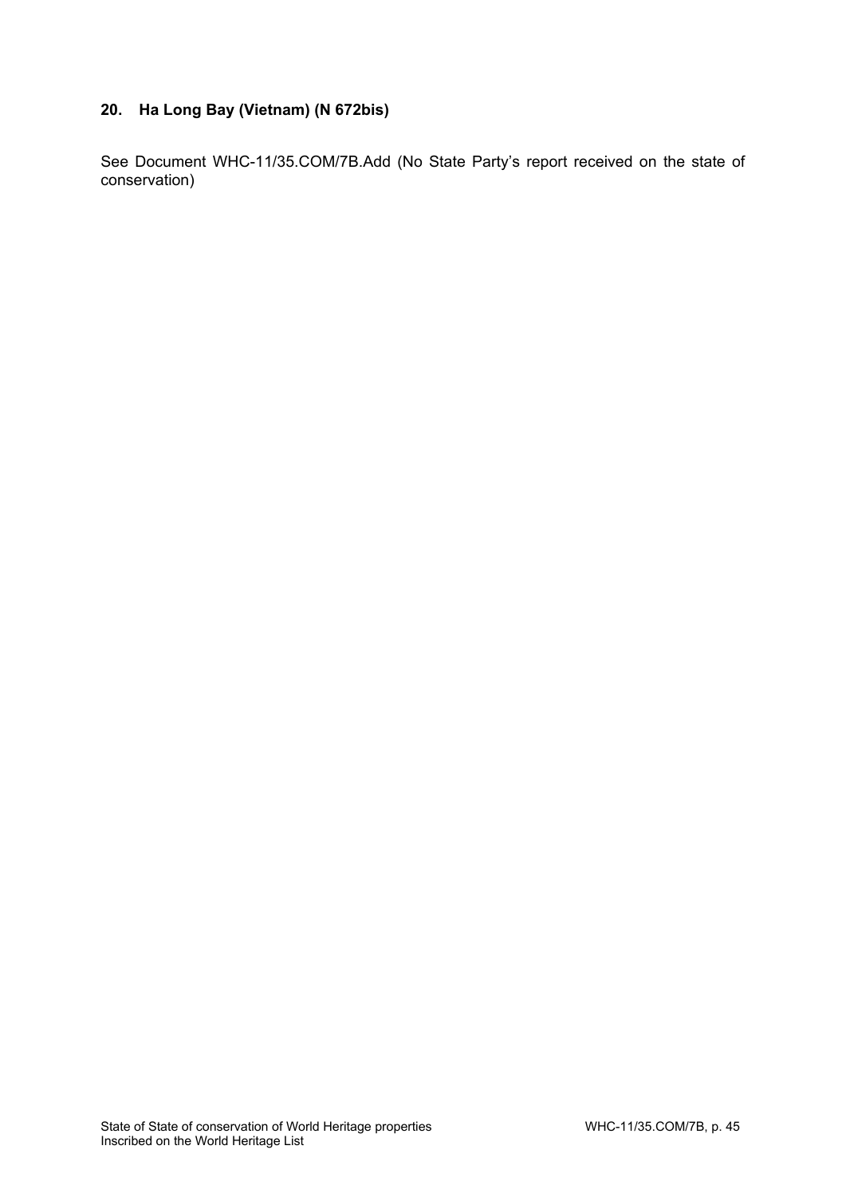### 20. Ha Long Bay (Vietnam) (N 672bis)

See Document WHC-11/35.COM/7B.Add (No State Party's report received on the state of conservation)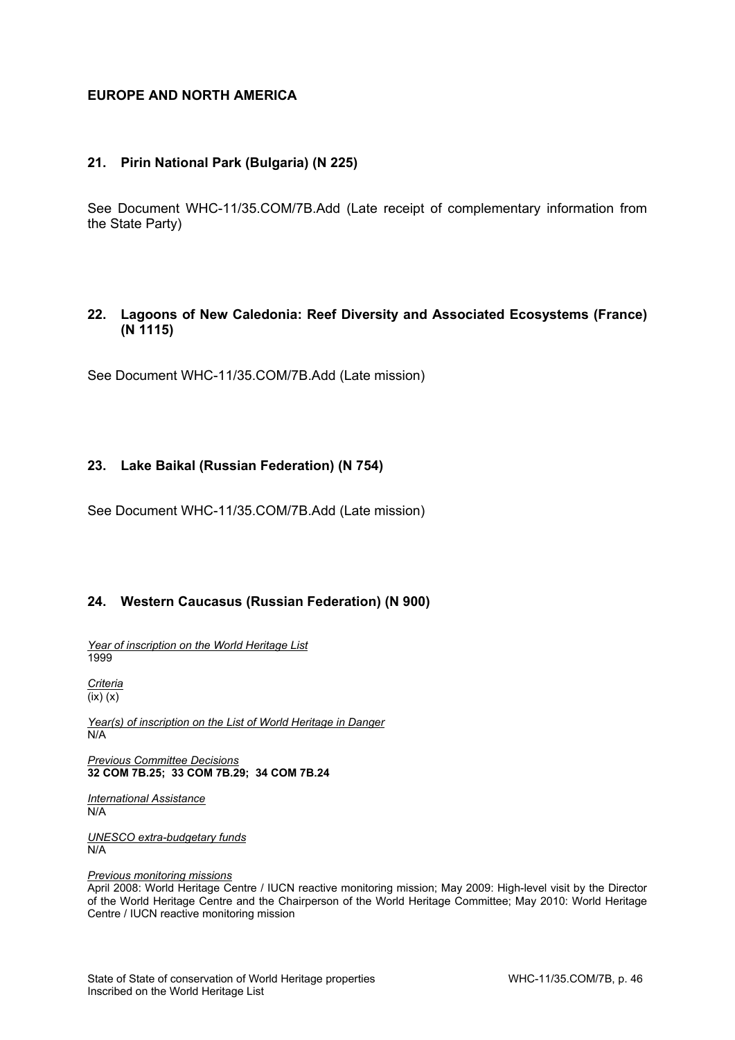## EUROPE AND NORTH AMERICA

### 21. Pirin National Park (Bulgaria) (N 225)

See Document WHC-11/35.COM/7B.Add (Late receipt of complementary information from the State Party)

### 22. Lagoons of New Caledonia: Reef Diversity and Associated Ecosystems (France) (N 1115)

See Document WHC-11/35.COM/7B.Add (Late mission)

### 23. Lake Baikal (Russian Federation) (N 754)

See Document WHC-11/35.COM/7B.Add (Late mission)

### 24. Western Caucasus (Russian Federation) (N 900)

*Year of inscription on the World Heritage List*
1999

*Criteria*
(ix) (x)

*Year(s) of inscription on the List of World Heritage in Danger*
N/A

*Previous Committee Decisions*
**32 COM 7B.25; 33 COM 7B.29; 34 COM 7B.24**

*International Assistance*
N/A

*UNESCO extra-budgetary funds*
N/A

*Previous monitoring missions*
April 2008: World Heritage Centre / IUCN reactive monitoring mission; May 2009: High-level visit by the Director of the World Heritage Centre and the Chairperson of the World Heritage Committee; May 2010: World Heritage Centre / IUCN reactive monitoring mission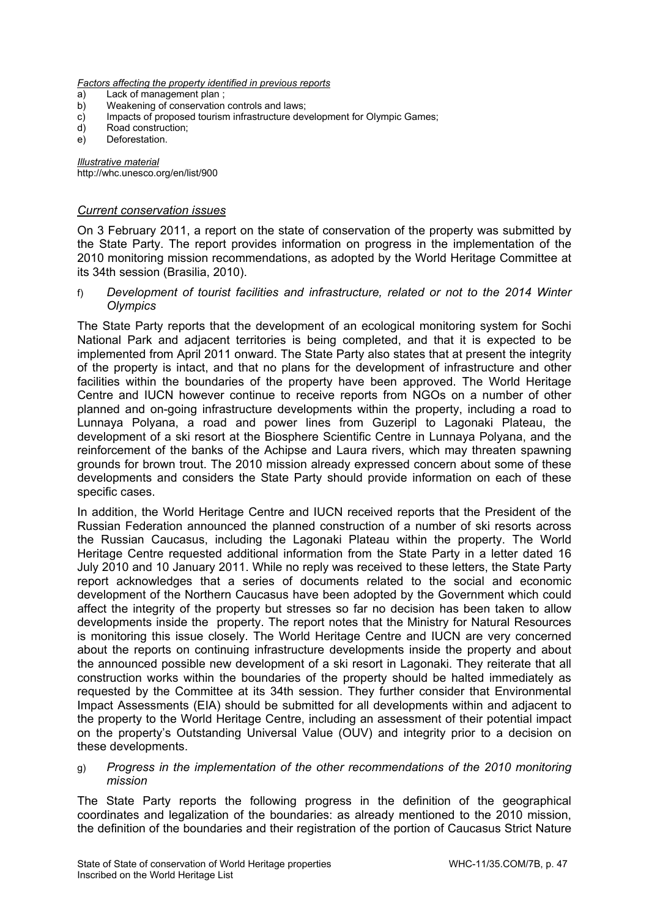*Factors affecting the property identified in previous reports*

a) Lack of management plan ;
b) Weakening of conservation controls and laws;
c) Impacts of proposed tourism infrastructure development for Olympic Games;
d) Road construction;
e) Deforestation.

***Illustrative material***

http://whc.unesco.org/en/list/900

## *Current conservation issues*

On 3 February 2011, a report on the state of conservation of the property was submitted by the State Party. The report provides information on progress in the implementation of the 2010 monitoring mission recommendations, as adopted by the World Heritage Committee at its 34th session (Brasilia, 2010).

f) *Development of tourist facilities and infrastructure, related or not to the 2014 Winter Olympics*

The State Party reports that the development of an ecological monitoring system for Sochi National Park and adjacent territories is being completed, and that it is expected to be implemented from April 2011 onward. The State Party also states that at present the integrity of the property is intact, and that no plans for the development of infrastructure and other facilities within the boundaries of the property have been approved. The World Heritage Centre and IUCN however continue to receive reports from NGOs on a number of other planned and on-going infrastructure developments within the property, including a road to Lunnaya Polyana, a road and power lines from Guzeripl to Lagonaki Plateau, the development of a ski resort at the Biosphere Scientific Centre in Lunnaya Polyana, and the reinforcement of the banks of the Achipse and Laura rivers, which may threaten spawning grounds for brown trout. The 2010 mission already expressed concern about some of these developments and considers the State Party should provide information on each of these specific cases.

In addition, the World Heritage Centre and IUCN received reports that the President of the Russian Federation announced the planned construction of a number of ski resorts across the Russian Caucasus, including the Lagonaki Plateau within the property. The World Heritage Centre requested additional information from the State Party in a letter dated 16 July 2010 and 10 January 2011. While no reply was received to these letters, the State Party report acknowledges that a series of documents related to the social and economic development of the Northern Caucasus have been adopted by the Government which could affect the integrity of the property but stresses so far no decision has been taken to allow developments inside the property. The report notes that the Ministry for Natural Resources is monitoring this issue closely. The World Heritage Centre and IUCN are very concerned about the reports on continuing infrastructure developments inside the property and about the announced possible new development of a ski resort in Lagonaki. They reiterate that all construction works within the boundaries of the property should be halted immediately as requested by the Committee at its 34th session. They further consider that Environmental Impact Assessments (EIA) should be submitted for all developments within and adjacent to the property to the World Heritage Centre, including an assessment of their potential impact on the property's Outstanding Universal Value (OUV) and integrity prior to a decision on these developments.

g) *Progress in the implementation of the other recommendations of the 2010 monitoring mission*

The State Party reports the following progress in the definition of the geographical coordinates and legalization of the boundaries: as already mentioned to the 2010 mission, the definition of the boundaries and their registration of the portion of Caucasus Strict Nature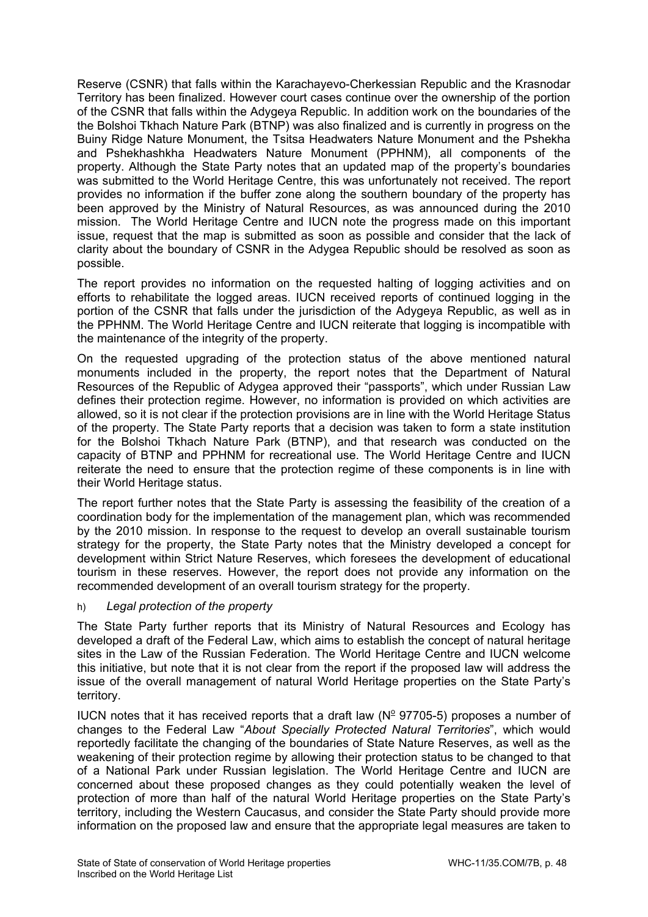Reserve (CSNR) that falls within the Karachayevo-Cherkessian Republic and the Krasnodar Territory has been finalized. However court cases continue over the ownership of the portion of the CSNR that falls within the Adygeya Republic. In addition work on the boundaries of the the Bolshoi Tkhach Nature Park (BTNP) was also finalized and is currently in progress on the Buiny Ridge Nature Monument, the Tsitsa Headwaters Nature Monument and the Pshekha and Pshekhashkha Headwaters Nature Monument (PPHNM), all components of the property. Although the State Party notes that an updated map of the property's boundaries was submitted to the World Heritage Centre, this was unfortunately not received. The report provides no information if the buffer zone along the southern boundary of the property has been approved by the Ministry of Natural Resources, as was announced during the 2010 mission. The World Heritage Centre and IUCN note the progress made on this important issue, request that the map is submitted as soon as possible and consider that the lack of clarity about the boundary of CSNR in the Adygea Republic should be resolved as soon as possible.

The report provides no information on the requested halting of logging activities and on efforts to rehabilitate the logged areas. IUCN received reports of continued logging in the portion of the CSNR that falls under the jurisdiction of the Adygeya Republic, as well as in the PPHNM. The World Heritage Centre and IUCN reiterate that logging is incompatible with the maintenance of the integrity of the property.

On the requested upgrading of the protection status of the above mentioned natural monuments included in the property, the report notes that the Department of Natural Resources of the Republic of Adygea approved their "passports", which under Russian Law defines their protection regime. However, no information is provided on which activities are allowed, so it is not clear if the protection provisions are in line with the World Heritage Status of the property. The State Party reports that a decision was taken to form a state institution for the Bolshoi Tkhach Nature Park (BTNP), and that research was conducted on the capacity of BTNP and PPHNM for recreational use. The World Heritage Centre and IUCN reiterate the need to ensure that the protection regime of these components is in line with their World Heritage status.

The report further notes that the State Party is assessing the feasibility of the creation of a coordination body for the implementation of the management plan, which was recommended by the 2010 mission. In response to the request to develop an overall sustainable tourism strategy for the property, the State Party notes that the Ministry developed a concept for development within Strict Nature Reserves, which foresees the development of educational tourism in these reserves. However, the report does not provide any information on the recommended development of an overall tourism strategy for the property.

h) *Legal protection of the property*

The State Party further reports that its Ministry of Natural Resources and Ecology has developed a draft of the Federal Law, which aims to establish the concept of natural heritage sites in the Law of the Russian Federation. The World Heritage Centre and IUCN welcome this initiative, but note that it is not clear from the report if the proposed law will address the issue of the overall management of natural World Heritage properties on the State Party's territory.

IUCN notes that it has received reports that a draft law (Nº 97705-5) proposes a number of changes to the Federal Law "*About Specially Protected Natural Territories*", which would reportedly facilitate the changing of the boundaries of State Nature Reserves, as well as the weakening of their protection regime by allowing their protection status to be changed to that of a National Park under Russian legislation. The World Heritage Centre and IUCN are concerned about these proposed changes as they could potentially weaken the level of protection of more than half of the natural World Heritage properties on the State Party's territory, including the Western Caucasus, and consider the State Party should provide more information on the proposed law and ensure that the appropriate legal measures are taken to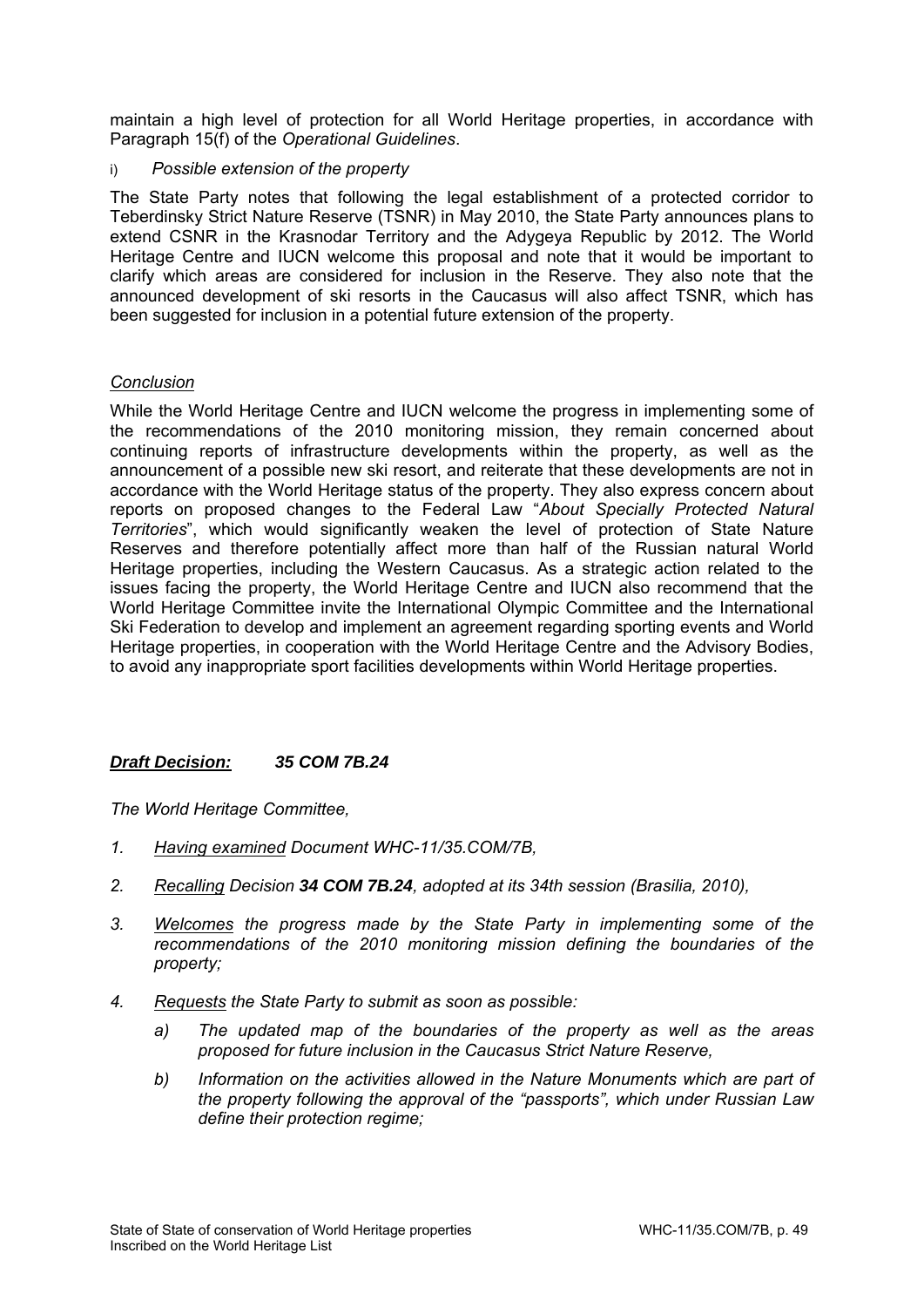maintain a high level of protection for all World Heritage properties, in accordance with Paragraph 15(f) of the *Operational Guidelines*.

i) *Possible extension of the property*

The State Party notes that following the legal establishment of a protected corridor to Teberdinsky Strict Nature Reserve (TSNR) in May 2010, the State Party announces plans to extend CSNR in the Krasnodar Territory and the Adygeya Republic by 2012. The World Heritage Centre and IUCN welcome this proposal and note that it would be important to clarify which areas are considered for inclusion in the Reserve. They also note that the announced development of ski resorts in the Caucasus will also affect TSNR, which has been suggested for inclusion in a potential future extension of the property.

*Conclusion*

While the World Heritage Centre and IUCN welcome the progress in implementing some of the recommendations of the 2010 monitoring mission, they remain concerned about continuing reports of infrastructure developments within the property, as well as the announcement of a possible new ski resort, and reiterate that these developments are not in accordance with the World Heritage status of the property. They also express concern about reports on proposed changes to the Federal Law "*About Specially Protected Natural Territories*", which would significantly weaken the level of protection of State Nature Reserves and therefore potentially affect more than half of the Russian natural World Heritage properties, including the Western Caucasus. As a strategic action related to the issues facing the property, the World Heritage Centre and IUCN also recommend that the World Heritage Committee invite the International Olympic Committee and the International Ski Federation to develop and implement an agreement regarding sporting events and World Heritage properties, in cooperation with the World Heritage Centre and the Advisory Bodies, to avoid any inappropriate sport facilities developments within World Heritage properties.

***Draft Decision:*** ***35 COM 7B.24***

*The World Heritage Committee,*

1. *Having examined Document WHC-11/35.COM/7B,*
2. *Recalling Decision **34 COM 7B.24**, adopted at its 34th session (Brasilia, 2010),*
3. *Welcomes the progress made by the State Party in implementing some of the recommendations of the 2010 monitoring mission defining the boundaries of the property;*
4. *Requests the State Party to submit as soon as possible:*
   - a) *The updated map of the boundaries of the property as well as the areas proposed for future inclusion in the Caucasus Strict Nature Reserve,*
   - b) *Information on the activities allowed in the Nature Monuments which are part of the property following the approval of the "passports", which under Russian Law define their protection regime;*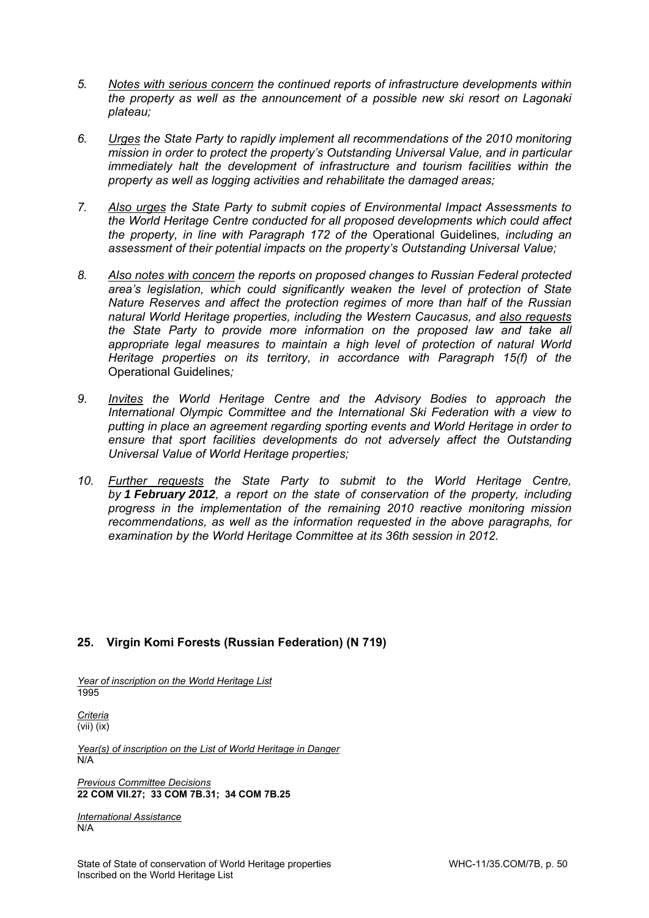5. *Notes with serious concern the continued reports of infrastructure developments within the property as well as the announcement of a possible new ski resort on Lagonaki plateau;*

6. *Urges the State Party to rapidly implement all recommendations of the 2010 monitoring mission in order to protect the property's Outstanding Universal Value, and in particular immediately halt the development of infrastructure and tourism facilities within the property as well as logging activities and rehabilitate the damaged areas;*

7. *Also urges the State Party to submit copies of Environmental Impact Assessments to the World Heritage Centre conducted for all proposed developments which could affect the property, in line with Paragraph 172 of the* Operational Guidelines*, including an assessment of their potential impacts on the property's Outstanding Universal Value;*

8. *Also notes with concern the reports on proposed changes to Russian Federal protected area's legislation, which could significantly weaken the level of protection of State Nature Reserves and affect the protection regimes of more than half of the Russian natural World Heritage properties, including the Western Caucasus, and also requests the State Party to provide more information on the proposed law and take all appropriate legal measures to maintain a high level of protection of natural World Heritage properties on its territory, in accordance with Paragraph 15(f) of the* Operational Guidelines*;*

9. *Invites the World Heritage Centre and the Advisory Bodies to approach the International Olympic Committee and the International Ski Federation with a view to putting in place an agreement regarding sporting events and World Heritage in order to ensure that sport facilities developments do not adversely affect the Outstanding Universal Value of World Heritage properties;*

10. *Further requests the State Party to submit to the World Heritage Centre, by **1 February 2012**, a report on the state of conservation of the property, including progress in the implementation of the remaining 2010 reactive monitoring mission recommendations, as well as the information requested in the above paragraphs, for examination by the World Heritage Committee at its 36th session in 2012.*

## 25. Virgin Komi Forests (Russian Federation) (N 719)

*Year of inscription on the World Heritage List*
1995

*Criteria*
(vii) (ix)

*Year(s) of inscription on the List of World Heritage in Danger*
N/A

*Previous Committee Decisions*
**22 COM VII.27; 33 COM 7B.31; 34 COM 7B.25**

*International Assistance*
N/A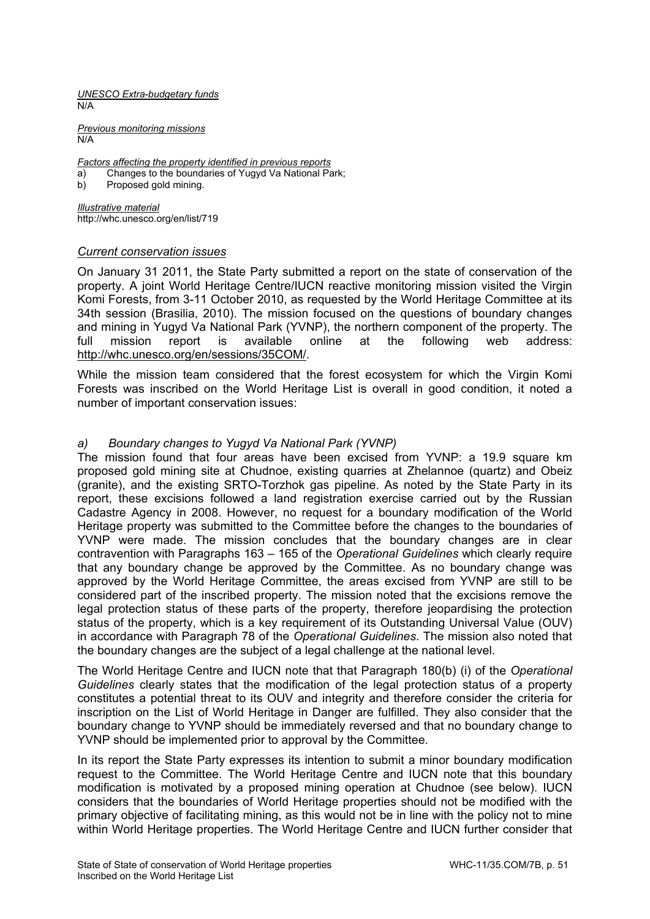*UNESCO Extra-budgetary funds*
N/A

*Previous monitoring missions*
N/A

*Factors affecting the property identified in previous reports*
a) Changes to the boundaries of Yugyd Va National Park;
b) Proposed gold mining.

*Illustrative material*
http://whc.unesco.org/en/list/719

### *Current conservation issues*

On January 31 2011, the State Party submitted a report on the state of conservation of the property. A joint World Heritage Centre/IUCN reactive monitoring mission visited the Virgin Komi Forests, from 3-11 October 2010, as requested by the World Heritage Committee at its 34th session (Brasilia, 2010). The mission focused on the questions of boundary changes and mining in Yugyd Va National Park (YVNP), the northern component of the property. The full mission report is available online at the following web address: http://whc.unesco.org/en/sessions/35COM/.

While the mission team considered that the forest ecosystem for which the Virgin Komi Forests was inscribed on the World Heritage List is overall in good condition, it noted a number of important conservation issues:

#### *a) Boundary changes to Yugyd Va National Park (YVNP)*

The mission found that four areas have been excised from YVNP: a 19.9 square km proposed gold mining site at Chudnoe, existing quarries at Zhelannoe (quartz) and Obeiz (granite), and the existing SRTO-Torzhok gas pipeline. As noted by the State Party in its report, these excisions followed a land registration exercise carried out by the Russian Cadastre Agency in 2008. However, no request for a boundary modification of the World Heritage property was submitted to the Committee before the changes to the boundaries of YVNP were made. The mission concludes that the boundary changes are in clear contravention with Paragraphs 163 – 165 of the *Operational Guidelines* which clearly require that any boundary change be approved by the Committee. As no boundary change was approved by the World Heritage Committee, the areas excised from YVNP are still to be considered part of the inscribed property. The mission noted that the excisions remove the legal protection status of these parts of the property, therefore jeopardising the protection status of the property, which is a key requirement of its Outstanding Universal Value (OUV) in accordance with Paragraph 78 of the *Operational Guidelines*. The mission also noted that the boundary changes are the subject of a legal challenge at the national level.

The World Heritage Centre and IUCN note that that Paragraph 180(b) (i) of the *Operational Guidelines* clearly states that the modification of the legal protection status of a property constitutes a potential threat to its OUV and integrity and therefore consider the criteria for inscription on the List of World Heritage in Danger are fulfilled. They also consider that the boundary change to YVNP should be immediately reversed and that no boundary change to YVNP should be implemented prior to approval by the Committee.

In its report the State Party expresses its intention to submit a minor boundary modification request to the Committee. The World Heritage Centre and IUCN note that this boundary modification is motivated by a proposed mining operation at Chudnoe (see below). IUCN considers that the boundaries of World Heritage properties should not be modified with the primary objective of facilitating mining, as this would not be in line with the policy not to mine within World Heritage properties. The World Heritage Centre and IUCN further consider that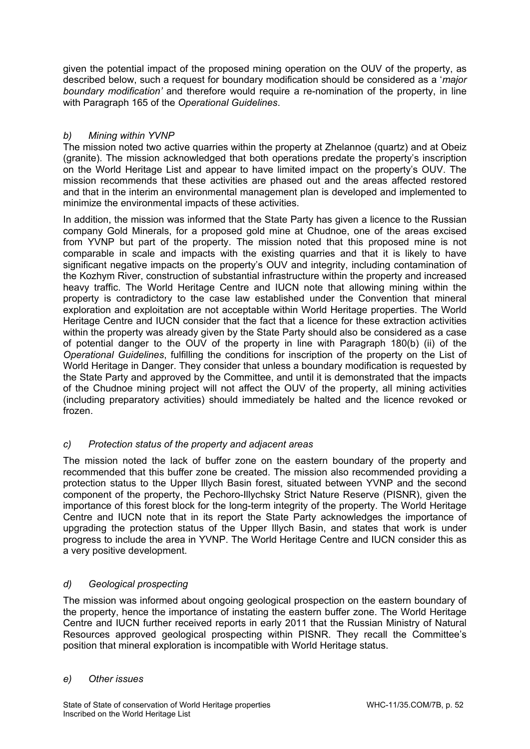given the potential impact of the proposed mining operation on the OUV of the property, as described below, such a request for boundary modification should be considered as a '*major boundary modification'* and therefore would require a re-nomination of the property, in line with Paragraph 165 of the *Operational Guidelines*.

### *b) Mining within YVNP*

The mission noted two active quarries within the property at Zhelannoe (quartz) and at Obeiz (granite). The mission acknowledged that both operations predate the property's inscription on the World Heritage List and appear to have limited impact on the property's OUV. The mission recommends that these activities are phased out and the areas affected restored and that in the interim an environmental management plan is developed and implemented to minimize the environmental impacts of these activities.

In addition, the mission was informed that the State Party has given a licence to the Russian company Gold Minerals, for a proposed gold mine at Chudnoe, one of the areas excised from YVNP but part of the property. The mission noted that this proposed mine is not comparable in scale and impacts with the existing quarries and that it is likely to have significant negative impacts on the property's OUV and integrity, including contamination of the Kozhym River, construction of substantial infrastructure within the property and increased heavy traffic. The World Heritage Centre and IUCN note that allowing mining within the property is contradictory to the case law established under the Convention that mineral exploration and exploitation are not acceptable within World Heritage properties. The World Heritage Centre and IUCN consider that the fact that a licence for these extraction activities within the property was already given by the State Party should also be considered as a case of potential danger to the OUV of the property in line with Paragraph 180(b) (ii) of the *Operational Guidelines*, fulfilling the conditions for inscription of the property on the List of World Heritage in Danger. They consider that unless a boundary modification is requested by the State Party and approved by the Committee, and until it is demonstrated that the impacts of the Chudnoe mining project will not affect the OUV of the property, all mining activities (including preparatory activities) should immediately be halted and the licence revoked or frozen.

### *c) Protection status of the property and adjacent areas*

The mission noted the lack of buffer zone on the eastern boundary of the property and recommended that this buffer zone be created. The mission also recommended providing a protection status to the Upper Illych Basin forest, situated between YVNP and the second component of the property, the Pechoro-Illychsky Strict Nature Reserve (PISNR), given the importance of this forest block for the long-term integrity of the property. The World Heritage Centre and IUCN note that in its report the State Party acknowledges the importance of upgrading the protection status of the Upper Illych Basin, and states that work is under progress to include the area in YVNP. The World Heritage Centre and IUCN consider this as a very positive development.

### *d) Geological prospecting*

The mission was informed about ongoing geological prospection on the eastern boundary of the property, hence the importance of instating the eastern buffer zone. The World Heritage Centre and IUCN further received reports in early 2011 that the Russian Ministry of Natural Resources approved geological prospecting within PISNR. They recall the Committee's position that mineral exploration is incompatible with World Heritage status.

### *e) Other issues*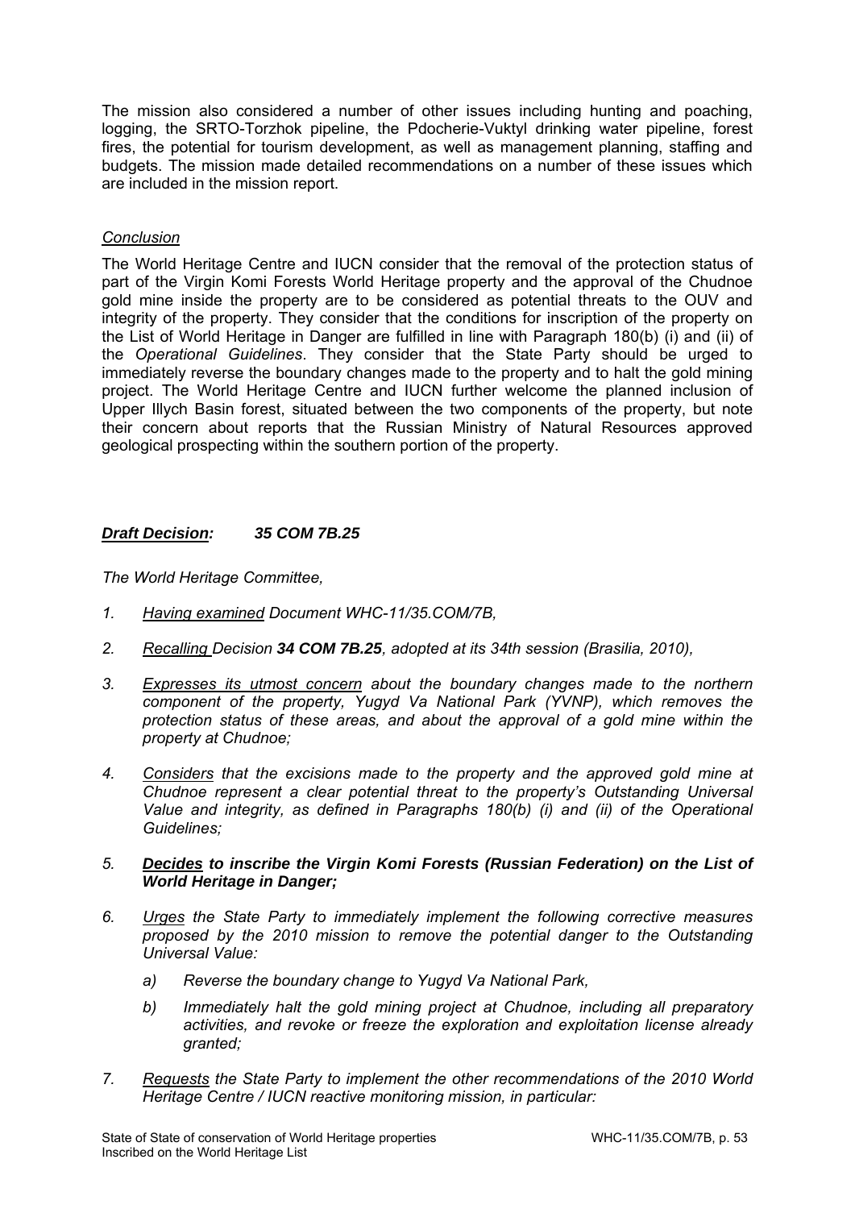The mission also considered a number of other issues including hunting and poaching, logging, the SRTO-Torzhok pipeline, the Pdocherie-Vuktyl drinking water pipeline, forest fires, the potential for tourism development, as well as management planning, staffing and budgets. The mission made detailed recommendations on a number of these issues which are included in the mission report.

*Conclusion*

The World Heritage Centre and IUCN consider that the removal of the protection status of part of the Virgin Komi Forests World Heritage property and the approval of the Chudnoe gold mine inside the property are to be considered as potential threats to the OUV and integrity of the property. They consider that the conditions for inscription of the property on the List of World Heritage in Danger are fulfilled in line with Paragraph 180(b) (i) and (ii) of the *Operational Guidelines*. They consider that the State Party should be urged to immediately reverse the boundary changes made to the property and to halt the gold mining project. The World Heritage Centre and IUCN further welcome the planned inclusion of Upper Illych Basin forest, situated between the two components of the property, but note their concern about reports that the Russian Ministry of Natural Resources approved geological prospecting within the southern portion of the property.

***Draft Decision:*** ***35 COM 7B.25***

*The World Heritage Committee,*

1. *Having examined Document WHC-11/35.COM/7B,*
2. *Recalling Decision **34 COM 7B.25**, adopted at its 34th session (Brasilia, 2010),*
3. *Expresses its utmost concern about the boundary changes made to the northern component of the property, Yugyd Va National Park (YVNP), which removes the protection status of these areas, and about the approval of a gold mine within the property at Chudnoe;*
4. *Considers that the excisions made to the property and the approved gold mine at Chudnoe represent a clear potential threat to the property's Outstanding Universal Value and integrity, as defined in Paragraphs 180(b) (i) and (ii) of the Operational Guidelines;*
5. ***Decides to inscribe the Virgin Komi Forests (Russian Federation) on the List of World Heritage in Danger;***
6. *Urges the State Party to immediately implement the following corrective measures proposed by the 2010 mission to remove the potential danger to the Outstanding Universal Value:*
   a) *Reverse the boundary change to Yugyd Va National Park,*
   b) *Immediately halt the gold mining project at Chudnoe, including all preparatory activities, and revoke or freeze the exploration and exploitation license already granted;*
7. *Requests the State Party to implement the other recommendations of the 2010 World Heritage Centre / IUCN reactive monitoring mission, in particular:*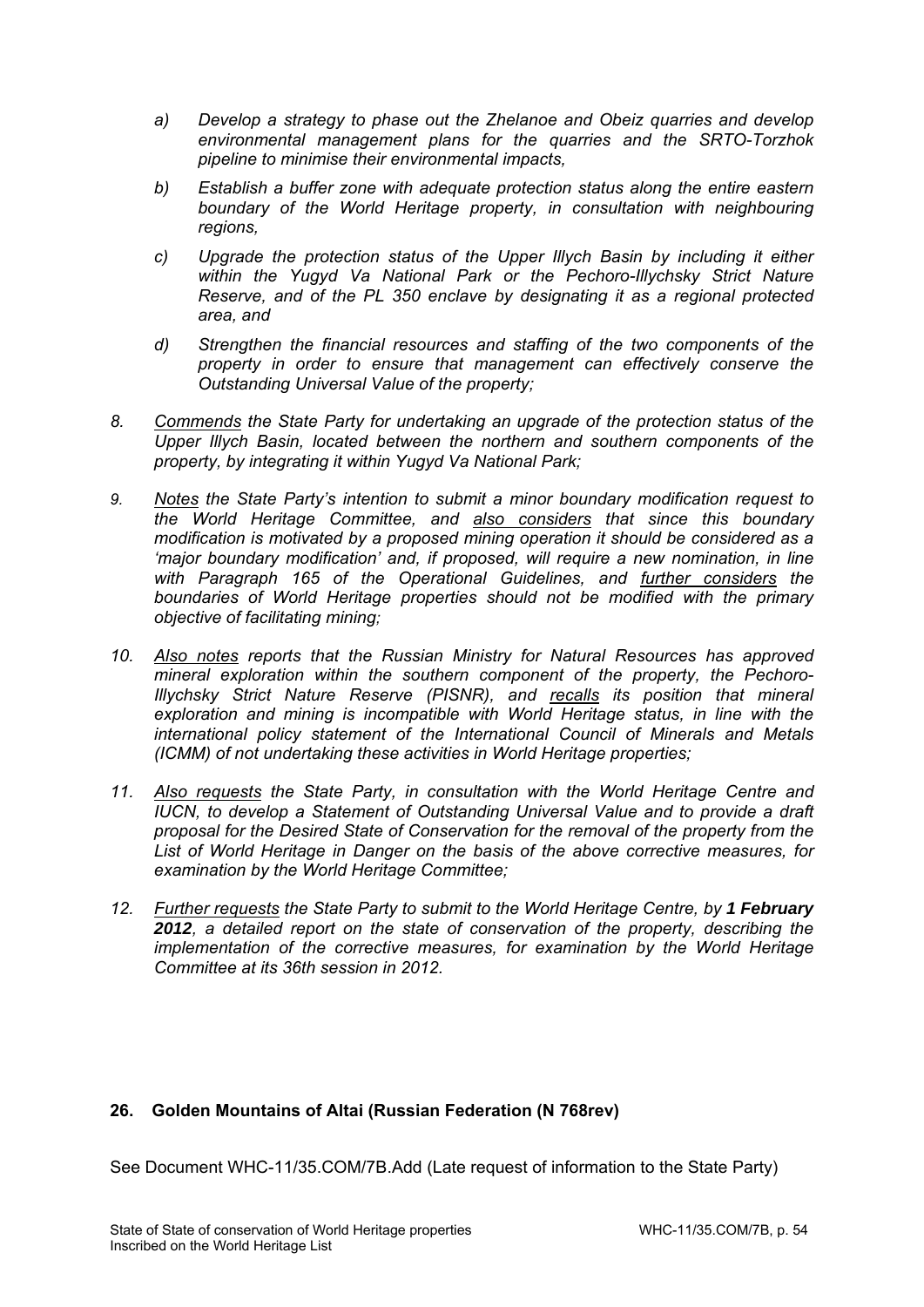*a) Develop a strategy to phase out the Zhelanoe and Obeiz quarries and develop environmental management plans for the quarries and the SRTO-Torzhok pipeline to minimise their environmental impacts,*

*b) Establish a buffer zone with adequate protection status along the entire eastern boundary of the World Heritage property, in consultation with neighbouring regions,*

*c) Upgrade the protection status of the Upper Illych Basin by including it either within the Yugyd Va National Park or the Pechoro-Illychsky Strict Nature Reserve, and of the PL 350 enclave by designating it as a regional protected area, and*

*d) Strengthen the financial resources and staffing of the two components of the property in order to ensure that management can effectively conserve the Outstanding Universal Value of the property;*

8. *Commends the State Party for undertaking an upgrade of the protection status of the Upper Illych Basin, located between the northern and southern components of the property, by integrating it within Yugyd Va National Park;*

9. *Notes the State Party's intention to submit a minor boundary modification request to the World Heritage Committee, and also considers that since this boundary modification is motivated by a proposed mining operation it should be considered as a 'major boundary modification' and, if proposed, will require a new nomination, in line with Paragraph 165 of the Operational Guidelines, and further considers the boundaries of World Heritage properties should not be modified with the primary objective of facilitating mining;*

10. *Also notes reports that the Russian Ministry for Natural Resources has approved mineral exploration within the southern component of the property, the Pechoro-Illychsky Strict Nature Reserve (PISNR), and recalls its position that mineral exploration and mining is incompatible with World Heritage status, in line with the international policy statement of the International Council of Minerals and Metals (ICMM) of not undertaking these activities in World Heritage properties;*

11. *Also requests the State Party, in consultation with the World Heritage Centre and IUCN, to develop a Statement of Outstanding Universal Value and to provide a draft proposal for the Desired State of Conservation for the removal of the property from the List of World Heritage in Danger on the basis of the above corrective measures, for examination by the World Heritage Committee;*

12. *Further requests the State Party to submit to the World Heritage Centre, by **1 February 2012**, a detailed report on the state of conservation of the property, describing the implementation of the corrective measures, for examination by the World Heritage Committee at its 36th session in 2012.*

**26. Golden Mountains of Altai (Russian Federation (N 768rev)**

See Document WHC-11/35.COM/7B.Add (Late request of information to the State Party)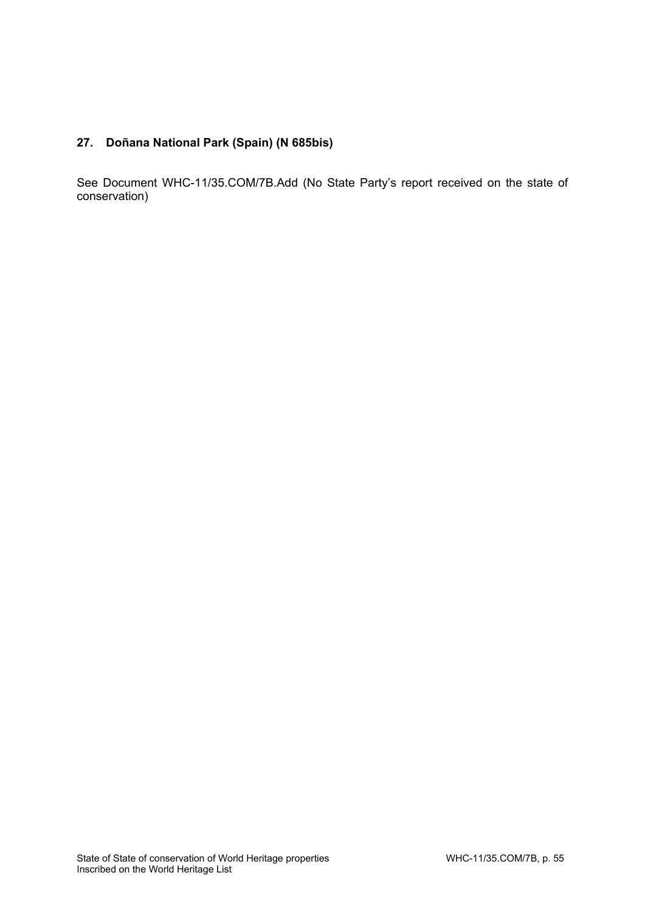### 27. Doñana National Park (Spain) (N 685bis)

See Document WHC-11/35.COM/7B.Add (No State Party's report received on the state of conservation)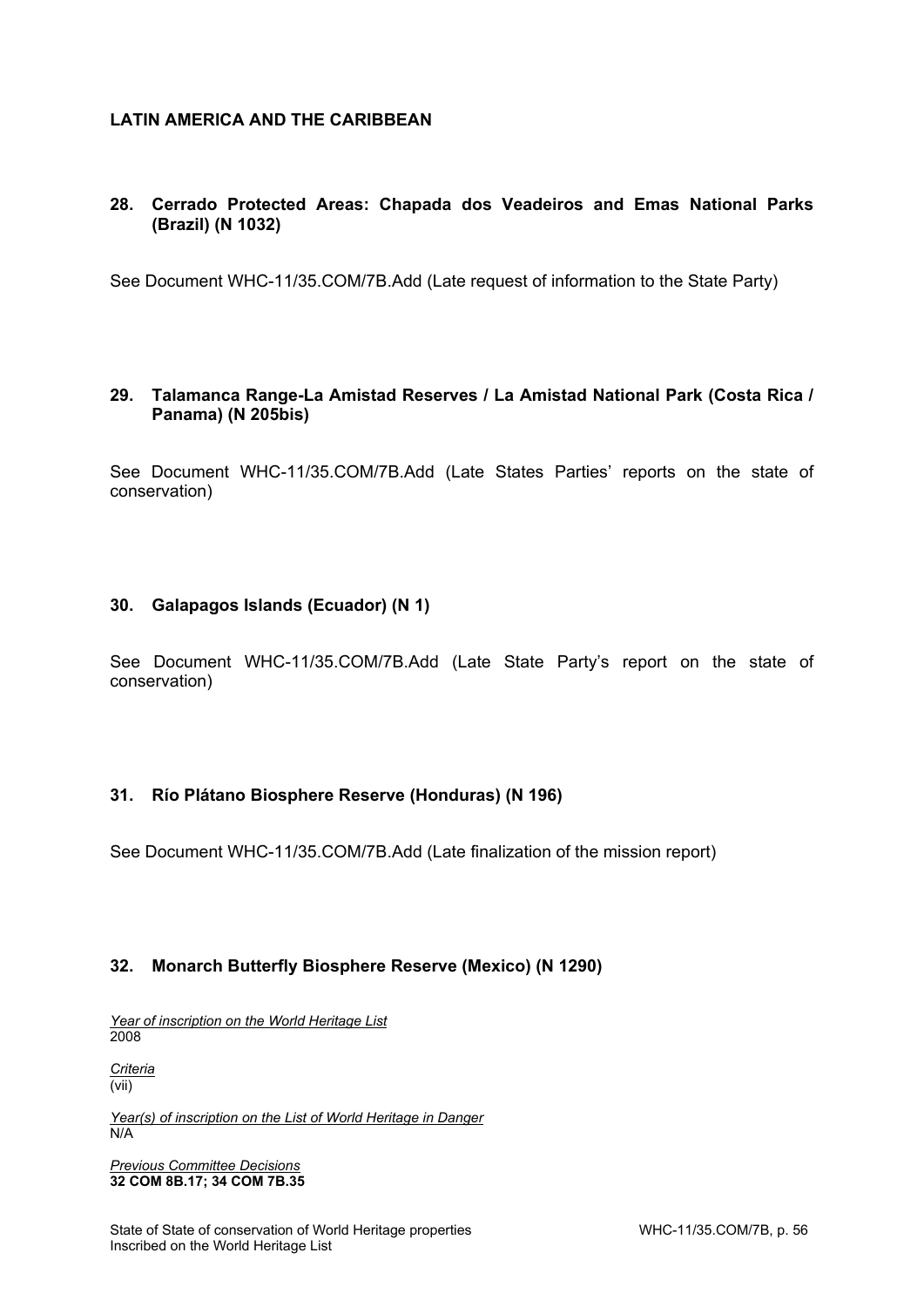## LATIN AMERICA AND THE CARIBBEAN

### 28. Cerrado Protected Areas: Chapada dos Veadeiros and Emas National Parks (Brazil) (N 1032)

See Document WHC-11/35.COM/7B.Add (Late request of information to the State Party)

### 29. Talamanca Range-La Amistad Reserves / La Amistad National Park (Costa Rica / Panama) (N 205bis)

See Document WHC-11/35.COM/7B.Add (Late States Parties' reports on the state of conservation)

### 30. Galapagos Islands (Ecuador) (N 1)

See Document WHC-11/35.COM/7B.Add (Late State Party's report on the state of conservation)

### 31. Río Plátano Biosphere Reserve (Honduras) (N 196)

See Document WHC-11/35.COM/7B.Add (Late finalization of the mission report)

### 32. Monarch Butterfly Biosphere Reserve (Mexico) (N 1290)

*Year of inscription on the World Heritage List*
2008

*Criteria*
(vii)

*Year(s) of inscription on the List of World Heritage in Danger*
N/A

*Previous Committee Decisions*
**32 COM 8B.17; 34 COM 7B.35**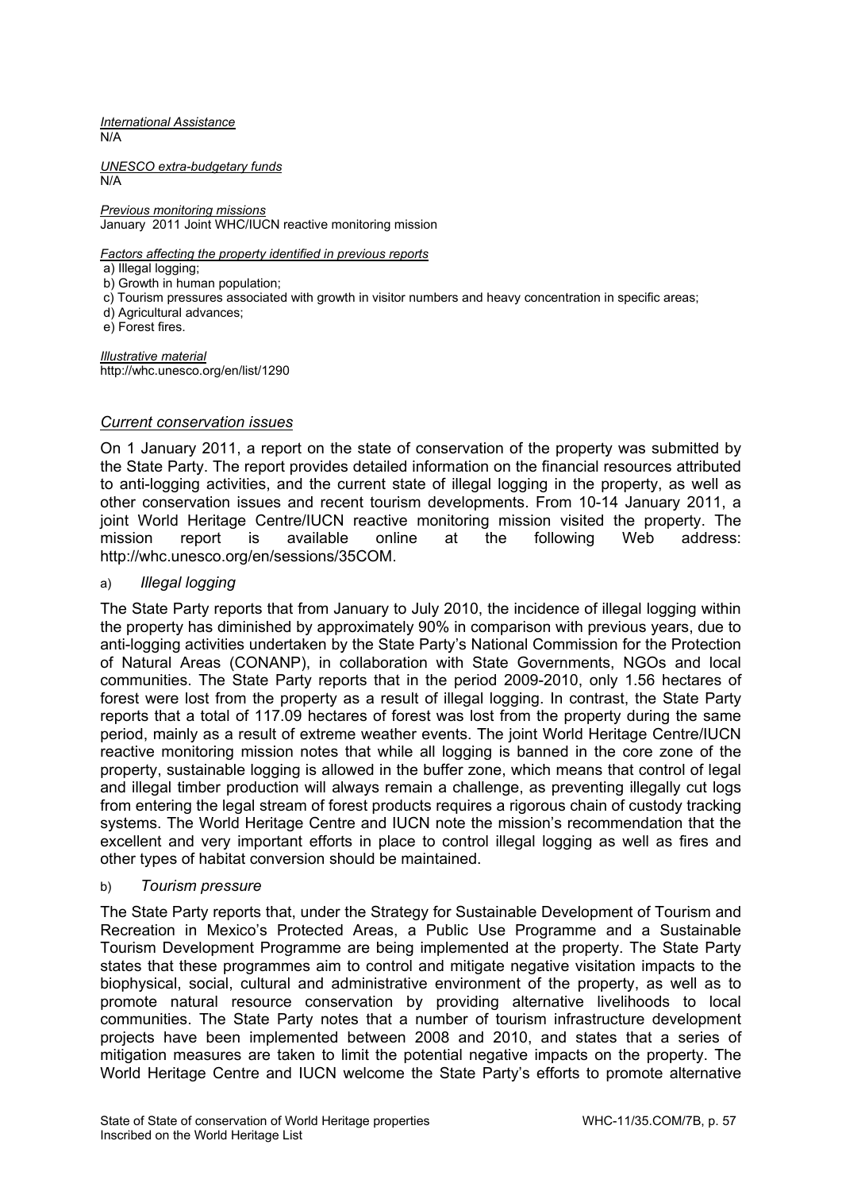*International Assistance*
N/A

*UNESCO extra-budgetary funds*
N/A

*Previous monitoring missions*
January 2011 Joint WHC/IUCN reactive monitoring mission

*Factors affecting the property identified in previous reports*

a) Illegal logging;
b) Growth in human population;
c) Tourism pressures associated with growth in visitor numbers and heavy concentration in specific areas;
d) Agricultural advances;
e) Forest fires.

*Illustrative material*
http://whc.unesco.org/en/list/1290

## *Current conservation issues*

On 1 January 2011, a report on the state of conservation of the property was submitted by the State Party. The report provides detailed information on the financial resources attributed to anti-logging activities, and the current state of illegal logging in the property, as well as other conservation issues and recent tourism developments. From 10-14 January 2011, a joint World Heritage Centre/IUCN reactive monitoring mission visited the property. The mission report is available online at the following Web address: http://whc.unesco.org/en/sessions/35COM.

### a) *Illegal logging*

The State Party reports that from January to July 2010, the incidence of illegal logging within the property has diminished by approximately 90% in comparison with previous years, due to anti-logging activities undertaken by the State Party's National Commission for the Protection of Natural Areas (CONANP), in collaboration with State Governments, NGOs and local communities. The State Party reports that in the period 2009-2010, only 1.56 hectares of forest were lost from the property as a result of illegal logging. In contrast, the State Party reports that a total of 117.09 hectares of forest was lost from the property during the same period, mainly as a result of extreme weather events. The joint World Heritage Centre/IUCN reactive monitoring mission notes that while all logging is banned in the core zone of the property, sustainable logging is allowed in the buffer zone, which means that control of legal and illegal timber production will always remain a challenge, as preventing illegally cut logs from entering the legal stream of forest products requires a rigorous chain of custody tracking systems. The World Heritage Centre and IUCN note the mission's recommendation that the excellent and very important efforts in place to control illegal logging as well as fires and other types of habitat conversion should be maintained.

### b) *Tourism pressure*

The State Party reports that, under the Strategy for Sustainable Development of Tourism and Recreation in Mexico's Protected Areas, a Public Use Programme and a Sustainable Tourism Development Programme are being implemented at the property. The State Party states that these programmes aim to control and mitigate negative visitation impacts to the biophysical, social, cultural and administrative environment of the property, as well as to promote natural resource conservation by providing alternative livelihoods to local communities. The State Party notes that a number of tourism infrastructure development projects have been implemented between 2008 and 2010, and states that a series of mitigation measures are taken to limit the potential negative impacts on the property. The World Heritage Centre and IUCN welcome the State Party's efforts to promote alternative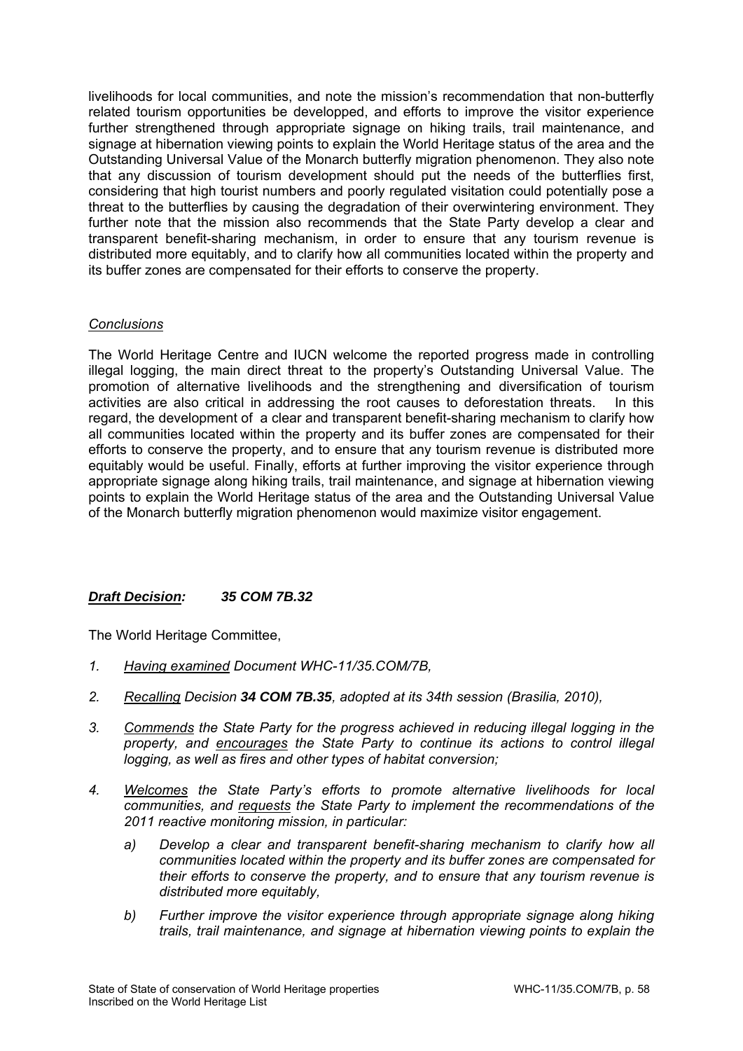livelihoods for local communities, and note the mission's recommendation that non-butterfly related tourism opportunities be developped, and efforts to improve the visitor experience further strengthened through appropriate signage on hiking trails, trail maintenance, and signage at hibernation viewing points to explain the World Heritage status of the area and the Outstanding Universal Value of the Monarch butterfly migration phenomenon. They also note that any discussion of tourism development should put the needs of the butterflies first, considering that high tourist numbers and poorly regulated visitation could potentially pose a threat to the butterflies by causing the degradation of their overwintering environment. They further note that the mission also recommends that the State Party develop a clear and transparent benefit-sharing mechanism, in order to ensure that any tourism revenue is distributed more equitably, and to clarify how all communities located within the property and its buffer zones are compensated for their efforts to conserve the property.

*Conclusions*

The World Heritage Centre and IUCN welcome the reported progress made in controlling illegal logging, the main direct threat to the property's Outstanding Universal Value. The promotion of alternative livelihoods and the strengthening and diversification of tourism activities are also critical in addressing the root causes to deforestation threats. In this regard, the development of a clear and transparent benefit-sharing mechanism to clarify how all communities located within the property and its buffer zones are compensated for their efforts to conserve the property, and to ensure that any tourism revenue is distributed more equitably would be useful. Finally, efforts at further improving the visitor experience through appropriate signage along hiking trails, trail maintenance, and signage at hibernation viewing points to explain the World Heritage status of the area and the Outstanding Universal Value of the Monarch butterfly migration phenomenon would maximize visitor engagement.

***Draft Decision:*** ***35 COM 7B.32***

The World Heritage Committee,

1. *Having examined Document WHC-11/35.COM/7B,*
2. *Recalling Decision* ***34 COM 7B.35****, adopted at its 34th session (Brasilia, 2010),*
3. *Commends the State Party for the progress achieved in reducing illegal logging in the property, and encourages the State Party to continue its actions to control illegal logging, as well as fires and other types of habitat conversion;*
4. *Welcomes the State Party's efforts to promote alternative livelihoods for local communities, and requests the State Party to implement the recommendations of the 2011 reactive monitoring mission, in particular:*
   - a) *Develop a clear and transparent benefit-sharing mechanism to clarify how all communities located within the property and its buffer zones are compensated for their efforts to conserve the property, and to ensure that any tourism revenue is distributed more equitably,*
   - b) *Further improve the visitor experience through appropriate signage along hiking trails, trail maintenance, and signage at hibernation viewing points to explain the*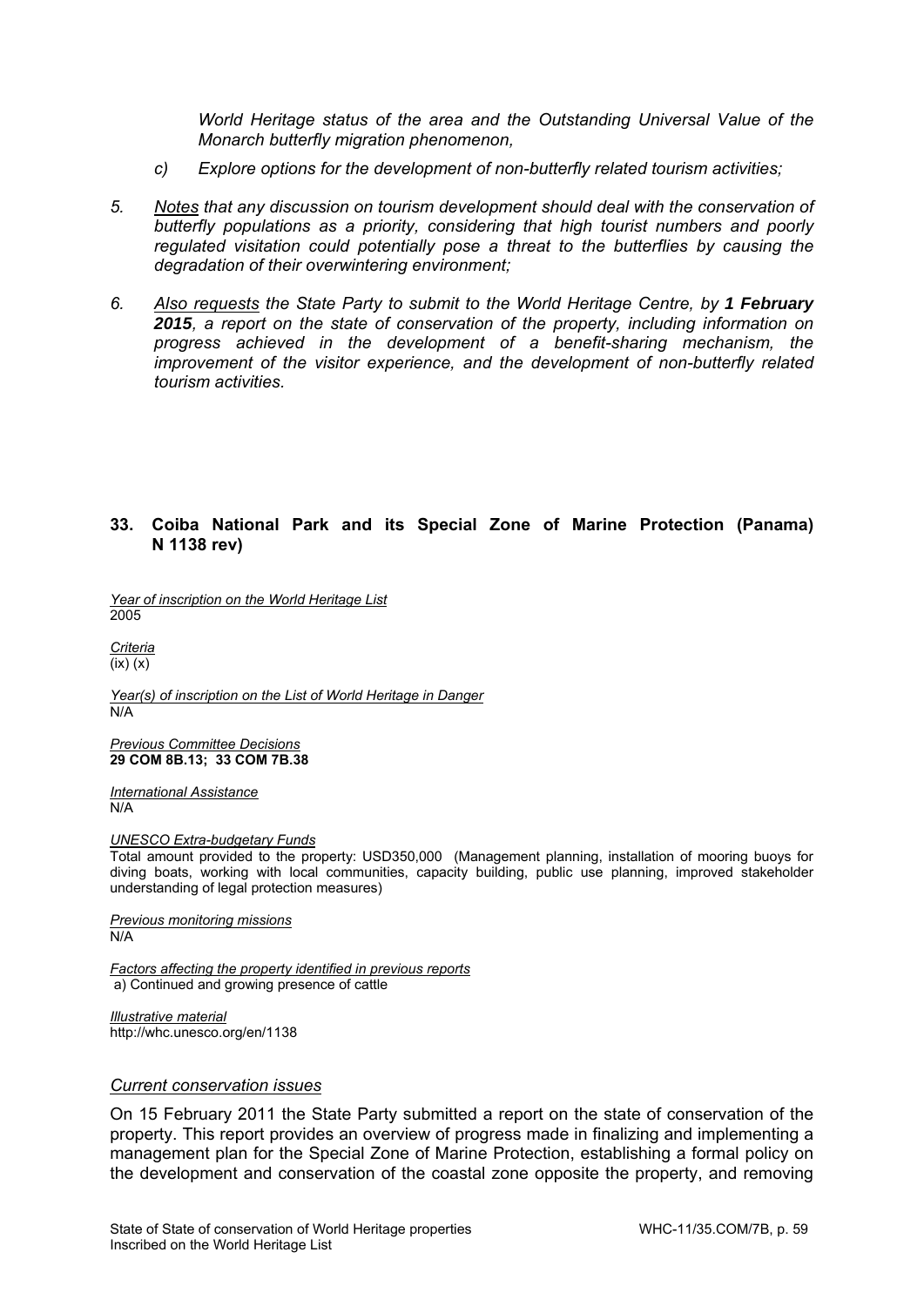*World Heritage status of the area and the Outstanding Universal Value of the Monarch butterfly migration phenomenon,*

*c) Explore options for the development of non-butterfly related tourism activities;*

5. *Notes that any discussion on tourism development should deal with the conservation of butterfly populations as a priority, considering that high tourist numbers and poorly regulated visitation could potentially pose a threat to the butterflies by causing the degradation of their overwintering environment;*

6. *Also requests the State Party to submit to the World Heritage Centre, by **1 February 2015**, a report on the state of conservation of the property, including information on progress achieved in the development of a benefit-sharing mechanism, the improvement of the visitor experience, and the development of non-butterfly related tourism activities.*

## 33. Coiba National Park and its Special Zone of Marine Protection (Panama) N 1138 rev)

*Year of inscription on the World Heritage List*
2005

*Criteria*
(ix) (x)

*Year(s) of inscription on the List of World Heritage in Danger*
N/A

*Previous Committee Decisions*
**29 COM 8B.13; 33 COM 7B.38**

*International Assistance*
N/A

*UNESCO Extra-budgetary Funds*
Total amount provided to the property: USD350,000 (Management planning, installation of mooring buoys for diving boats, working with local communities, capacity building, public use planning, improved stakeholder understanding of legal protection measures)

*Previous monitoring missions*
N/A

*Factors affecting the property identified in previous reports*
a) Continued and growing presence of cattle

*Illustrative material*
http://whc.unesco.org/en/1138

### *Current conservation issues*

On 15 February 2011 the State Party submitted a report on the state of conservation of the property. This report provides an overview of progress made in finalizing and implementing a management plan for the Special Zone of Marine Protection, establishing a formal policy on the development and conservation of the coastal zone opposite the property, and removing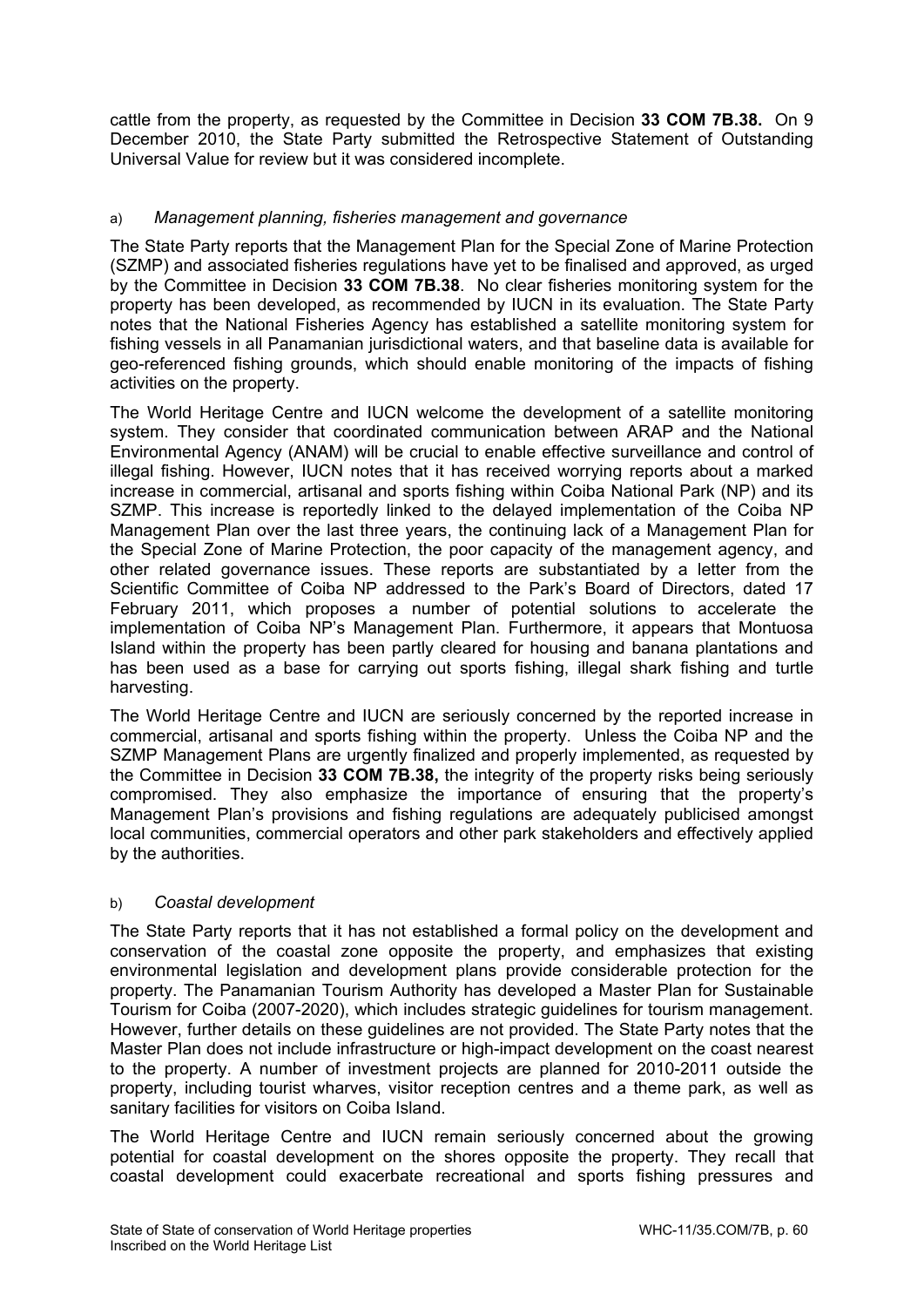cattle from the property, as requested by the Committee in Decision **33 COM 7B.38.** On 9 December 2010, the State Party submitted the Retrospective Statement of Outstanding Universal Value for review but it was considered incomplete.

a) *Management planning, fisheries management and governance*

The State Party reports that the Management Plan for the Special Zone of Marine Protection (SZMP) and associated fisheries regulations have yet to be finalised and approved, as urged by the Committee in Decision **33 COM 7B.38**. No clear fisheries monitoring system for the property has been developed, as recommended by IUCN in its evaluation. The State Party notes that the National Fisheries Agency has established a satellite monitoring system for fishing vessels in all Panamanian jurisdictional waters, and that baseline data is available for geo-referenced fishing grounds, which should enable monitoring of the impacts of fishing activities on the property.

The World Heritage Centre and IUCN welcome the development of a satellite monitoring system. They consider that coordinated communication between ARAP and the National Environmental Agency (ANAM) will be crucial to enable effective surveillance and control of illegal fishing. However, IUCN notes that it has received worrying reports about a marked increase in commercial, artisanal and sports fishing within Coiba National Park (NP) and its SZMP. This increase is reportedly linked to the delayed implementation of the Coiba NP Management Plan over the last three years, the continuing lack of a Management Plan for the Special Zone of Marine Protection, the poor capacity of the management agency, and other related governance issues. These reports are substantiated by a letter from the Scientific Committee of Coiba NP addressed to the Park's Board of Directors, dated 17 February 2011, which proposes a number of potential solutions to accelerate the implementation of Coiba NP's Management Plan. Furthermore, it appears that Montuosa Island within the property has been partly cleared for housing and banana plantations and has been used as a base for carrying out sports fishing, illegal shark fishing and turtle harvesting.

The World Heritage Centre and IUCN are seriously concerned by the reported increase in commercial, artisanal and sports fishing within the property. Unless the Coiba NP and the SZMP Management Plans are urgently finalized and properly implemented, as requested by the Committee in Decision **33 COM 7B.38,** the integrity of the property risks being seriously compromised. They also emphasize the importance of ensuring that the property's Management Plan's provisions and fishing regulations are adequately publicised amongst local communities, commercial operators and other park stakeholders and effectively applied by the authorities.

b) *Coastal development*

The State Party reports that it has not established a formal policy on the development and conservation of the coastal zone opposite the property, and emphasizes that existing environmental legislation and development plans provide considerable protection for the property. The Panamanian Tourism Authority has developed a Master Plan for Sustainable Tourism for Coiba (2007-2020), which includes strategic guidelines for tourism management. However, further details on these guidelines are not provided. The State Party notes that the Master Plan does not include infrastructure or high-impact development on the coast nearest to the property. A number of investment projects are planned for 2010-2011 outside the property, including tourist wharves, visitor reception centres and a theme park, as well as sanitary facilities for visitors on Coiba Island.

The World Heritage Centre and IUCN remain seriously concerned about the growing potential for coastal development on the shores opposite the property. They recall that coastal development could exacerbate recreational and sports fishing pressures and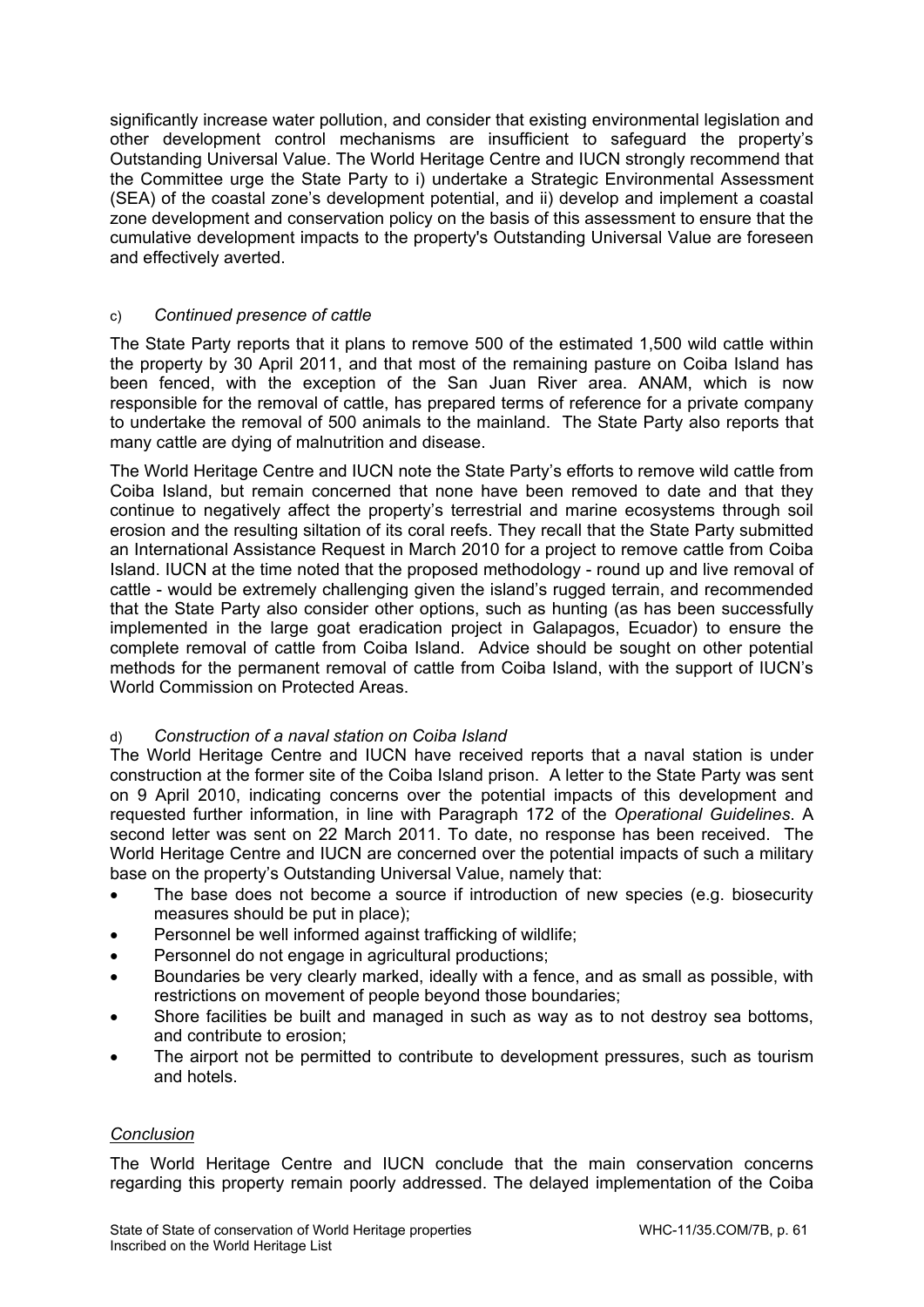significantly increase water pollution, and consider that existing environmental legislation and other development control mechanisms are insufficient to safeguard the property's Outstanding Universal Value. The World Heritage Centre and IUCN strongly recommend that the Committee urge the State Party to i) undertake a Strategic Environmental Assessment (SEA) of the coastal zone's development potential, and ii) develop and implement a coastal zone development and conservation policy on the basis of this assessment to ensure that the cumulative development impacts to the property's Outstanding Universal Value are foreseen and effectively averted.

c) *Continued presence of cattle*

The State Party reports that it plans to remove 500 of the estimated 1,500 wild cattle within the property by 30 April 2011, and that most of the remaining pasture on Coiba Island has been fenced, with the exception of the San Juan River area. ANAM, which is now responsible for the removal of cattle, has prepared terms of reference for a private company to undertake the removal of 500 animals to the mainland. The State Party also reports that many cattle are dying of malnutrition and disease.

The World Heritage Centre and IUCN note the State Party's efforts to remove wild cattle from Coiba Island, but remain concerned that none have been removed to date and that they continue to negatively affect the property's terrestrial and marine ecosystems through soil erosion and the resulting siltation of its coral reefs. They recall that the State Party submitted an International Assistance Request in March 2010 for a project to remove cattle from Coiba Island. IUCN at the time noted that the proposed methodology - round up and live removal of cattle - would be extremely challenging given the island's rugged terrain, and recommended that the State Party also consider other options, such as hunting (as has been successfully implemented in the large goat eradication project in Galapagos, Ecuador) to ensure the complete removal of cattle from Coiba Island. Advice should be sought on other potential methods for the permanent removal of cattle from Coiba Island, with the support of IUCN's World Commission on Protected Areas.

d) *Construction of a naval station on Coiba Island*

The World Heritage Centre and IUCN have received reports that a naval station is under construction at the former site of the Coiba Island prison. A letter to the State Party was sent on 9 April 2010, indicating concerns over the potential impacts of this development and requested further information, in line with Paragraph 172 of the *Operational Guidelines*. A second letter was sent on 22 March 2011. To date, no response has been received. The World Heritage Centre and IUCN are concerned over the potential impacts of such a military base on the property's Outstanding Universal Value, namely that:

- The base does not become a source if introduction of new species (e.g. biosecurity measures should be put in place);
- Personnel be well informed against trafficking of wildlife;
- Personnel do not engage in agricultural productions;
- Boundaries be very clearly marked, ideally with a fence, and as small as possible, with restrictions on movement of people beyond those boundaries;
- Shore facilities be built and managed in such as way as to not destroy sea bottoms, and contribute to erosion;
- The airport not be permitted to contribute to development pressures, such as tourism and hotels.

*Conclusion*

The World Heritage Centre and IUCN conclude that the main conservation concerns regarding this property remain poorly addressed. The delayed implementation of the Coiba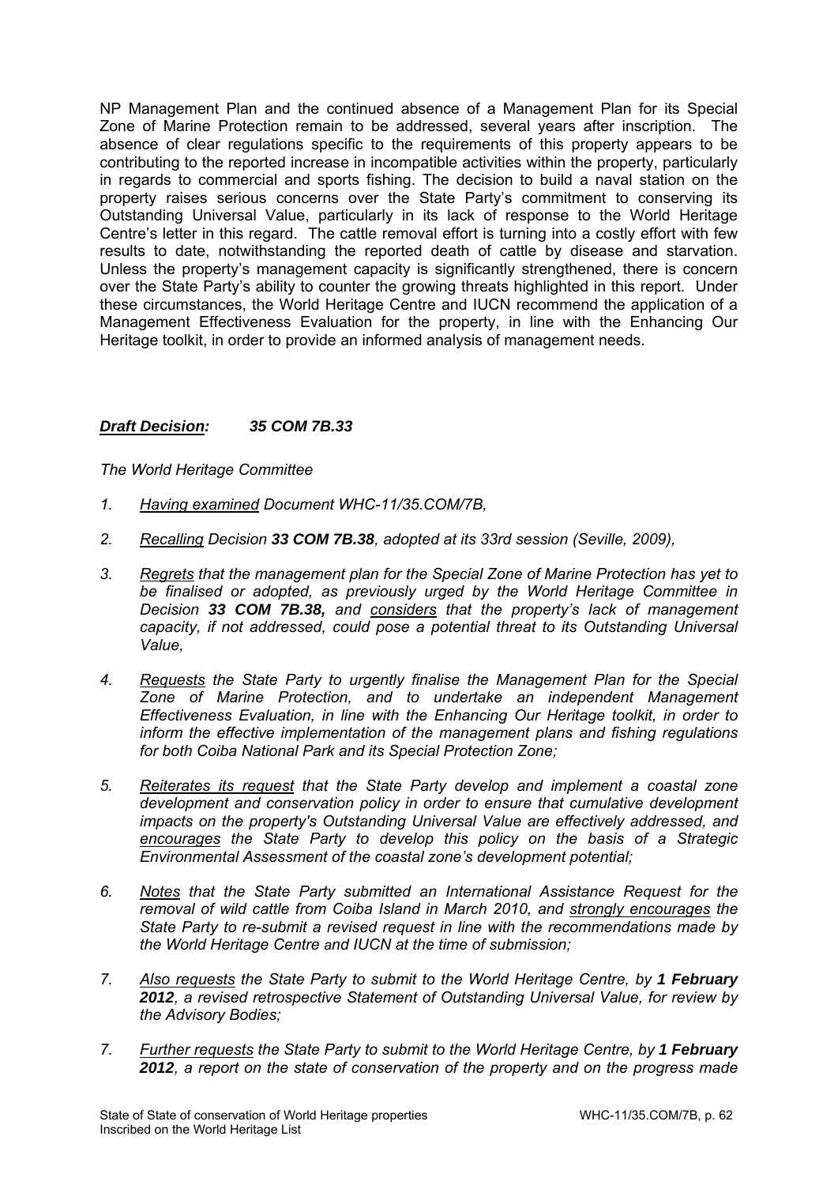NP Management Plan and the continued absence of a Management Plan for its Special Zone of Marine Protection remain to be addressed, several years after inscription. The absence of clear regulations specific to the requirements of this property appears to be contributing to the reported increase in incompatible activities within the property, particularly in regards to commercial and sports fishing. The decision to build a naval station on the property raises serious concerns over the State Party's commitment to conserving its Outstanding Universal Value, particularly in its lack of response to the World Heritage Centre's letter in this regard. The cattle removal effort is turning into a costly effort with few results to date, notwithstanding the reported death of cattle by disease and starvation. Unless the property's management capacity is significantly strengthened, there is concern over the State Party's ability to counter the growing threats highlighted in this report. Under these circumstances, the World Heritage Centre and IUCN recommend the application of a Management Effectiveness Evaluation for the property, in line with the Enhancing Our Heritage toolkit, in order to provide an informed analysis of management needs.

***Draft Decision:*** ***35 COM 7B.33***

*The World Heritage Committee*

1. *Having examined Document WHC-11/35.COM/7B,*

2. *Recalling Decision **33 COM 7B.38**, adopted at its 33rd session (Seville, 2009),*

3. *Regrets that the management plan for the Special Zone of Marine Protection has yet to be finalised or adopted, as previously urged by the World Heritage Committee in Decision **33 COM 7B.38,** and considers that the property's lack of management capacity, if not addressed, could pose a potential threat to its Outstanding Universal Value,*

4. *Requests the State Party to urgently finalise the Management Plan for the Special Zone of Marine Protection, and to undertake an independent Management Effectiveness Evaluation, in line with the Enhancing Our Heritage toolkit, in order to inform the effective implementation of the management plans and fishing regulations for both Coiba National Park and its Special Protection Zone;*

5. *Reiterates its request that the State Party develop and implement a coastal zone development and conservation policy in order to ensure that cumulative development impacts on the property's Outstanding Universal Value are effectively addressed, and encourages the State Party to develop this policy on the basis of a Strategic Environmental Assessment of the coastal zone's development potential;*

6. *Notes that the State Party submitted an International Assistance Request for the removal of wild cattle from Coiba Island in March 2010, and strongly encourages the State Party to re-submit a revised request in line with the recommendations made by the World Heritage Centre and IUCN at the time of submission;*

7. *Also requests the State Party to submit to the World Heritage Centre, by **1 February 2012**, a revised retrospective Statement of Outstanding Universal Value, for review by the Advisory Bodies;*

7. *Further requests the State Party to submit to the World Heritage Centre, by **1 February 2012**, a report on the state of conservation of the property and on the progress made*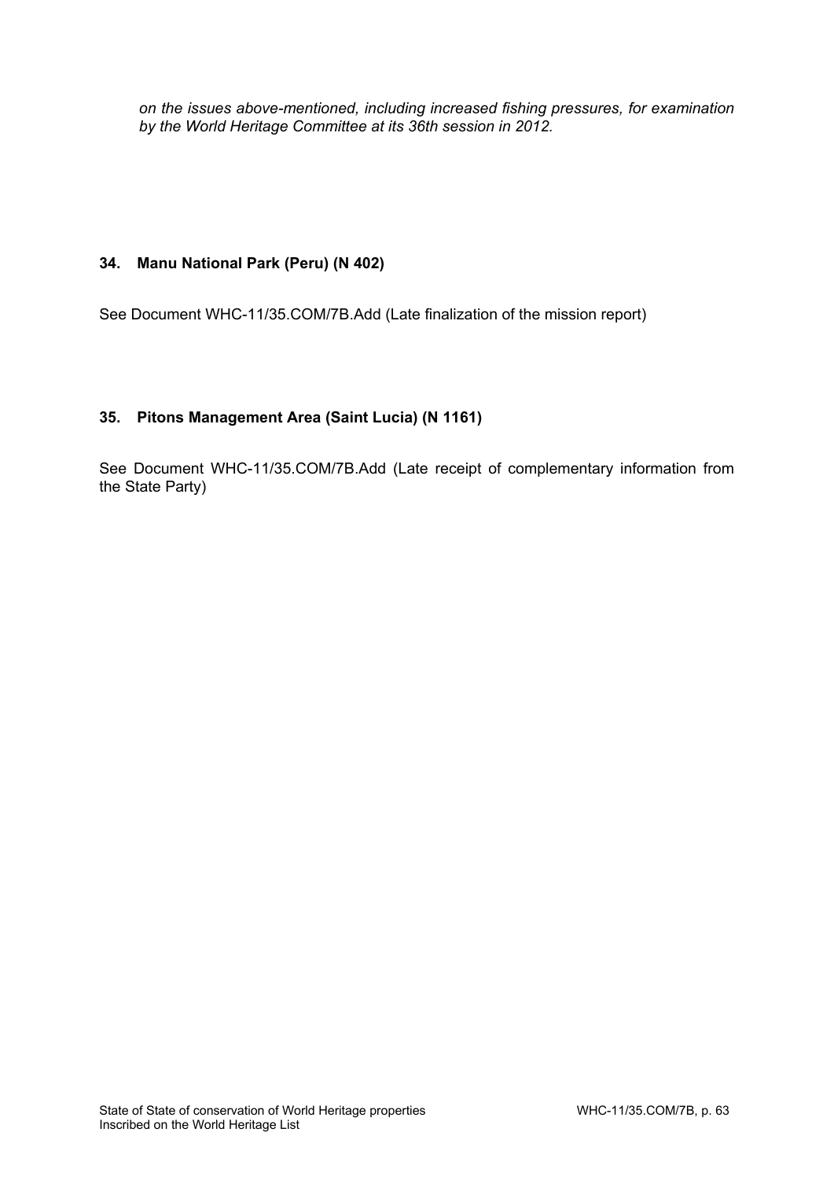*on the issues above-mentioned, including increased fishing pressures, for examination by the World Heritage Committee at its 36th session in 2012.*

### 34. Manu National Park (Peru) (N 402)

See Document WHC-11/35.COM/7B.Add (Late finalization of the mission report)

### 35. Pitons Management Area (Saint Lucia) (N 1161)

See Document WHC-11/35.COM/7B.Add (Late receipt of complementary information from the State Party)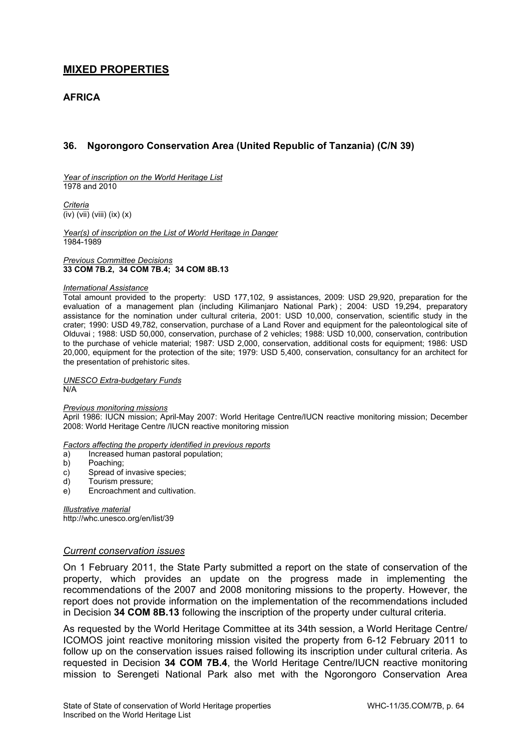## MIXED PROPERTIES

### AFRICA

### 36. Ngorongoro Conservation Area (United Republic of Tanzania) (C/N 39)

*Year of inscription on the World Heritage List*
1978 and 2010

*Criteria*
(iv) (vii) (viii) (ix) (x)

*Year(s) of inscription on the List of World Heritage in Danger*
1984-1989

*Previous Committee Decisions*
**33 COM 7B.2, 34 COM 7B.4; 34 COM 8B.13**

*International Assistance*
Total amount provided to the property: USD 177,102, 9 assistances, 2009: USD 29,920, preparation for the evaluation of a management plan (including Kilimanjaro National Park) ; 2004: USD 19,294, preparatory assistance for the nomination under cultural criteria, 2001: USD 10,000, conservation, scientific study in the crater; 1990: USD 49,782, conservation, purchase of a Land Rover and equipment for the paleontological site of Olduvai ; 1988: USD 50,000, conservation, purchase of 2 vehicles; 1988: USD 10,000, conservation, contribution to the purchase of vehicle material; 1987: USD 2,000, conservation, additional costs for equipment; 1986: USD 20,000, equipment for the protection of the site; 1979: USD 5,400, conservation, consultancy for an architect for the presentation of prehistoric sites.

*UNESCO Extra-budgetary Funds*
N/A

*Previous monitoring missions*
April 1986: IUCN mission; April-May 2007: World Heritage Centre/IUCN reactive monitoring mission; December 2008: World Heritage Centre /IUCN reactive monitoring mission

*Factors affecting the property identified in previous reports*
a) Increased human pastoral population;
b) Poaching;
c) Spread of invasive species;
d) Tourism pressure;
e) Encroachment and cultivation.

*Illustrative material*
http://whc.unesco.org/en/list/39

*Current conservation issues*

On 1 February 2011, the State Party submitted a report on the state of conservation of the property, which provides an update on the progress made in implementing the recommendations of the 2007 and 2008 monitoring missions to the property. However, the report does not provide information on the implementation of the recommendations included in Decision **34 COM 8B.13** following the inscription of the property under cultural criteria.

As requested by the World Heritage Committee at its 34th session, a World Heritage Centre/ ICOMOS joint reactive monitoring mission visited the property from 6-12 February 2011 to follow up on the conservation issues raised following its inscription under cultural criteria. As requested in Decision **34 COM 7B.4**, the World Heritage Centre/IUCN reactive monitoring mission to Serengeti National Park also met with the Ngorongoro Conservation Area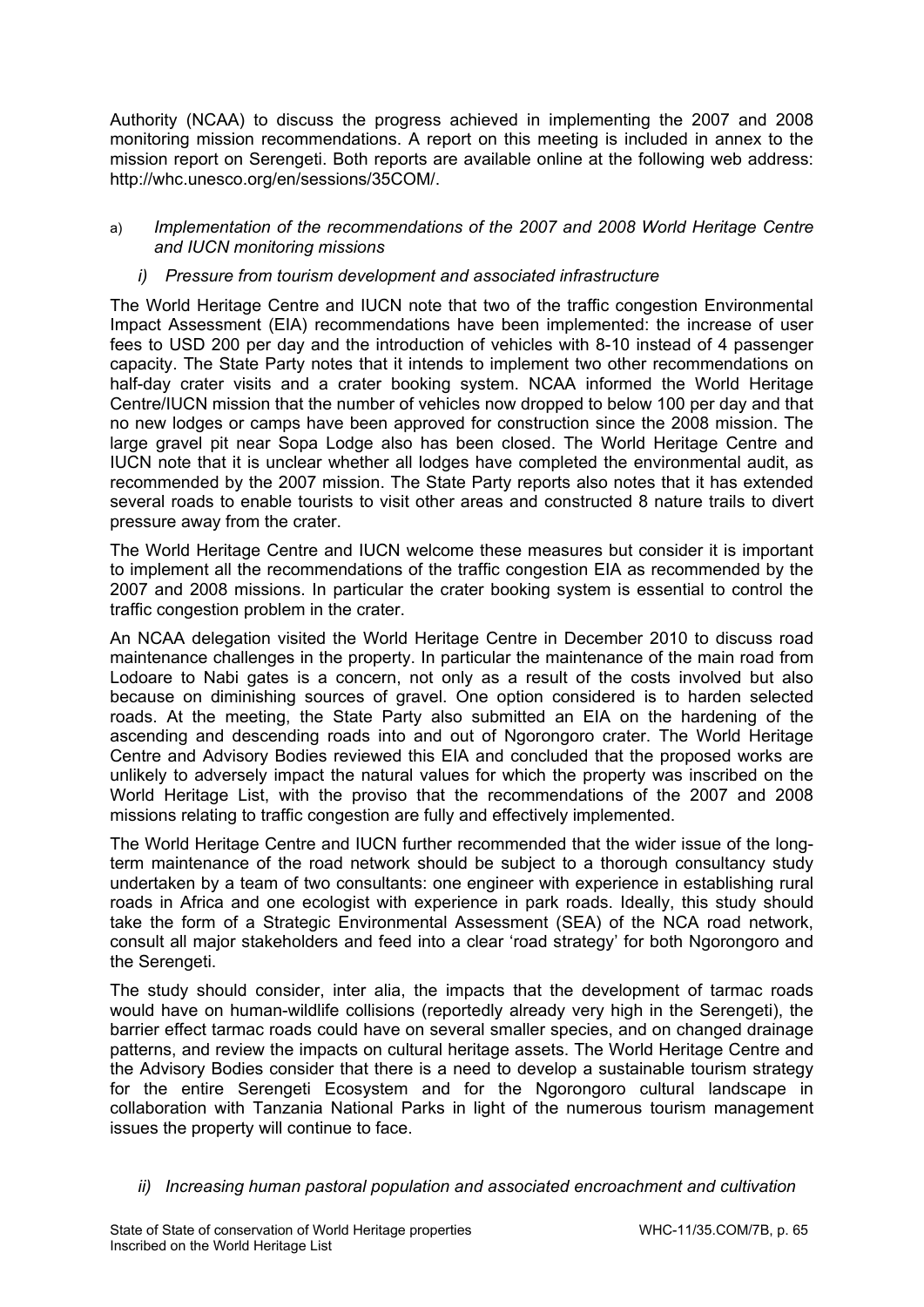Authority (NCAA) to discuss the progress achieved in implementing the 2007 and 2008 monitoring mission recommendations. A report on this meeting is included in annex to the mission report on Serengeti. Both reports are available online at the following web address: http://whc.unesco.org/en/sessions/35COM/.

a) *Implementation of the recommendations of the 2007 and 2008 World Heritage Centre and IUCN monitoring missions*

*i) Pressure from tourism development and associated infrastructure*

The World Heritage Centre and IUCN note that two of the traffic congestion Environmental Impact Assessment (EIA) recommendations have been implemented: the increase of user fees to USD 200 per day and the introduction of vehicles with 8-10 instead of 4 passenger capacity. The State Party notes that it intends to implement two other recommendations on half-day crater visits and a crater booking system. NCAA informed the World Heritage Centre/IUCN mission that the number of vehicles now dropped to below 100 per day and that no new lodges or camps have been approved for construction since the 2008 mission. The large gravel pit near Sopa Lodge also has been closed. The World Heritage Centre and IUCN note that it is unclear whether all lodges have completed the environmental audit, as recommended by the 2007 mission. The State Party reports also notes that it has extended several roads to enable tourists to visit other areas and constructed 8 nature trails to divert pressure away from the crater.

The World Heritage Centre and IUCN welcome these measures but consider it is important to implement all the recommendations of the traffic congestion EIA as recommended by the 2007 and 2008 missions. In particular the crater booking system is essential to control the traffic congestion problem in the crater.

An NCAA delegation visited the World Heritage Centre in December 2010 to discuss road maintenance challenges in the property. In particular the maintenance of the main road from Lodoare to Nabi gates is a concern, not only as a result of the costs involved but also because on diminishing sources of gravel. One option considered is to harden selected roads. At the meeting, the State Party also submitted an EIA on the hardening of the ascending and descending roads into and out of Ngorongoro crater. The World Heritage Centre and Advisory Bodies reviewed this EIA and concluded that the proposed works are unlikely to adversely impact the natural values for which the property was inscribed on the World Heritage List, with the proviso that the recommendations of the 2007 and 2008 missions relating to traffic congestion are fully and effectively implemented.

The World Heritage Centre and IUCN further recommended that the wider issue of the long-term maintenance of the road network should be subject to a thorough consultancy study undertaken by a team of two consultants: one engineer with experience in establishing rural roads in Africa and one ecologist with experience in park roads. Ideally, this study should take the form of a Strategic Environmental Assessment (SEA) of the NCA road network, consult all major stakeholders and feed into a clear 'road strategy' for both Ngorongoro and the Serengeti.

The study should consider, inter alia, the impacts that the development of tarmac roads would have on human-wildlife collisions (reportedly already very high in the Serengeti), the barrier effect tarmac roads could have on several smaller species, and on changed drainage patterns, and review the impacts on cultural heritage assets. The World Heritage Centre and the Advisory Bodies consider that there is a need to develop a sustainable tourism strategy for the entire Serengeti Ecosystem and for the Ngorongoro cultural landscape in collaboration with Tanzania National Parks in light of the numerous tourism management issues the property will continue to face.

*ii) Increasing human pastoral population and associated encroachment and cultivation*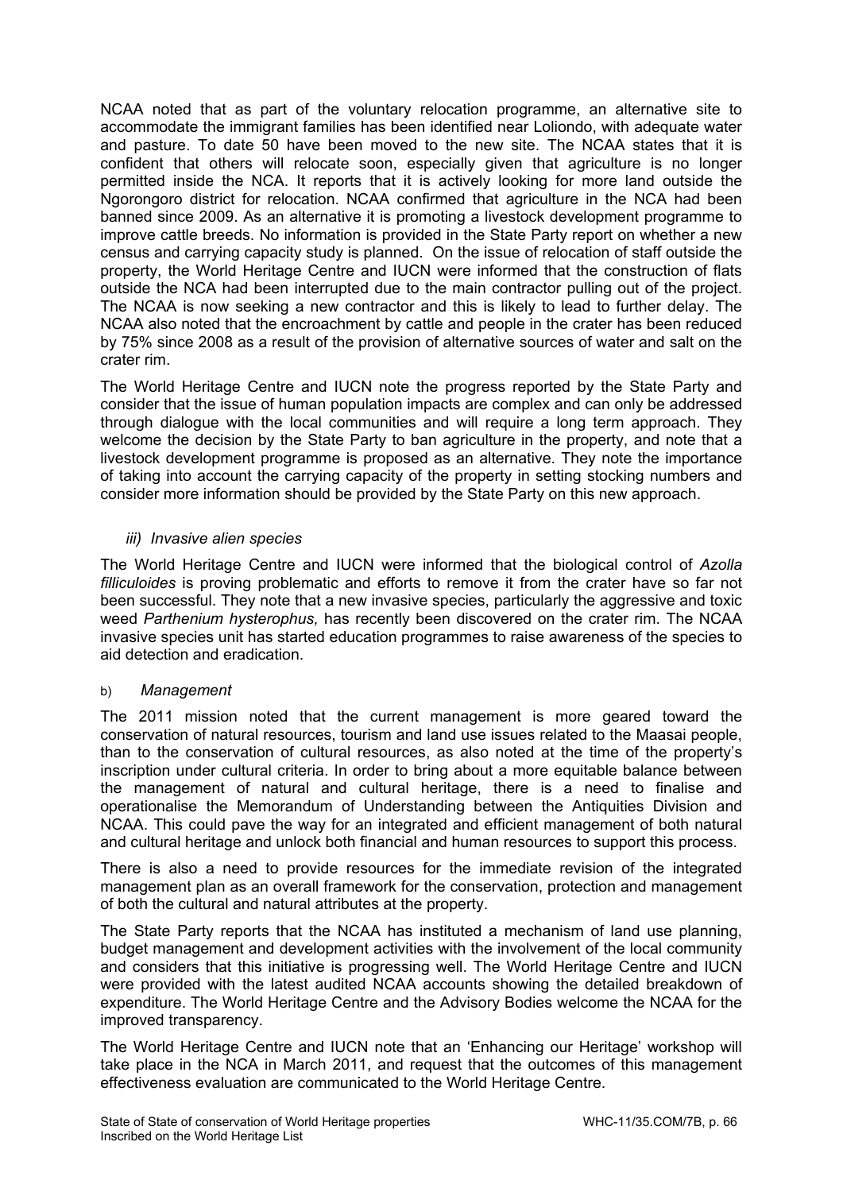NCAA noted that as part of the voluntary relocation programme, an alternative site to accommodate the immigrant families has been identified near Loliondo, with adequate water and pasture. To date 50 have been moved to the new site. The NCAA states that it is confident that others will relocate soon, especially given that agriculture is no longer permitted inside the NCA. It reports that it is actively looking for more land outside the Ngorongoro district for relocation. NCAA confirmed that agriculture in the NCA had been banned since 2009. As an alternative it is promoting a livestock development programme to improve cattle breeds. No information is provided in the State Party report on whether a new census and carrying capacity study is planned. On the issue of relocation of staff outside the property, the World Heritage Centre and IUCN were informed that the construction of flats outside the NCA had been interrupted due to the main contractor pulling out of the project. The NCAA is now seeking a new contractor and this is likely to lead to further delay. The NCAA also noted that the encroachment by cattle and people in the crater has been reduced by 75% since 2008 as a result of the provision of alternative sources of water and salt on the crater rim.

The World Heritage Centre and IUCN note the progress reported by the State Party and consider that the issue of human population impacts are complex and can only be addressed through dialogue with the local communities and will require a long term approach. They welcome the decision by the State Party to ban agriculture in the property, and note that a livestock development programme is proposed as an alternative. They note the importance of taking into account the carrying capacity of the property in setting stocking numbers and consider more information should be provided by the State Party on this new approach.

*iii) Invasive alien species*

The World Heritage Centre and IUCN were informed that the biological control of *Azolla filliculoides* is proving problematic and efforts to remove it from the crater have so far not been successful. They note that a new invasive species, particularly the aggressive and toxic weed *Parthenium hysterophus,* has recently been discovered on the crater rim. The NCAA invasive species unit has started education programmes to raise awareness of the species to aid detection and eradication.

b) *Management*

The 2011 mission noted that the current management is more geared toward the conservation of natural resources, tourism and land use issues related to the Maasai people, than to the conservation of cultural resources, as also noted at the time of the property's inscription under cultural criteria. In order to bring about a more equitable balance between the management of natural and cultural heritage, there is a need to finalise and operationalise the Memorandum of Understanding between the Antiquities Division and NCAA. This could pave the way for an integrated and efficient management of both natural and cultural heritage and unlock both financial and human resources to support this process.

There is also a need to provide resources for the immediate revision of the integrated management plan as an overall framework for the conservation, protection and management of both the cultural and natural attributes at the property.

The State Party reports that the NCAA has instituted a mechanism of land use planning, budget management and development activities with the involvement of the local community and considers that this initiative is progressing well. The World Heritage Centre and IUCN were provided with the latest audited NCAA accounts showing the detailed breakdown of expenditure. The World Heritage Centre and the Advisory Bodies welcome the NCAA for the improved transparency.

The World Heritage Centre and IUCN note that an 'Enhancing our Heritage' workshop will take place in the NCA in March 2011, and request that the outcomes of this management effectiveness evaluation are communicated to the World Heritage Centre.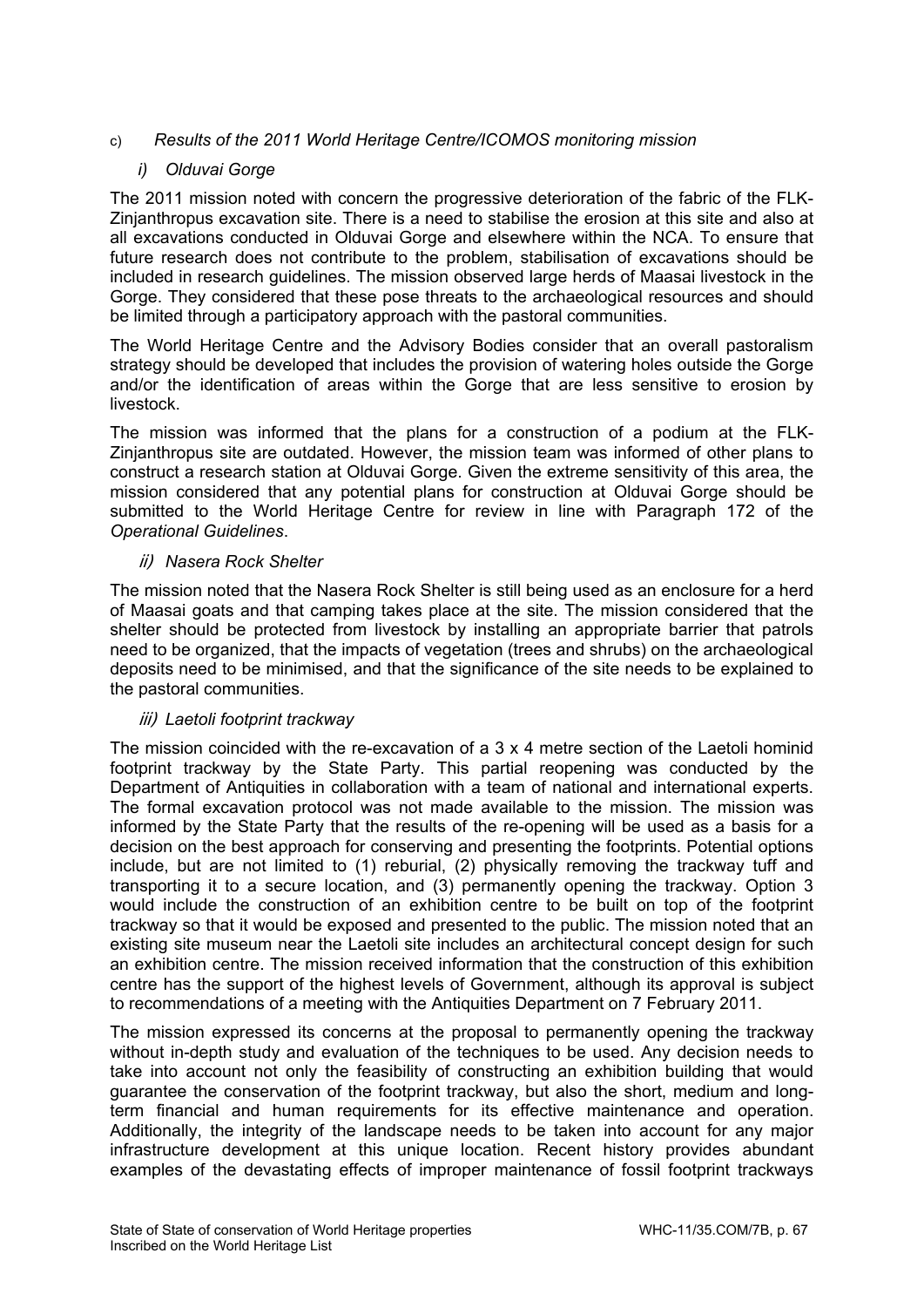c) *Results of the 2011 World Heritage Centre/ICOMOS monitoring mission*

*i) Olduvai Gorge*

The 2011 mission noted with concern the progressive deterioration of the fabric of the FLK-Zinjanthropus excavation site. There is a need to stabilise the erosion at this site and also at all excavations conducted in Olduvai Gorge and elsewhere within the NCA. To ensure that future research does not contribute to the problem, stabilisation of excavations should be included in research guidelines. The mission observed large herds of Maasai livestock in the Gorge. They considered that these pose threats to the archaeological resources and should be limited through a participatory approach with the pastoral communities.

The World Heritage Centre and the Advisory Bodies consider that an overall pastoralism strategy should be developed that includes the provision of watering holes outside the Gorge and/or the identification of areas within the Gorge that are less sensitive to erosion by livestock.

The mission was informed that the plans for a construction of a podium at the FLK-Zinjanthropus site are outdated. However, the mission team was informed of other plans to construct a research station at Olduvai Gorge. Given the extreme sensitivity of this area, the mission considered that any potential plans for construction at Olduvai Gorge should be submitted to the World Heritage Centre for review in line with Paragraph 172 of the *Operational Guidelines*.

*ii) Nasera Rock Shelter*

The mission noted that the Nasera Rock Shelter is still being used as an enclosure for a herd of Maasai goats and that camping takes place at the site. The mission considered that the shelter should be protected from livestock by installing an appropriate barrier that patrols need to be organized, that the impacts of vegetation (trees and shrubs) on the archaeological deposits need to be minimised, and that the significance of the site needs to be explained to the pastoral communities.

*iii) Laetoli footprint trackway*

The mission coincided with the re-excavation of a 3 x 4 metre section of the Laetoli hominid footprint trackway by the State Party. This partial reopening was conducted by the Department of Antiquities in collaboration with a team of national and international experts. The formal excavation protocol was not made available to the mission. The mission was informed by the State Party that the results of the re-opening will be used as a basis for a decision on the best approach for conserving and presenting the footprints. Potential options include, but are not limited to (1) reburial, (2) physically removing the trackway tuff and transporting it to a secure location, and (3) permanently opening the trackway. Option 3 would include the construction of an exhibition centre to be built on top of the footprint trackway so that it would be exposed and presented to the public. The mission noted that an existing site museum near the Laetoli site includes an architectural concept design for such an exhibition centre. The mission received information that the construction of this exhibition centre has the support of the highest levels of Government, although its approval is subject to recommendations of a meeting with the Antiquities Department on 7 February 2011.

The mission expressed its concerns at the proposal to permanently opening the trackway without in-depth study and evaluation of the techniques to be used. Any decision needs to take into account not only the feasibility of constructing an exhibition building that would guarantee the conservation of the footprint trackway, but also the short, medium and long-term financial and human requirements for its effective maintenance and operation. Additionally, the integrity of the landscape needs to be taken into account for any major infrastructure development at this unique location. Recent history provides abundant examples of the devastating effects of improper maintenance of fossil footprint trackways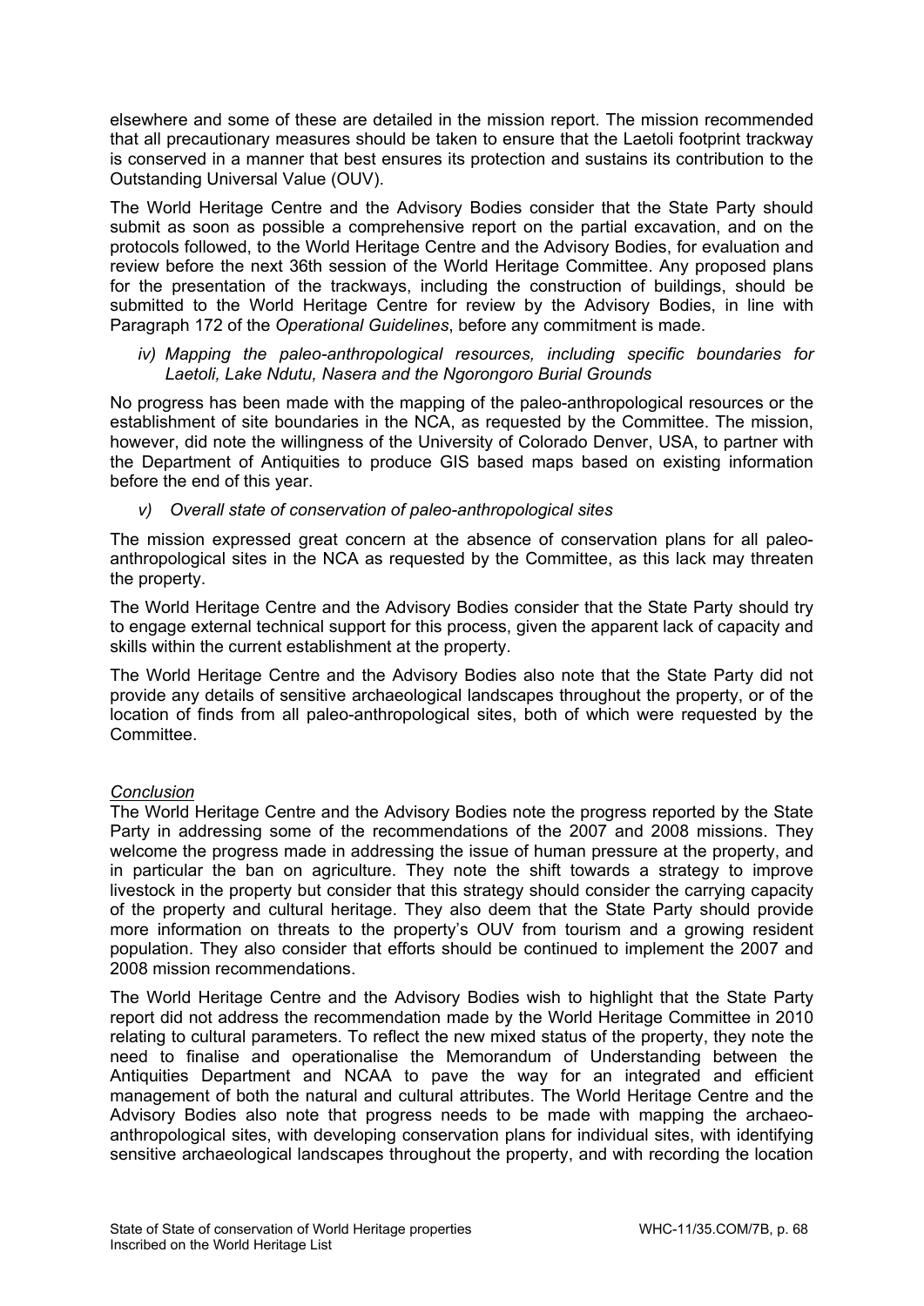elsewhere and some of these are detailed in the mission report. The mission recommended that all precautionary measures should be taken to ensure that the Laetoli footprint trackway is conserved in a manner that best ensures its protection and sustains its contribution to the Outstanding Universal Value (OUV).

The World Heritage Centre and the Advisory Bodies consider that the State Party should submit as soon as possible a comprehensive report on the partial excavation, and on the protocols followed, to the World Heritage Centre and the Advisory Bodies, for evaluation and review before the next 36th session of the World Heritage Committee. Any proposed plans for the presentation of the trackways, including the construction of buildings, should be submitted to the World Heritage Centre for review by the Advisory Bodies, in line with Paragraph 172 of the *Operational Guidelines*, before any commitment is made.

*iv) Mapping the paleo-anthropological resources, including specific boundaries for Laetoli, Lake Ndutu, Nasera and the Ngorongoro Burial Grounds*

No progress has been made with the mapping of the paleo-anthropological resources or the establishment of site boundaries in the NCA, as requested by the Committee. The mission, however, did note the willingness of the University of Colorado Denver, USA, to partner with the Department of Antiquities to produce GIS based maps based on existing information before the end of this year.

*v) Overall state of conservation of paleo-anthropological sites*

The mission expressed great concern at the absence of conservation plans for all paleo-anthropological sites in the NCA as requested by the Committee, as this lack may threaten the property.

The World Heritage Centre and the Advisory Bodies consider that the State Party should try to engage external technical support for this process, given the apparent lack of capacity and skills within the current establishment at the property.

The World Heritage Centre and the Advisory Bodies also note that the State Party did not provide any details of sensitive archaeological landscapes throughout the property, or of the location of finds from all paleo-anthropological sites, both of which were requested by the Committee.

*Conclusion*

The World Heritage Centre and the Advisory Bodies note the progress reported by the State Party in addressing some of the recommendations of the 2007 and 2008 missions. They welcome the progress made in addressing the issue of human pressure at the property, and in particular the ban on agriculture. They note the shift towards a strategy to improve livestock in the property but consider that this strategy should consider the carrying capacity of the property and cultural heritage. They also deem that the State Party should provide more information on threats to the property's OUV from tourism and a growing resident population. They also consider that efforts should be continued to implement the 2007 and 2008 mission recommendations.

The World Heritage Centre and the Advisory Bodies wish to highlight that the State Party report did not address the recommendation made by the World Heritage Committee in 2010 relating to cultural parameters. To reflect the new mixed status of the property, they note the need to finalise and operationalise the Memorandum of Understanding between the Antiquities Department and NCAA to pave the way for an integrated and efficient management of both the natural and cultural attributes. The World Heritage Centre and the Advisory Bodies also note that progress needs to be made with mapping the archaeo-anthropological sites, with developing conservation plans for individual sites, with identifying sensitive archaeological landscapes throughout the property, and with recording the location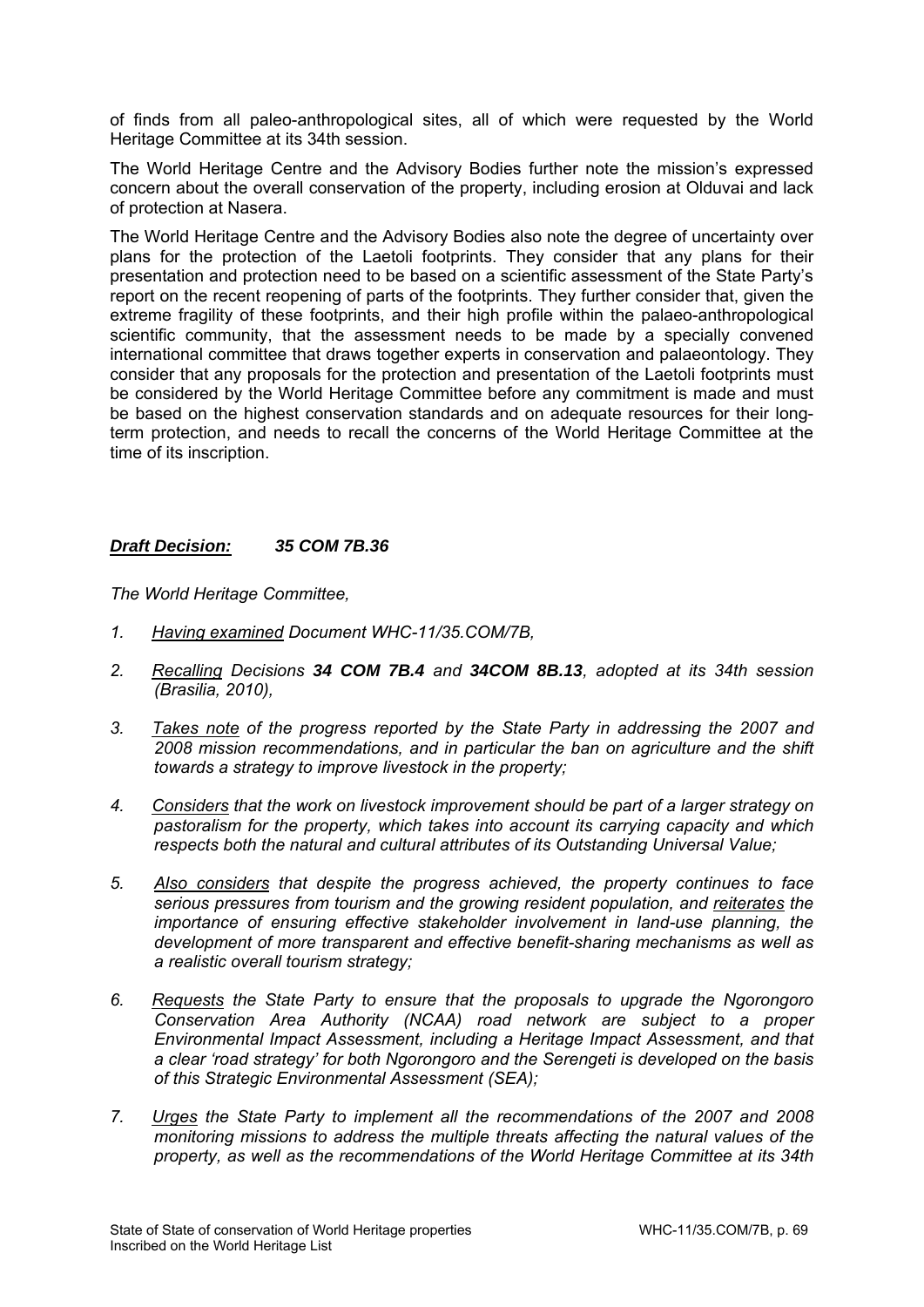of finds from all paleo-anthropological sites, all of which were requested by the World Heritage Committee at its 34th session.

The World Heritage Centre and the Advisory Bodies further note the mission's expressed concern about the overall conservation of the property, including erosion at Olduvai and lack of protection at Nasera.

The World Heritage Centre and the Advisory Bodies also note the degree of uncertainty over plans for the protection of the Laetoli footprints. They consider that any plans for their presentation and protection need to be based on a scientific assessment of the State Party's report on the recent reopening of parts of the footprints. They further consider that, given the extreme fragility of these footprints, and their high profile within the palaeo-anthropological scientific community, that the assessment needs to be made by a specially convened international committee that draws together experts in conservation and palaeontology. They consider that any proposals for the protection and presentation of the Laetoli footprints must be considered by the World Heritage Committee before any commitment is made and must be based on the highest conservation standards and on adequate resources for their long-term protection, and needs to recall the concerns of the World Heritage Committee at the time of its inscription.

***Draft Decision:* 35 COM 7B.36**

*The World Heritage Committee,*

1. *Having examined Document WHC-11/35.COM/7B,*
2. *Recalling Decisions **34 COM 7B.4** and **34COM 8B.13**, adopted at its 34th session (Brasilia, 2010),*
3. *Takes note of the progress reported by the State Party in addressing the 2007 and 2008 mission recommendations, and in particular the ban on agriculture and the shift towards a strategy to improve livestock in the property;*
4. *Considers that the work on livestock improvement should be part of a larger strategy on pastoralism for the property, which takes into account its carrying capacity and which respects both the natural and cultural attributes of its Outstanding Universal Value;*
5. *Also considers that despite the progress achieved, the property continues to face serious pressures from tourism and the growing resident population, and reiterates the importance of ensuring effective stakeholder involvement in land-use planning, the development of more transparent and effective benefit-sharing mechanisms as well as a realistic overall tourism strategy;*
6. *Requests the State Party to ensure that the proposals to upgrade the Ngorongoro Conservation Area Authority (NCAA) road network are subject to a proper Environmental Impact Assessment, including a Heritage Impact Assessment, and that a clear 'road strategy' for both Ngorongoro and the Serengeti is developed on the basis of this Strategic Environmental Assessment (SEA);*
7. *Urges the State Party to implement all the recommendations of the 2007 and 2008 monitoring missions to address the multiple threats affecting the natural values of the property, as well as the recommendations of the World Heritage Committee at its 34th*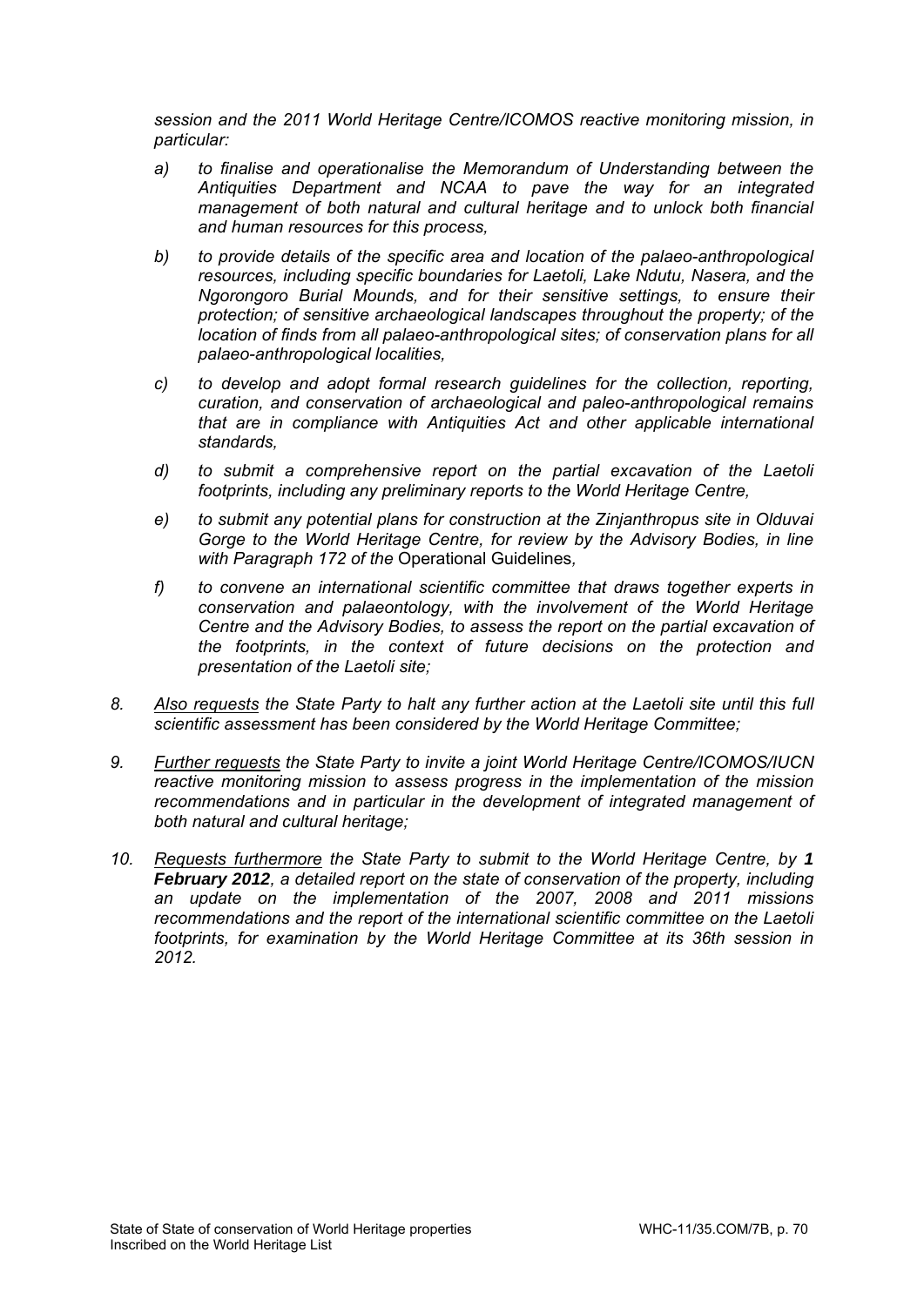*session and the 2011 World Heritage Centre/ICOMOS reactive monitoring mission, in particular:*

- a) *to finalise and operationalise the Memorandum of Understanding between the Antiquities Department and NCAA to pave the way for an integrated management of both natural and cultural heritage and to unlock both financial and human resources for this process,*
- b) *to provide details of the specific area and location of the palaeo-anthropological resources, including specific boundaries for Laetoli, Lake Ndutu, Nasera, and the Ngorongoro Burial Mounds, and for their sensitive settings, to ensure their protection; of sensitive archaeological landscapes throughout the property; of the location of finds from all palaeo-anthropological sites; of conservation plans for all palaeo-anthropological localities,*
- c) *to develop and adopt formal research guidelines for the collection, reporting, curation, and conservation of archaeological and paleo-anthropological remains that are in compliance with Antiquities Act and other applicable international standards,*
- d) *to submit a comprehensive report on the partial excavation of the Laetoli footprints, including any preliminary reports to the World Heritage Centre,*
- e) *to submit any potential plans for construction at the Zinjanthropus site in Olduvai Gorge to the World Heritage Centre, for review by the Advisory Bodies, in line with Paragraph 172 of the* Operational Guidelines*,*
- f) *to convene an international scientific committee that draws together experts in conservation and palaeontology, with the involvement of the World Heritage Centre and the Advisory Bodies, to assess the report on the partial excavation of the footprints, in the context of future decisions on the protection and presentation of the Laetoli site;*

8. *Also requests the State Party to halt any further action at the Laetoli site until this full scientific assessment has been considered by the World Heritage Committee;*

9. *Further requests the State Party to invite a joint World Heritage Centre/ICOMOS/IUCN reactive monitoring mission to assess progress in the implementation of the mission recommendations and in particular in the development of integrated management of both natural and cultural heritage;*

10. *Requests furthermore the State Party to submit to the World Heritage Centre, by* ***1 February 2012****, a detailed report on the state of conservation of the property, including an update on the implementation of the 2007, 2008 and 2011 missions recommendations and the report of the international scientific committee on the Laetoli footprints, for examination by the World Heritage Committee at its 36th session in 2012.*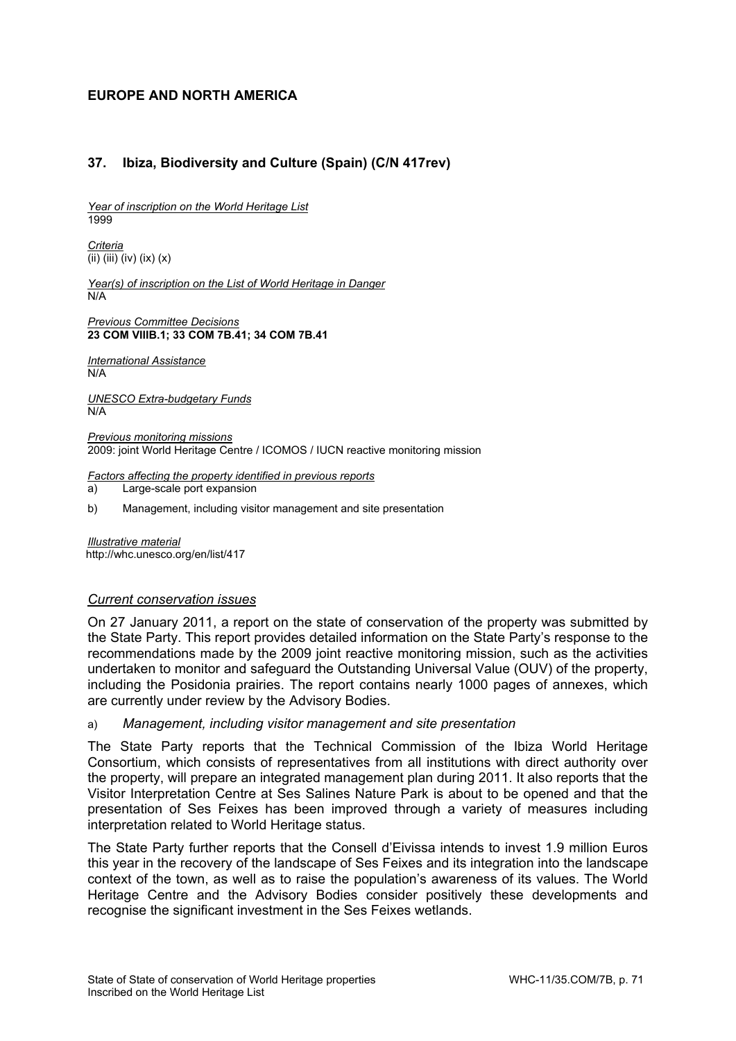## EUROPE AND NORTH AMERICA

### 37. Ibiza, Biodiversity and Culture (Spain) (C/N 417rev)

*Year of inscription on the World Heritage List*
1999

*Criteria*
(ii) (iii) (iv) (ix) (x)

*Year(s) of inscription on the List of World Heritage in Danger*
N/A

*Previous Committee Decisions*
**23 COM VIIIB.1; 33 COM 7B.41; 34 COM 7B.41**

*International Assistance*
N/A

*UNESCO Extra-budgetary Funds*
N/A

*Previous monitoring missions*
2009: joint World Heritage Centre / ICOMOS / IUCN reactive monitoring mission

*Factors affecting the property identified in previous reports*

a) Large-scale port expansion

b) Management, including visitor management and site presentation

*Illustrative material*
http://whc.unesco.org/en/list/417

*Current conservation issues*

On 27 January 2011, a report on the state of conservation of the property was submitted by the State Party. This report provides detailed information on the State Party's response to the recommendations made by the 2009 joint reactive monitoring mission, such as the activities undertaken to monitor and safeguard the Outstanding Universal Value (OUV) of the property, including the Posidonia prairies. The report contains nearly 1000 pages of annexes, which are currently under review by the Advisory Bodies.

a) *Management, including visitor management and site presentation*

The State Party reports that the Technical Commission of the Ibiza World Heritage Consortium, which consists of representatives from all institutions with direct authority over the property, will prepare an integrated management plan during 2011. It also reports that the Visitor Interpretation Centre at Ses Salines Nature Park is about to be opened and that the presentation of Ses Feixes has been improved through a variety of measures including interpretation related to World Heritage status.

The State Party further reports that the Consell d'Eivissa intends to invest 1.9 million Euros this year in the recovery of the landscape of Ses Feixes and its integration into the landscape context of the town, as well as to raise the population's awareness of its values. The World Heritage Centre and the Advisory Bodies consider positively these developments and recognise the significant investment in the Ses Feixes wetlands.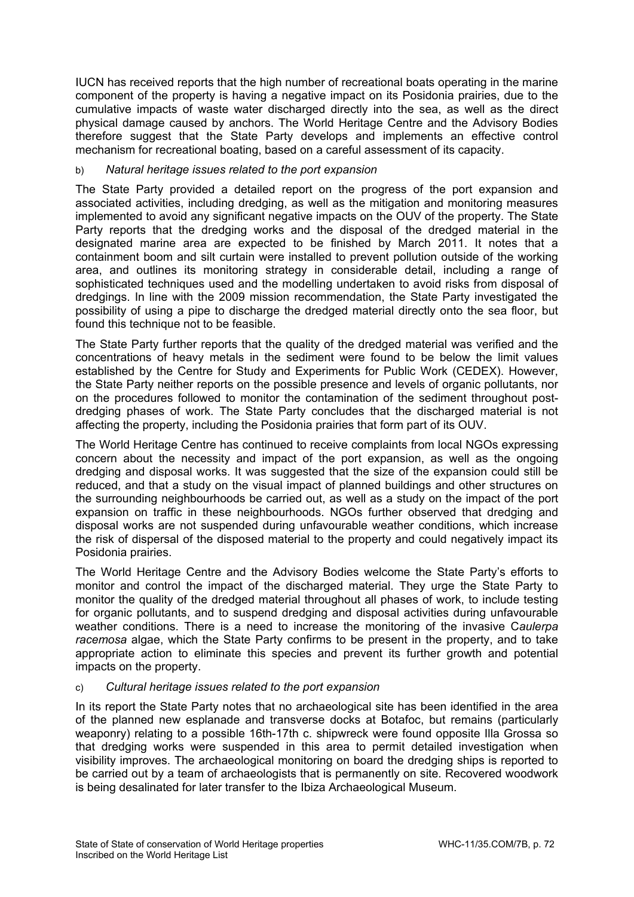IUCN has received reports that the high number of recreational boats operating in the marine component of the property is having a negative impact on its Posidonia prairies, due to the cumulative impacts of waste water discharged directly into the sea, as well as the direct physical damage caused by anchors. The World Heritage Centre and the Advisory Bodies therefore suggest that the State Party develops and implements an effective control mechanism for recreational boating, based on a careful assessment of its capacity.

b) *Natural heritage issues related to the port expansion*

The State Party provided a detailed report on the progress of the port expansion and associated activities, including dredging, as well as the mitigation and monitoring measures implemented to avoid any significant negative impacts on the OUV of the property. The State Party reports that the dredging works and the disposal of the dredged material in the designated marine area are expected to be finished by March 2011. It notes that a containment boom and silt curtain were installed to prevent pollution outside of the working area, and outlines its monitoring strategy in considerable detail, including a range of sophisticated techniques used and the modelling undertaken to avoid risks from disposal of dredgings. In line with the 2009 mission recommendation, the State Party investigated the possibility of using a pipe to discharge the dredged material directly onto the sea floor, but found this technique not to be feasible.

The State Party further reports that the quality of the dredged material was verified and the concentrations of heavy metals in the sediment were found to be below the limit values established by the Centre for Study and Experiments for Public Work (CEDEX). However, the State Party neither reports on the possible presence and levels of organic pollutants, nor on the procedures followed to monitor the contamination of the sediment throughout post-dredging phases of work. The State Party concludes that the discharged material is not affecting the property, including the Posidonia prairies that form part of its OUV.

The World Heritage Centre has continued to receive complaints from local NGOs expressing concern about the necessity and impact of the port expansion, as well as the ongoing dredging and disposal works. It was suggested that the size of the expansion could still be reduced, and that a study on the visual impact of planned buildings and other structures on the surrounding neighbourhoods be carried out, as well as a study on the impact of the port expansion on traffic in these neighbourhoods. NGOs further observed that dredging and disposal works are not suspended during unfavourable weather conditions, which increase the risk of dispersal of the disposed material to the property and could negatively impact its Posidonia prairies.

The World Heritage Centre and the Advisory Bodies welcome the State Party's efforts to monitor and control the impact of the discharged material. They urge the State Party to monitor the quality of the dredged material throughout all phases of work, to include testing for organic pollutants, and to suspend dredging and disposal activities during unfavourable weather conditions. There is a need to increase the monitoring of the invasive C*aulerpa racemosa* algae, which the State Party confirms to be present in the property, and to take appropriate action to eliminate this species and prevent its further growth and potential impacts on the property.

c) *Cultural heritage issues related to the port expansion*

In its report the State Party notes that no archaeological site has been identified in the area of the planned new esplanade and transverse docks at Botafoc, but remains (particularly weaponry) relating to a possible 16th-17th c. shipwreck were found opposite Illa Grossa so that dredging works were suspended in this area to permit detailed investigation when visibility improves. The archaeological monitoring on board the dredging ships is reported to be carried out by a team of archaeologists that is permanently on site. Recovered woodwork is being desalinated for later transfer to the Ibiza Archaeological Museum.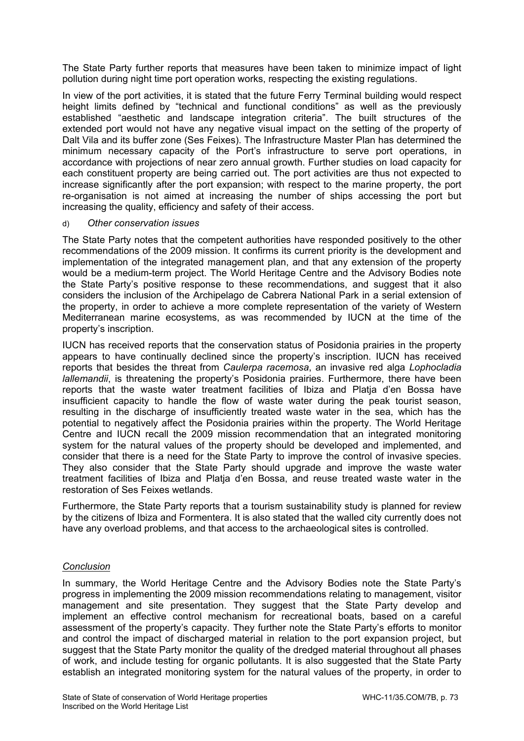The State Party further reports that measures have been taken to minimize impact of light pollution during night time port operation works, respecting the existing regulations.

In view of the port activities, it is stated that the future Ferry Terminal building would respect height limits defined by "technical and functional conditions" as well as the previously established "aesthetic and landscape integration criteria". The built structures of the extended port would not have any negative visual impact on the setting of the property of Dalt Vila and its buffer zone (Ses Feixes). The Infrastructure Master Plan has determined the minimum necessary capacity of the Port's infrastructure to serve port operations, in accordance with projections of near zero annual growth. Further studies on load capacity for each constituent property are being carried out. The port activities are thus not expected to increase significantly after the port expansion; with respect to the marine property, the port re-organisation is not aimed at increasing the number of ships accessing the port but increasing the quality, efficiency and safety of their access.

d) *Other conservation issues*

The State Party notes that the competent authorities have responded positively to the other recommendations of the 2009 mission. It confirms its current priority is the development and implementation of the integrated management plan, and that any extension of the property would be a medium-term project. The World Heritage Centre and the Advisory Bodies note the State Party's positive response to these recommendations, and suggest that it also considers the inclusion of the Archipelago de Cabrera National Park in a serial extension of the property, in order to achieve a more complete representation of the variety of Western Mediterranean marine ecosystems, as was recommended by IUCN at the time of the property's inscription.

IUCN has received reports that the conservation status of Posidonia prairies in the property appears to have continually declined since the property's inscription. IUCN has received reports that besides the threat from *Caulerpa racemosa*, an invasive red alga *Lophocladia lallemandii*, is threatening the property's Posidonia prairies. Furthermore, there have been reports that the waste water treatment facilities of Ibiza and Platja d'en Bossa have insufficient capacity to handle the flow of waste water during the peak tourist season, resulting in the discharge of insufficiently treated waste water in the sea, which has the potential to negatively affect the Posidonia prairies within the property. The World Heritage Centre and IUCN recall the 2009 mission recommendation that an integrated monitoring system for the natural values of the property should be developed and implemented, and consider that there is a need for the State Party to improve the control of invasive species. They also consider that the State Party should upgrade and improve the waste water treatment facilities of Ibiza and Platja d'en Bossa, and reuse treated waste water in the restoration of Ses Feixes wetlands.

Furthermore, the State Party reports that a tourism sustainability study is planned for review by the citizens of Ibiza and Formentera. It is also stated that the walled city currently does not have any overload problems, and that access to the archaeological sites is controlled.

*Conclusion*

In summary, the World Heritage Centre and the Advisory Bodies note the State Party's progress in implementing the 2009 mission recommendations relating to management, visitor management and site presentation. They suggest that the State Party develop and implement an effective control mechanism for recreational boats, based on a careful assessment of the property's capacity. They further note the State Party's efforts to monitor and control the impact of discharged material in relation to the port expansion project, but suggest that the State Party monitor the quality of the dredged material throughout all phases of work, and include testing for organic pollutants. It is also suggested that the State Party establish an integrated monitoring system for the natural values of the property, in order to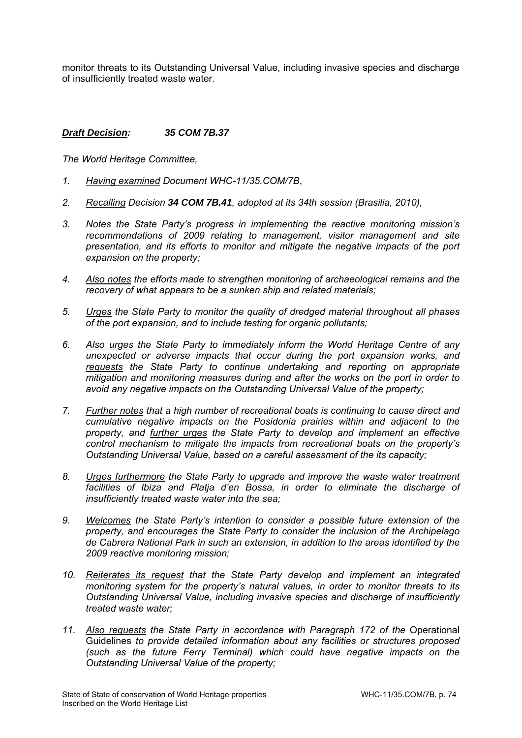monitor threats to its Outstanding Universal Value, including invasive species and discharge of insufficiently treated waste water.

***Draft Decision:*** ***35 COM 7B.37***

*The World Heritage Committee,*

1. *Having examined Document WHC-11/35.COM/7B*,

2. *Recalling Decision **34 COM 7B.41**, adopted at its 34th session (Brasilia, 2010),*

3. *Notes the State Party's progress in implementing the reactive monitoring mission's recommendations of 2009 relating to management, visitor management and site presentation, and its efforts to monitor and mitigate the negative impacts of the port expansion on the property;*

4. *Also notes the efforts made to strengthen monitoring of archaeological remains and the recovery of what appears to be a sunken ship and related materials;*

5. *Urges the State Party to monitor the quality of dredged material throughout all phases of the port expansion, and to include testing for organic pollutants;*

6. *Also urges the State Party to immediately inform the World Heritage Centre of any unexpected or adverse impacts that occur during the port expansion works, and requests the State Party to continue undertaking and reporting on appropriate mitigation and monitoring measures during and after the works on the port in order to avoid any negative impacts on the Outstanding Universal Value of the property;*

7. *Further notes that a high number of recreational boats is continuing to cause direct and cumulative negative impacts on the Posidonia prairies within and adjacent to the property, and further urges the State Party to develop and implement an effective control mechanism to mitigate the impacts from recreational boats on the property's Outstanding Universal Value, based on a careful assessment of the its capacity;*

8. *Urges furthermore the State Party to upgrade and improve the waste water treatment facilities of Ibiza and Platja d'en Bossa, in order to eliminate the discharge of insufficiently treated waste water into the sea;*

9. *Welcomes the State Party's intention to consider a possible future extension of the property, and encourages the State Party to consider the inclusion of the Archipelago de Cabrera National Park in such an extension, in addition to the areas identified by the 2009 reactive monitoring mission;*

10. *Reiterates its request that the State Party develop and implement an integrated monitoring system for the property's natural values, in order to monitor threats to its Outstanding Universal Value, including invasive species and discharge of insufficiently treated waste water;*

11. *Also requests the State Party in accordance with Paragraph 172 of the* Operational Guidelines *to provide detailed information about any facilities or structures proposed (such as the future Ferry Terminal) which could have negative impacts on the Outstanding Universal Value of the property;*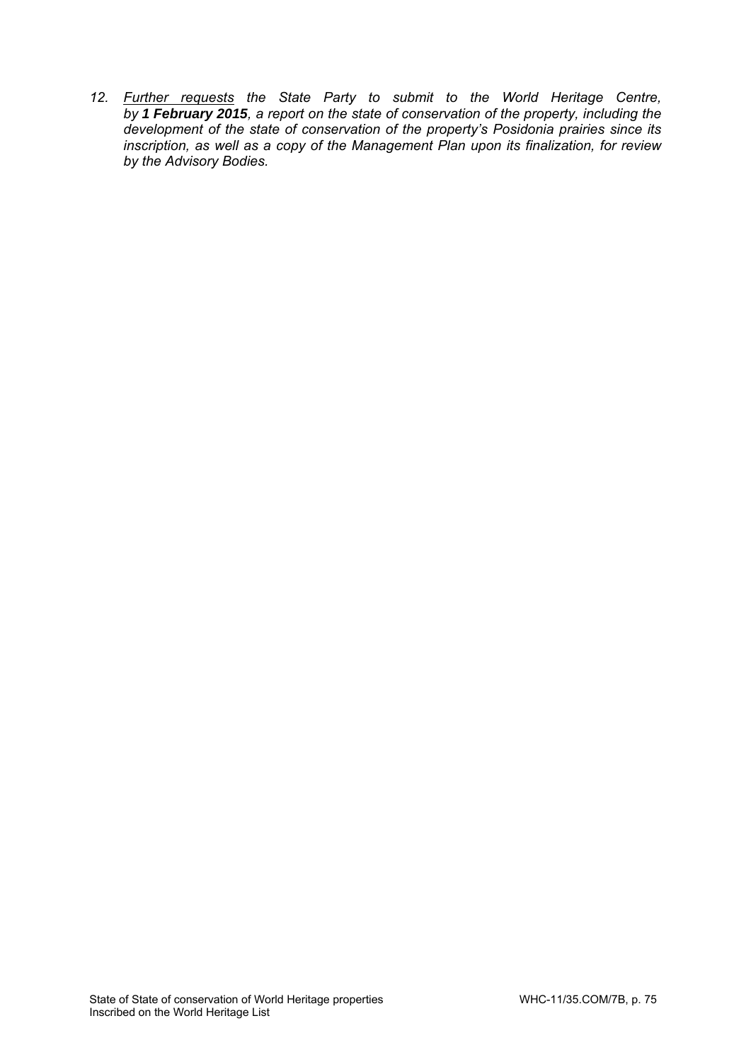12. *Further requests the State Party to submit to the World Heritage Centre, by **1 February 2015**, a report on the state of conservation of the property, including the development of the state of conservation of the property's Posidonia prairies since its inscription, as well as a copy of the Management Plan upon its finalization, for review by the Advisory Bodies.*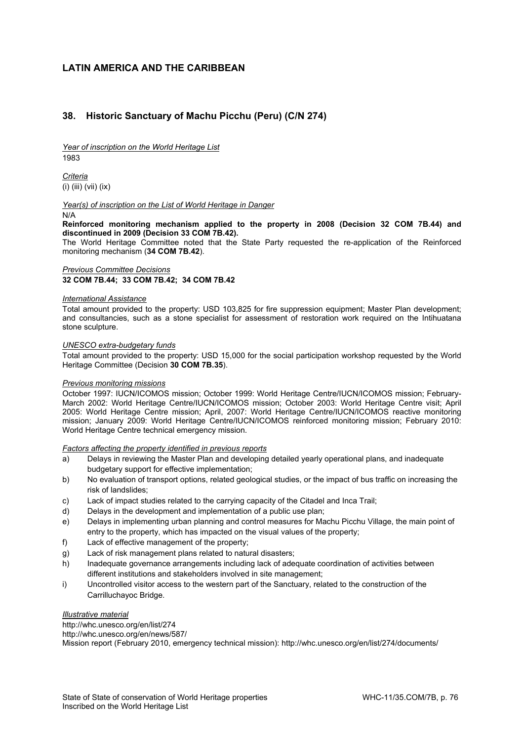## LATIN AMERICA AND THE CARIBBEAN

### 38. Historic Sanctuary of Machu Picchu (Peru) (C/N 274)

*Year of inscription on the World Heritage List*
1983

*Criteria*
(i) (iii) (vii) (ix)

*Year(s) of inscription on the List of World Heritage in Danger*
N/A

**Reinforced monitoring mechanism applied to the property in 2008 (Decision 32 COM 7B.44) and discontinued in 2009 (Decision 33 COM 7B.42).**
The World Heritage Committee noted that the State Party requested the re-application of the Reinforced monitoring mechanism (**34 COM 7B.42**).

*Previous Committee Decisions*
**32 COM 7B.44; 33 COM 7B.42; 34 COM 7B.42**

*International Assistance*
Total amount provided to the property: USD 103,825 for fire suppression equipment; Master Plan development; and consultancies, such as a stone specialist for assessment of restoration work required on the Intihuatana stone sculpture.

*UNESCO extra-budgetary funds*
Total amount provided to the property: USD 15,000 for the social participation workshop requested by the World Heritage Committee (Decision **30 COM 7B.35**).

*Previous monitoring missions*
October 1997: IUCN/ICOMOS mission; October 1999: World Heritage Centre/IUCN/ICOMOS mission; February-March 2002: World Heritage Centre/IUCN/ICOMOS mission; October 2003: World Heritage Centre visit; April 2005: World Heritage Centre mission; April, 2007: World Heritage Centre/IUCN/ICOMOS reactive monitoring mission; January 2009: World Heritage Centre/IUCN/ICOMOS reinforced monitoring mission; February 2010: World Heritage Centre technical emergency mission.

*Factors affecting the property identified in previous reports*

a) Delays in reviewing the Master Plan and developing detailed yearly operational plans, and inadequate budgetary support for effective implementation;
b) No evaluation of transport options, related geological studies, or the impact of bus traffic on increasing the risk of landslides;
c) Lack of impact studies related to the carrying capacity of the Citadel and Inca Trail;
d) Delays in the development and implementation of a public use plan;
e) Delays in implementing urban planning and control measures for Machu Picchu Village, the main point of entry to the property, which has impacted on the visual values of the property;
f) Lack of effective management of the property;
g) Lack of risk management plans related to natural disasters;
h) Inadequate governance arrangements including lack of adequate coordination of activities between different institutions and stakeholders involved in site management;
i) Uncontrolled visitor access to the western part of the Sanctuary, related to the construction of the Carrilluchayoc Bridge.

*Illustrative material*
http://whc.unesco.org/en/list/274
http://whc.unesco.org/en/news/587/
Mission report (February 2010, emergency technical mission): http://whc.unesco.org/en/list/274/documents/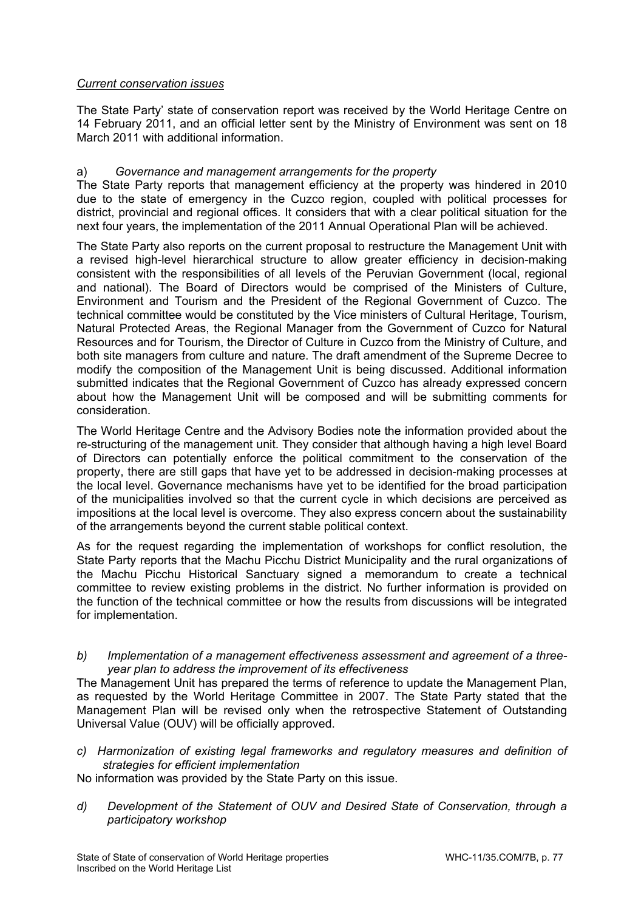*Current conservation issues*

The State Party' state of conservation report was received by the World Heritage Centre on 14 February 2011, and an official letter sent by the Ministry of Environment was sent on 18 March 2011 with additional information.

a) *Governance and management arrangements for the property*

The State Party reports that management efficiency at the property was hindered in 2010 due to the state of emergency in the Cuzco region, coupled with political processes for district, provincial and regional offices. It considers that with a clear political situation for the next four years, the implementation of the 2011 Annual Operational Plan will be achieved.

The State Party also reports on the current proposal to restructure the Management Unit with a revised high-level hierarchical structure to allow greater efficiency in decision-making consistent with the responsibilities of all levels of the Peruvian Government (local, regional and national). The Board of Directors would be comprised of the Ministers of Culture, Environment and Tourism and the President of the Regional Government of Cuzco. The technical committee would be constituted by the Vice ministers of Cultural Heritage, Tourism, Natural Protected Areas, the Regional Manager from the Government of Cuzco for Natural Resources and for Tourism, the Director of Culture in Cuzco from the Ministry of Culture, and both site managers from culture and nature. The draft amendment of the Supreme Decree to modify the composition of the Management Unit is being discussed. Additional information submitted indicates that the Regional Government of Cuzco has already expressed concern about how the Management Unit will be composed and will be submitting comments for consideration.

The World Heritage Centre and the Advisory Bodies note the information provided about the re-structuring of the management unit. They consider that although having a high level Board of Directors can potentially enforce the political commitment to the conservation of the property, there are still gaps that have yet to be addressed in decision-making processes at the local level. Governance mechanisms have yet to be identified for the broad participation of the municipalities involved so that the current cycle in which decisions are perceived as impositions at the local level is overcome. They also express concern about the sustainability of the arrangements beyond the current stable political context.

As for the request regarding the implementation of workshops for conflict resolution, the State Party reports that the Machu Picchu District Municipality and the rural organizations of the Machu Picchu Historical Sanctuary signed a memorandum to create a technical committee to review existing problems in the district. No further information is provided on the function of the technical committee or how the results from discussions will be integrated for implementation.

b) *Implementation of a management effectiveness assessment and agreement of a three-year plan to address the improvement of its effectiveness*

The Management Unit has prepared the terms of reference to update the Management Plan, as requested by the World Heritage Committee in 2007. The State Party stated that the Management Plan will be revised only when the retrospective Statement of Outstanding Universal Value (OUV) will be officially approved.

c) *Harmonization of existing legal frameworks and regulatory measures and definition of strategies for efficient implementation*

No information was provided by the State Party on this issue.

d) *Development of the Statement of OUV and Desired State of Conservation, through a participatory workshop*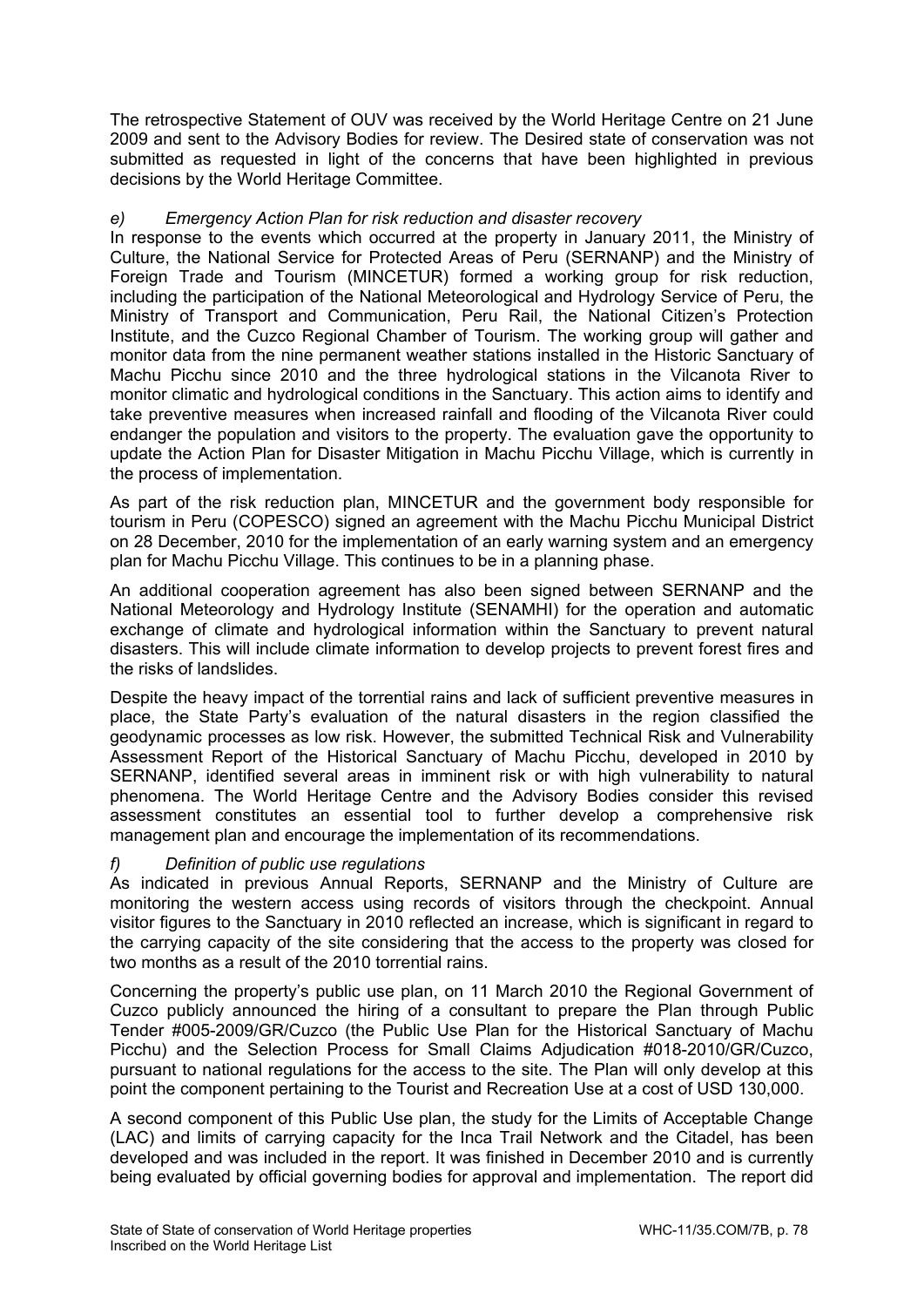The retrospective Statement of OUV was received by the World Heritage Centre on 21 June 2009 and sent to the Advisory Bodies for review. The Desired state of conservation was not submitted as requested in light of the concerns that have been highlighted in previous decisions by the World Heritage Committee.

*e) Emergency Action Plan for risk reduction and disaster recovery*

In response to the events which occurred at the property in January 2011, the Ministry of Culture, the National Service for Protected Areas of Peru (SERNANP) and the Ministry of Foreign Trade and Tourism (MINCETUR) formed a working group for risk reduction, including the participation of the National Meteorological and Hydrology Service of Peru, the Ministry of Transport and Communication, Peru Rail, the National Citizen's Protection Institute, and the Cuzco Regional Chamber of Tourism. The working group will gather and monitor data from the nine permanent weather stations installed in the Historic Sanctuary of Machu Picchu since 2010 and the three hydrological stations in the Vilcanota River to monitor climatic and hydrological conditions in the Sanctuary. This action aims to identify and take preventive measures when increased rainfall and flooding of the Vilcanota River could endanger the population and visitors to the property. The evaluation gave the opportunity to update the Action Plan for Disaster Mitigation in Machu Picchu Village, which is currently in the process of implementation.

As part of the risk reduction plan, MINCETUR and the government body responsible for tourism in Peru (COPESCO) signed an agreement with the Machu Picchu Municipal District on 28 December, 2010 for the implementation of an early warning system and an emergency plan for Machu Picchu Village. This continues to be in a planning phase.

An additional cooperation agreement has also been signed between SERNANP and the National Meteorology and Hydrology Institute (SENAMHI) for the operation and automatic exchange of climate and hydrological information within the Sanctuary to prevent natural disasters. This will include climate information to develop projects to prevent forest fires and the risks of landslides.

Despite the heavy impact of the torrential rains and lack of sufficient preventive measures in place, the State Party's evaluation of the natural disasters in the region classified the geodynamic processes as low risk. However, the submitted Technical Risk and Vulnerability Assessment Report of the Historical Sanctuary of Machu Picchu, developed in 2010 by SERNANP, identified several areas in imminent risk or with high vulnerability to natural phenomena. The World Heritage Centre and the Advisory Bodies consider this revised assessment constitutes an essential tool to further develop a comprehensive risk management plan and encourage the implementation of its recommendations.

*f) Definition of public use regulations*

As indicated in previous Annual Reports, SERNANP and the Ministry of Culture are monitoring the western access using records of visitors through the checkpoint. Annual visitor figures to the Sanctuary in 2010 reflected an increase, which is significant in regard to the carrying capacity of the site considering that the access to the property was closed for two months as a result of the 2010 torrential rains.

Concerning the property's public use plan, on 11 March 2010 the Regional Government of Cuzco publicly announced the hiring of a consultant to prepare the Plan through Public Tender #005-2009/GR/Cuzco (the Public Use Plan for the Historical Sanctuary of Machu Picchu) and the Selection Process for Small Claims Adjudication #018-2010/GR/Cuzco, pursuant to national regulations for the access to the site. The Plan will only develop at this point the component pertaining to the Tourist and Recreation Use at a cost of USD 130,000.

A second component of this Public Use plan, the study for the Limits of Acceptable Change (LAC) and limits of carrying capacity for the Inca Trail Network and the Citadel, has been developed and was included in the report. It was finished in December 2010 and is currently being evaluated by official governing bodies for approval and implementation. The report did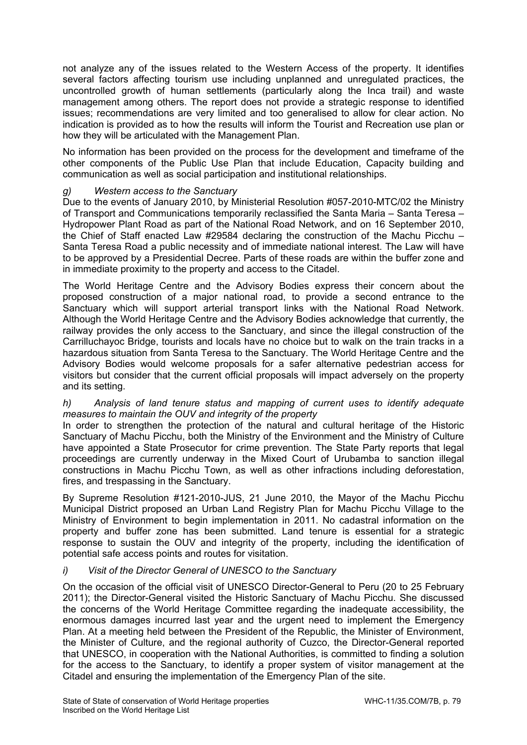not analyze any of the issues related to the Western Access of the property. It identifies several factors affecting tourism use including unplanned and unregulated practices, the uncontrolled growth of human settlements (particularly along the Inca trail) and waste management among others. The report does not provide a strategic response to identified issues; recommendations are very limited and too generalised to allow for clear action. No indication is provided as to how the results will inform the Tourist and Recreation use plan or how they will be articulated with the Management Plan.

No information has been provided on the process for the development and timeframe of the other components of the Public Use Plan that include Education, Capacity building and communication as well as social participation and institutional relationships.

*g) Western access to the Sanctuary*

Due to the events of January 2010, by Ministerial Resolution #057-2010-MTC/02 the Ministry of Transport and Communications temporarily reclassified the Santa Maria – Santa Teresa – Hydropower Plant Road as part of the National Road Network, and on 16 September 2010, the Chief of Staff enacted Law #29584 declaring the construction of the Machu Picchu – Santa Teresa Road a public necessity and of immediate national interest. The Law will have to be approved by a Presidential Decree. Parts of these roads are within the buffer zone and in immediate proximity to the property and access to the Citadel.

The World Heritage Centre and the Advisory Bodies express their concern about the proposed construction of a major national road, to provide a second entrance to the Sanctuary which will support arterial transport links with the National Road Network. Although the World Heritage Centre and the Advisory Bodies acknowledge that currently, the railway provides the only access to the Sanctuary, and since the illegal construction of the Carrilluchayoc Bridge, tourists and locals have no choice but to walk on the train tracks in a hazardous situation from Santa Teresa to the Sanctuary. The World Heritage Centre and the Advisory Bodies would welcome proposals for a safer alternative pedestrian access for visitors but consider that the current official proposals will impact adversely on the property and its setting.

*h) Analysis of land tenure status and mapping of current uses to identify adequate measures to maintain the OUV and integrity of the property*

In order to strengthen the protection of the natural and cultural heritage of the Historic Sanctuary of Machu Picchu, both the Ministry of the Environment and the Ministry of Culture have appointed a State Prosecutor for crime prevention. The State Party reports that legal proceedings are currently underway in the Mixed Court of Urubamba to sanction illegal constructions in Machu Picchu Town, as well as other infractions including deforestation, fires, and trespassing in the Sanctuary.

By Supreme Resolution #121-2010-JUS, 21 June 2010, the Mayor of the Machu Picchu Municipal District proposed an Urban Land Registry Plan for Machu Picchu Village to the Ministry of Environment to begin implementation in 2011. No cadastral information on the property and buffer zone has been submitted. Land tenure is essential for a strategic response to sustain the OUV and integrity of the property, including the identification of potential safe access points and routes for visitation.

*i) Visit of the Director General of UNESCO to the Sanctuary*

On the occasion of the official visit of UNESCO Director-General to Peru (20 to 25 February 2011); the Director-General visited the Historic Sanctuary of Machu Picchu. She discussed the concerns of the World Heritage Committee regarding the inadequate accessibility, the enormous damages incurred last year and the urgent need to implement the Emergency Plan. At a meeting held between the President of the Republic, the Minister of Environment, the Minister of Culture, and the regional authority of Cuzco, the Director-General reported that UNESCO, in cooperation with the National Authorities, is committed to finding a solution for the access to the Sanctuary, to identify a proper system of visitor management at the Citadel and ensuring the implementation of the Emergency Plan of the site.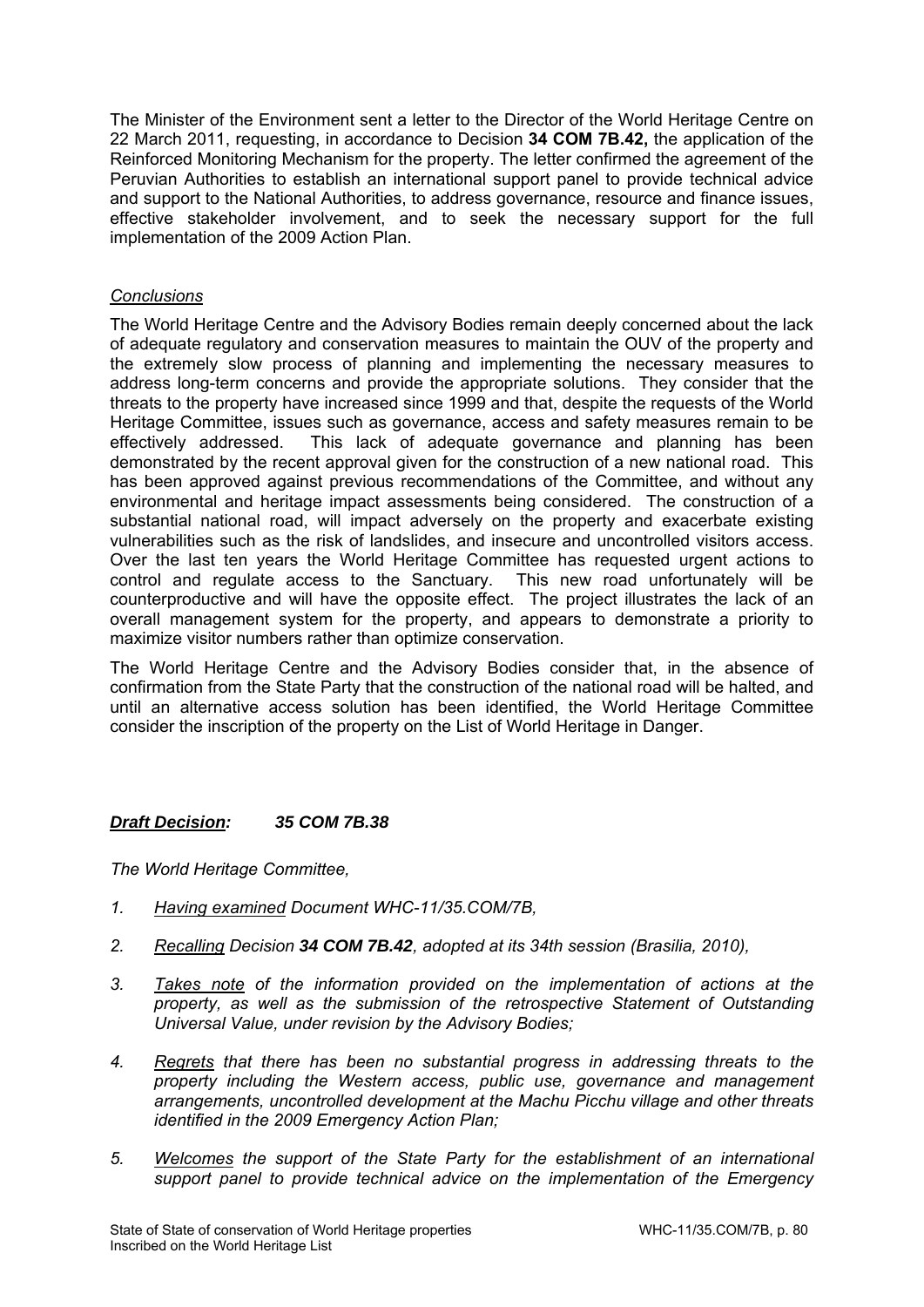The Minister of the Environment sent a letter to the Director of the World Heritage Centre on 22 March 2011, requesting, in accordance to Decision **34 COM 7B.42,** the application of the Reinforced Monitoring Mechanism for the property. The letter confirmed the agreement of the Peruvian Authorities to establish an international support panel to provide technical advice and support to the National Authorities, to address governance, resource and finance issues, effective stakeholder involvement, and to seek the necessary support for the full implementation of the 2009 Action Plan.

*Conclusions*

The World Heritage Centre and the Advisory Bodies remain deeply concerned about the lack of adequate regulatory and conservation measures to maintain the OUV of the property and the extremely slow process of planning and implementing the necessary measures to address long-term concerns and provide the appropriate solutions. They consider that the threats to the property have increased since 1999 and that, despite the requests of the World Heritage Committee, issues such as governance, access and safety measures remain to be effectively addressed. This lack of adequate governance and planning has been demonstrated by the recent approval given for the construction of a new national road. This has been approved against previous recommendations of the Committee, and without any environmental and heritage impact assessments being considered. The construction of a substantial national road, will impact adversely on the property and exacerbate existing vulnerabilities such as the risk of landslides, and insecure and uncontrolled visitors access. Over the last ten years the World Heritage Committee has requested urgent actions to control and regulate access to the Sanctuary. This new road unfortunately will be counterproductive and will have the opposite effect. The project illustrates the lack of an overall management system for the property, and appears to demonstrate a priority to maximize visitor numbers rather than optimize conservation.

The World Heritage Centre and the Advisory Bodies consider that, in the absence of confirmation from the State Party that the construction of the national road will be halted, and until an alternative access solution has been identified, the World Heritage Committee consider the inscription of the property on the List of World Heritage in Danger.

***Draft Decision:*** ***35 COM 7B.38***

*The World Heritage Committee,*

1. *Having examined Document WHC-11/35.COM/7B,*
2. *Recalling Decision **34 COM 7B.42**, adopted at its 34th session (Brasilia, 2010),*
3. *Takes note of the information provided on the implementation of actions at the property, as well as the submission of the retrospective Statement of Outstanding Universal Value, under revision by the Advisory Bodies;*
4. *Regrets that there has been no substantial progress in addressing threats to the property including the Western access, public use, governance and management arrangements, uncontrolled development at the Machu Picchu village and other threats identified in the 2009 Emergency Action Plan;*
5. *Welcomes the support of the State Party for the establishment of an international support panel to provide technical advice on the implementation of the Emergency*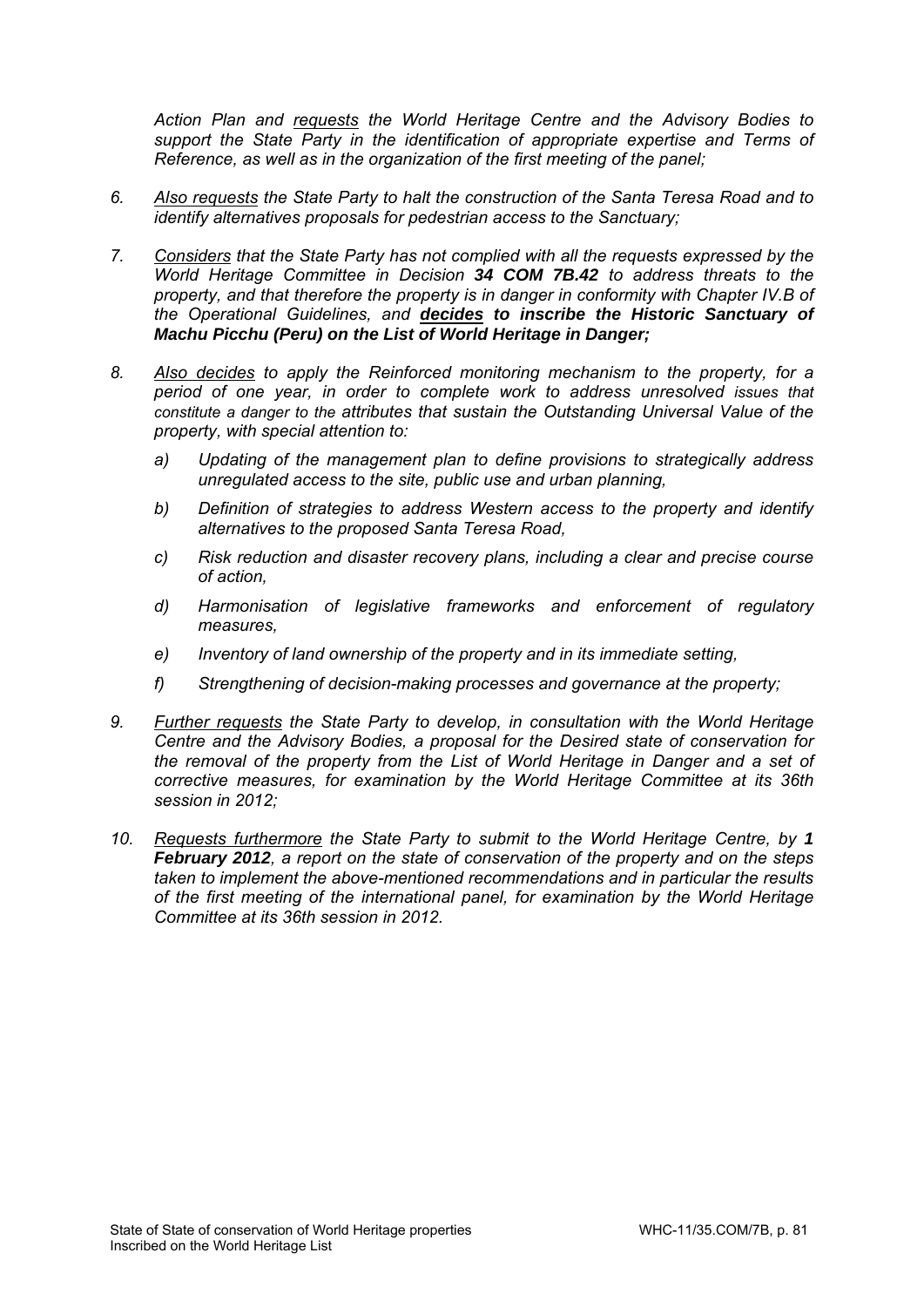*Action Plan and* <u>*requests*</u> *the World Heritage Centre and the Advisory Bodies to support the State Party in the identification of appropriate expertise and Terms of Reference, as well as in the organization of the first meeting of the panel;*

6. <u>*Also requests*</u> *the State Party to halt the construction of the Santa Teresa Road and to identify alternatives proposals for pedestrian access to the Sanctuary;*

7. <u>*Considers*</u> *that the State Party has not complied with all the requests expressed by the World Heritage Committee in Decision **34 COM 7B.42** to address threats to the property, and that therefore the property is in danger in conformity with Chapter IV.B of the Operational Guidelines, and* ***<u>decides</u> to inscribe the Historic Sanctuary of Machu Picchu (Peru) on the List of World Heritage in Danger;***

8. <u>*Also decides*</u> *to apply the Reinforced monitoring mechanism to the property, for a period of one year, in order to complete work to address unresolved issues that constitute a danger to the attributes that sustain the Outstanding Universal Value of the property, with special attention to:*

   a) *Updating of the management plan to define provisions to strategically address unregulated access to the site, public use and urban planning,*

   b) *Definition of strategies to address Western access to the property and identify alternatives to the proposed Santa Teresa Road,*

   c) *Risk reduction and disaster recovery plans, including a clear and precise course of action,*

   d) *Harmonisation of legislative frameworks and enforcement of regulatory measures,*

   e) *Inventory of land ownership of the property and in its immediate setting,*

   f) *Strengthening of decision-making processes and governance at the property;*

9. <u>*Further requests*</u> *the State Party to develop, in consultation with the World Heritage Centre and the Advisory Bodies, a proposal for the Desired state of conservation for the removal of the property from the List of World Heritage in Danger and a set of corrective measures, for examination by the World Heritage Committee at its 36th session in 2012;*

10. <u>*Requests furthermore*</u> *the State Party to submit to the World Heritage Centre, by **1 February 2012**, a report on the state of conservation of the property and on the steps taken to implement the above-mentioned recommendations and in particular the results of the first meeting of the international panel, for examination by the World Heritage Committee at its 36th session in 2012.*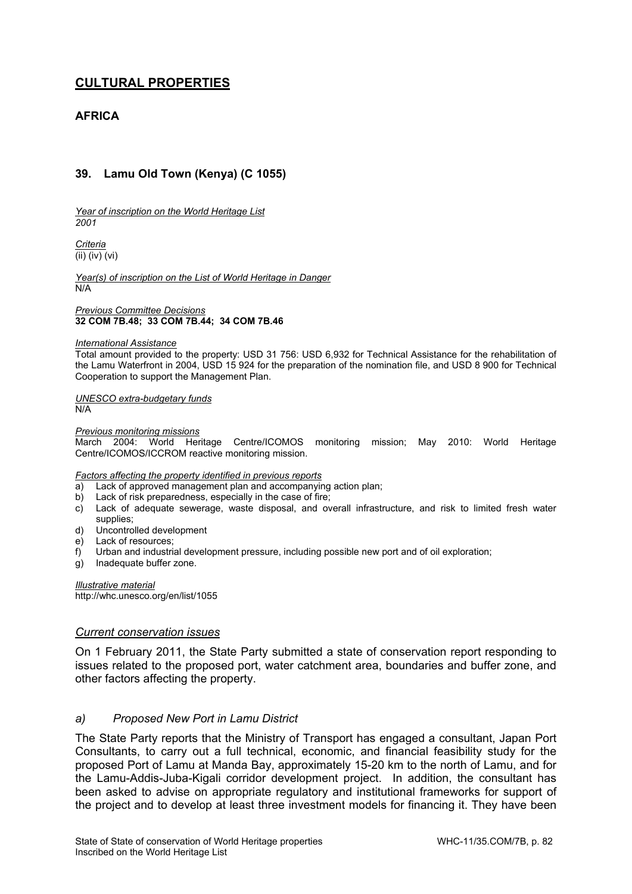## CULTURAL PROPERTIES

### AFRICA

### 39. Lamu Old Town (Kenya) (C 1055)

*Year of inscription on the World Heritage List*
*2001*

*Criteria*
(ii) (iv) (vi)

*Year(s) of inscription on the List of World Heritage in Danger*
N/A

*Previous Committee Decisions*
**32 COM 7B.48; 33 COM 7B.44; 34 COM 7B.46**

*International Assistance*
Total amount provided to the property: USD 31 756: USD 6,932 for Technical Assistance for the rehabilitation of the Lamu Waterfront in 2004, USD 15 924 for the preparation of the nomination file, and USD 8 900 for Technical Cooperation to support the Management Plan.

*UNESCO extra-budgetary funds*
N/A

*Previous monitoring missions*
March 2004: World Heritage Centre/ICOMOS monitoring mission; May 2010: World Heritage Centre/ICOMOS/ICCROM reactive monitoring mission.

*Factors affecting the property identified in previous reports*
a) Lack of approved management plan and accompanying action plan;
b) Lack of risk preparedness, especially in the case of fire;
c) Lack of adequate sewerage, waste disposal, and overall infrastructure, and risk to limited fresh water supplies;
d) Uncontrolled development
e) Lack of resources;
f) Urban and industrial development pressure, including possible new port and of oil exploration;
g) Inadequate buffer zone.

*Illustrative material*
http://whc.unesco.org/en/list/1055

*Current conservation issues*

On 1 February 2011, the State Party submitted a state of conservation report responding to issues related to the proposed port, water catchment area, boundaries and buffer zone, and other factors affecting the property.

*a) Proposed New Port in Lamu District*

The State Party reports that the Ministry of Transport has engaged a consultant, Japan Port Consultants, to carry out a full technical, economic, and financial feasibility study for the proposed Port of Lamu at Manda Bay, approximately 15-20 km to the north of Lamu, and for the Lamu-Addis-Juba-Kigali corridor development project. In addition, the consultant has been asked to advise on appropriate regulatory and institutional frameworks for support of the project and to develop at least three investment models for financing it. They have been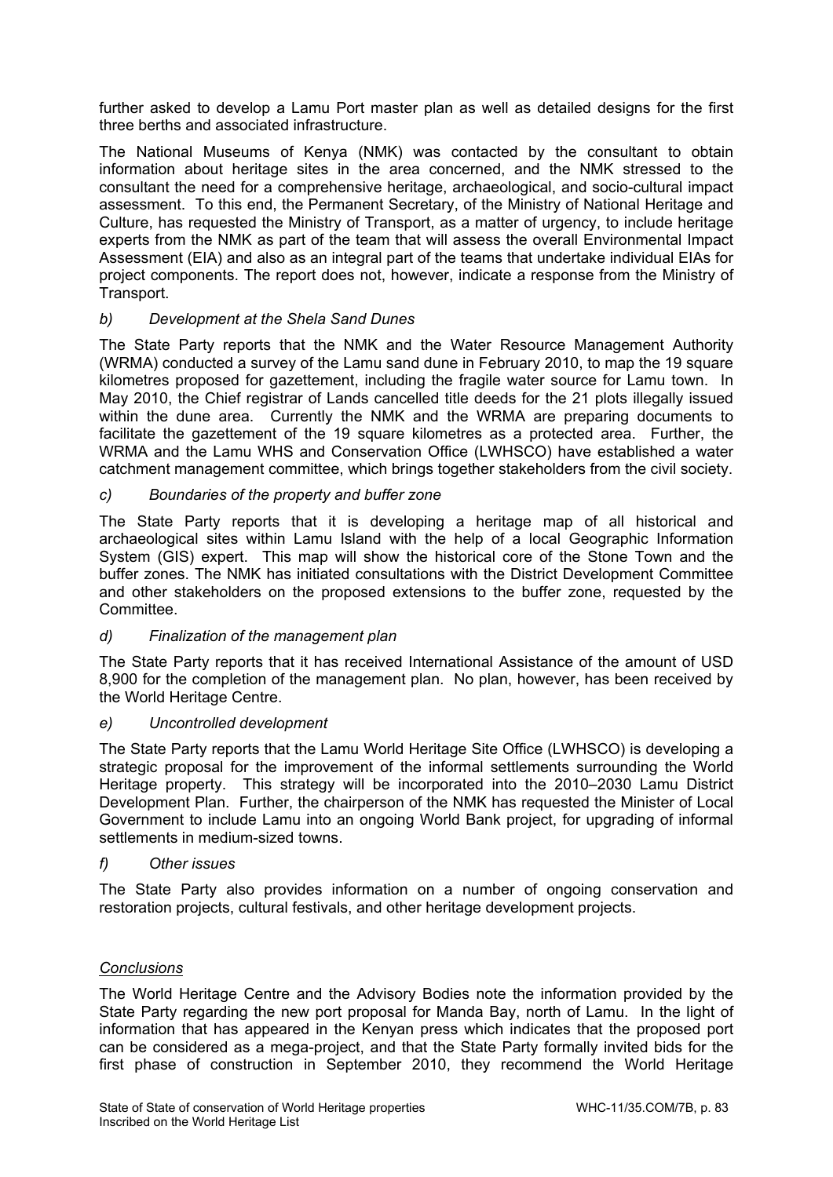further asked to develop a Lamu Port master plan as well as detailed designs for the first three berths and associated infrastructure.

The National Museums of Kenya (NMK) was contacted by the consultant to obtain information about heritage sites in the area concerned, and the NMK stressed to the consultant the need for a comprehensive heritage, archaeological, and socio-cultural impact assessment. To this end, the Permanent Secretary, of the Ministry of National Heritage and Culture, has requested the Ministry of Transport, as a matter of urgency, to include heritage experts from the NMK as part of the team that will assess the overall Environmental Impact Assessment (EIA) and also as an integral part of the teams that undertake individual EIAs for project components. The report does not, however, indicate a response from the Ministry of Transport.

*b) Development at the Shela Sand Dunes*

The State Party reports that the NMK and the Water Resource Management Authority (WRMA) conducted a survey of the Lamu sand dune in February 2010, to map the 19 square kilometres proposed for gazettement, including the fragile water source for Lamu town. In May 2010, the Chief registrar of Lands cancelled title deeds for the 21 plots illegally issued within the dune area. Currently the NMK and the WRMA are preparing documents to facilitate the gazettement of the 19 square kilometres as a protected area. Further, the WRMA and the Lamu WHS and Conservation Office (LWHSCO) have established a water catchment management committee, which brings together stakeholders from the civil society.

*c) Boundaries of the property and buffer zone*

The State Party reports that it is developing a heritage map of all historical and archaeological sites within Lamu Island with the help of a local Geographic Information System (GIS) expert. This map will show the historical core of the Stone Town and the buffer zones. The NMK has initiated consultations with the District Development Committee and other stakeholders on the proposed extensions to the buffer zone, requested by the Committee.

*d) Finalization of the management plan*

The State Party reports that it has received International Assistance of the amount of USD 8,900 for the completion of the management plan. No plan, however, has been received by the World Heritage Centre.

*e) Uncontrolled development*

The State Party reports that the Lamu World Heritage Site Office (LWHSCO) is developing a strategic proposal for the improvement of the informal settlements surrounding the World Heritage property. This strategy will be incorporated into the 2010–2030 Lamu District Development Plan. Further, the chairperson of the NMK has requested the Minister of Local Government to include Lamu into an ongoing World Bank project, for upgrading of informal settlements in medium-sized towns.

*f) Other issues*

The State Party also provides information on a number of ongoing conservation and restoration projects, cultural festivals, and other heritage development projects.

*Conclusions*

The World Heritage Centre and the Advisory Bodies note the information provided by the State Party regarding the new port proposal for Manda Bay, north of Lamu. In the light of information that has appeared in the Kenyan press which indicates that the proposed port can be considered as a mega-project, and that the State Party formally invited bids for the first phase of construction in September 2010, they recommend the World Heritage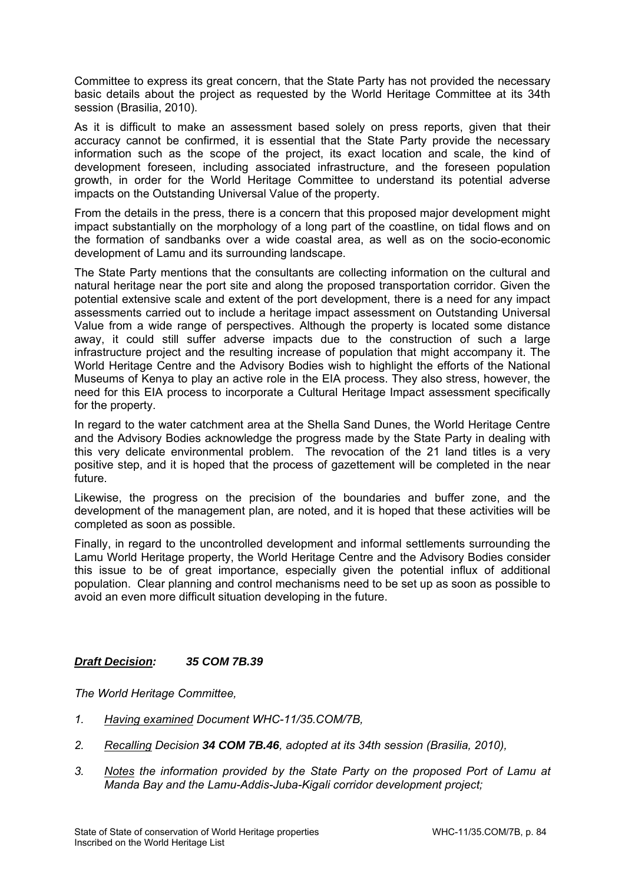Committee to express its great concern, that the State Party has not provided the necessary basic details about the project as requested by the World Heritage Committee at its 34th session (Brasilia, 2010).

As it is difficult to make an assessment based solely on press reports, given that their accuracy cannot be confirmed, it is essential that the State Party provide the necessary information such as the scope of the project, its exact location and scale, the kind of development foreseen, including associated infrastructure, and the foreseen population growth, in order for the World Heritage Committee to understand its potential adverse impacts on the Outstanding Universal Value of the property.

From the details in the press, there is a concern that this proposed major development might impact substantially on the morphology of a long part of the coastline, on tidal flows and on the formation of sandbanks over a wide coastal area, as well as on the socio-economic development of Lamu and its surrounding landscape.

The State Party mentions that the consultants are collecting information on the cultural and natural heritage near the port site and along the proposed transportation corridor. Given the potential extensive scale and extent of the port development, there is a need for any impact assessments carried out to include a heritage impact assessment on Outstanding Universal Value from a wide range of perspectives. Although the property is located some distance away, it could still suffer adverse impacts due to the construction of such a large infrastructure project and the resulting increase of population that might accompany it. The World Heritage Centre and the Advisory Bodies wish to highlight the efforts of the National Museums of Kenya to play an active role in the EIA process. They also stress, however, the need for this EIA process to incorporate a Cultural Heritage Impact assessment specifically for the property.

In regard to the water catchment area at the Shella Sand Dunes, the World Heritage Centre and the Advisory Bodies acknowledge the progress made by the State Party in dealing with this very delicate environmental problem. The revocation of the 21 land titles is a very positive step, and it is hoped that the process of gazettement will be completed in the near future.

Likewise, the progress on the precision of the boundaries and buffer zone, and the development of the management plan, are noted, and it is hoped that these activities will be completed as soon as possible.

Finally, in regard to the uncontrolled development and informal settlements surrounding the Lamu World Heritage property, the World Heritage Centre and the Advisory Bodies consider this issue to be of great importance, especially given the potential influx of additional population. Clear planning and control mechanisms need to be set up as soon as possible to avoid an even more difficult situation developing in the future.

***Draft Decision:*** ***35 COM 7B.39***

*The World Heritage Committee,*

1. *Having examined Document WHC-11/35.COM/7B,*
2. *Recalling Decision* ***34 COM 7B.46****, adopted at its 34th session (Brasilia, 2010),*
3. *Notes the information provided by the State Party on the proposed Port of Lamu at Manda Bay and the Lamu-Addis-Juba-Kigali corridor development project;*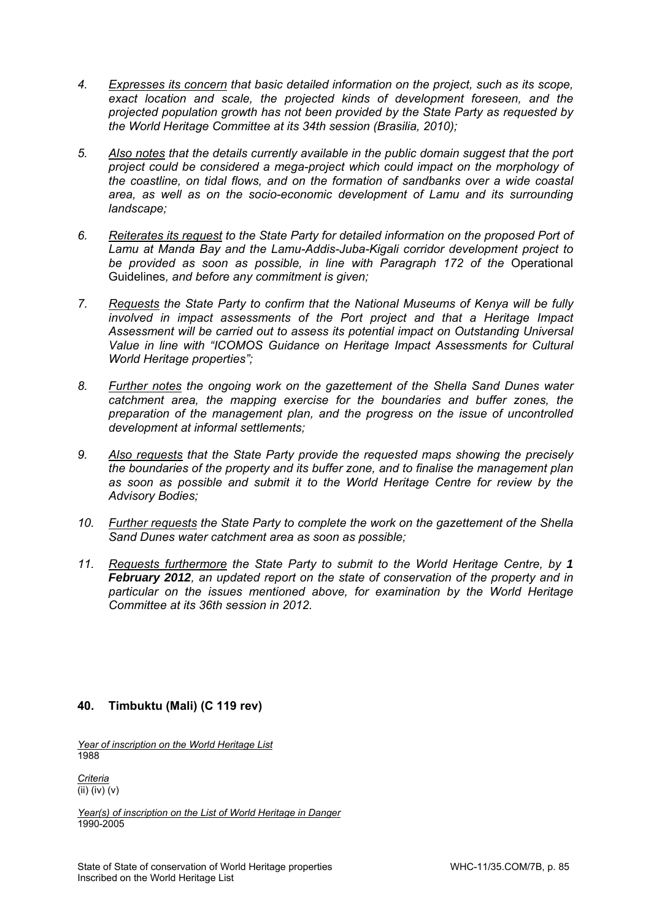4. *<u>Expresses its concern</u> that basic detailed information on the project, such as its scope, exact location and scale, the projected kinds of development foreseen, and the projected population growth has not been provided by the State Party as requested by the World Heritage Committee at its 34th session (Brasilia, 2010);*

5. *<u>Also notes</u> that the details currently available in the public domain suggest that the port project could be considered a mega-project which could impact on the morphology of the coastline, on tidal flows, and on the formation of sandbanks over a wide coastal area, as well as on the socio-economic development of Lamu and its surrounding landscape;*

6. *<u>Reiterates its request</u> to the State Party for detailed information on the proposed Port of Lamu at Manda Bay and the Lamu-Addis-Juba-Kigali corridor development project to be provided as soon as possible, in line with Paragraph 172 of the* Operational Guidelines*, and before any commitment is given;*

7. *<u>Requests</u> the State Party to confirm that the National Museums of Kenya will be fully involved in impact assessments of the Port project and that a Heritage Impact Assessment will be carried out to assess its potential impact on Outstanding Universal Value in line with "ICOMOS Guidance on Heritage Impact Assessments for Cultural World Heritage properties";*

8. *<u>Further notes</u> the ongoing work on the gazettement of the Shella Sand Dunes water catchment area, the mapping exercise for the boundaries and buffer zones, the preparation of the management plan, and the progress on the issue of uncontrolled development at informal settlements;*

9. *<u>Also requests</u> that the State Party provide the requested maps showing the precisely the boundaries of the property and its buffer zone, and to finalise the management plan as soon as possible and submit it to the World Heritage Centre for review by the Advisory Bodies;*

10. *<u>Further requests</u> the State Party to complete the work on the gazettement of the Shella Sand Dunes water catchment area as soon as possible;*

11. *<u>Requests furthermore</u> the State Party to submit to the World Heritage Centre, by **1 February 2012**, an updated report on the state of conservation of the property and in particular on the issues mentioned above, for examination by the World Heritage Committee at its 36th session in 2012.*

## 40. Timbuktu (Mali) (C 119 rev)

*<u>Year of inscription on the World Heritage List</u>*
1988

*<u>Criteria</u>*
(ii) (iv) (v)

*<u>Year(s) of inscription on the List of World Heritage in Danger</u>*
1990-2005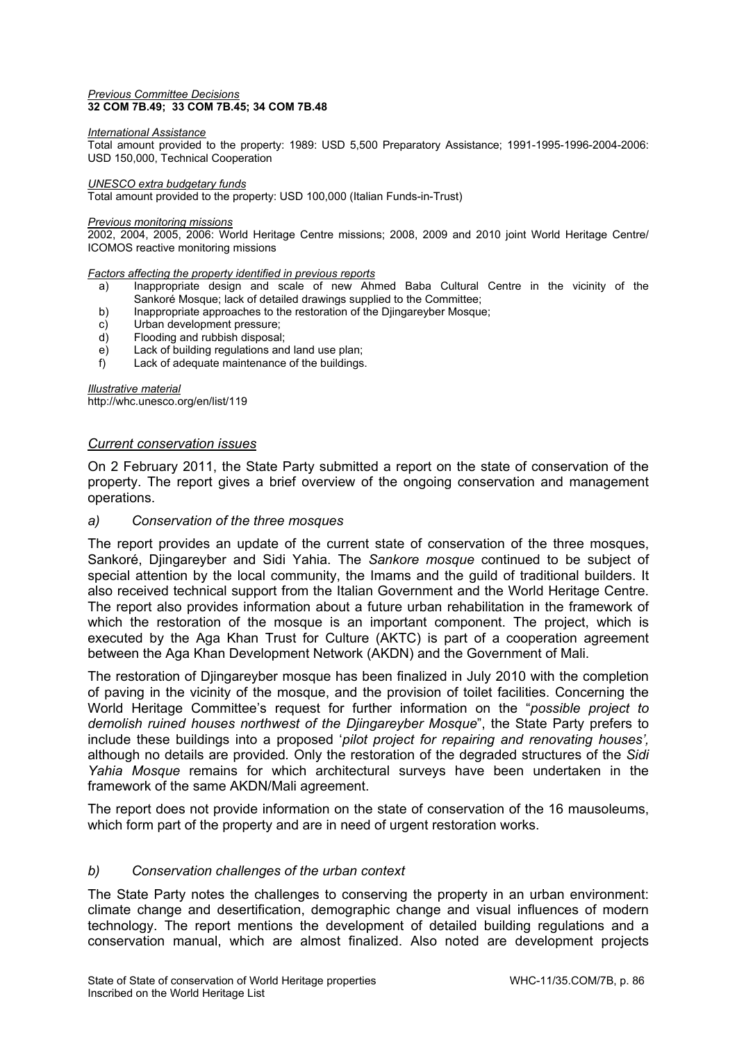*Previous Committee Decisions*
**32 COM 7B.49; 33 COM 7B.45; 34 COM 7B.48**

*International Assistance*
Total amount provided to the property: 1989: USD 5,500 Preparatory Assistance; 1991-1995-1996-2004-2006: USD 150,000, Technical Cooperation

*UNESCO extra budgetary funds*
Total amount provided to the property: USD 100,000 (Italian Funds-in-Trust)

*Previous monitoring missions*
2002, 2004, 2005, 2006: World Heritage Centre missions; 2008, 2009 and 2010 joint World Heritage Centre/ ICOMOS reactive monitoring missions

*Factors affecting the property identified in previous reports*

a) Inappropriate design and scale of new Ahmed Baba Cultural Centre in the vicinity of the Sankoré Mosque; lack of detailed drawings supplied to the Committee;
b) Inappropriate approaches to the restoration of the Djingareyber Mosque;
c) Urban development pressure;
d) Flooding and rubbish disposal;
e) Lack of building regulations and land use plan;
f) Lack of adequate maintenance of the buildings.

*Illustrative material*
http://whc.unesco.org/en/list/119

## *Current conservation issues*

On 2 February 2011, the State Party submitted a report on the state of conservation of the property. The report gives a brief overview of the ongoing conservation and management operations.

### *a) Conservation of the three mosques*

The report provides an update of the current state of conservation of the three mosques, Sankoré, Djingareyber and Sidi Yahia. The *Sankore mosque* continued to be subject of special attention by the local community, the Imams and the guild of traditional builders. It also received technical support from the Italian Government and the World Heritage Centre. The report also provides information about a future urban rehabilitation in the framework of which the restoration of the mosque is an important component. The project, which is executed by the Aga Khan Trust for Culture (AKTC) is part of a cooperation agreement between the Aga Khan Development Network (AKDN) and the Government of Mali.

The restoration of Djingareyber mosque has been finalized in July 2010 with the completion of paving in the vicinity of the mosque, and the provision of toilet facilities. Concerning the World Heritage Committee's request for further information on the "*possible project to demolish ruined houses northwest of the Djingareyber Mosque*", the State Party prefers to include these buildings into a proposed '*pilot project for repairing and renovating houses',* although no details are provided*.* Only the restoration of the degraded structures of the *Sidi Yahia Mosque* remains for which architectural surveys have been undertaken in the framework of the same AKDN/Mali agreement.

The report does not provide information on the state of conservation of the 16 mausoleums, which form part of the property and are in need of urgent restoration works.

### *b) Conservation challenges of the urban context*

The State Party notes the challenges to conserving the property in an urban environment: climate change and desertification, demographic change and visual influences of modern technology. The report mentions the development of detailed building regulations and a conservation manual, which are almost finalized. Also noted are development projects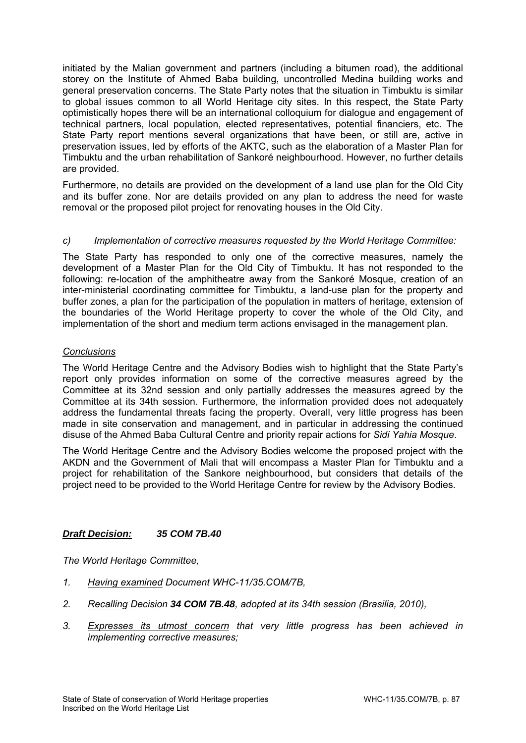initiated by the Malian government and partners (including a bitumen road), the additional storey on the Institute of Ahmed Baba building, uncontrolled Medina building works and general preservation concerns. The State Party notes that the situation in Timbuktu is similar to global issues common to all World Heritage city sites. In this respect, the State Party optimistically hopes there will be an international colloquium for dialogue and engagement of technical partners, local population, elected representatives, potential financiers, etc. The State Party report mentions several organizations that have been, or still are, active in preservation issues, led by efforts of the AKTC, such as the elaboration of a Master Plan for Timbuktu and the urban rehabilitation of Sankoré neighbourhood. However, no further details are provided.

Furthermore, no details are provided on the development of a land use plan for the Old City and its buffer zone. Nor are details provided on any plan to address the need for waste removal or the proposed pilot project for renovating houses in the Old City.

*c) Implementation of corrective measures requested by the World Heritage Committee:*

The State Party has responded to only one of the corrective measures, namely the development of a Master Plan for the Old City of Timbuktu. It has not responded to the following: re-location of the amphitheatre away from the Sankoré Mosque, creation of an inter-ministerial coordinating committee for Timbuktu, a land-use plan for the property and buffer zones, a plan for the participation of the population in matters of heritage, extension of the boundaries of the World Heritage property to cover the whole of the Old City, and implementation of the short and medium term actions envisaged in the management plan.

*Conclusions*

The World Heritage Centre and the Advisory Bodies wish to highlight that the State Party's report only provides information on some of the corrective measures agreed by the Committee at its 32nd session and only partially addresses the measures agreed by the Committee at its 34th session. Furthermore, the information provided does not adequately address the fundamental threats facing the property. Overall, very little progress has been made in site conservation and management, and in particular in addressing the continued disuse of the Ahmed Baba Cultural Centre and priority repair actions for *Sidi Yahia Mosque*.

The World Heritage Centre and the Advisory Bodies welcome the proposed project with the AKDN and the Government of Mali that will encompass a Master Plan for Timbuktu and a project for rehabilitation of the Sankore neighbourhood, but considers that details of the project need to be provided to the World Heritage Centre for review by the Advisory Bodies.

***Draft Decision: 35 COM 7B.40***

*The World Heritage Committee,*

1. *Having examined Document WHC-11/35.COM/7B,*
2. *Recalling Decision **34 COM 7B.48**, adopted at its 34th session (Brasilia, 2010),*
3. *Expresses its utmost concern that very little progress has been achieved in implementing corrective measures;*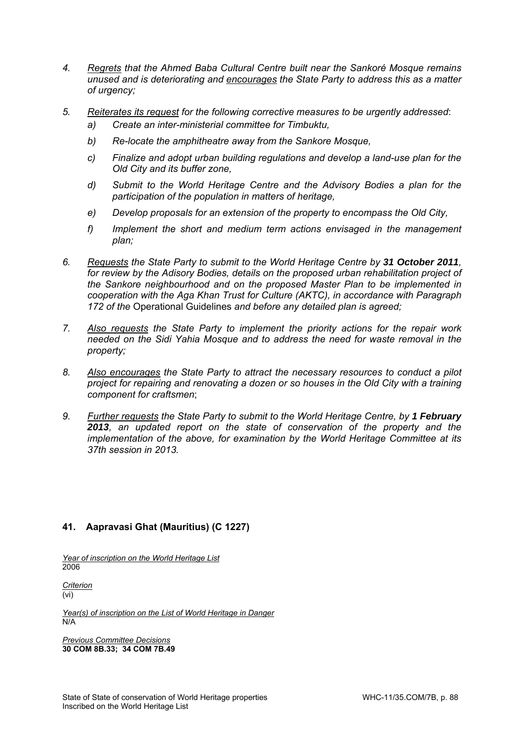4. *Regrets that the Ahmed Baba Cultural Centre built near the Sankoré Mosque remains unused and is deteriorating and encourages the State Party to address this as a matter of urgency;*

5. *Reiterates its request for the following corrective measures to be urgently addressed:*
   a) *Create an inter-ministerial committee for Timbuktu,*
   b) *Re-locate the amphitheatre away from the Sankore Mosque,*
   c) *Finalize and adopt urban building regulations and develop a land-use plan for the Old City and its buffer zone,*
   d) *Submit to the World Heritage Centre and the Advisory Bodies a plan for the participation of the population in matters of heritage,*
   e) *Develop proposals for an extension of the property to encompass the Old City,*
   f) *Implement the short and medium term actions envisaged in the management plan;*

6. *Requests the State Party to submit to the World Heritage Centre by* ***31 October 2011****, for review by the Adisory Bodies, details on the proposed urban rehabilitation project of the Sankore neighbourhood and on the proposed Master Plan to be implemented in cooperation with the Aga Khan Trust for Culture (AKTC), in accordance with Paragraph 172 of the* Operational Guidelines *and before any detailed plan is agreed;*

7. *Also requests the State Party to implement the priority actions for the repair work needed on the Sidi Yahia Mosque and to address the need for waste removal in the property;*

8. *Also encourages the State Party to attract the necessary resources to conduct a pilot project for repairing and renovating a dozen or so houses in the Old City with a training component for craftsmen*;

9. *Further requests the State Party to submit to the World Heritage Centre, by* ***1 February 2013****, an updated report on the state of conservation of the property and the implementation of the above, for examination by the World Heritage Committee at its 37th session in 2013.*

## 41. Aapravasi Ghat (Mauritius) (C 1227)

*Year of inscription on the World Heritage List*
2006

*Criterion*
(vi)

*Year(s) of inscription on the List of World Heritage in Danger*
N/A

*Previous Committee Decisions*
**30 COM 8B.33; 34 COM 7B.49**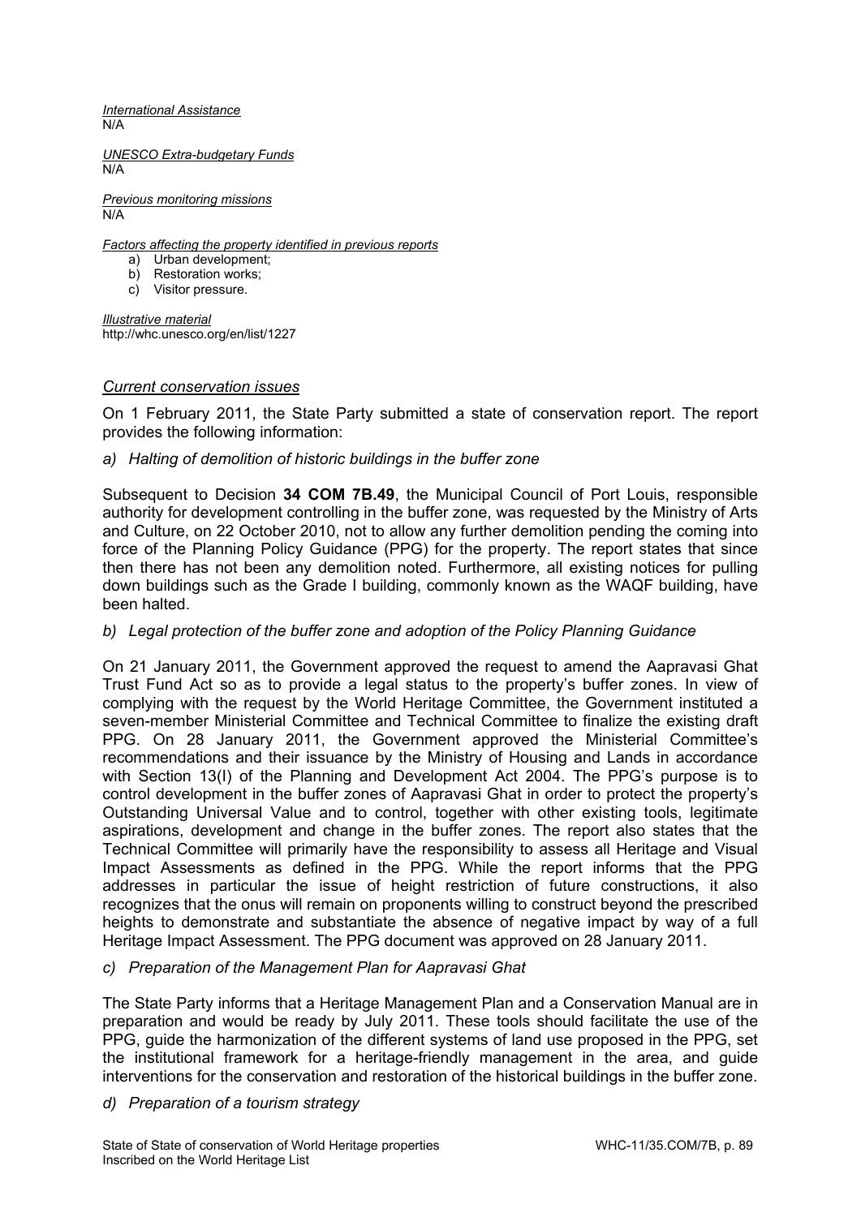*International Assistance*
N/A

*UNESCO Extra-budgetary Funds*
N/A

*Previous monitoring missions*
N/A

*Factors affecting the property identified in previous reports*

a) Urban development;
b) Restoration works;
c) Visitor pressure.

*Illustrative material*
http://whc.unesco.org/en/list/1227

### *Current conservation issues*

On 1 February 2011, the State Party submitted a state of conservation report. The report provides the following information:

*a) Halting of demolition of historic buildings in the buffer zone*

Subsequent to Decision **34 COM 7B.49**, the Municipal Council of Port Louis, responsible authority for development controlling in the buffer zone, was requested by the Ministry of Arts and Culture, on 22 October 2010, not to allow any further demolition pending the coming into force of the Planning Policy Guidance (PPG) for the property. The report states that since then there has not been any demolition noted. Furthermore, all existing notices for pulling down buildings such as the Grade I building, commonly known as the WAQF building, have been halted.

*b) Legal protection of the buffer zone and adoption of the Policy Planning Guidance*

On 21 January 2011, the Government approved the request to amend the Aapravasi Ghat Trust Fund Act so as to provide a legal status to the property's buffer zones. In view of complying with the request by the World Heritage Committee, the Government instituted a seven-member Ministerial Committee and Technical Committee to finalize the existing draft PPG. On 28 January 2011, the Government approved the Ministerial Committee's recommendations and their issuance by the Ministry of Housing and Lands in accordance with Section 13(I) of the Planning and Development Act 2004. The PPG's purpose is to control development in the buffer zones of Aapravasi Ghat in order to protect the property's Outstanding Universal Value and to control, together with other existing tools, legitimate aspirations, development and change in the buffer zones. The report also states that the Technical Committee will primarily have the responsibility to assess all Heritage and Visual Impact Assessments as defined in the PPG. While the report informs that the PPG addresses in particular the issue of height restriction of future constructions, it also recognizes that the onus will remain on proponents willing to construct beyond the prescribed heights to demonstrate and substantiate the absence of negative impact by way of a full Heritage Impact Assessment. The PPG document was approved on 28 January 2011.

*c) Preparation of the Management Plan for Aapravasi Ghat*

The State Party informs that a Heritage Management Plan and a Conservation Manual are in preparation and would be ready by July 2011. These tools should facilitate the use of the PPG, guide the harmonization of the different systems of land use proposed in the PPG, set the institutional framework for a heritage-friendly management in the area, and guide interventions for the conservation and restoration of the historical buildings in the buffer zone.

*d) Preparation of a tourism strategy*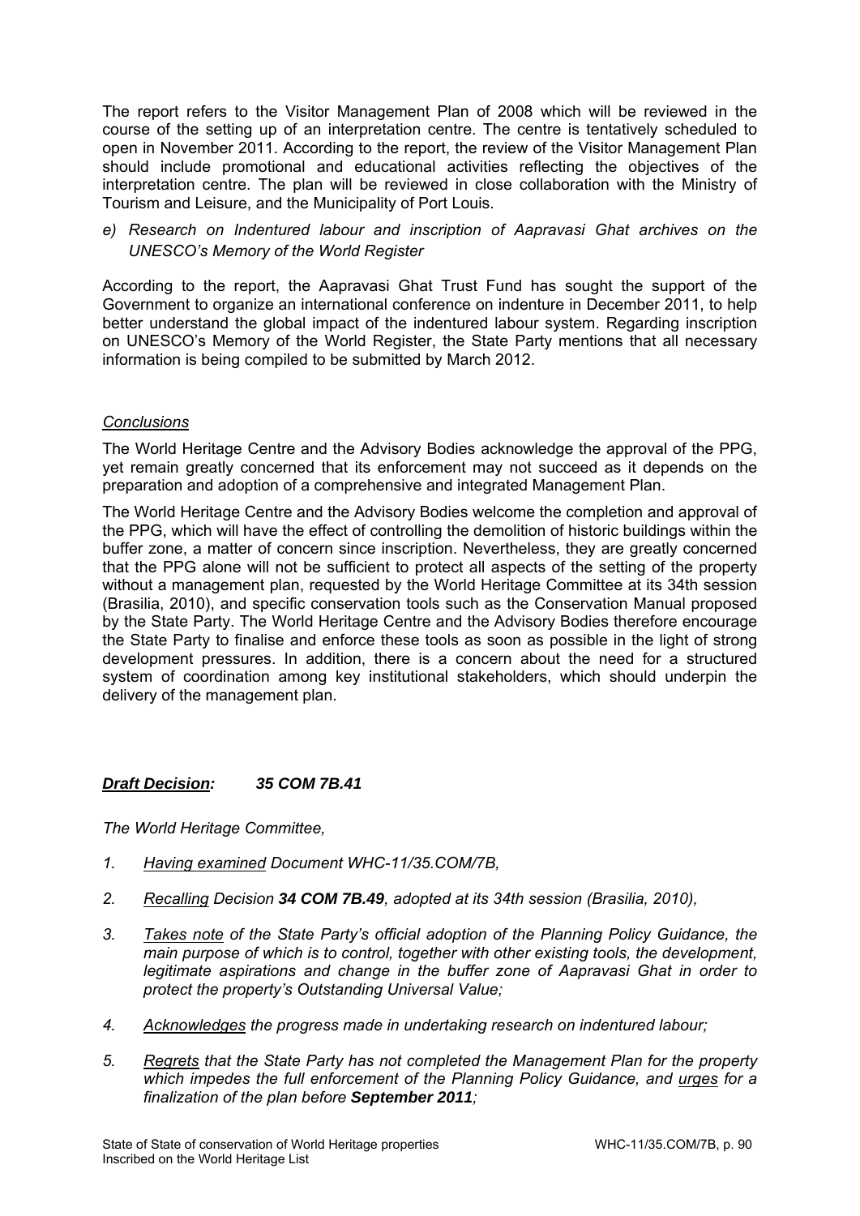The report refers to the Visitor Management Plan of 2008 which will be reviewed in the course of the setting up of an interpretation centre. The centre is tentatively scheduled to open in November 2011. According to the report, the review of the Visitor Management Plan should include promotional and educational activities reflecting the objectives of the interpretation centre. The plan will be reviewed in close collaboration with the Ministry of Tourism and Leisure, and the Municipality of Port Louis.

*e) Research on Indentured labour and inscription of Aapravasi Ghat archives on the UNESCO's Memory of the World Register*

According to the report, the Aapravasi Ghat Trust Fund has sought the support of the Government to organize an international conference on indenture in December 2011, to help better understand the global impact of the indentured labour system. Regarding inscription on UNESCO's Memory of the World Register, the State Party mentions that all necessary information is being compiled to be submitted by March 2012.

*Conclusions*

The World Heritage Centre and the Advisory Bodies acknowledge the approval of the PPG, yet remain greatly concerned that its enforcement may not succeed as it depends on the preparation and adoption of a comprehensive and integrated Management Plan.

The World Heritage Centre and the Advisory Bodies welcome the completion and approval of the PPG, which will have the effect of controlling the demolition of historic buildings within the buffer zone, a matter of concern since inscription. Nevertheless, they are greatly concerned that the PPG alone will not be sufficient to protect all aspects of the setting of the property without a management plan, requested by the World Heritage Committee at its 34th session (Brasilia, 2010), and specific conservation tools such as the Conservation Manual proposed by the State Party. The World Heritage Centre and the Advisory Bodies therefore encourage the State Party to finalise and enforce these tools as soon as possible in the light of strong development pressures. In addition, there is a concern about the need for a structured system of coordination among key institutional stakeholders, which should underpin the delivery of the management plan.

***Draft Decision:*** ***35 COM 7B.41***

*The World Heritage Committee,*

1. *Having examined Document WHC-11/35.COM/7B,*

2. *Recalling Decision **34 COM 7B.49**, adopted at its 34th session (Brasilia, 2010),*

3. *Takes note of the State Party's official adoption of the Planning Policy Guidance, the main purpose of which is to control, together with other existing tools, the development, legitimate aspirations and change in the buffer zone of Aapravasi Ghat in order to protect the property's Outstanding Universal Value;*

4. *Acknowledges the progress made in undertaking research on indentured labour;*

5. *Regrets that the State Party has not completed the Management Plan for the property which impedes the full enforcement of the Planning Policy Guidance, and urges for a finalization of the plan before **September 2011**;*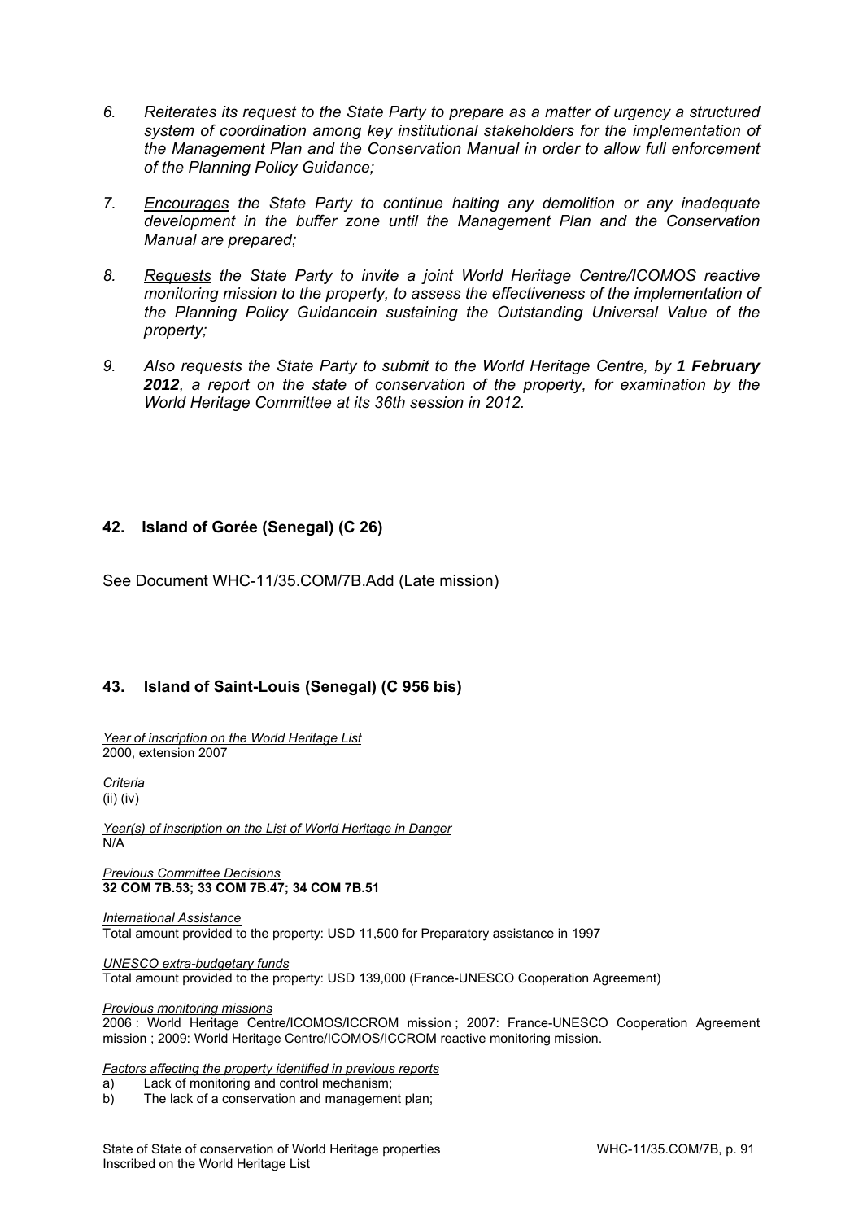6. *<u>Reiterates its request</u> to the State Party to prepare as a matter of urgency a structured system of coordination among key institutional stakeholders for the implementation of the Management Plan and the Conservation Manual in order to allow full enforcement of the Planning Policy Guidance;*

7. *<u>Encourages</u> the State Party to continue halting any demolition or any inadequate development in the buffer zone until the Management Plan and the Conservation Manual are prepared;*

8. *<u>Requests</u> the State Party to invite a joint World Heritage Centre/ICOMOS reactive monitoring mission to the property, to assess the effectiveness of the implementation of the Planning Policy Guidancein sustaining the Outstanding Universal Value of the property;*

9. *<u>Also requests</u> the State Party to submit to the World Heritage Centre, by **1 February 2012**, a report on the state of conservation of the property, for examination by the World Heritage Committee at its 36th session in 2012.*

## 42. Island of Gorée (Senegal) (C 26)

See Document WHC-11/35.COM/7B.Add (Late mission)

## 43. Island of Saint-Louis (Senegal) (C 956 bis)

*<u>Year of inscription on the World Heritage List</u>*
2000, extension 2007

*<u>Criteria</u>*
(ii) (iv)

*<u>Year(s) of inscription on the List of World Heritage in Danger</u>*
N/A

*<u>Previous Committee Decisions</u>*
**32 COM 7B.53; 33 COM 7B.47; 34 COM 7B.51**

*<u>International Assistance</u>*
Total amount provided to the property: USD 11,500 for Preparatory assistance in 1997

*<u>UNESCO extra-budgetary funds</u>*
Total amount provided to the property: USD 139,000 (France-UNESCO Cooperation Agreement)

*<u>Previous monitoring missions</u>*
2006 : World Heritage Centre/ICOMOS/ICCROM mission ; 2007: France-UNESCO Cooperation Agreement mission ; 2009: World Heritage Centre/ICOMOS/ICCROM reactive monitoring mission.

*<u>Factors affecting the property identified in previous reports</u>*

a) Lack of monitoring and control mechanism;
b) The lack of a conservation and management plan;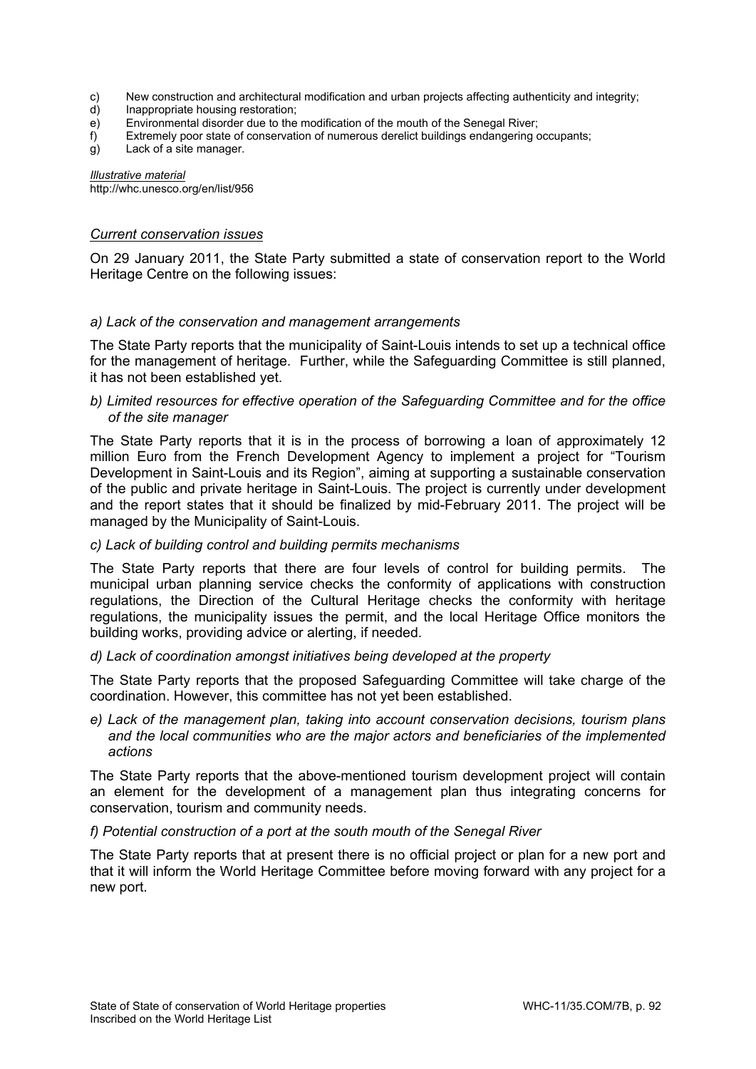c) New construction and architectural modification and urban projects affecting authenticity and integrity;
d) Inappropriate housing restoration;
e) Environmental disorder due to the modification of the mouth of the Senegal River;
f) Extremely poor state of conservation of numerous derelict buildings endangering occupants;
g) Lack of a site manager.

*Illustrative material*
http://whc.unesco.org/en/list/956

*Current conservation issues*

On 29 January 2011, the State Party submitted a state of conservation report to the World Heritage Centre on the following issues:

*a) Lack of the conservation and management arrangements*

The State Party reports that the municipality of Saint-Louis intends to set up a technical office for the management of heritage. Further, while the Safeguarding Committee is still planned, it has not been established yet.

*b) Limited resources for effective operation of the Safeguarding Committee and for the office of the site manager*

The State Party reports that it is in the process of borrowing a loan of approximately 12 million Euro from the French Development Agency to implement a project for "Tourism Development in Saint-Louis and its Region", aiming at supporting a sustainable conservation of the public and private heritage in Saint-Louis. The project is currently under development and the report states that it should be finalized by mid-February 2011. The project will be managed by the Municipality of Saint-Louis.

*c) Lack of building control and building permits mechanisms*

The State Party reports that there are four levels of control for building permits. The municipal urban planning service checks the conformity of applications with construction regulations, the Direction of the Cultural Heritage checks the conformity with heritage regulations, the municipality issues the permit, and the local Heritage Office monitors the building works, providing advice or alerting, if needed.

*d) Lack of coordination amongst initiatives being developed at the property*

The State Party reports that the proposed Safeguarding Committee will take charge of the coordination. However, this committee has not yet been established.

*e) Lack of the management plan, taking into account conservation decisions, tourism plans and the local communities who are the major actors and beneficiaries of the implemented actions*

The State Party reports that the above-mentioned tourism development project will contain an element for the development of a management plan thus integrating concerns for conservation, tourism and community needs.

*f) Potential construction of a port at the south mouth of the Senegal River*

The State Party reports that at present there is no official project or plan for a new port and that it will inform the World Heritage Committee before moving forward with any project for a new port.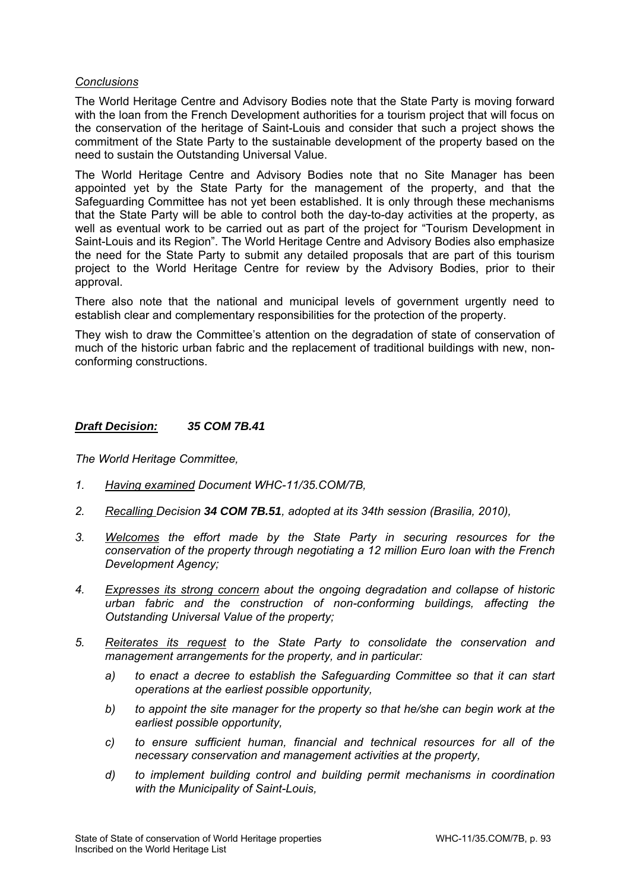*Conclusions*

The World Heritage Centre and Advisory Bodies note that the State Party is moving forward with the loan from the French Development authorities for a tourism project that will focus on the conservation of the heritage of Saint-Louis and consider that such a project shows the commitment of the State Party to the sustainable development of the property based on the need to sustain the Outstanding Universal Value.

The World Heritage Centre and Advisory Bodies note that no Site Manager has been appointed yet by the State Party for the management of the property, and that the Safeguarding Committee has not yet been established. It is only through these mechanisms that the State Party will be able to control both the day-to-day activities at the property, as well as eventual work to be carried out as part of the project for "Tourism Development in Saint-Louis and its Region". The World Heritage Centre and Advisory Bodies also emphasize the need for the State Party to submit any detailed proposals that are part of this tourism project to the World Heritage Centre for review by the Advisory Bodies, prior to their approval.

There also note that the national and municipal levels of government urgently need to establish clear and complementary responsibilities for the protection of the property.

They wish to draw the Committee's attention on the degradation of state of conservation of much of the historic urban fabric and the replacement of traditional buildings with new, non-conforming constructions.

***Draft Decision:*** ***35 COM 7B.41***

*The World Heritage Committee,*

1. *Having examined Document WHC-11/35.COM/7B,*
2. *Recalling Decision **34 COM 7B.51**, adopted at its 34th session (Brasilia, 2010),*
3. *Welcomes the effort made by the State Party in securing resources for the conservation of the property through negotiating a 12 million Euro loan with the French Development Agency;*
4. *Expresses its strong concern about the ongoing degradation and collapse of historic urban fabric and the construction of non-conforming buildings, affecting the Outstanding Universal Value of the property;*
5. *Reiterates its request to the State Party to consolidate the conservation and management arrangements for the property, and in particular:*
   a) *to enact a decree to establish the Safeguarding Committee so that it can start operations at the earliest possible opportunity,*
   b) *to appoint the site manager for the property so that he/she can begin work at the earliest possible opportunity,*
   c) *to ensure sufficient human, financial and technical resources for all of the necessary conservation and management activities at the property,*
   d) *to implement building control and building permit mechanisms in coordination with the Municipality of Saint-Louis,*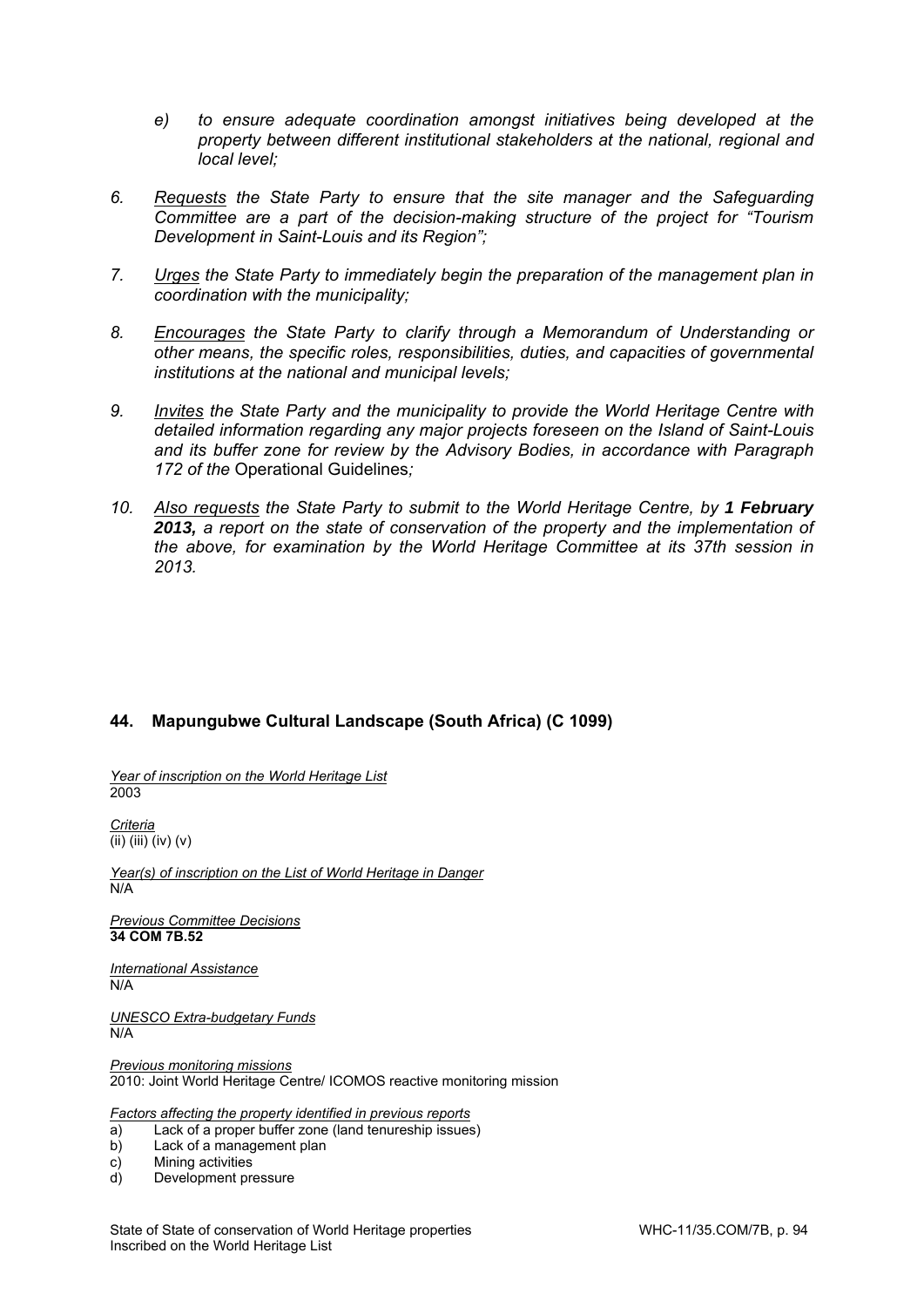*e) to ensure adequate coordination amongst initiatives being developed at the property between different institutional stakeholders at the national, regional and local level;*

*6. Requests the State Party to ensure that the site manager and the Safeguarding Committee are a part of the decision-making structure of the project for "Tourism Development in Saint-Louis and its Region";*

*7. Urges the State Party to immediately begin the preparation of the management plan in coordination with the municipality;*

*8. Encourages the State Party to clarify through a Memorandum of Understanding or other means, the specific roles, responsibilities, duties, and capacities of governmental institutions at the national and municipal levels;*

*9. Invites the State Party and the municipality to provide the World Heritage Centre with detailed information regarding any major projects foreseen on the Island of Saint-Louis and its buffer zone for review by the Advisory Bodies, in accordance with Paragraph 172 of the* Operational Guidelines*;*

*10. Also requests the State Party to submit to the World Heritage Centre, by **1 February 2013,** a report on the state of conservation of the property and the implementation of the above, for examination by the World Heritage Committee at its 37th session in 2013.*

## 44. Mapungubwe Cultural Landscape (South Africa) (C 1099)

*Year of inscription on the World Heritage List*
2003

*Criteria*
(ii) (iii) (iv) (v)

*Year(s) of inscription on the List of World Heritage in Danger*
N/A

*Previous Committee Decisions*
**34 COM 7B.52**

*International Assistance*
N/A

*UNESCO Extra-budgetary Funds*
N/A

*Previous monitoring missions*
2010: Joint World Heritage Centre/ ICOMOS reactive monitoring mission

*Factors affecting the property identified in previous reports*
a) Lack of a proper buffer zone (land tenureship issues)
b) Lack of a management plan
c) Mining activities
d) Development pressure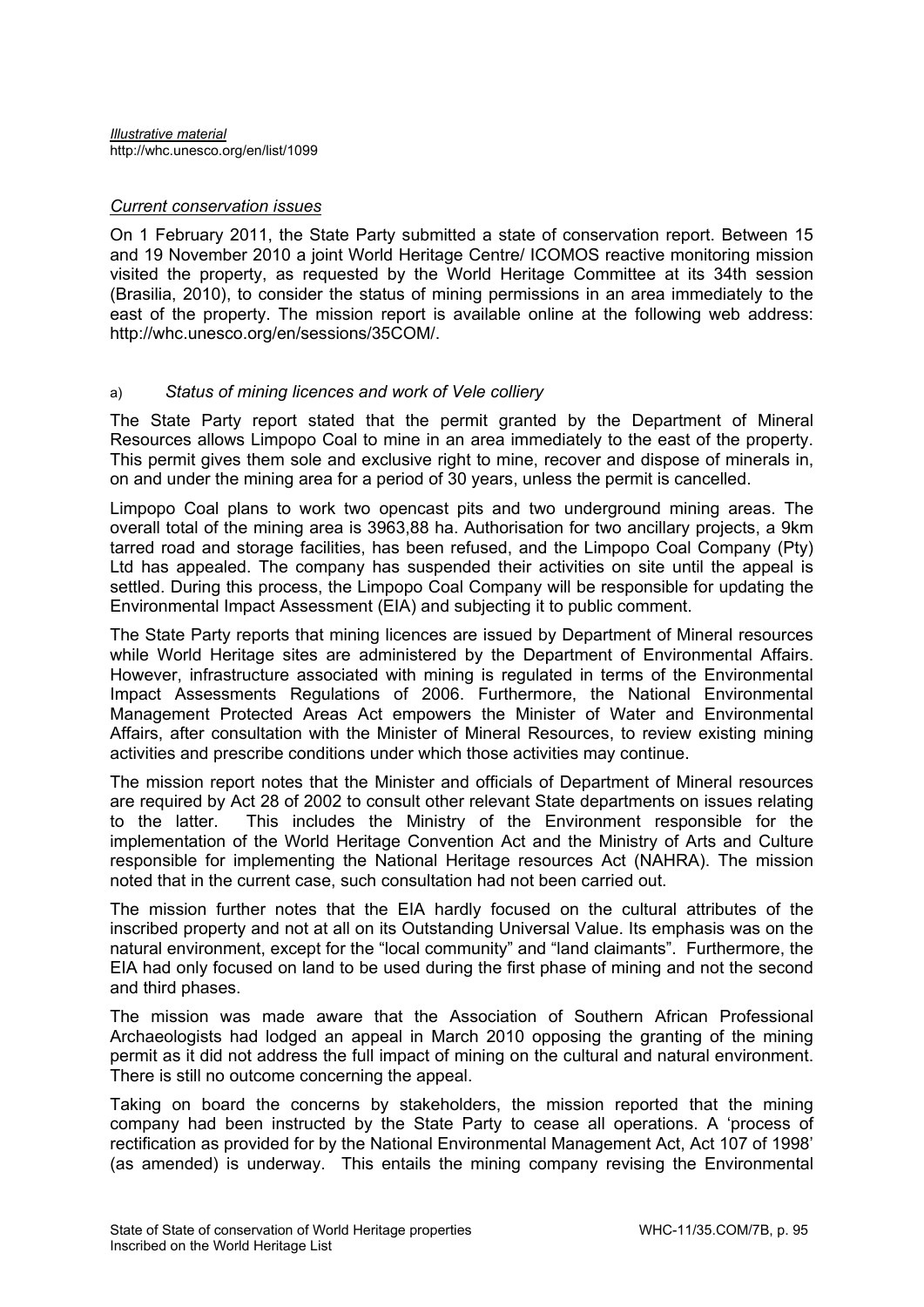*Illustrative material*
http://whc.unesco.org/en/list/1099

*Current conservation issues*

On 1 February 2011, the State Party submitted a state of conservation report. Between 15 and 19 November 2010 a joint World Heritage Centre/ ICOMOS reactive monitoring mission visited the property, as requested by the World Heritage Committee at its 34th session (Brasilia, 2010), to consider the status of mining permissions in an area immediately to the east of the property. The mission report is available online at the following web address: http://whc.unesco.org/en/sessions/35COM/.

a) *Status of mining licences and work of Vele colliery*

The State Party report stated that the permit granted by the Department of Mineral Resources allows Limpopo Coal to mine in an area immediately to the east of the property. This permit gives them sole and exclusive right to mine, recover and dispose of minerals in, on and under the mining area for a period of 30 years, unless the permit is cancelled.

Limpopo Coal plans to work two opencast pits and two underground mining areas. The overall total of the mining area is 3963,88 ha. Authorisation for two ancillary projects, a 9km tarred road and storage facilities, has been refused, and the Limpopo Coal Company (Pty) Ltd has appealed. The company has suspended their activities on site until the appeal is settled. During this process, the Limpopo Coal Company will be responsible for updating the Environmental Impact Assessment (EIA) and subjecting it to public comment.

The State Party reports that mining licences are issued by Department of Mineral resources while World Heritage sites are administered by the Department of Environmental Affairs. However, infrastructure associated with mining is regulated in terms of the Environmental Impact Assessments Regulations of 2006. Furthermore, the National Environmental Management Protected Areas Act empowers the Minister of Water and Environmental Affairs, after consultation with the Minister of Mineral Resources, to review existing mining activities and prescribe conditions under which those activities may continue.

The mission report notes that the Minister and officials of Department of Mineral resources are required by Act 28 of 2002 to consult other relevant State departments on issues relating to the latter. This includes the Ministry of the Environment responsible for the implementation of the World Heritage Convention Act and the Ministry of Arts and Culture responsible for implementing the National Heritage resources Act (NAHRA). The mission noted that in the current case, such consultation had not been carried out.

The mission further notes that the EIA hardly focused on the cultural attributes of the inscribed property and not at all on its Outstanding Universal Value. Its emphasis was on the natural environment, except for the "local community" and "land claimants". Furthermore, the EIA had only focused on land to be used during the first phase of mining and not the second and third phases.

The mission was made aware that the Association of Southern African Professional Archaeologists had lodged an appeal in March 2010 opposing the granting of the mining permit as it did not address the full impact of mining on the cultural and natural environment. There is still no outcome concerning the appeal.

Taking on board the concerns by stakeholders, the mission reported that the mining company had been instructed by the State Party to cease all operations. A 'process of rectification as provided for by the National Environmental Management Act, Act 107 of 1998' (as amended) is underway. This entails the mining company revising the Environmental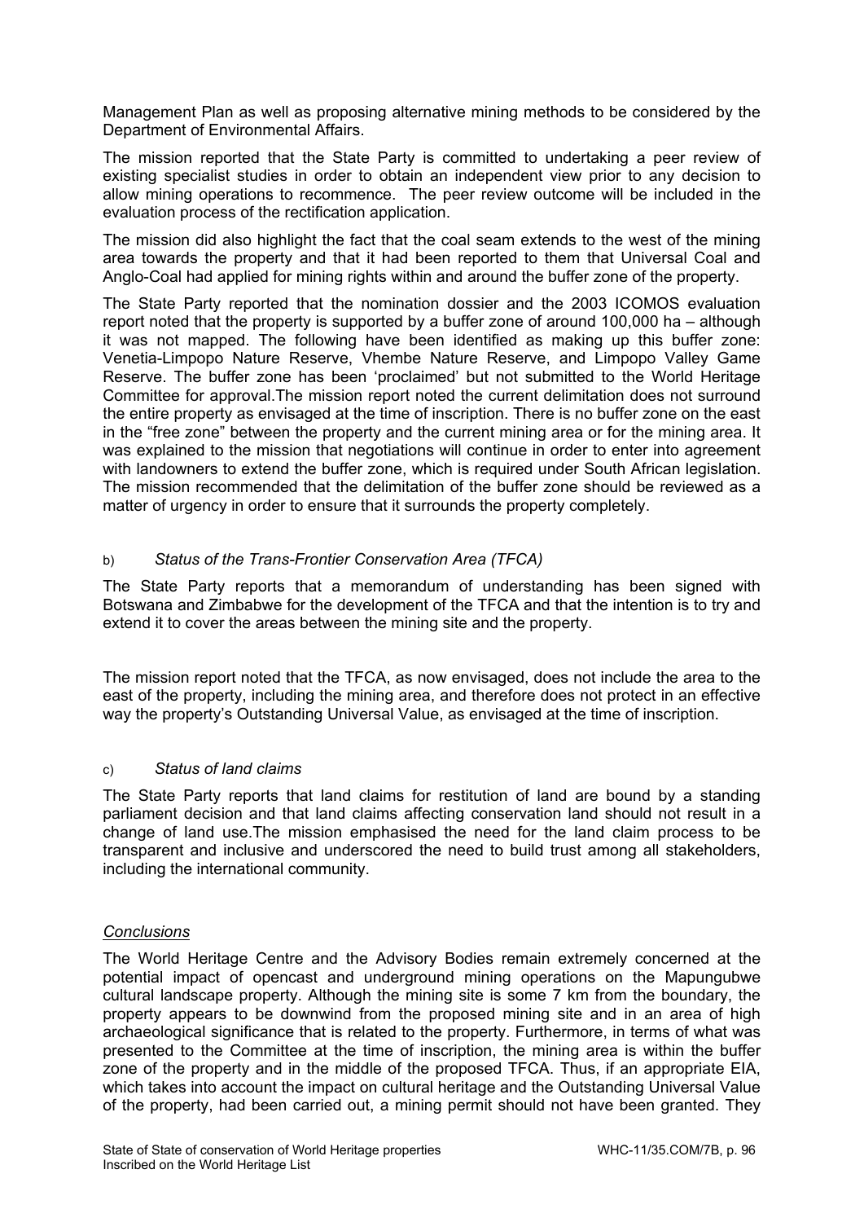Management Plan as well as proposing alternative mining methods to be considered by the Department of Environmental Affairs.

The mission reported that the State Party is committed to undertaking a peer review of existing specialist studies in order to obtain an independent view prior to any decision to allow mining operations to recommence. The peer review outcome will be included in the evaluation process of the rectification application.

The mission did also highlight the fact that the coal seam extends to the west of the mining area towards the property and that it had been reported to them that Universal Coal and Anglo-Coal had applied for mining rights within and around the buffer zone of the property.

The State Party reported that the nomination dossier and the 2003 ICOMOS evaluation report noted that the property is supported by a buffer zone of around 100,000 ha – although it was not mapped. The following have been identified as making up this buffer zone: Venetia-Limpopo Nature Reserve, Vhembe Nature Reserve, and Limpopo Valley Game Reserve. The buffer zone has been 'proclaimed' but not submitted to the World Heritage Committee for approval.The mission report noted the current delimitation does not surround the entire property as envisaged at the time of inscription. There is no buffer zone on the east in the "free zone" between the property and the current mining area or for the mining area. It was explained to the mission that negotiations will continue in order to enter into agreement with landowners to extend the buffer zone, which is required under South African legislation. The mission recommended that the delimitation of the buffer zone should be reviewed as a matter of urgency in order to ensure that it surrounds the property completely.

b) *Status of the Trans-Frontier Conservation Area (TFCA)*

The State Party reports that a memorandum of understanding has been signed with Botswana and Zimbabwe for the development of the TFCA and that the intention is to try and extend it to cover the areas between the mining site and the property.

The mission report noted that the TFCA, as now envisaged, does not include the area to the east of the property, including the mining area, and therefore does not protect in an effective way the property's Outstanding Universal Value, as envisaged at the time of inscription.

c) *Status of land claims*

The State Party reports that land claims for restitution of land are bound by a standing parliament decision and that land claims affecting conservation land should not result in a change of land use.The mission emphasised the need for the land claim process to be transparent and inclusive and underscored the need to build trust among all stakeholders, including the international community.

*Conclusions*

The World Heritage Centre and the Advisory Bodies remain extremely concerned at the potential impact of opencast and underground mining operations on the Mapungubwe cultural landscape property. Although the mining site is some 7 km from the boundary, the property appears to be downwind from the proposed mining site and in an area of high archaeological significance that is related to the property. Furthermore, in terms of what was presented to the Committee at the time of inscription, the mining area is within the buffer zone of the property and in the middle of the proposed TFCA. Thus, if an appropriate EIA, which takes into account the impact on cultural heritage and the Outstanding Universal Value of the property, had been carried out, a mining permit should not have been granted. They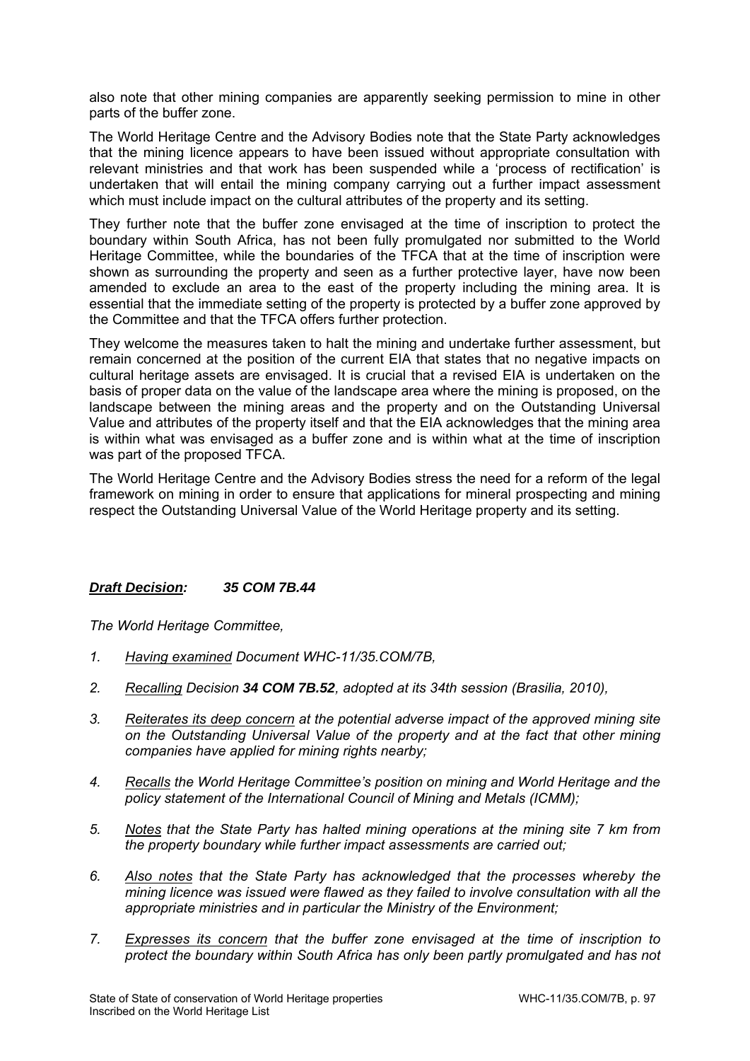also note that other mining companies are apparently seeking permission to mine in other parts of the buffer zone.

The World Heritage Centre and the Advisory Bodies note that the State Party acknowledges that the mining licence appears to have been issued without appropriate consultation with relevant ministries and that work has been suspended while a 'process of rectification' is undertaken that will entail the mining company carrying out a further impact assessment which must include impact on the cultural attributes of the property and its setting.

They further note that the buffer zone envisaged at the time of inscription to protect the boundary within South Africa, has not been fully promulgated nor submitted to the World Heritage Committee, while the boundaries of the TFCA that at the time of inscription were shown as surrounding the property and seen as a further protective layer, have now been amended to exclude an area to the east of the property including the mining area. It is essential that the immediate setting of the property is protected by a buffer zone approved by the Committee and that the TFCA offers further protection.

They welcome the measures taken to halt the mining and undertake further assessment, but remain concerned at the position of the current EIA that states that no negative impacts on cultural heritage assets are envisaged. It is crucial that a revised EIA is undertaken on the basis of proper data on the value of the landscape area where the mining is proposed, on the landscape between the mining areas and the property and on the Outstanding Universal Value and attributes of the property itself and that the EIA acknowledges that the mining area is within what was envisaged as a buffer zone and is within what at the time of inscription was part of the proposed TFCA.

The World Heritage Centre and the Advisory Bodies stress the need for a reform of the legal framework on mining in order to ensure that applications for mineral prospecting and mining respect the Outstanding Universal Value of the World Heritage property and its setting.

***Draft Decision:* 35 COM 7B.44**

*The World Heritage Committee,*

1. *Having examined Document WHC-11/35.COM/7B,*

2. *Recalling Decision **34 COM 7B.52**, adopted at its 34th session (Brasilia, 2010),*

3. *Reiterates its deep concern at the potential adverse impact of the approved mining site on the Outstanding Universal Value of the property and at the fact that other mining companies have applied for mining rights nearby;*

4. *Recalls the World Heritage Committee's position on mining and World Heritage and the policy statement of the International Council of Mining and Metals (ICMM);*

5. *Notes that the State Party has halted mining operations at the mining site 7 km from the property boundary while further impact assessments are carried out;*

6. *Also notes that the State Party has acknowledged that the processes whereby the mining licence was issued were flawed as they failed to involve consultation with all the appropriate ministries and in particular the Ministry of the Environment;*

7. *Expresses its concern that the buffer zone envisaged at the time of inscription to protect the boundary within South Africa has only been partly promulgated and has not*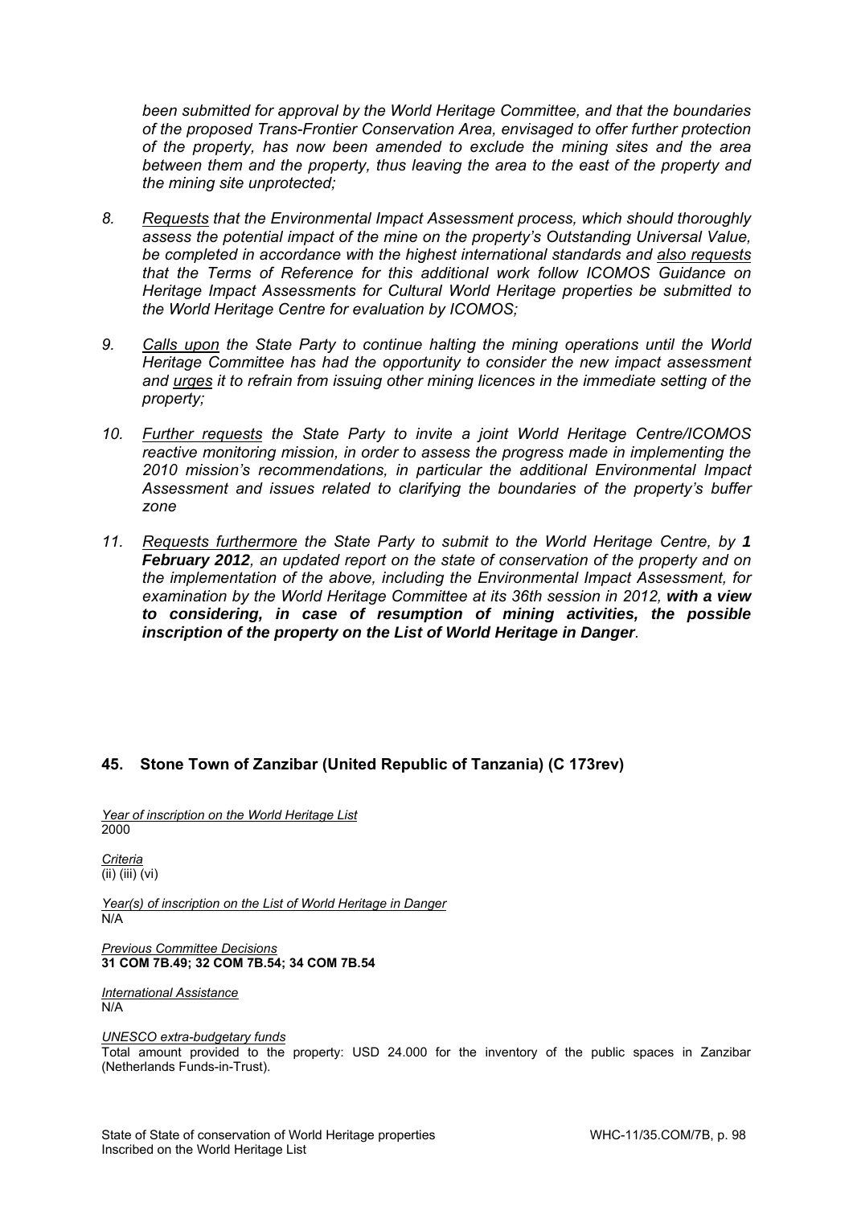*been submitted for approval by the World Heritage Committee, and that the boundaries of the proposed Trans-Frontier Conservation Area, envisaged to offer further protection of the property, has now been amended to exclude the mining sites and the area between them and the property, thus leaving the area to the east of the property and the mining site unprotected;*

8. *Requests that the Environmental Impact Assessment process, which should thoroughly assess the potential impact of the mine on the property's Outstanding Universal Value, be completed in accordance with the highest international standards and also requests that the Terms of Reference for this additional work follow ICOMOS Guidance on Heritage Impact Assessments for Cultural World Heritage properties be submitted to the World Heritage Centre for evaluation by ICOMOS;*

9. *Calls upon the State Party to continue halting the mining operations until the World Heritage Committee has had the opportunity to consider the new impact assessment and urges it to refrain from issuing other mining licences in the immediate setting of the property;*

10. *Further requests the State Party to invite a joint World Heritage Centre/ICOMOS reactive monitoring mission, in order to assess the progress made in implementing the 2010 mission's recommendations, in particular the additional Environmental Impact Assessment and issues related to clarifying the boundaries of the property's buffer zone*

11. *Requests furthermore the State Party to submit to the World Heritage Centre, by **1 February 2012**, an updated report on the state of conservation of the property and on the implementation of the above, including the Environmental Impact Assessment, for examination by the World Heritage Committee at its 36th session in 2012, **with a view to considering, in case of resumption of mining activities, the possible inscription of the property on the List of World Heritage in Danger**.*

## 45. Stone Town of Zanzibar (United Republic of Tanzania) (C 173rev)

*Year of inscription on the World Heritage List*
2000

*Criteria*
(ii) (iii) (vi)

*Year(s) of inscription on the List of World Heritage in Danger*
N/A

*Previous Committee Decisions*
**31 COM 7B.49; 32 COM 7B.54; 34 COM 7B.54**

*International Assistance*
N/A

*UNESCO extra-budgetary funds*
Total amount provided to the property: USD 24.000 for the inventory of the public spaces in Zanzibar (Netherlands Funds-in-Trust).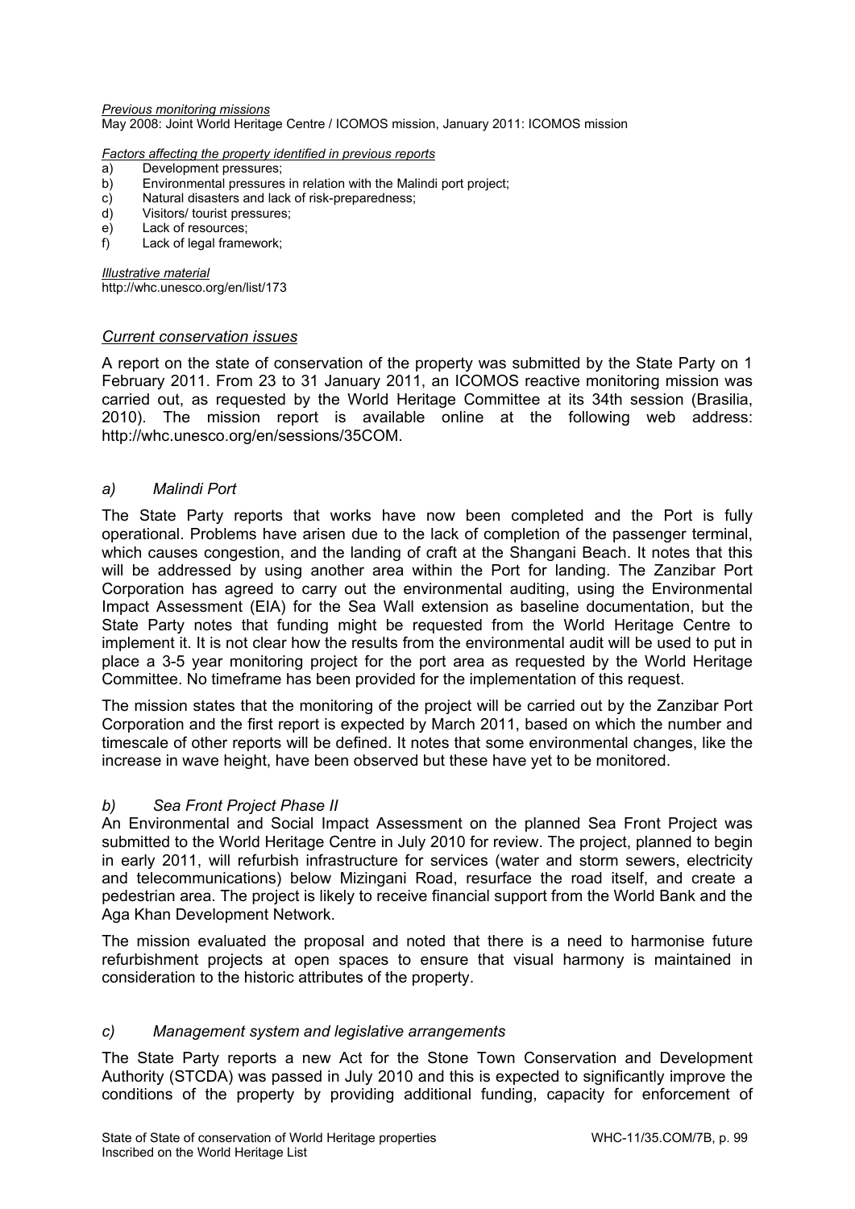*Previous monitoring missions*
May 2008: Joint World Heritage Centre / ICOMOS mission, January 2011: ICOMOS mission

*Factors affecting the property identified in previous reports*
a) Development pressures;
b) Environmental pressures in relation with the Malindi port project;
c) Natural disasters and lack of risk-preparedness;
d) Visitors/ tourist pressures;
e) Lack of resources;
f) Lack of legal framework;

*Illustrative material*
http://whc.unesco.org/en/list/173

*Current conservation issues*

A report on the state of conservation of the property was submitted by the State Party on 1 February 2011. From 23 to 31 January 2011, an ICOMOS reactive monitoring mission was carried out, as requested by the World Heritage Committee at its 34th session (Brasilia, 2010). The mission report is available online at the following web address: http://whc.unesco.org/en/sessions/35COM.

*a) Malindi Port*

The State Party reports that works have now been completed and the Port is fully operational. Problems have arisen due to the lack of completion of the passenger terminal, which causes congestion, and the landing of craft at the Shangani Beach. It notes that this will be addressed by using another area within the Port for landing. The Zanzibar Port Corporation has agreed to carry out the environmental auditing, using the Environmental Impact Assessment (EIA) for the Sea Wall extension as baseline documentation, but the State Party notes that funding might be requested from the World Heritage Centre to implement it. It is not clear how the results from the environmental audit will be used to put in place a 3-5 year monitoring project for the port area as requested by the World Heritage Committee. No timeframe has been provided for the implementation of this request.

The mission states that the monitoring of the project will be carried out by the Zanzibar Port Corporation and the first report is expected by March 2011, based on which the number and timescale of other reports will be defined. It notes that some environmental changes, like the increase in wave height, have been observed but these have yet to be monitored.

*b) Sea Front Project Phase II*

An Environmental and Social Impact Assessment on the planned Sea Front Project was submitted to the World Heritage Centre in July 2010 for review. The project, planned to begin in early 2011, will refurbish infrastructure for services (water and storm sewers, electricity and telecommunications) below Mizingani Road, resurface the road itself, and create a pedestrian area. The project is likely to receive financial support from the World Bank and the Aga Khan Development Network.

The mission evaluated the proposal and noted that there is a need to harmonise future refurbishment projects at open spaces to ensure that visual harmony is maintained in consideration to the historic attributes of the property.

*c) Management system and legislative arrangements*

The State Party reports a new Act for the Stone Town Conservation and Development Authority (STCDA) was passed in July 2010 and this is expected to significantly improve the conditions of the property by providing additional funding, capacity for enforcement of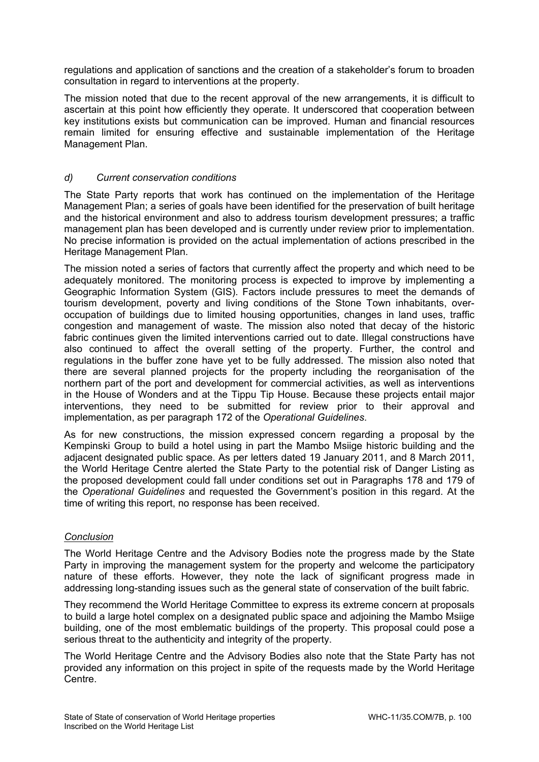regulations and application of sanctions and the creation of a stakeholder's forum to broaden consultation in regard to interventions at the property.

The mission noted that due to the recent approval of the new arrangements, it is difficult to ascertain at this point how efficiently they operate. It underscored that cooperation between key institutions exists but communication can be improved. Human and financial resources remain limited for ensuring effective and sustainable implementation of the Heritage Management Plan.

### *d) Current conservation conditions*

The State Party reports that work has continued on the implementation of the Heritage Management Plan; a series of goals have been identified for the preservation of built heritage and the historical environment and also to address tourism development pressures; a traffic management plan has been developed and is currently under review prior to implementation. No precise information is provided on the actual implementation of actions prescribed in the Heritage Management Plan.

The mission noted a series of factors that currently affect the property and which need to be adequately monitored. The monitoring process is expected to improve by implementing a Geographic Information System (GIS). Factors include pressures to meet the demands of tourism development, poverty and living conditions of the Stone Town inhabitants, over-occupation of buildings due to limited housing opportunities, changes in land uses, traffic congestion and management of waste. The mission also noted that decay of the historic fabric continues given the limited interventions carried out to date. Illegal constructions have also continued to affect the overall setting of the property. Further, the control and regulations in the buffer zone have yet to be fully addressed. The mission also noted that there are several planned projects for the property including the reorganisation of the northern part of the port and development for commercial activities, as well as interventions in the House of Wonders and at the Tippu Tip House. Because these projects entail major interventions, they need to be submitted for review prior to their approval and implementation, as per paragraph 172 of the *Operational Guidelines*.

As for new constructions, the mission expressed concern regarding a proposal by the Kempinski Group to build a hotel using in part the Mambo Msiige historic building and the adjacent designated public space. As per letters dated 19 January 2011, and 8 March 2011, the World Heritage Centre alerted the State Party to the potential risk of Danger Listing as the proposed development could fall under conditions set out in Paragraphs 178 and 179 of the *Operational Guidelines* and requested the Government's position in this regard. At the time of writing this report, no response has been received.

### *Conclusion*

The World Heritage Centre and the Advisory Bodies note the progress made by the State Party in improving the management system for the property and welcome the participatory nature of these efforts. However, they note the lack of significant progress made in addressing long-standing issues such as the general state of conservation of the built fabric.

They recommend the World Heritage Committee to express its extreme concern at proposals to build a large hotel complex on a designated public space and adjoining the Mambo Msiige building, one of the most emblematic buildings of the property. This proposal could pose a serious threat to the authenticity and integrity of the property.

The World Heritage Centre and the Advisory Bodies also note that the State Party has not provided any information on this project in spite of the requests made by the World Heritage Centre.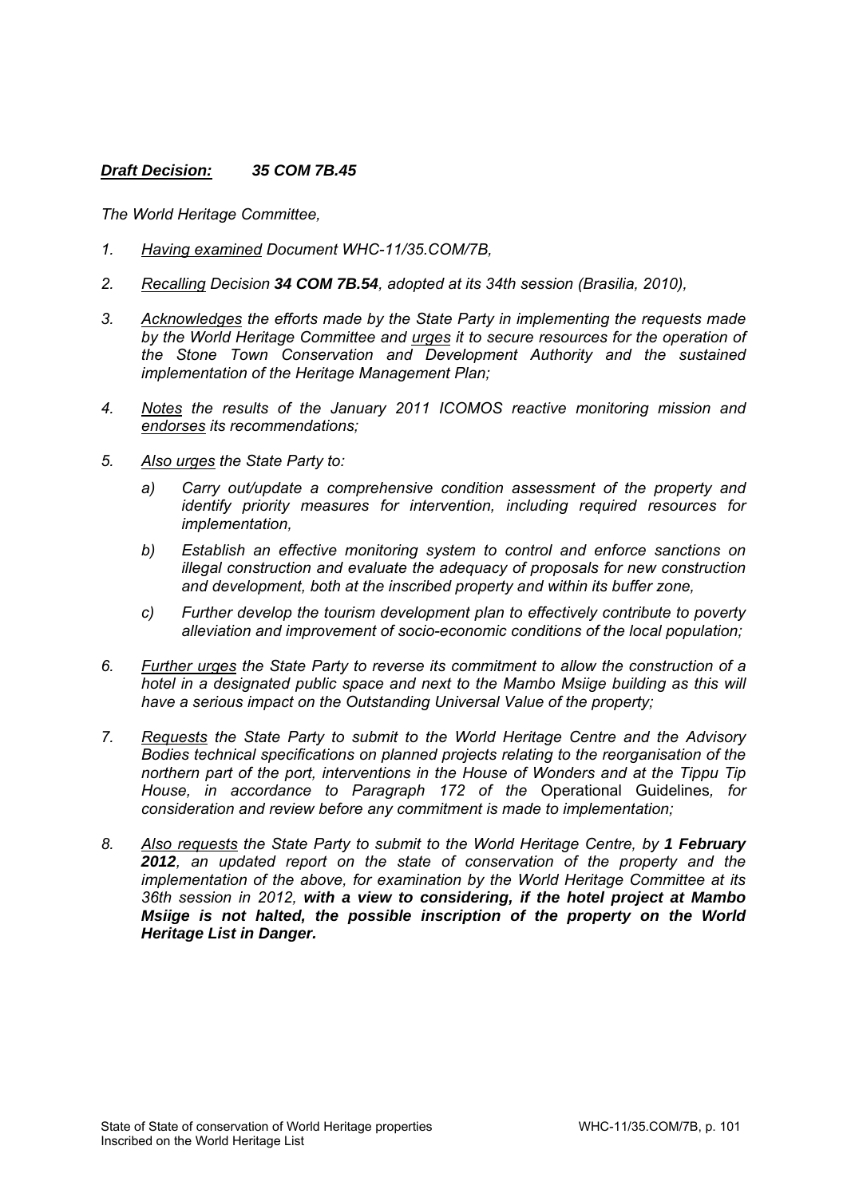***Draft Decision: 35 COM 7B.45***

*The World Heritage Committee,*

1. *Having examined Document WHC-11/35.COM/7B,*

2. *Recalling Decision **34 COM 7B.54**, adopted at its 34th session (Brasilia, 2010),*

3. *Acknowledges the efforts made by the State Party in implementing the requests made by the World Heritage Committee and urges it to secure resources for the operation of the Stone Town Conservation and Development Authority and the sustained implementation of the Heritage Management Plan;*

4. *Notes the results of the January 2011 ICOMOS reactive monitoring mission and endorses its recommendations;*

5. *Also urges the State Party to:*

   a) *Carry out/update a comprehensive condition assessment of the property and identify priority measures for intervention, including required resources for implementation,*

   b) *Establish an effective monitoring system to control and enforce sanctions on illegal construction and evaluate the adequacy of proposals for new construction and development, both at the inscribed property and within its buffer zone,*

   c) *Further develop the tourism development plan to effectively contribute to poverty alleviation and improvement of socio-economic conditions of the local population;*

6. *Further urges the State Party to reverse its commitment to allow the construction of a hotel in a designated public space and next to the Mambo Msiige building as this will have a serious impact on the Outstanding Universal Value of the property;*

7. *Requests the State Party to submit to the World Heritage Centre and the Advisory Bodies technical specifications on planned projects relating to the reorganisation of the northern part of the port, interventions in the House of Wonders and at the Tippu Tip House, in accordance to Paragraph 172 of the* Operational Guidelines*, for consideration and review before any commitment is made to implementation;*

8. *Also requests the State Party to submit to the World Heritage Centre, by **1 February 2012**, an updated report on the state of conservation of the property and the implementation of the above, for examination by the World Heritage Committee at its 36th session in 2012, **with a view to considering, if the hotel project at Mambo Msiige is not halted, the possible inscription of the property on the World Heritage List in Danger.***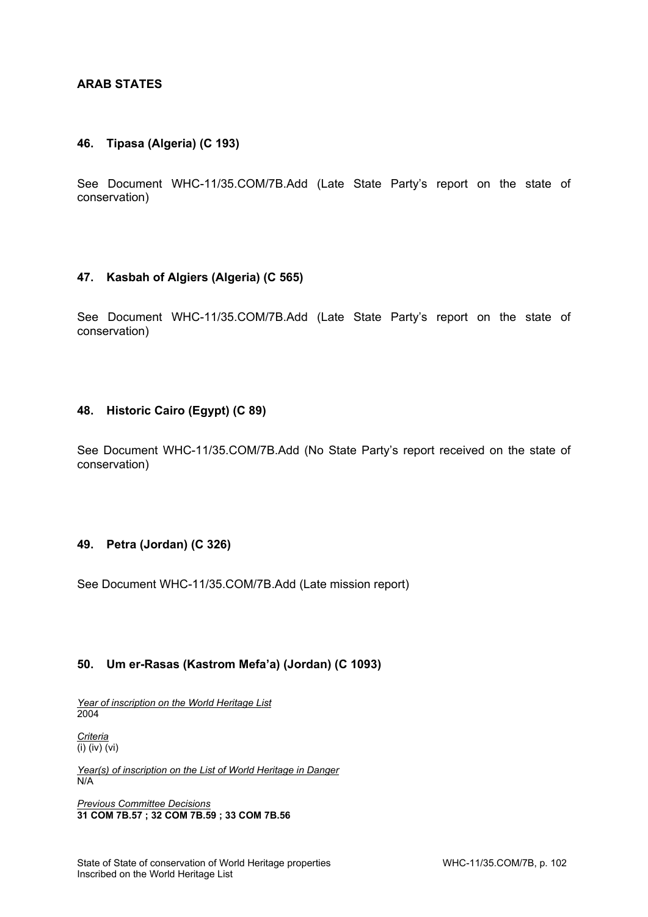## ARAB STATES

### 46. Tipasa (Algeria) (C 193)

See Document WHC-11/35.COM/7B.Add (Late State Party's report on the state of conservation)

### 47. Kasbah of Algiers (Algeria) (C 565)

See Document WHC-11/35.COM/7B.Add (Late State Party's report on the state of conservation)

### 48. Historic Cairo (Egypt) (C 89)

See Document WHC-11/35.COM/7B.Add (No State Party's report received on the state of conservation)

### 49. Petra (Jordan) (C 326)

See Document WHC-11/35.COM/7B.Add (Late mission report)

### 50. Um er-Rasas (Kastrom Mefa'a) (Jordan) (C 1093)

*Year of inscription on the World Heritage List*
2004

*Criteria*
(i) (iv) (vi)

*Year(s) of inscription on the List of World Heritage in Danger*
N/A

*Previous Committee Decisions*
**31 COM 7B.57 ; 32 COM 7B.59 ; 33 COM 7B.56**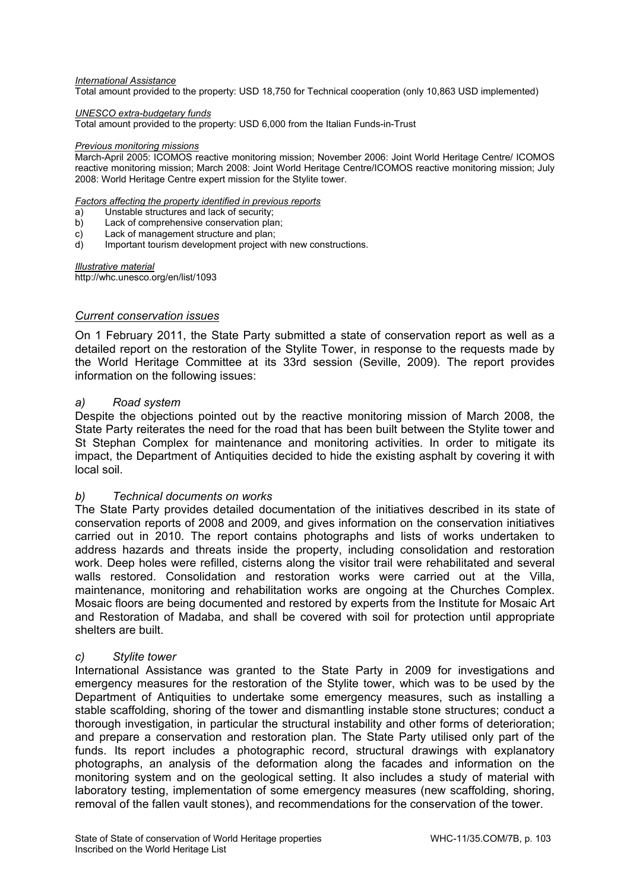*International Assistance*

Total amount provided to the property: USD 18,750 for Technical cooperation (only 10,863 USD implemented)

*UNESCO extra-budgetary funds*

Total amount provided to the property: USD 6,000 from the Italian Funds-in-Trust

*Previous monitoring missions*

March-April 2005: ICOMOS reactive monitoring mission; November 2006: Joint World Heritage Centre/ ICOMOS reactive monitoring mission; March 2008: Joint World Heritage Centre/ICOMOS reactive monitoring mission; July 2008: World Heritage Centre expert mission for the Stylite tower.

*Factors affecting the property identified in previous reports*

a) Unstable structures and lack of security;
b) Lack of comprehensive conservation plan;
c) Lack of management structure and plan;
d) Important tourism development project with new constructions.

*Illustrative material*

http://whc.unesco.org/en/list/1093

## *Current conservation issues*

On 1 February 2011, the State Party submitted a state of conservation report as well as a detailed report on the restoration of the Stylite Tower, in response to the requests made by the World Heritage Committee at its 33rd session (Seville, 2009). The report provides information on the following issues:

### *a) Road system*

Despite the objections pointed out by the reactive monitoring mission of March 2008, the State Party reiterates the need for the road that has been built between the Stylite tower and St Stephan Complex for maintenance and monitoring activities. In order to mitigate its impact, the Department of Antiquities decided to hide the existing asphalt by covering it with local soil.

### *b) Technical documents on works*

The State Party provides detailed documentation of the initiatives described in its state of conservation reports of 2008 and 2009, and gives information on the conservation initiatives carried out in 2010. The report contains photographs and lists of works undertaken to address hazards and threats inside the property, including consolidation and restoration work. Deep holes were refilled, cisterns along the visitor trail were rehabilitated and several walls restored. Consolidation and restoration works were carried out at the Villa, maintenance, monitoring and rehabilitation works are ongoing at the Churches Complex. Mosaic floors are being documented and restored by experts from the Institute for Mosaic Art and Restoration of Madaba, and shall be covered with soil for protection until appropriate shelters are built.

### *c) Stylite tower*

International Assistance was granted to the State Party in 2009 for investigations and emergency measures for the restoration of the Stylite tower, which was to be used by the Department of Antiquities to undertake some emergency measures, such as installing a stable scaffolding, shoring of the tower and dismantling instable stone structures; conduct a thorough investigation, in particular the structural instability and other forms of deterioration; and prepare a conservation and restoration plan. The State Party utilised only part of the funds. Its report includes a photographic record, structural drawings with explanatory photographs, an analysis of the deformation along the facades and information on the monitoring system and on the geological setting. It also includes a study of material with laboratory testing, implementation of some emergency measures (new scaffolding, shoring, removal of the fallen vault stones), and recommendations for the conservation of the tower.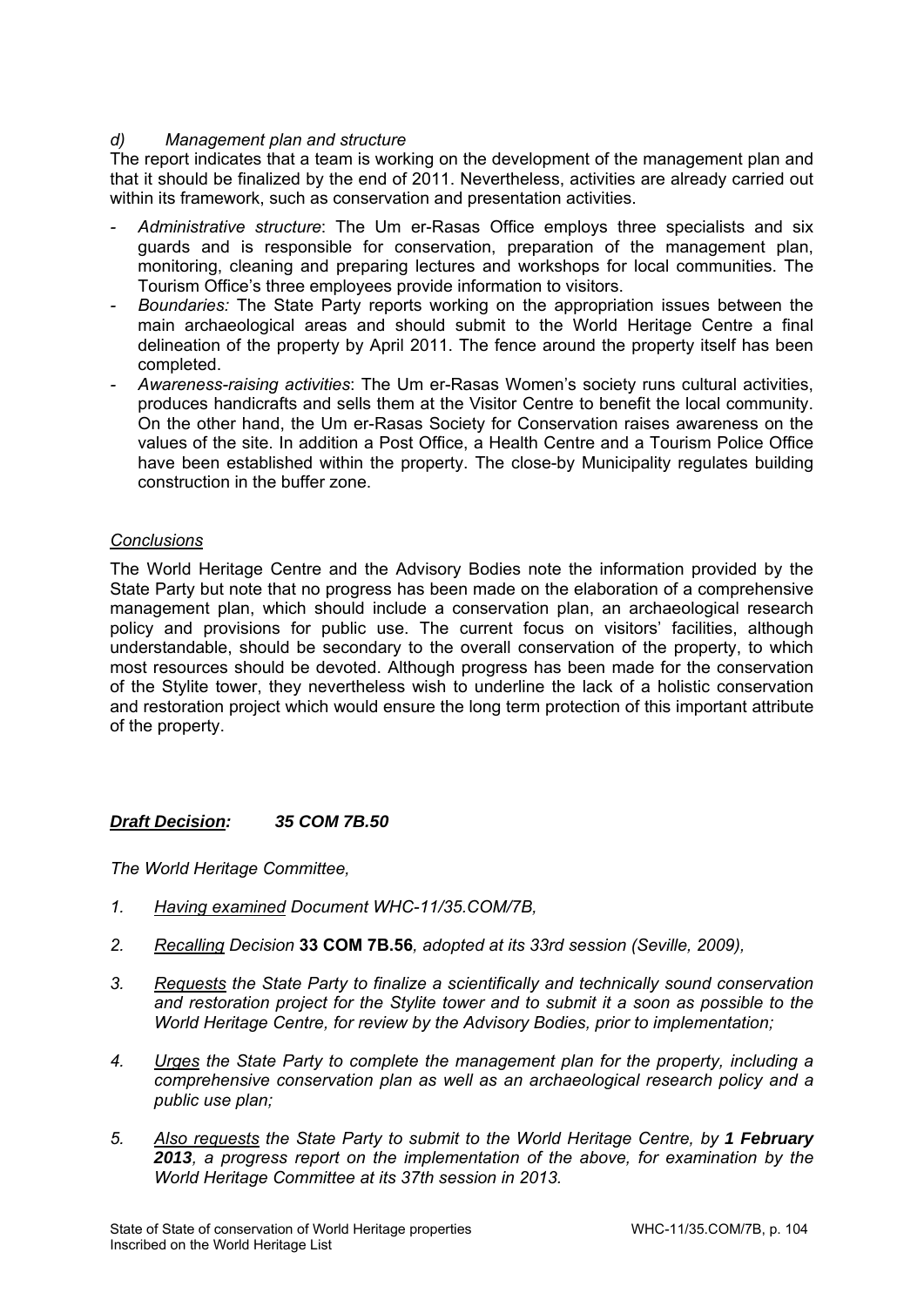*d) Management plan and structure*

The report indicates that a team is working on the development of the management plan and that it should be finalized by the end of 2011. Nevertheless, activities are already carried out within its framework, such as conservation and presentation activities.

- *Administrative structure*: The Um er-Rasas Office employs three specialists and six guards and is responsible for conservation, preparation of the management plan, monitoring, cleaning and preparing lectures and workshops for local communities. The Tourism Office's three employees provide information to visitors.
- *Boundaries:* The State Party reports working on the appropriation issues between the main archaeological areas and should submit to the World Heritage Centre a final delineation of the property by April 2011. The fence around the property itself has been completed.
- *Awareness-raising activities*: The Um er-Rasas Women's society runs cultural activities, produces handicrafts and sells them at the Visitor Centre to benefit the local community. On the other hand, the Um er-Rasas Society for Conservation raises awareness on the values of the site. In addition a Post Office, a Health Centre and a Tourism Police Office have been established within the property. The close-by Municipality regulates building construction in the buffer zone.

<u>Conclusions</u>

The World Heritage Centre and the Advisory Bodies note the information provided by the State Party but note that no progress has been made on the elaboration of a comprehensive management plan, which should include a conservation plan, an archaeological research policy and provisions for public use. The current focus on visitors' facilities, although understandable, should be secondary to the overall conservation of the property, to which most resources should be devoted. Although progress has been made for the conservation of the Stylite tower, they nevertheless wish to underline the lack of a holistic conservation and restoration project which would ensure the long term protection of this important attribute of the property.

***<u>Draft Decision</u>: 35 COM 7B.50***

*The World Heritage Committee,*

1. *<u>Having examined</u> Document WHC-11/35.COM/7B,*
2. *<u>Recalling</u> Decision* **33 COM 7B.56***, adopted at its 33rd session (Seville, 2009),*
3. *<u>Requests</u> the State Party to finalize a scientifically and technically sound conservation and restoration project for the Stylite tower and to submit it a soon as possible to the World Heritage Centre, for review by the Advisory Bodies, prior to implementation;*
4. *<u>Urges</u> the State Party to complete the management plan for the property, including a comprehensive conservation plan as well as an archaeological research policy and a public use plan;*
5. *<u>Also requests</u> the State Party to submit to the World Heritage Centre, by **1 February 2013**, a progress report on the implementation of the above, for examination by the World Heritage Committee at its 37th session in 2013.*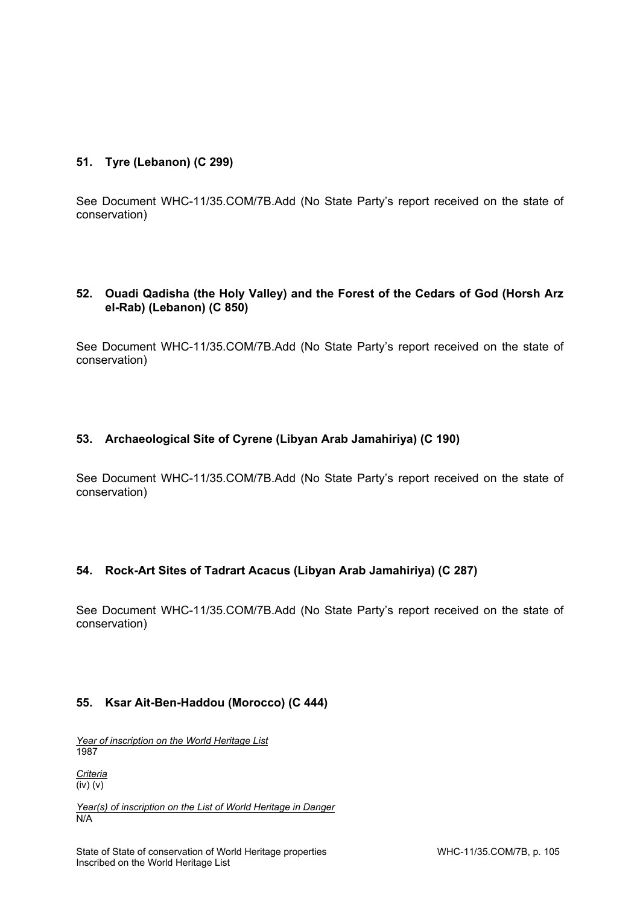### 51. Tyre (Lebanon) (C 299)

See Document WHC-11/35.COM/7B.Add (No State Party's report received on the state of conservation)

### 52. Ouadi Qadisha (the Holy Valley) and the Forest of the Cedars of God (Horsh Arz el-Rab) (Lebanon) (C 850)

See Document WHC-11/35.COM/7B.Add (No State Party's report received on the state of conservation)

### 53. Archaeological Site of Cyrene (Libyan Arab Jamahiriya) (C 190)

See Document WHC-11/35.COM/7B.Add (No State Party's report received on the state of conservation)

### 54. Rock-Art Sites of Tadrart Acacus (Libyan Arab Jamahiriya) (C 287)

See Document WHC-11/35.COM/7B.Add (No State Party's report received on the state of conservation)

### 55. Ksar Ait-Ben-Haddou (Morocco) (C 444)

*Year of inscription on the World Heritage List*
1987

*Criteria*
(iv) (v)

*Year(s) of inscription on the List of World Heritage in Danger*
N/A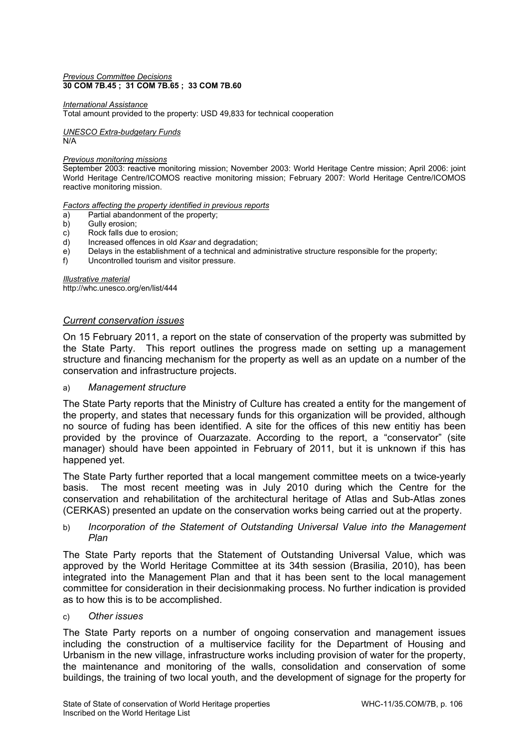*Previous Committee Decisions*
**30 COM 7B.45 ; 31 COM 7B.65 ; 33 COM 7B.60**

*International Assistance*
Total amount provided to the property: USD 49,833 for technical cooperation

*UNESCO Extra-budgetary Funds*
N/A

*Previous monitoring missions*
September 2003: reactive monitoring mission; November 2003: World Heritage Centre mission; April 2006: joint World Heritage Centre/ICOMOS reactive monitoring mission; February 2007: World Heritage Centre/ICOMOS reactive monitoring mission.

*Factors affecting the property identified in previous reports*

a) Partial abandonment of the property;
b) Gully erosion;
c) Rock falls due to erosion;
d) Increased offences in old *Ksar* and degradation;
e) Delays in the establishment of a technical and administrative structure responsible for the property;
f) Uncontrolled tourism and visitor pressure.

*Illustrative material*
http://whc.unesco.org/en/list/444

## *Current conservation issues*

On 15 February 2011, a report on the state of conservation of the property was submitted by the State Party. This report outlines the progress made on setting up a management structure and financing mechanism for the property as well as an update on a number of the conservation and infrastructure projects.

a) *Management structure*

The State Party reports that the Ministry of Culture has created a entity for the mangement of the property, and states that necessary funds for this organization will be provided, although no source of fuding has been identified. A site for the offices of this new entitiy has been provided by the province of Ouarzazate. According to the report, a "conservator" (site manager) should have been appointed in February of 2011, but it is unknown if this has happened yet.

The State Party further reported that a local mangement committee meets on a twice-yearly basis. The most recent meeting was in July 2010 during which the Centre for the conservation and rehabilitation of the architectural heritage of Atlas and Sub-Atlas zones (CERKAS) presented an update on the conservation works being carried out at the property.

b) *Incorporation of the Statement of Outstanding Universal Value into the Management Plan*

The State Party reports that the Statement of Outstanding Universal Value, which was approved by the World Heritage Committee at its 34th session (Brasilia, 2010), has been integrated into the Management Plan and that it has been sent to the local management committee for consideration in their decisionmaking process. No further indication is provided as to how this is to be accomplished.

c) *Other issues*

The State Party reports on a number of ongoing conservation and management issues including the construction of a multiservice facility for the Department of Housing and Urbanism in the new village, infrastructure works including provision of water for the property, the maintenance and monitoring of the walls, consolidation and conservation of some buildings, the training of two local youth, and the development of signage for the property for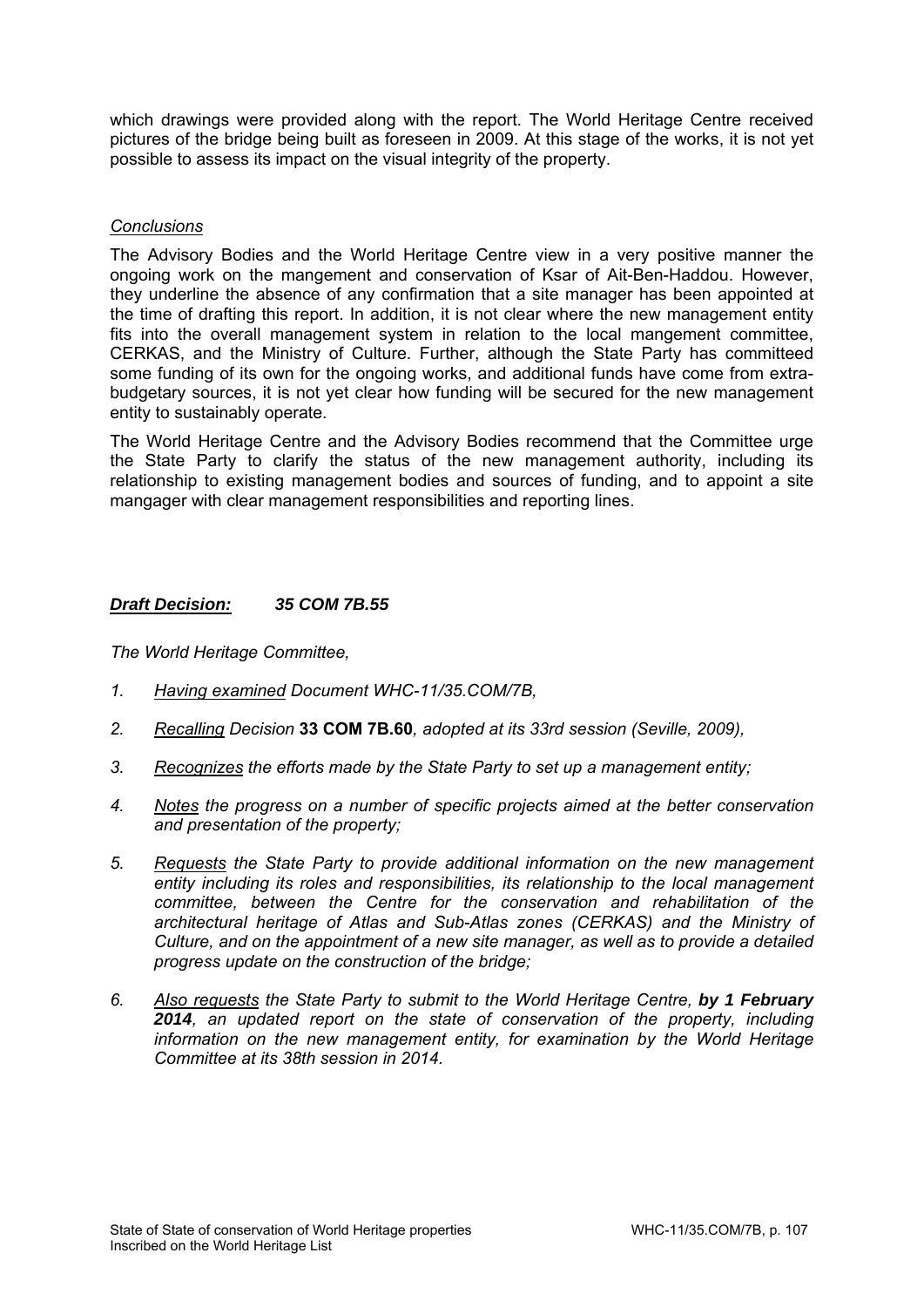which drawings were provided along with the report. The World Heritage Centre received pictures of the bridge being built as foreseen in 2009. At this stage of the works, it is not yet possible to assess its impact on the visual integrity of the property.

*Conclusions*

The Advisory Bodies and the World Heritage Centre view in a very positive manner the ongoing work on the mangement and conservation of Ksar of Ait-Ben-Haddou. However, they underline the absence of any confirmation that a site manager has been appointed at the time of drafting this report. In addition, it is not clear where the new management entity fits into the overall management system in relation to the local mangement committee, CERKAS, and the Ministry of Culture. Further, although the State Party has committeed some funding of its own for the ongoing works, and additional funds have come from extra-budgetary sources, it is not yet clear how funding will be secured for the new management entity to sustainably operate.

The World Heritage Centre and the Advisory Bodies recommend that the Committee urge the State Party to clarify the status of the new management authority, including its relationship to existing management bodies and sources of funding, and to appoint a site mangager with clear management responsibilities and reporting lines.

***Draft Decision:*** ***35 COM 7B.55***

*The World Heritage Committee,*

1. *Having examined Document WHC-11/35.COM/7B,*

2. *Recalling Decision* **33 COM 7B.60***, adopted at its 33rd session (Seville, 2009),*

3. *Recognizes the efforts made by the State Party to set up a management entity;*

4. *Notes the progress on a number of specific projects aimed at the better conservation and presentation of the property;*

5. *Requests the State Party to provide additional information on the new management entity including its roles and responsibilities, its relationship to the local management committee, between the Centre for the conservation and rehabilitation of the architectural heritage of Atlas and Sub-Atlas zones (CERKAS) and the Ministry of Culture, and on the appointment of a new site manager, as well as to provide a detailed progress update on the construction of the bridge;*

6. *Also requests the State Party to submit to the World Heritage Centre,* ***by 1 February 2014****, an updated report on the state of conservation of the property, including information on the new management entity, for examination by the World Heritage Committee at its 38th session in 2014.*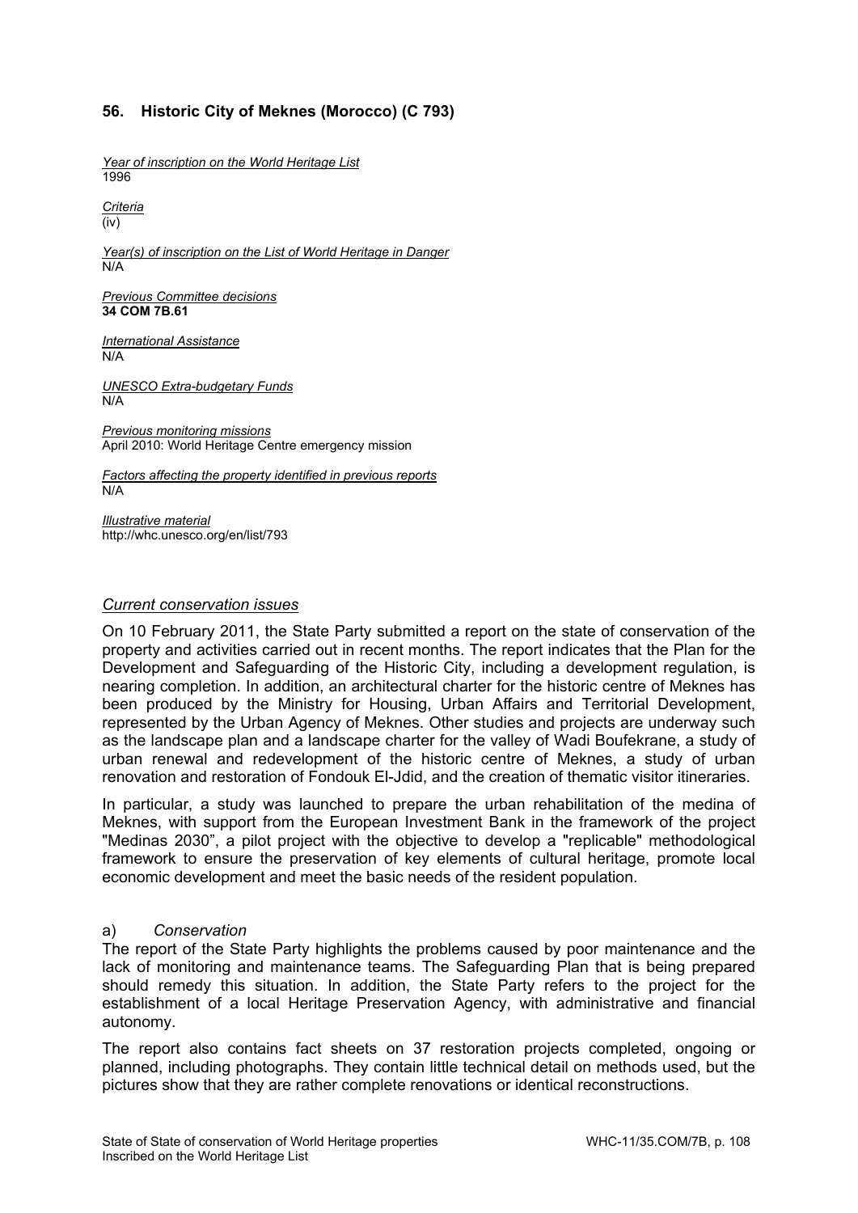## 56. Historic City of Meknes (Morocco) (C 793)

*Year of inscription on the World Heritage List*
1996

*Criteria*
(iv)

*Year(s) of inscription on the List of World Heritage in Danger*
N/A

*Previous Committee decisions*
**34 COM 7B.61**

*International Assistance*
N/A

*UNESCO Extra-budgetary Funds*
N/A

*Previous monitoring missions*
April 2010: World Heritage Centre emergency mission

*Factors affecting the property identified in previous reports*
N/A

*Illustrative material*
http://whc.unesco.org/en/list/793

### *Current conservation issues*

On 10 February 2011, the State Party submitted a report on the state of conservation of the property and activities carried out in recent months. The report indicates that the Plan for the Development and Safeguarding of the Historic City, including a development regulation, is nearing completion. In addition, an architectural charter for the historic centre of Meknes has been produced by the Ministry for Housing, Urban Affairs and Territorial Development, represented by the Urban Agency of Meknes. Other studies and projects are underway such as the landscape plan and a landscape charter for the valley of Wadi Boufekrane, a study of urban renewal and redevelopment of the historic centre of Meknes, a study of urban renovation and restoration of Fondouk El-Jdid, and the creation of thematic visitor itineraries.

In particular, a study was launched to prepare the urban rehabilitation of the medina of Meknes, with support from the European Investment Bank in the framework of the project "Medinas 2030", a pilot project with the objective to develop a "replicable" methodological framework to ensure the preservation of key elements of cultural heritage, promote local economic development and meet the basic needs of the resident population.

a) *Conservation*

The report of the State Party highlights the problems caused by poor maintenance and the lack of monitoring and maintenance teams. The Safeguarding Plan that is being prepared should remedy this situation. In addition, the State Party refers to the project for the establishment of a local Heritage Preservation Agency, with administrative and financial autonomy.

The report also contains fact sheets on 37 restoration projects completed, ongoing or planned, including photographs. They contain little technical detail on methods used, but the pictures show that they are rather complete renovations or identical reconstructions.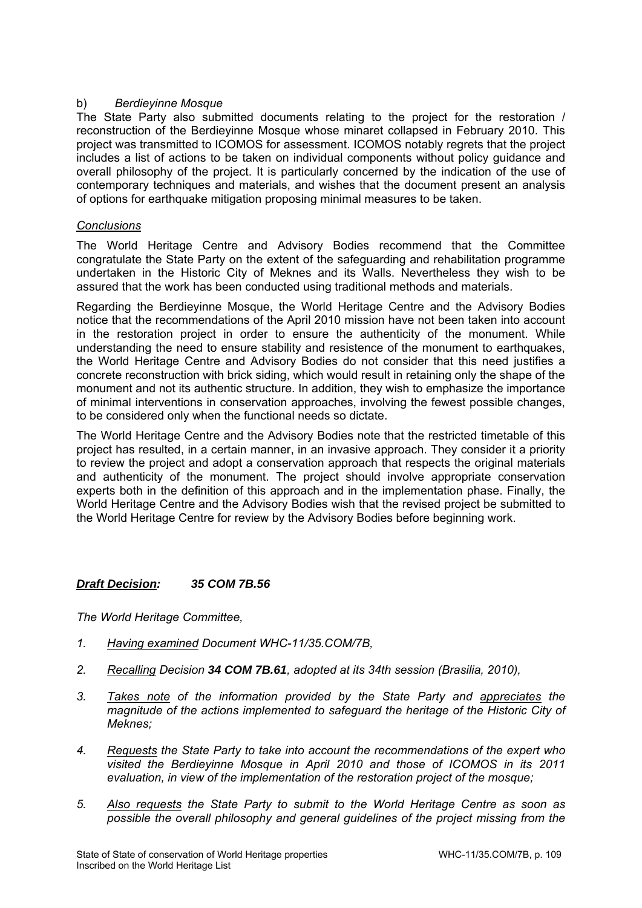b) *Berdieyinne Mosque*

The State Party also submitted documents relating to the project for the restoration / reconstruction of the Berdieyinne Mosque whose minaret collapsed in February 2010. This project was transmitted to ICOMOS for assessment. ICOMOS notably regrets that the project includes a list of actions to be taken on individual components without policy guidance and overall philosophy of the project. It is particularly concerned by the indication of the use of contemporary techniques and materials, and wishes that the document present an analysis of options for earthquake mitigation proposing minimal measures to be taken.

*Conclusions*

The World Heritage Centre and Advisory Bodies recommend that the Committee congratulate the State Party on the extent of the safeguarding and rehabilitation programme undertaken in the Historic City of Meknes and its Walls. Nevertheless they wish to be assured that the work has been conducted using traditional methods and materials.

Regarding the Berdieyinne Mosque, the World Heritage Centre and the Advisory Bodies notice that the recommendations of the April 2010 mission have not been taken into account in the restoration project in order to ensure the authenticity of the monument. While understanding the need to ensure stability and resistence of the monument to earthquakes, the World Heritage Centre and Advisory Bodies do not consider that this need justifies a concrete reconstruction with brick siding, which would result in retaining only the shape of the monument and not its authentic structure. In addition, they wish to emphasize the importance of minimal interventions in conservation approaches, involving the fewest possible changes, to be considered only when the functional needs so dictate.

The World Heritage Centre and the Advisory Bodies note that the restricted timetable of this project has resulted, in a certain manner, in an invasive approach. They consider it a priority to review the project and adopt a conservation approach that respects the original materials and authenticity of the monument. The project should involve appropriate conservation experts both in the definition of this approach and in the implementation phase. Finally, the World Heritage Centre and the Advisory Bodies wish that the revised project be submitted to the World Heritage Centre for review by the Advisory Bodies before beginning work.

***Draft Decision:*** ***35 COM 7B.56***

*The World Heritage Committee,*

1. *Having examined Document WHC-11/35.COM/7B,*

2. *Recalling Decision **34 COM 7B.61**, adopted at its 34th session (Brasilia, 2010),*

3. *Takes note of the information provided by the State Party and appreciates the magnitude of the actions implemented to safeguard the heritage of the Historic City of Meknes;*

4. *Requests the State Party to take into account the recommendations of the expert who visited the Berdieyinne Mosque in April 2010 and those of ICOMOS in its 2011 evaluation, in view of the implementation of the restoration project of the mosque;*

5. *Also requests the State Party to submit to the World Heritage Centre as soon as possible the overall philosophy and general guidelines of the project missing from the*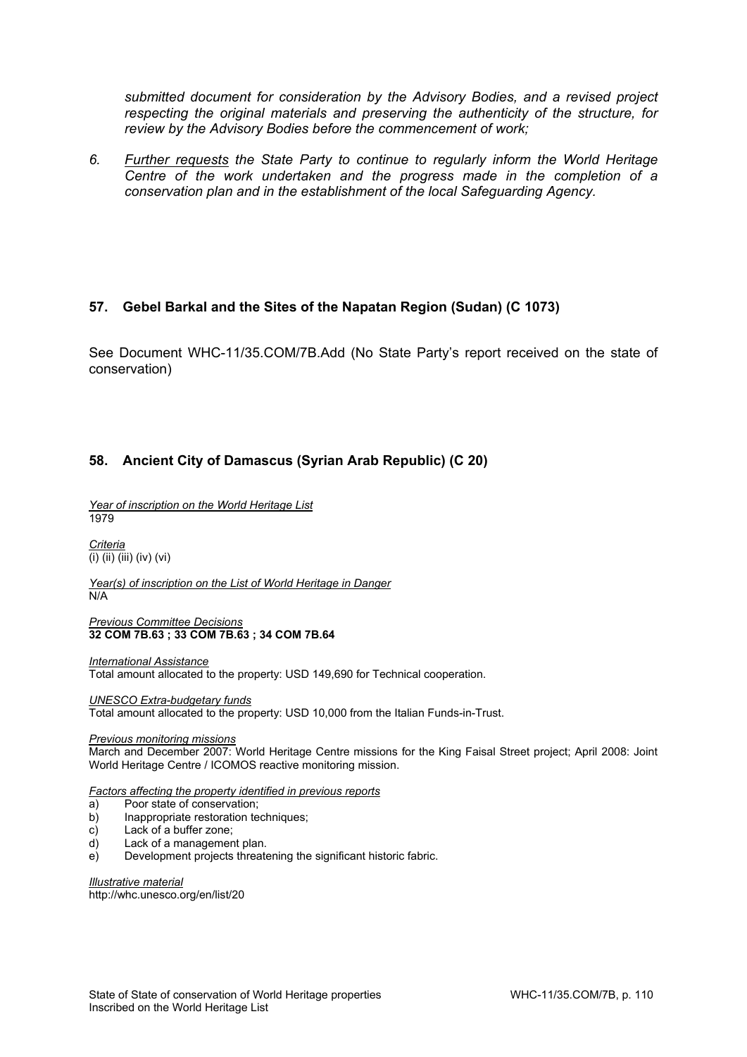*submitted document for consideration by the Advisory Bodies, and a revised project respecting the original materials and preserving the authenticity of the structure, for review by the Advisory Bodies before the commencement of work;*

6. *Further requests the State Party to continue to regularly inform the World Heritage Centre of the work undertaken and the progress made in the completion of a conservation plan and in the establishment of the local Safeguarding Agency.*

## 57. Gebel Barkal and the Sites of the Napatan Region (Sudan) (C 1073)

See Document WHC-11/35.COM/7B.Add (No State Party's report received on the state of conservation)

## 58. Ancient City of Damascus (Syrian Arab Republic) (C 20)

*Year of inscription on the World Heritage List*
1979

*Criteria*
(i) (ii) (iii) (iv) (vi)

*Year(s) of inscription on the List of World Heritage in Danger*
N/A

*Previous Committee Decisions*
**32 COM 7B.63 ; 33 COM 7B.63 ; 34 COM 7B.64**

*International Assistance*
Total amount allocated to the property: USD 149,690 for Technical cooperation.

*UNESCO Extra-budgetary funds*
Total amount allocated to the property: USD 10,000 from the Italian Funds-in-Trust.

*Previous monitoring missions*
March and December 2007: World Heritage Centre missions for the King Faisal Street project; April 2008: Joint World Heritage Centre / ICOMOS reactive monitoring mission.

*Factors affecting the property identified in previous reports*

a) Poor state of conservation;
b) Inappropriate restoration techniques;
c) Lack of a buffer zone;
d) Lack of a management plan.
e) Development projects threatening the significant historic fabric.

*Illustrative material*
http://whc.unesco.org/en/list/20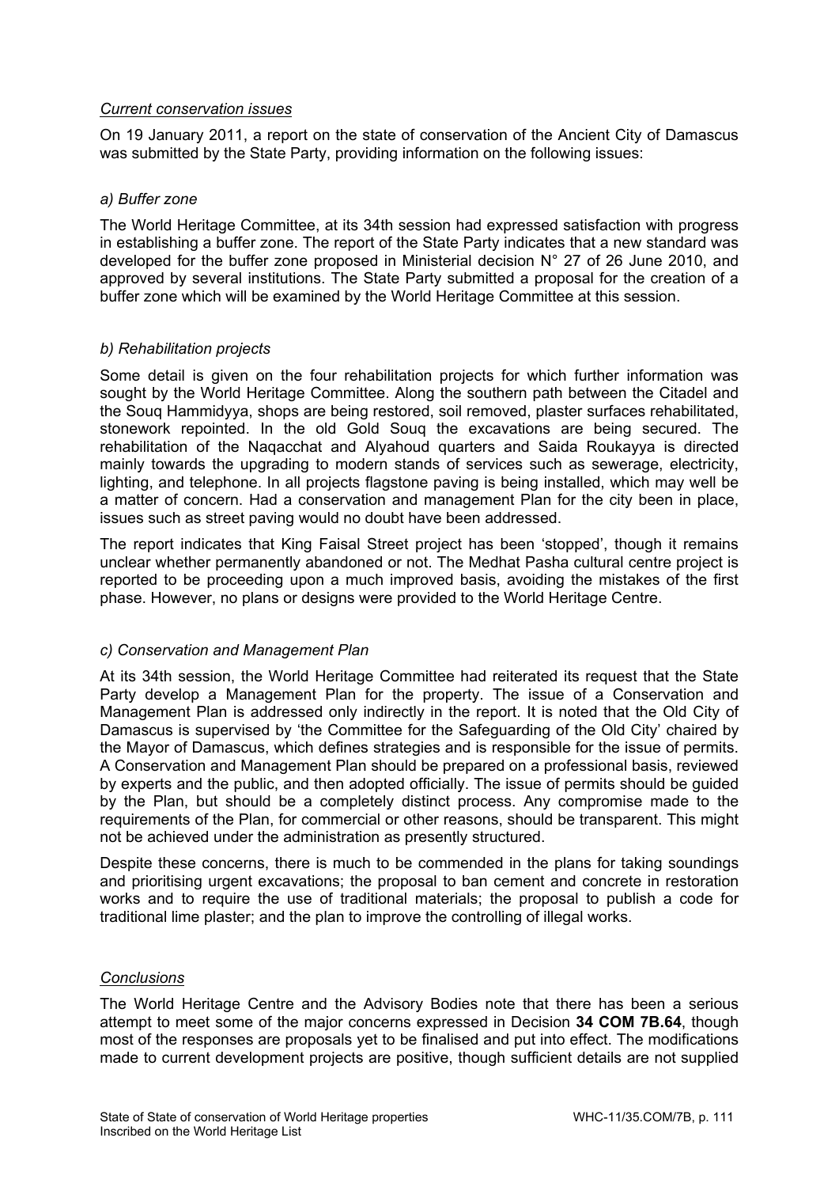*Current conservation issues*

On 19 January 2011, a report on the state of conservation of the Ancient City of Damascus was submitted by the State Party, providing information on the following issues:

*a) Buffer zone*

The World Heritage Committee, at its 34th session had expressed satisfaction with progress in establishing a buffer zone. The report of the State Party indicates that a new standard was developed for the buffer zone proposed in Ministerial decision N° 27 of 26 June 2010, and approved by several institutions. The State Party submitted a proposal for the creation of a buffer zone which will be examined by the World Heritage Committee at this session.

*b) Rehabilitation projects*

Some detail is given on the four rehabilitation projects for which further information was sought by the World Heritage Committee. Along the southern path between the Citadel and the Souq Hammidyya, shops are being restored, soil removed, plaster surfaces rehabilitated, stonework repointed. In the old Gold Souq the excavations are being secured. The rehabilitation of the Naqacchat and Alyahoud quarters and Saida Roukayya is directed mainly towards the upgrading to modern stands of services such as sewerage, electricity, lighting, and telephone. In all projects flagstone paving is being installed, which may well be a matter of concern. Had a conservation and management Plan for the city been in place, issues such as street paving would no doubt have been addressed.

The report indicates that King Faisal Street project has been 'stopped', though it remains unclear whether permanently abandoned or not. The Medhat Pasha cultural centre project is reported to be proceeding upon a much improved basis, avoiding the mistakes of the first phase. However, no plans or designs were provided to the World Heritage Centre.

*c) Conservation and Management Plan*

At its 34th session, the World Heritage Committee had reiterated its request that the State Party develop a Management Plan for the property. The issue of a Conservation and Management Plan is addressed only indirectly in the report. It is noted that the Old City of Damascus is supervised by 'the Committee for the Safeguarding of the Old City' chaired by the Mayor of Damascus, which defines strategies and is responsible for the issue of permits. A Conservation and Management Plan should be prepared on a professional basis, reviewed by experts and the public, and then adopted officially. The issue of permits should be guided by the Plan, but should be a completely distinct process. Any compromise made to the requirements of the Plan, for commercial or other reasons, should be transparent. This might not be achieved under the administration as presently structured.

Despite these concerns, there is much to be commended in the plans for taking soundings and prioritising urgent excavations; the proposal to ban cement and concrete in restoration works and to require the use of traditional materials; the proposal to publish a code for traditional lime plaster; and the plan to improve the controlling of illegal works.

*Conclusions*

The World Heritage Centre and the Advisory Bodies note that there has been a serious attempt to meet some of the major concerns expressed in Decision **34 COM 7B.64**, though most of the responses are proposals yet to be finalised and put into effect. The modifications made to current development projects are positive, though sufficient details are not supplied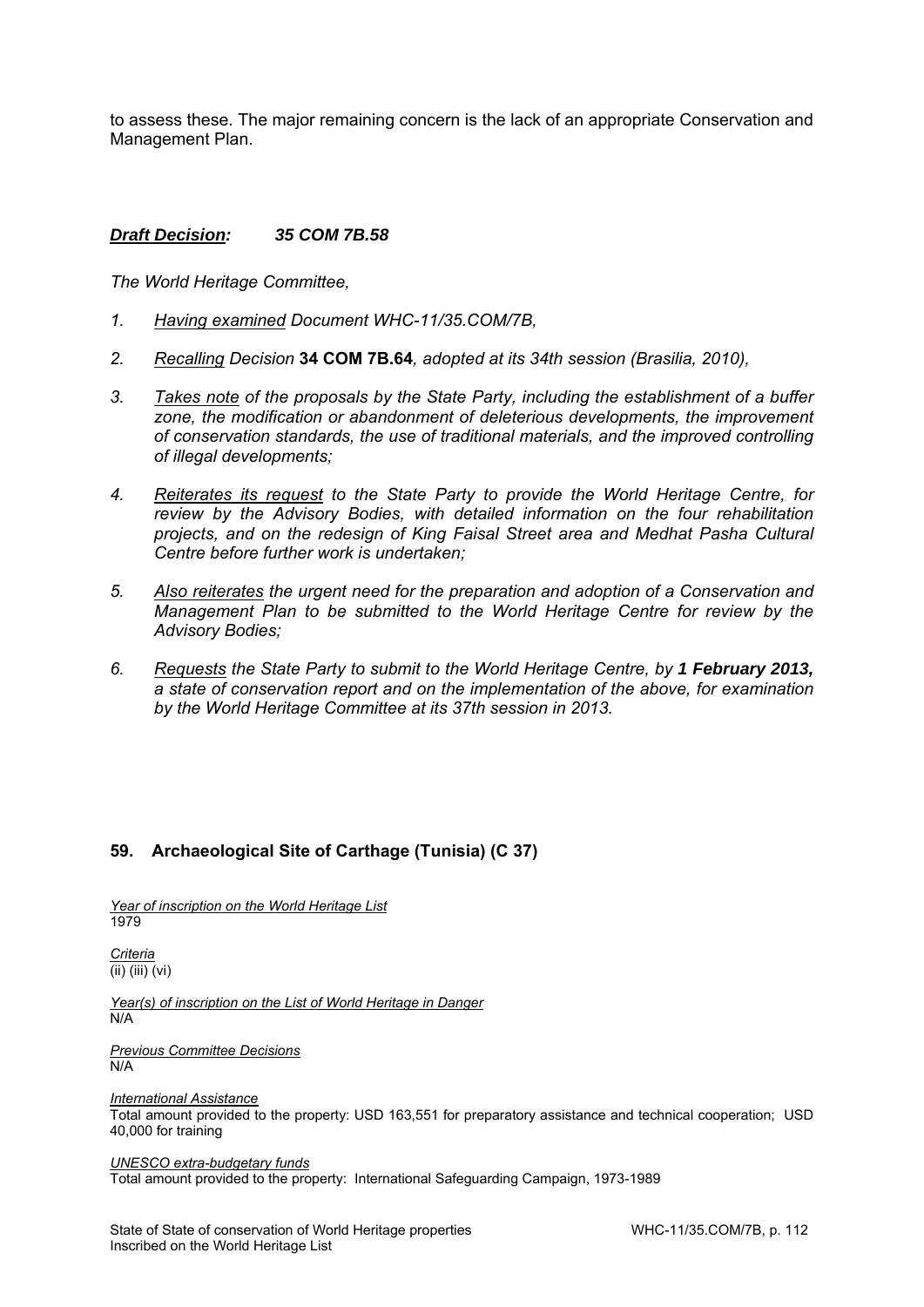to assess these. The major remaining concern is the lack of an appropriate Conservation and Management Plan.

***Draft Decision: 35 COM 7B.58***

*The World Heritage Committee,*

1. *Having examined Document WHC-11/35.COM/7B,*
2. *Recalling Decision* **34 COM 7B.64***, adopted at its 34th session (Brasilia, 2010),*
3. *Takes note of the proposals by the State Party, including the establishment of a buffer zone, the modification or abandonment of deleterious developments, the improvement of conservation standards, the use of traditional materials, and the improved controlling of illegal developments;*
4. *Reiterates its request to the State Party to provide the World Heritage Centre, for review by the Advisory Bodies, with detailed information on the four rehabilitation projects, and on the redesign of King Faisal Street area and Medhat Pasha Cultural Centre before further work is undertaken;*
5. *Also reiterates the urgent need for the preparation and adoption of a Conservation and Management Plan to be submitted to the World Heritage Centre for review by the Advisory Bodies;*
6. *Requests the State Party to submit to the World Heritage Centre, by* ***1 February 2013,*** *a state of conservation report and on the implementation of the above, for examination by the World Heritage Committee at its 37th session in 2013.*

## 59. Archaeological Site of Carthage (Tunisia) (C 37)

*Year of inscription on the World Heritage List*
1979

*Criteria*
(ii) (iii) (vi)

*Year(s) of inscription on the List of World Heritage in Danger*
N/A

*Previous Committee Decisions*
N/A

*International Assistance*
Total amount provided to the property: USD 163,551 for preparatory assistance and technical cooperation; USD 40,000 for training

*UNESCO extra-budgetary funds*
Total amount provided to the property: International Safeguarding Campaign, 1973-1989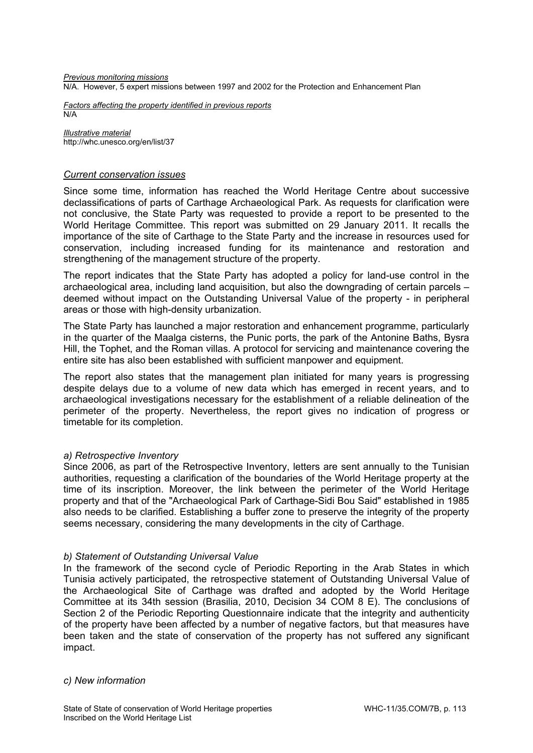*Previous monitoring missions*
N/A. However, 5 expert missions between 1997 and 2002 for the Protection and Enhancement Plan

*Factors affecting the property identified in previous reports*
N/A

*Illustrative material*
http://whc.unesco.org/en/list/37

### *Current conservation issues*

Since some time, information has reached the World Heritage Centre about successive declassifications of parts of Carthage Archaeological Park. As requests for clarification were not conclusive, the State Party was requested to provide a report to be presented to the World Heritage Committee. This report was submitted on 29 January 2011. It recalls the importance of the site of Carthage to the State Party and the increase in resources used for conservation, including increased funding for its maintenance and restoration and strengthening of the management structure of the property.

The report indicates that the State Party has adopted a policy for land-use control in the archaeological area, including land acquisition, but also the downgrading of certain parcels – deemed without impact on the Outstanding Universal Value of the property - in peripheral areas or those with high-density urbanization.

The State Party has launched a major restoration and enhancement programme, particularly in the quarter of the Maalga cisterns, the Punic ports, the park of the Antonine Baths, Bysra Hill, the Tophet, and the Roman villas. A protocol for servicing and maintenance covering the entire site has also been established with sufficient manpower and equipment.

The report also states that the management plan initiated for many years is progressing despite delays due to a volume of new data which has emerged in recent years, and to archaeological investigations necessary for the establishment of a reliable delineation of the perimeter of the property. Nevertheless, the report gives no indication of progress or timetable for its completion.

#### *a) Retrospective Inventory*

Since 2006, as part of the Retrospective Inventory, letters are sent annually to the Tunisian authorities, requesting a clarification of the boundaries of the World Heritage property at the time of its inscription. Moreover, the link between the perimeter of the World Heritage property and that of the "Archaeological Park of Carthage-Sidi Bou Said" established in 1985 also needs to be clarified. Establishing a buffer zone to preserve the integrity of the property seems necessary, considering the many developments in the city of Carthage.

#### *b) Statement of Outstanding Universal Value*

In the framework of the second cycle of Periodic Reporting in the Arab States in which Tunisia actively participated, the retrospective statement of Outstanding Universal Value of the Archaeological Site of Carthage was drafted and adopted by the World Heritage Committee at its 34th session (Brasilia, 2010, Decision 34 COM 8 E). The conclusions of Section 2 of the Periodic Reporting Questionnaire indicate that the integrity and authenticity of the property have been affected by a number of negative factors, but that measures have been taken and the state of conservation of the property has not suffered any significant impact.

#### *c) New information*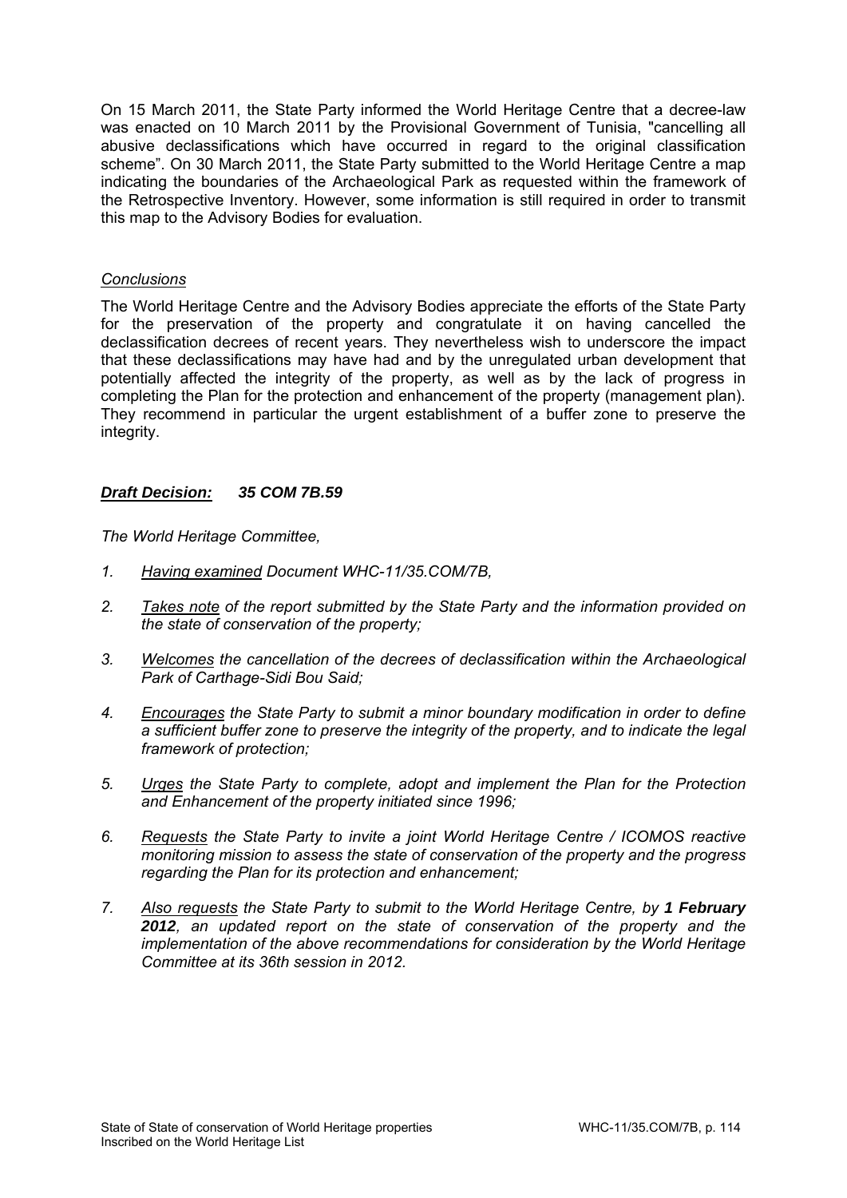On 15 March 2011, the State Party informed the World Heritage Centre that a decree-law was enacted on 10 March 2011 by the Provisional Government of Tunisia, "cancelling all abusive declassifications which have occurred in regard to the original classification scheme". On 30 March 2011, the State Party submitted to the World Heritage Centre a map indicating the boundaries of the Archaeological Park as requested within the framework of the Retrospective Inventory. However, some information is still required in order to transmit this map to the Advisory Bodies for evaluation.

*Conclusions*

The World Heritage Centre and the Advisory Bodies appreciate the efforts of the State Party for the preservation of the property and congratulate it on having cancelled the declassification decrees of recent years. They nevertheless wish to underscore the impact that these declassifications may have had and by the unregulated urban development that potentially affected the integrity of the property, as well as by the lack of progress in completing the Plan for the protection and enhancement of the property (management plan). They recommend in particular the urgent establishment of a buffer zone to preserve the integrity.

***Draft Decision: 35 COM 7B.59***

*The World Heritage Committee,*

1. *Having examined Document WHC-11/35.COM/7B,*
2. *Takes note of the report submitted by the State Party and the information provided on the state of conservation of the property;*
3. *Welcomes the cancellation of the decrees of declassification within the Archaeological Park of Carthage-Sidi Bou Said;*
4. *Encourages the State Party to submit a minor boundary modification in order to define a sufficient buffer zone to preserve the integrity of the property, and to indicate the legal framework of protection;*
5. *Urges the State Party to complete, adopt and implement the Plan for the Protection and Enhancement of the property initiated since 1996;*
6. *Requests the State Party to invite a joint World Heritage Centre / ICOMOS reactive monitoring mission to assess the state of conservation of the property and the progress regarding the Plan for its protection and enhancement;*
7. *Also requests the State Party to submit to the World Heritage Centre, by **1 February 2012**, an updated report on the state of conservation of the property and the implementation of the above recommendations for consideration by the World Heritage Committee at its 36th session in 2012.*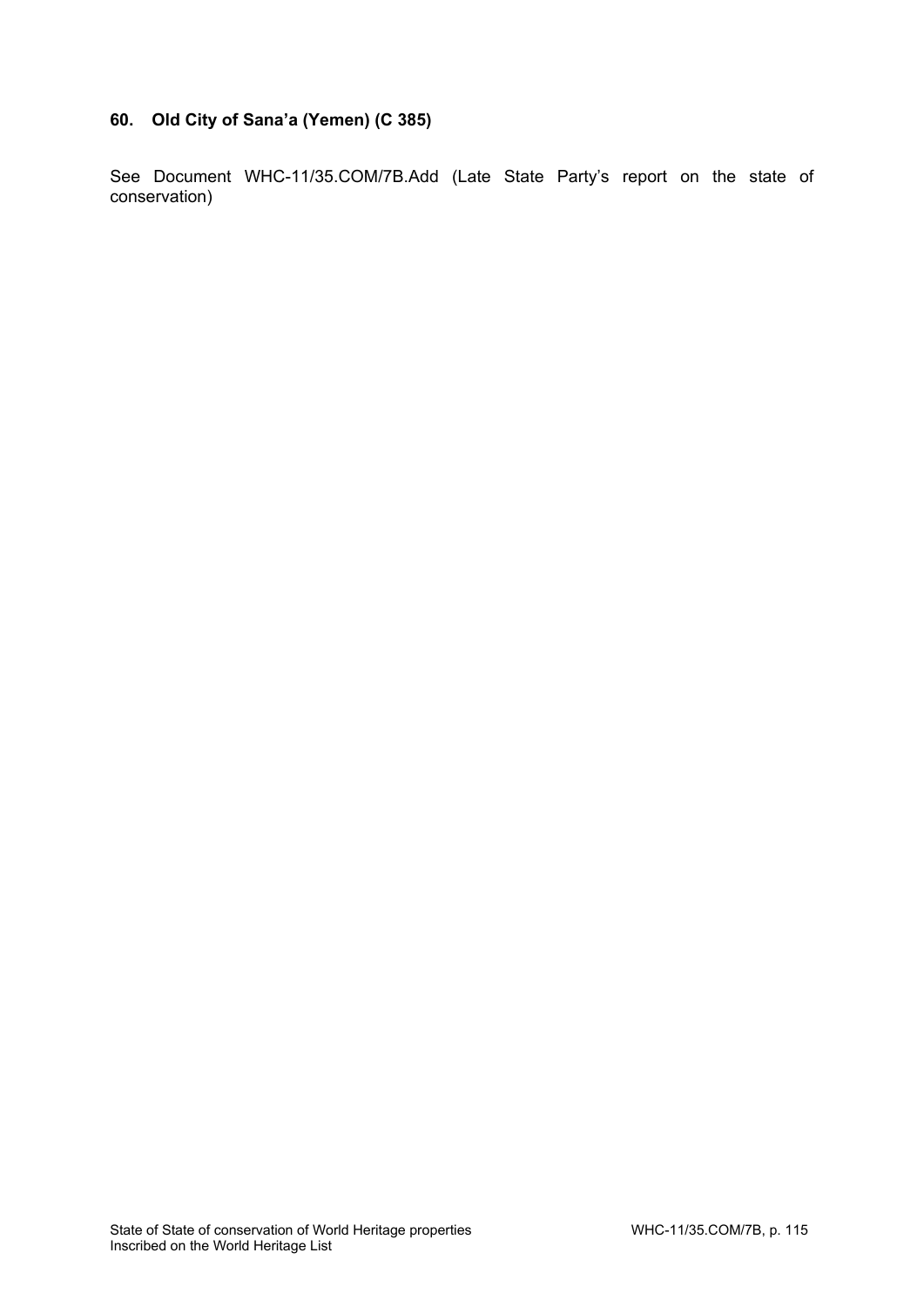### 60. Old City of Sana'a (Yemen) (C 385)

See Document WHC-11/35.COM/7B.Add (Late State Party's report on the state of conservation)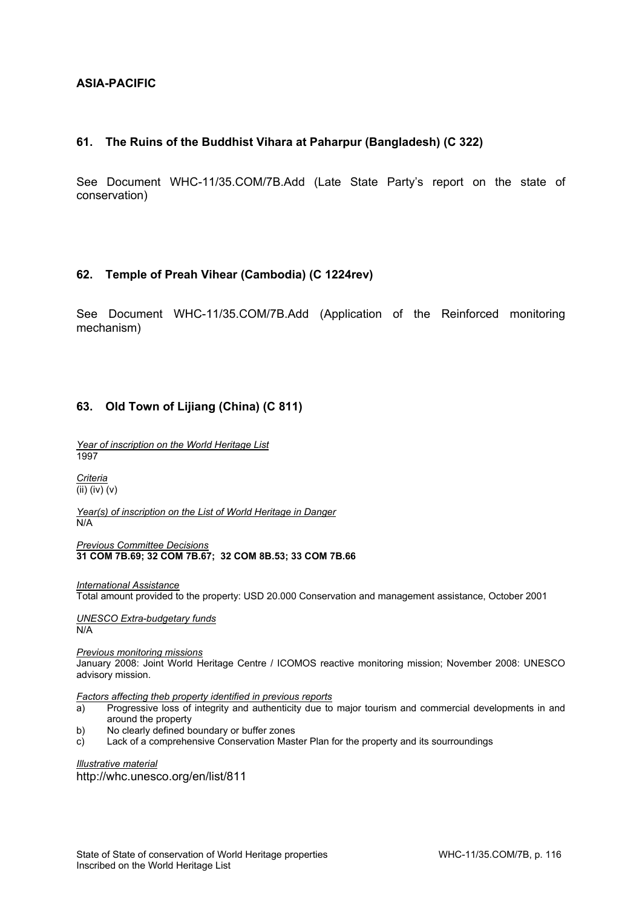## ASIA-PACIFIC

### 61. The Ruins of the Buddhist Vihara at Paharpur (Bangladesh) (C 322)

See Document WHC-11/35.COM/7B.Add (Late State Party's report on the state of conservation)

### 62. Temple of Preah Vihear (Cambodia) (C 1224rev)

See Document WHC-11/35.COM/7B.Add (Application of the Reinforced monitoring mechanism)

### 63. Old Town of Lijiang (China) (C 811)

*Year of inscription on the World Heritage List*
1997

*Criteria*
(ii) (iv) (v)

*Year(s) of inscription on the List of World Heritage in Danger*
N/A

*Previous Committee Decisions*
**31 COM 7B.69; 32 COM 7B.67; 32 COM 8B.53; 33 COM 7B.66**

*International Assistance*
Total amount provided to the property: USD 20.000 Conservation and management assistance, October 2001

*UNESCO Extra-budgetary funds*
N/A

*Previous monitoring missions*
January 2008: Joint World Heritage Centre / ICOMOS reactive monitoring mission; November 2008: UNESCO advisory mission.

*Factors affecting theb property identified in previous reports*

a) Progressive loss of integrity and authenticity due to major tourism and commercial developments in and around the property
b) No clearly defined boundary or buffer zones
c) Lack of a comprehensive Conservation Master Plan for the property and its sourroundings

*Illustrative material*
http://whc.unesco.org/en/list/811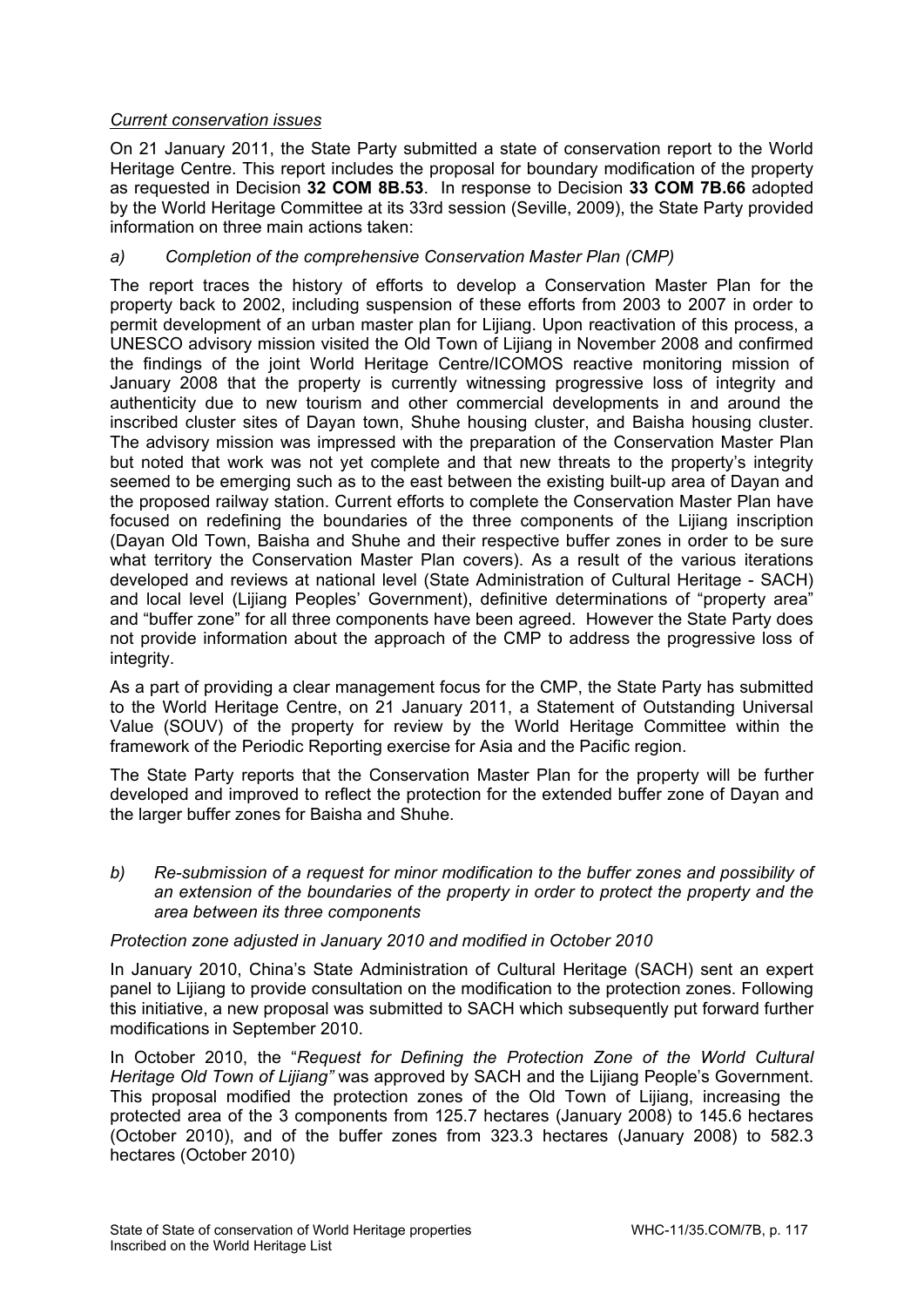*Current conservation issues*

On 21 January 2011, the State Party submitted a state of conservation report to the World Heritage Centre. This report includes the proposal for boundary modification of the property as requested in Decision **32 COM 8B.53**. In response to Decision **33 COM 7B.66** adopted by the World Heritage Committee at its 33rd session (Seville, 2009), the State Party provided information on three main actions taken:

*a) Completion of the comprehensive Conservation Master Plan (CMP)*

The report traces the history of efforts to develop a Conservation Master Plan for the property back to 2002, including suspension of these efforts from 2003 to 2007 in order to permit development of an urban master plan for Lijiang. Upon reactivation of this process, a UNESCO advisory mission visited the Old Town of Lijiang in November 2008 and confirmed the findings of the joint World Heritage Centre/ICOMOS reactive monitoring mission of January 2008 that the property is currently witnessing progressive loss of integrity and authenticity due to new tourism and other commercial developments in and around the inscribed cluster sites of Dayan town, Shuhe housing cluster, and Baisha housing cluster. The advisory mission was impressed with the preparation of the Conservation Master Plan but noted that work was not yet complete and that new threats to the property's integrity seemed to be emerging such as to the east between the existing built-up area of Dayan and the proposed railway station. Current efforts to complete the Conservation Master Plan have focused on redefining the boundaries of the three components of the Lijiang inscription (Dayan Old Town, Baisha and Shuhe and their respective buffer zones in order to be sure what territory the Conservation Master Plan covers). As a result of the various iterations developed and reviews at national level (State Administration of Cultural Heritage - SACH) and local level (Lijiang Peoples' Government), definitive determinations of "property area" and "buffer zone" for all three components have been agreed. However the State Party does not provide information about the approach of the CMP to address the progressive loss of integrity.

As a part of providing a clear management focus for the CMP, the State Party has submitted to the World Heritage Centre, on 21 January 2011, a Statement of Outstanding Universal Value (SOUV) of the property for review by the World Heritage Committee within the framework of the Periodic Reporting exercise for Asia and the Pacific region.

The State Party reports that the Conservation Master Plan for the property will be further developed and improved to reflect the protection for the extended buffer zone of Dayan and the larger buffer zones for Baisha and Shuhe.

*b) Re-submission of a request for minor modification to the buffer zones and possibility of an extension of the boundaries of the property in order to protect the property and the area between its three components*

*Protection zone adjusted in January 2010 and modified in October 2010*

In January 2010, China's State Administration of Cultural Heritage (SACH) sent an expert panel to Lijiang to provide consultation on the modification to the protection zones. Following this initiative, a new proposal was submitted to SACH which subsequently put forward further modifications in September 2010.

In October 2010, the "*Request for Defining the Protection Zone of the World Cultural Heritage Old Town of Lijiang"* was approved by SACH and the Lijiang People's Government. This proposal modified the protection zones of the Old Town of Lijiang, increasing the protected area of the 3 components from 125.7 hectares (January 2008) to 145.6 hectares (October 2010), and of the buffer zones from 323.3 hectares (January 2008) to 582.3 hectares (October 2010)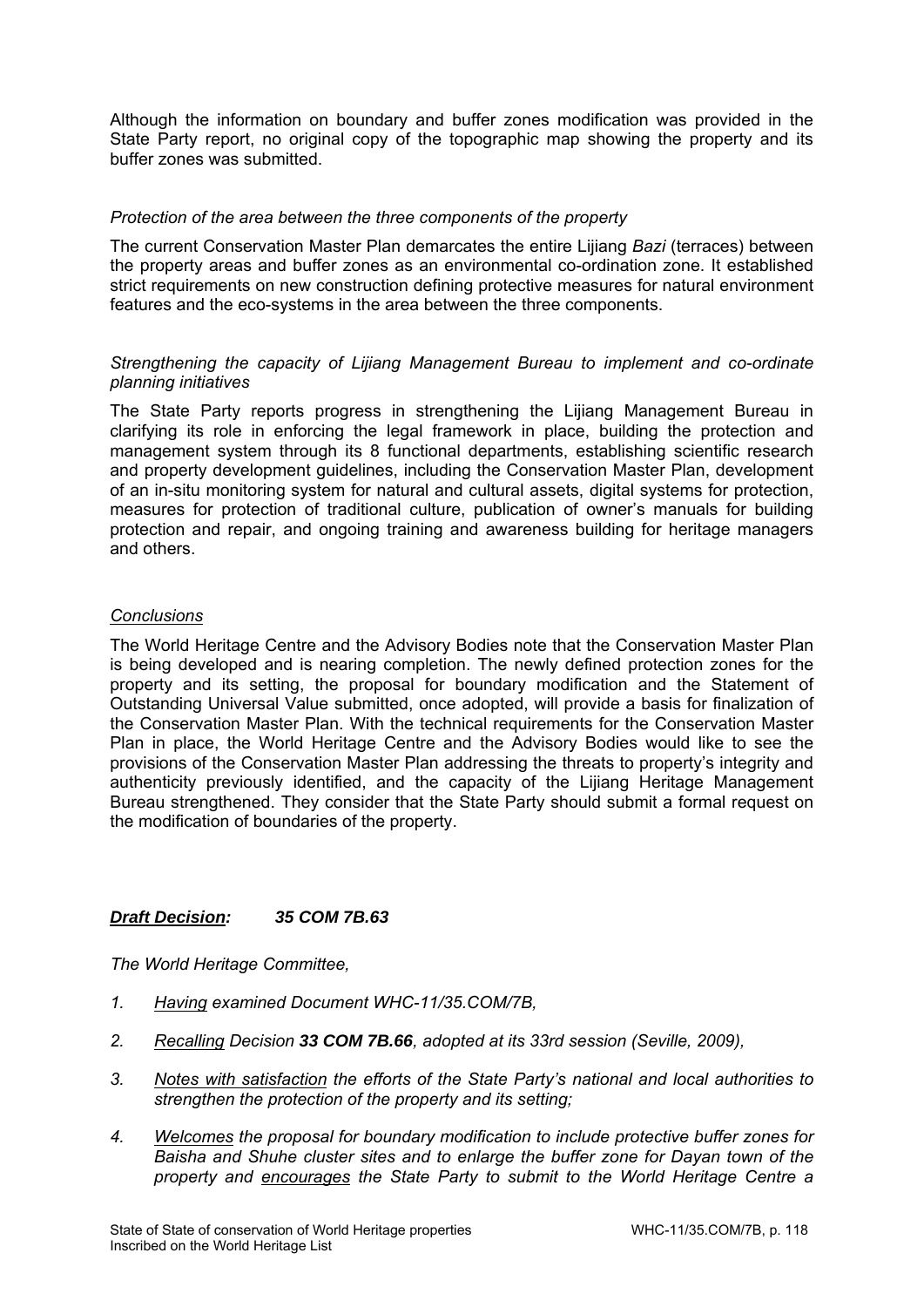Although the information on boundary and buffer zones modification was provided in the State Party report, no original copy of the topographic map showing the property and its buffer zones was submitted.

*Protection of the area between the three components of the property*

The current Conservation Master Plan demarcates the entire Lijiang *Bazi* (terraces) between the property areas and buffer zones as an environmental co-ordination zone. It established strict requirements on new construction defining protective measures for natural environment features and the eco-systems in the area between the three components.

*Strengthening the capacity of Lijiang Management Bureau to implement and co-ordinate planning initiatives*

The State Party reports progress in strengthening the Lijiang Management Bureau in clarifying its role in enforcing the legal framework in place, building the protection and management system through its 8 functional departments, establishing scientific research and property development guidelines, including the Conservation Master Plan, development of an in-situ monitoring system for natural and cultural assets, digital systems for protection, measures for protection of traditional culture, publication of owner's manuals for building protection and repair, and ongoing training and awareness building for heritage managers and others.

*Conclusions*

The World Heritage Centre and the Advisory Bodies note that the Conservation Master Plan is being developed and is nearing completion. The newly defined protection zones for the property and its setting, the proposal for boundary modification and the Statement of Outstanding Universal Value submitted, once adopted, will provide a basis for finalization of the Conservation Master Plan. With the technical requirements for the Conservation Master Plan in place, the World Heritage Centre and the Advisory Bodies would like to see the provisions of the Conservation Master Plan addressing the threats to property's integrity and authenticity previously identified, and the capacity of the Lijiang Heritage Management Bureau strengthened. They consider that the State Party should submit a formal request on the modification of boundaries of the property.

***Draft Decision:*** ***35 COM 7B.63***

*The World Heritage Committee,*

1. *Having examined Document WHC-11/35.COM/7B,*

2. *Recalling Decision **33 COM 7B.66**, adopted at its 33rd session (Seville, 2009),*

3. *Notes with satisfaction the efforts of the State Party's national and local authorities to strengthen the protection of the property and its setting;*

4. *Welcomes the proposal for boundary modification to include protective buffer zones for Baisha and Shuhe cluster sites and to enlarge the buffer zone for Dayan town of the property and encourages the State Party to submit to the World Heritage Centre a*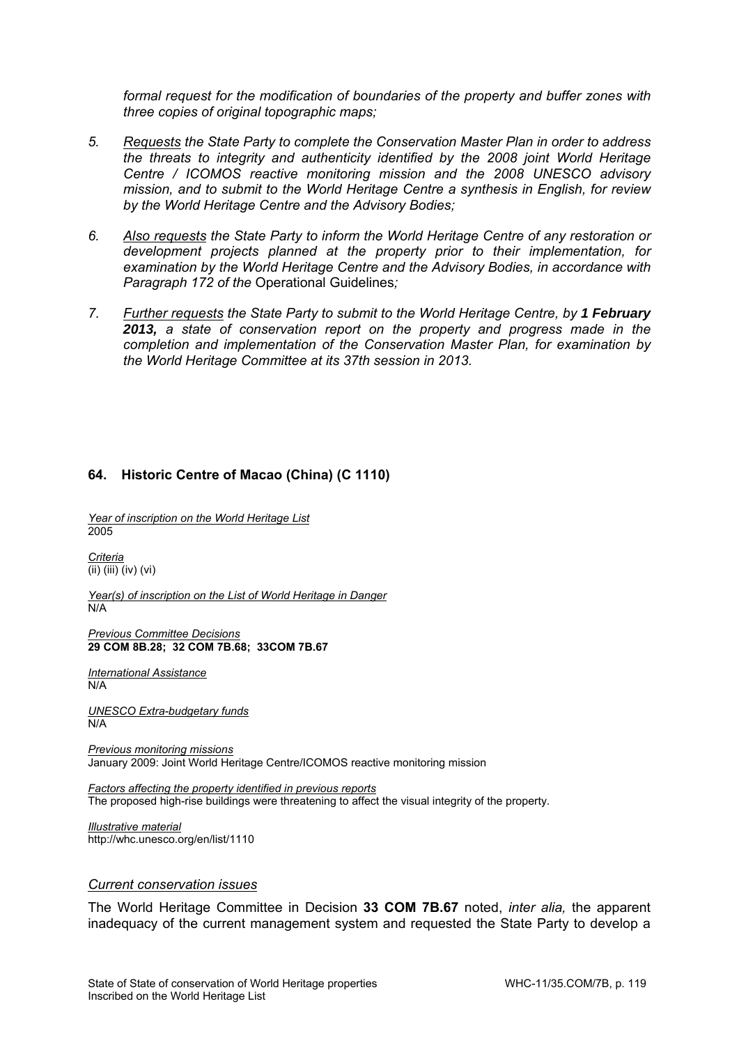*formal request for the modification of boundaries of the property and buffer zones with three copies of original topographic maps;*

5. *Requests the State Party to complete the Conservation Master Plan in order to address the threats to integrity and authenticity identified by the 2008 joint World Heritage Centre / ICOMOS reactive monitoring mission and the 2008 UNESCO advisory mission, and to submit to the World Heritage Centre a synthesis in English, for review by the World Heritage Centre and the Advisory Bodies;*

6. *Also requests the State Party to inform the World Heritage Centre of any restoration or development projects planned at the property prior to their implementation, for examination by the World Heritage Centre and the Advisory Bodies, in accordance with Paragraph 172 of the* Operational Guidelines*;*

7. *Further requests the State Party to submit to the World Heritage Centre, by **1 February 2013,** a state of conservation report on the property and progress made in the completion and implementation of the Conservation Master Plan, for examination by the World Heritage Committee at its 37th session in 2013.*

## 64. Historic Centre of Macao (China) (C 1110)

*Year of inscription on the World Heritage List*
2005

*Criteria*
(ii) (iii) (iv) (vi)

*Year(s) of inscription on the List of World Heritage in Danger*
N/A

*Previous Committee Decisions*
**29 COM 8B.28; 32 COM 7B.68; 33COM 7B.67**

*International Assistance*
N/A

*UNESCO Extra-budgetary funds*
N/A

*Previous monitoring missions*
January 2009: Joint World Heritage Centre/ICOMOS reactive monitoring mission

*Factors affecting the property identified in previous reports*
The proposed high-rise buildings were threatening to affect the visual integrity of the property.

*Illustrative material*
http://whc.unesco.org/en/list/1110

### *Current conservation issues*

The World Heritage Committee in Decision **33 COM 7B.67** noted, *inter alia,* the apparent inadequacy of the current management system and requested the State Party to develop a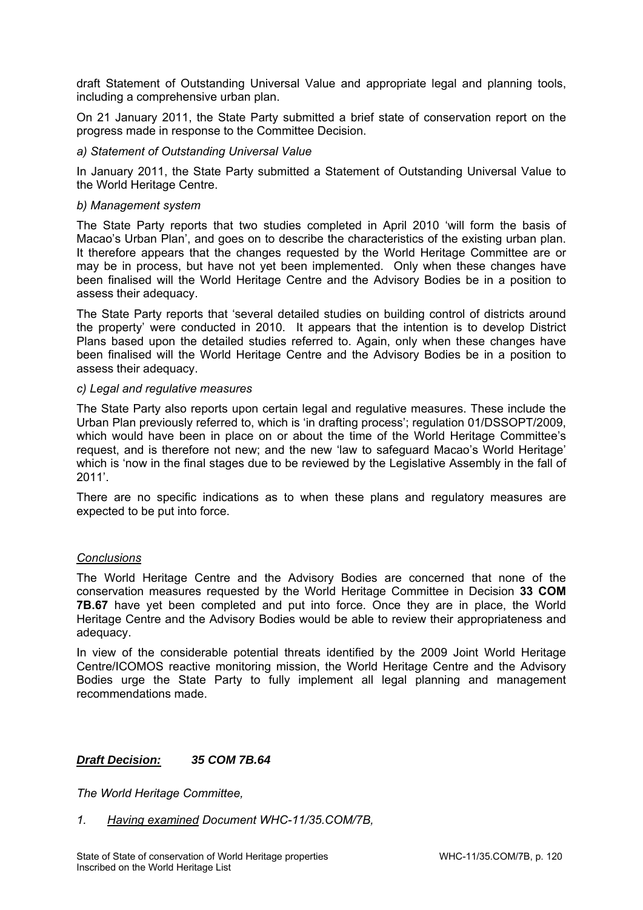draft Statement of Outstanding Universal Value and appropriate legal and planning tools, including a comprehensive urban plan.

On 21 January 2011, the State Party submitted a brief state of conservation report on the progress made in response to the Committee Decision.

*a) Statement of Outstanding Universal Value*

In January 2011, the State Party submitted a Statement of Outstanding Universal Value to the World Heritage Centre.

*b) Management system*

The State Party reports that two studies completed in April 2010 'will form the basis of Macao's Urban Plan', and goes on to describe the characteristics of the existing urban plan. It therefore appears that the changes requested by the World Heritage Committee are or may be in process, but have not yet been implemented. Only when these changes have been finalised will the World Heritage Centre and the Advisory Bodies be in a position to assess their adequacy.

The State Party reports that 'several detailed studies on building control of districts around the property' were conducted in 2010. It appears that the intention is to develop District Plans based upon the detailed studies referred to. Again, only when these changes have been finalised will the World Heritage Centre and the Advisory Bodies be in a position to assess their adequacy.

*c) Legal and regulative measures*

The State Party also reports upon certain legal and regulative measures. These include the Urban Plan previously referred to, which is 'in drafting process'; regulation 01/DSSOPT/2009, which would have been in place on or about the time of the World Heritage Committee's request, and is therefore not new; and the new 'law to safeguard Macao's World Heritage' which is 'now in the final stages due to be reviewed by the Legislative Assembly in the fall of 2011'.

There are no specific indications as to when these plans and regulatory measures are expected to be put into force.

*Conclusions*

The World Heritage Centre and the Advisory Bodies are concerned that none of the conservation measures requested by the World Heritage Committee in Decision **33 COM 7B.67** have yet been completed and put into force. Once they are in place, the World Heritage Centre and the Advisory Bodies would be able to review their appropriateness and adequacy.

In view of the considerable potential threats identified by the 2009 Joint World Heritage Centre/ICOMOS reactive monitoring mission, the World Heritage Centre and the Advisory Bodies urge the State Party to fully implement all legal planning and management recommendations made.

***Draft Decision:*** ***35 COM 7B.64***

*The World Heritage Committee,*

*1. Having examined Document WHC-11/35.COM/7B,*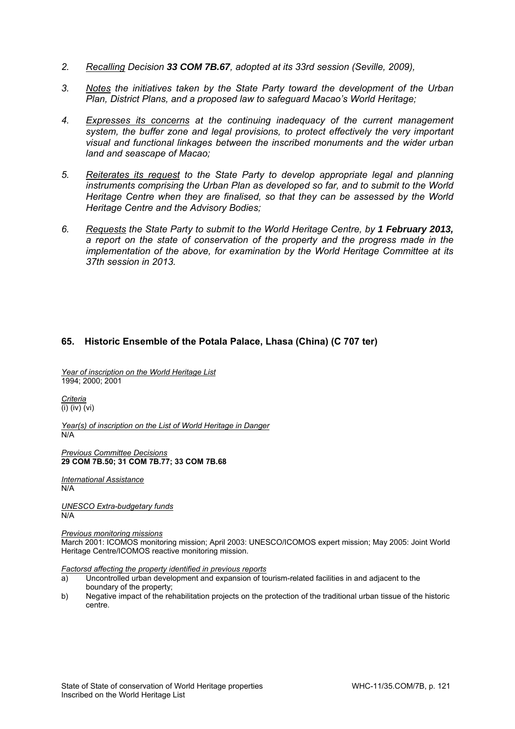2. *Recalling Decision* ***33 COM 7B.67****, adopted at its 33rd session (Seville, 2009),*

3. *Notes the initiatives taken by the State Party toward the development of the Urban Plan, District Plans, and a proposed law to safeguard Macao's World Heritage;*

4. *Expresses its concerns at the continuing inadequacy of the current management system, the buffer zone and legal provisions, to protect effectively the very important visual and functional linkages between the inscribed monuments and the wider urban land and seascape of Macao;*

5. *Reiterates its request to the State Party to develop appropriate legal and planning instruments comprising the Urban Plan as developed so far, and to submit to the World Heritage Centre when they are finalised, so that they can be assessed by the World Heritage Centre and the Advisory Bodies;*

6. *Requests the State Party to submit to the World Heritage Centre, by* ***1 February 2013,*** *a report on the state of conservation of the property and the progress made in the implementation of the above, for examination by the World Heritage Committee at its 37th session in 2013.*

## 65. Historic Ensemble of the Potala Palace, Lhasa (China) (C 707 ter)

*Year of inscription on the World Heritage List*
1994; 2000; 2001

*Criteria*
(i) (iv) (vi)

*Year(s) of inscription on the List of World Heritage in Danger*
N/A

*Previous Committee Decisions*
**29 COM 7B.50; 31 COM 7B.77; 33 COM 7B.68**

*International Assistance*
N/A

*UNESCO Extra-budgetary funds*
N/A

*Previous monitoring missions*
March 2001: ICOMOS monitoring mission; April 2003: UNESCO/ICOMOS expert mission; May 2005: Joint World Heritage Centre/ICOMOS reactive monitoring mission.

*Factorsd affecting the property identified in previous reports*

a) Uncontrolled urban development and expansion of tourism-related facilities in and adjacent to the boundary of the property;
b) Negative impact of the rehabilitation projects on the protection of the traditional urban tissue of the historic centre.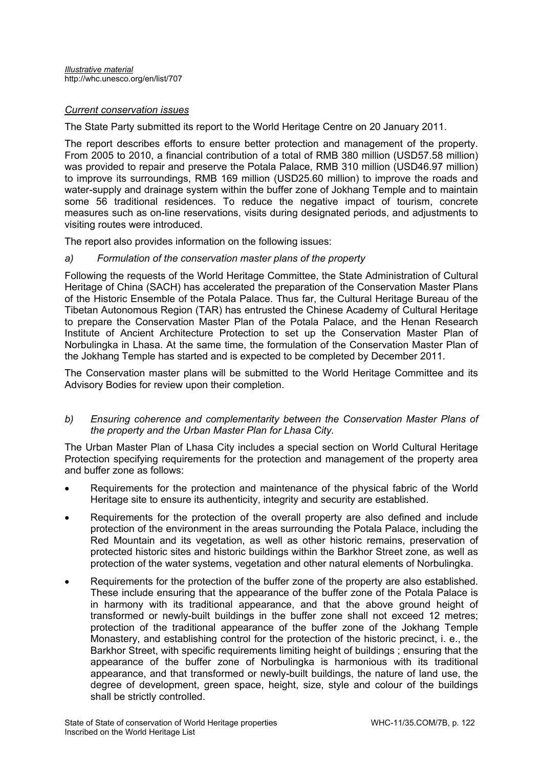*Illustrative material*
http://whc.unesco.org/en/list/707

*Current conservation issues*

The State Party submitted its report to the World Heritage Centre on 20 January 2011.

The report describes efforts to ensure better protection and management of the property. From 2005 to 2010, a financial contribution of a total of RMB 380 million (USD57.58 million) was provided to repair and preserve the Potala Palace, RMB 310 million (USD46.97 million) to improve its surroundings, RMB 169 million (USD25.60 million) to improve the roads and water-supply and drainage system within the buffer zone of Jokhang Temple and to maintain some 56 traditional residences. To reduce the negative impact of tourism, concrete measures such as on-line reservations, visits during designated periods, and adjustments to visiting routes were introduced.

The report also provides information on the following issues:

*a) Formulation of the conservation master plans of the property*

Following the requests of the World Heritage Committee, the State Administration of Cultural Heritage of China (SACH) has accelerated the preparation of the Conservation Master Plans of the Historic Ensemble of the Potala Palace. Thus far, the Cultural Heritage Bureau of the Tibetan Autonomous Region (TAR) has entrusted the Chinese Academy of Cultural Heritage to prepare the Conservation Master Plan of the Potala Palace, and the Henan Research Institute of Ancient Architecture Protection to set up the Conservation Master Plan of Norbulingka in Lhasa. At the same time, the formulation of the Conservation Master Plan of the Jokhang Temple has started and is expected to be completed by December 2011.

The Conservation master plans will be submitted to the World Heritage Committee and its Advisory Bodies for review upon their completion.

*b) Ensuring coherence and complementarity between the Conservation Master Plans of the property and the Urban Master Plan for Lhasa City.*

The Urban Master Plan of Lhasa City includes a special section on World Cultural Heritage Protection specifying requirements for the protection and management of the property area and buffer zone as follows:

- Requirements for the protection and maintenance of the physical fabric of the World Heritage site to ensure its authenticity, integrity and security are established.
- Requirements for the protection of the overall property are also defined and include protection of the environment in the areas surrounding the Potala Palace, including the Red Mountain and its vegetation, as well as other historic remains, preservation of protected historic sites and historic buildings within the Barkhor Street zone, as well as protection of the water systems, vegetation and other natural elements of Norbulingka.
- Requirements for the protection of the buffer zone of the property are also established. These include ensuring that the appearance of the buffer zone of the Potala Palace is in harmony with its traditional appearance, and that the above ground height of transformed or newly-built buildings in the buffer zone shall not exceed 12 metres; protection of the traditional appearance of the buffer zone of the Jokhang Temple Monastery, and establishing control for the protection of the historic precinct, i. e., the Barkhor Street, with specific requirements limiting height of buildings ; ensuring that the appearance of the buffer zone of Norbulingka is harmonious with its traditional appearance, and that transformed or newly-built buildings, the nature of land use, the degree of development, green space, height, size, style and colour of the buildings shall be strictly controlled.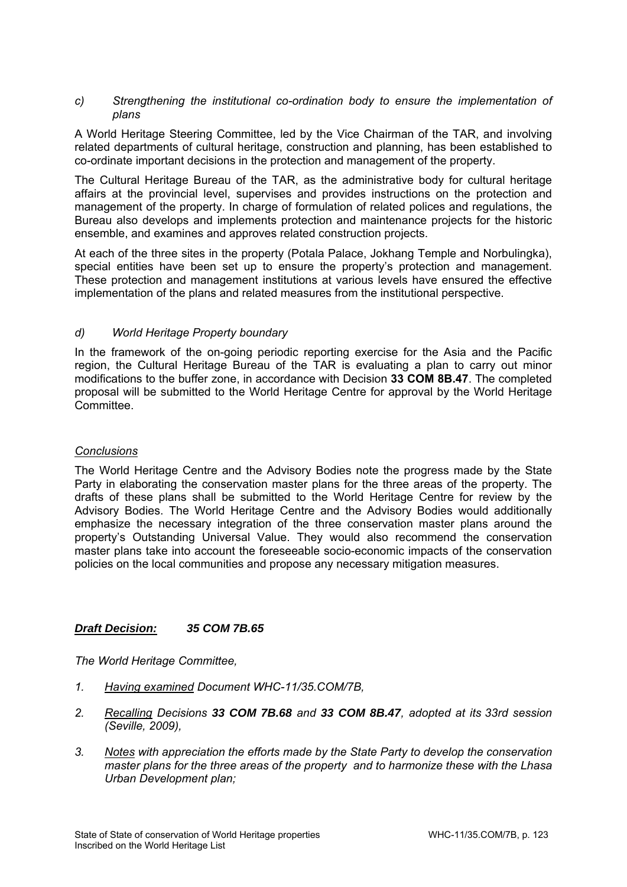*c) Strengthening the institutional co-ordination body to ensure the implementation of plans*

A World Heritage Steering Committee, led by the Vice Chairman of the TAR, and involving related departments of cultural heritage, construction and planning, has been established to co-ordinate important decisions in the protection and management of the property.

The Cultural Heritage Bureau of the TAR, as the administrative body for cultural heritage affairs at the provincial level, supervises and provides instructions on the protection and management of the property. In charge of formulation of related polices and regulations, the Bureau also develops and implements protection and maintenance projects for the historic ensemble, and examines and approves related construction projects.

At each of the three sites in the property (Potala Palace, Jokhang Temple and Norbulingka), special entities have been set up to ensure the property's protection and management. These protection and management institutions at various levels have ensured the effective implementation of the plans and related measures from the institutional perspective.

*d) World Heritage Property boundary*

In the framework of the on-going periodic reporting exercise for the Asia and the Pacific region, the Cultural Heritage Bureau of the TAR is evaluating a plan to carry out minor modifications to the buffer zone, in accordance with Decision **33 COM 8B.47**. The completed proposal will be submitted to the World Heritage Centre for approval by the World Heritage Committee.

*Conclusions*

The World Heritage Centre and the Advisory Bodies note the progress made by the State Party in elaborating the conservation master plans for the three areas of the property. The drafts of these plans shall be submitted to the World Heritage Centre for review by the Advisory Bodies. The World Heritage Centre and the Advisory Bodies would additionally emphasize the necessary integration of the three conservation master plans around the property's Outstanding Universal Value. They would also recommend the conservation master plans take into account the foreseeable socio-economic impacts of the conservation policies on the local communities and propose any necessary mitigation measures.

***Draft Decision: 35 COM 7B.65***

*The World Heritage Committee,*

1. *Having examined Document WHC-11/35.COM/7B,*
2. *Recalling Decisions **33 COM 7B.68** and **33 COM 8B.47**, adopted at its 33rd session (Seville, 2009),*
3. *Notes with appreciation the efforts made by the State Party to develop the conservation master plans for the three areas of the property and to harmonize these with the Lhasa Urban Development plan;*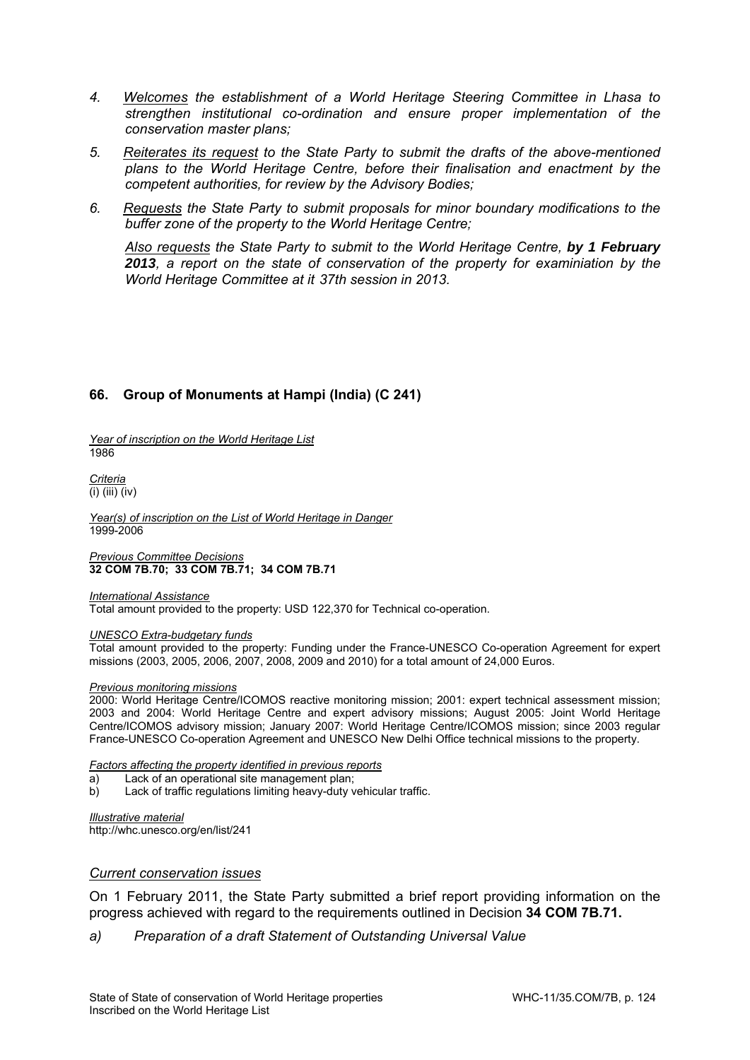4. *Welcomes the establishment of a World Heritage Steering Committee in Lhasa to strengthen institutional co-ordination and ensure proper implementation of the conservation master plans;*

5. *Reiterates its request to the State Party to submit the drafts of the above-mentioned plans to the World Heritage Centre, before their finalisation and enactment by the competent authorities, for review by the Advisory Bodies;*

6. *Requests the State Party to submit proposals for minor boundary modifications to the buffer zone of the property to the World Heritage Centre;*

   *Also requests the State Party to submit to the World Heritage Centre, **by 1 February 2013**, a report on the state of conservation of the property for examiniation by the World Heritage Committee at it 37th session in 2013.*

### 66. Group of Monuments at Hampi (India) (C 241)

*Year of inscription on the World Heritage List*
1986

*Criteria*
(i) (iii) (iv)

*Year(s) of inscription on the List of World Heritage in Danger*
1999-2006

*Previous Committee Decisions*
**32 COM 7B.70; 33 COM 7B.71; 34 COM 7B.71**

*International Assistance*
Total amount provided to the property: USD 122,370 for Technical co-operation.

*UNESCO Extra-budgetary funds*
Total amount provided to the property: Funding under the France-UNESCO Co-operation Agreement for expert missions (2003, 2005, 2006, 2007, 2008, 2009 and 2010) for a total amount of 24,000 Euros.

*Previous monitoring missions*
2000: World Heritage Centre/ICOMOS reactive monitoring mission; 2001: expert technical assessment mission; 2003 and 2004: World Heritage Centre and expert advisory missions; August 2005: Joint World Heritage Centre/ICOMOS advisory mission; January 2007: World Heritage Centre/ICOMOS mission; since 2003 regular France-UNESCO Co-operation Agreement and UNESCO New Delhi Office technical missions to the property.

*Factors affecting the property identified in previous reports*
a) Lack of an operational site management plan;
b) Lack of traffic regulations limiting heavy-duty vehicular traffic.

*Illustrative material*
http://whc.unesco.org/en/list/241

*Current conservation issues*

On 1 February 2011, the State Party submitted a brief report providing information on the progress achieved with regard to the requirements outlined in Decision **34 COM 7B.71.**

*a) Preparation of a draft Statement of Outstanding Universal Value*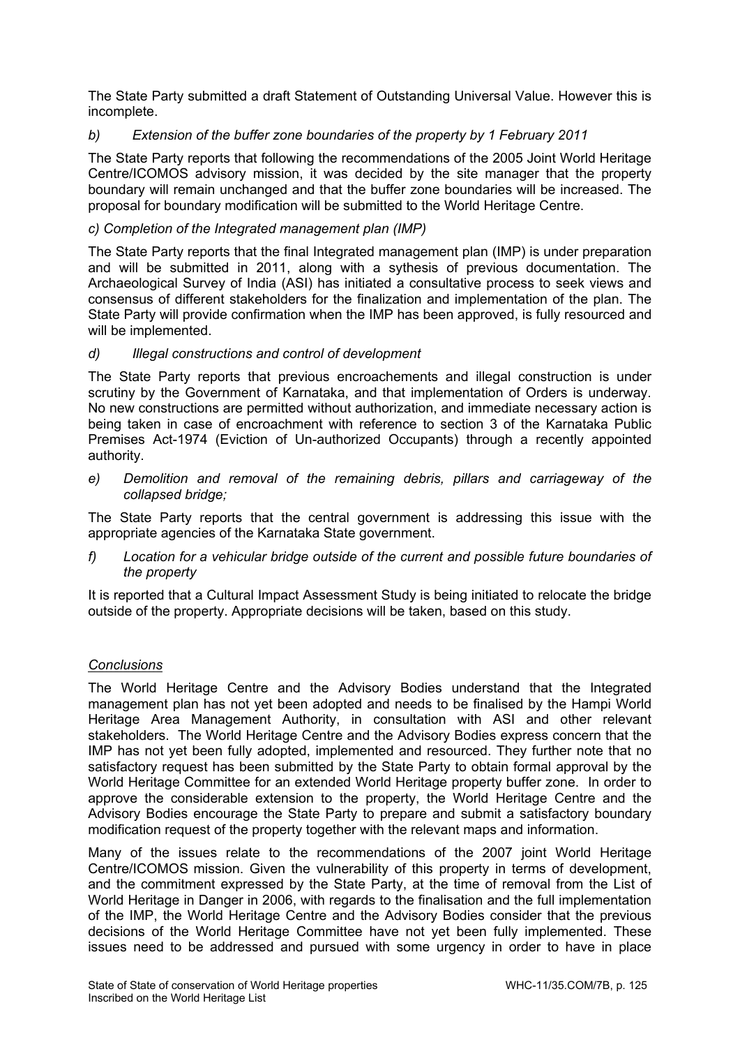The State Party submitted a draft Statement of Outstanding Universal Value. However this is incomplete.

*b) Extension of the buffer zone boundaries of the property by 1 February 2011*

The State Party reports that following the recommendations of the 2005 Joint World Heritage Centre/ICOMOS advisory mission, it was decided by the site manager that the property boundary will remain unchanged and that the buffer zone boundaries will be increased. The proposal for boundary modification will be submitted to the World Heritage Centre.

*c) Completion of the Integrated management plan (IMP)*

The State Party reports that the final Integrated management plan (IMP) is under preparation and will be submitted in 2011, along with a sythesis of previous documentation. The Archaeological Survey of India (ASI) has initiated a consultative process to seek views and consensus of different stakeholders for the finalization and implementation of the plan. The State Party will provide confirmation when the IMP has been approved, is fully resourced and will be implemented.

*d) Illegal constructions and control of development*

The State Party reports that previous encroachements and illegal construction is under scrutiny by the Government of Karnataka, and that implementation of Orders is underway. No new constructions are permitted without authorization, and immediate necessary action is being taken in case of encroachment with reference to section 3 of the Karnataka Public Premises Act-1974 (Eviction of Un-authorized Occupants) through a recently appointed authority.

*e) Demolition and removal of the remaining debris, pillars and carriageway of the collapsed bridge;*

The State Party reports that the central government is addressing this issue with the appropriate agencies of the Karnataka State government.

*f) Location for a vehicular bridge outside of the current and possible future boundaries of the property*

It is reported that a Cultural Impact Assessment Study is being initiated to relocate the bridge outside of the property. Appropriate decisions will be taken, based on this study.

*Conclusions*

The World Heritage Centre and the Advisory Bodies understand that the Integrated management plan has not yet been adopted and needs to be finalised by the Hampi World Heritage Area Management Authority, in consultation with ASI and other relevant stakeholders. The World Heritage Centre and the Advisory Bodies express concern that the IMP has not yet been fully adopted, implemented and resourced. They further note that no satisfactory request has been submitted by the State Party to obtain formal approval by the World Heritage Committee for an extended World Heritage property buffer zone. In order to approve the considerable extension to the property, the World Heritage Centre and the Advisory Bodies encourage the State Party to prepare and submit a satisfactory boundary modification request of the property together with the relevant maps and information.

Many of the issues relate to the recommendations of the 2007 joint World Heritage Centre/ICOMOS mission. Given the vulnerability of this property in terms of development, and the commitment expressed by the State Party, at the time of removal from the List of World Heritage in Danger in 2006, with regards to the finalisation and the full implementation of the IMP, the World Heritage Centre and the Advisory Bodies consider that the previous decisions of the World Heritage Committee have not yet been fully implemented. These issues need to be addressed and pursued with some urgency in order to have in place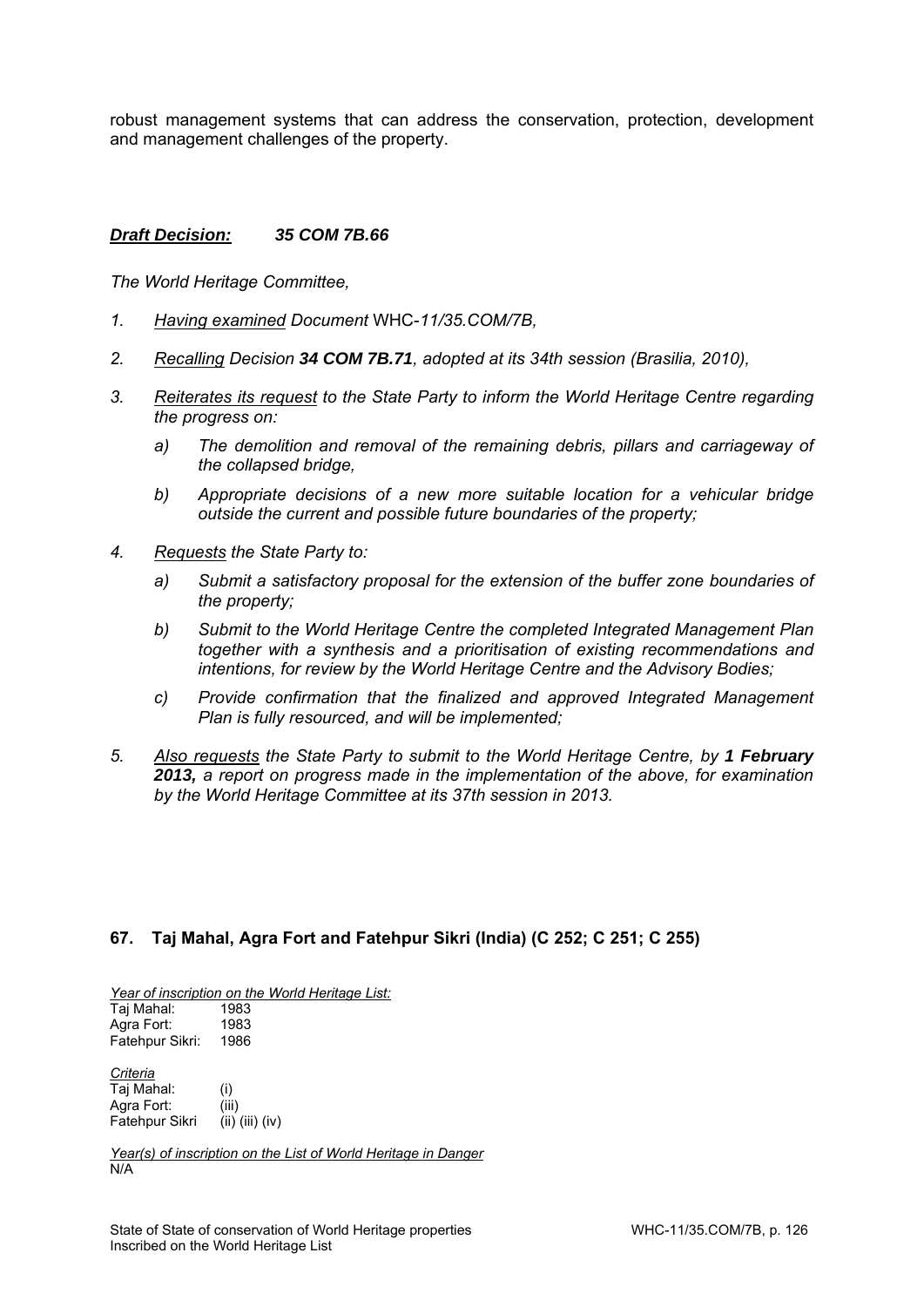robust management systems that can address the conservation, protection, development and management challenges of the property.

***<u>Draft Decision:</u>*** ***35 COM 7B.66***

*The World Heritage Committee,*

1. *<u>Having examined</u> Document* WHC-*11/35.COM/7B,*

2. *<u>Recalling</u> Decision* ***34 COM 7B.71****, adopted at its 34th session (Brasilia, 2010),*

3. *<u>Reiterates its request</u> to the State Party to inform the World Heritage Centre regarding the progress on:*

   a) *The demolition and removal of the remaining debris, pillars and carriageway of the collapsed bridge,*

   b) *Appropriate decisions of a new more suitable location for a vehicular bridge outside the current and possible future boundaries of the property;*

4. *<u>Requests</u> the State Party to:*

   a) *Submit a satisfactory proposal for the extension of the buffer zone boundaries of the property;*

   b) *Submit to the World Heritage Centre the completed Integrated Management Plan together with a synthesis and a prioritisation of existing recommendations and intentions, for review by the World Heritage Centre and the Advisory Bodies;*

   c) *Provide confirmation that the finalized and approved Integrated Management Plan is fully resourced, and will be implemented;*

5. *<u>Also requests</u> the State Party to submit to the World Heritage Centre, by* ***1 February 2013,*** *a report on progress made in the implementation of the above, for examination by the World Heritage Committee at its 37th session in 2013.*

### 67. Taj Mahal, Agra Fort and Fatehpur Sikri (India) (C 252; C 251; C 255)

*<u>Year of inscription on the World Heritage List:</u>*

Taj Mahal: 1983
Agra Fort: 1983
Fatehpur Sikri: 1986

*<u>Criteria</u>*

Taj Mahal: (i)
Agra Fort: (iii)
Fatehpur Sikri (ii) (iii) (iv)

*<u>Year(s) of inscription on the List of World Heritage in Danger</u>*

N/A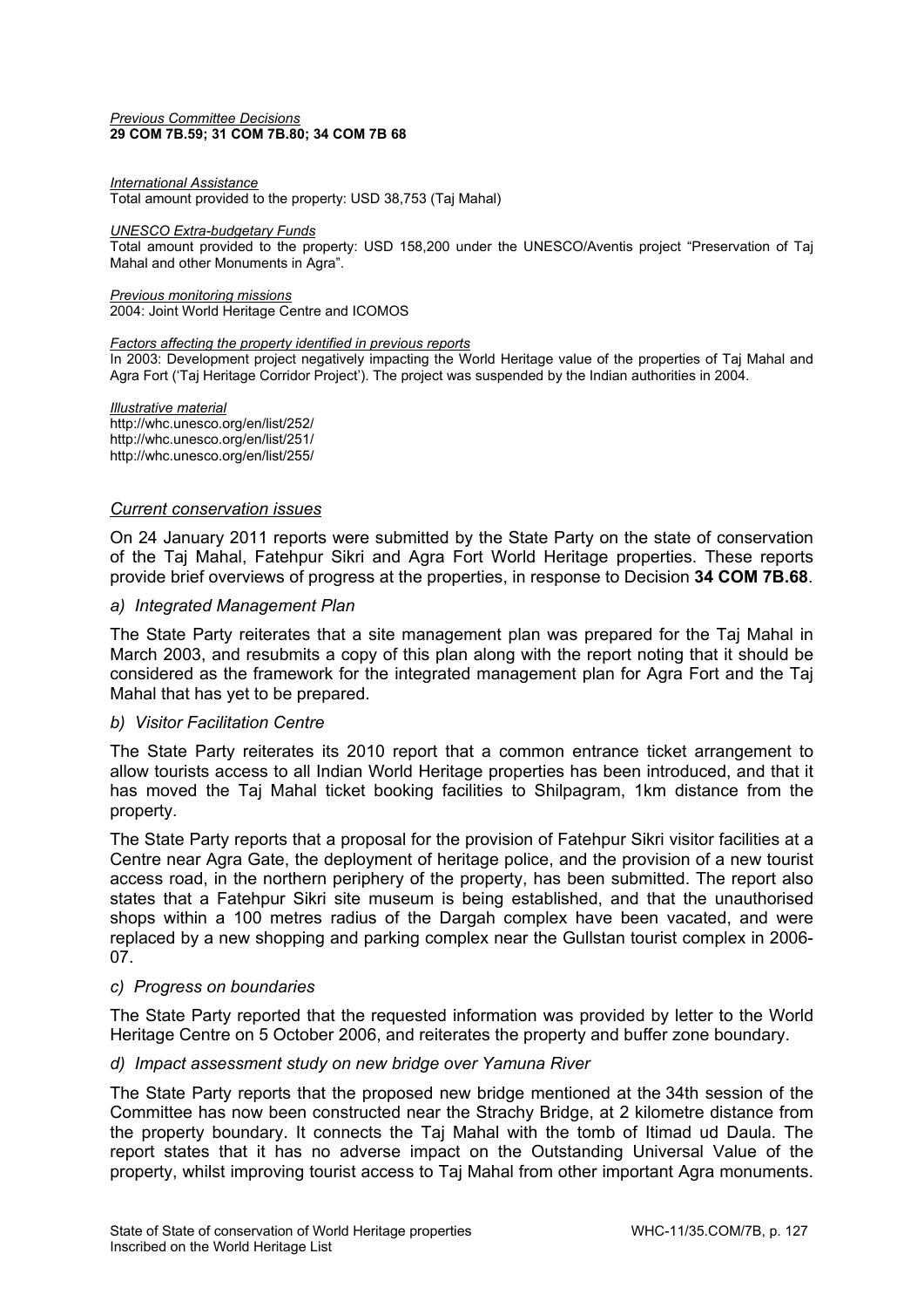*Previous Committee Decisions*
**29 COM 7B.59; 31 COM 7B.80; 34 COM 7B 68**

*International Assistance*
Total amount provided to the property: USD 38,753 (Taj Mahal)

*UNESCO Extra-budgetary Funds*
Total amount provided to the property: USD 158,200 under the UNESCO/Aventis project "Preservation of Taj Mahal and other Monuments in Agra".

*Previous monitoring missions*
2004: Joint World Heritage Centre and ICOMOS

*Factors affecting the property identified in previous reports*
In 2003: Development project negatively impacting the World Heritage value of the properties of Taj Mahal and Agra Fort ('Taj Heritage Corridor Project'). The project was suspended by the Indian authorities in 2004.

*Illustrative material*
http://whc.unesco.org/en/list/252/
http://whc.unesco.org/en/list/251/
http://whc.unesco.org/en/list/255/

## *Current conservation issues*

On 24 January 2011 reports were submitted by the State Party on the state of conservation of the Taj Mahal, Fatehpur Sikri and Agra Fort World Heritage properties. These reports provide brief overviews of progress at the properties, in response to Decision **34 COM 7B.68**.

### *a) Integrated Management Plan*

The State Party reiterates that a site management plan was prepared for the Taj Mahal in March 2003, and resubmits a copy of this plan along with the report noting that it should be considered as the framework for the integrated management plan for Agra Fort and the Taj Mahal that has yet to be prepared.

### *b) Visitor Facilitation Centre*

The State Party reiterates its 2010 report that a common entrance ticket arrangement to allow tourists access to all Indian World Heritage properties has been introduced, and that it has moved the Taj Mahal ticket booking facilities to Shilpagram, 1km distance from the property.

The State Party reports that a proposal for the provision of Fatehpur Sikri visitor facilities at a Centre near Agra Gate, the deployment of heritage police, and the provision of a new tourist access road, in the northern periphery of the property, has been submitted. The report also states that a Fatehpur Sikri site museum is being established, and that the unauthorised shops within a 100 metres radius of the Dargah complex have been vacated, and were replaced by a new shopping and parking complex near the Gullstan tourist complex in 2006-07.

### *c) Progress on boundaries*

The State Party reported that the requested information was provided by letter to the World Heritage Centre on 5 October 2006, and reiterates the property and buffer zone boundary.

### *d) Impact assessment study on new bridge over Yamuna River*

The State Party reports that the proposed new bridge mentioned at the 34th session of the Committee has now been constructed near the Strachy Bridge, at 2 kilometre distance from the property boundary. It connects the Taj Mahal with the tomb of Itimad ud Daula. The report states that it has no adverse impact on the Outstanding Universal Value of the property, whilst improving tourist access to Taj Mahal from other important Agra monuments.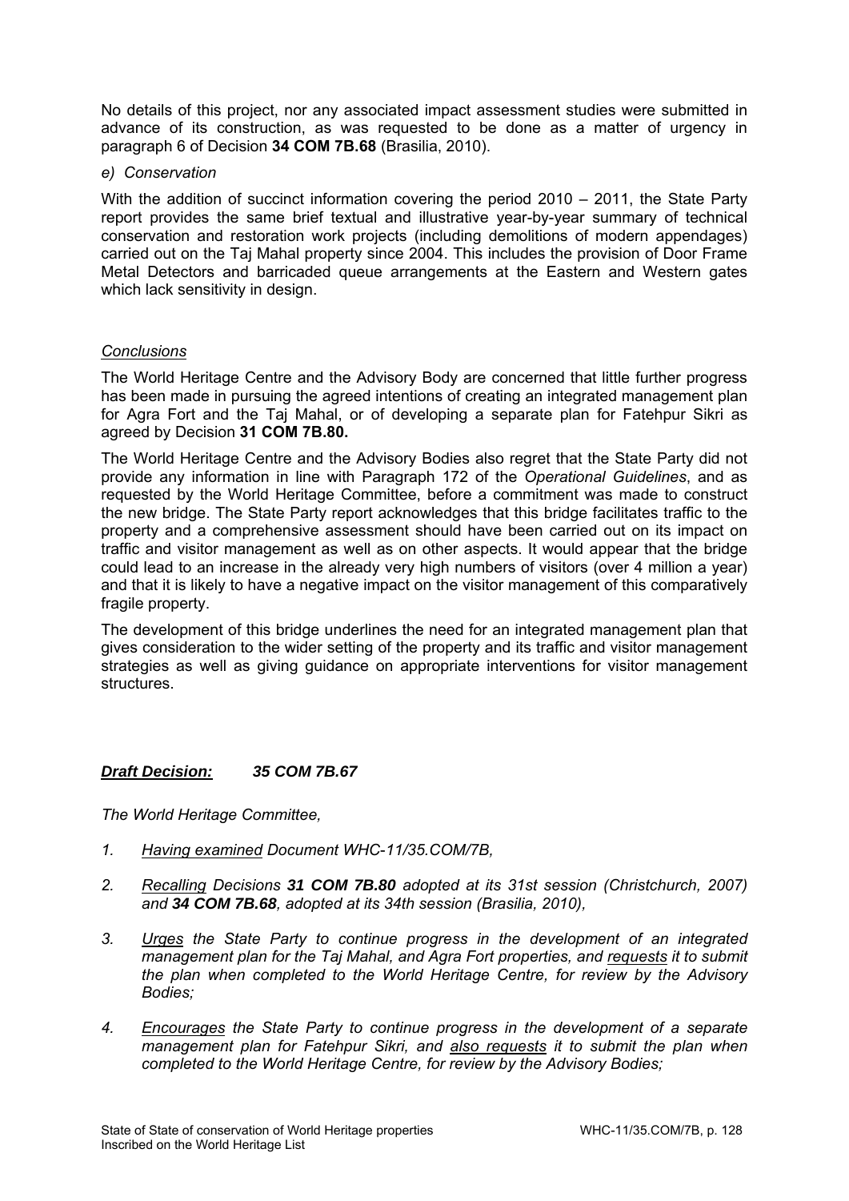No details of this project, nor any associated impact assessment studies were submitted in advance of its construction, as was requested to be done as a matter of urgency in paragraph 6 of Decision **34 COM 7B.68** (Brasilia, 2010).

*e) Conservation*

With the addition of succinct information covering the period 2010 – 2011, the State Party report provides the same brief textual and illustrative year-by-year summary of technical conservation and restoration work projects (including demolitions of modern appendages) carried out on the Taj Mahal property since 2004. This includes the provision of Door Frame Metal Detectors and barricaded queue arrangements at the Eastern and Western gates which lack sensitivity in design.

*Conclusions*

The World Heritage Centre and the Advisory Body are concerned that little further progress has been made in pursuing the agreed intentions of creating an integrated management plan for Agra Fort and the Taj Mahal, or of developing a separate plan for Fatehpur Sikri as agreed by Decision **31 COM 7B.80.**

The World Heritage Centre and the Advisory Bodies also regret that the State Party did not provide any information in line with Paragraph 172 of the *Operational Guidelines*, and as requested by the World Heritage Committee, before a commitment was made to construct the new bridge. The State Party report acknowledges that this bridge facilitates traffic to the property and a comprehensive assessment should have been carried out on its impact on traffic and visitor management as well as on other aspects. It would appear that the bridge could lead to an increase in the already very high numbers of visitors (over 4 million a year) and that it is likely to have a negative impact on the visitor management of this comparatively fragile property.

The development of this bridge underlines the need for an integrated management plan that gives consideration to the wider setting of the property and its traffic and visitor management strategies as well as giving guidance on appropriate interventions for visitor management structures.

***Draft Decision: 35 COM 7B.67***

*The World Heritage Committee,*

1. *Having examined Document WHC-11/35.COM/7B,*

2. *Recalling Decisions **31 COM 7B.80** adopted at its 31st session (Christchurch, 2007) and **34 COM 7B.68**, adopted at its 34th session (Brasilia, 2010),*

3. *Urges the State Party to continue progress in the development of an integrated management plan for the Taj Mahal, and Agra Fort properties, and requests it to submit the plan when completed to the World Heritage Centre, for review by the Advisory Bodies;*

4. *Encourages the State Party to continue progress in the development of a separate management plan for Fatehpur Sikri, and also requests it to submit the plan when completed to the World Heritage Centre, for review by the Advisory Bodies;*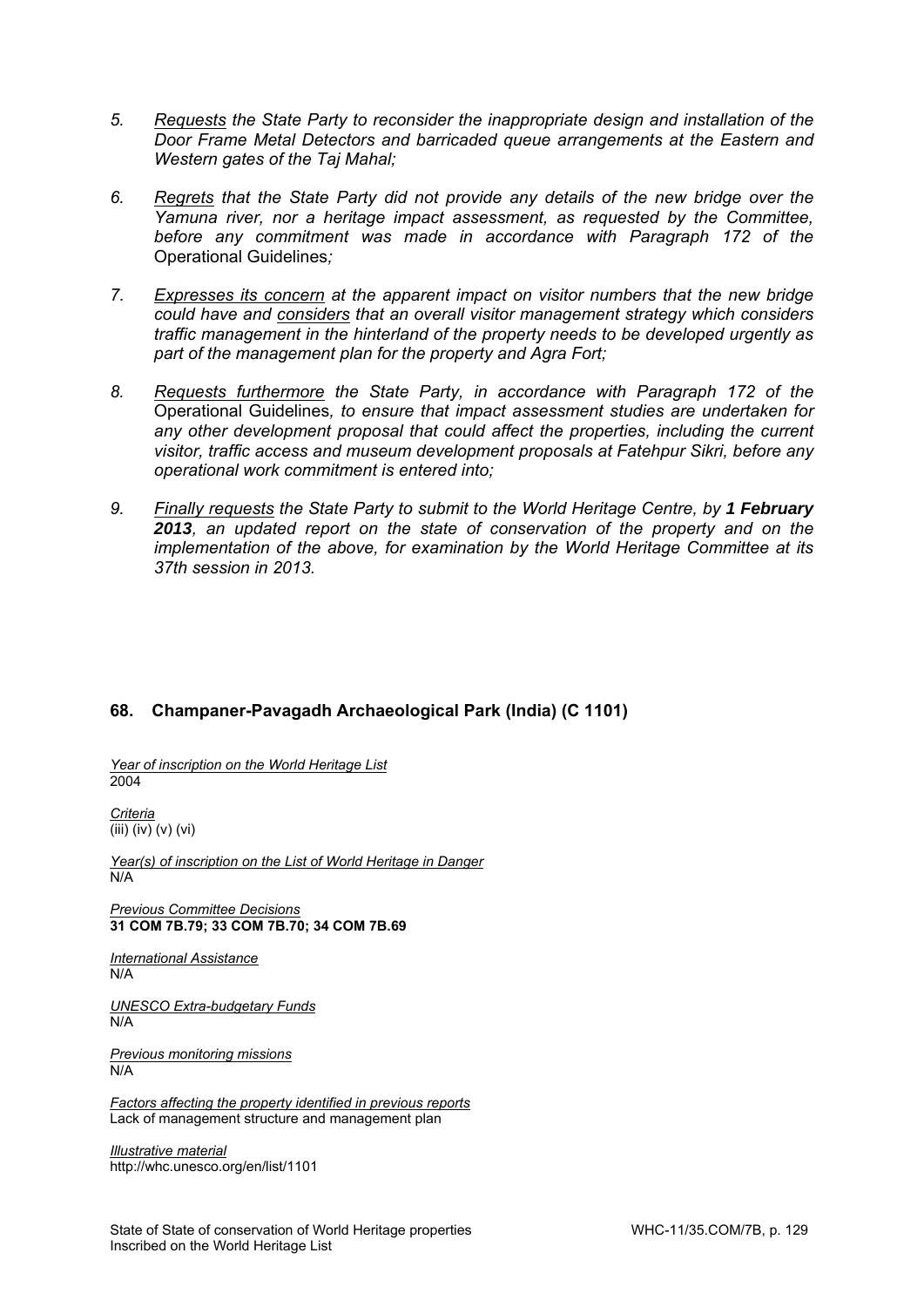5. *<u>Requests</u> the State Party to reconsider the inappropriate design and installation of the Door Frame Metal Detectors and barricaded queue arrangements at the Eastern and Western gates of the Taj Mahal;*

6. *<u>Regrets</u> that the State Party did not provide any details of the new bridge over the Yamuna river, nor a heritage impact assessment, as requested by the Committee, before any commitment was made in accordance with Paragraph 172 of the* Operational Guidelines*;*

7. *<u>Expresses its concern</u> at the apparent impact on visitor numbers that the new bridge could have and <u>considers</u> that an overall visitor management strategy which considers traffic management in the hinterland of the property needs to be developed urgently as part of the management plan for the property and Agra Fort;*

8. *<u>Requests furthermore</u> the State Party, in accordance with Paragraph 172 of the* Operational Guidelines*, to ensure that impact assessment studies are undertaken for any other development proposal that could affect the properties, including the current visitor, traffic access and museum development proposals at Fatehpur Sikri, before any operational work commitment is entered into;*

9. *<u>Finally requests</u> the State Party to submit to the World Heritage Centre, by **1 February 2013**, an updated report on the state of conservation of the property and on the implementation of the above, for examination by the World Heritage Committee at its 37th session in 2013.*

## 68. Champaner-Pavagadh Archaeological Park (India) (C 1101)

*<u>Year of inscription on the World Heritage List</u>*
2004

*<u>Criteria</u>*
(iii) (iv) (v) (vi)

*<u>Year(s) of inscription on the List of World Heritage in Danger</u>*
N/A

*<u>Previous Committee Decisions</u>*
**31 COM 7B.79; 33 COM 7B.70; 34 COM 7B.69**

*<u>International Assistance</u>*
N/A

*<u>UNESCO Extra-budgetary Funds</u>*
N/A

*<u>Previous monitoring missions</u>*
N/A

*<u>Factors affecting the property identified in previous reports</u>*
Lack of management structure and management plan

*<u>Illustrative material</u>*
http://whc.unesco.org/en/list/1101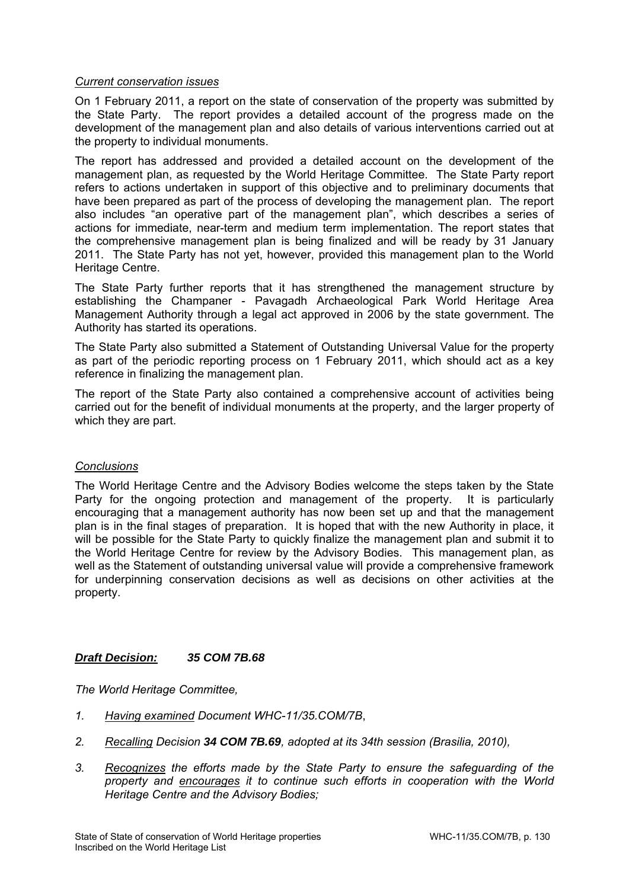*Current conservation issues*

On 1 February 2011, a report on the state of conservation of the property was submitted by the State Party. The report provides a detailed account of the progress made on the development of the management plan and also details of various interventions carried out at the property to individual monuments.

The report has addressed and provided a detailed account on the development of the management plan, as requested by the World Heritage Committee. The State Party report refers to actions undertaken in support of this objective and to preliminary documents that have been prepared as part of the process of developing the management plan. The report also includes "an operative part of the management plan", which describes a series of actions for immediate, near-term and medium term implementation. The report states that the comprehensive management plan is being finalized and will be ready by 31 January 2011. The State Party has not yet, however, provided this management plan to the World Heritage Centre.

The State Party further reports that it has strengthened the management structure by establishing the Champaner - Pavagadh Archaeological Park World Heritage Area Management Authority through a legal act approved in 2006 by the state government. The Authority has started its operations.

The State Party also submitted a Statement of Outstanding Universal Value for the property as part of the periodic reporting process on 1 February 2011, which should act as a key reference in finalizing the management plan.

The report of the State Party also contained a comprehensive account of activities being carried out for the benefit of individual monuments at the property, and the larger property of which they are part.

*Conclusions*

The World Heritage Centre and the Advisory Bodies welcome the steps taken by the State Party for the ongoing protection and management of the property. It is particularly encouraging that a management authority has now been set up and that the management plan is in the final stages of preparation. It is hoped that with the new Authority in place, it will be possible for the State Party to quickly finalize the management plan and submit it to the World Heritage Centre for review by the Advisory Bodies. This management plan, as well as the Statement of outstanding universal value will provide a comprehensive framework for underpinning conservation decisions as well as decisions on other activities at the property.

***Draft Decision:*** ***35 COM 7B.68***

*The World Heritage Committee,*

1. *Having examined Document WHC-11/35.COM/7B,*
2. *Recalling Decision **34 COM 7B.69**, adopted at its 34th session (Brasilia, 2010),*
3. *Recognizes the efforts made by the State Party to ensure the safeguarding of the property and encourages it to continue such efforts in cooperation with the World Heritage Centre and the Advisory Bodies;*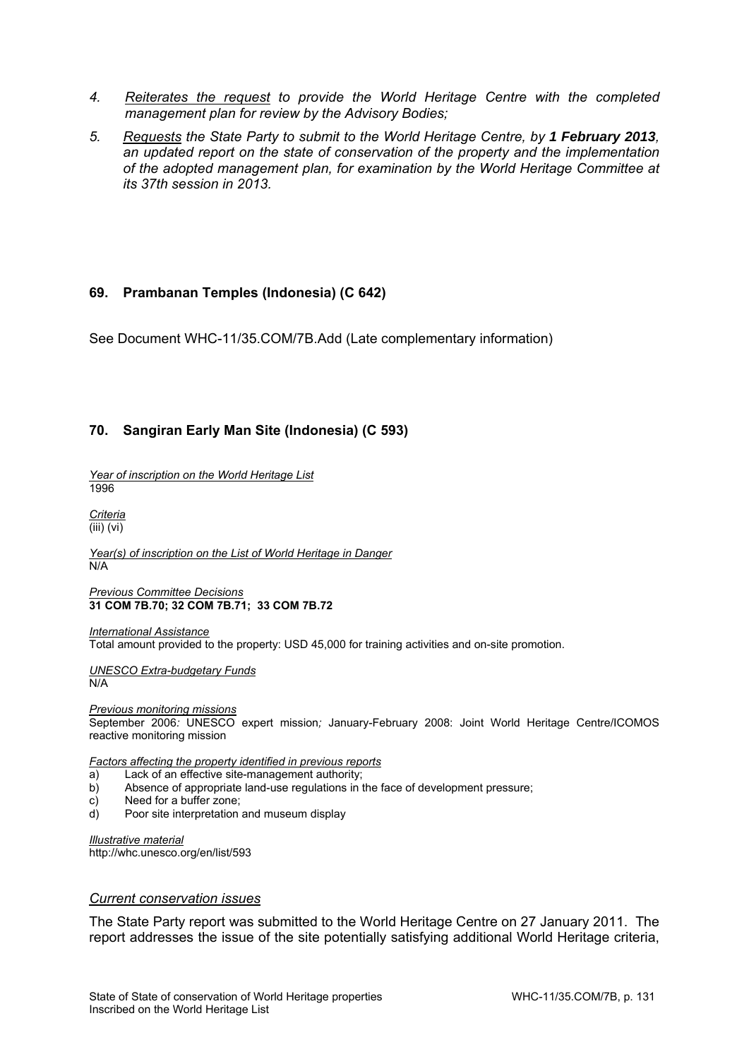4. *Reiterates the request to provide the World Heritage Centre with the completed management plan for review by the Advisory Bodies;*

5. *Requests the State Party to submit to the World Heritage Centre, by **1 February 2013**, an updated report on the state of conservation of the property and the implementation of the adopted management plan, for examination by the World Heritage Committee at its 37th session in 2013.*

### 69. Prambanan Temples (Indonesia) (C 642)

See Document WHC-11/35.COM/7B.Add (Late complementary information)

### 70. Sangiran Early Man Site (Indonesia) (C 593)

*Year of inscription on the World Heritage List*
1996

*Criteria*
(iii) (vi)

*Year(s) of inscription on the List of World Heritage in Danger*
N/A

*Previous Committee Decisions*
**31 COM 7B.70; 32 COM 7B.71; 33 COM 7B.72**

*International Assistance*
Total amount provided to the property: USD 45,000 for training activities and on-site promotion.

*UNESCO Extra-budgetary Funds*
N/A

*Previous monitoring missions*
September 2006*:* UNESCO expert mission*;* January-February 2008: Joint World Heritage Centre/ICOMOS reactive monitoring mission

*Factors affecting the property identified in previous reports*
a) Lack of an effective site-management authority;
b) Absence of appropriate land-use regulations in the face of development pressure;
c) Need for a buffer zone;
d) Poor site interpretation and museum display

*Illustrative material*
http://whc.unesco.org/en/list/593

#### *Current conservation issues*

The State Party report was submitted to the World Heritage Centre on 27 January 2011. The report addresses the issue of the site potentially satisfying additional World Heritage criteria,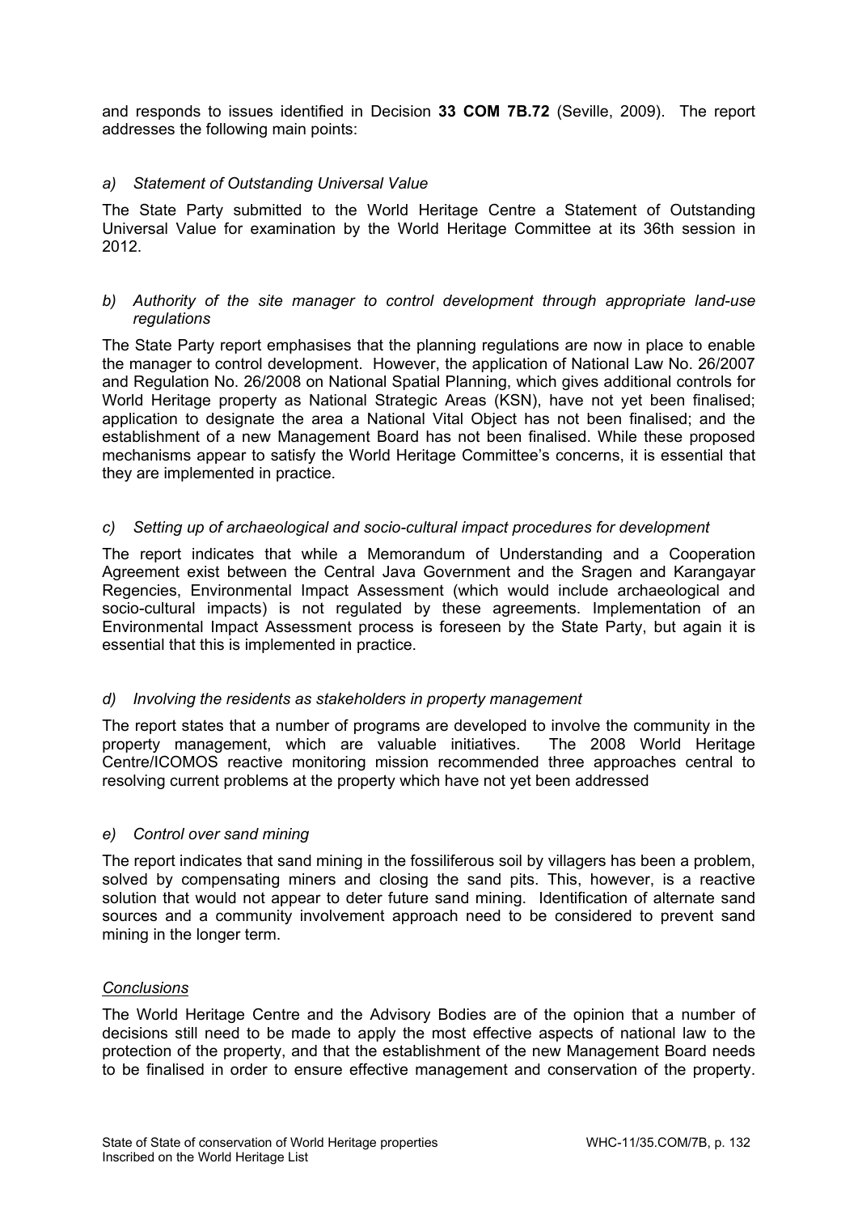and responds to issues identified in Decision **33 COM 7B.72** (Seville, 2009). The report addresses the following main points:

*a) Statement of Outstanding Universal Value*

The State Party submitted to the World Heritage Centre a Statement of Outstanding Universal Value for examination by the World Heritage Committee at its 36th session in 2012.

*b) Authority of the site manager to control development through appropriate land-use regulations*

The State Party report emphasises that the planning regulations are now in place to enable the manager to control development. However, the application of National Law No. 26/2007 and Regulation No. 26/2008 on National Spatial Planning, which gives additional controls for World Heritage property as National Strategic Areas (KSN), have not yet been finalised; application to designate the area a National Vital Object has not been finalised; and the establishment of a new Management Board has not been finalised. While these proposed mechanisms appear to satisfy the World Heritage Committee's concerns, it is essential that they are implemented in practice.

*c) Setting up of archaeological and socio-cultural impact procedures for development*

The report indicates that while a Memorandum of Understanding and a Cooperation Agreement exist between the Central Java Government and the Sragen and Karangayar Regencies, Environmental Impact Assessment (which would include archaeological and socio-cultural impacts) is not regulated by these agreements. Implementation of an Environmental Impact Assessment process is foreseen by the State Party, but again it is essential that this is implemented in practice.

*d) Involving the residents as stakeholders in property management*

The report states that a number of programs are developed to involve the community in the property management, which are valuable initiatives. The 2008 World Heritage Centre/ICOMOS reactive monitoring mission recommended three approaches central to resolving current problems at the property which have not yet been addressed

*e) Control over sand mining*

The report indicates that sand mining in the fossiliferous soil by villagers has been a problem, solved by compensating miners and closing the sand pits. This, however, is a reactive solution that would not appear to deter future sand mining. Identification of alternate sand sources and a community involvement approach need to be considered to prevent sand mining in the longer term.

*Conclusions*

The World Heritage Centre and the Advisory Bodies are of the opinion that a number of decisions still need to be made to apply the most effective aspects of national law to the protection of the property, and that the establishment of the new Management Board needs to be finalised in order to ensure effective management and conservation of the property.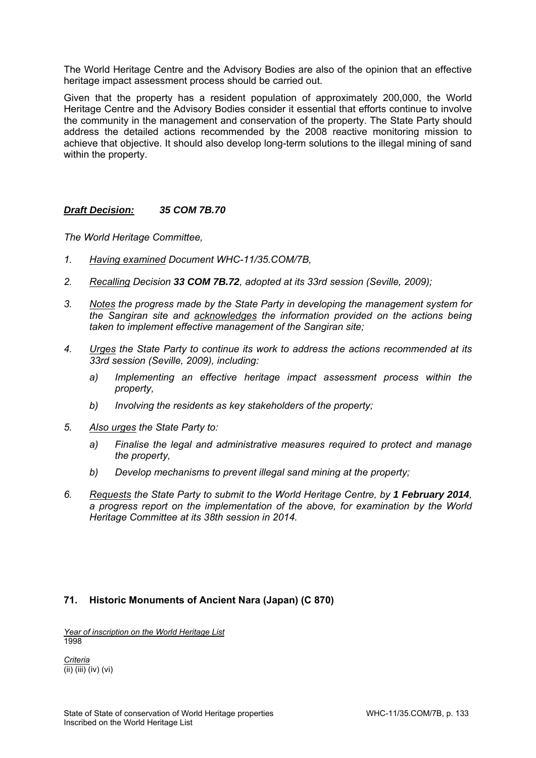The World Heritage Centre and the Advisory Bodies are also of the opinion that an effective heritage impact assessment process should be carried out.

Given that the property has a resident population of approximately 200,000, the World Heritage Centre and the Advisory Bodies consider it essential that efforts continue to involve the community in the management and conservation of the property. The State Party should address the detailed actions recommended by the 2008 reactive monitoring mission to achieve that objective. It should also develop long-term solutions to the illegal mining of sand within the property.

***Draft Decision:*** ***35 COM 7B.70***

*The World Heritage Committee,*

1. *Having examined Document WHC-11/35.COM/7B,*

2. *Recalling Decision **33 COM 7B.72**, adopted at its 33rd session (Seville, 2009);*

3. *Notes the progress made by the State Party in developing the management system for the Sangiran site and acknowledges the information provided on the actions being taken to implement effective management of the Sangiran site;*

4. *Urges the State Party to continue its work to address the actions recommended at its 33rd session (Seville, 2009), including:*

   a) *Implementing an effective heritage impact assessment process within the property,*

   b) *Involving the residents as key stakeholders of the property;*

5. *Also urges the State Party to:*

   a) *Finalise the legal and administrative measures required to protect and manage the property,*

   b) *Develop mechanisms to prevent illegal sand mining at the property;*

6. *Requests the State Party to submit to the World Heritage Centre, by **1 February 2014**, a progress report on the implementation of the above, for examination by the World Heritage Committee at its 38th session in 2014.*

## 71. Historic Monuments of Ancient Nara (Japan) (C 870)

*Year of inscription on the World Heritage List*
1998

*Criteria*
(ii) (iii) (iv) (vi)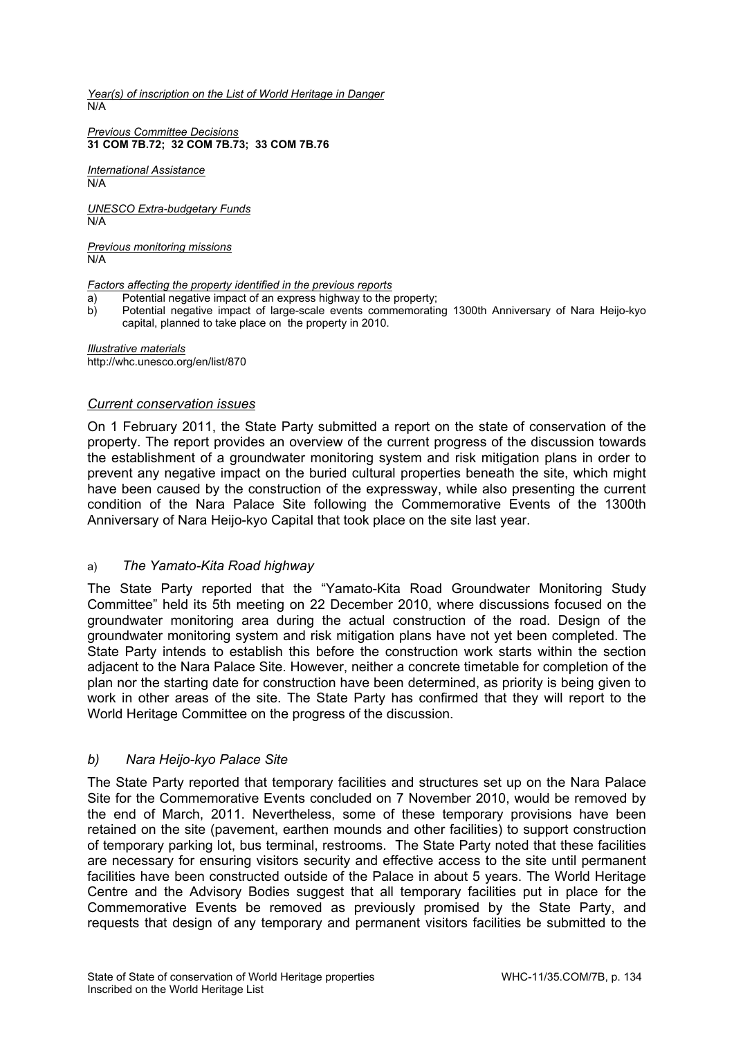*Year(s) of inscription on the List of World Heritage in Danger*
N/A

*Previous Committee Decisions*
**31 COM 7B.72; 32 COM 7B.73; 33 COM 7B.76**

*International Assistance*
N/A

*UNESCO Extra-budgetary Funds*
N/A

*Previous monitoring missions*
N/A

*Factors affecting the property identified in the previous reports*

a) Potential negative impact of an express highway to the property;
b) Potential negative impact of large-scale events commemorating 1300th Anniversary of Nara Heijo-kyo capital, planned to take place on the property in 2010.

*Illustrative materials*
http://whc.unesco.org/en/list/870

## *Current conservation issues*

On 1 February 2011, the State Party submitted a report on the state of conservation of the property. The report provides an overview of the current progress of the discussion towards the establishment of a groundwater monitoring system and risk mitigation plans in order to prevent any negative impact on the buried cultural properties beneath the site, which might have been caused by the construction of the expressway, while also presenting the current condition of the Nara Palace Site following the Commemorative Events of the 1300th Anniversary of Nara Heijo-kyo Capital that took place on the site last year.

### a) *The Yamato-Kita Road highway*

The State Party reported that the "Yamato-Kita Road Groundwater Monitoring Study Committee" held its 5th meeting on 22 December 2010, where discussions focused on the groundwater monitoring area during the actual construction of the road. Design of the groundwater monitoring system and risk mitigation plans have not yet been completed. The State Party intends to establish this before the construction work starts within the section adjacent to the Nara Palace Site. However, neither a concrete timetable for completion of the plan nor the starting date for construction have been determined, as priority is being given to work in other areas of the site. The State Party has confirmed that they will report to the World Heritage Committee on the progress of the discussion.

### *b) Nara Heijo-kyo Palace Site*

The State Party reported that temporary facilities and structures set up on the Nara Palace Site for the Commemorative Events concluded on 7 November 2010, would be removed by the end of March, 2011. Nevertheless, some of these temporary provisions have been retained on the site (pavement, earthen mounds and other facilities) to support construction of temporary parking lot, bus terminal, restrooms. The State Party noted that these facilities are necessary for ensuring visitors security and effective access to the site until permanent facilities have been constructed outside of the Palace in about 5 years. The World Heritage Centre and the Advisory Bodies suggest that all temporary facilities put in place for the Commemorative Events be removed as previously promised by the State Party, and requests that design of any temporary and permanent visitors facilities be submitted to the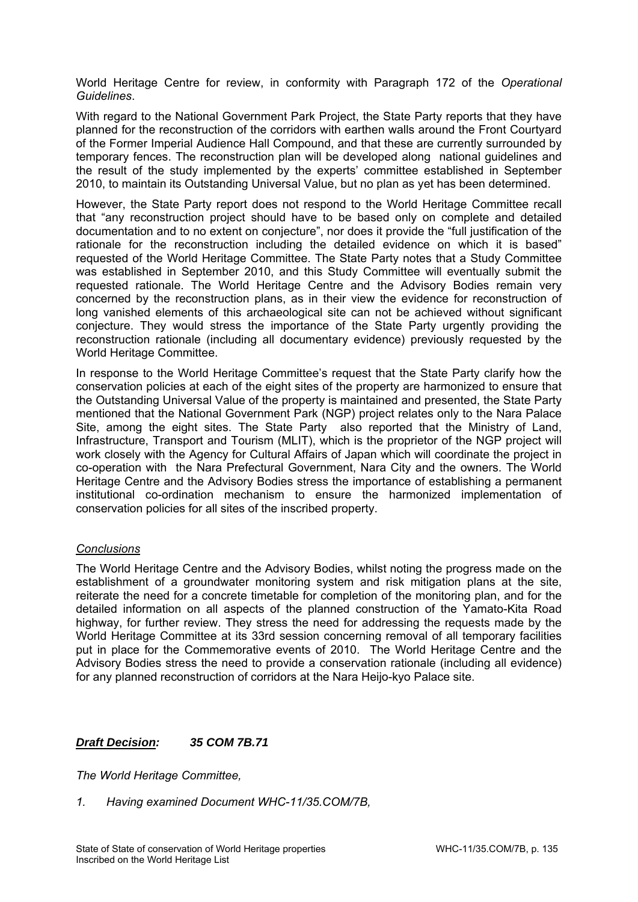World Heritage Centre for review, in conformity with Paragraph 172 of the *Operational Guidelines*.

With regard to the National Government Park Project, the State Party reports that they have planned for the reconstruction of the corridors with earthen walls around the Front Courtyard of the Former Imperial Audience Hall Compound, and that these are currently surrounded by temporary fences. The reconstruction plan will be developed along national guidelines and the result of the study implemented by the experts' committee established in September 2010, to maintain its Outstanding Universal Value, but no plan as yet has been determined.

However, the State Party report does not respond to the World Heritage Committee recall that "any reconstruction project should have to be based only on complete and detailed documentation and to no extent on conjecture", nor does it provide the "full justification of the rationale for the reconstruction including the detailed evidence on which it is based" requested of the World Heritage Committee. The State Party notes that a Study Committee was established in September 2010, and this Study Committee will eventually submit the requested rationale. The World Heritage Centre and the Advisory Bodies remain very concerned by the reconstruction plans, as in their view the evidence for reconstruction of long vanished elements of this archaeological site can not be achieved without significant conjecture. They would stress the importance of the State Party urgently providing the reconstruction rationale (including all documentary evidence) previously requested by the World Heritage Committee.

In response to the World Heritage Committee's request that the State Party clarify how the conservation policies at each of the eight sites of the property are harmonized to ensure that the Outstanding Universal Value of the property is maintained and presented, the State Party mentioned that the National Government Park (NGP) project relates only to the Nara Palace Site, among the eight sites. The State Party also reported that the Ministry of Land, Infrastructure, Transport and Tourism (MLIT), which is the proprietor of the NGP project will work closely with the Agency for Cultural Affairs of Japan which will coordinate the project in co-operation with the Nara Prefectural Government, Nara City and the owners. The World Heritage Centre and the Advisory Bodies stress the importance of establishing a permanent institutional co-ordination mechanism to ensure the harmonized implementation of conservation policies for all sites of the inscribed property.

*Conclusions*

The World Heritage Centre and the Advisory Bodies, whilst noting the progress made on the establishment of a groundwater monitoring system and risk mitigation plans at the site, reiterate the need for a concrete timetable for completion of the monitoring plan, and for the detailed information on all aspects of the planned construction of the Yamato-Kita Road highway, for further review. They stress the need for addressing the requests made by the World Heritage Committee at its 33rd session concerning removal of all temporary facilities put in place for the Commemorative events of 2010. The World Heritage Centre and the Advisory Bodies stress the need to provide a conservation rationale (including all evidence) for any planned reconstruction of corridors at the Nara Heijo-kyo Palace site.

***Draft Decision:*** ***35 COM 7B.71***

*The World Heritage Committee,*

1. *Having examined Document WHC-11/35.COM/7B,*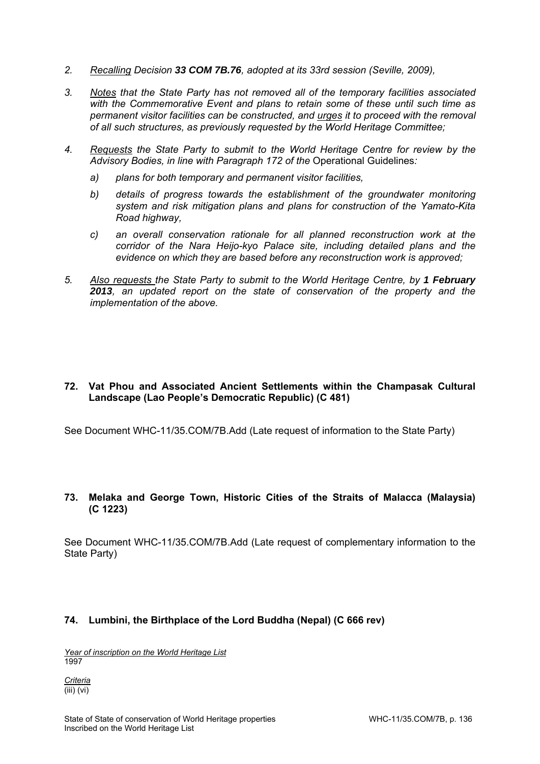2. *<u>Recalling</u> Decision **33 COM 7B.76**, adopted at its 33rd session (Seville, 2009),*

3. *<u>Notes</u> that the State Party has not removed all of the temporary facilities associated with the Commemorative Event and plans to retain some of these until such time as permanent visitor facilities can be constructed, and <u>urges</u> it to proceed with the removal of all such structures, as previously requested by the World Heritage Committee;*

4. *<u>Requests</u> the State Party to submit to the World Heritage Centre for review by the Advisory Bodies, in line with Paragraph 172 of the* Operational Guidelines*:*

   a) *plans for both temporary and permanent visitor facilities,*

   b) *details of progress towards the establishment of the groundwater monitoring system and risk mitigation plans and plans for construction of the Yamato-Kita Road highway,*

   c) *an overall conservation rationale for all planned reconstruction work at the corridor of the Nara Heijo-kyo Palace site, including detailed plans and the evidence on which they are based before any reconstruction work is approved;*

5. *<u>Also requests</u> the State Party to submit to the World Heritage Centre, by **1 February 2013**, an updated report on the state of conservation of the property and the implementation of the above.*

### 72. Vat Phou and Associated Ancient Settlements within the Champasak Cultural Landscape (Lao People's Democratic Republic) (C 481)

See Document WHC-11/35.COM/7B.Add (Late request of information to the State Party)

### 73. Melaka and George Town, Historic Cities of the Straits of Malacca (Malaysia) (C 1223)

See Document WHC-11/35.COM/7B.Add (Late request of complementary information to the State Party)

### 74. Lumbini, the Birthplace of the Lord Buddha (Nepal) (C 666 rev)

*<u>Year of inscription on the World Heritage List</u>*
1997

*<u>Criteria</u>*
(iii) (vi)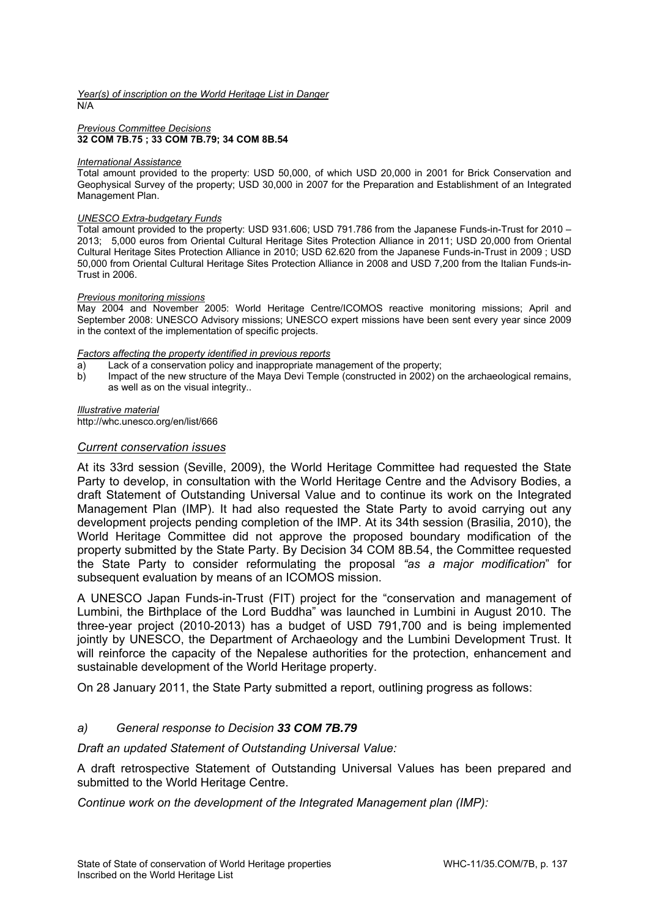*Year(s) of inscription on the World Heritage List in Danger*
N/A

*Previous Committee Decisions*
**32 COM 7B.75 ; 33 COM 7B.79; 34 COM 8B.54**

*International Assistance*
Total amount provided to the property: USD 50,000, of which USD 20,000 in 2001 for Brick Conservation and Geophysical Survey of the property; USD 30,000 in 2007 for the Preparation and Establishment of an Integrated Management Plan.

*UNESCO Extra-budgetary Funds*
Total amount provided to the property: USD 931.606; USD 791.786 from the Japanese Funds-in-Trust for 2010 – 2013; 5,000 euros from Oriental Cultural Heritage Sites Protection Alliance in 2011; USD 20,000 from Oriental Cultural Heritage Sites Protection Alliance in 2010; USD 62.620 from the Japanese Funds-in-Trust in 2009 ; USD 50,000 from Oriental Cultural Heritage Sites Protection Alliance in 2008 and USD 7,200 from the Italian Funds-in-Trust in 2006.

*Previous monitoring missions*
May 2004 and November 2005: World Heritage Centre/ICOMOS reactive monitoring missions; April and September 2008: UNESCO Advisory missions; UNESCO expert missions have been sent every year since 2009 in the context of the implementation of specific projects.

*Factors affecting the property identified in previous reports*

a) Lack of a conservation policy and inappropriate management of the property;
b) Impact of the new structure of the Maya Devi Temple (constructed in 2002) on the archaeological remains, as well as on the visual integrity..

*Illustrative material*
http://whc.unesco.org/en/list/666

## *Current conservation issues*

At its 33rd session (Seville, 2009), the World Heritage Committee had requested the State Party to develop, in consultation with the World Heritage Centre and the Advisory Bodies, a draft Statement of Outstanding Universal Value and to continue its work on the Integrated Management Plan (IMP). It had also requested the State Party to avoid carrying out any development projects pending completion of the IMP. At its 34th session (Brasilia, 2010), the World Heritage Committee did not approve the proposed boundary modification of the property submitted by the State Party. By Decision 34 COM 8B.54, the Committee requested the State Party to consider reformulating the proposal *"as a major modification*" for subsequent evaluation by means of an ICOMOS mission.

A UNESCO Japan Funds-in-Trust (FIT) project for the "conservation and management of Lumbini, the Birthplace of the Lord Buddha" was launched in Lumbini in August 2010. The three-year project (2010-2013) has a budget of USD 791,700 and is being implemented jointly by UNESCO, the Department of Archaeology and the Lumbini Development Trust. It will reinforce the capacity of the Nepalese authorities for the protection, enhancement and sustainable development of the World Heritage property.

On 28 January 2011, the State Party submitted a report, outlining progress as follows:

*a) General response to Decision **33 COM 7B.79***

*Draft an updated Statement of Outstanding Universal Value:*

A draft retrospective Statement of Outstanding Universal Values has been prepared and submitted to the World Heritage Centre.

*Continue work on the development of the Integrated Management plan (IMP):*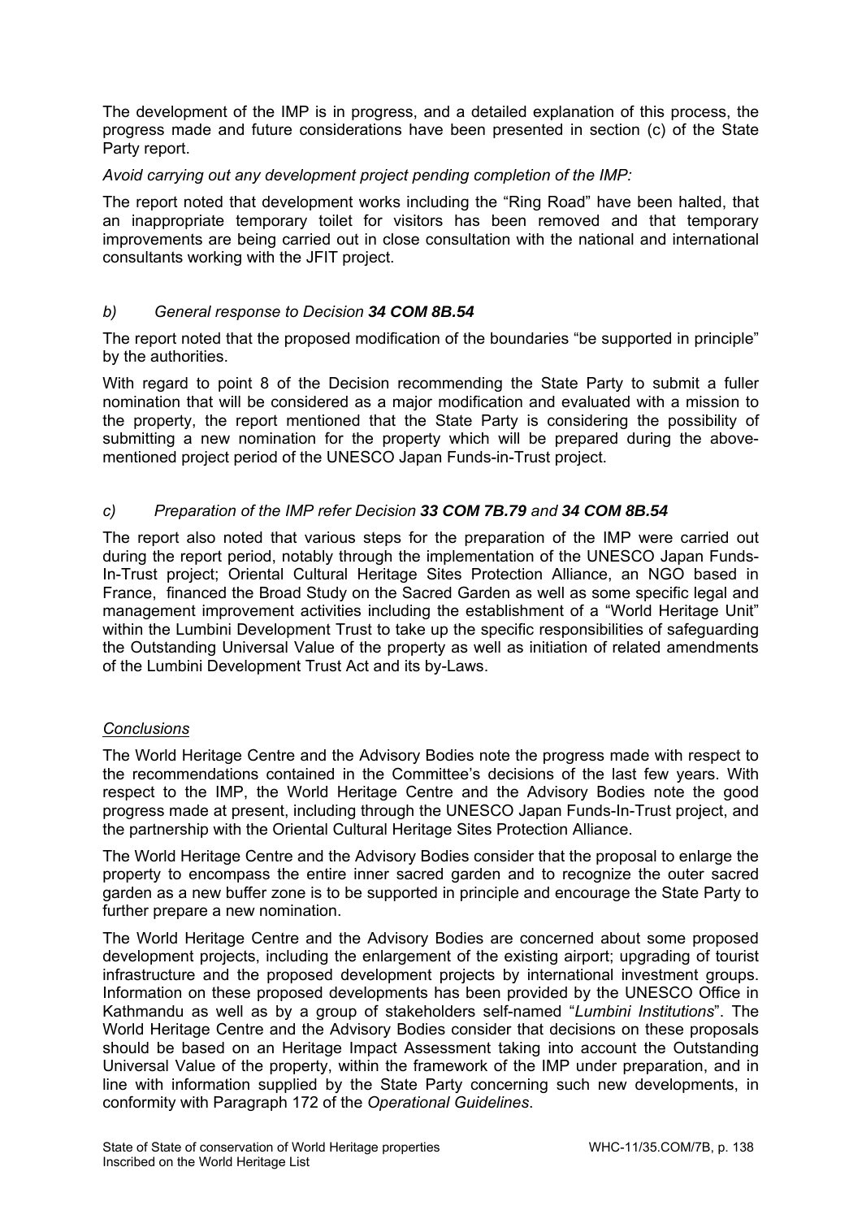The development of the IMP is in progress, and a detailed explanation of this process, the progress made and future considerations have been presented in section (c) of the State Party report.

*Avoid carrying out any development project pending completion of the IMP:*

The report noted that development works including the "Ring Road" have been halted, that an inappropriate temporary toilet for visitors has been removed and that temporary improvements are being carried out in close consultation with the national and international consultants working with the JFIT project.

### *b) General response to Decision **34 COM 8B.54***

The report noted that the proposed modification of the boundaries "be supported in principle" by the authorities.

With regard to point 8 of the Decision recommending the State Party to submit a fuller nomination that will be considered as a major modification and evaluated with a mission to the property, the report mentioned that the State Party is considering the possibility of submitting a new nomination for the property which will be prepared during the above-mentioned project period of the UNESCO Japan Funds-in-Trust project.

### *c) Preparation of the IMP refer Decision **33 COM 7B.79** and **34 COM 8B.54***

The report also noted that various steps for the preparation of the IMP were carried out during the report period, notably through the implementation of the UNESCO Japan Funds-In-Trust project; Oriental Cultural Heritage Sites Protection Alliance, an NGO based in France, financed the Broad Study on the Sacred Garden as well as some specific legal and management improvement activities including the establishment of a "World Heritage Unit" within the Lumbini Development Trust to take up the specific responsibilities of safeguarding the Outstanding Universal Value of the property as well as initiation of related amendments of the Lumbini Development Trust Act and its by-Laws.

<u>*Conclusions*</u>

The World Heritage Centre and the Advisory Bodies note the progress made with respect to the recommendations contained in the Committee's decisions of the last few years. With respect to the IMP, the World Heritage Centre and the Advisory Bodies note the good progress made at present, including through the UNESCO Japan Funds-In-Trust project, and the partnership with the Oriental Cultural Heritage Sites Protection Alliance.

The World Heritage Centre and the Advisory Bodies consider that the proposal to enlarge the property to encompass the entire inner sacred garden and to recognize the outer sacred garden as a new buffer zone is to be supported in principle and encourage the State Party to further prepare a new nomination.

The World Heritage Centre and the Advisory Bodies are concerned about some proposed development projects, including the enlargement of the existing airport; upgrading of tourist infrastructure and the proposed development projects by international investment groups. Information on these proposed developments has been provided by the UNESCO Office in Kathmandu as well as by a group of stakeholders self-named "*Lumbini Institutions*". The World Heritage Centre and the Advisory Bodies consider that decisions on these proposals should be based on an Heritage Impact Assessment taking into account the Outstanding Universal Value of the property, within the framework of the IMP under preparation, and in line with information supplied by the State Party concerning such new developments, in conformity with Paragraph 172 of the *Operational Guidelines*.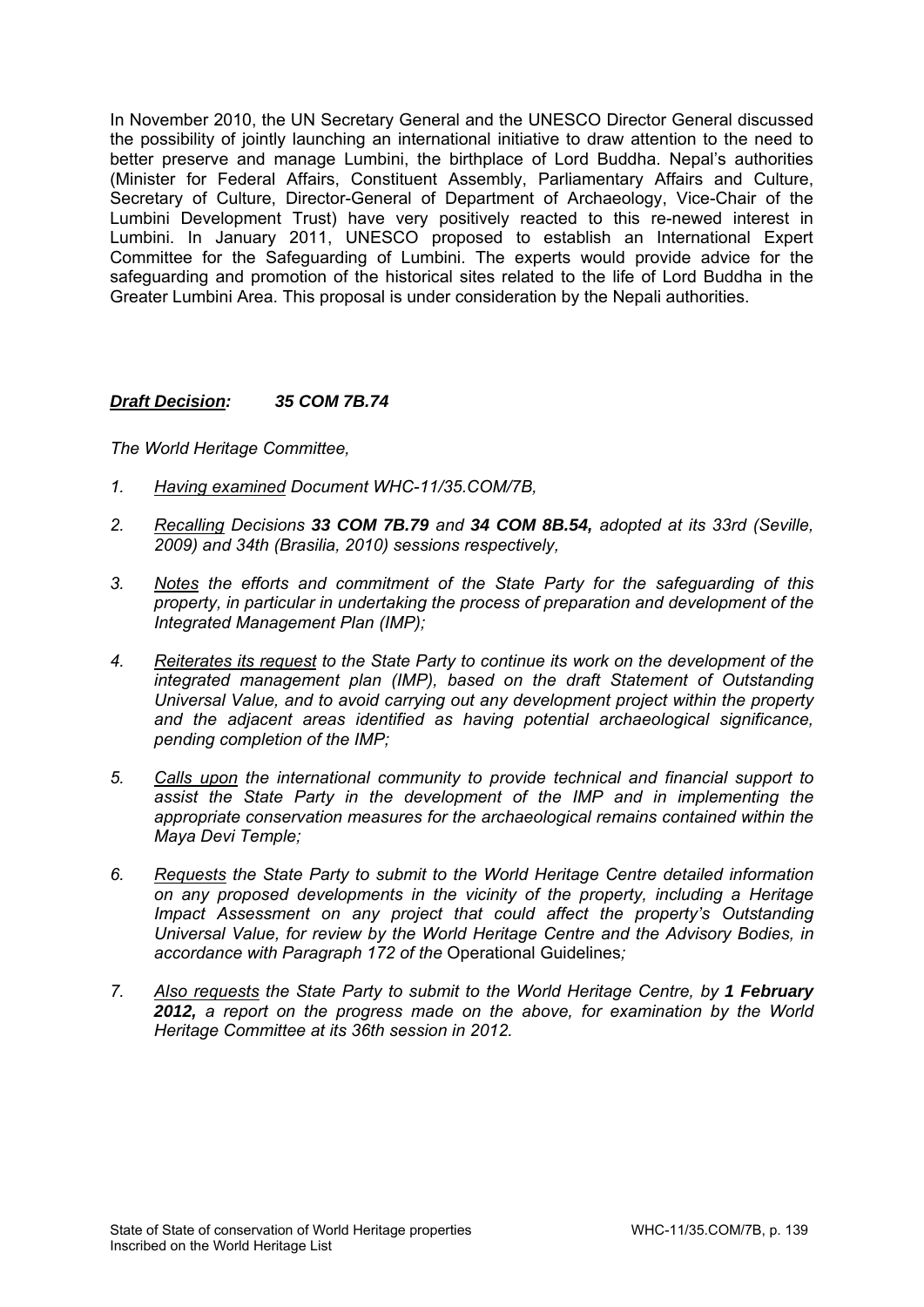In November 2010, the UN Secretary General and the UNESCO Director General discussed the possibility of jointly launching an international initiative to draw attention to the need to better preserve and manage Lumbini, the birthplace of Lord Buddha. Nepal's authorities (Minister for Federal Affairs, Constituent Assembly, Parliamentary Affairs and Culture, Secretary of Culture, Director-General of Department of Archaeology, Vice-Chair of the Lumbini Development Trust) have very positively reacted to this re-newed interest in Lumbini. In January 2011, UNESCO proposed to establish an International Expert Committee for the Safeguarding of Lumbini. The experts would provide advice for the safeguarding and promotion of the historical sites related to the life of Lord Buddha in the Greater Lumbini Area. This proposal is under consideration by the Nepali authorities.

***Draft Decision:* 35 COM 7B.74**

*The World Heritage Committee,*

1. *Having examined Document WHC-11/35.COM/7B,*
2. *Recalling Decisions **33 COM 7B.79** and **34 COM 8B.54,** adopted at its 33rd (Seville, 2009) and 34th (Brasilia, 2010) sessions respectively,*
3. *Notes the efforts and commitment of the State Party for the safeguarding of this property, in particular in undertaking the process of preparation and development of the Integrated Management Plan (IMP);*
4. *Reiterates its request to the State Party to continue its work on the development of the integrated management plan (IMP), based on the draft Statement of Outstanding Universal Value, and to avoid carrying out any development project within the property and the adjacent areas identified as having potential archaeological significance, pending completion of the IMP;*
5. *Calls upon the international community to provide technical and financial support to assist the State Party in the development of the IMP and in implementing the appropriate conservation measures for the archaeological remains contained within the Maya Devi Temple;*
6. *Requests the State Party to submit to the World Heritage Centre detailed information on any proposed developments in the vicinity of the property, including a Heritage Impact Assessment on any project that could affect the property's Outstanding Universal Value, for review by the World Heritage Centre and the Advisory Bodies, in accordance with Paragraph 172 of the* Operational Guidelines*;*
7. *Also requests the State Party to submit to the World Heritage Centre, by **1 February 2012,** a report on the progress made on the above, for examination by the World Heritage Committee at its 36th session in 2012.*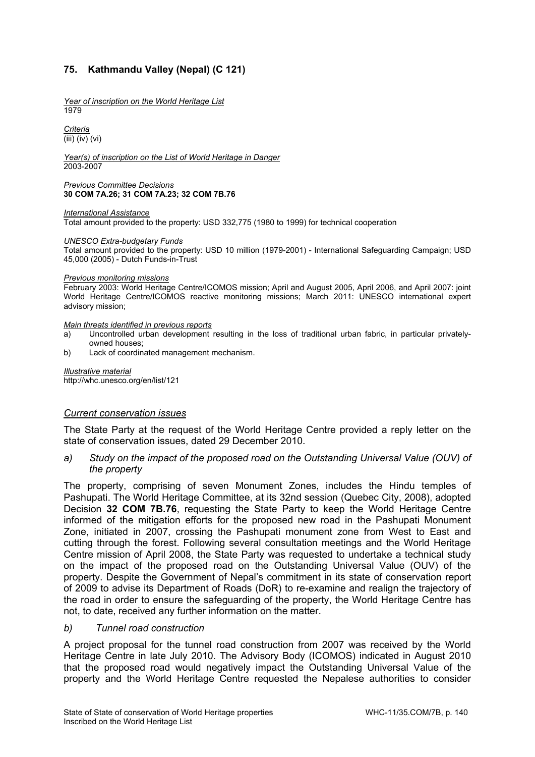## 75. Kathmandu Valley (Nepal) (C 121)

*Year of inscription on the World Heritage List*
1979

*Criteria*
(iii) (iv) (vi)

*Year(s) of inscription on the List of World Heritage in Danger*
2003-2007

*Previous Committee Decisions*
**30 COM 7A.26; 31 COM 7A.23; 32 COM 7B.76**

*International Assistance*
Total amount provided to the property: USD 332,775 (1980 to 1999) for technical cooperation

*UNESCO Extra-budgetary Funds*
Total amount provided to the property: USD 10 million (1979-2001) - International Safeguarding Campaign; USD 45,000 (2005) - Dutch Funds-in-Trust

*Previous monitoring missions*
February 2003: World Heritage Centre/ICOMOS mission; April and August 2005, April 2006, and April 2007: joint World Heritage Centre/ICOMOS reactive monitoring missions; March 2011: UNESCO international expert advisory mission;

*Main threats identified in previous reports*

a) Uncontrolled urban development resulting in the loss of traditional urban fabric, in particular privately-owned houses;
b) Lack of coordinated management mechanism.

*Illustrative material*
http://whc.unesco.org/en/list/121

### *Current conservation issues*

The State Party at the request of the World Heritage Centre provided a reply letter on the state of conservation issues, dated 29 December 2010.

*a) Study on the impact of the proposed road on the Outstanding Universal Value (OUV) of the property*

The property, comprising of seven Monument Zones, includes the Hindu temples of Pashupati. The World Heritage Committee, at its 32nd session (Quebec City, 2008), adopted Decision **32 COM 7B.76**, requesting the State Party to keep the World Heritage Centre informed of the mitigation efforts for the proposed new road in the Pashupati Monument Zone, initiated in 2007, crossing the Pashupati monument zone from West to East and cutting through the forest. Following several consultation meetings and the World Heritage Centre mission of April 2008, the State Party was requested to undertake a technical study on the impact of the proposed road on the Outstanding Universal Value (OUV) of the property. Despite the Government of Nepal's commitment in its state of conservation report of 2009 to advise its Department of Roads (DoR) to re-examine and realign the trajectory of the road in order to ensure the safeguarding of the property, the World Heritage Centre has not, to date, received any further information on the matter.

*b) Tunnel road construction*

A project proposal for the tunnel road construction from 2007 was received by the World Heritage Centre in late July 2010. The Advisory Body (ICOMOS) indicated in August 2010 that the proposed road would negatively impact the Outstanding Universal Value of the property and the World Heritage Centre requested the Nepalese authorities to consider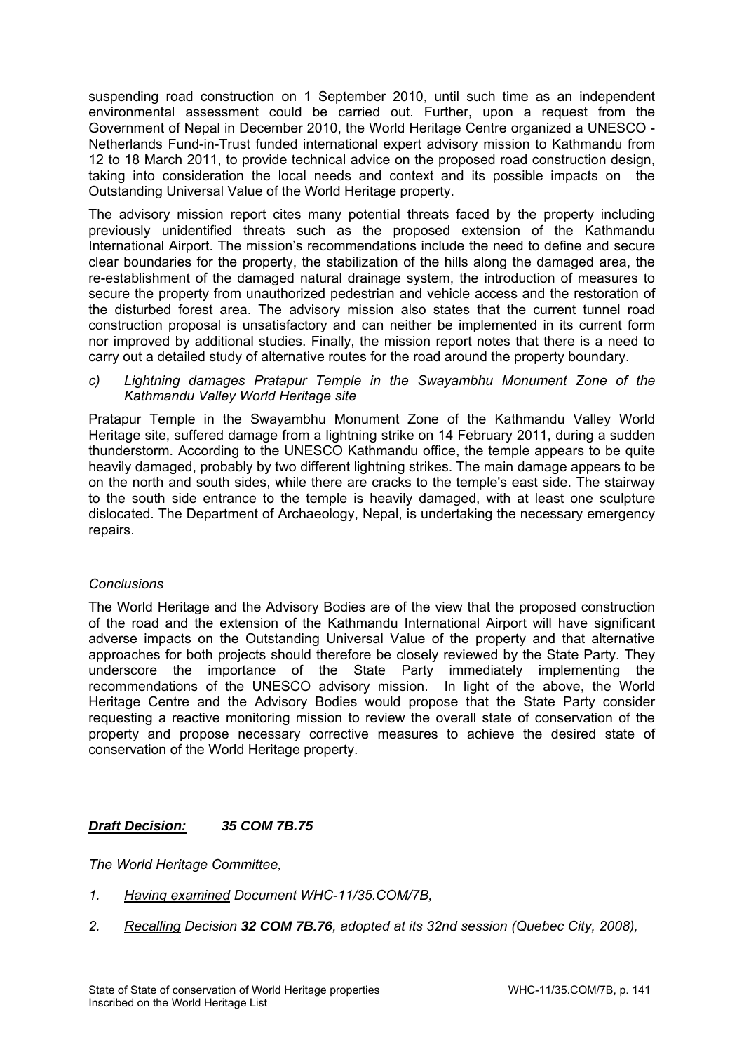suspending road construction on 1 September 2010, until such time as an independent environmental assessment could be carried out. Further, upon a request from the Government of Nepal in December 2010, the World Heritage Centre organized a UNESCO - Netherlands Fund-in-Trust funded international expert advisory mission to Kathmandu from 12 to 18 March 2011, to provide technical advice on the proposed road construction design, taking into consideration the local needs and context and its possible impacts on the Outstanding Universal Value of the World Heritage property.

The advisory mission report cites many potential threats faced by the property including previously unidentified threats such as the proposed extension of the Kathmandu International Airport. The mission's recommendations include the need to define and secure clear boundaries for the property, the stabilization of the hills along the damaged area, the re-establishment of the damaged natural drainage system, the introduction of measures to secure the property from unauthorized pedestrian and vehicle access and the restoration of the disturbed forest area. The advisory mission also states that the current tunnel road construction proposal is unsatisfactory and can neither be implemented in its current form nor improved by additional studies. Finally, the mission report notes that there is a need to carry out a detailed study of alternative routes for the road around the property boundary.

c) *Lightning damages Pratapur Temple in the Swayambhu Monument Zone of the Kathmandu Valley World Heritage site*

Pratapur Temple in the Swayambhu Monument Zone of the Kathmandu Valley World Heritage site, suffered damage from a lightning strike on 14 February 2011, during a sudden thunderstorm. According to the UNESCO Kathmandu office, the temple appears to be quite heavily damaged, probably by two different lightning strikes. The main damage appears to be on the north and south sides, while there are cracks to the temple's east side. The stairway to the south side entrance to the temple is heavily damaged, with at least one sculpture dislocated. The Department of Archaeology, Nepal, is undertaking the necessary emergency repairs.

*Conclusions*

The World Heritage and the Advisory Bodies are of the view that the proposed construction of the road and the extension of the Kathmandu International Airport will have significant adverse impacts on the Outstanding Universal Value of the property and that alternative approaches for both projects should therefore be closely reviewed by the State Party. They underscore the importance of the State Party immediately implementing the recommendations of the UNESCO advisory mission. In light of the above, the World Heritage Centre and the Advisory Bodies would propose that the State Party consider requesting a reactive monitoring mission to review the overall state of conservation of the property and propose necessary corrective measures to achieve the desired state of conservation of the World Heritage property.

***Draft Decision:*** ***35 COM 7B.75***

*The World Heritage Committee,*

1. *Having examined Document WHC-11/35.COM/7B,*
2. *Recalling Decision **32 COM 7B.76**, adopted at its 32nd session (Quebec City, 2008),*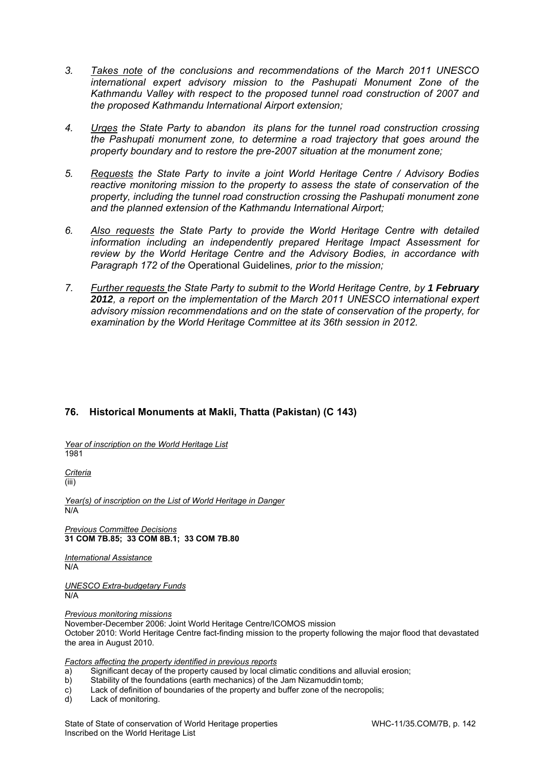3. *Takes note of the conclusions and recommendations of the March 2011 UNESCO international expert advisory mission to the Pashupati Monument Zone of the Kathmandu Valley with respect to the proposed tunnel road construction of 2007 and the proposed Kathmandu International Airport extension;*

4. *Urges the State Party to abandon its plans for the tunnel road construction crossing the Pashupati monument zone, to determine a road trajectory that goes around the property boundary and to restore the pre-2007 situation at the monument zone;*

5. *Requests the State Party to invite a joint World Heritage Centre / Advisory Bodies reactive monitoring mission to the property to assess the state of conservation of the property, including the tunnel road construction crossing the Pashupati monument zone and the planned extension of the Kathmandu International Airport;*

6. *Also requests the State Party to provide the World Heritage Centre with detailed information including an independently prepared Heritage Impact Assessment for review by the World Heritage Centre and the Advisory Bodies, in accordance with Paragraph 172 of the* Operational Guidelines*, prior to the mission;*

7. *Further requests the State Party to submit to the World Heritage Centre, by **1 February 2012**, a report on the implementation of the March 2011 UNESCO international expert advisory mission recommendations and on the state of conservation of the property, for examination by the World Heritage Committee at its 36th session in 2012.*

## 76. Historical Monuments at Makli, Thatta (Pakistan) (C 143)

*Year of inscription on the World Heritage List*
1981

*Criteria*
(iii)

*Year(s) of inscription on the List of World Heritage in Danger*
N/A

*Previous Committee Decisions*
**31 COM 7B.85; 33 COM 8B.1; 33 COM 7B.80**

*International Assistance*
N/A

*UNESCO Extra-budgetary Funds*
N/A

*Previous monitoring missions*
November-December 2006: Joint World Heritage Centre/ICOMOS mission
October 2010: World Heritage Centre fact-finding mission to the property following the major flood that devastated the area in August 2010.

*Factors affecting the property identified in previous reports*
a) Significant decay of the property caused by local climatic conditions and alluvial erosion;
b) Stability of the foundations (earth mechanics) of the Jam Nizamuddin tomb;
c) Lack of definition of boundaries of the property and buffer zone of the necropolis;
d) Lack of monitoring.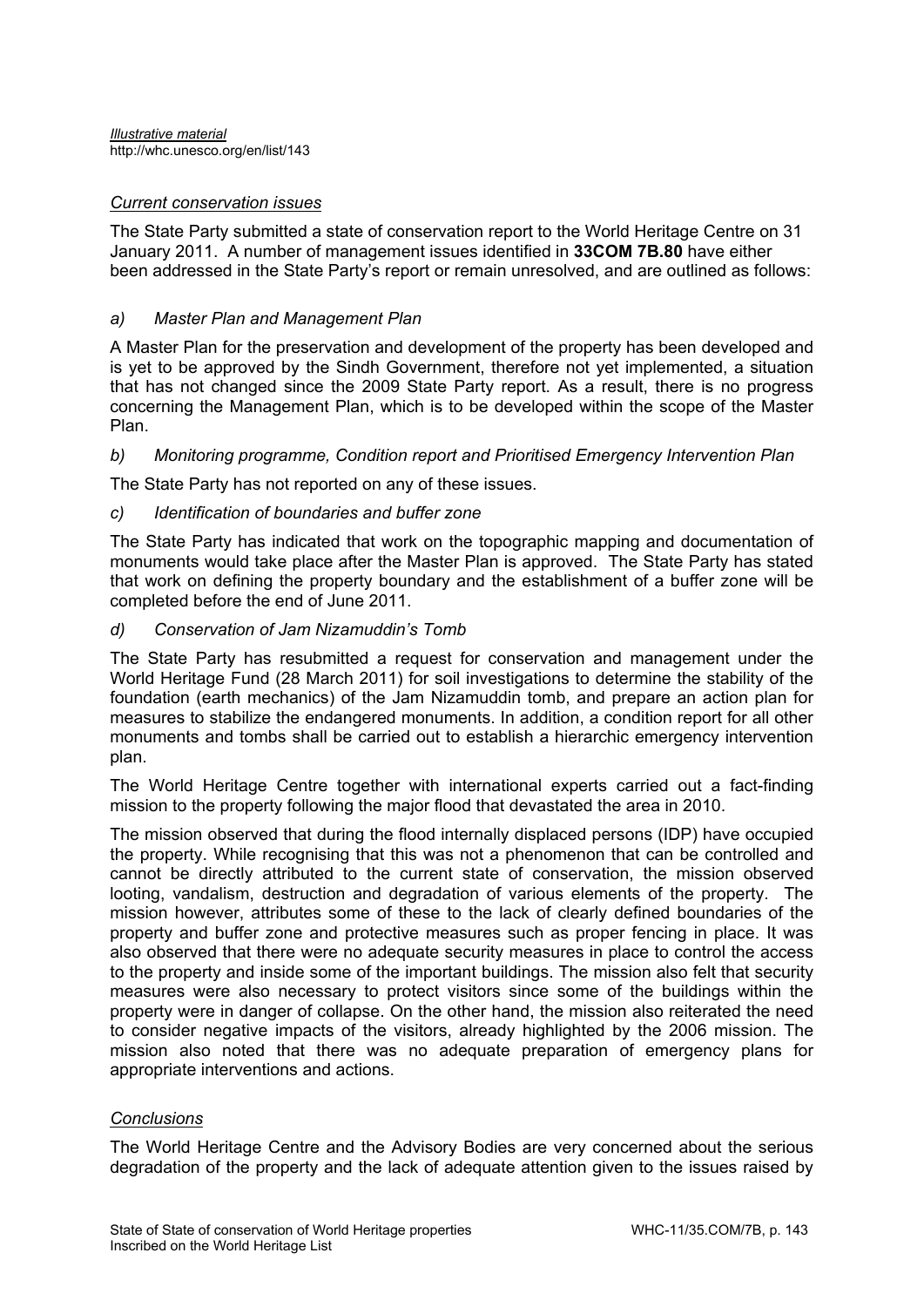*Illustrative material*
http://whc.unesco.org/en/list/143

*Current conservation issues*

The State Party submitted a state of conservation report to the World Heritage Centre on 31 January 2011. A number of management issues identified in **33COM 7B.80** have either been addressed in the State Party's report or remain unresolved, and are outlined as follows:

*a) Master Plan and Management Plan*

A Master Plan for the preservation and development of the property has been developed and is yet to be approved by the Sindh Government, therefore not yet implemented, a situation that has not changed since the 2009 State Party report. As a result, there is no progress concerning the Management Plan, which is to be developed within the scope of the Master Plan.

*b) Monitoring programme, Condition report and Prioritised Emergency Intervention Plan*

The State Party has not reported on any of these issues.

*c) Identification of boundaries and buffer zone*

The State Party has indicated that work on the topographic mapping and documentation of monuments would take place after the Master Plan is approved. The State Party has stated that work on defining the property boundary and the establishment of a buffer zone will be completed before the end of June 2011.

*d) Conservation of Jam Nizamuddin's Tomb*

The State Party has resubmitted a request for conservation and management under the World Heritage Fund (28 March 2011) for soil investigations to determine the stability of the foundation (earth mechanics) of the Jam Nizamuddin tomb, and prepare an action plan for measures to stabilize the endangered monuments. In addition, a condition report for all other monuments and tombs shall be carried out to establish a hierarchic emergency intervention plan.

The World Heritage Centre together with international experts carried out a fact-finding mission to the property following the major flood that devastated the area in 2010.

The mission observed that during the flood internally displaced persons (IDP) have occupied the property. While recognising that this was not a phenomenon that can be controlled and cannot be directly attributed to the current state of conservation, the mission observed looting, vandalism, destruction and degradation of various elements of the property. The mission however, attributes some of these to the lack of clearly defined boundaries of the property and buffer zone and protective measures such as proper fencing in place. It was also observed that there were no adequate security measures in place to control the access to the property and inside some of the important buildings. The mission also felt that security measures were also necessary to protect visitors since some of the buildings within the property were in danger of collapse. On the other hand, the mission also reiterated the need to consider negative impacts of the visitors, already highlighted by the 2006 mission. The mission also noted that there was no adequate preparation of emergency plans for appropriate interventions and actions.

*Conclusions*

The World Heritage Centre and the Advisory Bodies are very concerned about the serious degradation of the property and the lack of adequate attention given to the issues raised by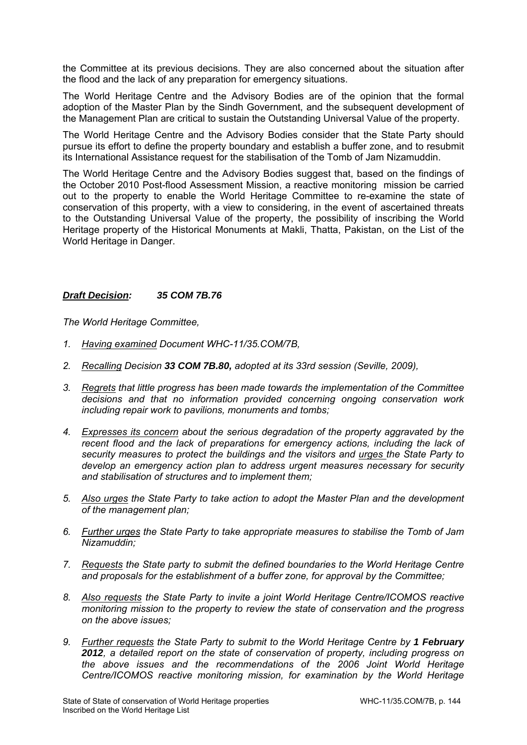the Committee at its previous decisions. They are also concerned about the situation after the flood and the lack of any preparation for emergency situations.

The World Heritage Centre and the Advisory Bodies are of the opinion that the formal adoption of the Master Plan by the Sindh Government, and the subsequent development of the Management Plan are critical to sustain the Outstanding Universal Value of the property.

The World Heritage Centre and the Advisory Bodies consider that the State Party should pursue its effort to define the property boundary and establish a buffer zone, and to resubmit its International Assistance request for the stabilisation of the Tomb of Jam Nizamuddin.

The World Heritage Centre and the Advisory Bodies suggest that, based on the findings of the October 2010 Post-flood Assessment Mission, a reactive monitoring mission be carried out to the property to enable the World Heritage Committee to re-examine the state of conservation of this property, with a view to considering, in the event of ascertained threats to the Outstanding Universal Value of the property, the possibility of inscribing the World Heritage property of the Historical Monuments at Makli, Thatta, Pakistan, on the List of the World Heritage in Danger.

***Draft Decision:*** ***35 COM 7B.76***

*The World Heritage Committee,*

1. *Having examined Document WHC-11/35.COM/7B,*
2. *Recalling Decision **33 COM 7B.80,** adopted at its 33rd session (Seville, 2009),*
3. *Regrets that little progress has been made towards the implementation of the Committee decisions and that no information provided concerning ongoing conservation work including repair work to pavilions, monuments and tombs;*
4. *Expresses its concern about the serious degradation of the property aggravated by the recent flood and the lack of preparations for emergency actions, including the lack of security measures to protect the buildings and the visitors and urges the State Party to develop an emergency action plan to address urgent measures necessary for security and stabilisation of structures and to implement them;*
5. *Also urges the State Party to take action to adopt the Master Plan and the development of the management plan;*
6. *Further urges the State Party to take appropriate measures to stabilise the Tomb of Jam Nizamuddin;*
7. *Requests the State party to submit the defined boundaries to the World Heritage Centre and proposals for the establishment of a buffer zone, for approval by the Committee;*
8. *Also requests the State Party to invite a joint World Heritage Centre/ICOMOS reactive monitoring mission to the property to review the state of conservation and the progress on the above issues;*
9. *Further requests the State Party to submit to the World Heritage Centre by **1 February 2012**, a detailed report on the state of conservation of property, including progress on the above issues and the recommendations of the 2006 Joint World Heritage Centre/ICOMOS reactive monitoring mission, for examination by the World Heritage*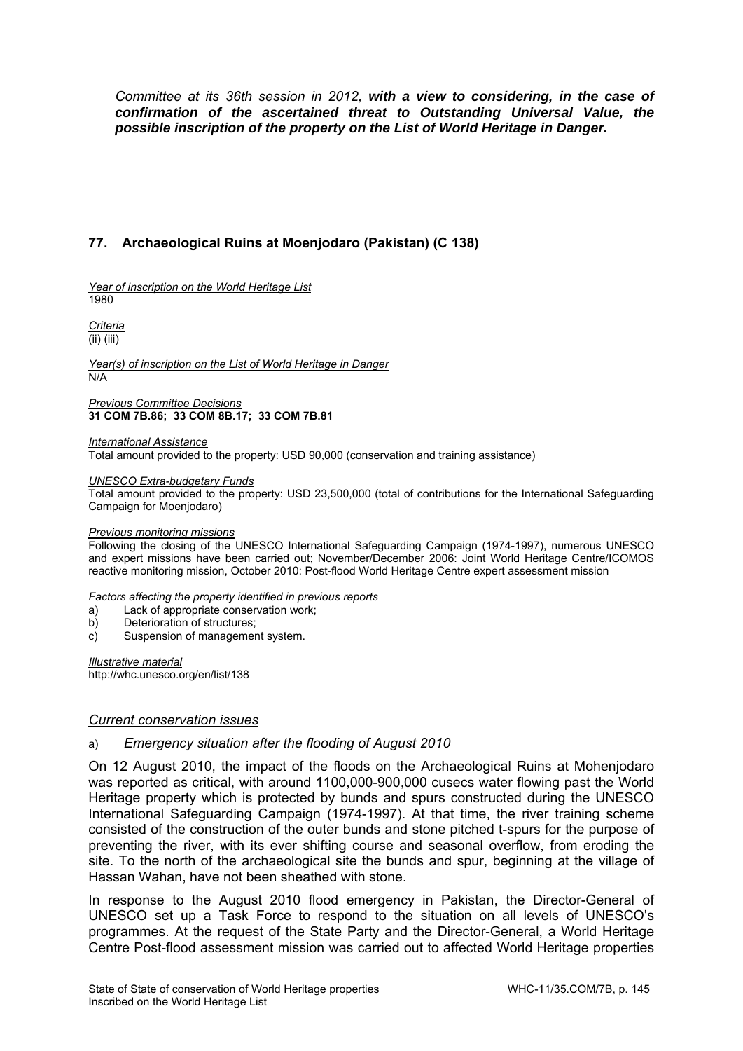*Committee at its 36th session in 2012, **with a view to considering, in the case of confirmation of the ascertained threat to Outstanding Universal Value, the possible inscription of the property on the List of World Heritage in Danger.***

## 77. Archaeological Ruins at Moenjodaro (Pakistan) (C 138)

*Year of inscription on the World Heritage List*
1980

*Criteria*
(ii) (iii)

*Year(s) of inscription on the List of World Heritage in Danger*
N/A

*Previous Committee Decisions*
**31 COM 7B.86; 33 COM 8B.17; 33 COM 7B.81**

*International Assistance*
Total amount provided to the property: USD 90,000 (conservation and training assistance)

*UNESCO Extra-budgetary Funds*
Total amount provided to the property: USD 23,500,000 (total of contributions for the International Safeguarding Campaign for Moenjodaro)

*Previous monitoring missions*
Following the closing of the UNESCO International Safeguarding Campaign (1974-1997), numerous UNESCO and expert missions have been carried out; November/December 2006: Joint World Heritage Centre/ICOMOS reactive monitoring mission, October 2010: Post-flood World Heritage Centre expert assessment mission

*Factors affecting the property identified in previous reports*
a) Lack of appropriate conservation work;
b) Deterioration of structures;
c) Suspension of management system.

*Illustrative material*
http://whc.unesco.org/en/list/138

### *Current conservation issues*

a) *Emergency situation after the flooding of August 2010*

On 12 August 2010, the impact of the floods on the Archaeological Ruins at Mohenjodaro was reported as critical, with around 1100,000-900,000 cusecs water flowing past the World Heritage property which is protected by bunds and spurs constructed during the UNESCO International Safeguarding Campaign (1974-1997). At that time, the river training scheme consisted of the construction of the outer bunds and stone pitched t-spurs for the purpose of preventing the river, with its ever shifting course and seasonal overflow, from eroding the site. To the north of the archaeological site the bunds and spur, beginning at the village of Hassan Wahan, have not been sheathed with stone.

In response to the August 2010 flood emergency in Pakistan, the Director-General of UNESCO set up a Task Force to respond to the situation on all levels of UNESCO's programmes. At the request of the State Party and the Director-General, a World Heritage Centre Post-flood assessment mission was carried out to affected World Heritage properties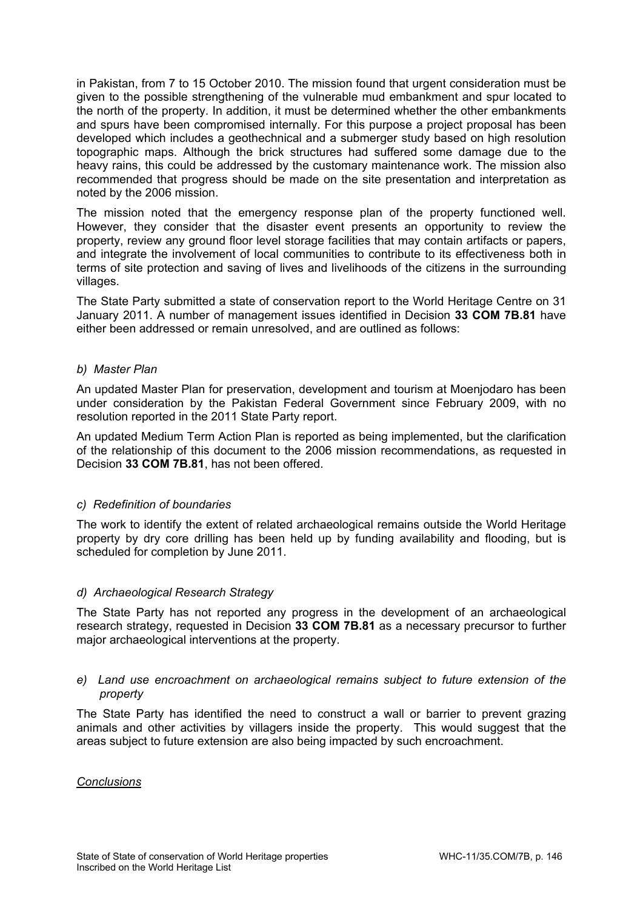in Pakistan, from 7 to 15 October 2010. The mission found that urgent consideration must be given to the possible strengthening of the vulnerable mud embankment and spur located to the north of the property. In addition, it must be determined whether the other embankments and spurs have been compromised internally. For this purpose a project proposal has been developed which includes a geothechnical and a submerger study based on high resolution topographic maps. Although the brick structures had suffered some damage due to the heavy rains, this could be addressed by the customary maintenance work. The mission also recommended that progress should be made on the site presentation and interpretation as noted by the 2006 mission.

The mission noted that the emergency response plan of the property functioned well. However, they consider that the disaster event presents an opportunity to review the property, review any ground floor level storage facilities that may contain artifacts or papers, and integrate the involvement of local communities to contribute to its effectiveness both in terms of site protection and saving of lives and livelihoods of the citizens in the surrounding villages.

The State Party submitted a state of conservation report to the World Heritage Centre on 31 January 2011. A number of management issues identified in Decision **33 COM 7B.81** have either been addressed or remain unresolved, and are outlined as follows:

*b) Master Plan*

An updated Master Plan for preservation, development and tourism at Moenjodaro has been under consideration by the Pakistan Federal Government since February 2009, with no resolution reported in the 2011 State Party report.

An updated Medium Term Action Plan is reported as being implemented, but the clarification of the relationship of this document to the 2006 mission recommendations, as requested in Decision **33 COM 7B.81**, has not been offered.

*c) Redefinition of boundaries*

The work to identify the extent of related archaeological remains outside the World Heritage property by dry core drilling has been held up by funding availability and flooding, but is scheduled for completion by June 2011.

*d) Archaeological Research Strategy*

The State Party has not reported any progress in the development of an archaeological research strategy, requested in Decision **33 COM 7B.81** as a necessary precursor to further major archaeological interventions at the property.

*e) Land use encroachment on archaeological remains subject to future extension of the property*

The State Party has identified the need to construct a wall or barrier to prevent grazing animals and other activities by villagers inside the property. This would suggest that the areas subject to future extension are also being impacted by such encroachment.

<u>*Conclusions*</u>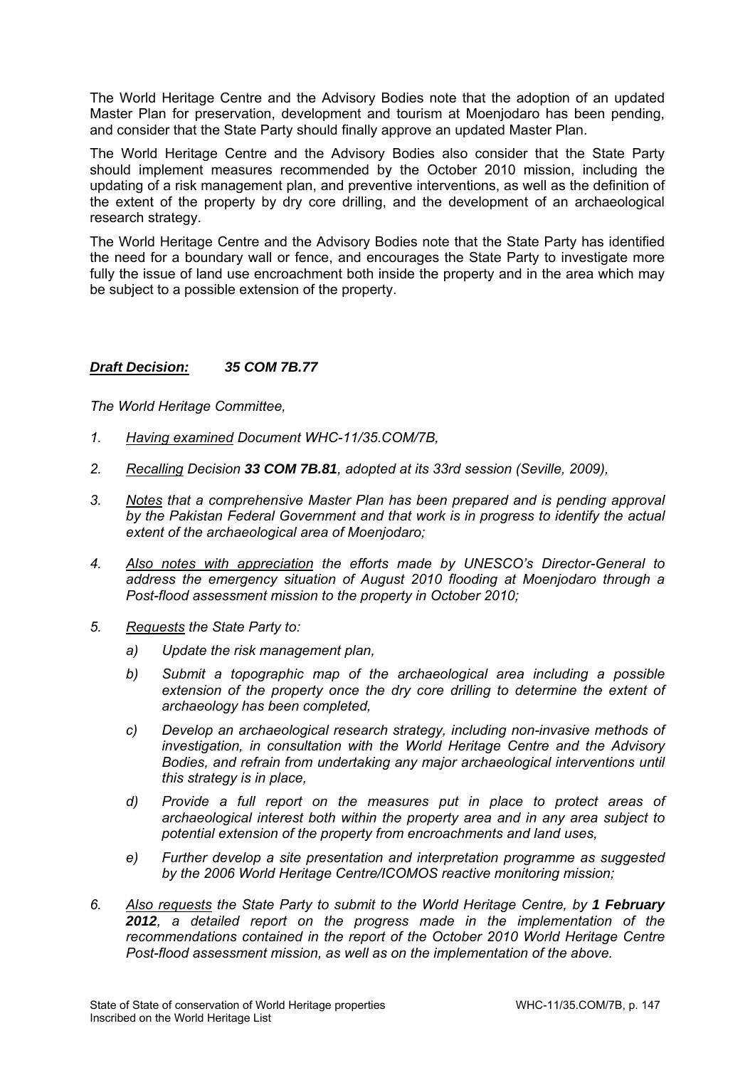The World Heritage Centre and the Advisory Bodies note that the adoption of an updated Master Plan for preservation, development and tourism at Moenjodaro has been pending, and consider that the State Party should finally approve an updated Master Plan.

The World Heritage Centre and the Advisory Bodies also consider that the State Party should implement measures recommended by the October 2010 mission, including the updating of a risk management plan, and preventive interventions, as well as the definition of the extent of the property by dry core drilling, and the development of an archaeological research strategy.

The World Heritage Centre and the Advisory Bodies note that the State Party has identified the need for a boundary wall or fence, and encourages the State Party to investigate more fully the issue of land use encroachment both inside the property and in the area which may be subject to a possible extension of the property.

***Draft Decision: 35 COM 7B.77***

*The World Heritage Committee,*

1. *Having examined Document WHC-11/35.COM/7B,*
2. *Recalling Decision **33 COM 7B.81**, adopted at its 33rd session (Seville, 2009),*
3. *Notes that a comprehensive Master Plan has been prepared and is pending approval by the Pakistan Federal Government and that work is in progress to identify the actual extent of the archaeological area of Moenjodaro;*
4. *Also notes with appreciation the efforts made by UNESCO's Director-General to address the emergency situation of August 2010 flooding at Moenjodaro through a Post-flood assessment mission to the property in October 2010;*
5. *Requests the State Party to:*
   a) *Update the risk management plan,*
   b) *Submit a topographic map of the archaeological area including a possible extension of the property once the dry core drilling to determine the extent of archaeology has been completed,*
   c) *Develop an archaeological research strategy, including non-invasive methods of investigation, in consultation with the World Heritage Centre and the Advisory Bodies, and refrain from undertaking any major archaeological interventions until this strategy is in place,*
   d) *Provide a full report on the measures put in place to protect areas of archaeological interest both within the property area and in any area subject to potential extension of the property from encroachments and land uses,*
   e) *Further develop a site presentation and interpretation programme as suggested by the 2006 World Heritage Centre/ICOMOS reactive monitoring mission;*
6. *Also requests the State Party to submit to the World Heritage Centre, by **1 February 2012**, a detailed report on the progress made in the implementation of the recommendations contained in the report of the October 2010 World Heritage Centre Post-flood assessment mission, as well as on the implementation of the above.*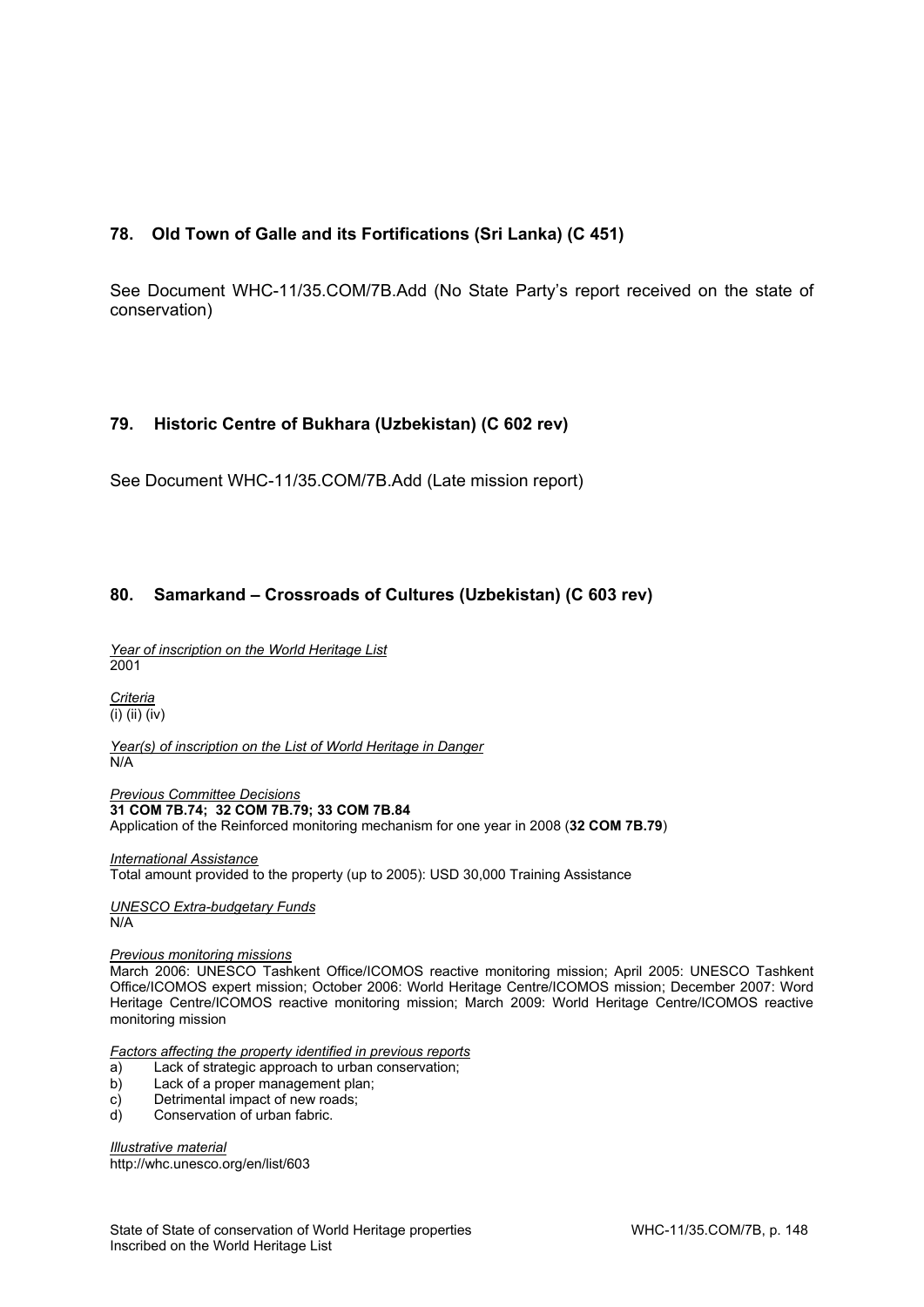## 78. Old Town of Galle and its Fortifications (Sri Lanka) (C 451)

See Document WHC-11/35.COM/7B.Add (No State Party's report received on the state of conservation)

## 79. Historic Centre of Bukhara (Uzbekistan) (C 602 rev)

See Document WHC-11/35.COM/7B.Add (Late mission report)

## 80. Samarkand – Crossroads of Cultures (Uzbekistan) (C 603 rev)

*Year of inscription on the World Heritage List*
2001

*Criteria*
(i) (ii) (iv)

*Year(s) of inscription on the List of World Heritage in Danger*
N/A

*Previous Committee Decisions*
**31 COM 7B.74; 32 COM 7B.79; 33 COM 7B.84**
Application of the Reinforced monitoring mechanism for one year in 2008 (**32 COM 7B.79**)

*International Assistance*
Total amount provided to the property (up to 2005): USD 30,000 Training Assistance

*UNESCO Extra-budgetary Funds*
N/A

*Previous monitoring missions*
March 2006: UNESCO Tashkent Office/ICOMOS reactive monitoring mission; April 2005: UNESCO Tashkent Office/ICOMOS expert mission; October 2006: World Heritage Centre/ICOMOS mission; December 2007: Word Heritage Centre/ICOMOS reactive monitoring mission; March 2009: World Heritage Centre/ICOMOS reactive monitoring mission

*Factors affecting the property identified in previous reports*

a) Lack of strategic approach to urban conservation;
b) Lack of a proper management plan;
c) Detrimental impact of new roads;
d) Conservation of urban fabric.

*Illustrative material*
http://whc.unesco.org/en/list/603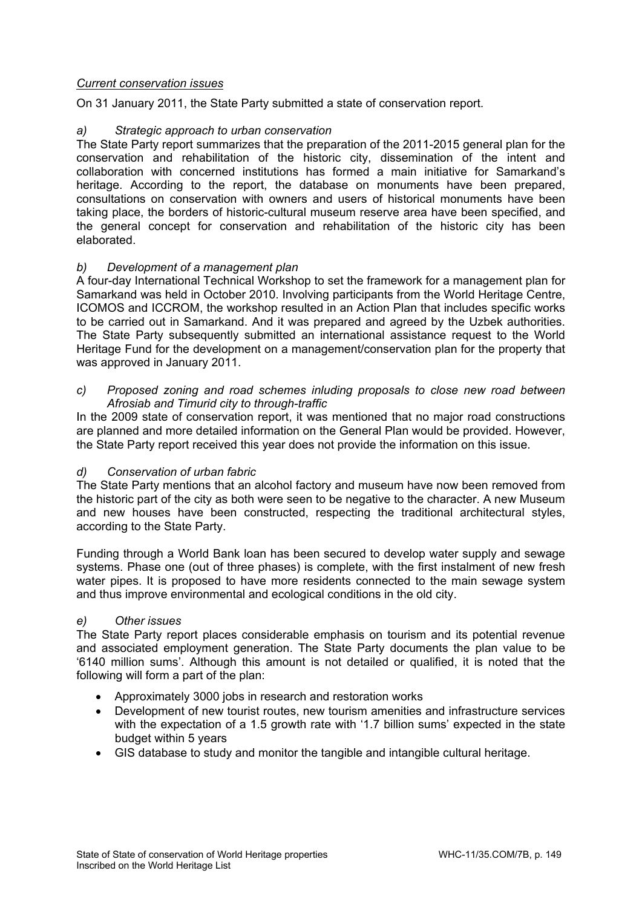*Current conservation issues*

On 31 January 2011, the State Party submitted a state of conservation report.

*a) Strategic approach to urban conservation*

The State Party report summarizes that the preparation of the 2011-2015 general plan for the conservation and rehabilitation of the historic city, dissemination of the intent and collaboration with concerned institutions has formed a main initiative for Samarkand's heritage. According to the report, the database on monuments have been prepared, consultations on conservation with owners and users of historical monuments have been taking place, the borders of historic-cultural museum reserve area have been specified, and the general concept for conservation and rehabilitation of the historic city has been elaborated.

*b) Development of a management plan*

A four-day International Technical Workshop to set the framework for a management plan for Samarkand was held in October 2010. Involving participants from the World Heritage Centre, ICOMOS and ICCROM, the workshop resulted in an Action Plan that includes specific works to be carried out in Samarkand. And it was prepared and agreed by the Uzbek authorities. The State Party subsequently submitted an international assistance request to the World Heritage Fund for the development on a management/conservation plan for the property that was approved in January 2011.

*c) Proposed zoning and road schemes inluding proposals to close new road between Afrosiab and Timurid city to through-traffic*

In the 2009 state of conservation report, it was mentioned that no major road constructions are planned and more detailed information on the General Plan would be provided. However, the State Party report received this year does not provide the information on this issue.

*d) Conservation of urban fabric*

The State Party mentions that an alcohol factory and museum have now been removed from the historic part of the city as both were seen to be negative to the character. A new Museum and new houses have been constructed, respecting the traditional architectural styles, according to the State Party.

Funding through a World Bank loan has been secured to develop water supply and sewage systems. Phase one (out of three phases) is complete, with the first instalment of new fresh water pipes. It is proposed to have more residents connected to the main sewage system and thus improve environmental and ecological conditions in the old city.

*e) Other issues*

The State Party report places considerable emphasis on tourism and its potential revenue and associated employment generation. The State Party documents the plan value to be '6140 million sums'. Although this amount is not detailed or qualified, it is noted that the following will form a part of the plan:

- Approximately 3000 jobs in research and restoration works
- Development of new tourist routes, new tourism amenities and infrastructure services with the expectation of a 1.5 growth rate with '1.7 billion sums' expected in the state budget within 5 years
- GIS database to study and monitor the tangible and intangible cultural heritage.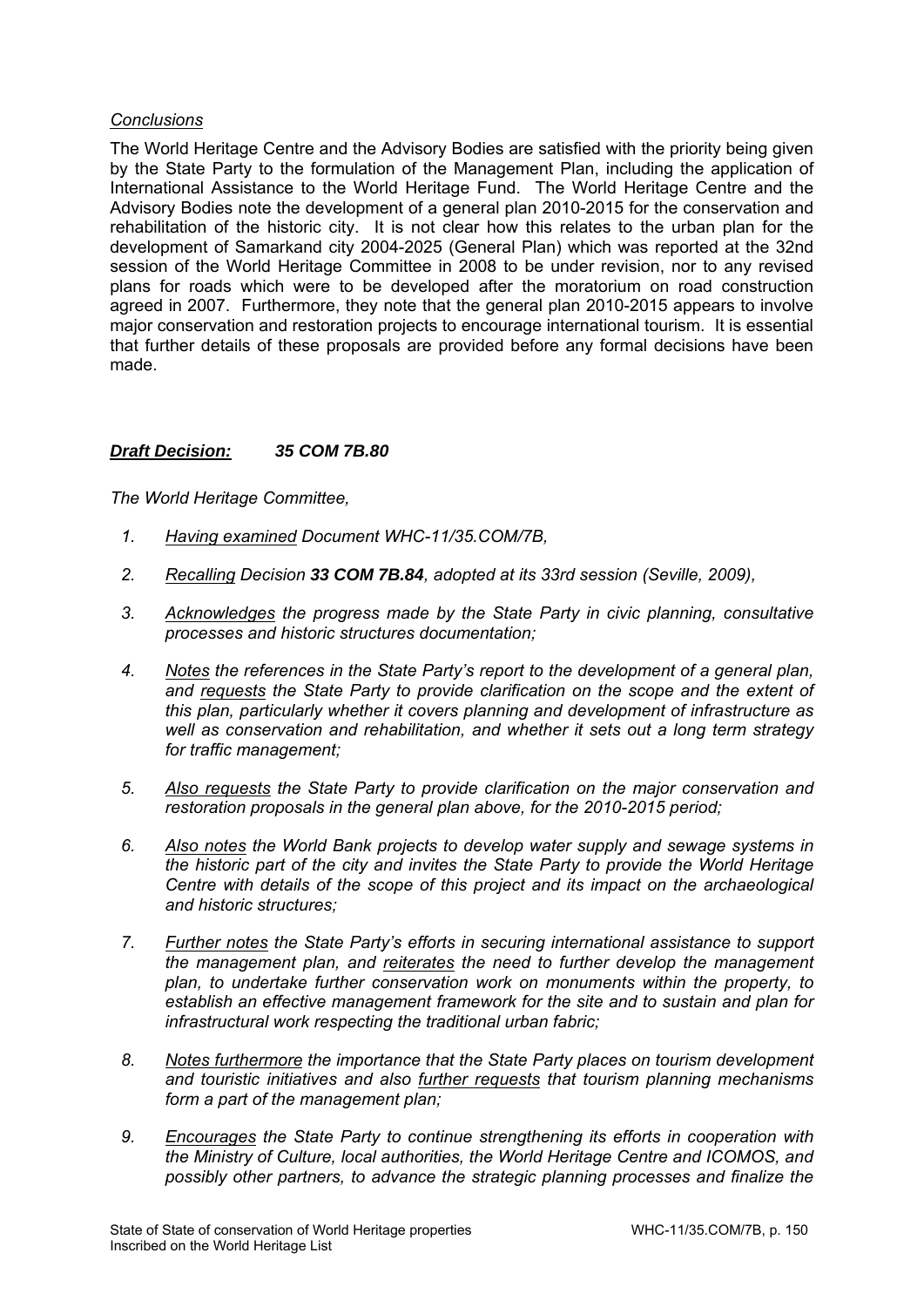*Conclusions*

The World Heritage Centre and the Advisory Bodies are satisfied with the priority being given by the State Party to the formulation of the Management Plan, including the application of International Assistance to the World Heritage Fund. The World Heritage Centre and the Advisory Bodies note the development of a general plan 2010-2015 for the conservation and rehabilitation of the historic city. It is not clear how this relates to the urban plan for the development of Samarkand city 2004-2025 (General Plan) which was reported at the 32nd session of the World Heritage Committee in 2008 to be under revision, nor to any revised plans for roads which were to be developed after the moratorium on road construction agreed in 2007. Furthermore, they note that the general plan 2010-2015 appears to involve major conservation and restoration projects to encourage international tourism. It is essential that further details of these proposals are provided before any formal decisions have been made.

***Draft Decision: 35 COM 7B.80***

*The World Heritage Committee,*

1. *Having examined Document WHC-11/35.COM/7B,*
2. *Recalling Decision **33 COM 7B.84**, adopted at its 33rd session (Seville, 2009),*
3. *Acknowledges the progress made by the State Party in civic planning, consultative processes and historic structures documentation;*
4. *Notes the references in the State Party's report to the development of a general plan, and requests the State Party to provide clarification on the scope and the extent of this plan, particularly whether it covers planning and development of infrastructure as well as conservation and rehabilitation, and whether it sets out a long term strategy for traffic management;*
5. *Also requests the State Party to provide clarification on the major conservation and restoration proposals in the general plan above, for the 2010-2015 period;*
6. *Also notes the World Bank projects to develop water supply and sewage systems in the historic part of the city and invites the State Party to provide the World Heritage Centre with details of the scope of this project and its impact on the archaeological and historic structures;*
7. *Further notes the State Party's efforts in securing international assistance to support the management plan, and reiterates the need to further develop the management plan, to undertake further conservation work on monuments within the property, to establish an effective management framework for the site and to sustain and plan for infrastructural work respecting the traditional urban fabric;*
8. *Notes furthermore the importance that the State Party places on tourism development and touristic initiatives and also further requests that tourism planning mechanisms form a part of the management plan;*
9. *Encourages the State Party to continue strengthening its efforts in cooperation with the Ministry of Culture, local authorities, the World Heritage Centre and ICOMOS, and possibly other partners, to advance the strategic planning processes and finalize the*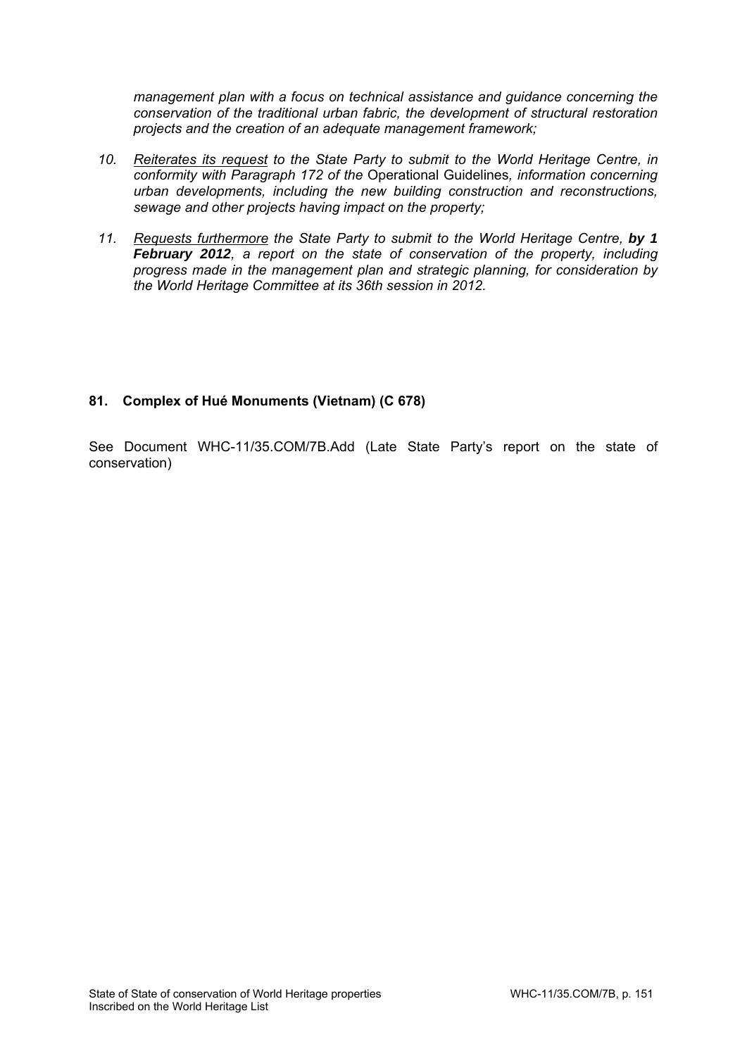*management plan with a focus on technical assistance and guidance concerning the conservation of the traditional urban fabric, the development of structural restoration projects and the creation of an adequate management framework;*

10. *Reiterates its request to the State Party to submit to the World Heritage Centre, in conformity with Paragraph 172 of the* Operational Guidelines*, information concerning urban developments, including the new building construction and reconstructions, sewage and other projects having impact on the property;*

11. *Requests furthermore the State Party to submit to the World Heritage Centre,* ***by 1 February 2012****, a report on the state of conservation of the property, including progress made in the management plan and strategic planning, for consideration by the World Heritage Committee at its 36th session in 2012.*

### 81. Complex of Hué Monuments (Vietnam) (C 678)

See Document WHC-11/35.COM/7B.Add (Late State Party's report on the state of conservation)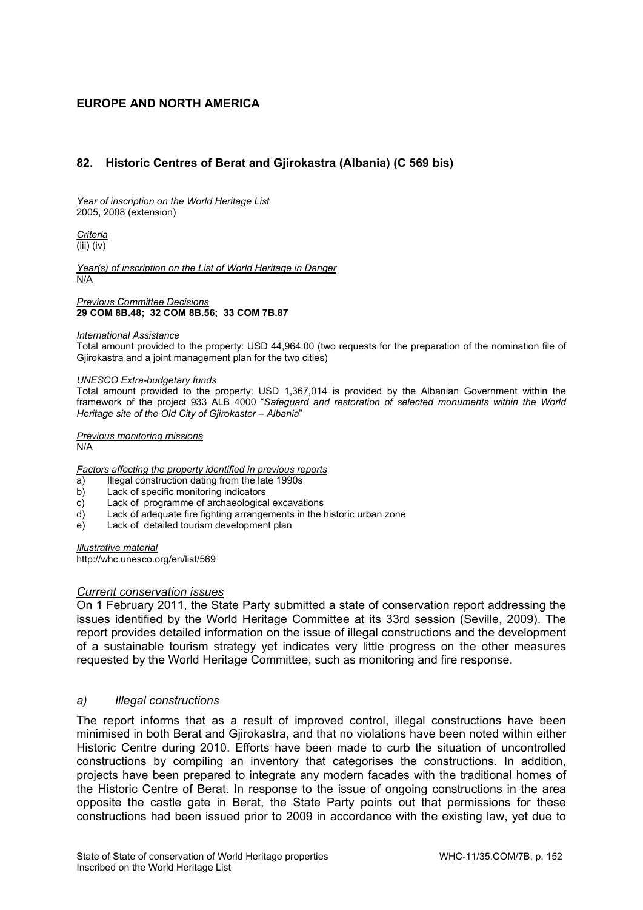## EUROPE AND NORTH AMERICA

### 82. Historic Centres of Berat and Gjirokastra (Albania) (C 569 bis)

*Year of inscription on the World Heritage List*
2005, 2008 (extension)

*Criteria*
(iii) (iv)

*Year(s) of inscription on the List of World Heritage in Danger*
N/A

*Previous Committee Decisions*
**29 COM 8B.48; 32 COM 8B.56; 33 COM 7B.87**

*International Assistance*
Total amount provided to the property: USD 44,964.00 (two requests for the preparation of the nomination file of Gjirokastra and a joint management plan for the two cities)

*UNESCO Extra-budgetary funds*
Total amount provided to the property: USD 1,367,014 is provided by the Albanian Government within the framework of the project 933 ALB 4000 "*Safeguard and restoration of selected monuments within the World Heritage site of the Old City of Gjirokaster – Albania*"

*Previous monitoring missions*
N/A

*Factors affecting the property identified in previous reports*
a) Illegal construction dating from the late 1990s
b) Lack of specific monitoring indicators
c) Lack of programme of archaeological excavations
d) Lack of adequate fire fighting arrangements in the historic urban zone
e) Lack of detailed tourism development plan

*Illustrative material*
http://whc.unesco.org/en/list/569

*Current conservation issues*

On 1 February 2011, the State Party submitted a state of conservation report addressing the issues identified by the World Heritage Committee at its 33rd session (Seville, 2009). The report provides detailed information on the issue of illegal constructions and the development of a sustainable tourism strategy yet indicates very little progress on the other measures requested by the World Heritage Committee, such as monitoring and fire response.

*a) Illegal constructions*

The report informs that as a result of improved control, illegal constructions have been minimised in both Berat and Gjirokastra, and that no violations have been noted within either Historic Centre during 2010. Efforts have been made to curb the situation of uncontrolled constructions by compiling an inventory that categorises the constructions. In addition, projects have been prepared to integrate any modern facades with the traditional homes of the Historic Centre of Berat. In response to the issue of ongoing constructions in the area opposite the castle gate in Berat, the State Party points out that permissions for these constructions had been issued prior to 2009 in accordance with the existing law, yet due to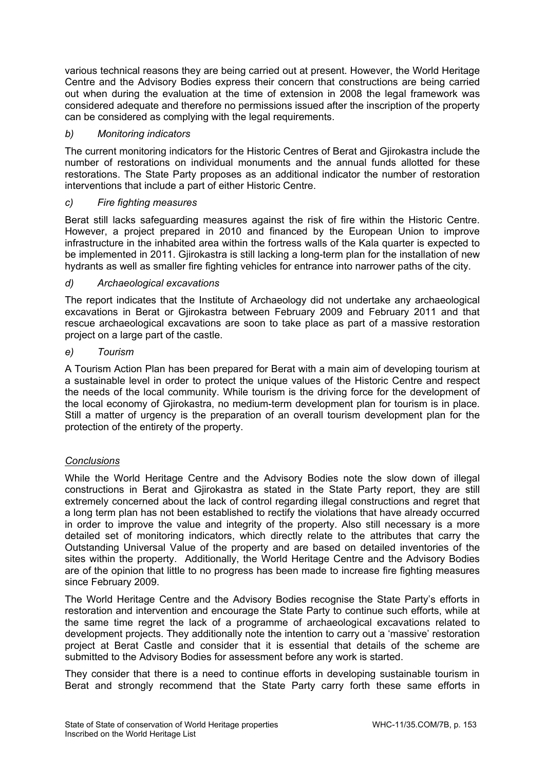various technical reasons they are being carried out at present. However, the World Heritage Centre and the Advisory Bodies express their concern that constructions are being carried out when during the evaluation at the time of extension in 2008 the legal framework was considered adequate and therefore no permissions issued after the inscription of the property can be considered as complying with the legal requirements.

*b) Monitoring indicators*

The current monitoring indicators for the Historic Centres of Berat and Gjirokastra include the number of restorations on individual monuments and the annual funds allotted for these restorations. The State Party proposes as an additional indicator the number of restoration interventions that include a part of either Historic Centre.

*c) Fire fighting measures*

Berat still lacks safeguarding measures against the risk of fire within the Historic Centre. However, a project prepared in 2010 and financed by the European Union to improve infrastructure in the inhabited area within the fortress walls of the Kala quarter is expected to be implemented in 2011. Gjirokastra is still lacking a long-term plan for the installation of new hydrants as well as smaller fire fighting vehicles for entrance into narrower paths of the city.

*d) Archaeological excavations*

The report indicates that the Institute of Archaeology did not undertake any archaeological excavations in Berat or Gjirokastra between February 2009 and February 2011 and that rescue archaeological excavations are soon to take place as part of a massive restoration project on a large part of the castle.

*e) Tourism*

A Tourism Action Plan has been prepared for Berat with a main aim of developing tourism at a sustainable level in order to protect the unique values of the Historic Centre and respect the needs of the local community. While tourism is the driving force for the development of the local economy of Gjirokastra, no medium-term development plan for tourism is in place. Still a matter of urgency is the preparation of an overall tourism development plan for the protection of the entirety of the property.

<u>*Conclusions*</u>

While the World Heritage Centre and the Advisory Bodies note the slow down of illegal constructions in Berat and Gjirokastra as stated in the State Party report, they are still extremely concerned about the lack of control regarding illegal constructions and regret that a long term plan has not been established to rectify the violations that have already occurred in order to improve the value and integrity of the property. Also still necessary is a more detailed set of monitoring indicators, which directly relate to the attributes that carry the Outstanding Universal Value of the property and are based on detailed inventories of the sites within the property. Additionally, the World Heritage Centre and the Advisory Bodies are of the opinion that little to no progress has been made to increase fire fighting measures since February 2009.

The World Heritage Centre and the Advisory Bodies recognise the State Party's efforts in restoration and intervention and encourage the State Party to continue such efforts, while at the same time regret the lack of a programme of archaeological excavations related to development projects. They additionally note the intention to carry out a 'massive' restoration project at Berat Castle and consider that it is essential that details of the scheme are submitted to the Advisory Bodies for assessment before any work is started.

They consider that there is a need to continue efforts in developing sustainable tourism in Berat and strongly recommend that the State Party carry forth these same efforts in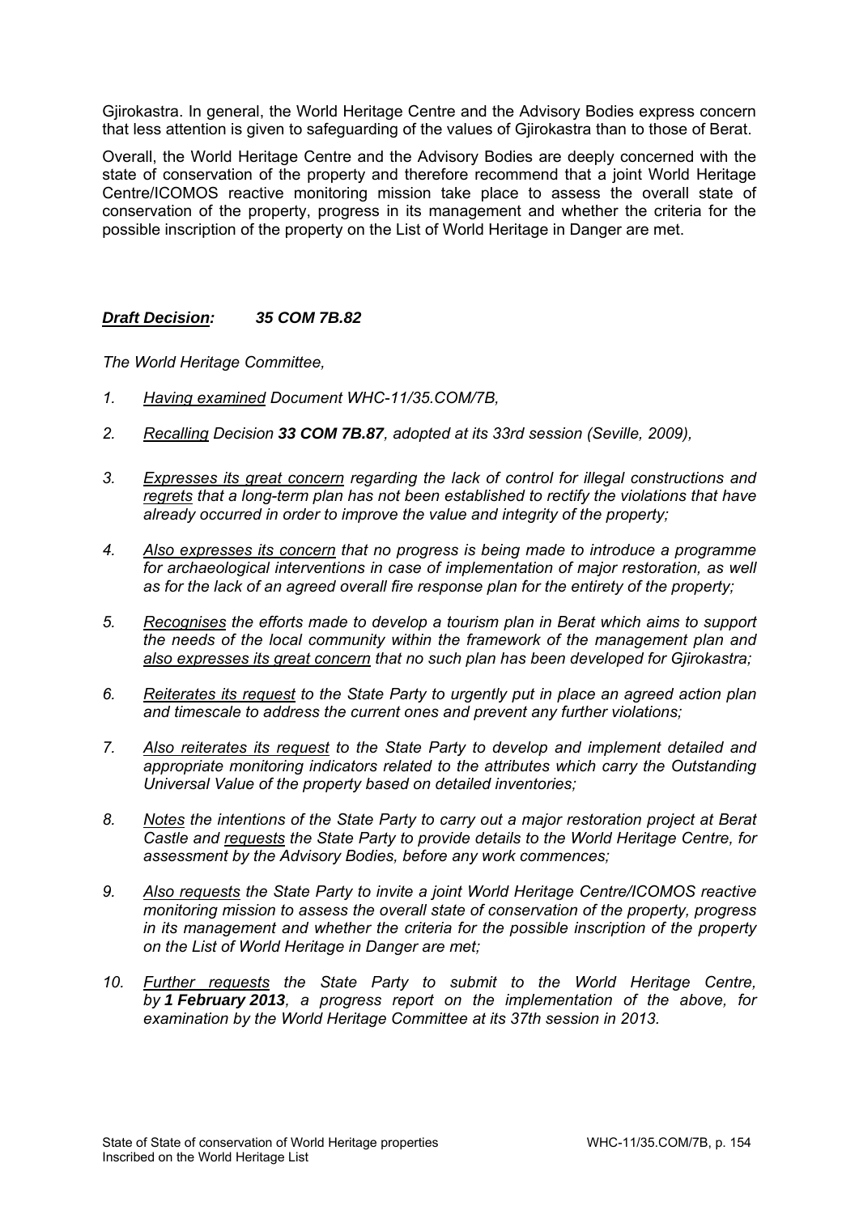Gjirokastra. In general, the World Heritage Centre and the Advisory Bodies express concern that less attention is given to safeguarding of the values of Gjirokastra than to those of Berat.

Overall, the World Heritage Centre and the Advisory Bodies are deeply concerned with the state of conservation of the property and therefore recommend that a joint World Heritage Centre/ICOMOS reactive monitoring mission take place to assess the overall state of conservation of the property, progress in its management and whether the criteria for the possible inscription of the property on the List of World Heritage in Danger are met.

***Draft Decision:*** ***35 COM 7B.82***

*The World Heritage Committee,*

1. *Having examined Document WHC-11/35.COM/7B,*

2. *Recalling Decision **33 COM 7B.87**, adopted at its 33rd session (Seville, 2009),*

3. *Expresses its great concern regarding the lack of control for illegal constructions and regrets that a long-term plan has not been established to rectify the violations that have already occurred in order to improve the value and integrity of the property;*

4. *Also expresses its concern that no progress is being made to introduce a programme for archaeological interventions in case of implementation of major restoration, as well as for the lack of an agreed overall fire response plan for the entirety of the property;*

5. *Recognises the efforts made to develop a tourism plan in Berat which aims to support the needs of the local community within the framework of the management plan and also expresses its great concern that no such plan has been developed for Gjirokastra;*

6. *Reiterates its request to the State Party to urgently put in place an agreed action plan and timescale to address the current ones and prevent any further violations;*

7. *Also reiterates its request to the State Party to develop and implement detailed and appropriate monitoring indicators related to the attributes which carry the Outstanding Universal Value of the property based on detailed inventories;*

8. *Notes the intentions of the State Party to carry out a major restoration project at Berat Castle and requests the State Party to provide details to the World Heritage Centre, for assessment by the Advisory Bodies, before any work commences;*

9. *Also requests the State Party to invite a joint World Heritage Centre/ICOMOS reactive monitoring mission to assess the overall state of conservation of the property, progress in its management and whether the criteria for the possible inscription of the property on the List of World Heritage in Danger are met;*

10. *Further requests the State Party to submit to the World Heritage Centre, by **1 February 2013**, a progress report on the implementation of the above, for examination by the World Heritage Committee at its 37th session in 2013.*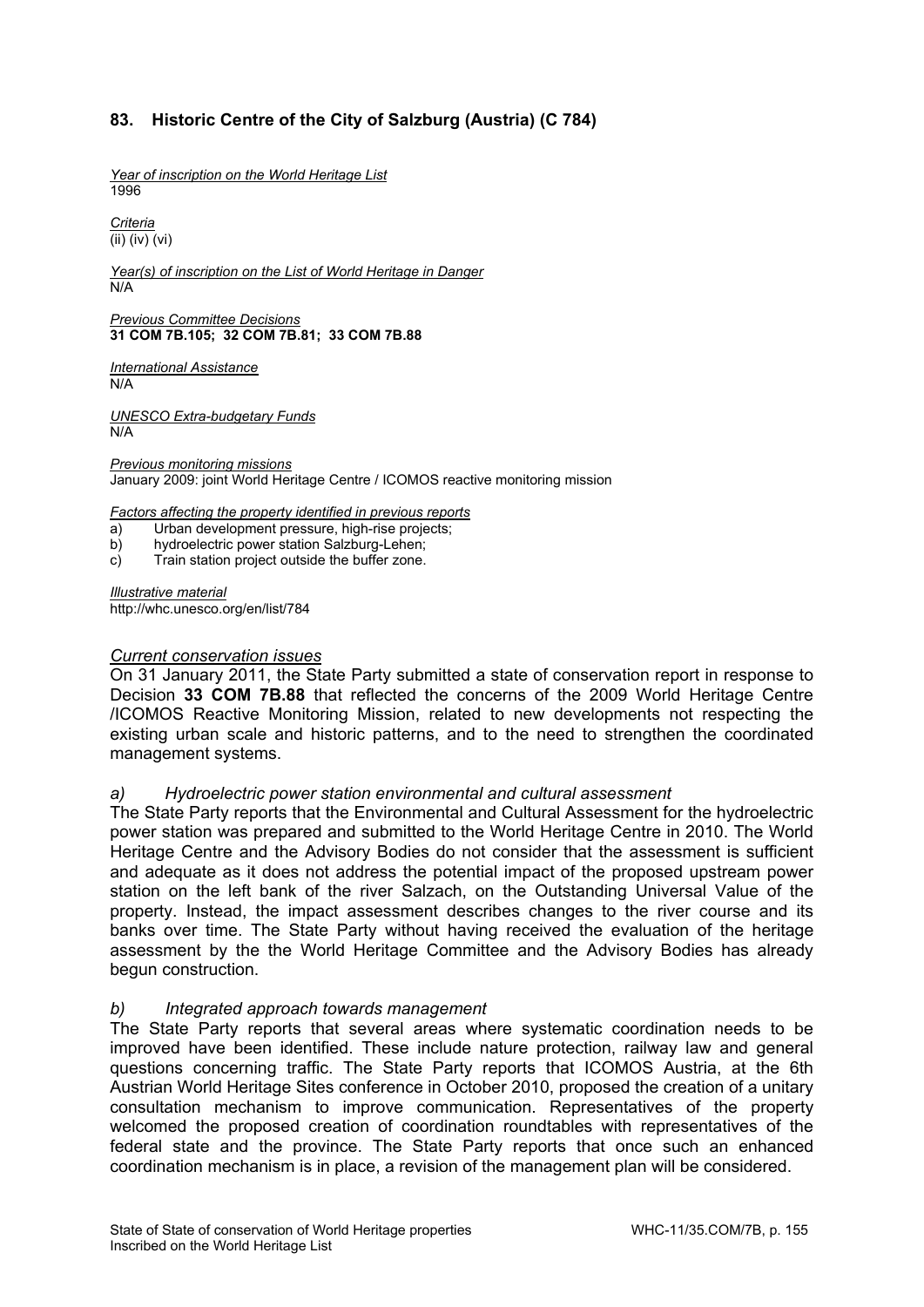### 83. Historic Centre of the City of Salzburg (Austria) (C 784)

*Year of inscription on the World Heritage List*
1996

*Criteria*
(ii) (iv) (vi)

*Year(s) of inscription on the List of World Heritage in Danger*
N/A

*Previous Committee Decisions*
**31 COM 7B.105; 32 COM 7B.81; 33 COM 7B.88**

*International Assistance*
N/A

*UNESCO Extra-budgetary Funds*
N/A

*Previous monitoring missions*
January 2009: joint World Heritage Centre / ICOMOS reactive monitoring mission

*Factors affecting the property identified in previous reports*

a) Urban development pressure, high-rise projects;
b) hydroelectric power station Salzburg-Lehen;
c) Train station project outside the buffer zone.

*Illustrative material*
http://whc.unesco.org/en/list/784

*Current conservation issues*

On 31 January 2011, the State Party submitted a state of conservation report in response to Decision **33 COM 7B.88** that reflected the concerns of the 2009 World Heritage Centre /ICOMOS Reactive Monitoring Mission, related to new developments not respecting the existing urban scale and historic patterns, and to the need to strengthen the coordinated management systems.

*a) Hydroelectric power station environmental and cultural assessment*

The State Party reports that the Environmental and Cultural Assessment for the hydroelectric power station was prepared and submitted to the World Heritage Centre in 2010. The World Heritage Centre and the Advisory Bodies do not consider that the assessment is sufficient and adequate as it does not address the potential impact of the proposed upstream power station on the left bank of the river Salzach, on the Outstanding Universal Value of the property. Instead, the impact assessment describes changes to the river course and its banks over time. The State Party without having received the evaluation of the heritage assessment by the the World Heritage Committee and the Advisory Bodies has already begun construction.

*b) Integrated approach towards management*

The State Party reports that several areas where systematic coordination needs to be improved have been identified. These include nature protection, railway law and general questions concerning traffic. The State Party reports that ICOMOS Austria, at the 6th Austrian World Heritage Sites conference in October 2010, proposed the creation of a unitary consultation mechanism to improve communication. Representatives of the property welcomed the proposed creation of coordination roundtables with representatives of the federal state and the province. The State Party reports that once such an enhanced coordination mechanism is in place, a revision of the management plan will be considered.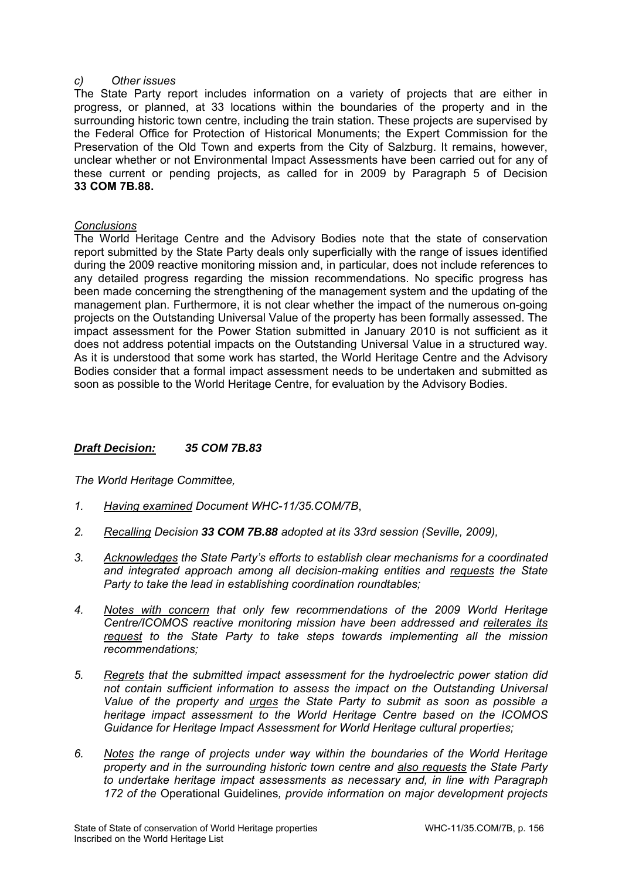*c) Other issues*

The State Party report includes information on a variety of projects that are either in progress, or planned, at 33 locations within the boundaries of the property and in the surrounding historic town centre, including the train station. These projects are supervised by the Federal Office for Protection of Historical Monuments; the Expert Commission for the Preservation of the Old Town and experts from the City of Salzburg. It remains, however, unclear whether or not Environmental Impact Assessments have been carried out for any of these current or pending projects, as called for in 2009 by Paragraph 5 of Decision **33 COM 7B.88.**

*Conclusions*

The World Heritage Centre and the Advisory Bodies note that the state of conservation report submitted by the State Party deals only superficially with the range of issues identified during the 2009 reactive monitoring mission and, in particular, does not include references to any detailed progress regarding the mission recommendations. No specific progress has been made concerning the strengthening of the management system and the updating of the management plan. Furthermore, it is not clear whether the impact of the numerous on-going projects on the Outstanding Universal Value of the property has been formally assessed. The impact assessment for the Power Station submitted in January 2010 is not sufficient as it does not address potential impacts on the Outstanding Universal Value in a structured way. As it is understood that some work has started, the World Heritage Centre and the Advisory Bodies consider that a formal impact assessment needs to be undertaken and submitted as soon as possible to the World Heritage Centre, for evaluation by the Advisory Bodies.

***Draft Decision: 35 COM 7B.83***

*The World Heritage Committee,*

1. *Having examined Document WHC-11/35.COM/7B,*
2. *Recalling Decision **33 COM 7B.88** adopted at its 33rd session (Seville, 2009),*
3. *Acknowledges the State Party's efforts to establish clear mechanisms for a coordinated and integrated approach among all decision-making entities and requests the State Party to take the lead in establishing coordination roundtables;*
4. *Notes with concern that only few recommendations of the 2009 World Heritage Centre/ICOMOS reactive monitoring mission have been addressed and reiterates its request to the State Party to take steps towards implementing all the mission recommendations;*
5. *Regrets that the submitted impact assessment for the hydroelectric power station did not contain sufficient information to assess the impact on the Outstanding Universal Value of the property and urges the State Party to submit as soon as possible a heritage impact assessment to the World Heritage Centre based on the ICOMOS Guidance for Heritage Impact Assessment for World Heritage cultural properties;*
6. *Notes the range of projects under way within the boundaries of the World Heritage property and in the surrounding historic town centre and also requests the State Party to undertake heritage impact assessments as necessary and, in line with Paragraph 172 of the* Operational Guidelines*, provide information on major development projects*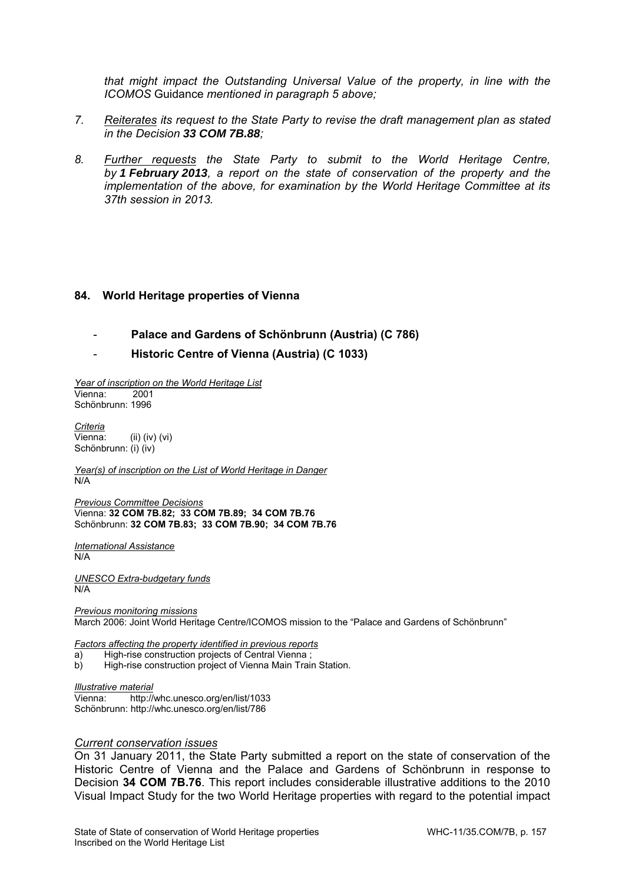*that might impact the Outstanding Universal Value of the property, in line with the ICOMOS* Guidance *mentioned in paragraph 5 above;*

7. *Reiterates its request to the State Party to revise the draft management plan as stated in the Decision **33 COM 7B.88**;*

8. *Further requests the State Party to submit to the World Heritage Centre, by **1 February 2013**, a report on the state of conservation of the property and the implementation of the above, for examination by the World Heritage Committee at its 37th session in 2013.*

## 84. World Heritage properties of Vienna

- **Palace and Gardens of Schönbrunn (Austria) (C 786)**
- **Historic Centre of Vienna (Austria) (C 1033)**

*Year of inscription on the World Heritage List*
Vienna: 2001
Schönbrunn: 1996

*Criteria*
Vienna: (ii) (iv) (vi)
Schönbrunn: (i) (iv)

*Year(s) of inscription on the List of World Heritage in Danger*
N/A

*Previous Committee Decisions*
Vienna: **32 COM 7B.82; 33 COM 7B.89; 34 COM 7B.76**
Schönbrunn: **32 COM 7B.83; 33 COM 7B.90; 34 COM 7B.76**

*International Assistance*
N/A

*UNESCO Extra-budgetary funds*
N/A

*Previous monitoring missions*
March 2006: Joint World Heritage Centre/ICOMOS mission to the "Palace and Gardens of Schönbrunn"

*Factors affecting the property identified in previous reports*
a) High-rise construction projects of Central Vienna ;
b) High-rise construction project of Vienna Main Train Station.

*Illustrative material*
Vienna: http://whc.unesco.org/en/list/1033
Schönbrunn: http://whc.unesco.org/en/list/786

*Current conservation issues*

On 31 January 2011, the State Party submitted a report on the state of conservation of the Historic Centre of Vienna and the Palace and Gardens of Schönbrunn in response to Decision **34 COM 7B.76**. This report includes considerable illustrative additions to the 2010 Visual Impact Study for the two World Heritage properties with regard to the potential impact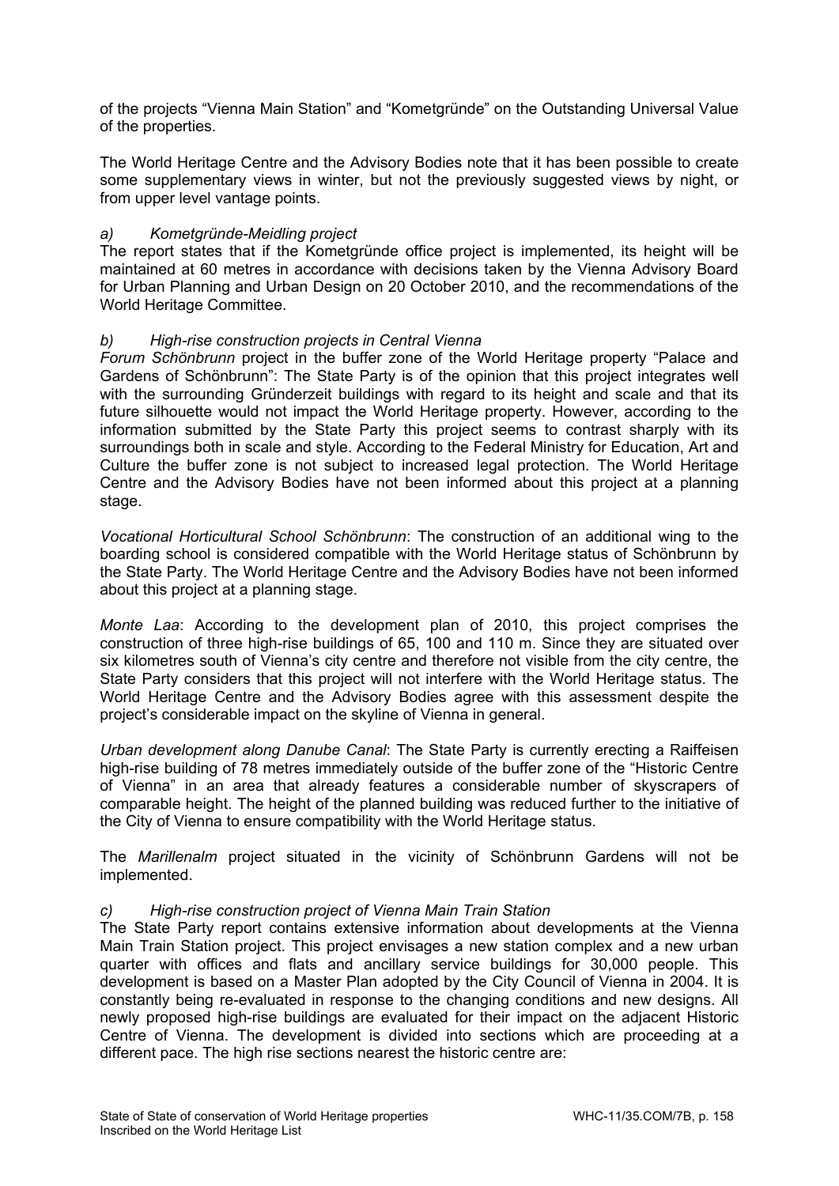of the projects “Vienna Main Station” and “Kometgründe” on the Outstanding Universal Value of the properties.

The World Heritage Centre and the Advisory Bodies note that it has been possible to create some supplementary views in winter, but not the previously suggested views by night, or from upper level vantage points.

*a) Kometgründe-Meidling project*

The report states that if the Kometgründe office project is implemented, its height will be maintained at 60 metres in accordance with decisions taken by the Vienna Advisory Board for Urban Planning and Urban Design on 20 October 2010, and the recommendations of the World Heritage Committee.

*b) High-rise construction projects in Central Vienna*

*Forum Schönbrunn* project in the buffer zone of the World Heritage property “Palace and Gardens of Schönbrunn”: The State Party is of the opinion that this project integrates well with the surrounding Gründerzeit buildings with regard to its height and scale and that its future silhouette would not impact the World Heritage property. However, according to the information submitted by the State Party this project seems to contrast sharply with its surroundings both in scale and style. According to the Federal Ministry for Education, Art and Culture the buffer zone is not subject to increased legal protection. The World Heritage Centre and the Advisory Bodies have not been informed about this project at a planning stage.

*Vocational Horticultural School Schönbrunn*: The construction of an additional wing to the boarding school is considered compatible with the World Heritage status of Schönbrunn by the State Party. The World Heritage Centre and the Advisory Bodies have not been informed about this project at a planning stage.

*Monte Laa*: According to the development plan of 2010, this project comprises the construction of three high-rise buildings of 65, 100 and 110 m. Since they are situated over six kilometres south of Vienna’s city centre and therefore not visible from the city centre, the State Party considers that this project will not interfere with the World Heritage status. The World Heritage Centre and the Advisory Bodies agree with this assessment despite the project’s considerable impact on the skyline of Vienna in general.

*Urban development along Danube Canal*: The State Party is currently erecting a Raiffeisen high-rise building of 78 metres immediately outside of the buffer zone of the “Historic Centre of Vienna” in an area that already features a considerable number of skyscrapers of comparable height. The height of the planned building was reduced further to the initiative of the City of Vienna to ensure compatibility with the World Heritage status.

The *Marillenalm* project situated in the vicinity of Schönbrunn Gardens will not be implemented.

*c) High-rise construction project of Vienna Main Train Station*

The State Party report contains extensive information about developments at the Vienna Main Train Station project. This project envisages a new station complex and a new urban quarter with offices and flats and ancillary service buildings for 30,000 people. This development is based on a Master Plan adopted by the City Council of Vienna in 2004. It is constantly being re-evaluated in response to the changing conditions and new designs. All newly proposed high-rise buildings are evaluated for their impact on the adjacent Historic Centre of Vienna. The development is divided into sections which are proceeding at a different pace. The high rise sections nearest the historic centre are: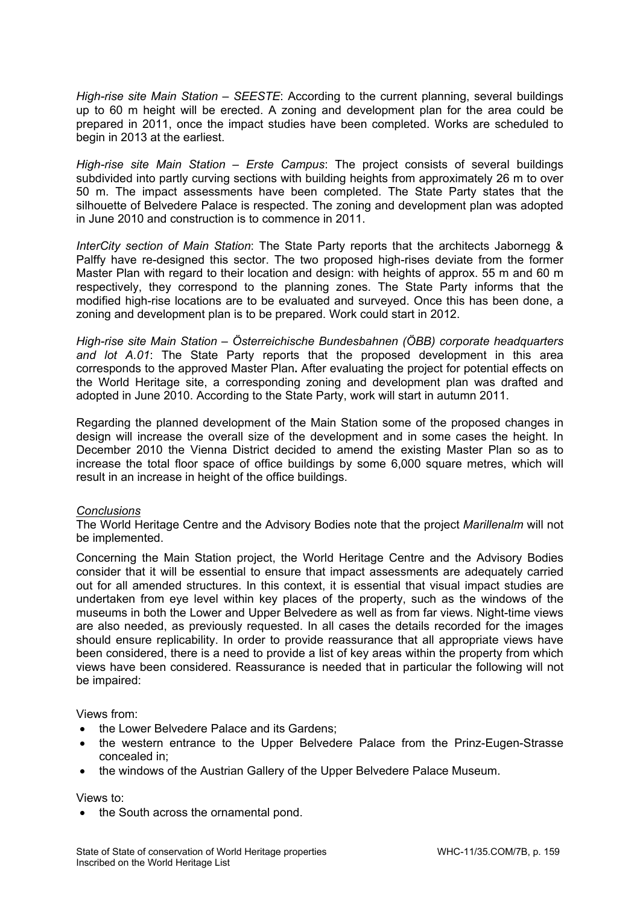*High-rise site Main Station – SEESTE*: According to the current planning, several buildings up to 60 m height will be erected. A zoning and development plan for the area could be prepared in 2011, once the impact studies have been completed. Works are scheduled to begin in 2013 at the earliest.

*High-rise site Main Station – Erste Campus*: The project consists of several buildings subdivided into partly curving sections with building heights from approximately 26 m to over 50 m. The impact assessments have been completed. The State Party states that the silhouette of Belvedere Palace is respected. The zoning and development plan was adopted in June 2010 and construction is to commence in 2011.

*InterCity section of Main Station*: The State Party reports that the architects Jabornegg & Palffy have re-designed this sector. The two proposed high-rises deviate from the former Master Plan with regard to their location and design: with heights of approx. 55 m and 60 m respectively, they correspond to the planning zones. The State Party informs that the modified high-rise locations are to be evaluated and surveyed. Once this has been done, a zoning and development plan is to be prepared. Work could start in 2012.

*High-rise site Main Station – Österreichische Bundesbahnen (ÖBB) corporate headquarters and lot A.01*: The State Party reports that the proposed development in this area corresponds to the approved Master Plan**.** After evaluating the project for potential effects on the World Heritage site, a corresponding zoning and development plan was drafted and adopted in June 2010. According to the State Party, work will start in autumn 2011.

Regarding the planned development of the Main Station some of the proposed changes in design will increase the overall size of the development and in some cases the height. In December 2010 the Vienna District decided to amend the existing Master Plan so as to increase the total floor space of office buildings by some 6,000 square metres, which will result in an increase in height of the office buildings.

*Conclusions*

The World Heritage Centre and the Advisory Bodies note that the project *Marillenalm* will not be implemented.

Concerning the Main Station project, the World Heritage Centre and the Advisory Bodies consider that it will be essential to ensure that impact assessments are adequately carried out for all amended structures. In this context, it is essential that visual impact studies are undertaken from eye level within key places of the property, such as the windows of the museums in both the Lower and Upper Belvedere as well as from far views. Night-time views are also needed, as previously requested. In all cases the details recorded for the images should ensure replicability. In order to provide reassurance that all appropriate views have been considered, there is a need to provide a list of key areas within the property from which views have been considered. Reassurance is needed that in particular the following will not be impaired:

Views from:

- the Lower Belvedere Palace and its Gardens;
- the western entrance to the Upper Belvedere Palace from the Prinz-Eugen-Strasse concealed in;
- the windows of the Austrian Gallery of the Upper Belvedere Palace Museum.

Views to:

- the South across the ornamental pond.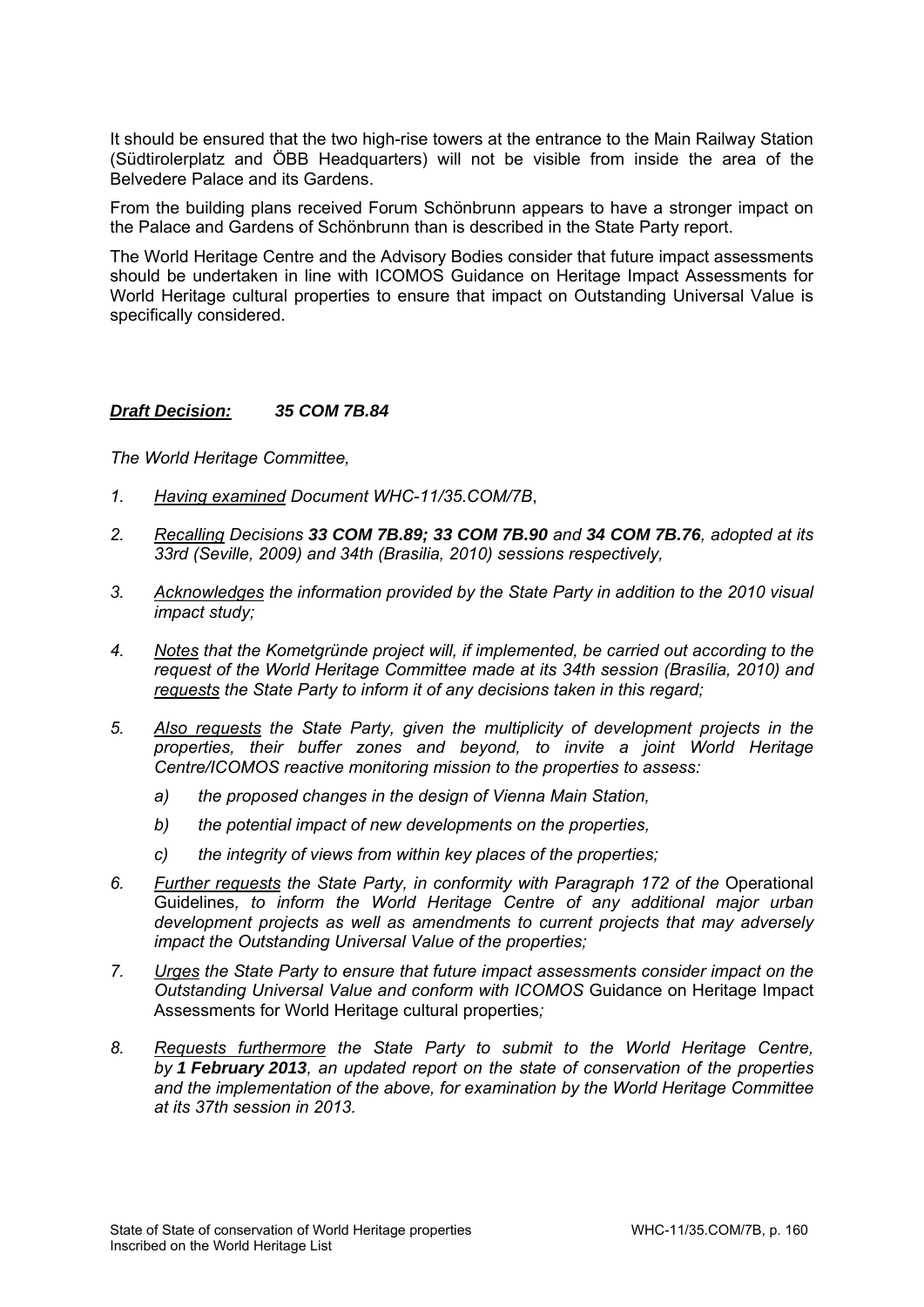It should be ensured that the two high-rise towers at the entrance to the Main Railway Station (Südtirolerplatz and ÖBB Headquarters) will not be visible from inside the area of the Belvedere Palace and its Gardens.

From the building plans received Forum Schönbrunn appears to have a stronger impact on the Palace and Gardens of Schönbrunn than is described in the State Party report.

The World Heritage Centre and the Advisory Bodies consider that future impact assessments should be undertaken in line with ICOMOS Guidance on Heritage Impact Assessments for World Heritage cultural properties to ensure that impact on Outstanding Universal Value is specifically considered.

***Draft Decision:*** ***35 COM 7B.84***

*The World Heritage Committee,*

1. *Having examined Document WHC-11/35.COM/7B,*
2. *Recalling Decisions **33 COM 7B.89; 33 COM 7B.90** and **34 COM 7B.76**, adopted at its 33rd (Seville, 2009) and 34th (Brasilia, 2010) sessions respectively,*
3. *Acknowledges the information provided by the State Party in addition to the 2010 visual impact study;*
4. *Notes that the Kometgründe project will, if implemented, be carried out according to the request of the World Heritage Committee made at its 34th session (Brasilia, 2010) and requests the State Party to inform it of any decisions taken in this regard;*
5. *Also requests the State Party, given the multiplicity of development projects in the properties, their buffer zones and beyond, to invite a joint World Heritage Centre/ICOMOS reactive monitoring mission to the properties to assess:*
   a) *the proposed changes in the design of Vienna Main Station,*
   b) *the potential impact of new developments on the properties,*
   c) *the integrity of views from within key places of the properties;*
6. *Further requests the State Party, in conformity with Paragraph 172 of the* Operational Guidelines*, to inform the World Heritage Centre of any additional major urban development projects as well as amendments to current projects that may adversely impact the Outstanding Universal Value of the properties;*
7. *Urges the State Party to ensure that future impact assessments consider impact on the Outstanding Universal Value and conform with ICOMOS* Guidance on Heritage Impact Assessments for World Heritage cultural properties*;*
8. *Requests furthermore the State Party to submit to the World Heritage Centre, by **1 February 2013**, an updated report on the state of conservation of the properties and the implementation of the above, for examination by the World Heritage Committee at its 37th session in 2013.*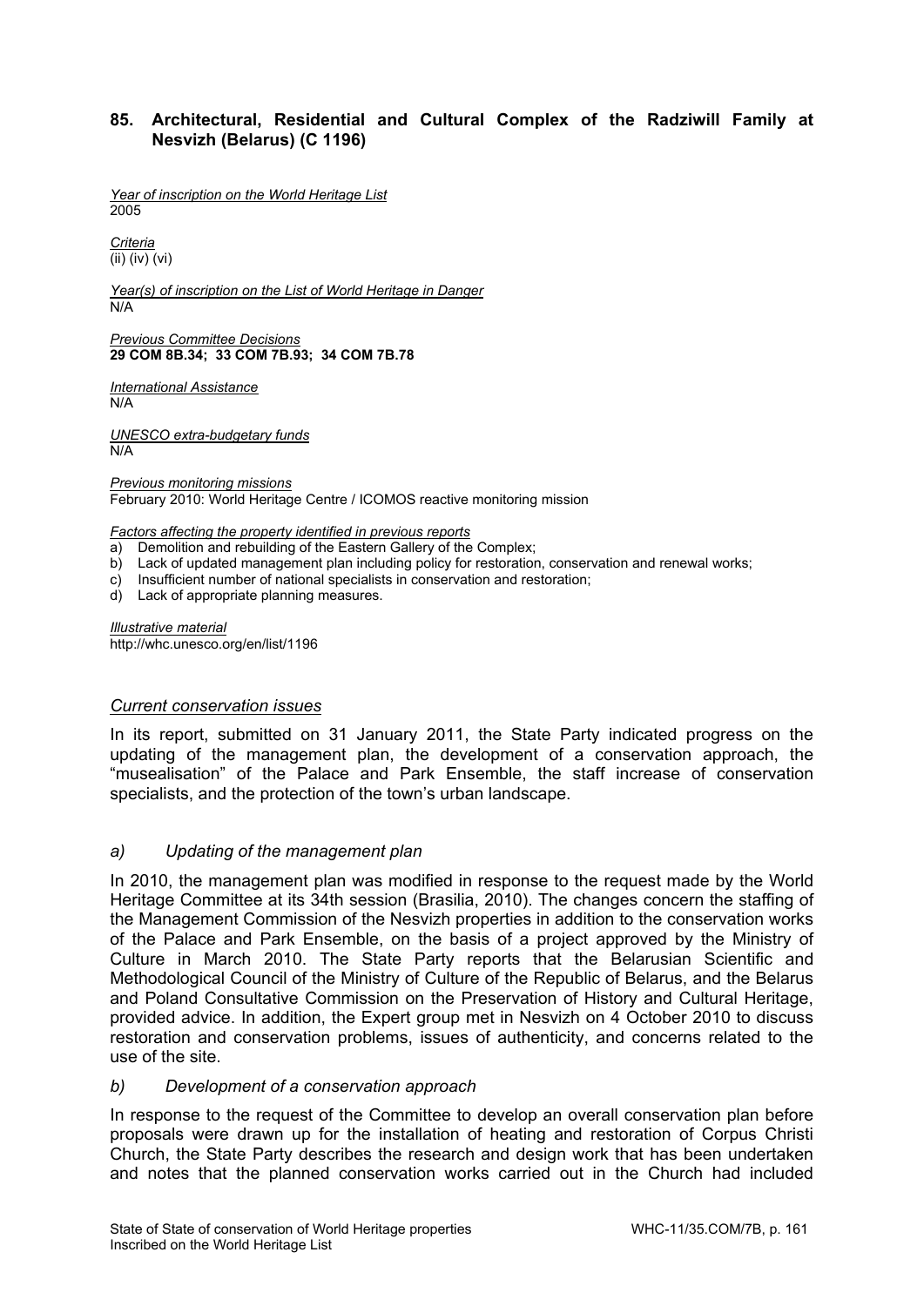## 85. Architectural, Residential and Cultural Complex of the Radziwill Family at Nesvizh (Belarus) (C 1196)

*Year of inscription on the World Heritage List*
2005

*Criteria*
(ii) (iv) (vi)

*Year(s) of inscription on the List of World Heritage in Danger*
N/A

*Previous Committee Decisions*
**29 COM 8B.34; 33 COM 7B.93; 34 COM 7B.78**

*International Assistance*
N/A

*UNESCO extra-budgetary funds*
N/A

*Previous monitoring missions*
February 2010: World Heritage Centre / ICOMOS reactive monitoring mission

*Factors affecting the property identified in previous reports*

a) Demolition and rebuilding of the Eastern Gallery of the Complex;
b) Lack of updated management plan including policy for restoration, conservation and renewal works;
c) Insufficient number of national specialists in conservation and restoration;
d) Lack of appropriate planning measures.

*Illustrative material*
http://whc.unesco.org/en/list/1196

### *Current conservation issues*

In its report, submitted on 31 January 2011, the State Party indicated progress on the updating of the management plan, the development of a conservation approach, the "musealisation" of the Palace and Park Ensemble, the staff increase of conservation specialists, and the protection of the town's urban landscape.

#### *a) Updating of the management plan*

In 2010, the management plan was modified in response to the request made by the World Heritage Committee at its 34th session (Brasilia, 2010). The changes concern the staffing of the Management Commission of the Nesvizh properties in addition to the conservation works of the Palace and Park Ensemble, on the basis of a project approved by the Ministry of Culture in March 2010. The State Party reports that the Belarusian Scientific and Methodological Council of the Ministry of Culture of the Republic of Belarus, and the Belarus and Poland Consultative Commission on the Preservation of History and Cultural Heritage, provided advice. In addition, the Expert group met in Nesvizh on 4 October 2010 to discuss restoration and conservation problems, issues of authenticity, and concerns related to the use of the site.

#### *b) Development of a conservation approach*

In response to the request of the Committee to develop an overall conservation plan before proposals were drawn up for the installation of heating and restoration of Corpus Christi Church, the State Party describes the research and design work that has been undertaken and notes that the planned conservation works carried out in the Church had included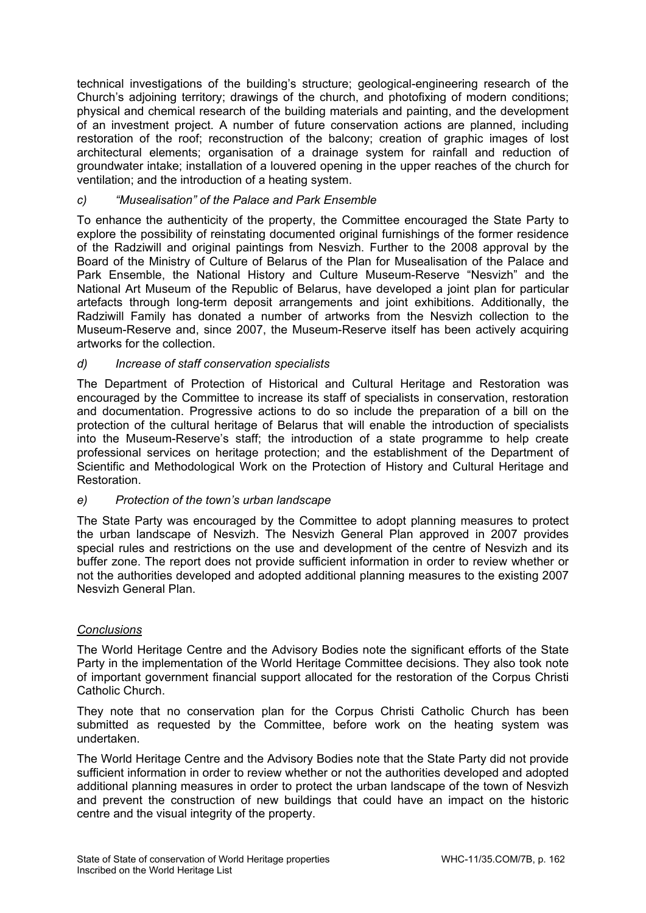technical investigations of the building's structure; geological-engineering research of the Church's adjoining territory; drawings of the church, and photofixing of modern conditions; physical and chemical research of the building materials and painting, and the development of an investment project. A number of future conservation actions are planned, including restoration of the roof; reconstruction of the balcony; creation of graphic images of lost architectural elements; organisation of a drainage system for rainfall and reduction of groundwater intake; installation of a louvered opening in the upper reaches of the church for ventilation; and the introduction of a heating system.

*c) "Musealisation" of the Palace and Park Ensemble*

To enhance the authenticity of the property, the Committee encouraged the State Party to explore the possibility of reinstating documented original furnishings of the former residence of the Radziwill and original paintings from Nesvizh. Further to the 2008 approval by the Board of the Ministry of Culture of Belarus of the Plan for Musealisation of the Palace and Park Ensemble, the National History and Culture Museum-Reserve "Nesvizh" and the National Art Museum of the Republic of Belarus, have developed a joint plan for particular artefacts through long-term deposit arrangements and joint exhibitions. Additionally, the Radziwill Family has donated a number of artworks from the Nesvizh collection to the Museum-Reserve and, since 2007, the Museum-Reserve itself has been actively acquiring artworks for the collection.

*d) Increase of staff conservation specialists*

The Department of Protection of Historical and Cultural Heritage and Restoration was encouraged by the Committee to increase its staff of specialists in conservation, restoration and documentation. Progressive actions to do so include the preparation of a bill on the protection of the cultural heritage of Belarus that will enable the introduction of specialists into the Museum-Reserve's staff; the introduction of a state programme to help create professional services on heritage protection; and the establishment of the Department of Scientific and Methodological Work on the Protection of History and Cultural Heritage and Restoration.

*e) Protection of the town's urban landscape*

The State Party was encouraged by the Committee to adopt planning measures to protect the urban landscape of Nesvizh. The Nesvizh General Plan approved in 2007 provides special rules and restrictions on the use and development of the centre of Nesvizh and its buffer zone. The report does not provide sufficient information in order to review whether or not the authorities developed and adopted additional planning measures to the existing 2007 Nesvizh General Plan.

*Conclusions*

The World Heritage Centre and the Advisory Bodies note the significant efforts of the State Party in the implementation of the World Heritage Committee decisions. They also took note of important government financial support allocated for the restoration of the Corpus Christi Catholic Church.

They note that no conservation plan for the Corpus Christi Catholic Church has been submitted as requested by the Committee, before work on the heating system was undertaken.

The World Heritage Centre and the Advisory Bodies note that the State Party did not provide sufficient information in order to review whether or not the authorities developed and adopted additional planning measures in order to protect the urban landscape of the town of Nesvizh and prevent the construction of new buildings that could have an impact on the historic centre and the visual integrity of the property.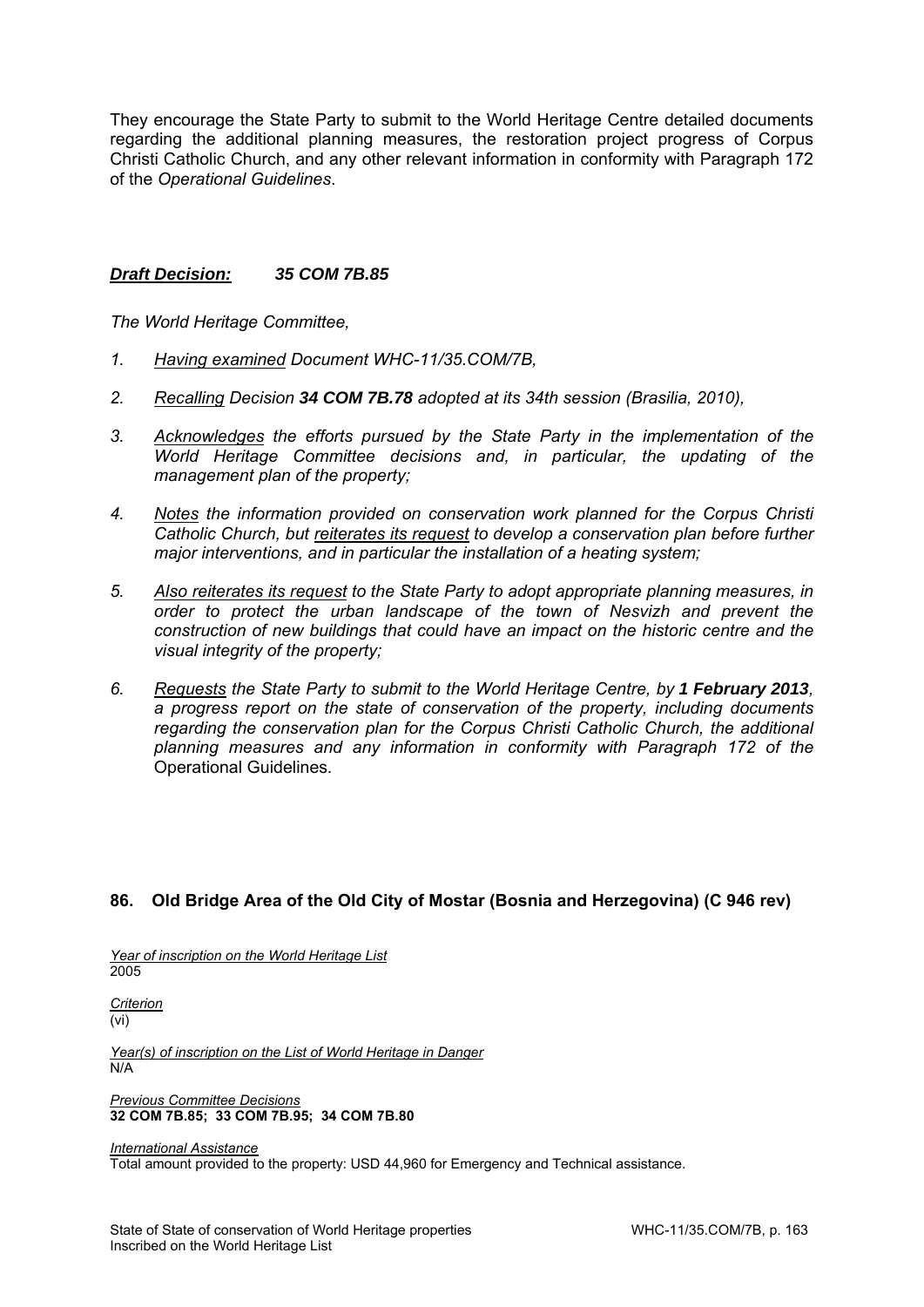They encourage the State Party to submit to the World Heritage Centre detailed documents regarding the additional planning measures, the restoration project progress of Corpus Christi Catholic Church, and any other relevant information in conformity with Paragraph 172 of the *Operational Guidelines*.

***Draft Decision:*** ***35 COM 7B.85***

*The World Heritage Committee,*

1. *Having examined Document WHC-11/35.COM/7B,*
2. *Recalling Decision **34 COM 7B.78** adopted at its 34th session (Brasilia, 2010),*
3. *Acknowledges the efforts pursued by the State Party in the implementation of the World Heritage Committee decisions and, in particular, the updating of the management plan of the property;*
4. *Notes the information provided on conservation work planned for the Corpus Christi Catholic Church, but reiterates its request to develop a conservation plan before further major interventions, and in particular the installation of a heating system;*
5. *Also reiterates its request to the State Party to adopt appropriate planning measures, in order to protect the urban landscape of the town of Nesvizh and prevent the construction of new buildings that could have an impact on the historic centre and the visual integrity of the property;*
6. *Requests the State Party to submit to the World Heritage Centre, by **1 February 2013**, a progress report on the state of conservation of the property, including documents regarding the conservation plan for the Corpus Christi Catholic Church, the additional planning measures and any information in conformity with Paragraph 172 of the* Operational Guidelines.

### 86. Old Bridge Area of the Old City of Mostar (Bosnia and Herzegovina) (C 946 rev)

*Year of inscription on the World Heritage List*
2005

*Criterion*
(vi)

*Year(s) of inscription on the List of World Heritage in Danger*
N/A

*Previous Committee Decisions*
**32 COM 7B.85; 33 COM 7B.95; 34 COM 7B.80**

*International Assistance*
Total amount provided to the property: USD 44,960 for Emergency and Technical assistance.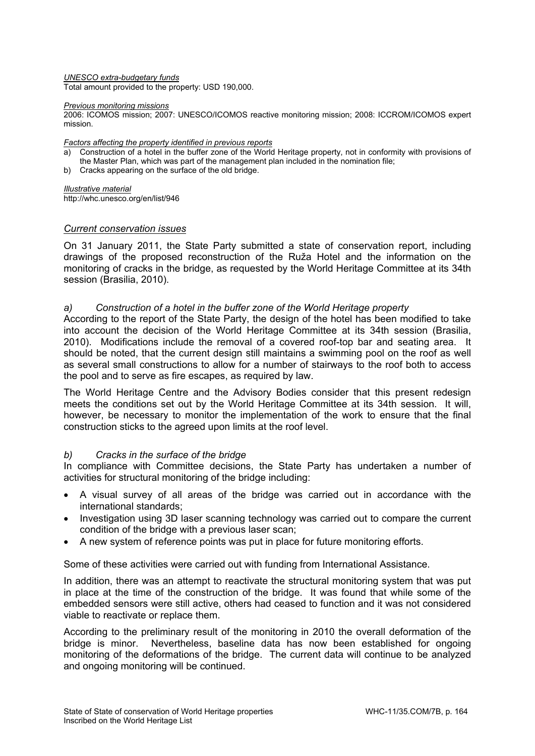*UNESCO extra-budgetary funds*
Total amount provided to the property: USD 190,000.

*Previous monitoring missions*
2006: ICOMOS mission; 2007: UNESCO/ICOMOS reactive monitoring mission; 2008: ICCROM/ICOMOS expert mission.

*Factors affecting the property identified in previous reports*

a) Construction of a hotel in the buffer zone of the World Heritage property, not in conformity with provisions of the Master Plan, which was part of the management plan included in the nomination file;
b) Cracks appearing on the surface of the old bridge.

*Illustrative material*
http://whc.unesco.org/en/list/946

## *Current conservation issues*

On 31 January 2011, the State Party submitted a state of conservation report, including drawings of the proposed reconstruction of the Ruža Hotel and the information on the monitoring of cracks in the bridge, as requested by the World Heritage Committee at its 34th session (Brasilia, 2010).

### *a) Construction of a hotel in the buffer zone of the World Heritage property*

According to the report of the State Party, the design of the hotel has been modified to take into account the decision of the World Heritage Committee at its 34th session (Brasilia, 2010). Modifications include the removal of a covered roof-top bar and seating area. It should be noted, that the current design still maintains a swimming pool on the roof as well as several small constructions to allow for a number of stairways to the roof both to access the pool and to serve as fire escapes, as required by law.

The World Heritage Centre and the Advisory Bodies consider that this present redesign meets the conditions set out by the World Heritage Committee at its 34th session. It will, however, be necessary to monitor the implementation of the work to ensure that the final construction sticks to the agreed upon limits at the roof level.

### *b) Cracks in the surface of the bridge*

In compliance with Committee decisions, the State Party has undertaken a number of activities for structural monitoring of the bridge including:

- A visual survey of all areas of the bridge was carried out in accordance with the international standards;
- Investigation using 3D laser scanning technology was carried out to compare the current condition of the bridge with a previous laser scan;
- A new system of reference points was put in place for future monitoring efforts.

Some of these activities were carried out with funding from International Assistance.

In addition, there was an attempt to reactivate the structural monitoring system that was put in place at the time of the construction of the bridge. It was found that while some of the embedded sensors were still active, others had ceased to function and it was not considered viable to reactivate or replace them.

According to the preliminary result of the monitoring in 2010 the overall deformation of the bridge is minor. Nevertheless, baseline data has now been established for ongoing monitoring of the deformations of the bridge. The current data will continue to be analyzed and ongoing monitoring will be continued.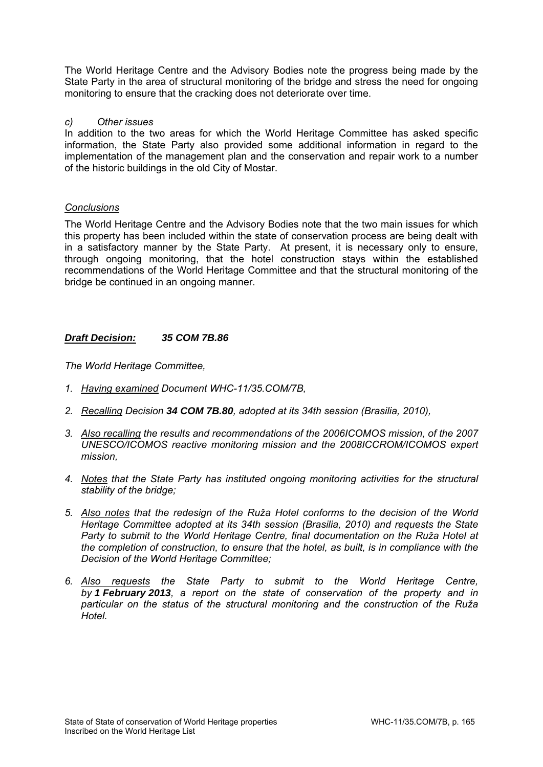The World Heritage Centre and the Advisory Bodies note the progress being made by the State Party in the area of structural monitoring of the bridge and stress the need for ongoing monitoring to ensure that the cracking does not deteriorate over time.

*c) Other issues*

In addition to the two areas for which the World Heritage Committee has asked specific information, the State Party also provided some additional information in regard to the implementation of the management plan and the conservation and repair work to a number of the historic buildings in the old City of Mostar.

*Conclusions*

The World Heritage Centre and the Advisory Bodies note that the two main issues for which this property has been included within the state of conservation process are being dealt with in a satisfactory manner by the State Party. At present, it is necessary only to ensure, through ongoing monitoring, that the hotel construction stays within the established recommendations of the World Heritage Committee and that the structural monitoring of the bridge be continued in an ongoing manner.

***Draft Decision: 35 COM 7B.86***

*The World Heritage Committee,*

1. *Having examined Document WHC-11/35.COM/7B,*
2. *Recalling Decision **34 COM 7B.80**, adopted at its 34th session (Brasilia, 2010),*
3. *Also recalling the results and recommendations of the 2006ICOMOS mission, of the 2007 UNESCO/ICOMOS reactive monitoring mission and the 2008ICCROM/ICOMOS expert mission,*
4. *Notes that the State Party has instituted ongoing monitoring activities for the structural stability of the bridge;*
5. *Also notes that the redesign of the Ruža Hotel conforms to the decision of the World Heritage Committee adopted at its 34th session (Brasilia, 2010) and requests the State Party to submit to the World Heritage Centre, final documentation on the Ruža Hotel at the completion of construction, to ensure that the hotel, as built, is in compliance with the Decision of the World Heritage Committee;*
6. *Also requests the State Party to submit to the World Heritage Centre, by **1 February 2013**, a report on the state of conservation of the property and in particular on the status of the structural monitoring and the construction of the Ruža Hotel.*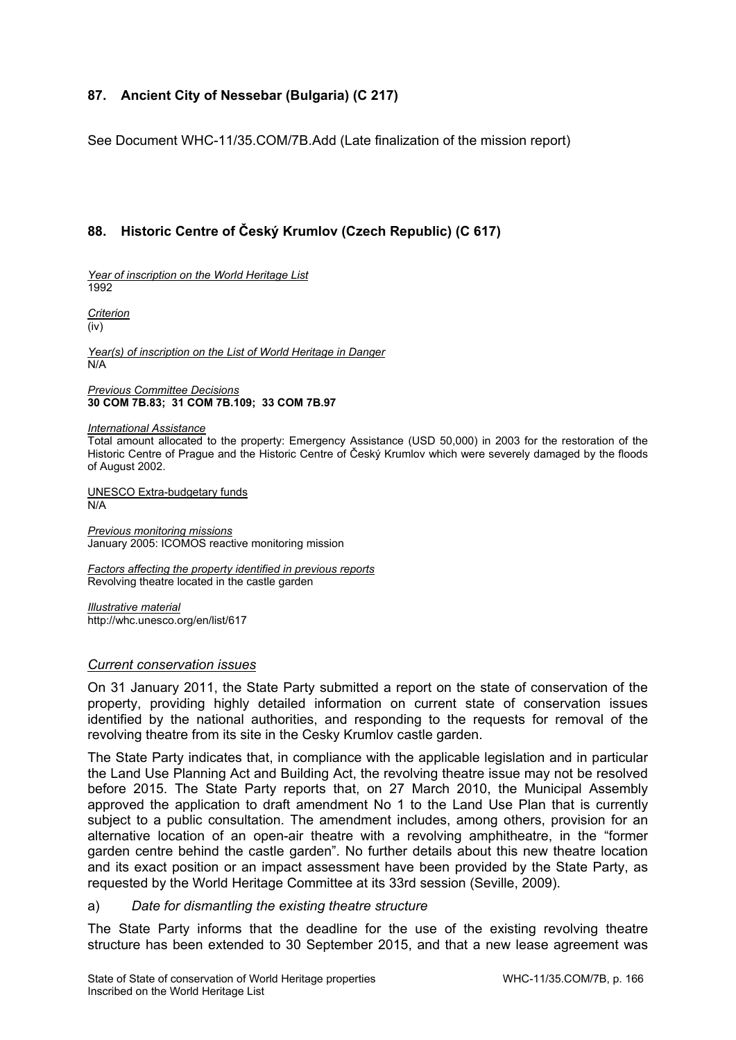## 87. Ancient City of Nessebar (Bulgaria) (C 217)

See Document WHC-11/35.COM/7B.Add (Late finalization of the mission report)

## 88. Historic Centre of Český Krumlov (Czech Republic) (C 617)

*Year of inscription on the World Heritage List*
1992

*Criterion*
(iv)

*Year(s) of inscription on the List of World Heritage in Danger*
N/A

*Previous Committee Decisions*
**30 COM 7B.83; 31 COM 7B.109; 33 COM 7B.97**

*International Assistance*
Total amount allocated to the property: Emergency Assistance (USD 50,000) in 2003 for the restoration of the Historic Centre of Prague and the Historic Centre of Český Krumlov which were severely damaged by the floods of August 2002.

UNESCO Extra-budgetary funds
N/A

*Previous monitoring missions*
January 2005: ICOMOS reactive monitoring mission

*Factors affecting the property identified in previous reports*
Revolving theatre located in the castle garden

*Illustrative material*
http://whc.unesco.org/en/list/617

### *Current conservation issues*

On 31 January 2011, the State Party submitted a report on the state of conservation of the property, providing highly detailed information on current state of conservation issues identified by the national authorities, and responding to the requests for removal of the revolving theatre from its site in the Cesky Krumlov castle garden.

The State Party indicates that, in compliance with the applicable legislation and in particular the Land Use Planning Act and Building Act, the revolving theatre issue may not be resolved before 2015. The State Party reports that, on 27 March 2010, the Municipal Assembly approved the application to draft amendment No 1 to the Land Use Plan that is currently subject to a public consultation. The amendment includes, among others, provision for an alternative location of an open-air theatre with a revolving amphitheatre, in the "former garden centre behind the castle garden". No further details about this new theatre location and its exact position or an impact assessment have been provided by the State Party, as requested by the World Heritage Committee at its 33rd session (Seville, 2009).

a) *Date for dismantling the existing theatre structure*

The State Party informs that the deadline for the use of the existing revolving theatre structure has been extended to 30 September 2015, and that a new lease agreement was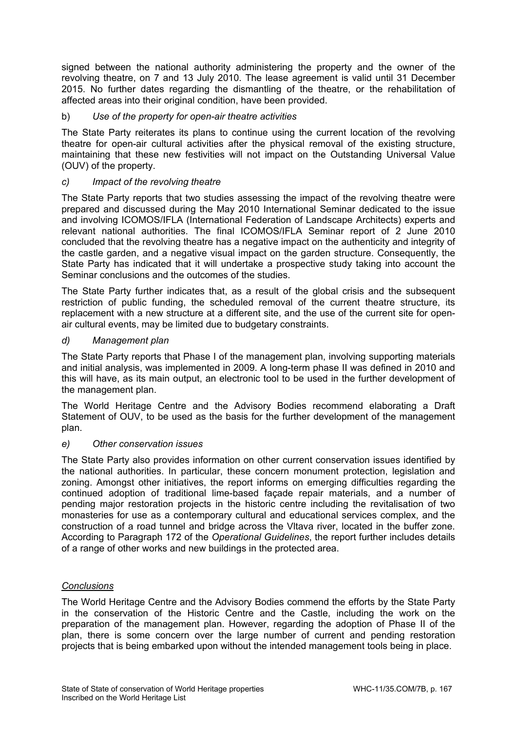signed between the national authority administering the property and the owner of the revolving theatre, on 7 and 13 July 2010. The lease agreement is valid until 31 December 2015. No further dates regarding the dismantling of the theatre, or the rehabilitation of affected areas into their original condition, have been provided.

b) *Use of the property for open-air theatre activities*

The State Party reiterates its plans to continue using the current location of the revolving theatre for open-air cultural activities after the physical removal of the existing structure, maintaining that these new festivities will not impact on the Outstanding Universal Value (OUV) of the property.

*c) Impact of the revolving theatre*

The State Party reports that two studies assessing the impact of the revolving theatre were prepared and discussed during the May 2010 International Seminar dedicated to the issue and involving ICOMOS/IFLA (International Federation of Landscape Architects) experts and relevant national authorities. The final ICOMOS/IFLA Seminar report of 2 June 2010 concluded that the revolving theatre has a negative impact on the authenticity and integrity of the castle garden, and a negative visual impact on the garden structure. Consequently, the State Party has indicated that it will undertake a prospective study taking into account the Seminar conclusions and the outcomes of the studies.

The State Party further indicates that, as a result of the global crisis and the subsequent restriction of public funding, the scheduled removal of the current theatre structure, its replacement with a new structure at a different site, and the use of the current site for open-air cultural events, may be limited due to budgetary constraints.

*d) Management plan*

The State Party reports that Phase I of the management plan, involving supporting materials and initial analysis, was implemented in 2009. A long-term phase II was defined in 2010 and this will have, as its main output, an electronic tool to be used in the further development of the management plan.

The World Heritage Centre and the Advisory Bodies recommend elaborating a Draft Statement of OUV, to be used as the basis for the further development of the management plan.

*e) Other conservation issues*

The State Party also provides information on other current conservation issues identified by the national authorities. In particular, these concern monument protection, legislation and zoning. Amongst other initiatives, the report informs on emerging difficulties regarding the continued adoption of traditional lime-based façade repair materials, and a number of pending major restoration projects in the historic centre including the revitalisation of two monasteries for use as a contemporary cultural and educational services complex, and the construction of a road tunnel and bridge across the Vltava river, located in the buffer zone. According to Paragraph 172 of the *Operational Guidelines*, the report further includes details of a range of other works and new buildings in the protected area.

*Conclusions*

The World Heritage Centre and the Advisory Bodies commend the efforts by the State Party in the conservation of the Historic Centre and the Castle, including the work on the preparation of the management plan. However, regarding the adoption of Phase II of the plan, there is some concern over the large number of current and pending restoration projects that is being embarked upon without the intended management tools being in place.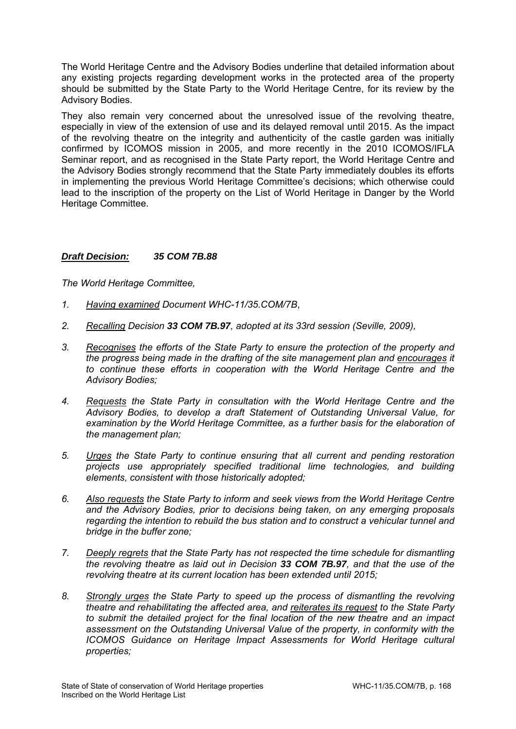The World Heritage Centre and the Advisory Bodies underline that detailed information about any existing projects regarding development works in the protected area of the property should be submitted by the State Party to the World Heritage Centre, for its review by the Advisory Bodies.

They also remain very concerned about the unresolved issue of the revolving theatre, especially in view of the extension of use and its delayed removal until 2015. As the impact of the revolving theatre on the integrity and authenticity of the castle garden was initially confirmed by ICOMOS mission in 2005, and more recently in the 2010 ICOMOS/IFLA Seminar report, and as recognised in the State Party report, the World Heritage Centre and the Advisory Bodies strongly recommend that the State Party immediately doubles its efforts in implementing the previous World Heritage Committee's decisions; which otherwise could lead to the inscription of the property on the List of World Heritage in Danger by the World Heritage Committee.

***Draft Decision: 35 COM 7B.88***

*The World Heritage Committee,*

1. *Having examined Document WHC-11/35.COM/7B,*
2. *Recalling Decision **33 COM 7B.97**, adopted at its 33rd session (Seville, 2009),*
3. *Recognises the efforts of the State Party to ensure the protection of the property and the progress being made in the drafting of the site management plan and encourages it to continue these efforts in cooperation with the World Heritage Centre and the Advisory Bodies;*
4. *Requests the State Party in consultation with the World Heritage Centre and the Advisory Bodies, to develop a draft Statement of Outstanding Universal Value, for examination by the World Heritage Committee, as a further basis for the elaboration of the management plan;*
5. *Urges the State Party to continue ensuring that all current and pending restoration projects use appropriately specified traditional lime technologies, and building elements, consistent with those historically adopted;*
6. *Also requests the State Party to inform and seek views from the World Heritage Centre and the Advisory Bodies, prior to decisions being taken, on any emerging proposals regarding the intention to rebuild the bus station and to construct a vehicular tunnel and bridge in the buffer zone;*
7. *Deeply regrets that the State Party has not respected the time schedule for dismantling the revolving theatre as laid out in Decision **33 COM 7B.97**, and that the use of the revolving theatre at its current location has been extended until 2015;*
8. *Strongly urges the State Party to speed up the process of dismantling the revolving theatre and rehabilitating the affected area, and reiterates its request to the State Party to submit the detailed project for the final location of the new theatre and an impact assessment on the Outstanding Universal Value of the property, in conformity with the ICOMOS Guidance on Heritage Impact Assessments for World Heritage cultural properties;*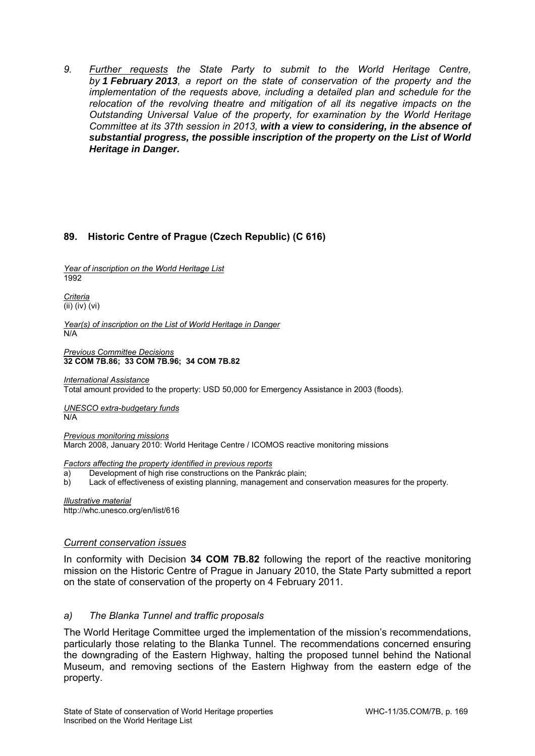*9. <u>Further requests</u> the State Party to submit to the World Heritage Centre, by **1 February 2013**, a report on the state of conservation of the property and the implementation of the requests above, including a detailed plan and schedule for the relocation of the revolving theatre and mitigation of all its negative impacts on the Outstanding Universal Value of the property, for examination by the World Heritage Committee at its 37th session in 2013, **with a view to considering, in the absence of substantial progress, the possible inscription of the property on the List of World Heritage in Danger.***

## 89. Historic Centre of Prague (Czech Republic) (C 616)

*<u>Year of inscription on the World Heritage List</u>*
1992

*<u>Criteria</u>*
(ii) (iv) (vi)

*<u>Year(s) of inscription on the List of World Heritage in Danger</u>*
N/A

*<u>Previous Committee Decisions</u>*
**32 COM 7B.86; 33 COM 7B.96; 34 COM 7B.82**

*<u>International Assistance</u>*
Total amount provided to the property: USD 50,000 for Emergency Assistance in 2003 (floods).

*<u>UNESCO extra-budgetary funds</u>*
N/A

*<u>Previous monitoring missions</u>*
March 2008, January 2010: World Heritage Centre / ICOMOS reactive monitoring missions

*<u>Factors affecting the property identified in previous reports</u>*

a) Development of high rise constructions on the Pankrác plain;
b) Lack of effectiveness of existing planning, management and conservation measures for the property.

*<u>Illustrative material</u>*
http://whc.unesco.org/en/list/616

### *Current conservation issues*

In conformity with Decision **34 COM 7B.82** following the report of the reactive monitoring mission on the Historic Centre of Prague in January 2010, the State Party submitted a report on the state of conservation of the property on 4 February 2011.

### *a) The Blanka Tunnel and traffic proposals*

The World Heritage Committee urged the implementation of the mission's recommendations, particularly those relating to the Blanka Tunnel. The recommendations concerned ensuring the downgrading of the Eastern Highway, halting the proposed tunnel behind the National Museum, and removing sections of the Eastern Highway from the eastern edge of the property.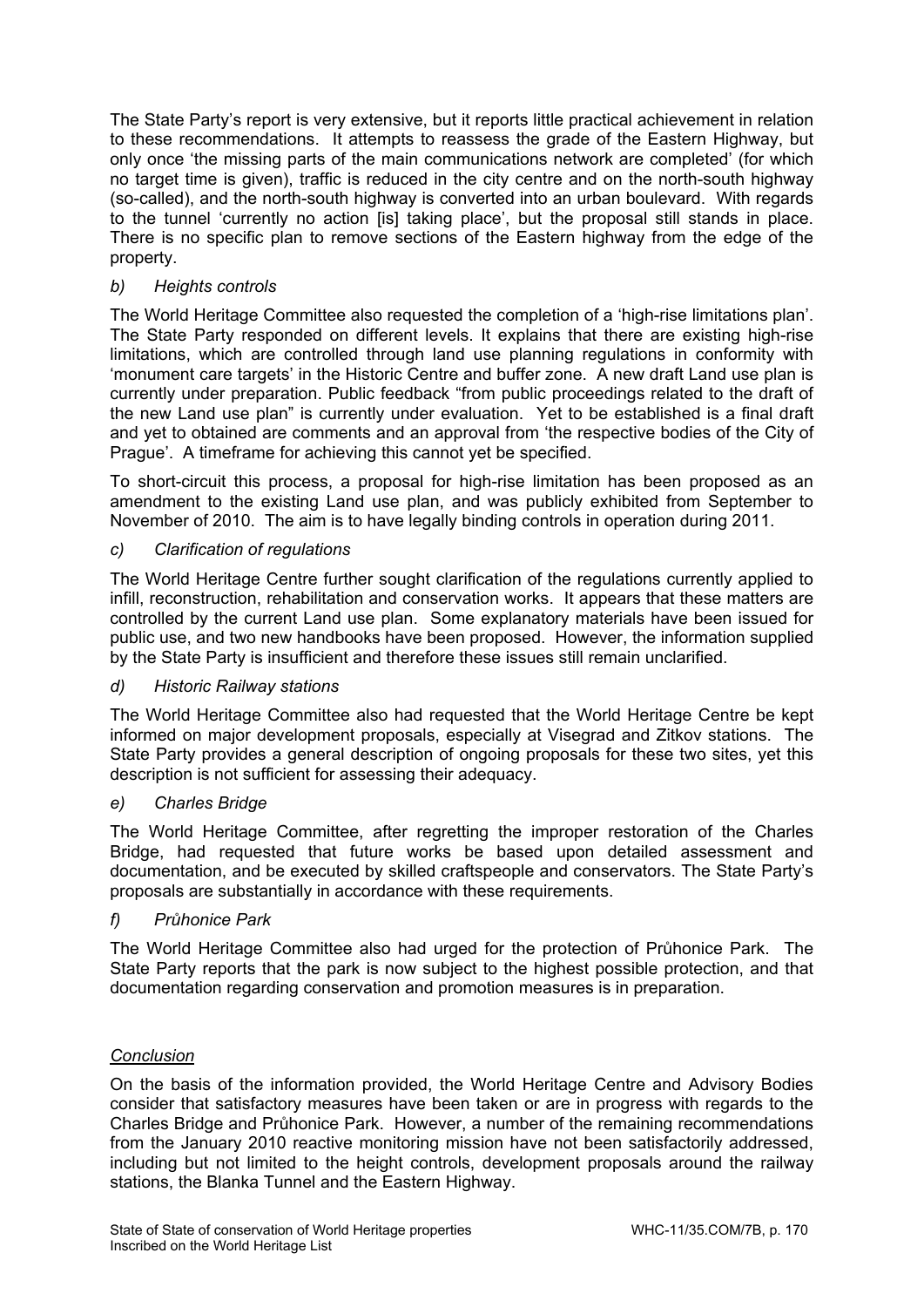The State Party's report is very extensive, but it reports little practical achievement in relation to these recommendations. It attempts to reassess the grade of the Eastern Highway, but only once 'the missing parts of the main communications network are completed' (for which no target time is given), traffic is reduced in the city centre and on the north-south highway (so-called), and the north-south highway is converted into an urban boulevard. With regards to the tunnel 'currently no action [is] taking place', but the proposal still stands in place. There is no specific plan to remove sections of the Eastern highway from the edge of the property.

*b) Heights controls*

The World Heritage Committee also requested the completion of a 'high-rise limitations plan'. The State Party responded on different levels. It explains that there are existing high-rise limitations, which are controlled through land use planning regulations in conformity with 'monument care targets' in the Historic Centre and buffer zone. A new draft Land use plan is currently under preparation. Public feedback "from public proceedings related to the draft of the new Land use plan" is currently under evaluation. Yet to be established is a final draft and yet to obtained are comments and an approval from 'the respective bodies of the City of Prague'. A timeframe for achieving this cannot yet be specified.

To short-circuit this process, a proposal for high-rise limitation has been proposed as an amendment to the existing Land use plan, and was publicly exhibited from September to November of 2010. The aim is to have legally binding controls in operation during 2011.

*c) Clarification of regulations*

The World Heritage Centre further sought clarification of the regulations currently applied to infill, reconstruction, rehabilitation and conservation works. It appears that these matters are controlled by the current Land use plan. Some explanatory materials have been issued for public use, and two new handbooks have been proposed. However, the information supplied by the State Party is insufficient and therefore these issues still remain unclarified.

*d) Historic Railway stations*

The World Heritage Committee also had requested that the World Heritage Centre be kept informed on major development proposals, especially at Visegrad and Zitkov stations. The State Party provides a general description of ongoing proposals for these two sites, yet this description is not sufficient for assessing their adequacy.

*e) Charles Bridge*

The World Heritage Committee, after regretting the improper restoration of the Charles Bridge, had requested that future works be based upon detailed assessment and documentation, and be executed by skilled craftspeople and conservators. The State Party's proposals are substantially in accordance with these requirements.

*f) Průhonice Park*

The World Heritage Committee also had urged for the protection of Průhonice Park. The State Party reports that the park is now subject to the highest possible protection, and that documentation regarding conservation and promotion measures is in preparation.

*Conclusion*

On the basis of the information provided, the World Heritage Centre and Advisory Bodies consider that satisfactory measures have been taken or are in progress with regards to the Charles Bridge and Průhonice Park. However, a number of the remaining recommendations from the January 2010 reactive monitoring mission have not been satisfactorily addressed, including but not limited to the height controls, development proposals around the railway stations, the Blanka Tunnel and the Eastern Highway.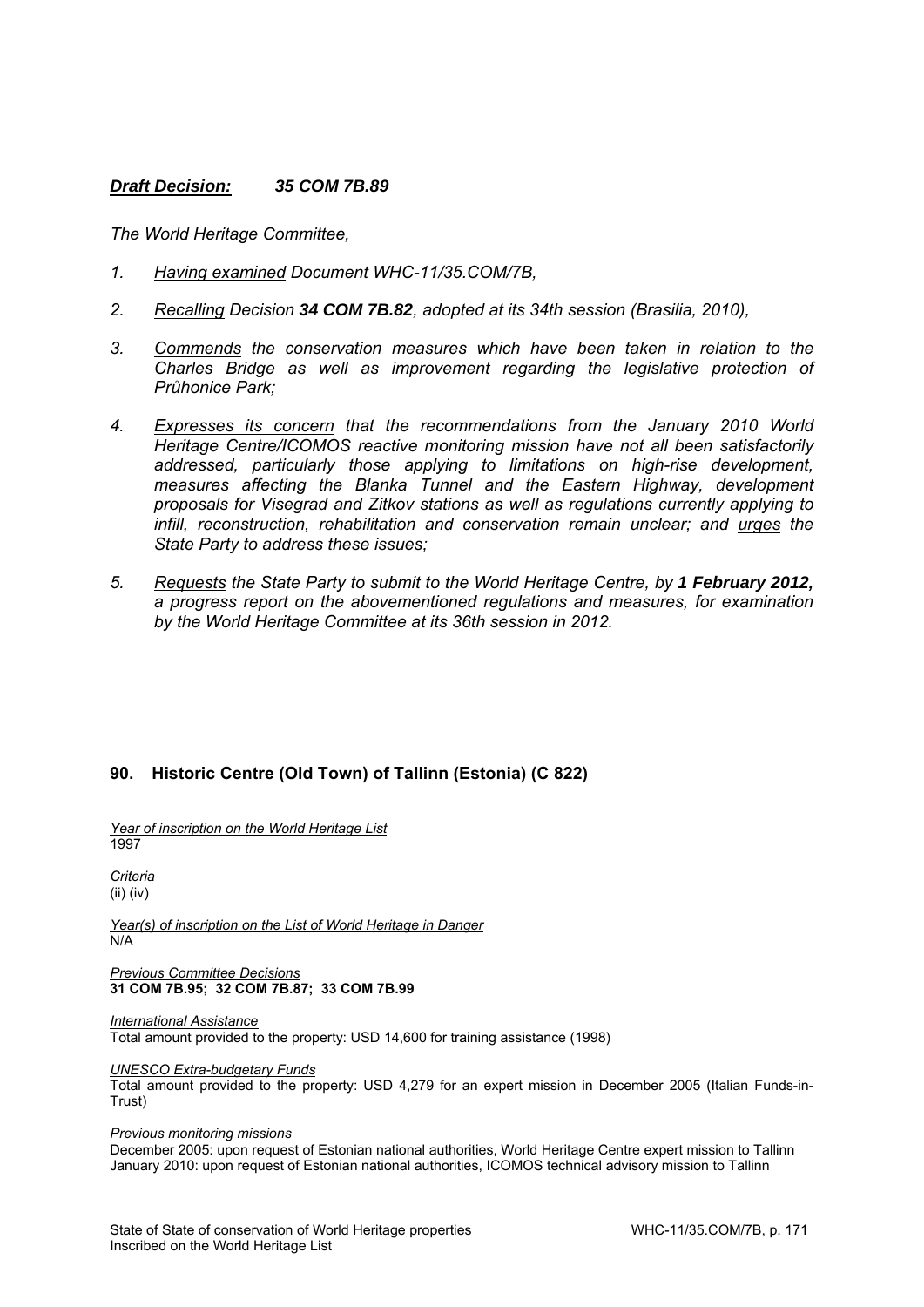***Draft Decision: 35 COM 7B.89***

*The World Heritage Committee,*

1. *Having examined Document WHC-11/35.COM/7B,*

2. *Recalling Decision **34 COM 7B.82**, adopted at its 34th session (Brasilia, 2010),*

3. *Commends the conservation measures which have been taken in relation to the Charles Bridge as well as improvement regarding the legislative protection of Průhonice Park;*

4. *Expresses its concern that the recommendations from the January 2010 World Heritage Centre/ICOMOS reactive monitoring mission have not all been satisfactorily addressed, particularly those applying to limitations on high-rise development, measures affecting the Blanka Tunnel and the Eastern Highway, development proposals for Visegrad and Zitkov stations as well as regulations currently applying to infill, reconstruction, rehabilitation and conservation remain unclear; and urges the State Party to address these issues;*

5. *Requests the State Party to submit to the World Heritage Centre, by **1 February 2012,** a progress report on the abovementioned regulations and measures, for examination by the World Heritage Committee at its 36th session in 2012.*

## 90. Historic Centre (Old Town) of Tallinn (Estonia) (C 822)

*Year of inscription on the World Heritage List*
1997

*Criteria*
(ii) (iv)

*Year(s) of inscription on the List of World Heritage in Danger*
N/A

*Previous Committee Decisions*
**31 COM 7B.95; 32 COM 7B.87; 33 COM 7B.99**

*International Assistance*
Total amount provided to the property: USD 14,600 for training assistance (1998)

*UNESCO Extra-budgetary Funds*
Total amount provided to the property: USD 4,279 for an expert mission in December 2005 (Italian Funds-in-Trust)

*Previous monitoring missions*
December 2005: upon request of Estonian national authorities, World Heritage Centre expert mission to Tallinn
January 2010: upon request of Estonian national authorities, ICOMOS technical advisory mission to Tallinn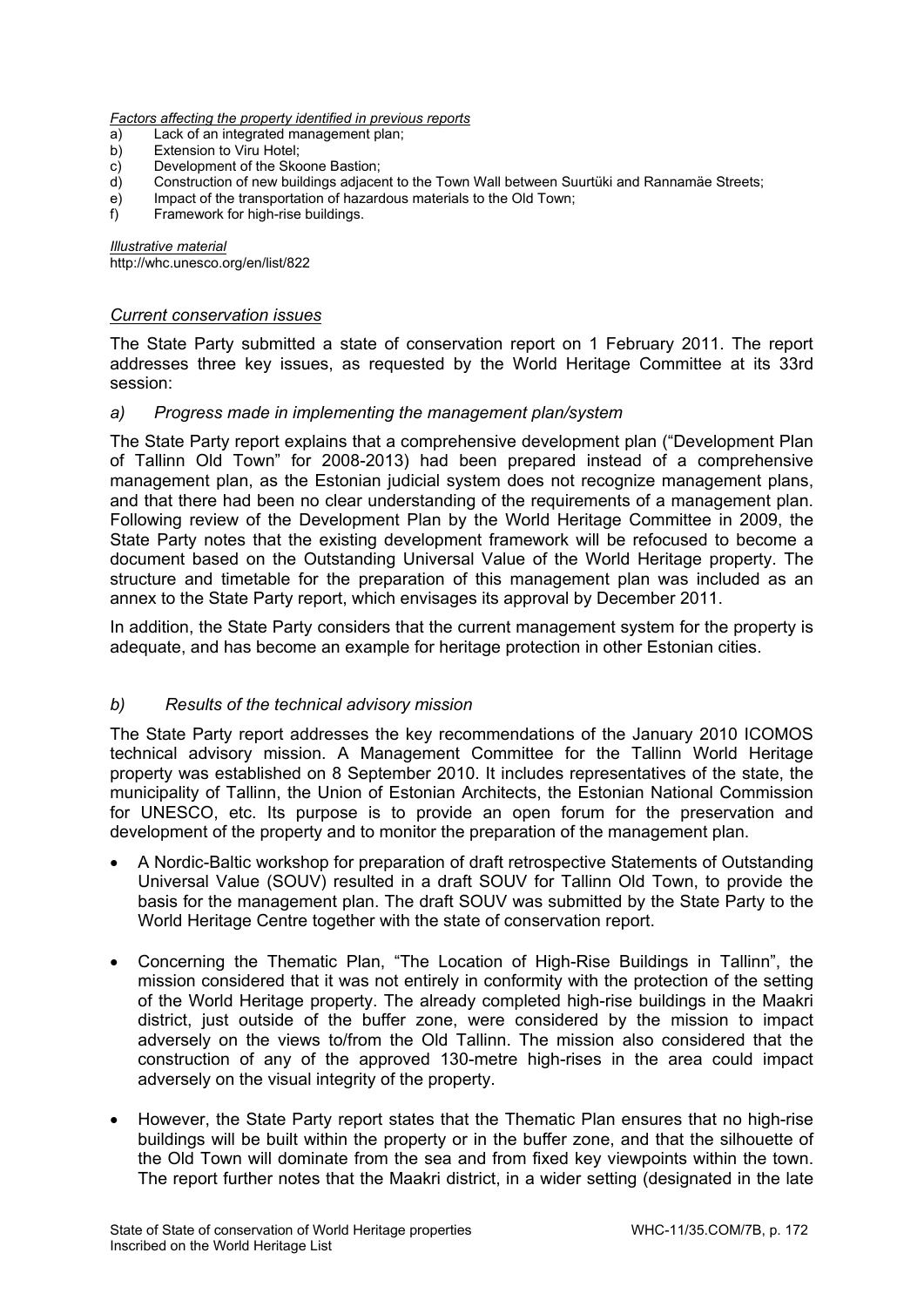*Factors affecting the property identified in previous reports*

a) Lack of an integrated management plan;
b) Extension to Viru Hotel;
c) Development of the Skoone Bastion;
d) Construction of new buildings adjacent to the Town Wall between Suurtüki and Rannamäe Streets;
e) Impact of the transportation of hazardous materials to the Old Town;
f) Framework for high-rise buildings.

*Illustrative material*

http://whc.unesco.org/en/list/822

## *Current conservation issues*

The State Party submitted a state of conservation report on 1 February 2011. The report addresses three key issues, as requested by the World Heritage Committee at its 33rd session:

### *a) Progress made in implementing the management plan/system*

The State Party report explains that a comprehensive development plan ("Development Plan of Tallinn Old Town" for 2008-2013) had been prepared instead of a comprehensive management plan, as the Estonian judicial system does not recognize management plans, and that there had been no clear understanding of the requirements of a management plan. Following review of the Development Plan by the World Heritage Committee in 2009, the State Party notes that the existing development framework will be refocused to become a document based on the Outstanding Universal Value of the World Heritage property. The structure and timetable for the preparation of this management plan was included as an annex to the State Party report, which envisages its approval by December 2011.

In addition, the State Party considers that the current management system for the property is adequate, and has become an example for heritage protection in other Estonian cities.

### *b) Results of the technical advisory mission*

The State Party report addresses the key recommendations of the January 2010 ICOMOS technical advisory mission. A Management Committee for the Tallinn World Heritage property was established on 8 September 2010. It includes representatives of the state, the municipality of Tallinn, the Union of Estonian Architects, the Estonian National Commission for UNESCO, etc. Its purpose is to provide an open forum for the preservation and development of the property and to monitor the preparation of the management plan.

- A Nordic-Baltic workshop for preparation of draft retrospective Statements of Outstanding Universal Value (SOUV) resulted in a draft SOUV for Tallinn Old Town, to provide the basis for the management plan. The draft SOUV was submitted by the State Party to the World Heritage Centre together with the state of conservation report.
- Concerning the Thematic Plan, "The Location of High-Rise Buildings in Tallinn", the mission considered that it was not entirely in conformity with the protection of the setting of the World Heritage property. The already completed high-rise buildings in the Maakri district, just outside of the buffer zone, were considered by the mission to impact adversely on the views to/from the Old Tallinn. The mission also considered that the construction of any of the approved 130-metre high-rises in the area could impact adversely on the visual integrity of the property.
- However, the State Party report states that the Thematic Plan ensures that no high-rise buildings will be built within the property or in the buffer zone, and that the silhouette of the Old Town will dominate from the sea and from fixed key viewpoints within the town. The report further notes that the Maakri district, in a wider setting (designated in the late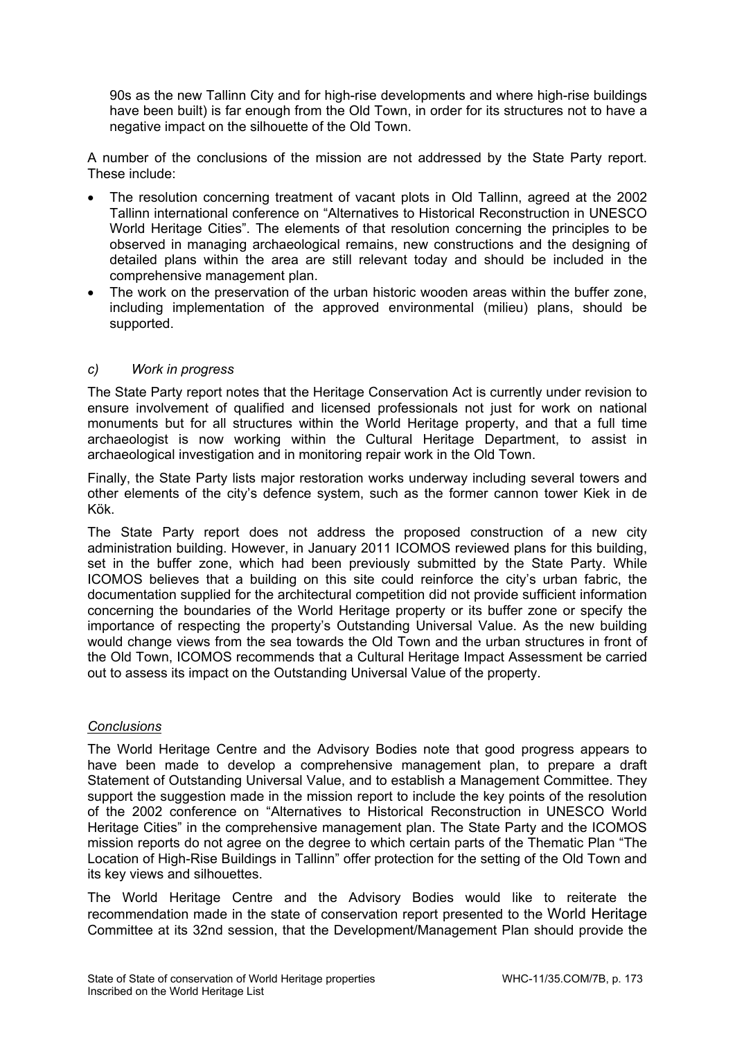90s as the new Tallinn City and for high-rise developments and where high-rise buildings have been built) is far enough from the Old Town, in order for its structures not to have a negative impact on the silhouette of the Old Town.

A number of the conclusions of the mission are not addressed by the State Party report. These include:

- The resolution concerning treatment of vacant plots in Old Tallinn, agreed at the 2002 Tallinn international conference on "Alternatives to Historical Reconstruction in UNESCO World Heritage Cities". The elements of that resolution concerning the principles to be observed in managing archaeological remains, new constructions and the designing of detailed plans within the area are still relevant today and should be included in the comprehensive management plan.
- The work on the preservation of the urban historic wooden areas within the buffer zone, including implementation of the approved environmental (milieu) plans, should be supported.

*c) Work in progress*

The State Party report notes that the Heritage Conservation Act is currently under revision to ensure involvement of qualified and licensed professionals not just for work on national monuments but for all structures within the World Heritage property, and that a full time archaeologist is now working within the Cultural Heritage Department, to assist in archaeological investigation and in monitoring repair work in the Old Town.

Finally, the State Party lists major restoration works underway including several towers and other elements of the city's defence system, such as the former cannon tower Kiek in de Kök.

The State Party report does not address the proposed construction of a new city administration building. However, in January 2011 ICOMOS reviewed plans for this building, set in the buffer zone, which had been previously submitted by the State Party. While ICOMOS believes that a building on this site could reinforce the city's urban fabric, the documentation supplied for the architectural competition did not provide sufficient information concerning the boundaries of the World Heritage property or its buffer zone or specify the importance of respecting the property's Outstanding Universal Value. As the new building would change views from the sea towards the Old Town and the urban structures in front of the Old Town, ICOMOS recommends that a Cultural Heritage Impact Assessment be carried out to assess its impact on the Outstanding Universal Value of the property.

*Conclusions*

The World Heritage Centre and the Advisory Bodies note that good progress appears to have been made to develop a comprehensive management plan, to prepare a draft Statement of Outstanding Universal Value, and to establish a Management Committee. They support the suggestion made in the mission report to include the key points of the resolution of the 2002 conference on "Alternatives to Historical Reconstruction in UNESCO World Heritage Cities" in the comprehensive management plan. The State Party and the ICOMOS mission reports do not agree on the degree to which certain parts of the Thematic Plan "The Location of High-Rise Buildings in Tallinn" offer protection for the setting of the Old Town and its key views and silhouettes.

The World Heritage Centre and the Advisory Bodies would like to reiterate the recommendation made in the state of conservation report presented to the World Heritage Committee at its 32nd session, that the Development/Management Plan should provide the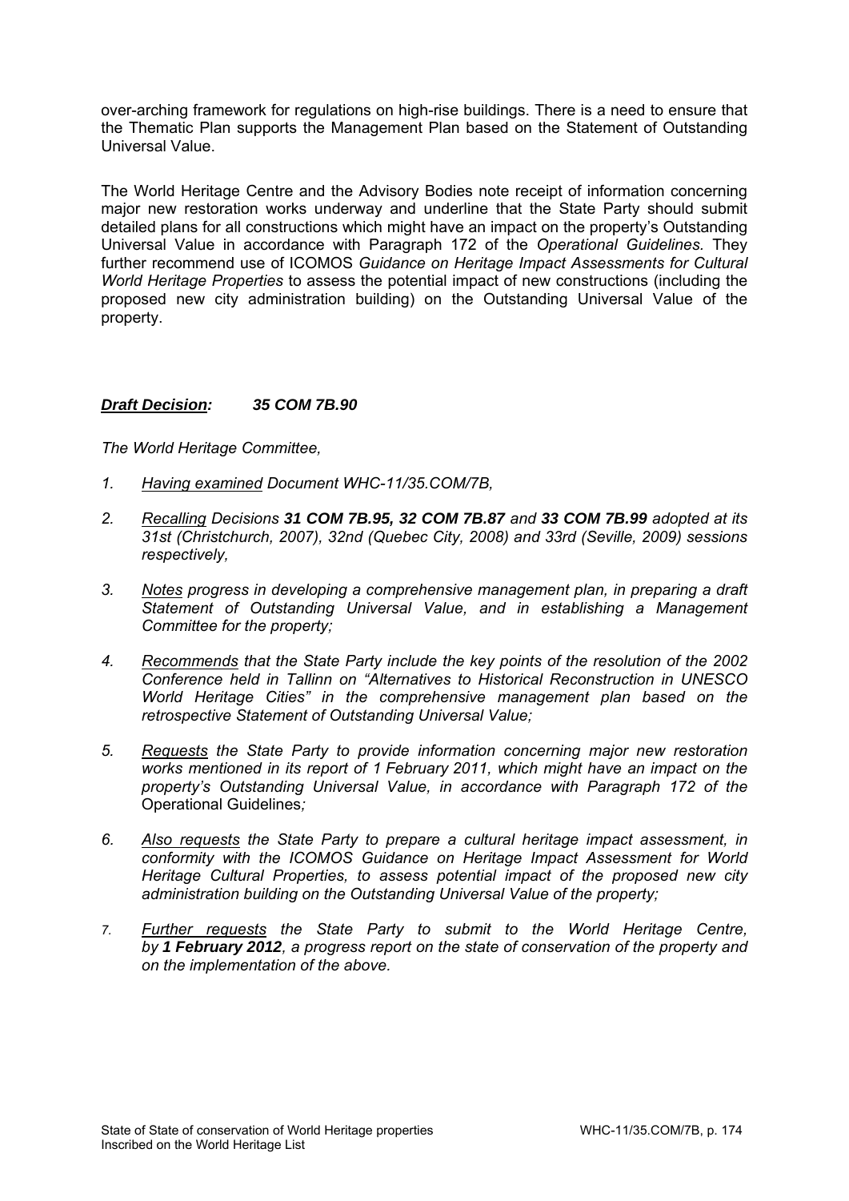over-arching framework for regulations on high-rise buildings. There is a need to ensure that the Thematic Plan supports the Management Plan based on the Statement of Outstanding Universal Value.

The World Heritage Centre and the Advisory Bodies note receipt of information concerning major new restoration works underway and underline that the State Party should submit detailed plans for all constructions which might have an impact on the property's Outstanding Universal Value in accordance with Paragraph 172 of the *Operational Guidelines.* They further recommend use of ICOMOS *Guidance on Heritage Impact Assessments for Cultural World Heritage Properties* to assess the potential impact of new constructions (including the proposed new city administration building) on the Outstanding Universal Value of the property.

***Draft Decision:*** ***35 COM 7B.90***

*The World Heritage Committee,*

1. *Having examined Document WHC-11/35.COM/7B,*
2. *Recalling Decisions **31 COM 7B.95, 32 COM 7B.87** and **33 COM 7B.99** adopted at its 31st (Christchurch, 2007), 32nd (Quebec City, 2008) and 33rd (Seville, 2009) sessions respectively,*
3. *Notes progress in developing a comprehensive management plan, in preparing a draft Statement of Outstanding Universal Value, and in establishing a Management Committee for the property;*
4. *Recommends that the State Party include the key points of the resolution of the 2002 Conference held in Tallinn on "Alternatives to Historical Reconstruction in UNESCO World Heritage Cities" in the comprehensive management plan based on the retrospective Statement of Outstanding Universal Value;*
5. *Requests the State Party to provide information concerning major new restoration works mentioned in its report of 1 February 2011, which might have an impact on the property's Outstanding Universal Value, in accordance with Paragraph 172 of the* Operational Guidelines*;*
6. *Also requests the State Party to prepare a cultural heritage impact assessment, in conformity with the ICOMOS Guidance on Heritage Impact Assessment for World Heritage Cultural Properties, to assess potential impact of the proposed new city administration building on the Outstanding Universal Value of the property;*
7. *Further requests the State Party to submit to the World Heritage Centre, by **1 February 2012**, a progress report on the state of conservation of the property and on the implementation of the above.*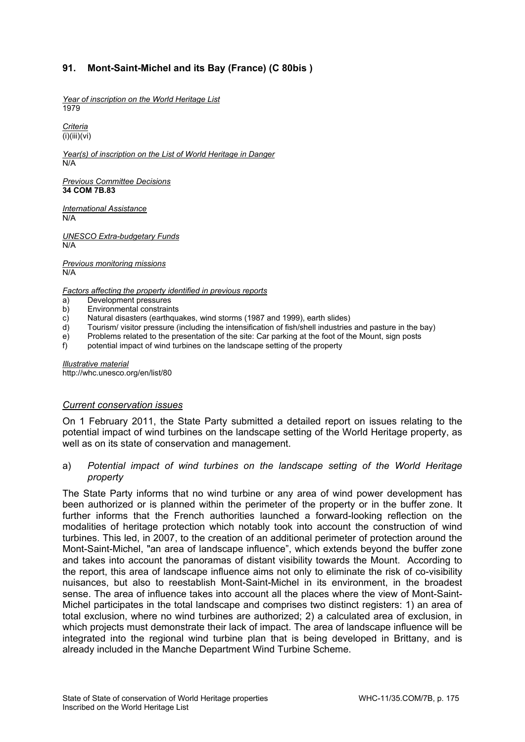### 91. Mont-Saint-Michel and its Bay (France) (C 80bis )

*Year of inscription on the World Heritage List*
1979

*Criteria*
(i)(iii)(vi)

*Year(s) of inscription on the List of World Heritage in Danger*
N/A

*Previous Committee Decisions*
**34 COM 7B.83**

*International Assistance*
N/A

*UNESCO Extra-budgetary Funds*
N/A

*Previous monitoring missions*
N/A

*Factors affecting the property identified in previous reports*

a) Development pressures
b) Environmental constraints
c) Natural disasters (earthquakes, wind storms (1987 and 1999), earth slides)
d) Tourism/ visitor pressure (including the intensification of fish/shell industries and pasture in the bay)
e) Problems related to the presentation of the site: Car parking at the foot of the Mount, sign posts
f) potential impact of wind turbines on the landscape setting of the property

*Illustrative material*
http://whc.unesco.org/en/list/80

#### *Current conservation issues*

On 1 February 2011, the State Party submitted a detailed report on issues relating to the potential impact of wind turbines on the landscape setting of the World Heritage property, as well as on its state of conservation and management.

a) *Potential impact of wind turbines on the landscape setting of the World Heritage property*

The State Party informs that no wind turbine or any area of wind power development has been authorized or is planned within the perimeter of the property or in the buffer zone. It further informs that the French authorities launched a forward-looking reflection on the modalities of heritage protection which notably took into account the construction of wind turbines. This led, in 2007, to the creation of an additional perimeter of protection around the Mont-Saint-Michel, "an area of landscape influence", which extends beyond the buffer zone and takes into account the panoramas of distant visibility towards the Mount. According to the report, this area of landscape influence aims not only to eliminate the risk of co-visibility nuisances, but also to reestablish Mont-Saint-Michel in its environment, in the broadest sense. The area of influence takes into account all the places where the view of Mont-Saint-Michel participates in the total landscape and comprises two distinct registers: 1) an area of total exclusion, where no wind turbines are authorized; 2) a calculated area of exclusion, in which projects must demonstrate their lack of impact. The area of landscape influence will be integrated into the regional wind turbine plan that is being developed in Brittany, and is already included in the Manche Department Wind Turbine Scheme.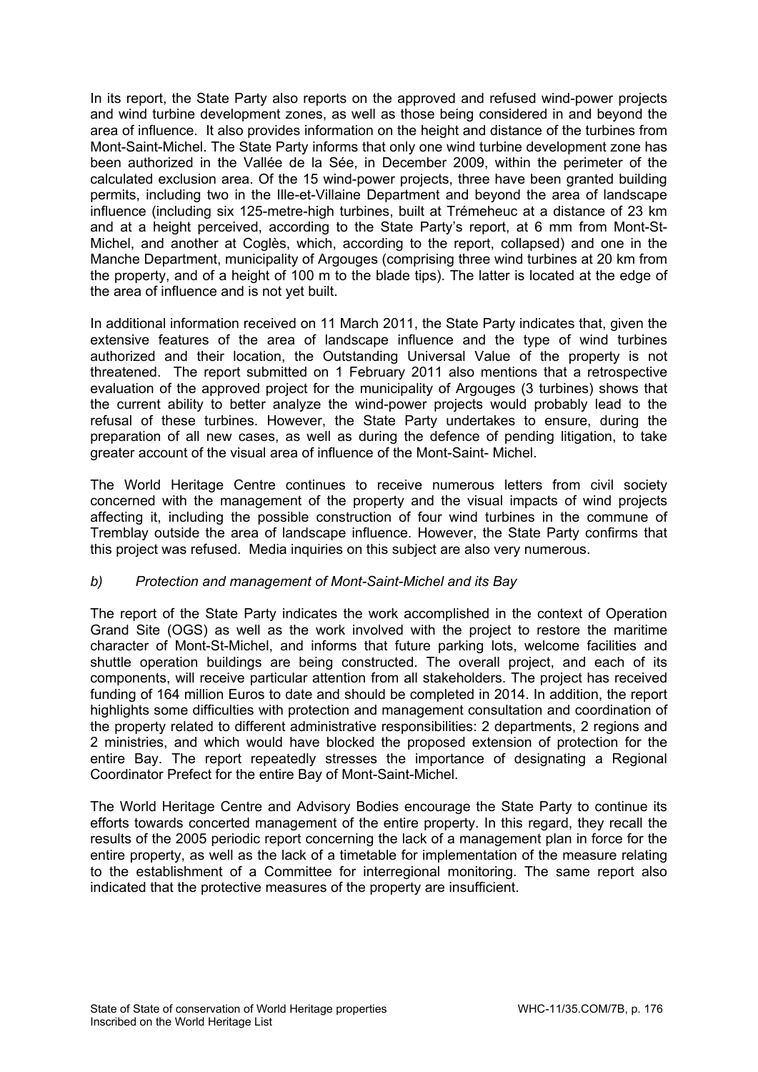In its report, the State Party also reports on the approved and refused wind-power projects and wind turbine development zones, as well as those being considered in and beyond the area of influence. It also provides information on the height and distance of the turbines from Mont-Saint-Michel. The State Party informs that only one wind turbine development zone has been authorized in the Vallée de la Sée, in December 2009, within the perimeter of the calculated exclusion area. Of the 15 wind-power projects, three have been granted building permits, including two in the Ille-et-Villaine Department and beyond the area of landscape influence (including six 125-metre-high turbines, built at Trémeheuc at a distance of 23 km and at a height perceived, according to the State Party's report, at 6 mm from Mont-St-Michel, and another at Coglès, which, according to the report, collapsed) and one in the Manche Department, municipality of Argouges (comprising three wind turbines at 20 km from the property, and of a height of 100 m to the blade tips). The latter is located at the edge of the area of influence and is not yet built.

In additional information received on 11 March 2011, the State Party indicates that, given the extensive features of the area of landscape influence and the type of wind turbines authorized and their location, the Outstanding Universal Value of the property is not threatened. The report submitted on 1 February 2011 also mentions that a retrospective evaluation of the approved project for the municipality of Argouges (3 turbines) shows that the current ability to better analyze the wind-power projects would probably lead to the refusal of these turbines. However, the State Party undertakes to ensure, during the preparation of all new cases, as well as during the defence of pending litigation, to take greater account of the visual area of influence of the Mont-Saint- Michel.

The World Heritage Centre continues to receive numerous letters from civil society concerned with the management of the property and the visual impacts of wind projects affecting it, including the possible construction of four wind turbines in the commune of Tremblay outside the area of landscape influence. However, the State Party confirms that this project was refused. Media inquiries on this subject are also very numerous.

*b) Protection and management of Mont-Saint-Michel and its Bay*

The report of the State Party indicates the work accomplished in the context of Operation Grand Site (OGS) as well as the work involved with the project to restore the maritime character of Mont-St-Michel, and informs that future parking lots, welcome facilities and shuttle operation buildings are being constructed. The overall project, and each of its components, will receive particular attention from all stakeholders. The project has received funding of 164 million Euros to date and should be completed in 2014. In addition, the report highlights some difficulties with protection and management consultation and coordination of the property related to different administrative responsibilities: 2 departments, 2 regions and 2 ministries, and which would have blocked the proposed extension of protection for the entire Bay. The report repeatedly stresses the importance of designating a Regional Coordinator Prefect for the entire Bay of Mont-Saint-Michel.

The World Heritage Centre and Advisory Bodies encourage the State Party to continue its efforts towards concerted management of the entire property. In this regard, they recall the results of the 2005 periodic report concerning the lack of a management plan in force for the entire property, as well as the lack of a timetable for implementation of the measure relating to the establishment of a Committee for interregional monitoring. The same report also indicated that the protective measures of the property are insufficient.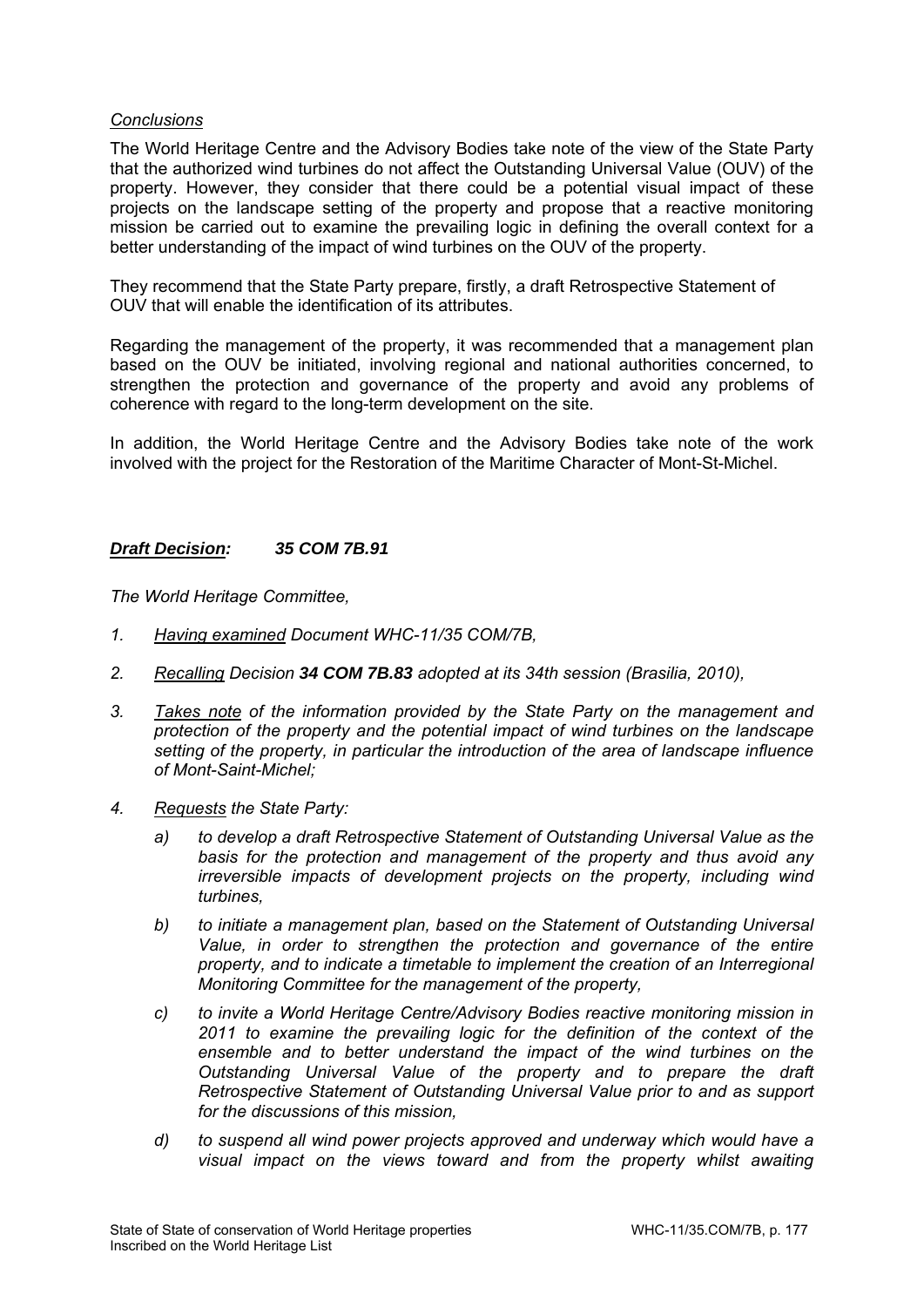*Conclusions*

The World Heritage Centre and the Advisory Bodies take note of the view of the State Party that the authorized wind turbines do not affect the Outstanding Universal Value (OUV) of the property. However, they consider that there could be a potential visual impact of these projects on the landscape setting of the property and propose that a reactive monitoring mission be carried out to examine the prevailing logic in defining the overall context for a better understanding of the impact of wind turbines on the OUV of the property.

They recommend that the State Party prepare, firstly, a draft Retrospective Statement of OUV that will enable the identification of its attributes.

Regarding the management of the property, it was recommended that a management plan based on the OUV be initiated, involving regional and national authorities concerned, to strengthen the protection and governance of the property and avoid any problems of coherence with regard to the long-term development on the site.

In addition, the World Heritage Centre and the Advisory Bodies take note of the work involved with the project for the Restoration of the Maritime Character of Mont-St-Michel.

***Draft Decision:*** ***35 COM 7B.91***

*The World Heritage Committee,*

1. *Having examined Document WHC-11/35 COM/7B,*
2. *Recalling Decision **34 COM 7B.83** adopted at its 34th session (Brasilia, 2010),*
3. *Takes note of the information provided by the State Party on the management and protection of the property and the potential impact of wind turbines on the landscape setting of the property, in particular the introduction of the area of landscape influence of Mont-Saint-Michel;*
4. *Requests the State Party:*
   a) *to develop a draft Retrospective Statement of Outstanding Universal Value as the basis for the protection and management of the property and thus avoid any irreversible impacts of development projects on the property, including wind turbines,*
   b) *to initiate a management plan, based on the Statement of Outstanding Universal Value, in order to strengthen the protection and governance of the entire property, and to indicate a timetable to implement the creation of an Interregional Monitoring Committee for the management of the property,*
   c) *to invite a World Heritage Centre/Advisory Bodies reactive monitoring mission in 2011 to examine the prevailing logic for the definition of the context of the ensemble and to better understand the impact of the wind turbines on the Outstanding Universal Value of the property and to prepare the draft Retrospective Statement of Outstanding Universal Value prior to and as support for the discussions of this mission,*
   d) *to suspend all wind power projects approved and underway which would have a visual impact on the views toward and from the property whilst awaiting*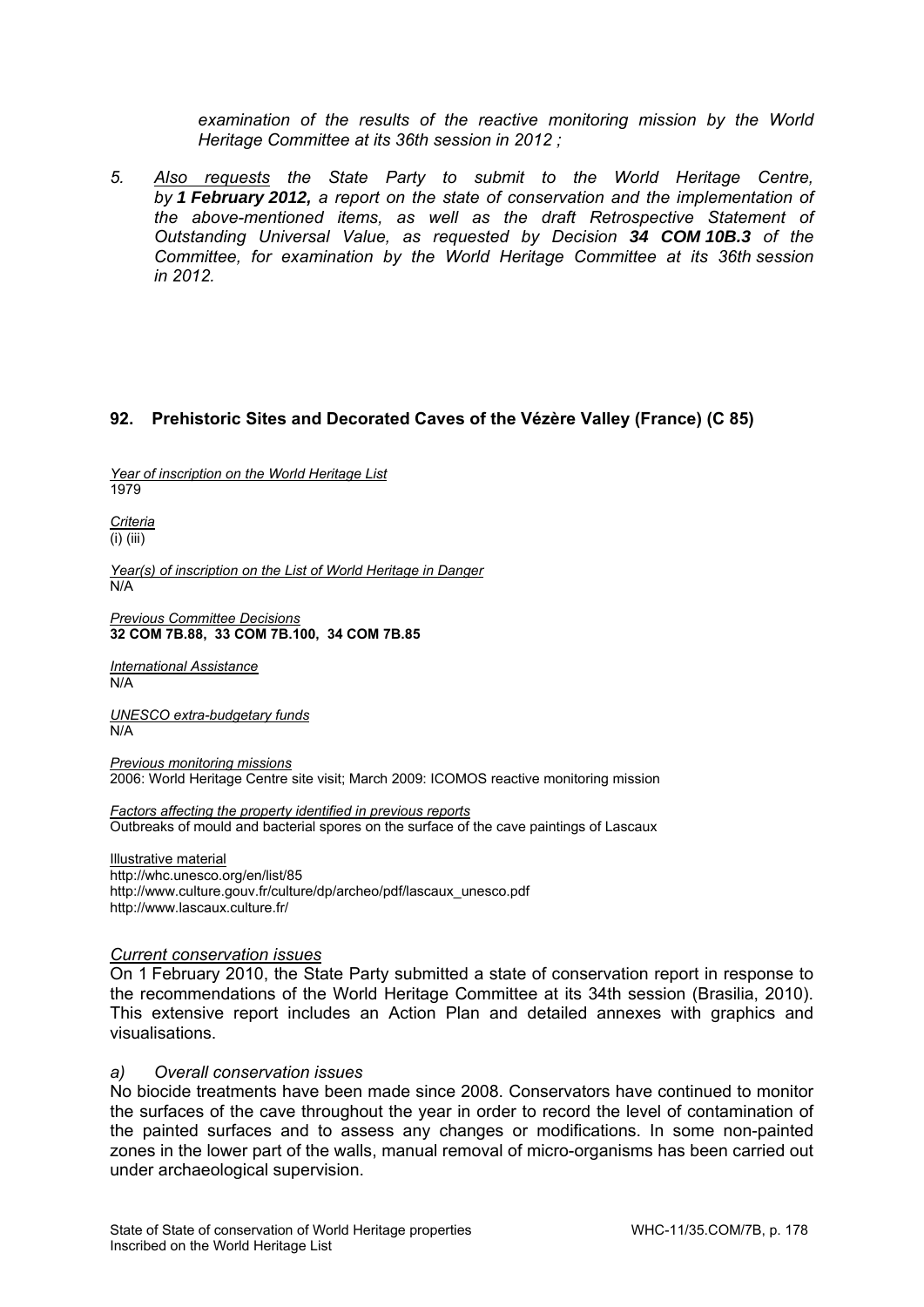*examination of the results of the reactive monitoring mission by the World Heritage Committee at its 36th session in 2012 ;*

5. *Also requests the State Party to submit to the World Heritage Centre, by **1 February 2012,** a report on the state of conservation and the implementation of the above-mentioned items, as well as the draft Retrospective Statement of Outstanding Universal Value, as requested by Decision **34 COM 10B.3** of the Committee, for examination by the World Heritage Committee at its 36th session in 2012.*

## 92. Prehistoric Sites and Decorated Caves of the Vézère Valley (France) (C 85)

*Year of inscription on the World Heritage List*
1979

*Criteria*
(i) (iii)

*Year(s) of inscription on the List of World Heritage in Danger*
N/A

*Previous Committee Decisions*
**32 COM 7B.88, 33 COM 7B.100, 34 COM 7B.85**

*International Assistance*
N/A

*UNESCO extra-budgetary funds*
N/A

*Previous monitoring missions*
2006: World Heritage Centre site visit; March 2009: ICOMOS reactive monitoring mission

*Factors affecting the property identified in previous reports*
Outbreaks of mould and bacterial spores on the surface of the cave paintings of Lascaux

Illustrative material
http://whc.unesco.org/en/list/85
http://www.culture.gouv.fr/culture/dp/archeo/pdf/lascaux_unesco.pdf
http://www.lascaux.culture.fr/

### *Current conservation issues*

On 1 February 2010, the State Party submitted a state of conservation report in response to the recommendations of the World Heritage Committee at its 34th session (Brasilia, 2010). This extensive report includes an Action Plan and detailed annexes with graphics and visualisations.

#### *a) Overall conservation issues*

No biocide treatments have been made since 2008. Conservators have continued to monitor the surfaces of the cave throughout the year in order to record the level of contamination of the painted surfaces and to assess any changes or modifications. In some non-painted zones in the lower part of the walls, manual removal of micro-organisms has been carried out under archaeological supervision.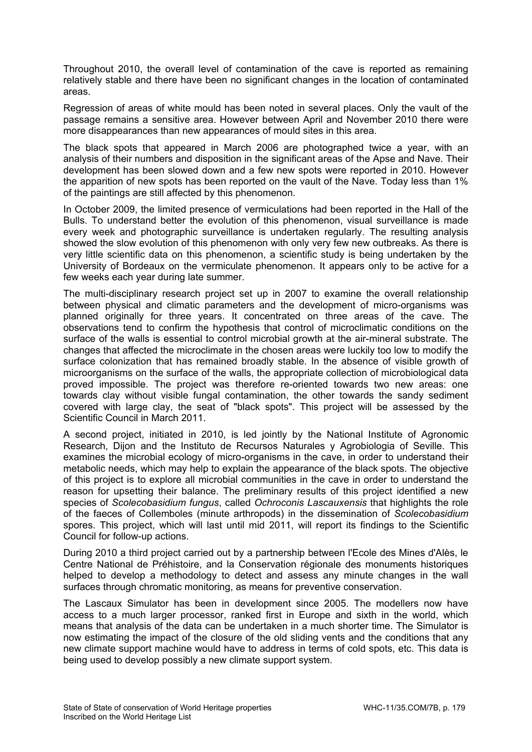Throughout 2010, the overall level of contamination of the cave is reported as remaining relatively stable and there have been no significant changes in the location of contaminated areas.

Regression of areas of white mould has been noted in several places. Only the vault of the passage remains a sensitive area. However between April and November 2010 there were more disappearances than new appearances of mould sites in this area.

The black spots that appeared in March 2006 are photographed twice a year, with an analysis of their numbers and disposition in the significant areas of the Apse and Nave. Their development has been slowed down and a few new spots were reported in 2010. However the apparition of new spots has been reported on the vault of the Nave. Today less than 1% of the paintings are still affected by this phenomenon.

In October 2009, the limited presence of vermiculations had been reported in the Hall of the Bulls. To understand better the evolution of this phenomenon, visual surveillance is made every week and photographic surveillance is undertaken regularly. The resulting analysis showed the slow evolution of this phenomenon with only very few new outbreaks. As there is very little scientific data on this phenomenon, a scientific study is being undertaken by the University of Bordeaux on the vermiculate phenomenon. It appears only to be active for a few weeks each year during late summer.

The multi-disciplinary research project set up in 2007 to examine the overall relationship between physical and climatic parameters and the development of micro-organisms was planned originally for three years. It concentrated on three areas of the cave. The observations tend to confirm the hypothesis that control of microclimatic conditions on the surface of the walls is essential to control microbial growth at the air-mineral substrate. The changes that affected the microclimate in the chosen areas were luckily too low to modify the surface colonization that has remained broadly stable. In the absence of visible growth of microorganisms on the surface of the walls, the appropriate collection of microbiological data proved impossible. The project was therefore re-oriented towards two new areas: one towards clay without visible fungal contamination, the other towards the sandy sediment covered with large clay, the seat of "black spots". This project will be assessed by the Scientific Council in March 2011.

A second project, initiated in 2010, is led jointly by the National Institute of Agronomic Research, Dijon and the Instituto de Recursos Naturales y Agrobiologia of Seville. This examines the microbial ecology of micro-organisms in the cave, in order to understand their metabolic needs, which may help to explain the appearance of the black spots. The objective of this project is to explore all microbial communities in the cave in order to understand the reason for upsetting their balance. The preliminary results of this project identified a new species of *Scolecobasidium fungus*, called *Ochroconis Lascauxensis* that highlights the role of the faeces of Collemboles (minute arthropods) in the dissemination of *Scolecobasidium* spores. This project, which will last until mid 2011, will report its findings to the Scientific Council for follow-up actions.

During 2010 a third project carried out by a partnership between l'Ecole des Mines d'Alès, le Centre National de Préhistoire, and la Conservation régionale des monuments historiques helped to develop a methodology to detect and assess any minute changes in the wall surfaces through chromatic monitoring, as means for preventive conservation.

The Lascaux Simulator has been in development since 2005. The modellers now have access to a much larger processor, ranked first in Europe and sixth in the world, which means that analysis of the data can be undertaken in a much shorter time. The Simulator is now estimating the impact of the closure of the old sliding vents and the conditions that any new climate support machine would have to address in terms of cold spots, etc. This data is being used to develop possibly a new climate support system.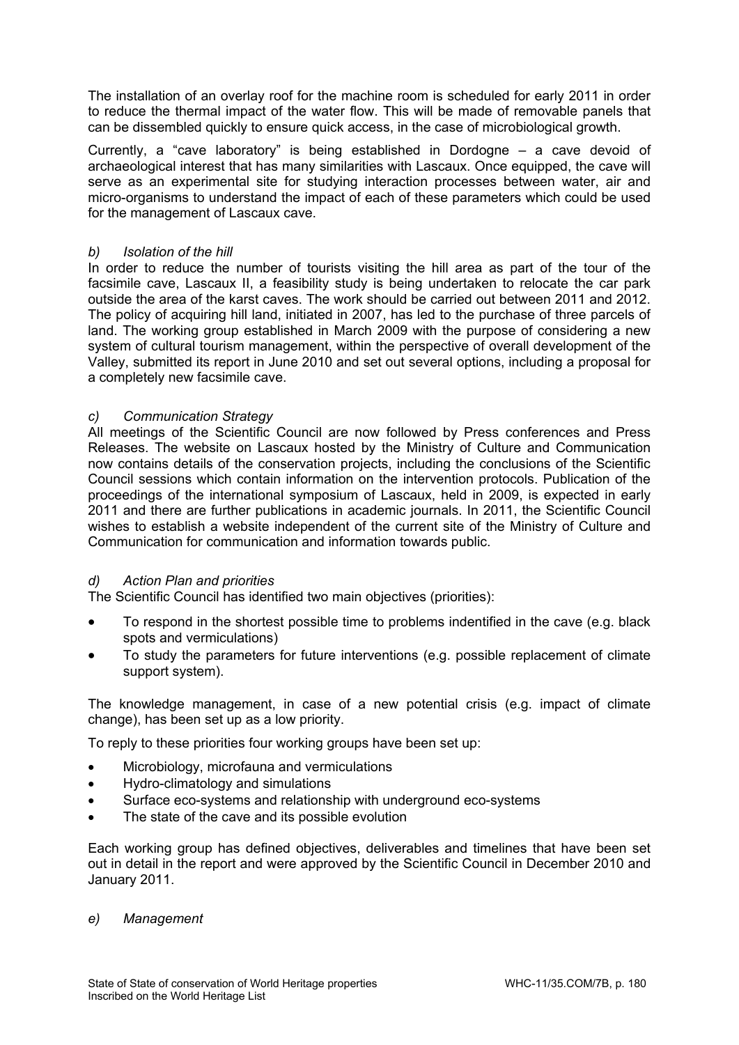The installation of an overlay roof for the machine room is scheduled for early 2011 in order to reduce the thermal impact of the water flow. This will be made of removable panels that can be dissembled quickly to ensure quick access, in the case of microbiological growth.

Currently, a "cave laboratory" is being established in Dordogne – a cave devoid of archaeological interest that has many similarities with Lascaux. Once equipped, the cave will serve as an experimental site for studying interaction processes between water, air and micro-organisms to understand the impact of each of these parameters which could be used for the management of Lascaux cave.

*b) Isolation of the hill*

In order to reduce the number of tourists visiting the hill area as part of the tour of the facsimile cave, Lascaux II, a feasibility study is being undertaken to relocate the car park outside the area of the karst caves. The work should be carried out between 2011 and 2012. The policy of acquiring hill land, initiated in 2007, has led to the purchase of three parcels of land. The working group established in March 2009 with the purpose of considering a new system of cultural tourism management, within the perspective of overall development of the Valley, submitted its report in June 2010 and set out several options, including a proposal for a completely new facsimile cave.

*c) Communication Strategy*

All meetings of the Scientific Council are now followed by Press conferences and Press Releases. The website on Lascaux hosted by the Ministry of Culture and Communication now contains details of the conservation projects, including the conclusions of the Scientific Council sessions which contain information on the intervention protocols. Publication of the proceedings of the international symposium of Lascaux, held in 2009, is expected in early 2011 and there are further publications in academic journals. In 2011, the Scientific Council wishes to establish a website independent of the current site of the Ministry of Culture and Communication for communication and information towards public.

*d) Action Plan and priorities*

The Scientific Council has identified two main objectives (priorities):

- To respond in the shortest possible time to problems indentified in the cave (e.g. black spots and vermiculations)
- To study the parameters for future interventions (e.g. possible replacement of climate support system).

The knowledge management, in case of a new potential crisis (e.g. impact of climate change), has been set up as a low priority.

To reply to these priorities four working groups have been set up:

- Microbiology, microfauna and vermiculations
- Hydro-climatology and simulations
- Surface eco-systems and relationship with underground eco-systems
- The state of the cave and its possible evolution

Each working group has defined objectives, deliverables and timelines that have been set out in detail in the report and were approved by the Scientific Council in December 2010 and January 2011.

*e) Management*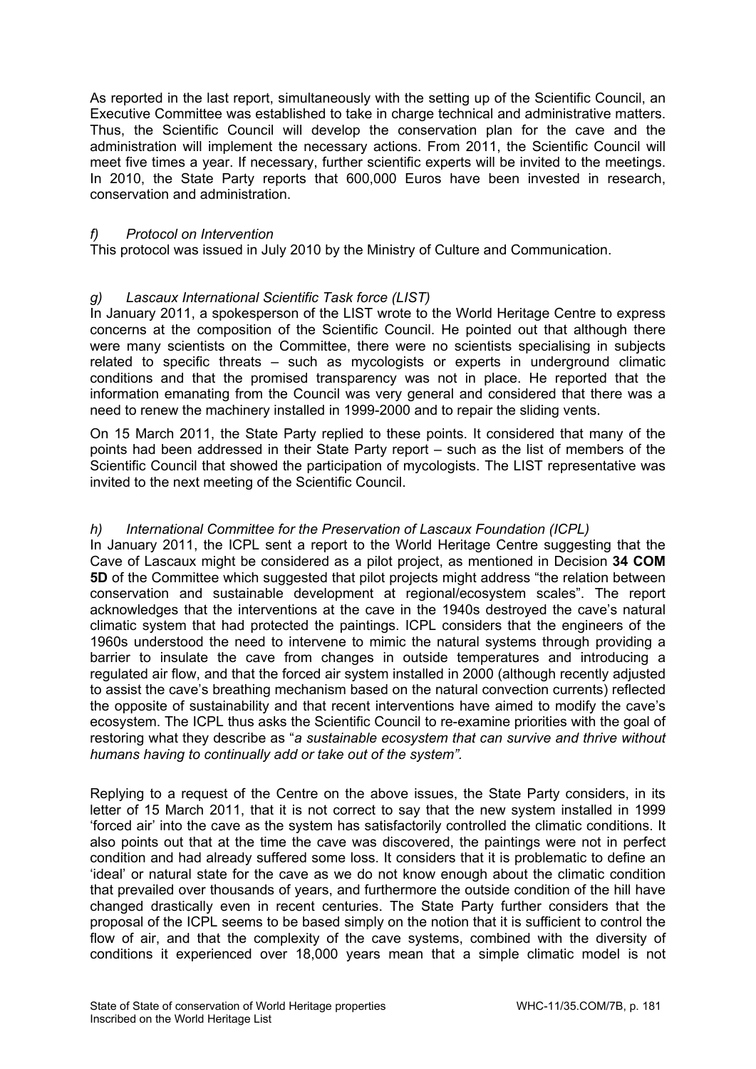As reported in the last report, simultaneously with the setting up of the Scientific Council, an Executive Committee was established to take in charge technical and administrative matters. Thus, the Scientific Council will develop the conservation plan for the cave and the administration will implement the necessary actions. From 2011, the Scientific Council will meet five times a year. If necessary, further scientific experts will be invited to the meetings. In 2010, the State Party reports that 600,000 Euros have been invested in research, conservation and administration.

*f) Protocol on Intervention*

This protocol was issued in July 2010 by the Ministry of Culture and Communication.

*g) Lascaux International Scientific Task force (LIST)*

In January 2011, a spokesperson of the LIST wrote to the World Heritage Centre to express concerns at the composition of the Scientific Council. He pointed out that although there were many scientists on the Committee, there were no scientists specialising in subjects related to specific threats – such as mycologists or experts in underground climatic conditions and that the promised transparency was not in place. He reported that the information emanating from the Council was very general and considered that there was a need to renew the machinery installed in 1999-2000 and to repair the sliding vents.

On 15 March 2011, the State Party replied to these points. It considered that many of the points had been addressed in their State Party report – such as the list of members of the Scientific Council that showed the participation of mycologists. The LIST representative was invited to the next meeting of the Scientific Council.

*h) International Committee for the Preservation of Lascaux Foundation (ICPL)*

In January 2011, the ICPL sent a report to the World Heritage Centre suggesting that the Cave of Lascaux might be considered as a pilot project, as mentioned in Decision **34 COM 5D** of the Committee which suggested that pilot projects might address "the relation between conservation and sustainable development at regional/ecosystem scales". The report acknowledges that the interventions at the cave in the 1940s destroyed the cave's natural climatic system that had protected the paintings. ICPL considers that the engineers of the 1960s understood the need to intervene to mimic the natural systems through providing a barrier to insulate the cave from changes in outside temperatures and introducing a regulated air flow, and that the forced air system installed in 2000 (although recently adjusted to assist the cave's breathing mechanism based on the natural convection currents) reflected the opposite of sustainability and that recent interventions have aimed to modify the cave's ecosystem. The ICPL thus asks the Scientific Council to re-examine priorities with the goal of restoring what they describe as "*a sustainable ecosystem that can survive and thrive without humans having to continually add or take out of the system".*

Replying to a request of the Centre on the above issues, the State Party considers, in its letter of 15 March 2011, that it is not correct to say that the new system installed in 1999 'forced air' into the cave as the system has satisfactorily controlled the climatic conditions. It also points out that at the time the cave was discovered, the paintings were not in perfect condition and had already suffered some loss. It considers that it is problematic to define an 'ideal' or natural state for the cave as we do not know enough about the climatic condition that prevailed over thousands of years, and furthermore the outside condition of the hill have changed drastically even in recent centuries. The State Party further considers that the proposal of the ICPL seems to be based simply on the notion that it is sufficient to control the flow of air, and that the complexity of the cave systems, combined with the diversity of conditions it experienced over 18,000 years mean that a simple climatic model is not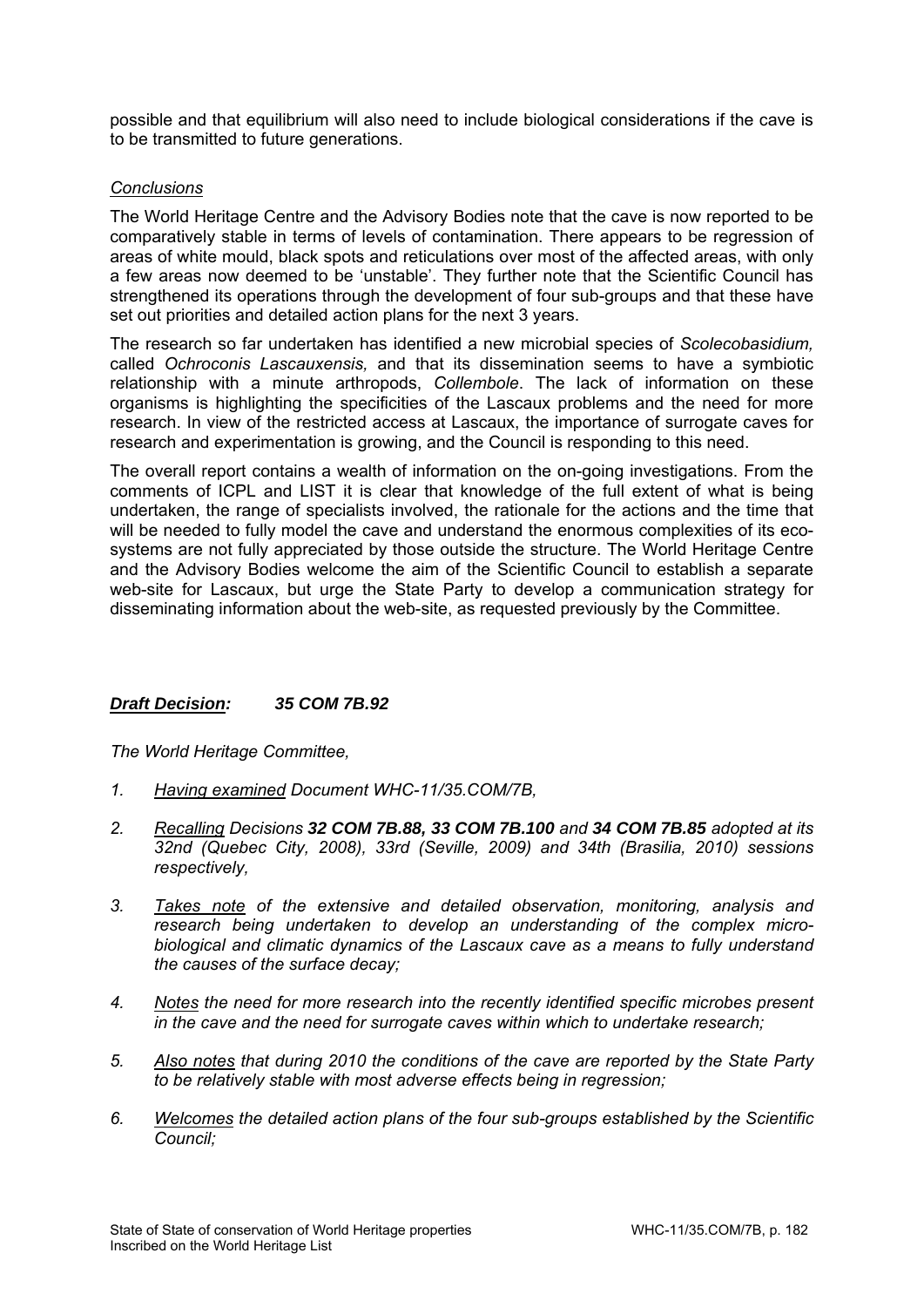possible and that equilibrium will also need to include biological considerations if the cave is to be transmitted to future generations.

*Conclusions*

The World Heritage Centre and the Advisory Bodies note that the cave is now reported to be comparatively stable in terms of levels of contamination. There appears to be regression of areas of white mould, black spots and reticulations over most of the affected areas, with only a few areas now deemed to be 'unstable'. They further note that the Scientific Council has strengthened its operations through the development of four sub-groups and that these have set out priorities and detailed action plans for the next 3 years.

The research so far undertaken has identified a new microbial species of *Scolecobasidium,* called *Ochroconis Lascauxensis,* and that its dissemination seems to have a symbiotic relationship with a minute arthropods, *Collembole*. The lack of information on these organisms is highlighting the specificities of the Lascaux problems and the need for more research. In view of the restricted access at Lascaux, the importance of surrogate caves for research and experimentation is growing, and the Council is responding to this need.

The overall report contains a wealth of information on the on-going investigations. From the comments of ICPL and LIST it is clear that knowledge of the full extent of what is being undertaken, the range of specialists involved, the rationale for the actions and the time that will be needed to fully model the cave and understand the enormous complexities of its eco-systems are not fully appreciated by those outside the structure. The World Heritage Centre and the Advisory Bodies welcome the aim of the Scientific Council to establish a separate web-site for Lascaux, but urge the State Party to develop a communication strategy for disseminating information about the web-site, as requested previously by the Committee.

***Draft Decision:* 35 COM 7B.92**

*The World Heritage Committee,*

1. *Having examined Document WHC-11/35.COM/7B,*
2. *Recalling Decisions **32 COM 7B.88, 33 COM 7B.100** and **34 COM 7B.85** adopted at its 32nd (Quebec City, 2008), 33rd (Seville, 2009) and 34th (Brasilia, 2010) sessions respectively,*
3. *Takes note of the extensive and detailed observation, monitoring, analysis and research being undertaken to develop an understanding of the complex micro-biological and climatic dynamics of the Lascaux cave as a means to fully understand the causes of the surface decay;*
4. *Notes the need for more research into the recently identified specific microbes present in the cave and the need for surrogate caves within which to undertake research;*
5. *Also notes that during 2010 the conditions of the cave are reported by the State Party to be relatively stable with most adverse effects being in regression;*
6. *Welcomes the detailed action plans of the four sub-groups established by the Scientific Council;*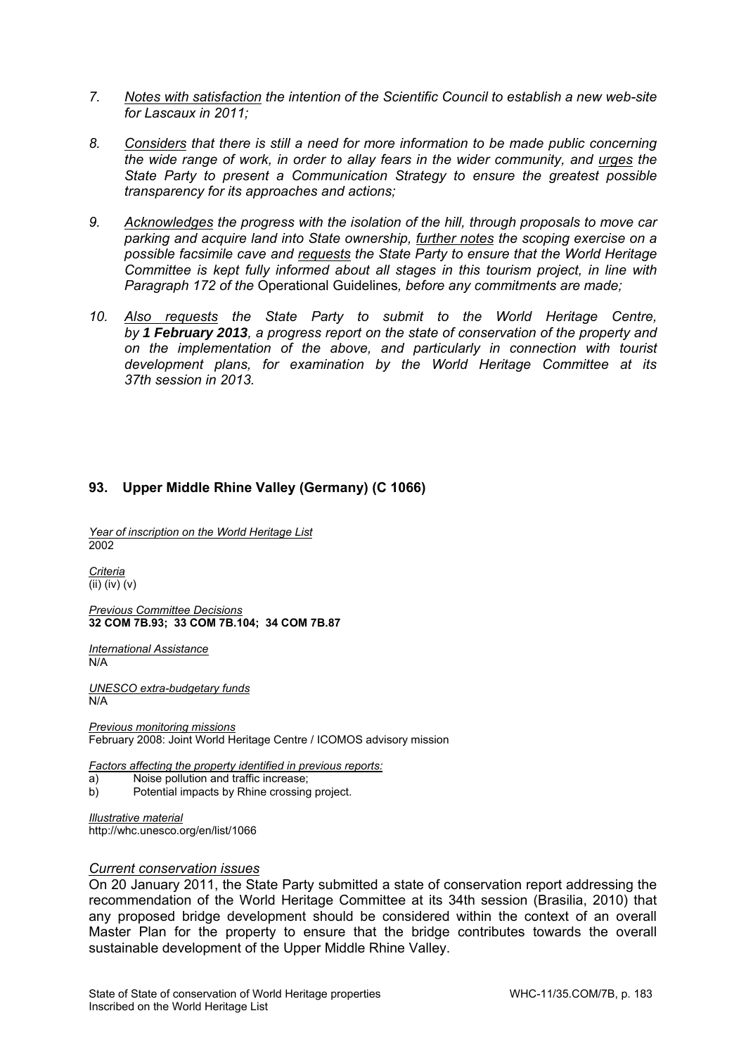7. *<u>Notes with satisfaction</u> the intention of the Scientific Council to establish a new web-site for Lascaux in 2011;*

8. *<u>Considers</u> that there is still a need for more information to be made public concerning the wide range of work, in order to allay fears in the wider community, and <u>urges</u> the State Party to present a Communication Strategy to ensure the greatest possible transparency for its approaches and actions;*

9. *<u>Acknowledges</u> the progress with the isolation of the hill, through proposals to move car parking and acquire land into State ownership, <u>further notes</u> the scoping exercise on a possible facsimile cave and <u>requests</u> the State Party to ensure that the World Heritage Committee is kept fully informed about all stages in this tourism project, in line with Paragraph 172 of the* Operational Guidelines*, before any commitments are made;*

10. *<u>Also requests</u> the State Party to submit to the World Heritage Centre, by **1 February 2013**, a progress report on the state of conservation of the property and on the implementation of the above, and particularly in connection with tourist development plans, for examination by the World Heritage Committee at its 37th session in 2013.*

## 93. Upper Middle Rhine Valley (Germany) (C 1066)

*<u>Year of inscription on the World Heritage List</u>*
2002

*<u>Criteria</u>*
(ii) (iv) (v)

*<u>Previous Committee Decisions</u>*
**32 COM 7B.93; 33 COM 7B.104; 34 COM 7B.87**

*<u>International Assistance</u>*
N/A

*<u>UNESCO extra-budgetary funds</u>*
N/A

*<u>Previous monitoring missions</u>*
February 2008: Joint World Heritage Centre / ICOMOS advisory mission

*<u>Factors affecting the property identified in previous reports:</u>*
a) Noise pollution and traffic increase;
b) Potential impacts by Rhine crossing project.

*<u>Illustrative material</u>*
http://whc.unesco.org/en/list/1066

### *Current conservation issues*

On 20 January 2011, the State Party submitted a state of conservation report addressing the recommendation of the World Heritage Committee at its 34th session (Brasilia, 2010) that any proposed bridge development should be considered within the context of an overall Master Plan for the property to ensure that the bridge contributes towards the overall sustainable development of the Upper Middle Rhine Valley.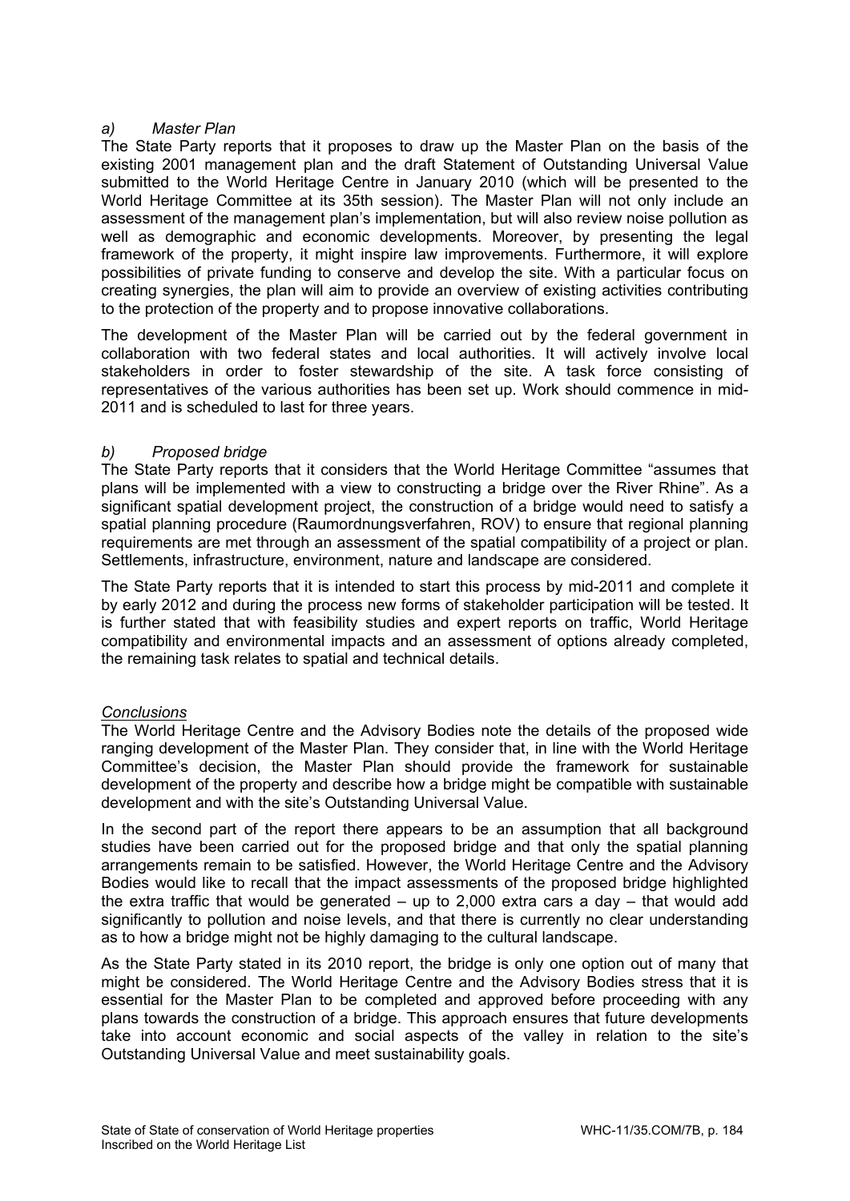*a) Master Plan*

The State Party reports that it proposes to draw up the Master Plan on the basis of the existing 2001 management plan and the draft Statement of Outstanding Universal Value submitted to the World Heritage Centre in January 2010 (which will be presented to the World Heritage Committee at its 35th session). The Master Plan will not only include an assessment of the management plan's implementation, but will also review noise pollution as well as demographic and economic developments. Moreover, by presenting the legal framework of the property, it might inspire law improvements. Furthermore, it will explore possibilities of private funding to conserve and develop the site. With a particular focus on creating synergies, the plan will aim to provide an overview of existing activities contributing to the protection of the property and to propose innovative collaborations.

The development of the Master Plan will be carried out by the federal government in collaboration with two federal states and local authorities. It will actively involve local stakeholders in order to foster stewardship of the site. A task force consisting of representatives of the various authorities has been set up. Work should commence in mid-2011 and is scheduled to last for three years.

*b) Proposed bridge*

The State Party reports that it considers that the World Heritage Committee "assumes that plans will be implemented with a view to constructing a bridge over the River Rhine". As a significant spatial development project, the construction of a bridge would need to satisfy a spatial planning procedure (Raumordnungsverfahren, ROV) to ensure that regional planning requirements are met through an assessment of the spatial compatibility of a project or plan. Settlements, infrastructure, environment, nature and landscape are considered.

The State Party reports that it is intended to start this process by mid-2011 and complete it by early 2012 and during the process new forms of stakeholder participation will be tested. It is further stated that with feasibility studies and expert reports on traffic, World Heritage compatibility and environmental impacts and an assessment of options already completed, the remaining task relates to spatial and technical details.

*Conclusions*

The World Heritage Centre and the Advisory Bodies note the details of the proposed wide ranging development of the Master Plan. They consider that, in line with the World Heritage Committee's decision, the Master Plan should provide the framework for sustainable development of the property and describe how a bridge might be compatible with sustainable development and with the site's Outstanding Universal Value.

In the second part of the report there appears to be an assumption that all background studies have been carried out for the proposed bridge and that only the spatial planning arrangements remain to be satisfied. However, the World Heritage Centre and the Advisory Bodies would like to recall that the impact assessments of the proposed bridge highlighted the extra traffic that would be generated – up to 2,000 extra cars a day – that would add significantly to pollution and noise levels, and that there is currently no clear understanding as to how a bridge might not be highly damaging to the cultural landscape.

As the State Party stated in its 2010 report, the bridge is only one option out of many that might be considered. The World Heritage Centre and the Advisory Bodies stress that it is essential for the Master Plan to be completed and approved before proceeding with any plans towards the construction of a bridge. This approach ensures that future developments take into account economic and social aspects of the valley in relation to the site's Outstanding Universal Value and meet sustainability goals.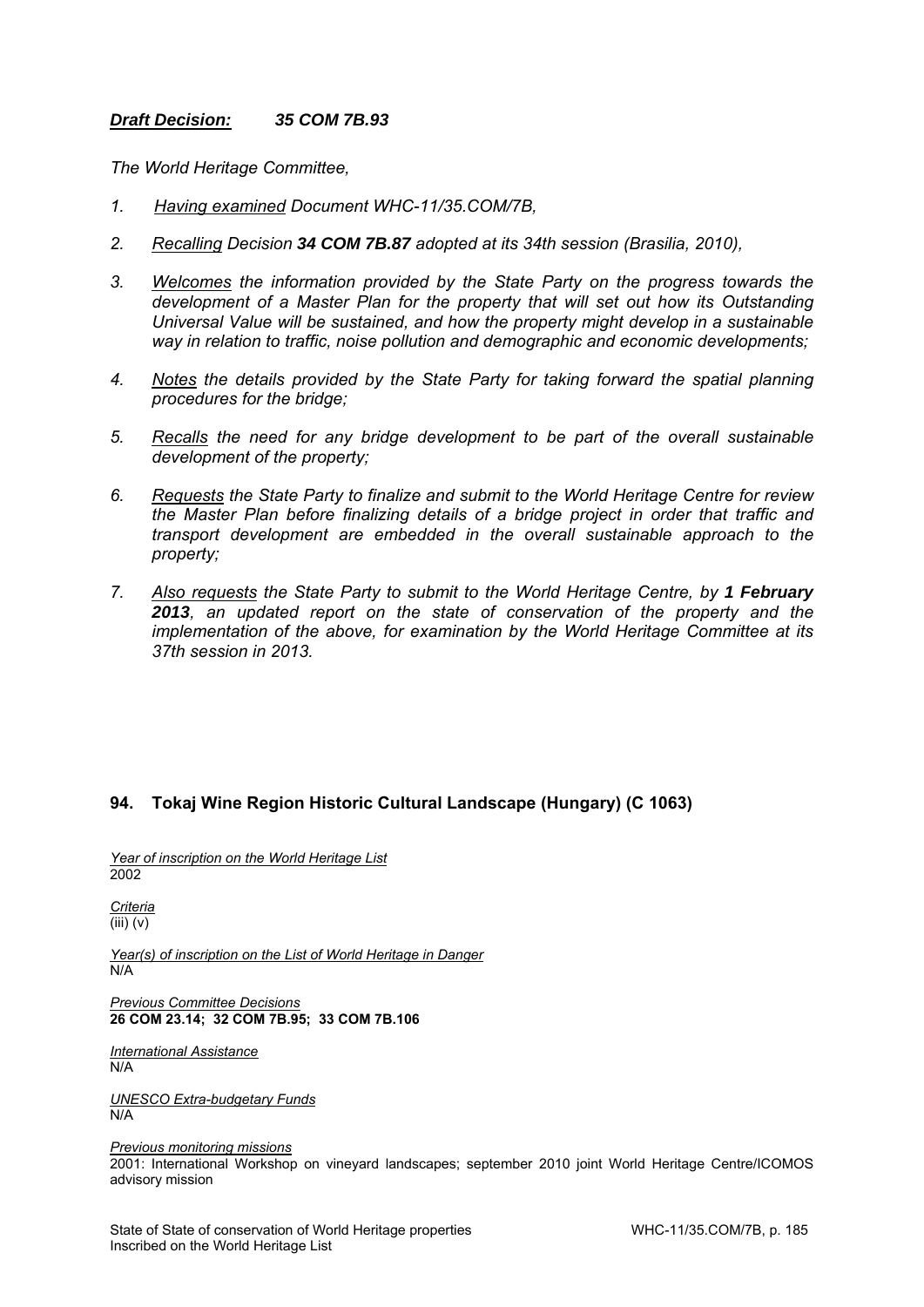***Draft Decision:*** ***35 COM 7B.93***

*The World Heritage Committee,*

1. *Having examined Document WHC-11/35.COM/7B,*

2. *Recalling Decision **34 COM 7B.87** adopted at its 34th session (Brasilia, 2010),*

3. *Welcomes the information provided by the State Party on the progress towards the development of a Master Plan for the property that will set out how its Outstanding Universal Value will be sustained, and how the property might develop in a sustainable way in relation to traffic, noise pollution and demographic and economic developments;*

4. *Notes the details provided by the State Party for taking forward the spatial planning procedures for the bridge;*

5. *Recalls the need for any bridge development to be part of the overall sustainable development of the property;*

6. *Requests the State Party to finalize and submit to the World Heritage Centre for review the Master Plan before finalizing details of a bridge project in order that traffic and transport development are embedded in the overall sustainable approach to the property;*

7. *Also requests the State Party to submit to the World Heritage Centre, by **1 February 2013**, an updated report on the state of conservation of the property and the implementation of the above, for examination by the World Heritage Committee at its 37th session in 2013.*

## 94. Tokaj Wine Region Historic Cultural Landscape (Hungary) (C 1063)

*Year of inscription on the World Heritage List*
2002

*Criteria*
(iii) (v)

*Year(s) of inscription on the List of World Heritage in Danger*
N/A

*Previous Committee Decisions*
**26 COM 23.14; 32 COM 7B.95; 33 COM 7B.106**

*International Assistance*
N/A

*UNESCO Extra-budgetary Funds*
N/A

*Previous monitoring missions*
2001: International Workshop on vineyard landscapes; september 2010 joint World Heritage Centre/ICOMOS advisory mission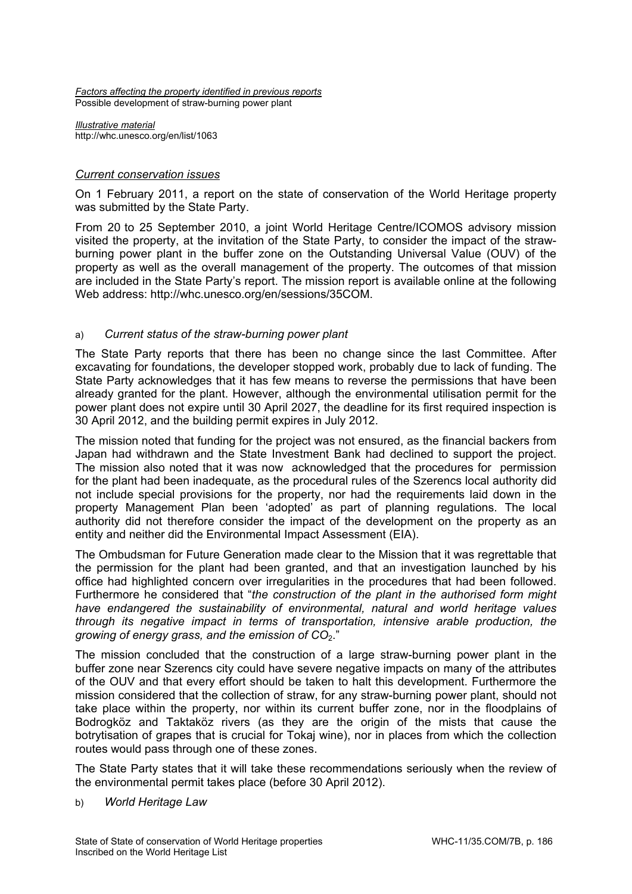*Factors affecting the property identified in previous reports*
Possible development of straw-burning power plant

*Illustrative material*
http://whc.unesco.org/en/list/1063

### *Current conservation issues*

On 1 February 2011, a report on the state of conservation of the World Heritage property was submitted by the State Party.

From 20 to 25 September 2010, a joint World Heritage Centre/ICOMOS advisory mission visited the property, at the invitation of the State Party, to consider the impact of the straw-burning power plant in the buffer zone on the Outstanding Universal Value (OUV) of the property as well as the overall management of the property. The outcomes of that mission are included in the State Party's report. The mission report is available online at the following Web address: http://whc.unesco.org/en/sessions/35COM.

a) *Current status of the straw-burning power plant*

The State Party reports that there has been no change since the last Committee. After excavating for foundations, the developer stopped work, probably due to lack of funding. The State Party acknowledges that it has few means to reverse the permissions that have been already granted for the plant. However, although the environmental utilisation permit for the power plant does not expire until 30 April 2027, the deadline for its first required inspection is 30 April 2012, and the building permit expires in July 2012.

The mission noted that funding for the project was not ensured, as the financial backers from Japan had withdrawn and the State Investment Bank had declined to support the project. The mission also noted that it was now acknowledged that the procedures for permission for the plant had been inadequate, as the procedural rules of the Szerencs local authority did not include special provisions for the property, nor had the requirements laid down in the property Management Plan been 'adopted' as part of planning regulations. The local authority did not therefore consider the impact of the development on the property as an entity and neither did the Environmental Impact Assessment (EIA).

The Ombudsman for Future Generation made clear to the Mission that it was regrettable that the permission for the plant had been granted, and that an investigation launched by his office had highlighted concern over irregularities in the procedures that had been followed. Furthermore he considered that "*the construction of the plant in the authorised form might have endangered the sustainability of environmental, natural and world heritage values through its negative impact in terms of transportation, intensive arable production, the growing of energy grass, and the emission of $CO_2$*."

The mission concluded that the construction of a large straw-burning power plant in the buffer zone near Szerencs city could have severe negative impacts on many of the attributes of the OUV and that every effort should be taken to halt this development. Furthermore the mission considered that the collection of straw, for any straw-burning power plant, should not take place within the property, nor within its current buffer zone, nor in the floodplains of Bodrogköz and Taktaköz rivers (as they are the origin of the mists that cause the botrytisation of grapes that is crucial for Tokaj wine), nor in places from which the collection routes would pass through one of these zones.

The State Party states that it will take these recommendations seriously when the review of the environmental permit takes place (before 30 April 2012).

b) *World Heritage Law*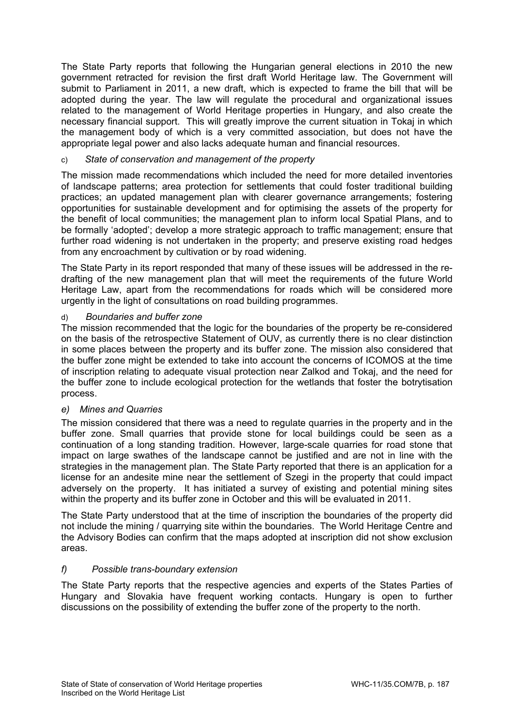The State Party reports that following the Hungarian general elections in 2010 the new government retracted for revision the first draft World Heritage law. The Government will submit to Parliament in 2011, a new draft, which is expected to frame the bill that will be adopted during the year. The law will regulate the procedural and organizational issues related to the management of World Heritage properties in Hungary, and also create the necessary financial support. This will greatly improve the current situation in Tokaj in which the management body of which is a very committed association, but does not have the appropriate legal power and also lacks adequate human and financial resources.

c) *State of conservation and management of the property*

The mission made recommendations which included the need for more detailed inventories of landscape patterns; area protection for settlements that could foster traditional building practices; an updated management plan with clearer governance arrangements; fostering opportunities for sustainable development and for optimising the assets of the property for the benefit of local communities; the management plan to inform local Spatial Plans, and to be formally 'adopted'; develop a more strategic approach to traffic management; ensure that further road widening is not undertaken in the property; and preserve existing road hedges from any encroachment by cultivation or by road widening.

The State Party in its report responded that many of these issues will be addressed in the re-drafting of the new management plan that will meet the requirements of the future World Heritage Law, apart from the recommendations for roads which will be considered more urgently in the light of consultations on road building programmes.

d) *Boundaries and buffer zone*

The mission recommended that the logic for the boundaries of the property be re-considered on the basis of the retrospective Statement of OUV, as currently there is no clear distinction in some places between the property and its buffer zone. The mission also considered that the buffer zone might be extended to take into account the concerns of ICOMOS at the time of inscription relating to adequate visual protection near Zalkod and Tokaj, and the need for the buffer zone to include ecological protection for the wetlands that foster the botrytisation process.

*e) Mines and Quarries*

The mission considered that there was a need to regulate quarries in the property and in the buffer zone. Small quarries that provide stone for local buildings could be seen as a continuation of a long standing tradition. However, large-scale quarries for road stone that impact on large swathes of the landscape cannot be justified and are not in line with the strategies in the management plan. The State Party reported that there is an application for a license for an andesite mine near the settlement of Szegi in the property that could impact adversely on the property. It has initiated a survey of existing and potential mining sites within the property and its buffer zone in October and this will be evaluated in 2011.

The State Party understood that at the time of inscription the boundaries of the property did not include the mining / quarrying site within the boundaries. The World Heritage Centre and the Advisory Bodies can confirm that the maps adopted at inscription did not show exclusion areas.

*f) Possible trans-boundary extension*

The State Party reports that the respective agencies and experts of the States Parties of Hungary and Slovakia have frequent working contacts. Hungary is open to further discussions on the possibility of extending the buffer zone of the property to the north.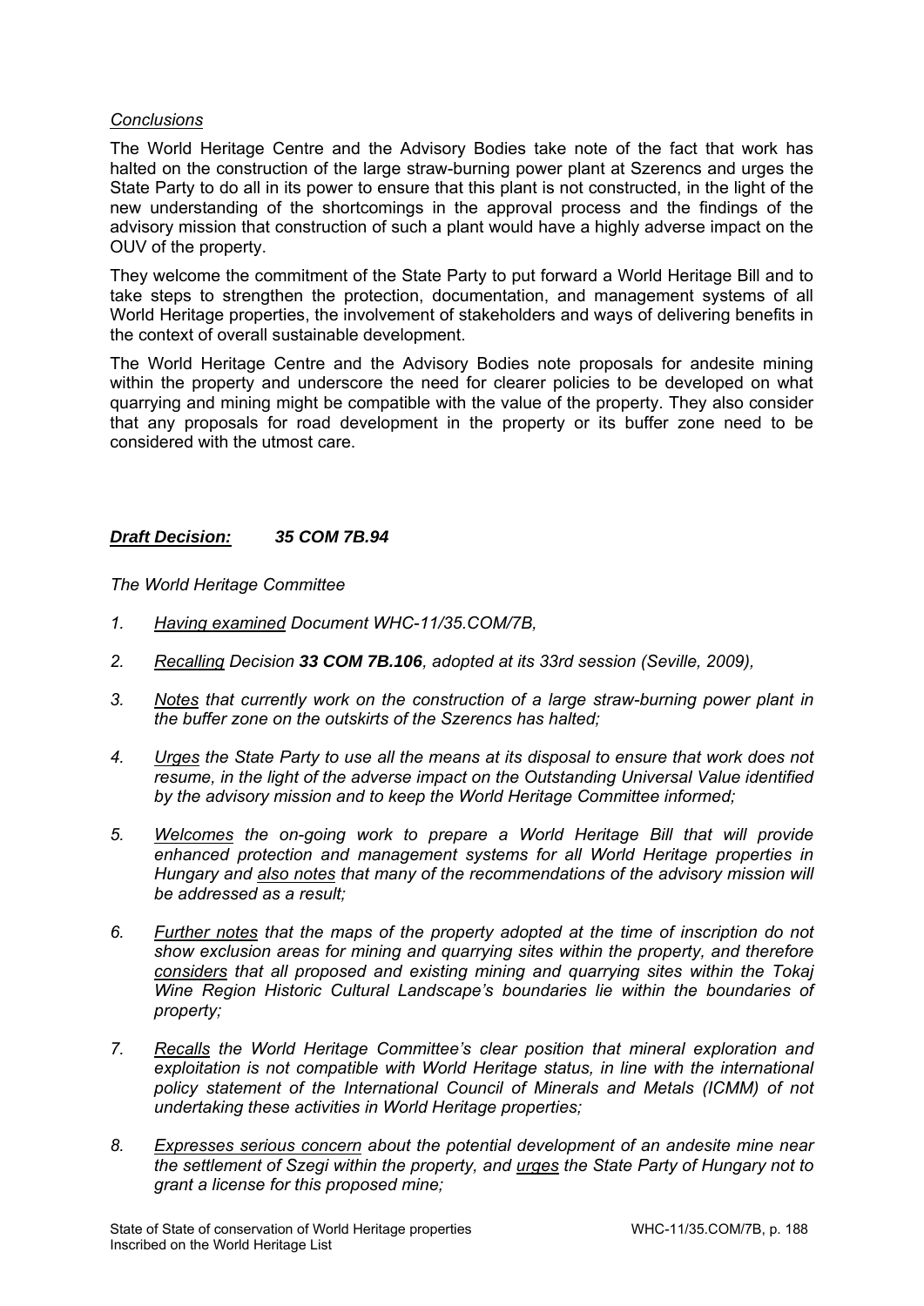*Conclusions*

The World Heritage Centre and the Advisory Bodies take note of the fact that work has halted on the construction of the large straw-burning power plant at Szerencs and urges the State Party to do all in its power to ensure that this plant is not constructed, in the light of the new understanding of the shortcomings in the approval process and the findings of the advisory mission that construction of such a plant would have a highly adverse impact on the OUV of the property.

They welcome the commitment of the State Party to put forward a World Heritage Bill and to take steps to strengthen the protection, documentation, and management systems of all World Heritage properties, the involvement of stakeholders and ways of delivering benefits in the context of overall sustainable development.

The World Heritage Centre and the Advisory Bodies note proposals for andesite mining within the property and underscore the need for clearer policies to be developed on what quarrying and mining might be compatible with the value of the property. They also consider that any proposals for road development in the property or its buffer zone need to be considered with the utmost care.

***Draft Decision: 35 COM 7B.94***

*The World Heritage Committee*

1. *Having examined Document WHC-11/35.COM/7B,*
2. *Recalling Decision **33 COM 7B.106**, adopted at its 33rd session (Seville, 2009),*
3. *Notes that currently work on the construction of a large straw-burning power plant in the buffer zone on the outskirts of the Szerencs has halted;*
4. *Urges the State Party to use all the means at its disposal to ensure that work does not resume, in the light of the adverse impact on the Outstanding Universal Value identified by the advisory mission and to keep the World Heritage Committee informed;*
5. *Welcomes the on-going work to prepare a World Heritage Bill that will provide enhanced protection and management systems for all World Heritage properties in Hungary and also notes that many of the recommendations of the advisory mission will be addressed as a result;*
6. *Further notes that the maps of the property adopted at the time of inscription do not show exclusion areas for mining and quarrying sites within the property, and therefore considers that all proposed and existing mining and quarrying sites within the Tokaj Wine Region Historic Cultural Landscape's boundaries lie within the boundaries of property;*
7. *Recalls the World Heritage Committee's clear position that mineral exploration and exploitation is not compatible with World Heritage status, in line with the international policy statement of the International Council of Minerals and Metals (ICMM) of not undertaking these activities in World Heritage properties;*
8. *Expresses serious concern about the potential development of an andesite mine near the settlement of Szegi within the property, and urges the State Party of Hungary not to grant a license for this proposed mine;*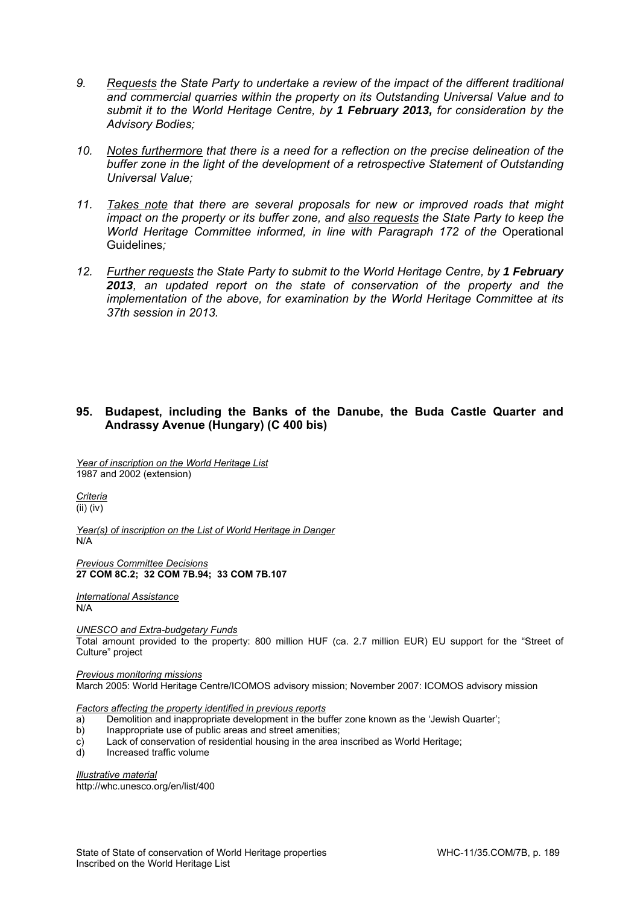9. *Requests the State Party to undertake a review of the impact of the different traditional and commercial quarries within the property on its Outstanding Universal Value and to submit it to the World Heritage Centre, by **1 February 2013,** for consideration by the Advisory Bodies;*

10. *Notes furthermore that there is a need for a reflection on the precise delineation of the buffer zone in the light of the development of a retrospective Statement of Outstanding Universal Value;*

11. *Takes note that there are several proposals for new or improved roads that might impact on the property or its buffer zone, and also requests the State Party to keep the World Heritage Committee informed, in line with Paragraph 172 of the* Operational Guidelines*;*

12. *Further requests the State Party to submit to the World Heritage Centre, by **1 February 2013**, an updated report on the state of conservation of the property and the implementation of the above, for examination by the World Heritage Committee at its 37th session in 2013.*

## 95. Budapest, including the Banks of the Danube, the Buda Castle Quarter and Andrassy Avenue (Hungary) (C 400 bis)

*Year of inscription on the World Heritage List*
1987 and 2002 (extension)

*Criteria*
(ii) (iv)

*Year(s) of inscription on the List of World Heritage in Danger*
N/A

*Previous Committee Decisions*
**27 COM 8C.2; 32 COM 7B.94; 33 COM 7B.107**

*International Assistance*
N/A

*UNESCO and Extra-budgetary Funds*
Total amount provided to the property: 800 million HUF (ca. 2.7 million EUR) EU support for the "Street of Culture" project

*Previous monitoring missions*
March 2005: World Heritage Centre/ICOMOS advisory mission; November 2007: ICOMOS advisory mission

*Factors affecting the property identified in previous reports*

a) Demolition and inappropriate development in the buffer zone known as the 'Jewish Quarter';
b) Inappropriate use of public areas and street amenities;
c) Lack of conservation of residential housing in the area inscribed as World Heritage;
d) Increased traffic volume

*Illustrative material*
http://whc.unesco.org/en/list/400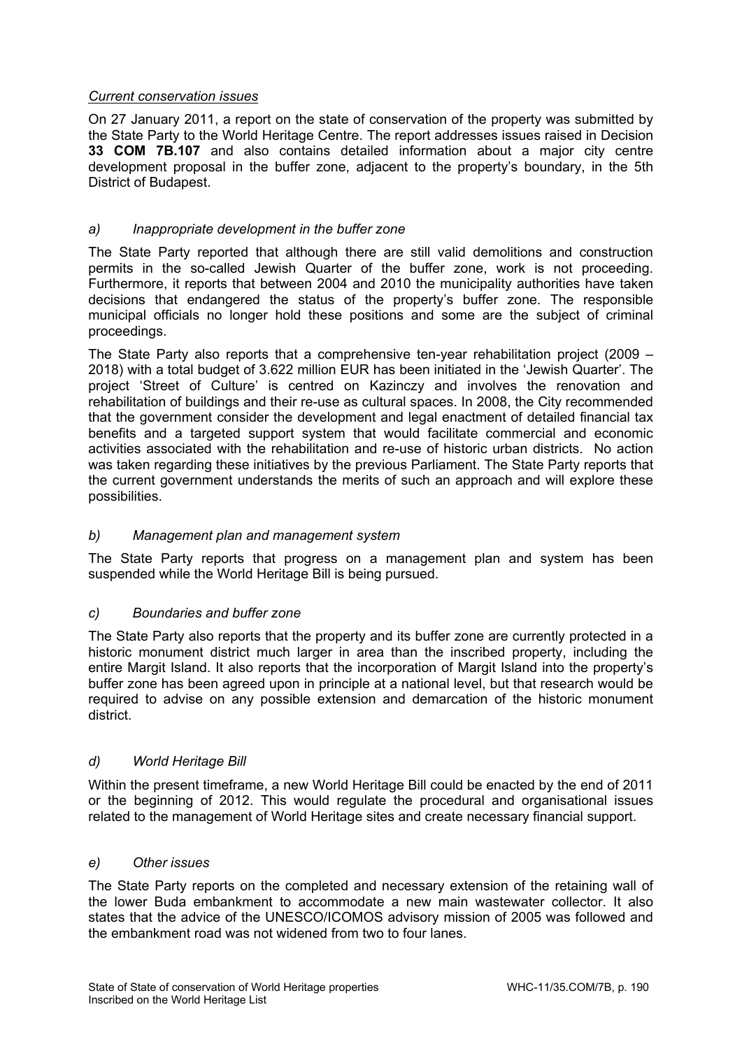*Current conservation issues*

On 27 January 2011, a report on the state of conservation of the property was submitted by the State Party to the World Heritage Centre. The report addresses issues raised in Decision **33 COM 7B.107** and also contains detailed information about a major city centre development proposal in the buffer zone, adjacent to the property's boundary, in the 5th District of Budapest.

*a) Inappropriate development in the buffer zone*

The State Party reported that although there are still valid demolitions and construction permits in the so-called Jewish Quarter of the buffer zone, work is not proceeding. Furthermore, it reports that between 2004 and 2010 the municipality authorities have taken decisions that endangered the status of the property's buffer zone. The responsible municipal officials no longer hold these positions and some are the subject of criminal proceedings.

The State Party also reports that a comprehensive ten-year rehabilitation project (2009 – 2018) with a total budget of 3.622 million EUR has been initiated in the 'Jewish Quarter'. The project 'Street of Culture' is centred on Kazinczy and involves the renovation and rehabilitation of buildings and their re-use as cultural spaces. In 2008, the City recommended that the government consider the development and legal enactment of detailed financial tax benefits and a targeted support system that would facilitate commercial and economic activities associated with the rehabilitation and re-use of historic urban districts. No action was taken regarding these initiatives by the previous Parliament. The State Party reports that the current government understands the merits of such an approach and will explore these possibilities.

*b) Management plan and management system*

The State Party reports that progress on a management plan and system has been suspended while the World Heritage Bill is being pursued.

*c) Boundaries and buffer zone*

The State Party also reports that the property and its buffer zone are currently protected in a historic monument district much larger in area than the inscribed property, including the entire Margit Island. It also reports that the incorporation of Margit Island into the property's buffer zone has been agreed upon in principle at a national level, but that research would be required to advise on any possible extension and demarcation of the historic monument district.

*d) World Heritage Bill*

Within the present timeframe, a new World Heritage Bill could be enacted by the end of 2011 or the beginning of 2012. This would regulate the procedural and organisational issues related to the management of World Heritage sites and create necessary financial support.

*e) Other issues*

The State Party reports on the completed and necessary extension of the retaining wall of the lower Buda embankment to accommodate a new main wastewater collector. It also states that the advice of the UNESCO/ICOMOS advisory mission of 2005 was followed and the embankment road was not widened from two to four lanes.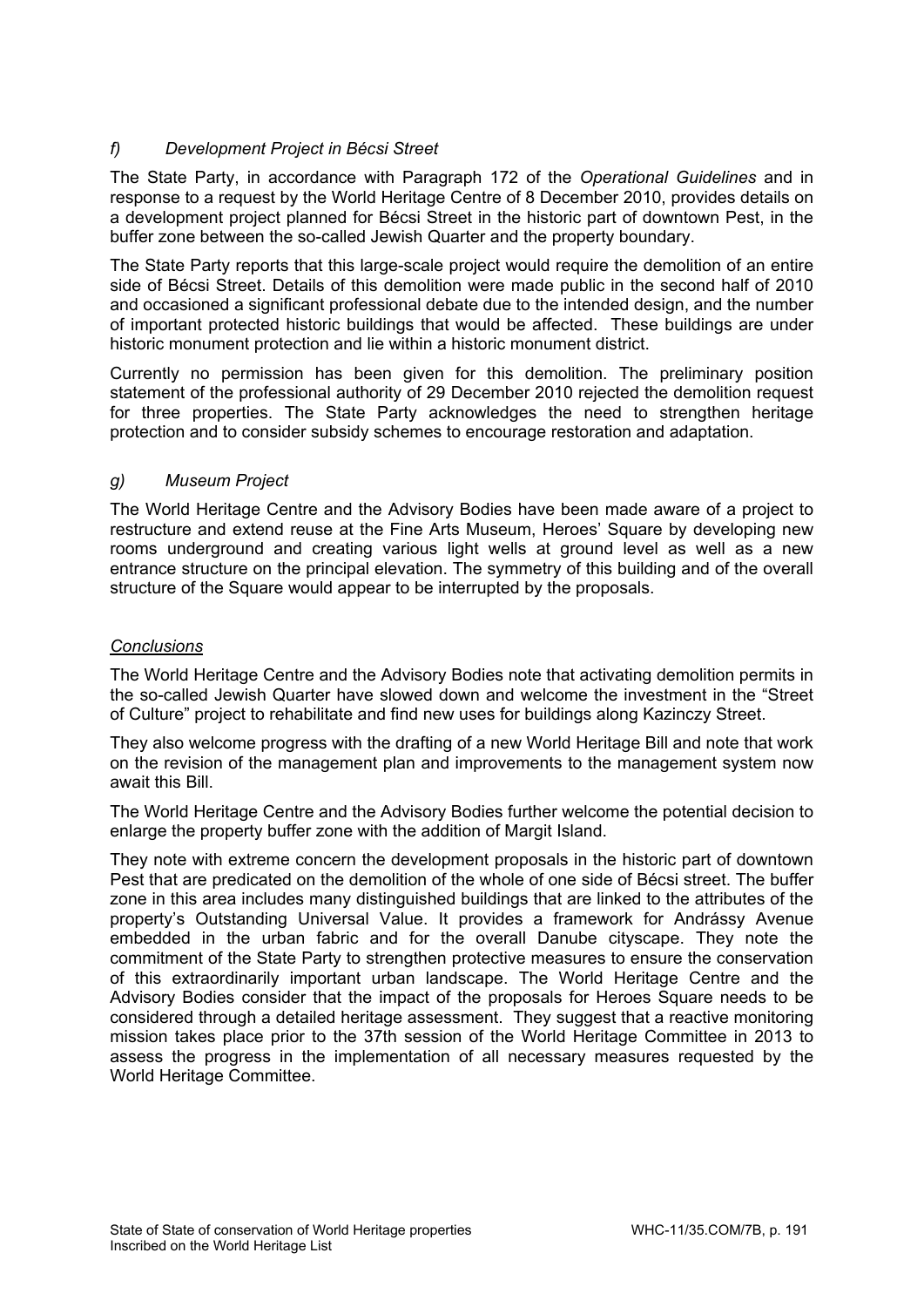### *f) Development Project in Bécsi Street*

The State Party, in accordance with Paragraph 172 of the *Operational Guidelines* and in response to a request by the World Heritage Centre of 8 December 2010, provides details on a development project planned for Bécsi Street in the historic part of downtown Pest, in the buffer zone between the so-called Jewish Quarter and the property boundary.

The State Party reports that this large-scale project would require the demolition of an entire side of Bécsi Street. Details of this demolition were made public in the second half of 2010 and occasioned a significant professional debate due to the intended design, and the number of important protected historic buildings that would be affected. These buildings are under historic monument protection and lie within a historic monument district.

Currently no permission has been given for this demolition. The preliminary position statement of the professional authority of 29 December 2010 rejected the demolition request for three properties. The State Party acknowledges the need to strengthen heritage protection and to consider subsidy schemes to encourage restoration and adaptation.

### *g) Museum Project*

The World Heritage Centre and the Advisory Bodies have been made aware of a project to restructure and extend reuse at the Fine Arts Museum, Heroes' Square by developing new rooms underground and creating various light wells at ground level as well as a new entrance structure on the principal elevation. The symmetry of this building and of the overall structure of the Square would appear to be interrupted by the proposals.

### *Conclusions*

The World Heritage Centre and the Advisory Bodies note that activating demolition permits in the so-called Jewish Quarter have slowed down and welcome the investment in the "Street of Culture" project to rehabilitate and find new uses for buildings along Kazinczy Street.

They also welcome progress with the drafting of a new World Heritage Bill and note that work on the revision of the management plan and improvements to the management system now await this Bill.

The World Heritage Centre and the Advisory Bodies further welcome the potential decision to enlarge the property buffer zone with the addition of Margit Island.

They note with extreme concern the development proposals in the historic part of downtown Pest that are predicated on the demolition of the whole of one side of Bécsi street. The buffer zone in this area includes many distinguished buildings that are linked to the attributes of the property's Outstanding Universal Value. It provides a framework for Andrássy Avenue embedded in the urban fabric and for the overall Danube cityscape. They note the commitment of the State Party to strengthen protective measures to ensure the conservation of this extraordinarily important urban landscape. The World Heritage Centre and the Advisory Bodies consider that the impact of the proposals for Heroes Square needs to be considered through a detailed heritage assessment. They suggest that a reactive monitoring mission takes place prior to the 37th session of the World Heritage Committee in 2013 to assess the progress in the implementation of all necessary measures requested by the World Heritage Committee.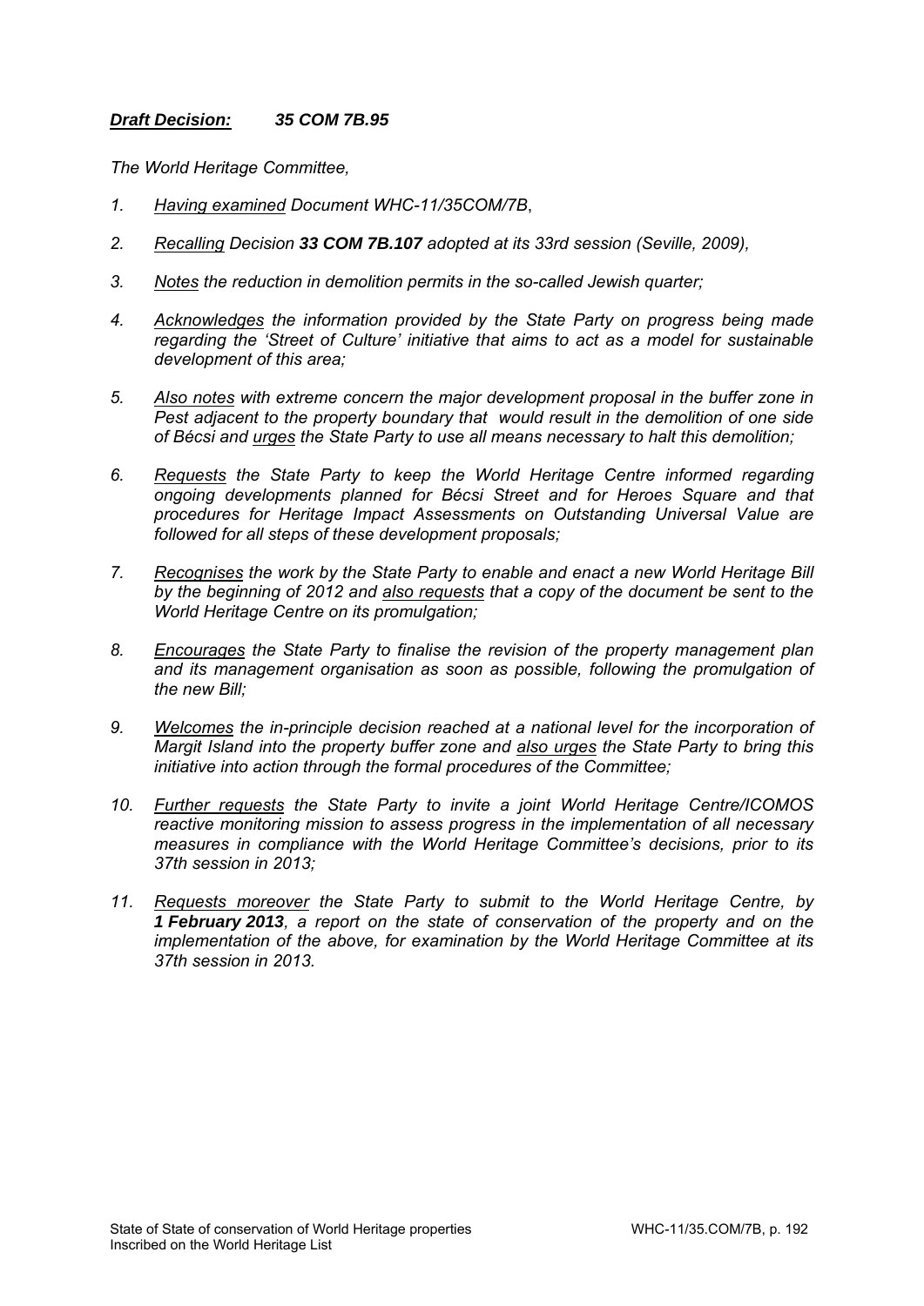***Draft Decision:*** ***35 COM 7B.95***

*The World Heritage Committee,*

1. *Having examined Document WHC-11/35COM/7B,*

2. *Recalling Decision **33 COM 7B.107** adopted at its 33rd session (Seville, 2009),*

3. *Notes the reduction in demolition permits in the so-called Jewish quarter;*

4. *Acknowledges the information provided by the State Party on progress being made regarding the 'Street of Culture' initiative that aims to act as a model for sustainable development of this area;*

5. *Also notes with extreme concern the major development proposal in the buffer zone in Pest adjacent to the property boundary that would result in the demolition of one side of Bécsi and urges the State Party to use all means necessary to halt this demolition;*

6. *Requests the State Party to keep the World Heritage Centre informed regarding ongoing developments planned for Bécsi Street and for Heroes Square and that procedures for Heritage Impact Assessments on Outstanding Universal Value are followed for all steps of these development proposals;*

7. *Recognises the work by the State Party to enable and enact a new World Heritage Bill by the beginning of 2012 and also requests that a copy of the document be sent to the World Heritage Centre on its promulgation;*

8. *Encourages the State Party to finalise the revision of the property management plan and its management organisation as soon as possible, following the promulgation of the new Bill;*

9. *Welcomes the in-principle decision reached at a national level for the incorporation of Margit Island into the property buffer zone and also urges the State Party to bring this initiative into action through the formal procedures of the Committee;*

10. *Further requests the State Party to invite a joint World Heritage Centre/ICOMOS reactive monitoring mission to assess progress in the implementation of all necessary measures in compliance with the World Heritage Committee's decisions, prior to its 37th session in 2013;*

11. *Requests moreover the State Party to submit to the World Heritage Centre, by **1 February 2013**, a report on the state of conservation of the property and on the implementation of the above, for examination by the World Heritage Committee at its 37th session in 2013.*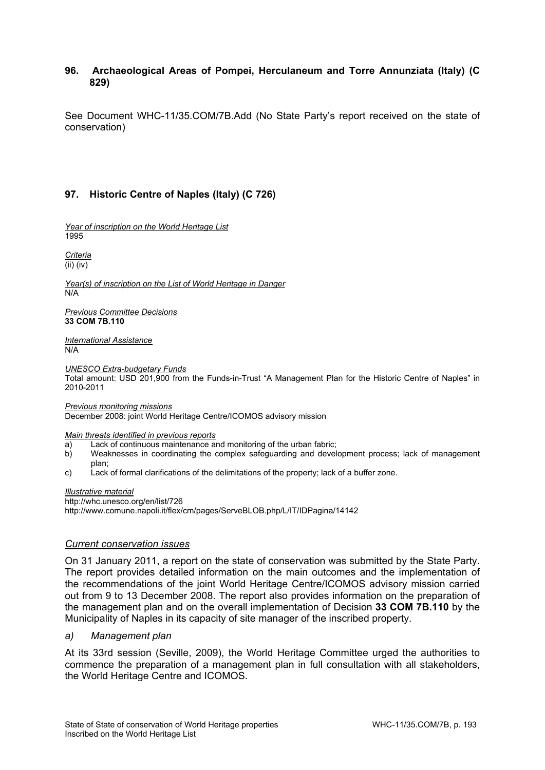## 96. Archaeological Areas of Pompei, Herculaneum and Torre Annunziata (Italy) (C 829)

See Document WHC-11/35.COM/7B.Add (No State Party's report received on the state of conservation)

## 97. Historic Centre of Naples (Italy) (C 726)

*Year of inscription on the World Heritage List*
1995

*Criteria*
(ii) (iv)

*Year(s) of inscription on the List of World Heritage in Danger*
N/A

*Previous Committee Decisions*
**33 COM 7B.110**

*International Assistance*
N/A

*UNESCO Extra-budgetary Funds*
Total amount: USD 201,900 from the Funds-in-Trust "A Management Plan for the Historic Centre of Naples" in 2010-2011

*Previous monitoring missions*
December 2008: joint World Heritage Centre/ICOMOS advisory mission

*Main threats identified in previous reports*

a) Lack of continuous maintenance and monitoring of the urban fabric;
b) Weaknesses in coordinating the complex safeguarding and development process; lack of management plan;
c) Lack of formal clarifications of the delimitations of the property; lack of a buffer zone.

*Illustrative material*
http://whc.unesco.org/en/list/726
http://www.comune.napoli.it/flex/cm/pages/ServeBLOB.php/L/IT/IDPagina/14142

### *Current conservation issues*

On 31 January 2011, a report on the state of conservation was submitted by the State Party. The report provides detailed information on the main outcomes and the implementation of the recommendations of the joint World Heritage Centre/ICOMOS advisory mission carried out from 9 to 13 December 2008. The report also provides information on the preparation of the management plan and on the overall implementation of Decision **33 COM 7B.110** by the Municipality of Naples in its capacity of site manager of the inscribed property.

*a) Management plan*

At its 33rd session (Seville, 2009), the World Heritage Committee urged the authorities to commence the preparation of a management plan in full consultation with all stakeholders, the World Heritage Centre and ICOMOS.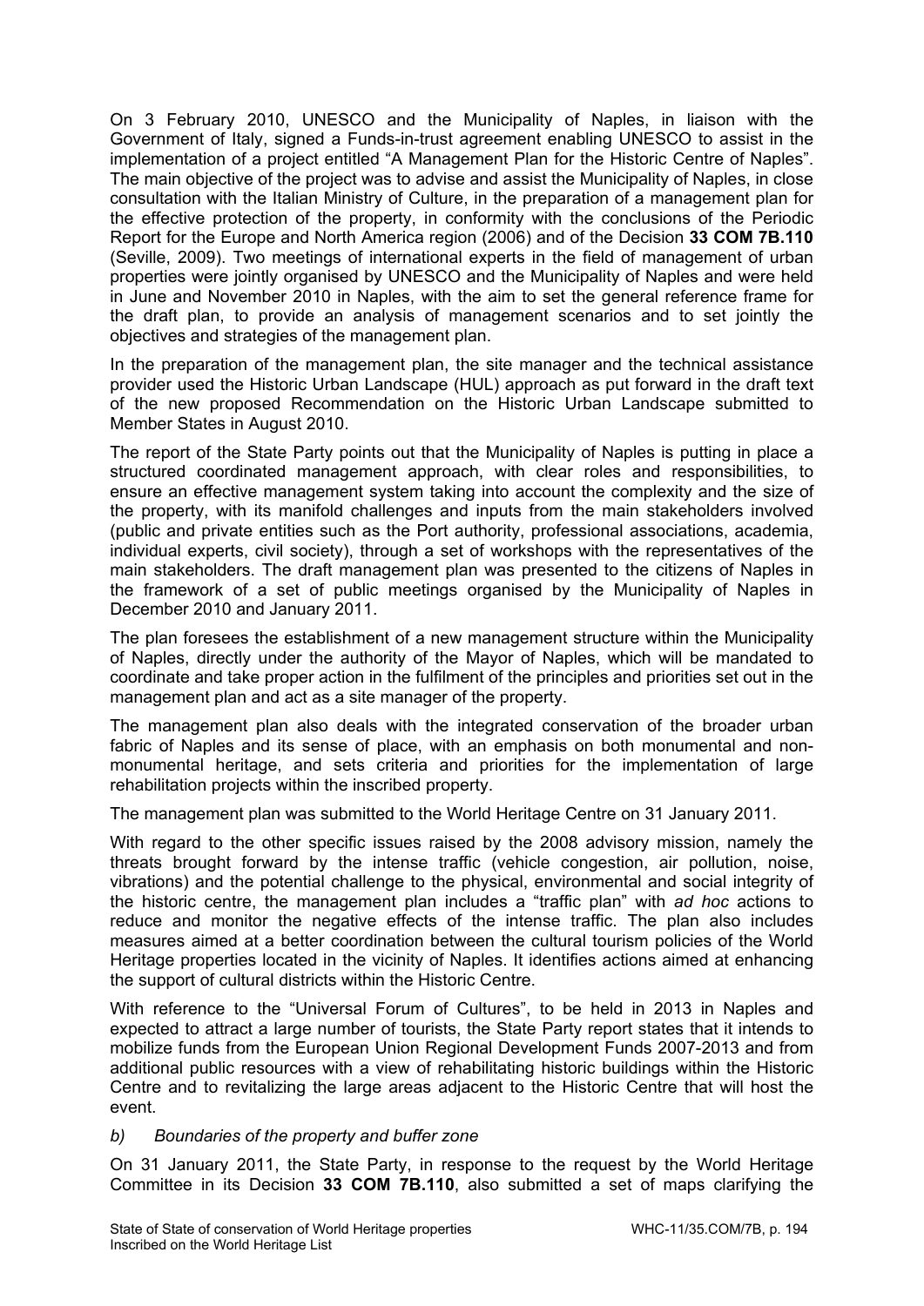On 3 February 2010, UNESCO and the Municipality of Naples, in liaison with the Government of Italy, signed a Funds-in-trust agreement enabling UNESCO to assist in the implementation of a project entitled "A Management Plan for the Historic Centre of Naples". The main objective of the project was to advise and assist the Municipality of Naples, in close consultation with the Italian Ministry of Culture, in the preparation of a management plan for the effective protection of the property, in conformity with the conclusions of the Periodic Report for the Europe and North America region (2006) and of the Decision **33 COM 7B.110** (Seville, 2009). Two meetings of international experts in the field of management of urban properties were jointly organised by UNESCO and the Municipality of Naples and were held in June and November 2010 in Naples, with the aim to set the general reference frame for the draft plan, to provide an analysis of management scenarios and to set jointly the objectives and strategies of the management plan.

In the preparation of the management plan, the site manager and the technical assistance provider used the Historic Urban Landscape (HUL) approach as put forward in the draft text of the new proposed Recommendation on the Historic Urban Landscape submitted to Member States in August 2010.

The report of the State Party points out that the Municipality of Naples is putting in place a structured coordinated management approach, with clear roles and responsibilities, to ensure an effective management system taking into account the complexity and the size of the property, with its manifold challenges and inputs from the main stakeholders involved (public and private entities such as the Port authority, professional associations, academia, individual experts, civil society), through a set of workshops with the representatives of the main stakeholders. The draft management plan was presented to the citizens of Naples in the framework of a set of public meetings organised by the Municipality of Naples in December 2010 and January 2011.

The plan foresees the establishment of a new management structure within the Municipality of Naples, directly under the authority of the Mayor of Naples, which will be mandated to coordinate and take proper action in the fulfilment of the principles and priorities set out in the management plan and act as a site manager of the property.

The management plan also deals with the integrated conservation of the broader urban fabric of Naples and its sense of place, with an emphasis on both monumental and non-monumental heritage, and sets criteria and priorities for the implementation of large rehabilitation projects within the inscribed property.

The management plan was submitted to the World Heritage Centre on 31 January 2011.

With regard to the other specific issues raised by the 2008 advisory mission, namely the threats brought forward by the intense traffic (vehicle congestion, air pollution, noise, vibrations) and the potential challenge to the physical, environmental and social integrity of the historic centre, the management plan includes a "traffic plan" with *ad hoc* actions to reduce and monitor the negative effects of the intense traffic. The plan also includes measures aimed at a better coordination between the cultural tourism policies of the World Heritage properties located in the vicinity of Naples. It identifies actions aimed at enhancing the support of cultural districts within the Historic Centre.

With reference to the "Universal Forum of Cultures", to be held in 2013 in Naples and expected to attract a large number of tourists, the State Party report states that it intends to mobilize funds from the European Union Regional Development Funds 2007-2013 and from additional public resources with a view of rehabilitating historic buildings within the Historic Centre and to revitalizing the large areas adjacent to the Historic Centre that will host the event.

*b) Boundaries of the property and buffer zone*

On 31 January 2011, the State Party, in response to the request by the World Heritage Committee in its Decision **33 COM 7B.110**, also submitted a set of maps clarifying the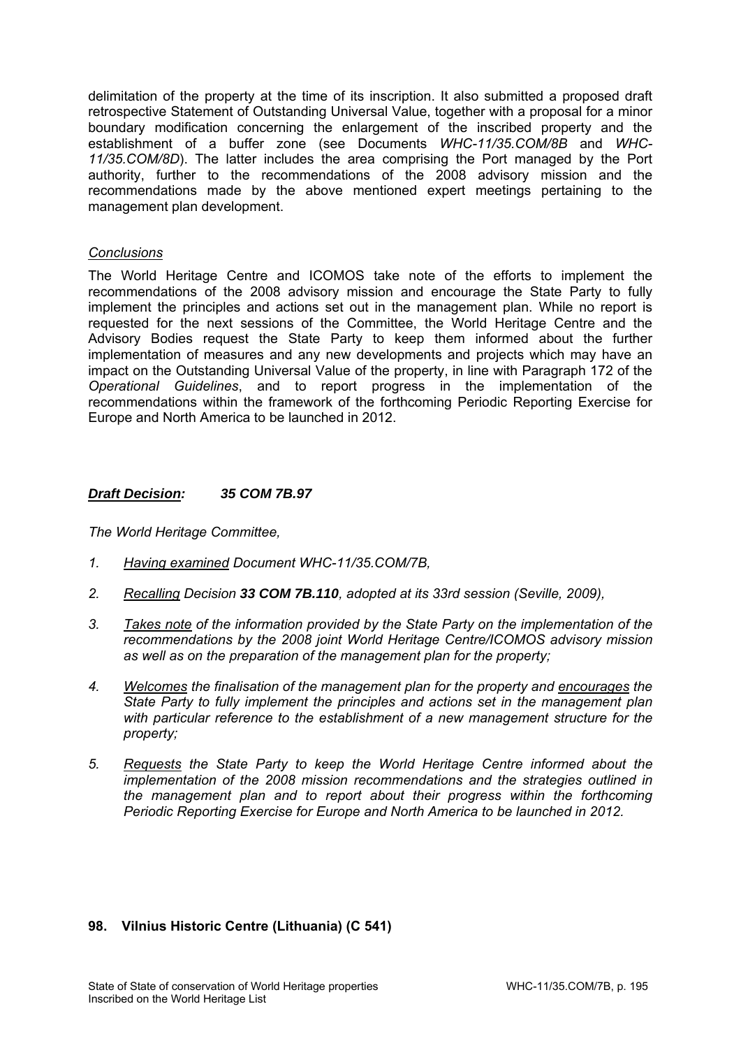delimitation of the property at the time of its inscription. It also submitted a proposed draft retrospective Statement of Outstanding Universal Value, together with a proposal for a minor boundary modification concerning the enlargement of the inscribed property and the establishment of a buffer zone (see Documents *WHC-11/35.COM/8B* and *WHC-11/35.COM/8D*). The latter includes the area comprising the Port managed by the Port authority, further to the recommendations of the 2008 advisory mission and the recommendations made by the above mentioned expert meetings pertaining to the management plan development.

*Conclusions*

The World Heritage Centre and ICOMOS take note of the efforts to implement the recommendations of the 2008 advisory mission and encourage the State Party to fully implement the principles and actions set out in the management plan. While no report is requested for the next sessions of the Committee, the World Heritage Centre and the Advisory Bodies request the State Party to keep them informed about the further implementation of measures and any new developments and projects which may have an impact on the Outstanding Universal Value of the property, in line with Paragraph 172 of the *Operational Guidelines*, and to report progress in the implementation of the recommendations within the framework of the forthcoming Periodic Reporting Exercise for Europe and North America to be launched in 2012.

***Draft Decision: 35 COM 7B.97***

*The World Heritage Committee,*

1. *Having examined Document WHC-11/35.COM/7B,*
2. *Recalling Decision **33 COM 7B.110**, adopted at its 33rd session (Seville, 2009),*
3. *Takes note of the information provided by the State Party on the implementation of the recommendations by the 2008 joint World Heritage Centre/ICOMOS advisory mission as well as on the preparation of the management plan for the property;*
4. *Welcomes the finalisation of the management plan for the property and encourages the State Party to fully implement the principles and actions set in the management plan with particular reference to the establishment of a new management structure for the property;*
5. *Requests the State Party to keep the World Heritage Centre informed about the implementation of the 2008 mission recommendations and the strategies outlined in the management plan and to report about their progress within the forthcoming Periodic Reporting Exercise for Europe and North America to be launched in 2012.*

**98. Vilnius Historic Centre (Lithuania) (C 541)**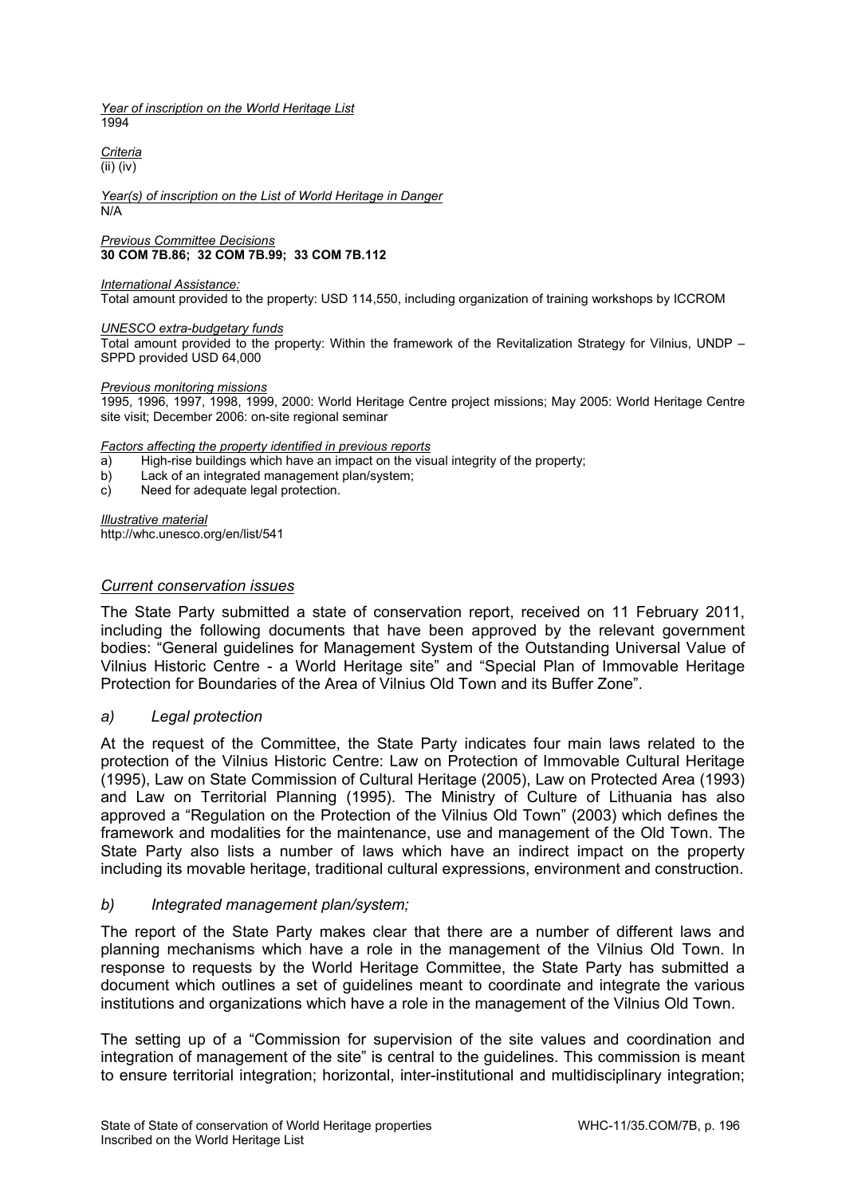*Year of inscription on the World Heritage List*
1994

*Criteria*
(ii) (iv)

*Year(s) of inscription on the List of World Heritage in Danger*
N/A

*Previous Committee Decisions*
**30 COM 7B.86; 32 COM 7B.99; 33 COM 7B.112**

*International Assistance:*
Total amount provided to the property: USD 114,550, including organization of training workshops by ICCROM

*UNESCO extra-budgetary funds*
Total amount provided to the property: Within the framework of the Revitalization Strategy for Vilnius, UNDP – SPPD provided USD 64,000

*Previous monitoring missions*
1995, 1996, 1997, 1998, 1999, 2000: World Heritage Centre project missions; May 2005: World Heritage Centre site visit; December 2006: on-site regional seminar

*Factors affecting the property identified in previous reports*

a) High-rise buildings which have an impact on the visual integrity of the property;
b) Lack of an integrated management plan/system;
c) Need for adequate legal protection.

*Illustrative material*
http://whc.unesco.org/en/list/541

## *Current conservation issues*

The State Party submitted a state of conservation report, received on 11 February 2011, including the following documents that have been approved by the relevant government bodies: "General guidelines for Management System of the Outstanding Universal Value of Vilnius Historic Centre - a World Heritage site" and "Special Plan of Immovable Heritage Protection for Boundaries of the Area of Vilnius Old Town and its Buffer Zone".

### *a) Legal protection*

At the request of the Committee, the State Party indicates four main laws related to the protection of the Vilnius Historic Centre: Law on Protection of Immovable Cultural Heritage (1995), Law on State Commission of Cultural Heritage (2005), Law on Protected Area (1993) and Law on Territorial Planning (1995). The Ministry of Culture of Lithuania has also approved a "Regulation on the Protection of the Vilnius Old Town" (2003) which defines the framework and modalities for the maintenance, use and management of the Old Town. The State Party also lists a number of laws which have an indirect impact on the property including its movable heritage, traditional cultural expressions, environment and construction.

### *b) Integrated management plan/system;*

The report of the State Party makes clear that there are a number of different laws and planning mechanisms which have a role in the management of the Vilnius Old Town. In response to requests by the World Heritage Committee, the State Party has submitted a document which outlines a set of guidelines meant to coordinate and integrate the various institutions and organizations which have a role in the management of the Vilnius Old Town.

The setting up of a "Commission for supervision of the site values and coordination and integration of management of the site" is central to the guidelines. This commission is meant to ensure territorial integration; horizontal, inter-institutional and multidisciplinary integration;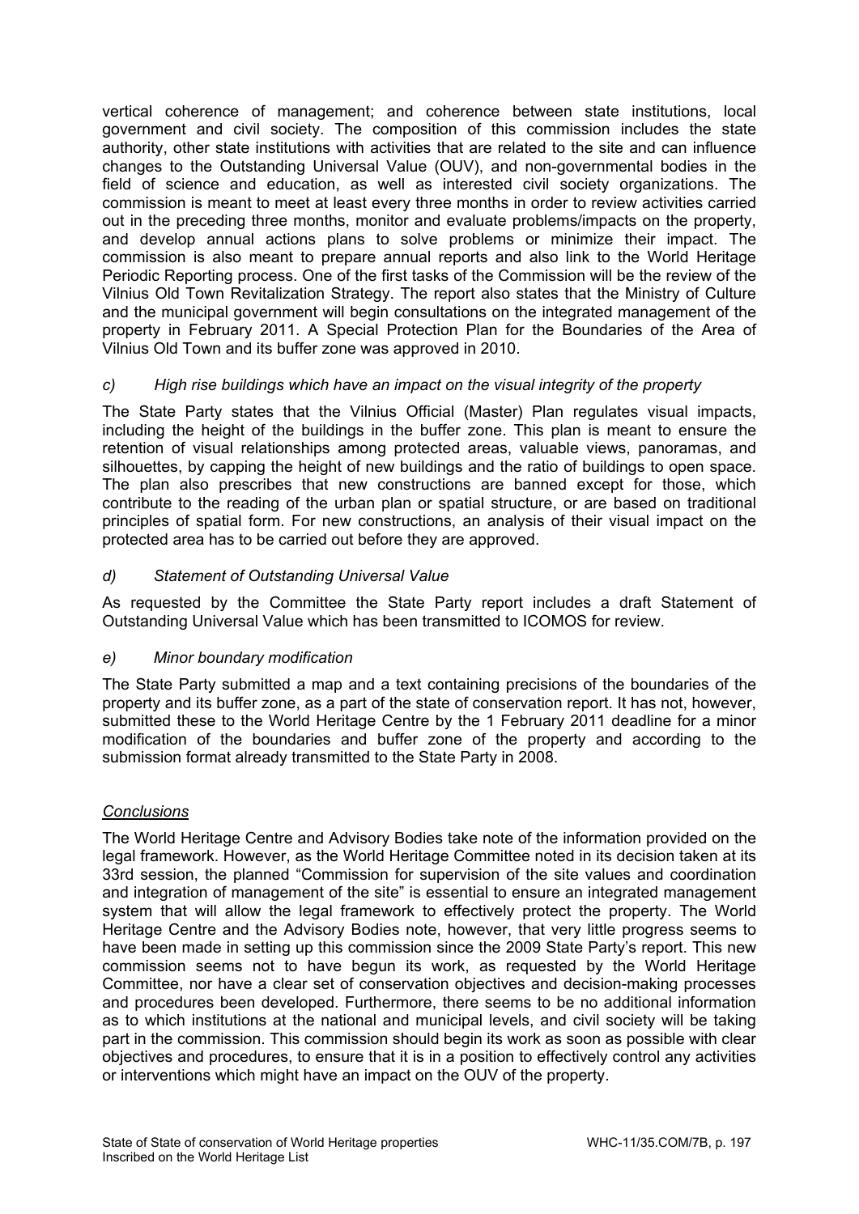vertical coherence of management; and coherence between state institutions, local government and civil society. The composition of this commission includes the state authority, other state institutions with activities that are related to the site and can influence changes to the Outstanding Universal Value (OUV), and non-governmental bodies in the field of science and education, as well as interested civil society organizations. The commission is meant to meet at least every three months in order to review activities carried out in the preceding three months, monitor and evaluate problems/impacts on the property, and develop annual actions plans to solve problems or minimize their impact. The commission is also meant to prepare annual reports and also link to the World Heritage Periodic Reporting process. One of the first tasks of the Commission will be the review of the Vilnius Old Town Revitalization Strategy. The report also states that the Ministry of Culture and the municipal government will begin consultations on the integrated management of the property in February 2011. A Special Protection Plan for the Boundaries of the Area of Vilnius Old Town and its buffer zone was approved in 2010.

*c) High rise buildings which have an impact on the visual integrity of the property*

The State Party states that the Vilnius Official (Master) Plan regulates visual impacts, including the height of the buildings in the buffer zone. This plan is meant to ensure the retention of visual relationships among protected areas, valuable views, panoramas, and silhouettes, by capping the height of new buildings and the ratio of buildings to open space. The plan also prescribes that new constructions are banned except for those, which contribute to the reading of the urban plan or spatial structure, or are based on traditional principles of spatial form. For new constructions, an analysis of their visual impact on the protected area has to be carried out before they are approved.

*d) Statement of Outstanding Universal Value*

As requested by the Committee the State Party report includes a draft Statement of Outstanding Universal Value which has been transmitted to ICOMOS for review.

*e) Minor boundary modification*

The State Party submitted a map and a text containing precisions of the boundaries of the property and its buffer zone, as a part of the state of conservation report. It has not, however, submitted these to the World Heritage Centre by the 1 February 2011 deadline for a minor modification of the boundaries and buffer zone of the property and according to the submission format already transmitted to the State Party in 2008.

*Conclusions*

The World Heritage Centre and Advisory Bodies take note of the information provided on the legal framework. However, as the World Heritage Committee noted in its decision taken at its 33rd session, the planned "Commission for supervision of the site values and coordination and integration of management of the site" is essential to ensure an integrated management system that will allow the legal framework to effectively protect the property. The World Heritage Centre and the Advisory Bodies note, however, that very little progress seems to have been made in setting up this commission since the 2009 State Party's report. This new commission seems not to have begun its work, as requested by the World Heritage Committee, nor have a clear set of conservation objectives and decision-making processes and procedures been developed. Furthermore, there seems to be no additional information as to which institutions at the national and municipal levels, and civil society will be taking part in the commission. This commission should begin its work as soon as possible with clear objectives and procedures, to ensure that it is in a position to effectively control any activities or interventions which might have an impact on the OUV of the property.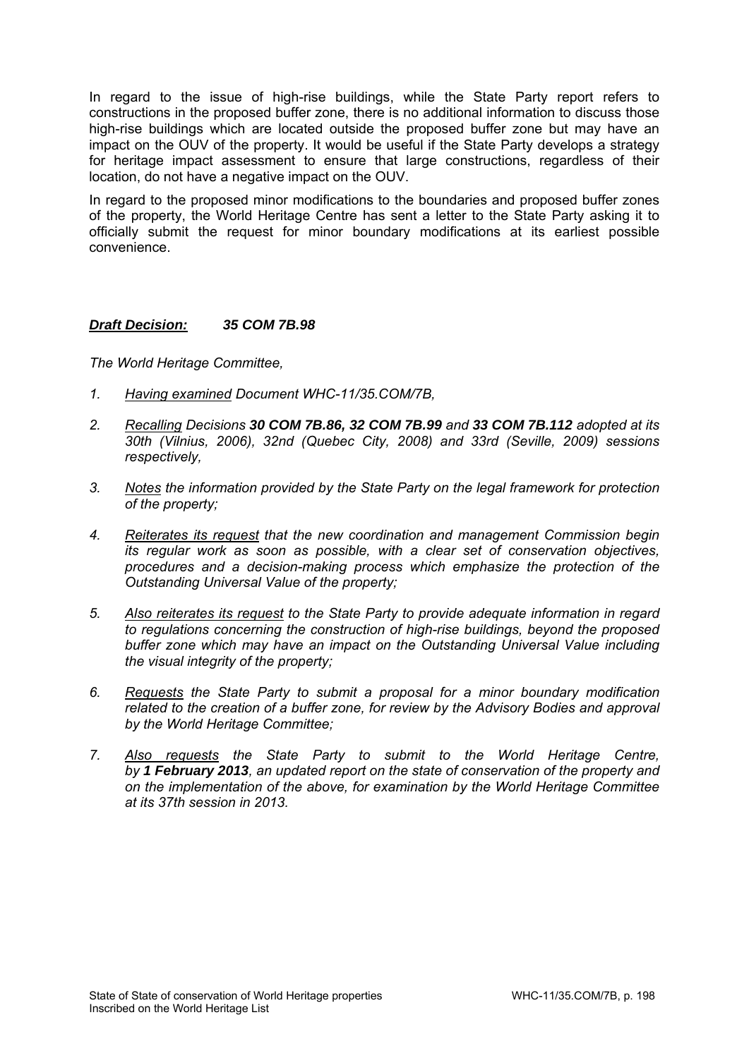In regard to the issue of high-rise buildings, while the State Party report refers to constructions in the proposed buffer zone, there is no additional information to discuss those high-rise buildings which are located outside the proposed buffer zone but may have an impact on the OUV of the property. It would be useful if the State Party develops a strategy for heritage impact assessment to ensure that large constructions, regardless of their location, do not have a negative impact on the OUV.

In regard to the proposed minor modifications to the boundaries and proposed buffer zones of the property, the World Heritage Centre has sent a letter to the State Party asking it to officially submit the request for minor boundary modifications at its earliest possible convenience.

***Draft Decision:*** ***35 COM 7B.98***

*The World Heritage Committee,*

1. *Having examined Document WHC-11/35.COM/7B,*
2. *Recalling Decisions **30 COM 7B.86, 32 COM 7B.99** and **33 COM 7B.112** adopted at its 30th (Vilnius, 2006), 32nd (Quebec City, 2008) and 33rd (Seville, 2009) sessions respectively,*
3. *Notes the information provided by the State Party on the legal framework for protection of the property;*
4. *Reiterates its request that the new coordination and management Commission begin its regular work as soon as possible, with a clear set of conservation objectives, procedures and a decision-making process which emphasize the protection of the Outstanding Universal Value of the property;*
5. *Also reiterates its request to the State Party to provide adequate information in regard to regulations concerning the construction of high-rise buildings, beyond the proposed buffer zone which may have an impact on the Outstanding Universal Value including the visual integrity of the property;*
6. *Requests the State Party to submit a proposal for a minor boundary modification related to the creation of a buffer zone, for review by the Advisory Bodies and approval by the World Heritage Committee;*
7. *Also requests the State Party to submit to the World Heritage Centre, by **1 February 2013**, an updated report on the state of conservation of the property and on the implementation of the above, for examination by the World Heritage Committee at its 37th session in 2013.*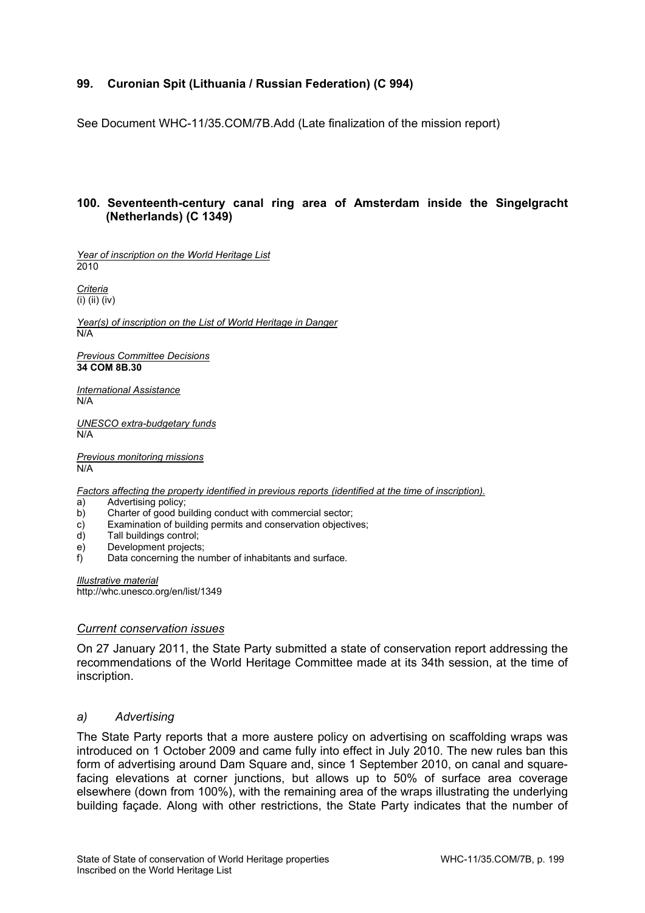### 99. Curonian Spit (Lithuania / Russian Federation) (C 994)

See Document WHC-11/35.COM/7B.Add (Late finalization of the mission report)

### 100. Seventeenth-century canal ring area of Amsterdam inside the Singelgracht (Netherlands) (C 1349)

*Year of inscription on the World Heritage List*
2010

*Criteria*
(i) (ii) (iv)

*Year(s) of inscription on the List of World Heritage in Danger*
N/A

*Previous Committee Decisions*
**34 COM 8B.30**

*International Assistance*
N/A

*UNESCO extra-budgetary funds*
N/A

*Previous monitoring missions*
N/A

*Factors affecting the property identified in previous reports (identified at the time of inscription).*

a) Advertising policy;
b) Charter of good building conduct with commercial sector;
c) Examination of building permits and conservation objectives;
d) Tall buildings control;
e) Development projects;
f) Data concerning the number of inhabitants and surface.

*Illustrative material*
http://whc.unesco.org/en/list/1349

*Current conservation issues*

On 27 January 2011, the State Party submitted a state of conservation report addressing the recommendations of the World Heritage Committee made at its 34th session, at the time of inscription.

*a) Advertising*

The State Party reports that a more austere policy on advertising on scaffolding wraps was introduced on 1 October 2009 and came fully into effect in July 2010. The new rules ban this form of advertising around Dam Square and, since 1 September 2010, on canal and square-facing elevations at corner junctions, but allows up to 50% of surface area coverage elsewhere (down from 100%), with the remaining area of the wraps illustrating the underlying building façade. Along with other restrictions, the State Party indicates that the number of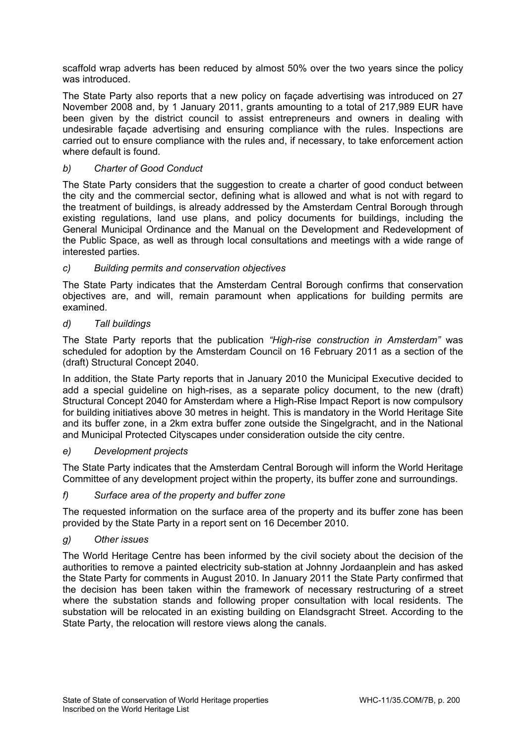scaffold wrap adverts has been reduced by almost 50% over the two years since the policy was introduced.

The State Party also reports that a new policy on façade advertising was introduced on 27 November 2008 and, by 1 January 2011, grants amounting to a total of 217,989 EUR have been given by the district council to assist entrepreneurs and owners in dealing with undesirable façade advertising and ensuring compliance with the rules. Inspections are carried out to ensure compliance with the rules and, if necessary, to take enforcement action where default is found.

*b) Charter of Good Conduct*

The State Party considers that the suggestion to create a charter of good conduct between the city and the commercial sector, defining what is allowed and what is not with regard to the treatment of buildings, is already addressed by the Amsterdam Central Borough through existing regulations, land use plans, and policy documents for buildings, including the General Municipal Ordinance and the Manual on the Development and Redevelopment of the Public Space, as well as through local consultations and meetings with a wide range of interested parties.

*c) Building permits and conservation objectives*

The State Party indicates that the Amsterdam Central Borough confirms that conservation objectives are, and will, remain paramount when applications for building permits are examined.

*d) Tall buildings*

The State Party reports that the publication *"High-rise construction in Amsterdam"* was scheduled for adoption by the Amsterdam Council on 16 February 2011 as a section of the (draft) Structural Concept 2040.

In addition, the State Party reports that in January 2010 the Municipal Executive decided to add a special guideline on high-rises, as a separate policy document, to the new (draft) Structural Concept 2040 for Amsterdam where a High-Rise Impact Report is now compulsory for building initiatives above 30 metres in height. This is mandatory in the World Heritage Site and its buffer zone, in a 2km extra buffer zone outside the Singelgracht, and in the National and Municipal Protected Cityscapes under consideration outside the city centre.

*e) Development projects*

The State Party indicates that the Amsterdam Central Borough will inform the World Heritage Committee of any development project within the property, its buffer zone and surroundings.

*f) Surface area of the property and buffer zone*

The requested information on the surface area of the property and its buffer zone has been provided by the State Party in a report sent on 16 December 2010.

*g) Other issues*

The World Heritage Centre has been informed by the civil society about the decision of the authorities to remove a painted electricity sub-station at Johnny Jordaanplein and has asked the State Party for comments in August 2010. In January 2011 the State Party confirmed that the decision has been taken within the framework of necessary restructuring of a street where the substation stands and following proper consultation with local residents. The substation will be relocated in an existing building on Elandsgracht Street. According to the State Party, the relocation will restore views along the canals.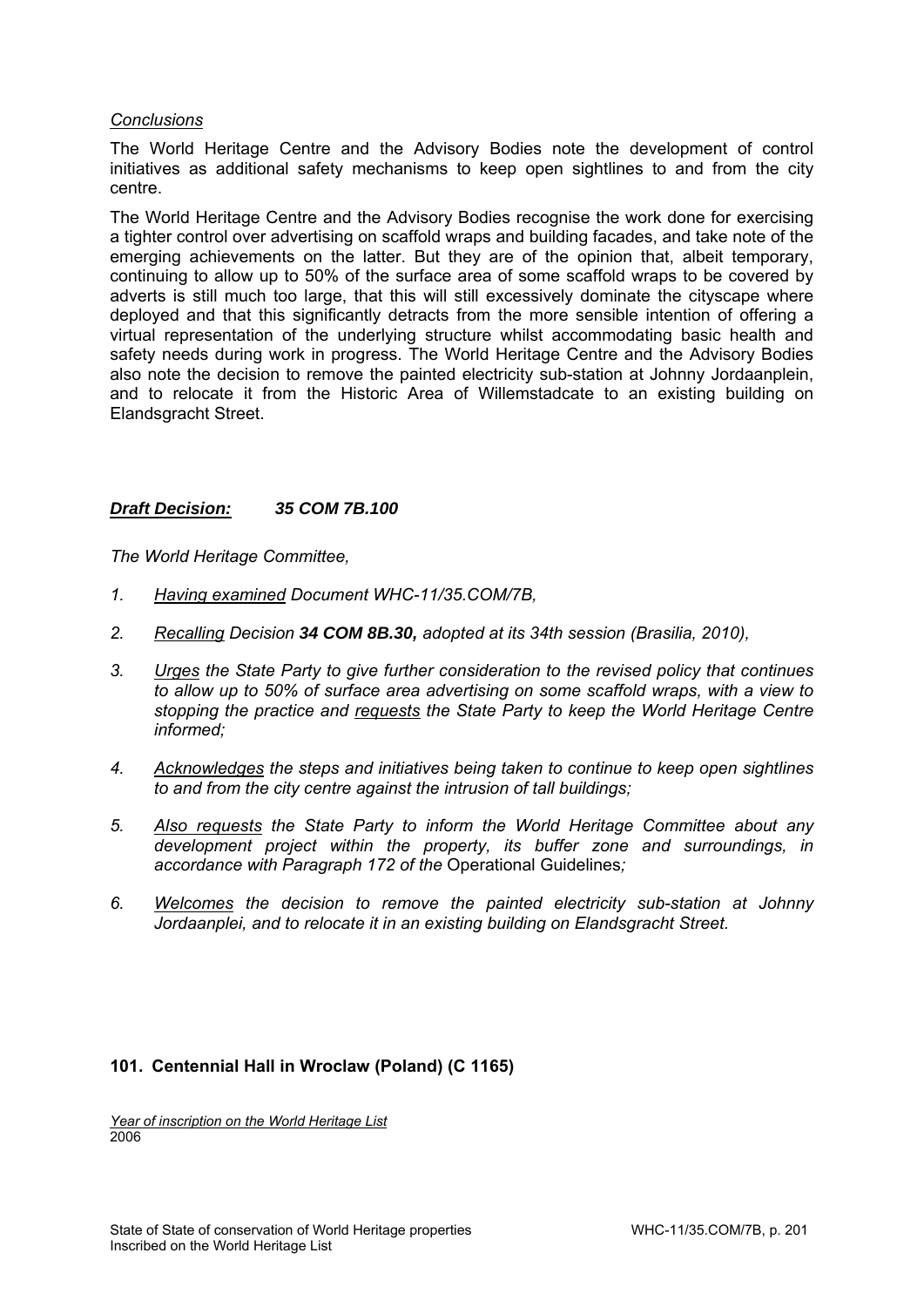*Conclusions*

The World Heritage Centre and the Advisory Bodies note the development of control initiatives as additional safety mechanisms to keep open sightlines to and from the city centre.

The World Heritage Centre and the Advisory Bodies recognise the work done for exercising a tighter control over advertising on scaffold wraps and building facades, and take note of the emerging achievements on the latter. But they are of the opinion that, albeit temporary, continuing to allow up to 50% of the surface area of some scaffold wraps to be covered by adverts is still much too large, that this will still excessively dominate the cityscape where deployed and that this significantly detracts from the more sensible intention of offering a virtual representation of the underlying structure whilst accommodating basic health and safety needs during work in progress. The World Heritage Centre and the Advisory Bodies also note the decision to remove the painted electricity sub-station at Johnny Jordaanplein, and to relocate it from the Historic Area of Willemstadcate to an existing building on Elandsgracht Street.

***Draft Decision: 35 COM 7B.100***

*The World Heritage Committee,*

1. *Having examined Document WHC-11/35.COM/7B,*
2. *Recalling Decision **34 COM 8B.30,** adopted at its 34th session (Brasilia, 2010),*
3. *Urges the State Party to give further consideration to the revised policy that continues to allow up to 50% of surface area advertising on some scaffold wraps, with a view to stopping the practice and requests the State Party to keep the World Heritage Centre informed;*
4. *Acknowledges the steps and initiatives being taken to continue to keep open sightlines to and from the city centre against the intrusion of tall buildings;*
5. *Also requests the State Party to inform the World Heritage Committee about any development project within the property, its buffer zone and surroundings, in accordance with Paragraph 172 of the* Operational Guidelines*;*
6. *Welcomes the decision to remove the painted electricity sub-station at Johnny Jordaanplei, and to relocate it in an existing building on Elandsgracht Street.*

**101. Centennial Hall in Wroclaw (Poland) (C 1165)**

*Year of inscription on the World Heritage List*
2006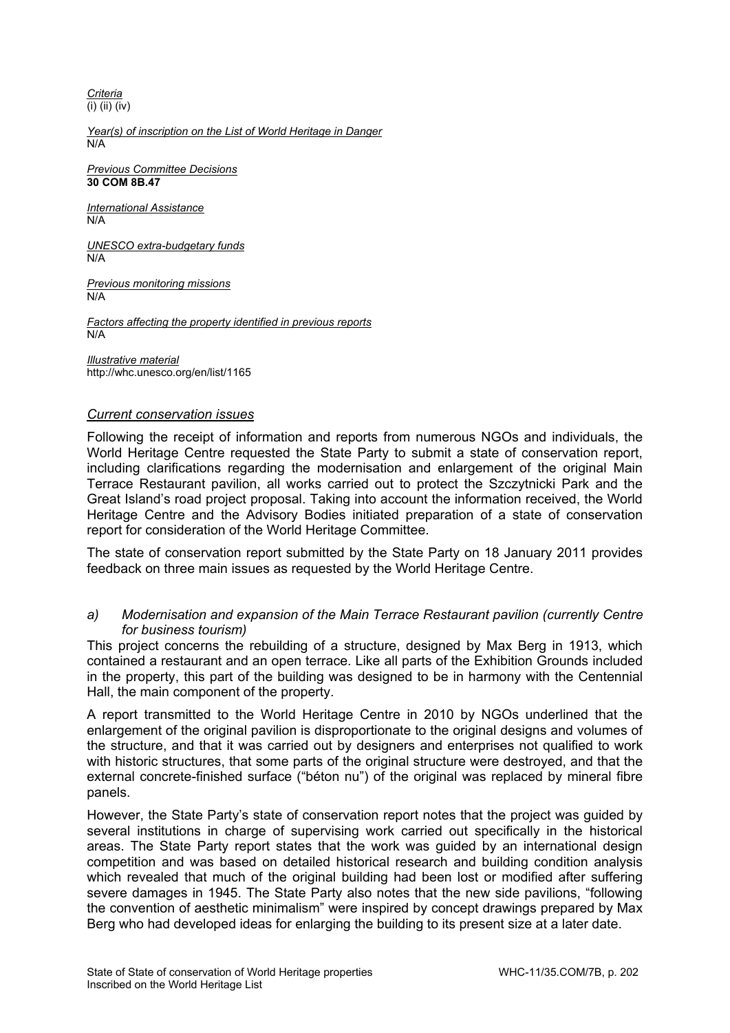*Criteria*
(i) (ii) (iv)

*Year(s) of inscription on the List of World Heritage in Danger*
N/A

*Previous Committee Decisions*
**30 COM 8B.47**

*International Assistance*
N/A

*UNESCO extra-budgetary funds*
N/A

*Previous monitoring missions*
N/A

*Factors affecting the property identified in previous reports*
N/A

*Illustrative material*
http://whc.unesco.org/en/list/1165

### *Current conservation issues*

Following the receipt of information and reports from numerous NGOs and individuals, the World Heritage Centre requested the State Party to submit a state of conservation report, including clarifications regarding the modernisation and enlargement of the original Main Terrace Restaurant pavilion, all works carried out to protect the Szczytnicki Park and the Great Island's road project proposal. Taking into account the information received, the World Heritage Centre and the Advisory Bodies initiated preparation of a state of conservation report for consideration of the World Heritage Committee.

The state of conservation report submitted by the State Party on 18 January 2011 provides feedback on three main issues as requested by the World Heritage Centre.

*a) Modernisation and expansion of the Main Terrace Restaurant pavilion (currently Centre for business tourism)*

This project concerns the rebuilding of a structure, designed by Max Berg in 1913, which contained a restaurant and an open terrace. Like all parts of the Exhibition Grounds included in the property, this part of the building was designed to be in harmony with the Centennial Hall, the main component of the property.

A report transmitted to the World Heritage Centre in 2010 by NGOs underlined that the enlargement of the original pavilion is disproportionate to the original designs and volumes of the structure, and that it was carried out by designers and enterprises not qualified to work with historic structures, that some parts of the original structure were destroyed, and that the external concrete-finished surface ("béton nu") of the original was replaced by mineral fibre panels.

However, the State Party's state of conservation report notes that the project was guided by several institutions in charge of supervising work carried out specifically in the historical areas. The State Party report states that the work was guided by an international design competition and was based on detailed historical research and building condition analysis which revealed that much of the original building had been lost or modified after suffering severe damages in 1945. The State Party also notes that the new side pavilions, "following the convention of aesthetic minimalism" were inspired by concept drawings prepared by Max Berg who had developed ideas for enlarging the building to its present size at a later date.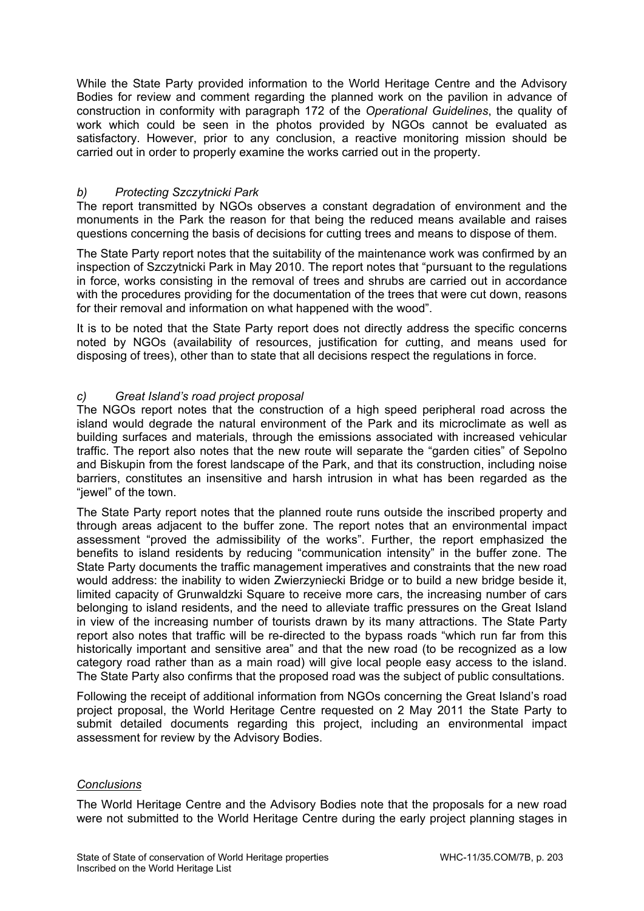While the State Party provided information to the World Heritage Centre and the Advisory Bodies for review and comment regarding the planned work on the pavilion in advance of construction in conformity with paragraph 172 of the *Operational Guidelines*, the quality of work which could be seen in the photos provided by NGOs cannot be evaluated as satisfactory. However, prior to any conclusion, a reactive monitoring mission should be carried out in order to properly examine the works carried out in the property.

*b) Protecting Szczytnicki Park*

The report transmitted by NGOs observes a constant degradation of environment and the monuments in the Park the reason for that being the reduced means available and raises questions concerning the basis of decisions for cutting trees and means to dispose of them.

The State Party report notes that the suitability of the maintenance work was confirmed by an inspection of Szczytnicki Park in May 2010. The report notes that "pursuant to the regulations in force, works consisting in the removal of trees and shrubs are carried out in accordance with the procedures providing for the documentation of the trees that were cut down, reasons for their removal and information on what happened with the wood".

It is to be noted that the State Party report does not directly address the specific concerns noted by NGOs (availability of resources, justification for cutting, and means used for disposing of trees), other than to state that all decisions respect the regulations in force.

*c) Great Island's road project proposal*

The NGOs report notes that the construction of a high speed peripheral road across the island would degrade the natural environment of the Park and its microclimate as well as building surfaces and materials, through the emissions associated with increased vehicular traffic. The report also notes that the new route will separate the "garden cities" of Sepolno and Biskupin from the forest landscape of the Park, and that its construction, including noise barriers, constitutes an insensitive and harsh intrusion in what has been regarded as the "jewel" of the town.

The State Party report notes that the planned route runs outside the inscribed property and through areas adjacent to the buffer zone. The report notes that an environmental impact assessment "proved the admissibility of the works". Further, the report emphasized the benefits to island residents by reducing "communication intensity" in the buffer zone. The State Party documents the traffic management imperatives and constraints that the new road would address: the inability to widen Zwierzyniecki Bridge or to build a new bridge beside it, limited capacity of Grunwaldzki Square to receive more cars, the increasing number of cars belonging to island residents, and the need to alleviate traffic pressures on the Great Island in view of the increasing number of tourists drawn by its many attractions. The State Party report also notes that traffic will be re-directed to the bypass roads "which run far from this historically important and sensitive area" and that the new road (to be recognized as a low category road rather than as a main road) will give local people easy access to the island. The State Party also confirms that the proposed road was the subject of public consultations.

Following the receipt of additional information from NGOs concerning the Great Island's road project proposal, the World Heritage Centre requested on 2 May 2011 the State Party to submit detailed documents regarding this project, including an environmental impact assessment for review by the Advisory Bodies.

<u>*Conclusions*</u>

The World Heritage Centre and the Advisory Bodies note that the proposals for a new road were not submitted to the World Heritage Centre during the early project planning stages in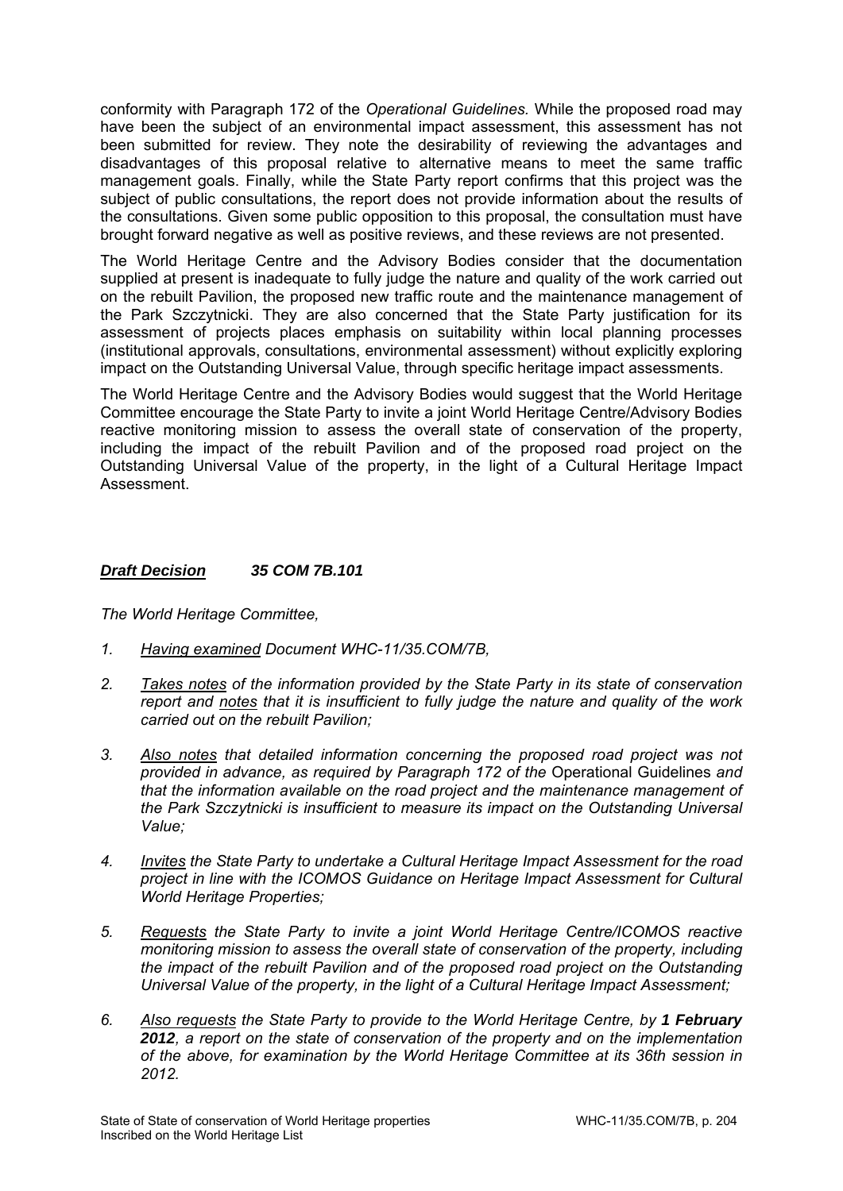conformity with Paragraph 172 of the *Operational Guidelines.* While the proposed road may have been the subject of an environmental impact assessment, this assessment has not been submitted for review. They note the desirability of reviewing the advantages and disadvantages of this proposal relative to alternative means to meet the same traffic management goals. Finally, while the State Party report confirms that this project was the subject of public consultations, the report does not provide information about the results of the consultations. Given some public opposition to this proposal, the consultation must have brought forward negative as well as positive reviews, and these reviews are not presented.

The World Heritage Centre and the Advisory Bodies consider that the documentation supplied at present is inadequate to fully judge the nature and quality of the work carried out on the rebuilt Pavilion, the proposed new traffic route and the maintenance management of the Park Szczytnicki. They are also concerned that the State Party justification for its assessment of projects places emphasis on suitability within local planning processes (institutional approvals, consultations, environmental assessment) without explicitly exploring impact on the Outstanding Universal Value, through specific heritage impact assessments.

The World Heritage Centre and the Advisory Bodies would suggest that the World Heritage Committee encourage the State Party to invite a joint World Heritage Centre/Advisory Bodies reactive monitoring mission to assess the overall state of conservation of the property, including the impact of the rebuilt Pavilion and of the proposed road project on the Outstanding Universal Value of the property, in the light of a Cultural Heritage Impact Assessment.

***Draft Decision 35 COM 7B.101***

*The World Heritage Committee,*

1. *Having examined Document WHC-11/35.COM/7B,*

2. *Takes notes of the information provided by the State Party in its state of conservation report and notes that it is insufficient to fully judge the nature and quality of the work carried out on the rebuilt Pavilion;*

3. *Also notes that detailed information concerning the proposed road project was not provided in advance, as required by Paragraph 172 of the* Operational Guidelines *and that the information available on the road project and the maintenance management of the Park Szczytnicki is insufficient to measure its impact on the Outstanding Universal Value;*

4. *Invites the State Party to undertake a Cultural Heritage Impact Assessment for the road project in line with the ICOMOS Guidance on Heritage Impact Assessment for Cultural World Heritage Properties;*

5. *Requests the State Party to invite a joint World Heritage Centre/ICOMOS reactive monitoring mission to assess the overall state of conservation of the property, including the impact of the rebuilt Pavilion and of the proposed road project on the Outstanding Universal Value of the property, in the light of a Cultural Heritage Impact Assessment;*

6. *Also requests the State Party to provide to the World Heritage Centre, by **1 February 2012**, a report on the state of conservation of the property and on the implementation of the above, for examination by the World Heritage Committee at its 36th session in 2012.*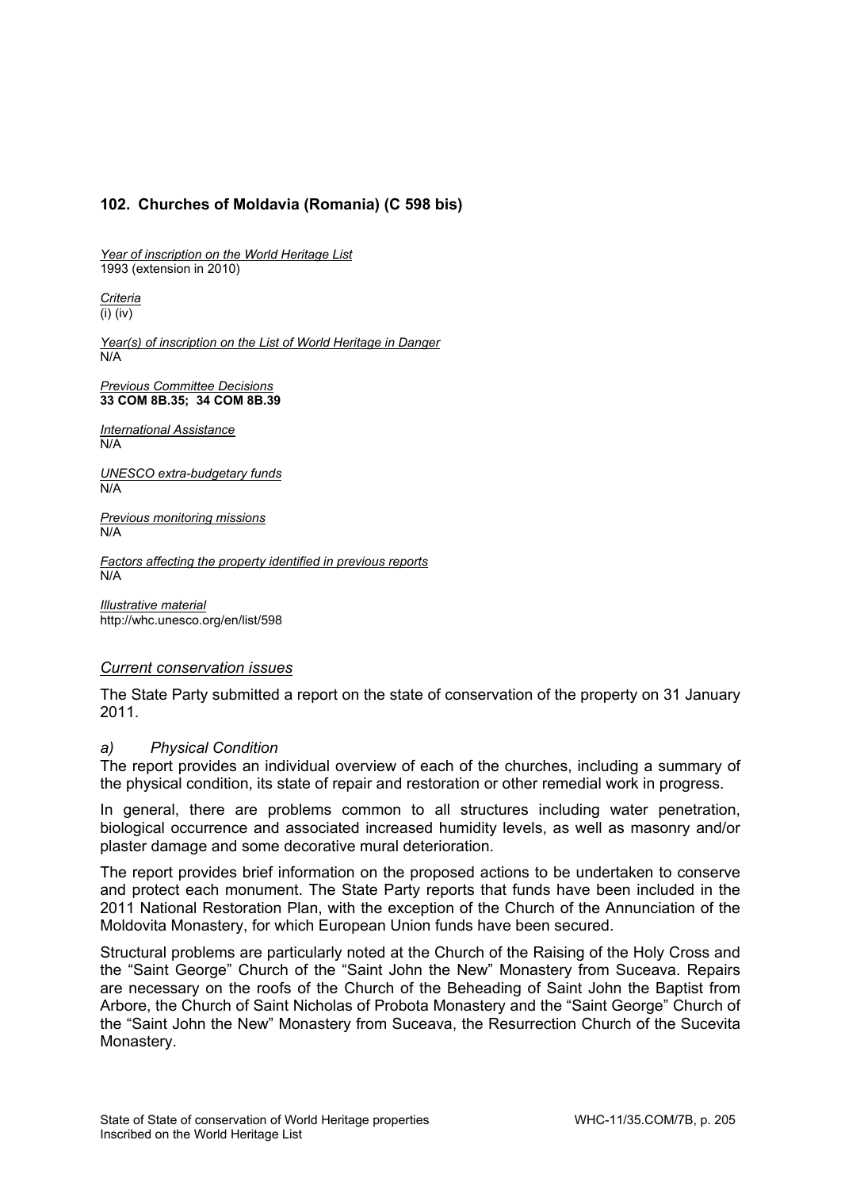### 102. Churches of Moldavia (Romania) (C 598 bis)

*Year of inscription on the World Heritage List*
1993 (extension in 2010)

*Criteria*
(i) (iv)

*Year(s) of inscription on the List of World Heritage in Danger*
N/A

*Previous Committee Decisions*
**33 COM 8B.35; 34 COM 8B.39**

*International Assistance*
N/A

*UNESCO extra-budgetary funds*
N/A

*Previous monitoring missions*
N/A

*Factors affecting the property identified in previous reports*
N/A

*Illustrative material*
http://whc.unesco.org/en/list/598

#### *Current conservation issues*

The State Party submitted a report on the state of conservation of the property on 31 January 2011.

*a) Physical Condition*

The report provides an individual overview of each of the churches, including a summary of the physical condition, its state of repair and restoration or other remedial work in progress.

In general, there are problems common to all structures including water penetration, biological occurrence and associated increased humidity levels, as well as masonry and/or plaster damage and some decorative mural deterioration.

The report provides brief information on the proposed actions to be undertaken to conserve and protect each monument. The State Party reports that funds have been included in the 2011 National Restoration Plan, with the exception of the Church of the Annunciation of the Moldovita Monastery, for which European Union funds have been secured.

Structural problems are particularly noted at the Church of the Raising of the Holy Cross and the "Saint George" Church of the "Saint John the New" Monastery from Suceava. Repairs are necessary on the roofs of the Church of the Beheading of Saint John the Baptist from Arbore, the Church of Saint Nicholas of Probota Monastery and the "Saint George" Church of the "Saint John the New" Monastery from Suceava, the Resurrection Church of the Sucevita Monastery.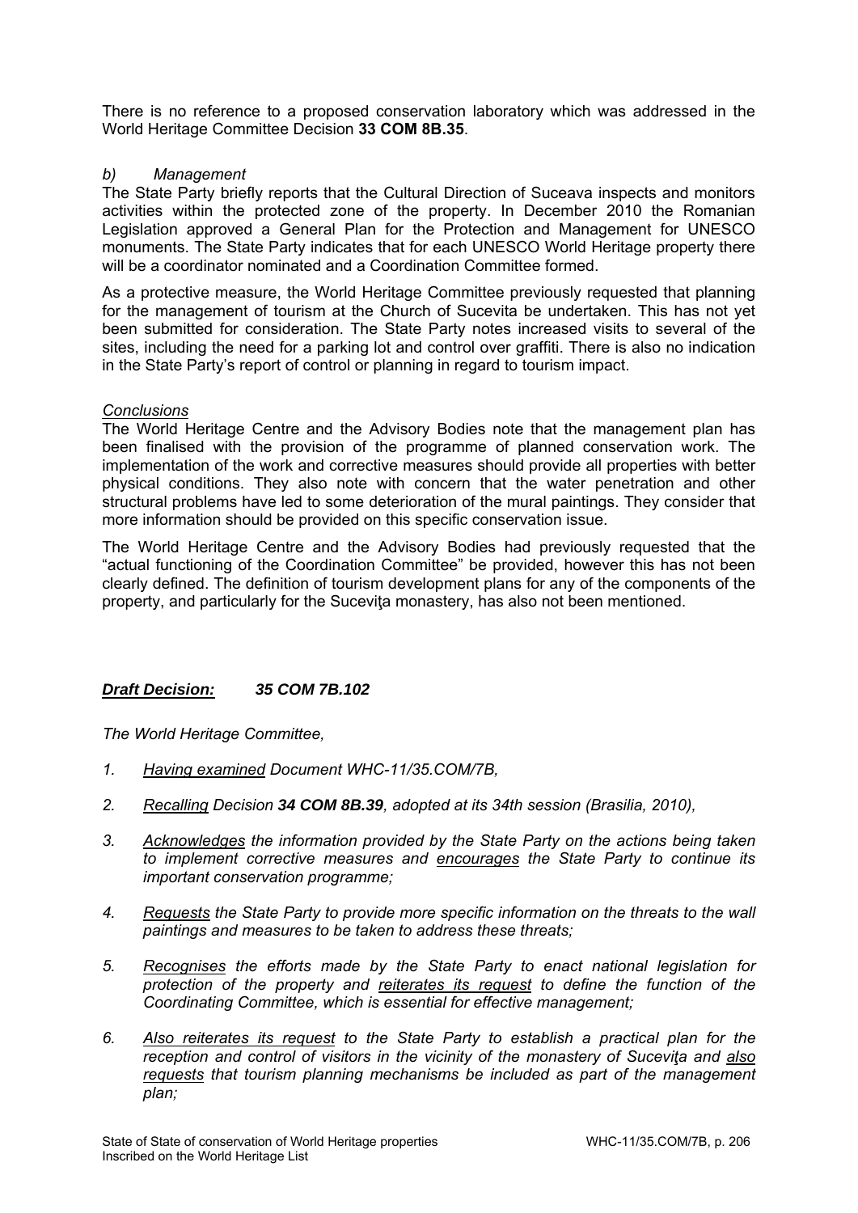There is no reference to a proposed conservation laboratory which was addressed in the World Heritage Committee Decision **33 COM 8B.35**.

*b) Management*

The State Party briefly reports that the Cultural Direction of Suceava inspects and monitors activities within the protected zone of the property. In December 2010 the Romanian Legislation approved a General Plan for the Protection and Management for UNESCO monuments. The State Party indicates that for each UNESCO World Heritage property there will be a coordinator nominated and a Coordination Committee formed.

As a protective measure, the World Heritage Committee previously requested that planning for the management of tourism at the Church of Sucevita be undertaken. This has not yet been submitted for consideration. The State Party notes increased visits to several of the sites, including the need for a parking lot and control over graffiti. There is also no indication in the State Party's report of control or planning in regard to tourism impact.

*Conclusions*

The World Heritage Centre and the Advisory Bodies note that the management plan has been finalised with the provision of the programme of planned conservation work. The implementation of the work and corrective measures should provide all properties with better physical conditions. They also note with concern that the water penetration and other structural problems have led to some deterioration of the mural paintings. They consider that more information should be provided on this specific conservation issue.

The World Heritage Centre and the Advisory Bodies had previously requested that the "actual functioning of the Coordination Committee" be provided, however this has not been clearly defined. The definition of tourism development plans for any of the components of the property, and particularly for the Suceviţa monastery, has also not been mentioned.

***Draft Decision: 35 COM 7B.102***

*The World Heritage Committee,*

1. *Having examined Document WHC-11/35.COM/7B,*
2. *Recalling Decision **34 COM 8B.39**, adopted at its 34th session (Brasilia, 2010),*
3. *Acknowledges the information provided by the State Party on the actions being taken to implement corrective measures and encourages the State Party to continue its important conservation programme;*
4. *Requests the State Party to provide more specific information on the threats to the wall paintings and measures to be taken to address these threats;*
5. *Recognises the efforts made by the State Party to enact national legislation for protection of the property and reiterates its request to define the function of the Coordinating Committee, which is essential for effective management;*
6. *Also reiterates its request to the State Party to establish a practical plan for the reception and control of visitors in the vicinity of the monastery of Suceviţa and also requests that tourism planning mechanisms be included as part of the management plan;*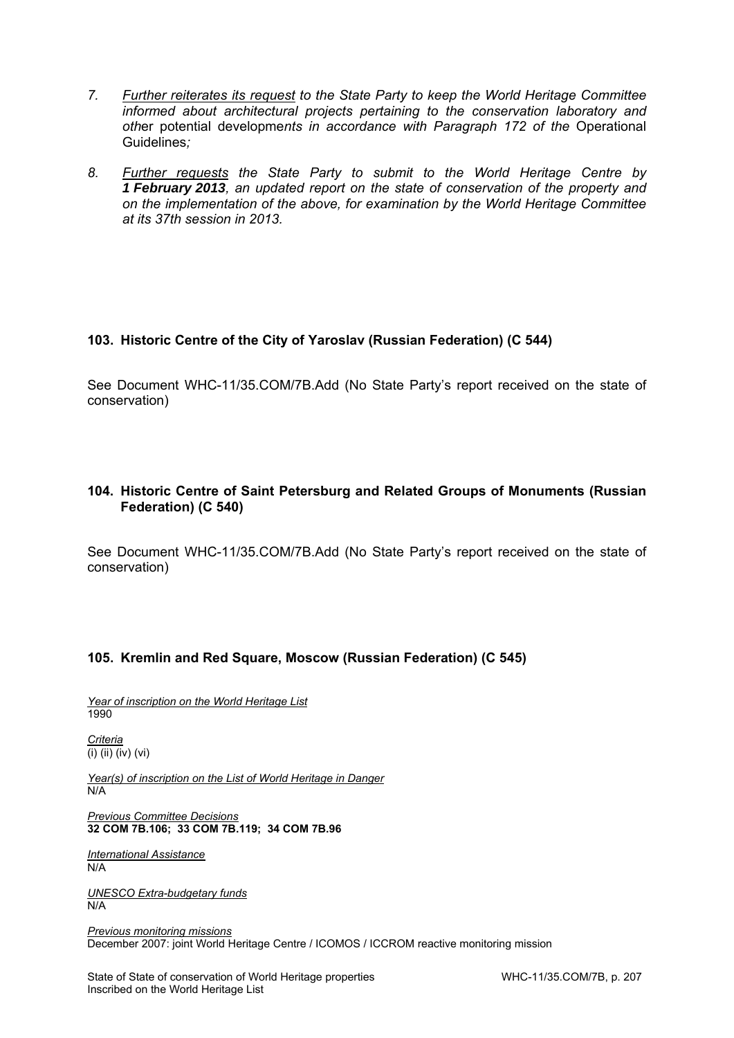7. *<u>Further reiterates its request</u> to the State Party to keep the World Heritage Committee informed about architectural projects pertaining to the conservation laboratory and oth*er potential developme*nts in accordance with Paragraph 172 of the* Operational Guidelines*;*

8. *<u>Further requests</u> the State Party to submit to the World Heritage Centre by **1 February 2013**, an updated report on the state of conservation of the property and on the implementation of the above, for examination by the World Heritage Committee at its 37th session in 2013.*

### 103. Historic Centre of the City of Yaroslav (Russian Federation) (C 544)

See Document WHC-11/35.COM/7B.Add (No State Party's report received on the state of conservation)

### 104. Historic Centre of Saint Petersburg and Related Groups of Monuments (Russian Federation) (C 540)

See Document WHC-11/35.COM/7B.Add (No State Party's report received on the state of conservation)

### 105. Kremlin and Red Square, Moscow (Russian Federation) (C 545)

*<u>Year of inscription on the World Heritage List</u>*
1990

*<u>Criteria</u>*
(i) (ii) (iv) (vi)

*<u>Year(s) of inscription on the List of World Heritage in Danger</u>*
N/A

*<u>Previous Committee Decisions</u>*
**32 COM 7B.106; 33 COM 7B.119; 34 COM 7B.96**

*<u>International Assistance</u>*
N/A

*<u>UNESCO Extra-budgetary funds</u>*
N/A

*<u>Previous monitoring missions</u>*
December 2007: joint World Heritage Centre / ICOMOS / ICCROM reactive monitoring mission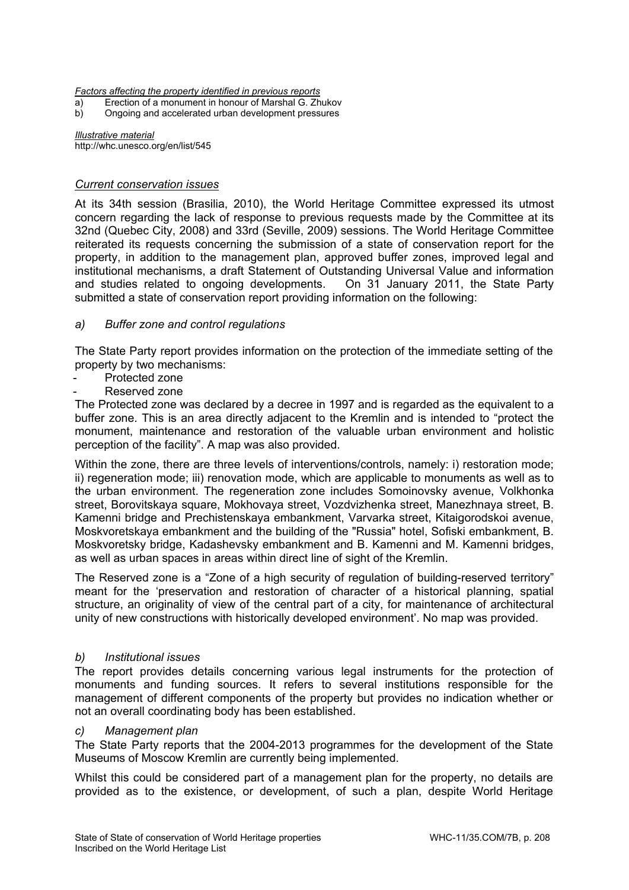*Factors affecting the property identified in previous reports*

a) Erection of a monument in honour of Marshal G. Zhukov
b) Ongoing and accelerated urban development pressures

*Illustrative material*
http://whc.unesco.org/en/list/545

### *Current conservation issues*

At its 34th session (Brasilia, 2010), the World Heritage Committee expressed its utmost concern regarding the lack of response to previous requests made by the Committee at its 32nd (Quebec City, 2008) and 33rd (Seville, 2009) sessions. The World Heritage Committee reiterated its requests concerning the submission of a state of conservation report for the property, in addition to the management plan, approved buffer zones, improved legal and institutional mechanisms, a draft Statement of Outstanding Universal Value and information and studies related to ongoing developments. On 31 January 2011, the State Party submitted a state of conservation report providing information on the following:

#### *a) Buffer zone and control regulations*

The State Party report provides information on the protection of the immediate setting of the property by two mechanisms:

- Protected zone
- Reserved zone

The Protected zone was declared by a decree in 1997 and is regarded as the equivalent to a buffer zone. This is an area directly adjacent to the Kremlin and is intended to "protect the monument, maintenance and restoration of the valuable urban environment and holistic perception of the facility". A map was also provided.

Within the zone, there are three levels of interventions/controls, namely: i) restoration mode; ii) regeneration mode; iii) renovation mode, which are applicable to monuments as well as to the urban environment. The regeneration zone includes Somoinovsky avenue, Volkhonka street, Borovitskaya square, Mokhovaya street, Vozdvizhenka street, Manezhnaya street, B. Kamenni bridge and Prechistenskaya embankment, Varvarka street, Kitaigorodskoi avenue, Moskvoretskaya embankment and the building of the "Russia" hotel, Sofiski embankment, B. Moskvoretsky bridge, Kadashevsky embankment and B. Kamenni and M. Kamenni bridges, as well as urban spaces in areas within direct line of sight of the Kremlin.

The Reserved zone is a "Zone of a high security of regulation of building-reserved territory" meant for the 'preservation and restoration of character of a historical planning, spatial structure, an originality of view of the central part of a city, for maintenance of architectural unity of new constructions with historically developed environment'. No map was provided.

#### *b) Institutional issues*

The report provides details concerning various legal instruments for the protection of monuments and funding sources. It refers to several institutions responsible for the management of different components of the property but provides no indication whether or not an overall coordinating body has been established.

#### *c) Management plan*

The State Party reports that the 2004-2013 programmes for the development of the State Museums of Moscow Kremlin are currently being implemented.

Whilst this could be considered part of a management plan for the property, no details are provided as to the existence, or development, of such a plan, despite World Heritage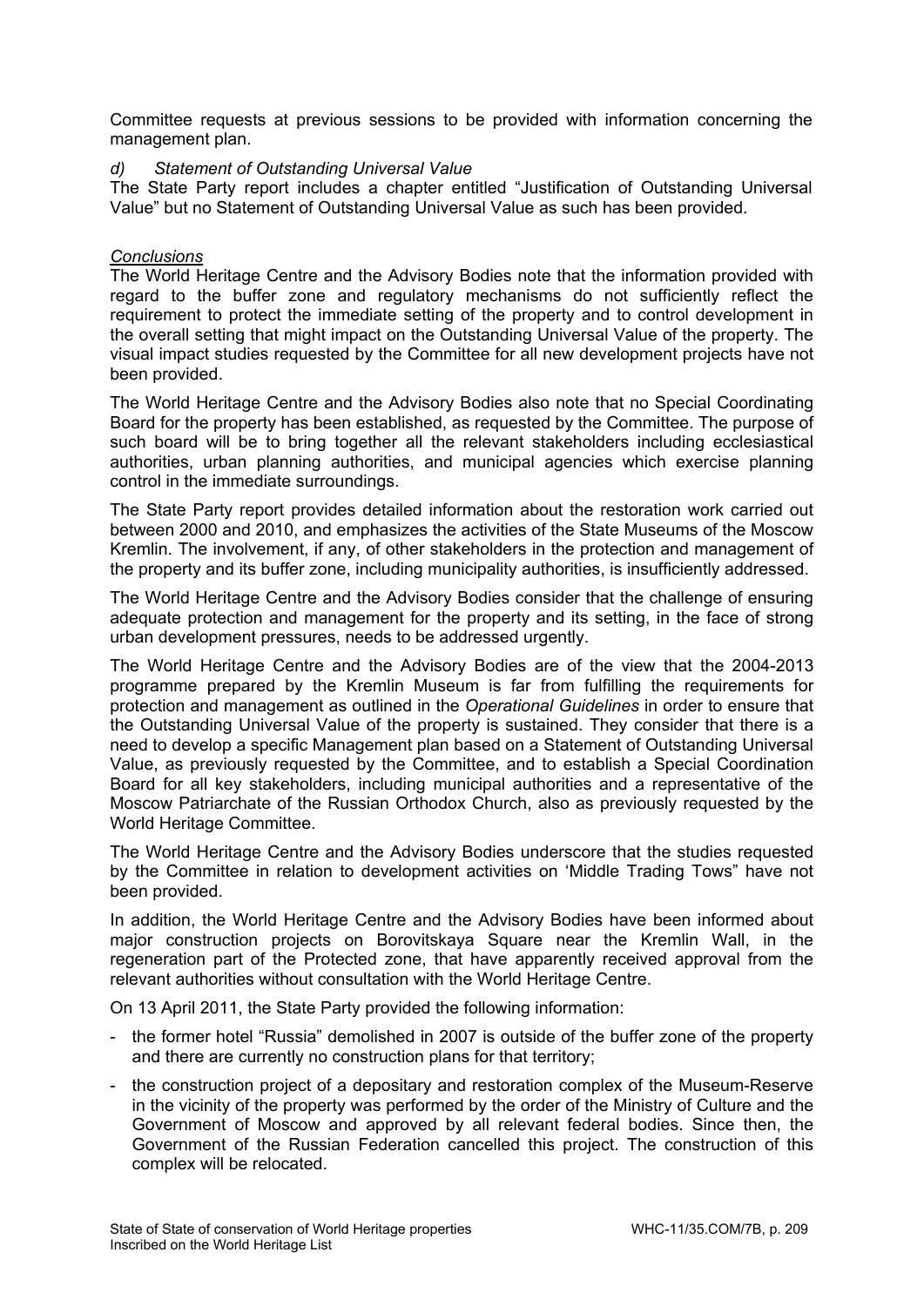Committee requests at previous sessions to be provided with information concerning the management plan.

*d) Statement of Outstanding Universal Value*

The State Party report includes a chapter entitled "Justification of Outstanding Universal Value" but no Statement of Outstanding Universal Value as such has been provided.

*Conclusions*

The World Heritage Centre and the Advisory Bodies note that the information provided with regard to the buffer zone and regulatory mechanisms do not sufficiently reflect the requirement to protect the immediate setting of the property and to control development in the overall setting that might impact on the Outstanding Universal Value of the property. The visual impact studies requested by the Committee for all new development projects have not been provided.

The World Heritage Centre and the Advisory Bodies also note that no Special Coordinating Board for the property has been established, as requested by the Committee. The purpose of such board will be to bring together all the relevant stakeholders including ecclesiastical authorities, urban planning authorities, and municipal agencies which exercise planning control in the immediate surroundings.

The State Party report provides detailed information about the restoration work carried out between 2000 and 2010, and emphasizes the activities of the State Museums of the Moscow Kremlin. The involvement, if any, of other stakeholders in the protection and management of the property and its buffer zone, including municipality authorities, is insufficiently addressed.

The World Heritage Centre and the Advisory Bodies consider that the challenge of ensuring adequate protection and management for the property and its setting, in the face of strong urban development pressures, needs to be addressed urgently.

The World Heritage Centre and the Advisory Bodies are of the view that the 2004-2013 programme prepared by the Kremlin Museum is far from fulfilling the requirements for protection and management as outlined in the *Operational Guidelines* in order to ensure that the Outstanding Universal Value of the property is sustained. They consider that there is a need to develop a specific Management plan based on a Statement of Outstanding Universal Value, as previously requested by the Committee, and to establish a Special Coordination Board for all key stakeholders, including municipal authorities and a representative of the Moscow Patriarchate of the Russian Orthodox Church, also as previously requested by the World Heritage Committee.

The World Heritage Centre and the Advisory Bodies underscore that the studies requested by the Committee in relation to development activities on 'Middle Trading Tows" have not been provided.

In addition, the World Heritage Centre and the Advisory Bodies have been informed about major construction projects on Borovitskaya Square near the Kremlin Wall, in the regeneration part of the Protected zone, that have apparently received approval from the relevant authorities without consultation with the World Heritage Centre.

On 13 April 2011, the State Party provided the following information:

- the former hotel "Russia" demolished in 2007 is outside of the buffer zone of the property and there are currently no construction plans for that territory;
- the construction project of a depositary and restoration complex of the Museum-Reserve in the vicinity of the property was performed by the order of the Ministry of Culture and the Government of Moscow and approved by all relevant federal bodies. Since then, the Government of the Russian Federation cancelled this project. The construction of this complex will be relocated.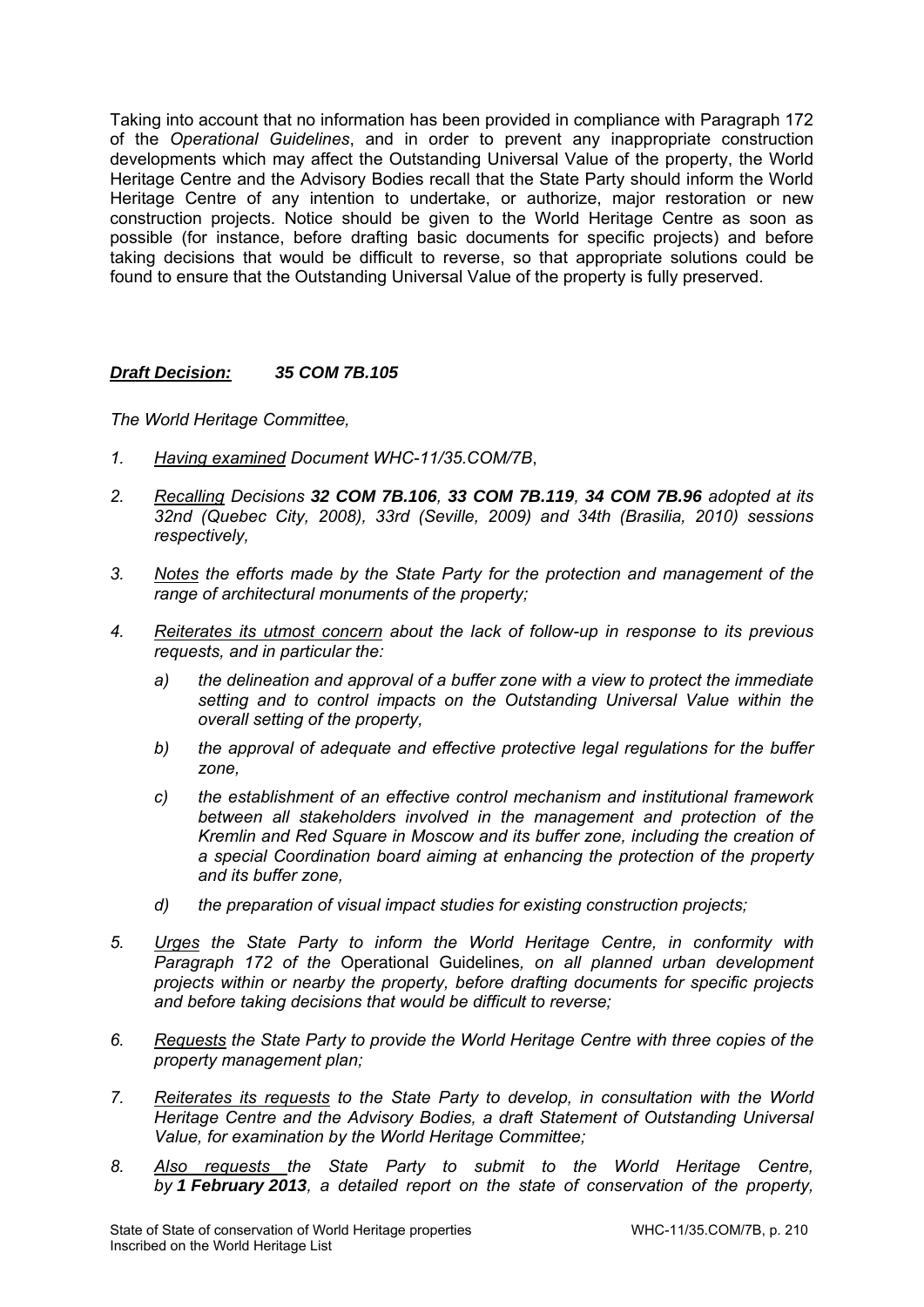Taking into account that no information has been provided in compliance with Paragraph 172 of the *Operational Guidelines*, and in order to prevent any inappropriate construction developments which may affect the Outstanding Universal Value of the property, the World Heritage Centre and the Advisory Bodies recall that the State Party should inform the World Heritage Centre of any intention to undertake, or authorize, major restoration or new construction projects. Notice should be given to the World Heritage Centre as soon as possible (for instance, before drafting basic documents for specific projects) and before taking decisions that would be difficult to reverse, so that appropriate solutions could be found to ensure that the Outstanding Universal Value of the property is fully preserved.

***Draft Decision:*** ***35 COM 7B.105***

*The World Heritage Committee,*

1. *Having examined Document WHC-11/35.COM/7B,*
2. *Recalling Decisions **32 COM 7B.106**, **33 COM 7B.119**, **34 COM 7B.96** adopted at its 32nd (Quebec City, 2008), 33rd (Seville, 2009) and 34th (Brasilia, 2010) sessions respectively,*
3. *Notes the efforts made by the State Party for the protection and management of the range of architectural monuments of the property;*
4. *Reiterates its utmost concern about the lack of follow-up in response to its previous requests, and in particular the:*
   a) *the delineation and approval of a buffer zone with a view to protect the immediate setting and to control impacts on the Outstanding Universal Value within the overall setting of the property,*
   b) *the approval of adequate and effective protective legal regulations for the buffer zone,*
   c) *the establishment of an effective control mechanism and institutional framework between all stakeholders involved in the management and protection of the Kremlin and Red Square in Moscow and its buffer zone, including the creation of a special Coordination board aiming at enhancing the protection of the property and its buffer zone,*
   d) *the preparation of visual impact studies for existing construction projects;*
5. *Urges the State Party to inform the World Heritage Centre, in conformity with Paragraph 172 of the* Operational Guidelines*, on all planned urban development projects within or nearby the property, before drafting documents for specific projects and before taking decisions that would be difficult to reverse;*
6. *Requests the State Party to provide the World Heritage Centre with three copies of the property management plan;*
7. *Reiterates its requests to the State Party to develop, in consultation with the World Heritage Centre and the Advisory Bodies, a draft Statement of Outstanding Universal Value, for examination by the World Heritage Committee;*
8. *Also requests the State Party to submit to the World Heritage Centre, by **1 February 2013**, a detailed report on the state of conservation of the property,*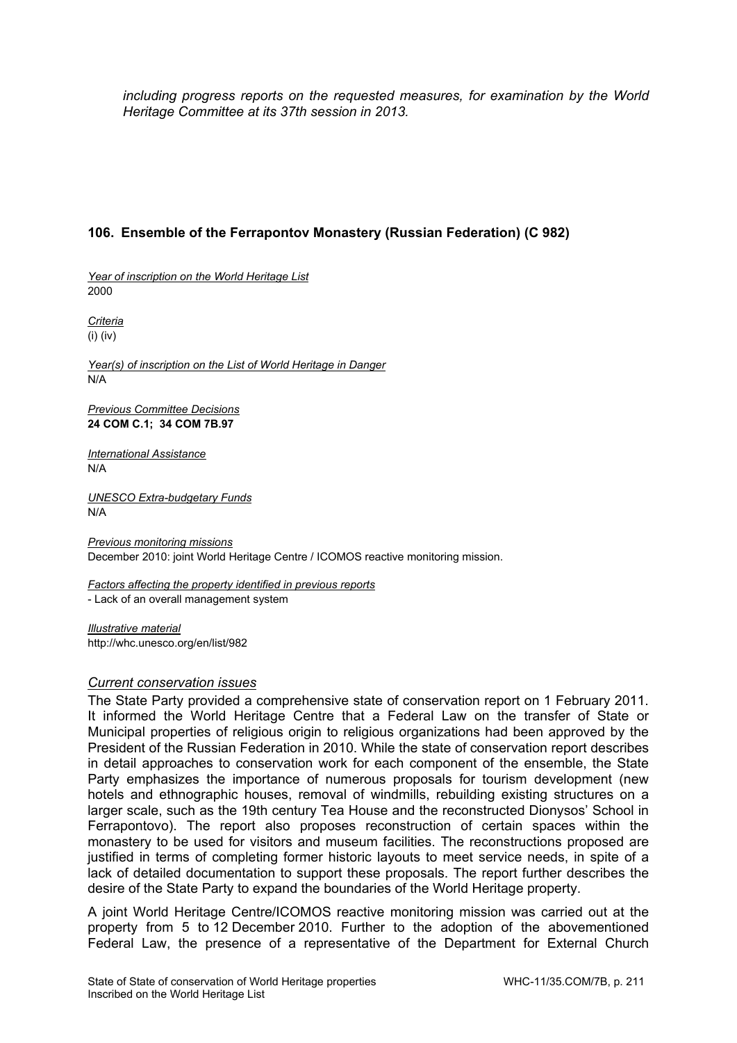*including progress reports on the requested measures, for examination by the World Heritage Committee at its 37th session in 2013.*

## 106. Ensemble of the Ferrapontov Monastery (Russian Federation) (C 982)

*Year of inscription on the World Heritage List*
2000

*Criteria*
(i) (iv)

*Year(s) of inscription on the List of World Heritage in Danger*
N/A

*Previous Committee Decisions*
**24 COM C.1; 34 COM 7B.97**

*International Assistance*
N/A

*UNESCO Extra-budgetary Funds*
N/A

*Previous monitoring missions*
December 2010: joint World Heritage Centre / ICOMOS reactive monitoring mission.

*Factors affecting the property identified in previous reports*
- Lack of an overall management system

*Illustrative material*
http://whc.unesco.org/en/list/982

### *Current conservation issues*

The State Party provided a comprehensive state of conservation report on 1 February 2011. It informed the World Heritage Centre that a Federal Law on the transfer of State or Municipal properties of religious origin to religious organizations had been approved by the President of the Russian Federation in 2010. While the state of conservation report describes in detail approaches to conservation work for each component of the ensemble, the State Party emphasizes the importance of numerous proposals for tourism development (new hotels and ethnographic houses, removal of windmills, rebuilding existing structures on a larger scale, such as the 19th century Tea House and the reconstructed Dionysos' School in Ferrapontovo). The report also proposes reconstruction of certain spaces within the monastery to be used for visitors and museum facilities. The reconstructions proposed are justified in terms of completing former historic layouts to meet service needs, in spite of a lack of detailed documentation to support these proposals. The report further describes the desire of the State Party to expand the boundaries of the World Heritage property.

A joint World Heritage Centre/ICOMOS reactive monitoring mission was carried out at the property from 5 to 12 December 2010. Further to the adoption of the abovementioned Federal Law, the presence of a representative of the Department for External Church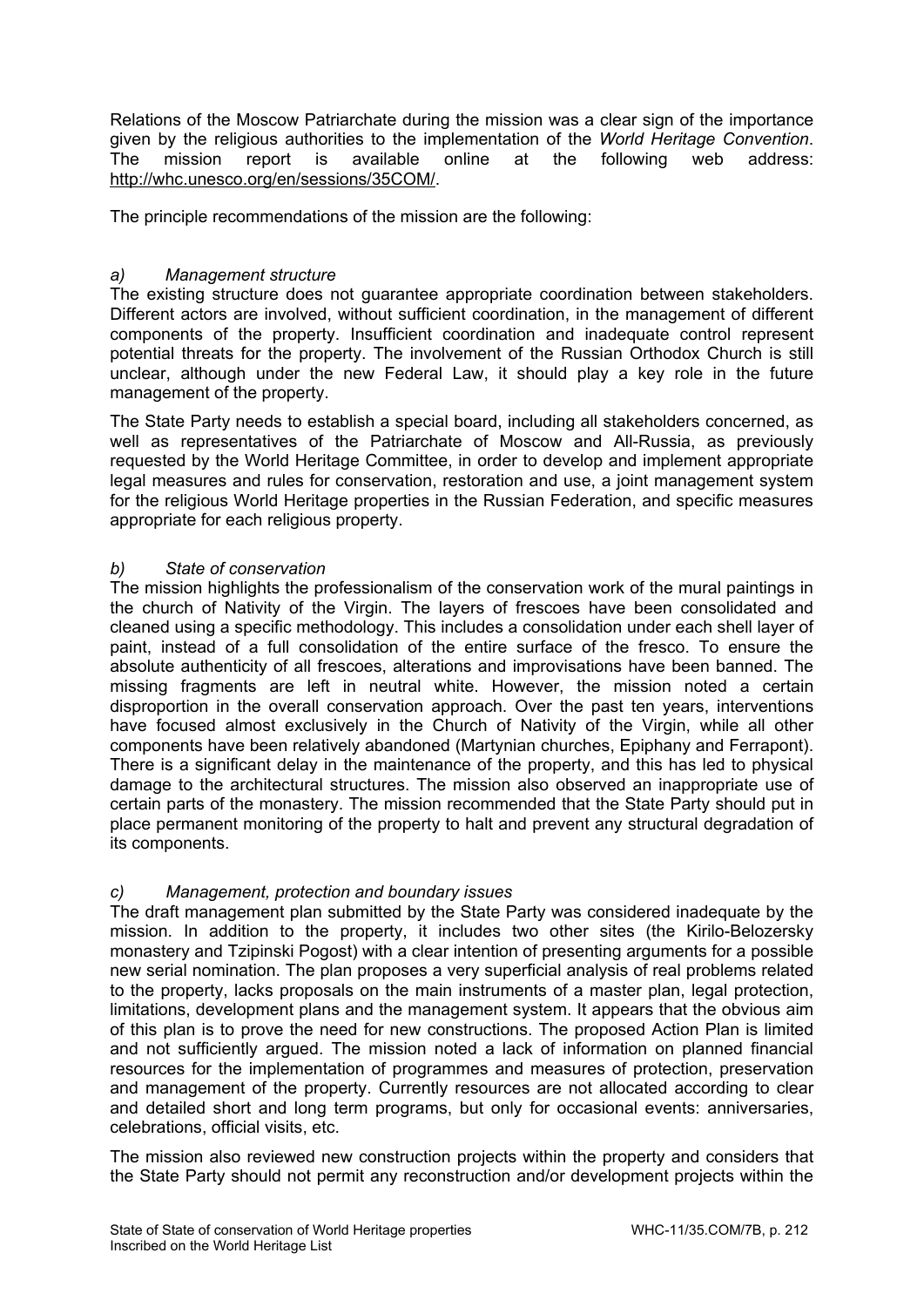Relations of the Moscow Patriarchate during the mission was a clear sign of the importance given by the religious authorities to the implementation of the *World Heritage Convention*. The mission report is available online at the following web address: http://whc.unesco.org/en/sessions/35COM/.

The principle recommendations of the mission are the following:

*a) Management structure*

The existing structure does not guarantee appropriate coordination between stakeholders. Different actors are involved, without sufficient coordination, in the management of different components of the property. Insufficient coordination and inadequate control represent potential threats for the property. The involvement of the Russian Orthodox Church is still unclear, although under the new Federal Law, it should play a key role in the future management of the property.

The State Party needs to establish a special board, including all stakeholders concerned, as well as representatives of the Patriarchate of Moscow and All-Russia, as previously requested by the World Heritage Committee, in order to develop and implement appropriate legal measures and rules for conservation, restoration and use, a joint management system for the religious World Heritage properties in the Russian Federation, and specific measures appropriate for each religious property.

*b) State of conservation*

The mission highlights the professionalism of the conservation work of the mural paintings in the church of Nativity of the Virgin. The layers of frescoes have been consolidated and cleaned using a specific methodology. This includes a consolidation under each shell layer of paint, instead of a full consolidation of the entire surface of the fresco. To ensure the absolute authenticity of all frescoes, alterations and improvisations have been banned. The missing fragments are left in neutral white. However, the mission noted a certain disproportion in the overall conservation approach. Over the past ten years, interventions have focused almost exclusively in the Church of Nativity of the Virgin, while all other components have been relatively abandoned (Martynian churches, Epiphany and Ferrapont). There is a significant delay in the maintenance of the property, and this has led to physical damage to the architectural structures. The mission also observed an inappropriate use of certain parts of the monastery. The mission recommended that the State Party should put in place permanent monitoring of the property to halt and prevent any structural degradation of its components.

*c) Management, protection and boundary issues*

The draft management plan submitted by the State Party was considered inadequate by the mission. In addition to the property, it includes two other sites (the Kirilo-Belozersky monastery and Tzipinski Pogost) with a clear intention of presenting arguments for a possible new serial nomination. The plan proposes a very superficial analysis of real problems related to the property, lacks proposals on the main instruments of a master plan, legal protection, limitations, development plans and the management system. It appears that the obvious aim of this plan is to prove the need for new constructions. The proposed Action Plan is limited and not sufficiently argued. The mission noted a lack of information on planned financial resources for the implementation of programmes and measures of protection, preservation and management of the property. Currently resources are not allocated according to clear and detailed short and long term programs, but only for occasional events: anniversaries, celebrations, official visits, etc.

The mission also reviewed new construction projects within the property and considers that the State Party should not permit any reconstruction and/or development projects within the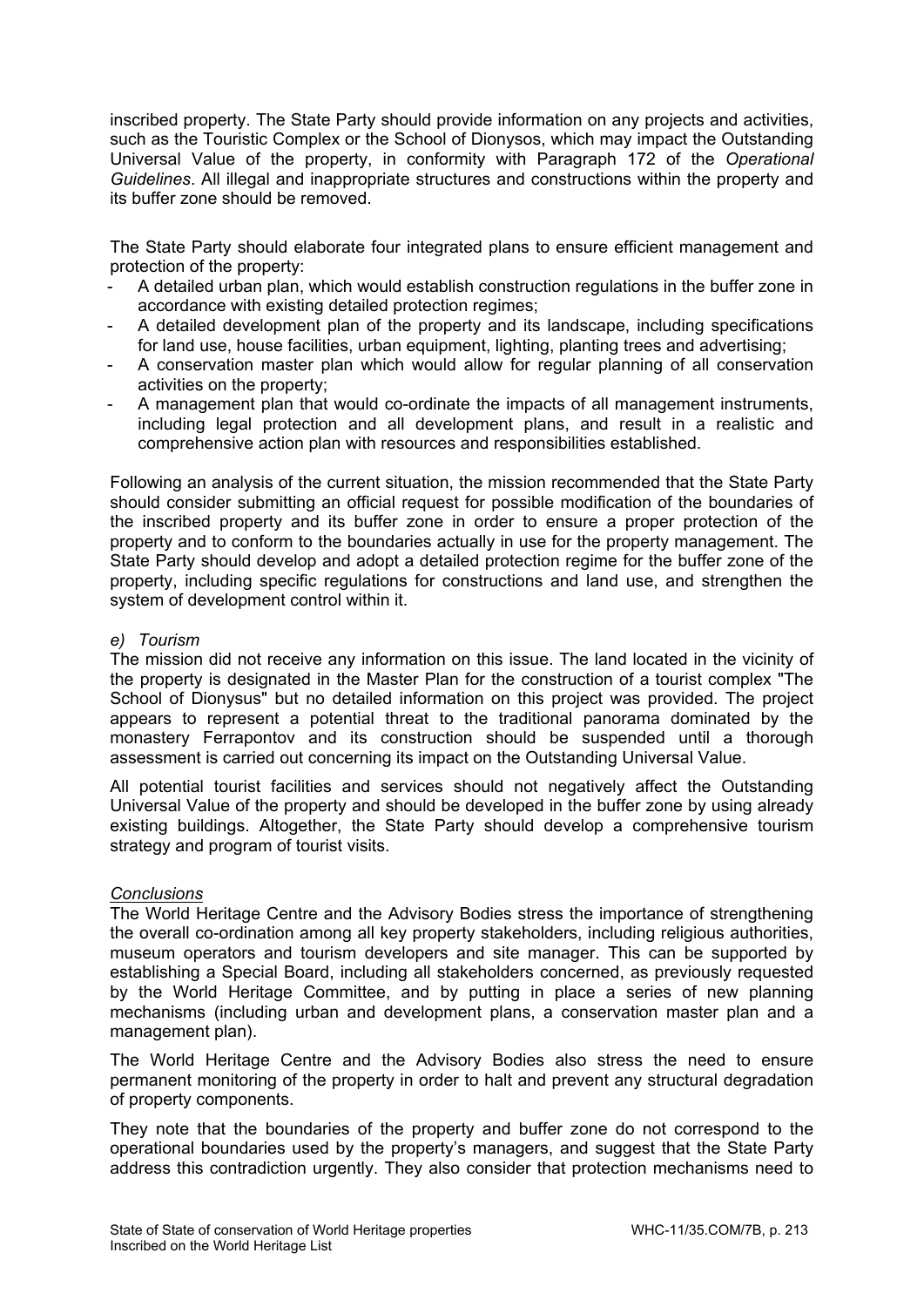inscribed property. The State Party should provide information on any projects and activities, such as the Touristic Complex or the School of Dionysos, which may impact the Outstanding Universal Value of the property, in conformity with Paragraph 172 of the *Operational Guidelines*. All illegal and inappropriate structures and constructions within the property and its buffer zone should be removed.

The State Party should elaborate four integrated plans to ensure efficient management and protection of the property:

- A detailed urban plan, which would establish construction regulations in the buffer zone in accordance with existing detailed protection regimes;
- A detailed development plan of the property and its landscape, including specifications for land use, house facilities, urban equipment, lighting, planting trees and advertising;
- A conservation master plan which would allow for regular planning of all conservation activities on the property;
- A management plan that would co-ordinate the impacts of all management instruments, including legal protection and all development plans, and result in a realistic and comprehensive action plan with resources and responsibilities established.

Following an analysis of the current situation, the mission recommended that the State Party should consider submitting an official request for possible modification of the boundaries of the inscribed property and its buffer zone in order to ensure a proper protection of the property and to conform to the boundaries actually in use for the property management. The State Party should develop and adopt a detailed protection regime for the buffer zone of the property, including specific regulations for constructions and land use, and strengthen the system of development control within it.

*e) Tourism*

The mission did not receive any information on this issue. The land located in the vicinity of the property is designated in the Master Plan for the construction of a tourist complex "The School of Dionysus" but no detailed information on this project was provided. The project appears to represent a potential threat to the traditional panorama dominated by the monastery Ferrapontov and its construction should be suspended until a thorough assessment is carried out concerning its impact on the Outstanding Universal Value.

All potential tourist facilities and services should not negatively affect the Outstanding Universal Value of the property and should be developed in the buffer zone by using already existing buildings. Altogether, the State Party should develop a comprehensive tourism strategy and program of tourist visits.

## Conclusions

The World Heritage Centre and the Advisory Bodies stress the importance of strengthening the overall co-ordination among all key property stakeholders, including religious authorities, museum operators and tourism developers and site manager. This can be supported by establishing a Special Board, including all stakeholders concerned, as previously requested by the World Heritage Committee, and by putting in place a series of new planning mechanisms (including urban and development plans, a conservation master plan and a management plan).

The World Heritage Centre and the Advisory Bodies also stress the need to ensure permanent monitoring of the property in order to halt and prevent any structural degradation of property components.

They note that the boundaries of the property and buffer zone do not correspond to the operational boundaries used by the property's managers, and suggest that the State Party address this contradiction urgently. They also consider that protection mechanisms need to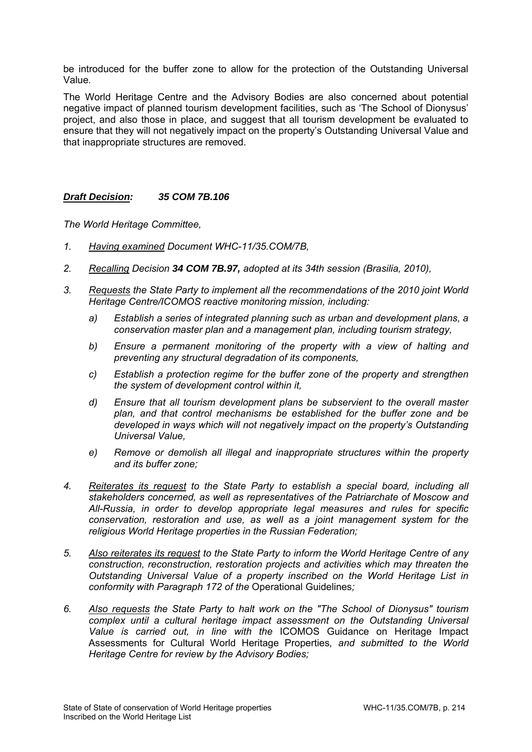be introduced for the buffer zone to allow for the protection of the Outstanding Universal Value.

The World Heritage Centre and the Advisory Bodies are also concerned about potential negative impact of planned tourism development facilities, such as 'The School of Dionysus' project, and also those in place, and suggest that all tourism development be evaluated to ensure that they will not negatively impact on the property's Outstanding Universal Value and that inappropriate structures are removed.

***Draft Decision:*** ***35 COM 7B.106***

*The World Heritage Committee,*

1. *Having examined Document WHC-11/35.COM/7B,*

2. *Recalling Decision **34 COM 7B.97,** adopted at its 34th session (Brasilia, 2010),*

3. *Requests the State Party to implement all the recommendations of the 2010 joint World Heritage Centre/ICOMOS reactive monitoring mission, including:*

   a) *Establish a series of integrated planning such as urban and development plans, a conservation master plan and a management plan, including tourism strategy,*

   b) *Ensure a permanent monitoring of the property with a view of halting and preventing any structural degradation of its components,*

   c) *Establish a protection regime for the buffer zone of the property and strengthen the system of development control within it,*

   d) *Ensure that all tourism development plans be subservient to the overall master plan, and that control mechanisms be established for the buffer zone and be developed in ways which will not negatively impact on the property's Outstanding Universal Value,*

   e) *Remove or demolish all illegal and inappropriate structures within the property and its buffer zone;*

4. *Reiterates its request to the State Party to establish a special board, including all stakeholders concerned, as well as representatives of the Patriarchate of Moscow and All-Russia, in order to develop appropriate legal measures and rules for specific conservation, restoration and use, as well as a joint management system for the religious World Heritage properties in the Russian Federation;*

5. *Also reiterates its request to the State Party to inform the World Heritage Centre of any construction, reconstruction, restoration projects and activities which may threaten the Outstanding Universal Value of a property inscribed on the World Heritage List in conformity with Paragraph 172 of the* Operational Guidelines*;*

6. *Also requests the State Party to halt work on the "The School of Dionysus" tourism complex until a cultural heritage impact assessment on the Outstanding Universal Value is carried out, in line with the* ICOMOS Guidance on Heritage Impact Assessments for Cultural World Heritage Properties*, and submitted to the World Heritage Centre for review by the Advisory Bodies;*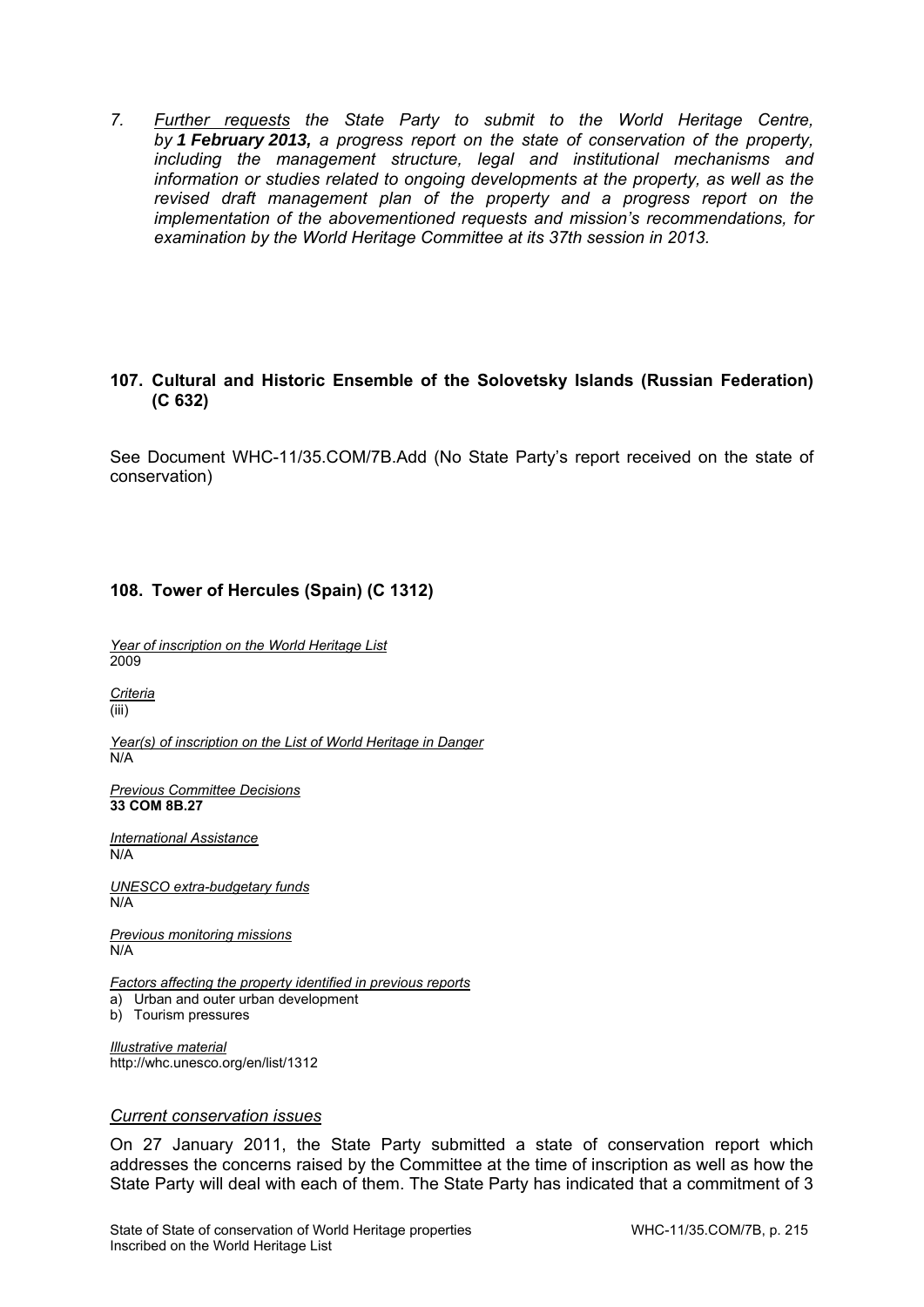7. *<u>Further requests</u> the State Party to submit to the World Heritage Centre, by* ***1 February 2013,*** *a progress report on the state of conservation of the property, including the management structure, legal and institutional mechanisms and information or studies related to ongoing developments at the property, as well as the revised draft management plan of the property and a progress report on the implementation of the abovementioned requests and mission's recommendations, for examination by the World Heritage Committee at its 37th session in 2013.*

### 107. Cultural and Historic Ensemble of the Solovetsky Islands (Russian Federation) (C 632)

See Document WHC-11/35.COM/7B.Add (No State Party's report received on the state of conservation)

### 108. Tower of Hercules (Spain) (C 1312)

*<u>Year of inscription on the World Heritage List</u>*
2009

*<u>Criteria</u>*
(iii)

*<u>Year(s) of inscription on the List of World Heritage in Danger</u>*
N/A

*<u>Previous Committee Decisions</u>*
**33 COM 8B.27**

*<u>International Assistance</u>*
N/A

*<u>UNESCO extra-budgetary funds</u>*
N/A

*<u>Previous monitoring missions</u>*
N/A

*<u>Factors affecting the property identified in previous reports</u>*
a) Urban and outer urban development
b) Tourism pressures

*<u>Illustrative material</u>*
http://whc.unesco.org/en/list/1312

*<u>Current conservation issues</u>*

On 27 January 2011, the State Party submitted a state of conservation report which addresses the concerns raised by the Committee at the time of inscription as well as how the State Party will deal with each of them. The State Party has indicated that a commitment of 3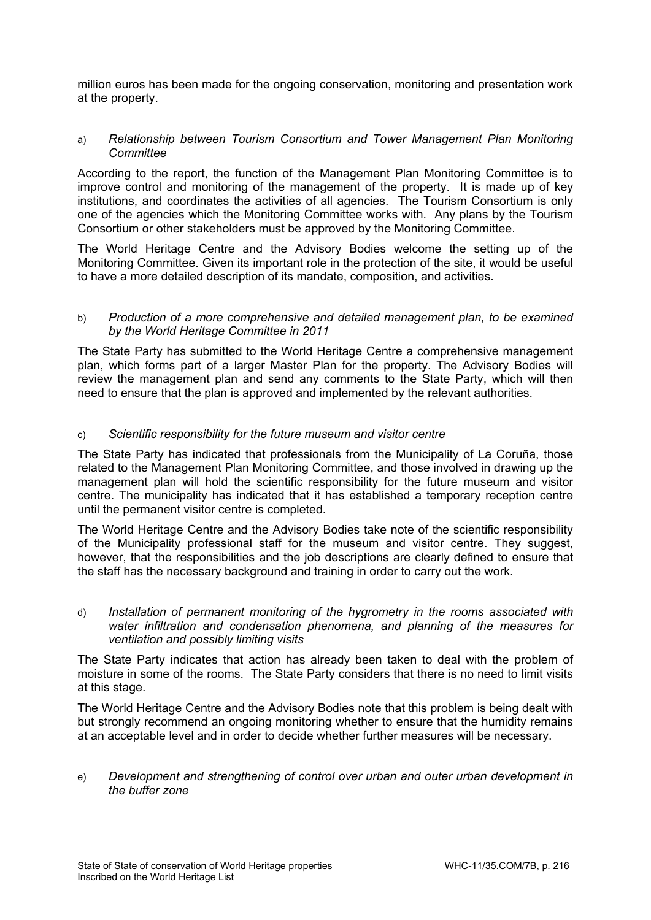million euros has been made for the ongoing conservation, monitoring and presentation work at the property.

a) *Relationship between Tourism Consortium and Tower Management Plan Monitoring Committee*

According to the report, the function of the Management Plan Monitoring Committee is to improve control and monitoring of the management of the property. It is made up of key institutions, and coordinates the activities of all agencies. The Tourism Consortium is only one of the agencies which the Monitoring Committee works with. Any plans by the Tourism Consortium or other stakeholders must be approved by the Monitoring Committee.

The World Heritage Centre and the Advisory Bodies welcome the setting up of the Monitoring Committee. Given its important role in the protection of the site, it would be useful to have a more detailed description of its mandate, composition, and activities.

b) *Production of a more comprehensive and detailed management plan, to be examined by the World Heritage Committee in 2011*

The State Party has submitted to the World Heritage Centre a comprehensive management plan, which forms part of a larger Master Plan for the property. The Advisory Bodies will review the management plan and send any comments to the State Party, which will then need to ensure that the plan is approved and implemented by the relevant authorities.

c) *Scientific responsibility for the future museum and visitor centre*

The State Party has indicated that professionals from the Municipality of La Coruña, those related to the Management Plan Monitoring Committee, and those involved in drawing up the management plan will hold the scientific responsibility for the future museum and visitor centre. The municipality has indicated that it has established a temporary reception centre until the permanent visitor centre is completed.

The World Heritage Centre and the Advisory Bodies take note of the scientific responsibility of the Municipality professional staff for the museum and visitor centre. They suggest, however, that the responsibilities and the job descriptions are clearly defined to ensure that the staff has the necessary background and training in order to carry out the work.

d) *Installation of permanent monitoring of the hygrometry in the rooms associated with water infiltration and condensation phenomena, and planning of the measures for ventilation and possibly limiting visits*

The State Party indicates that action has already been taken to deal with the problem of moisture in some of the rooms. The State Party considers that there is no need to limit visits at this stage.

The World Heritage Centre and the Advisory Bodies note that this problem is being dealt with but strongly recommend an ongoing monitoring whether to ensure that the humidity remains at an acceptable level and in order to decide whether further measures will be necessary.

e) *Development and strengthening of control over urban and outer urban development in the buffer zone*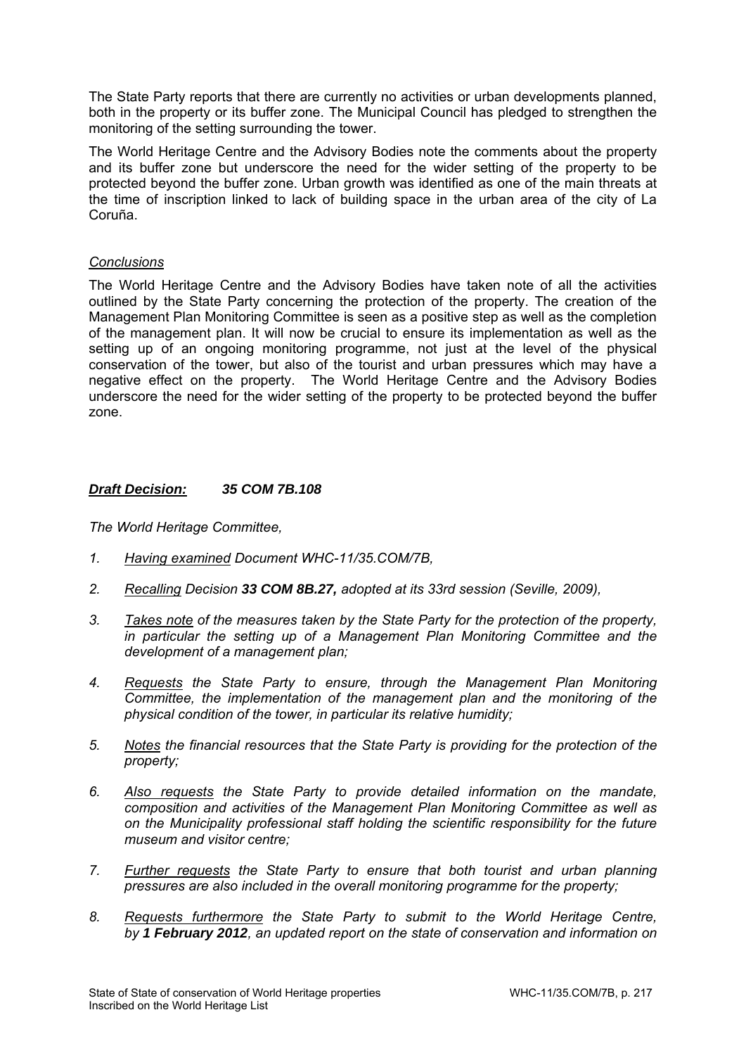The State Party reports that there are currently no activities or urban developments planned, both in the property or its buffer zone. The Municipal Council has pledged to strengthen the monitoring of the setting surrounding the tower.

The World Heritage Centre and the Advisory Bodies note the comments about the property and its buffer zone but underscore the need for the wider setting of the property to be protected beyond the buffer zone. Urban growth was identified as one of the main threats at the time of inscription linked to lack of building space in the urban area of the city of La Coruña.

*Conclusions*

The World Heritage Centre and the Advisory Bodies have taken note of all the activities outlined by the State Party concerning the protection of the property. The creation of the Management Plan Monitoring Committee is seen as a positive step as well as the completion of the management plan. It will now be crucial to ensure its implementation as well as the setting up of an ongoing monitoring programme, not just at the level of the physical conservation of the tower, but also of the tourist and urban pressures which may have a negative effect on the property. The World Heritage Centre and the Advisory Bodies underscore the need for the wider setting of the property to be protected beyond the buffer zone.

***Draft Decision:*** ***35 COM 7B.108***

*The World Heritage Committee,*

1. *Having examined Document WHC-11/35.COM/7B,*
2. *Recalling Decision **33 COM 8B.27,** adopted at its 33rd session (Seville, 2009),*
3. *Takes note of the measures taken by the State Party for the protection of the property, in particular the setting up of a Management Plan Monitoring Committee and the development of a management plan;*
4. *Requests the State Party to ensure, through the Management Plan Monitoring Committee, the implementation of the management plan and the monitoring of the physical condition of the tower, in particular its relative humidity;*
5. *Notes the financial resources that the State Party is providing for the protection of the property;*
6. *Also requests the State Party to provide detailed information on the mandate, composition and activities of the Management Plan Monitoring Committee as well as on the Municipality professional staff holding the scientific responsibility for the future museum and visitor centre;*
7. *Further requests the State Party to ensure that both tourist and urban planning pressures are also included in the overall monitoring programme for the property;*
8. *Requests furthermore the State Party to submit to the World Heritage Centre, by **1 February 2012**, an updated report on the state of conservation and information on*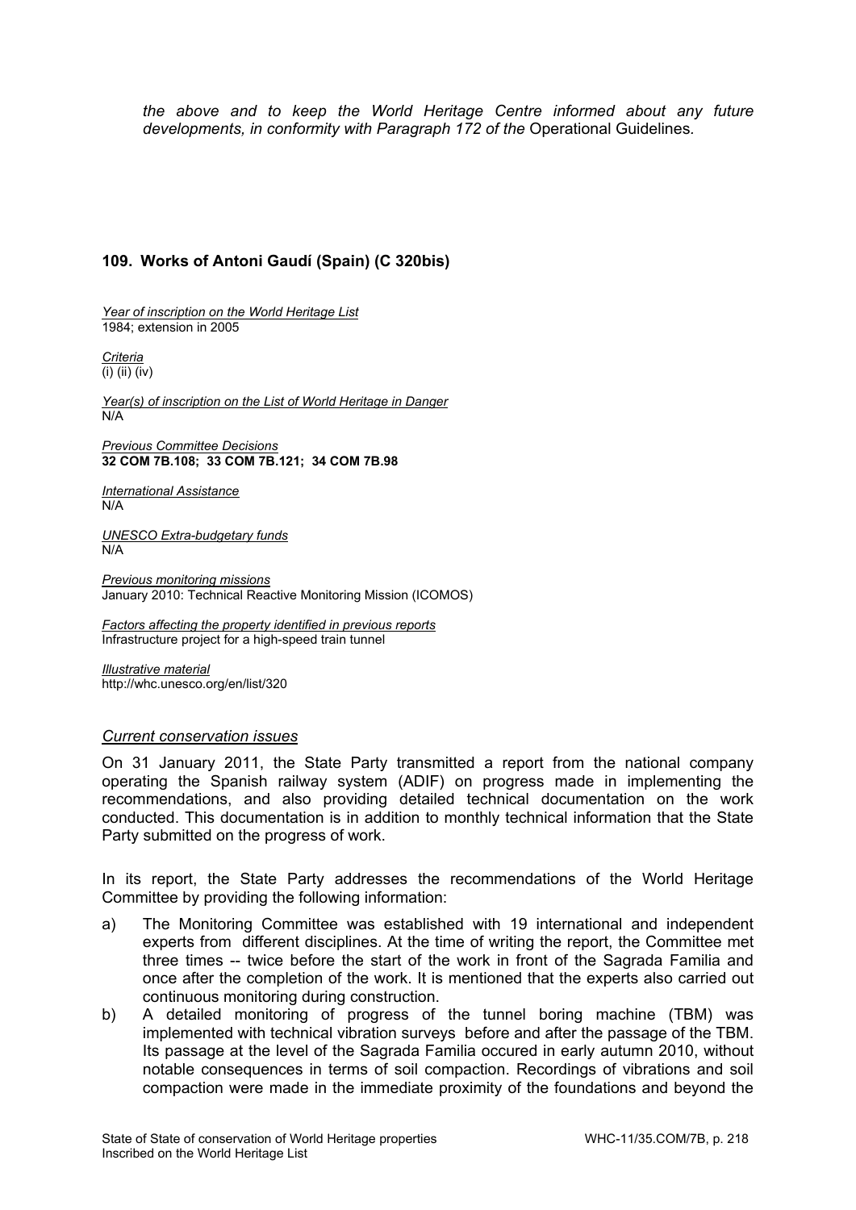*the above and to keep the World Heritage Centre informed about any future developments, in conformity with Paragraph 172 of the* Operational Guidelines*.*

## 109. Works of Antoni Gaudí (Spain) (C 320bis)

*Year of inscription on the World Heritage List*
1984; extension in 2005

*Criteria*
(i) (ii) (iv)

*Year(s) of inscription on the List of World Heritage in Danger*
N/A

*Previous Committee Decisions*
**32 COM 7B.108; 33 COM 7B.121; 34 COM 7B.98**

*International Assistance*
N/A

*UNESCO Extra-budgetary funds*
N/A

*Previous monitoring missions*
January 2010: Technical Reactive Monitoring Mission (ICOMOS)

*Factors affecting the property identified in previous reports*
Infrastructure project for a high-speed train tunnel

*Illustrative material*
http://whc.unesco.org/en/list/320

### *Current conservation issues*

On 31 January 2011, the State Party transmitted a report from the national company operating the Spanish railway system (ADIF) on progress made in implementing the recommendations, and also providing detailed technical documentation on the work conducted. This documentation is in addition to monthly technical information that the State Party submitted on the progress of work.

In its report, the State Party addresses the recommendations of the World Heritage Committee by providing the following information:

a) The Monitoring Committee was established with 19 international and independent experts from different disciplines. At the time of writing the report, the Committee met three times -- twice before the start of the work in front of the Sagrada Familia and once after the completion of the work. It is mentioned that the experts also carried out continuous monitoring during construction.

b) A detailed monitoring of progress of the tunnel boring machine (TBM) was implemented with technical vibration surveys before and after the passage of the TBM. Its passage at the level of the Sagrada Familia occured in early autumn 2010, without notable consequences in terms of soil compaction. Recordings of vibrations and soil compaction were made in the immediate proximity of the foundations and beyond the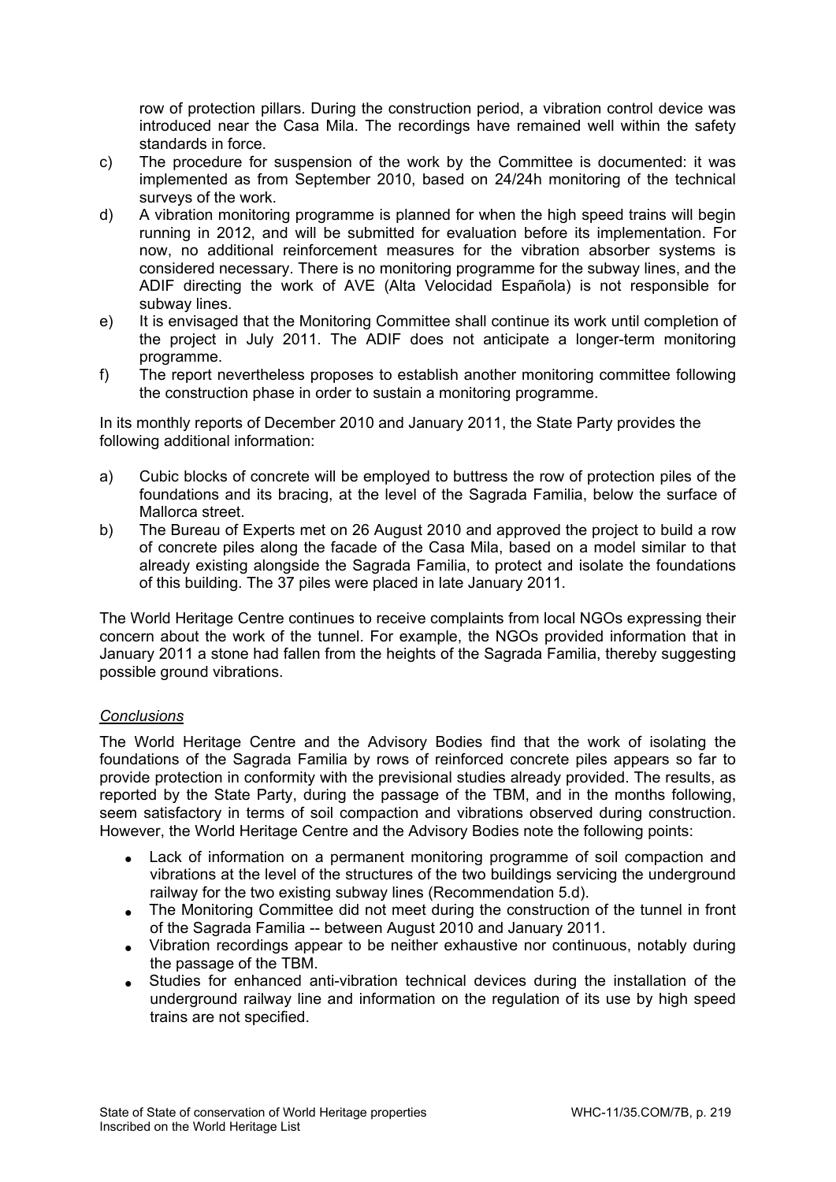row of protection pillars. During the construction period, a vibration control device was introduced near the Casa Mila. The recordings have remained well within the safety standards in force.

c) The procedure for suspension of the work by the Committee is documented: it was implemented as from September 2010, based on 24/24h monitoring of the technical surveys of the work.

d) A vibration monitoring programme is planned for when the high speed trains will begin running in 2012, and will be submitted for evaluation before its implementation. For now, no additional reinforcement measures for the vibration absorber systems is considered necessary. There is no monitoring programme for the subway lines, and the ADIF directing the work of AVE (Alta Velocidad Española) is not responsible for subway lines.

e) It is envisaged that the Monitoring Committee shall continue its work until completion of the project in July 2011. The ADIF does not anticipate a longer-term monitoring programme.

f) The report nevertheless proposes to establish another monitoring committee following the construction phase in order to sustain a monitoring programme.

In its monthly reports of December 2010 and January 2011, the State Party provides the following additional information:

a) Cubic blocks of concrete will be employed to buttress the row of protection piles of the foundations and its bracing, at the level of the Sagrada Familia, below the surface of Mallorca street.

b) The Bureau of Experts met on 26 August 2010 and approved the project to build a row of concrete piles along the facade of the Casa Mila, based on a model similar to that already existing alongside the Sagrada Familia, to protect and isolate the foundations of this building. The 37 piles were placed in late January 2011.

The World Heritage Centre continues to receive complaints from local NGOs expressing their concern about the work of the tunnel. For example, the NGOs provided information that in January 2011 a stone had fallen from the heights of the Sagrada Familia, thereby suggesting possible ground vibrations.

*Conclusions*

The World Heritage Centre and the Advisory Bodies find that the work of isolating the foundations of the Sagrada Familia by rows of reinforced concrete piles appears so far to provide protection in conformity with the previsional studies already provided. The results, as reported by the State Party, during the passage of the TBM, and in the months following, seem satisfactory in terms of soil compaction and vibrations observed during construction. However, the World Heritage Centre and the Advisory Bodies note the following points:

- Lack of information on a permanent monitoring programme of soil compaction and vibrations at the level of the structures of the two buildings servicing the underground railway for the two existing subway lines (Recommendation 5.d).
- The Monitoring Committee did not meet during the construction of the tunnel in front of the Sagrada Familia -- between August 2010 and January 2011.
- Vibration recordings appear to be neither exhaustive nor continuous, notably during the passage of the TBM.
- Studies for enhanced anti-vibration technical devices during the installation of the underground railway line and information on the regulation of its use by high speed trains are not specified.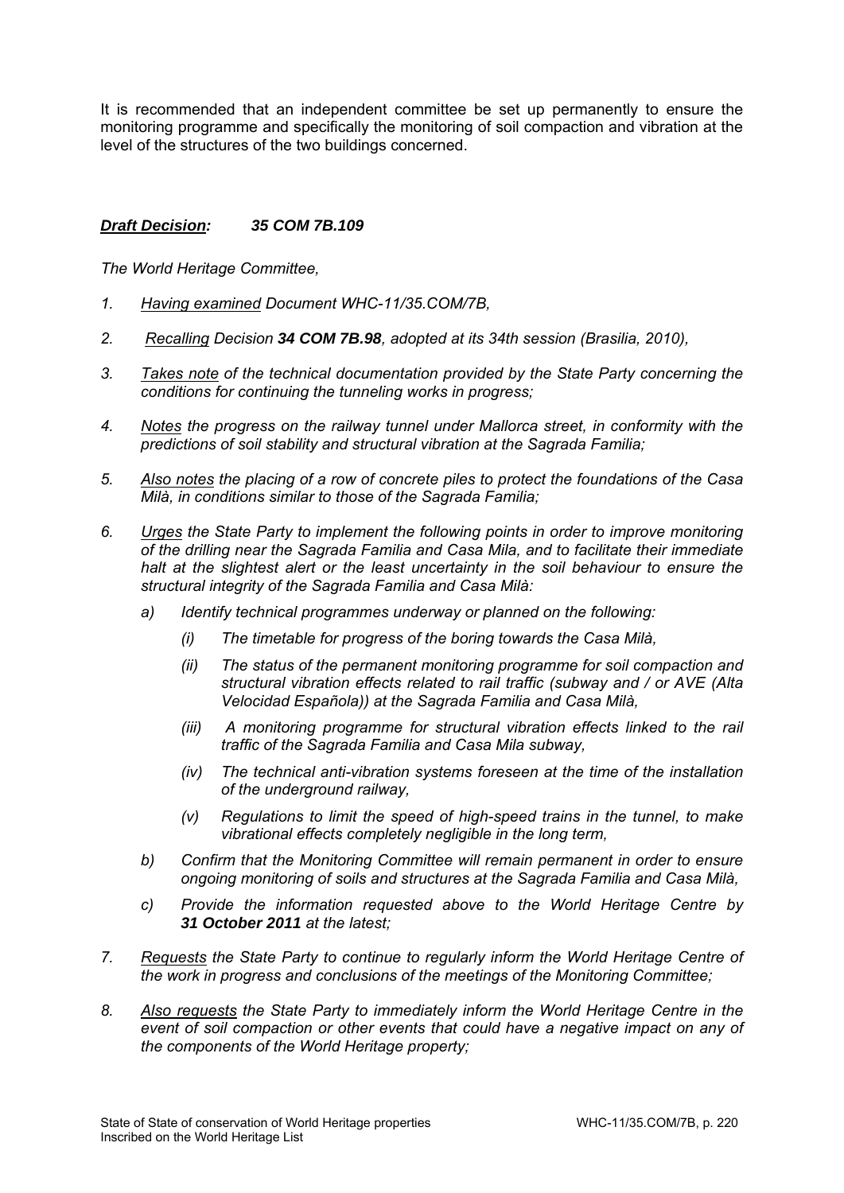It is recommended that an independent committee be set up permanently to ensure the monitoring programme and specifically the monitoring of soil compaction and vibration at the level of the structures of the two buildings concerned.

***<u>Draft Decision</u>: 35 COM 7B.109***

*The World Heritage Committee,*

1. *<u>Having examined</u> Document WHC-11/35.COM/7B,*

2. *<u>Recalling</u> Decision **34 COM 7B.98**, adopted at its 34th session (Brasilia, 2010),*

3. *<u>Takes note</u> of the technical documentation provided by the State Party concerning the conditions for continuing the tunneling works in progress;*

4. *<u>Notes</u> the progress on the railway tunnel under Mallorca street, in conformity with the predictions of soil stability and structural vibration at the Sagrada Familia;*

5. *<u>Also notes</u> the placing of a row of concrete piles to protect the foundations of the Casa Milà, in conditions similar to those of the Sagrada Familia;*

6. *<u>Urges</u> the State Party to implement the following points in order to improve monitoring of the drilling near the Sagrada Familia and Casa Mila, and to facilitate their immediate halt at the slightest alert or the least uncertainty in the soil behaviour to ensure the structural integrity of the Sagrada Familia and Casa Milà:*

   a) *Identify technical programmes underway or planned on the following:*

      (i) *The timetable for progress of the boring towards the Casa Milà,*

      (ii) *The status of the permanent monitoring programme for soil compaction and structural vibration effects related to rail traffic (subway and / or AVE (Alta Velocidad Española)) at the Sagrada Familia and Casa Milà,*

      (iii) *A monitoring programme for structural vibration effects linked to the rail traffic of the Sagrada Familia and Casa Mila subway,*

      (iv) *The technical anti-vibration systems foreseen at the time of the installation of the underground railway,*

      (v) *Regulations to limit the speed of high-speed trains in the tunnel, to make vibrational effects completely negligible in the long term,*

   b) *Confirm that the Monitoring Committee will remain permanent in order to ensure ongoing monitoring of soils and structures at the Sagrada Familia and Casa Milà,*

   c) *Provide the information requested above to the World Heritage Centre by **31 October 2011** at the latest;*

7. *<u>Requests</u> the State Party to continue to regularly inform the World Heritage Centre of the work in progress and conclusions of the meetings of the Monitoring Committee;*

8. *<u>Also requests</u> the State Party to immediately inform the World Heritage Centre in the event of soil compaction or other events that could have a negative impact on any of the components of the World Heritage property;*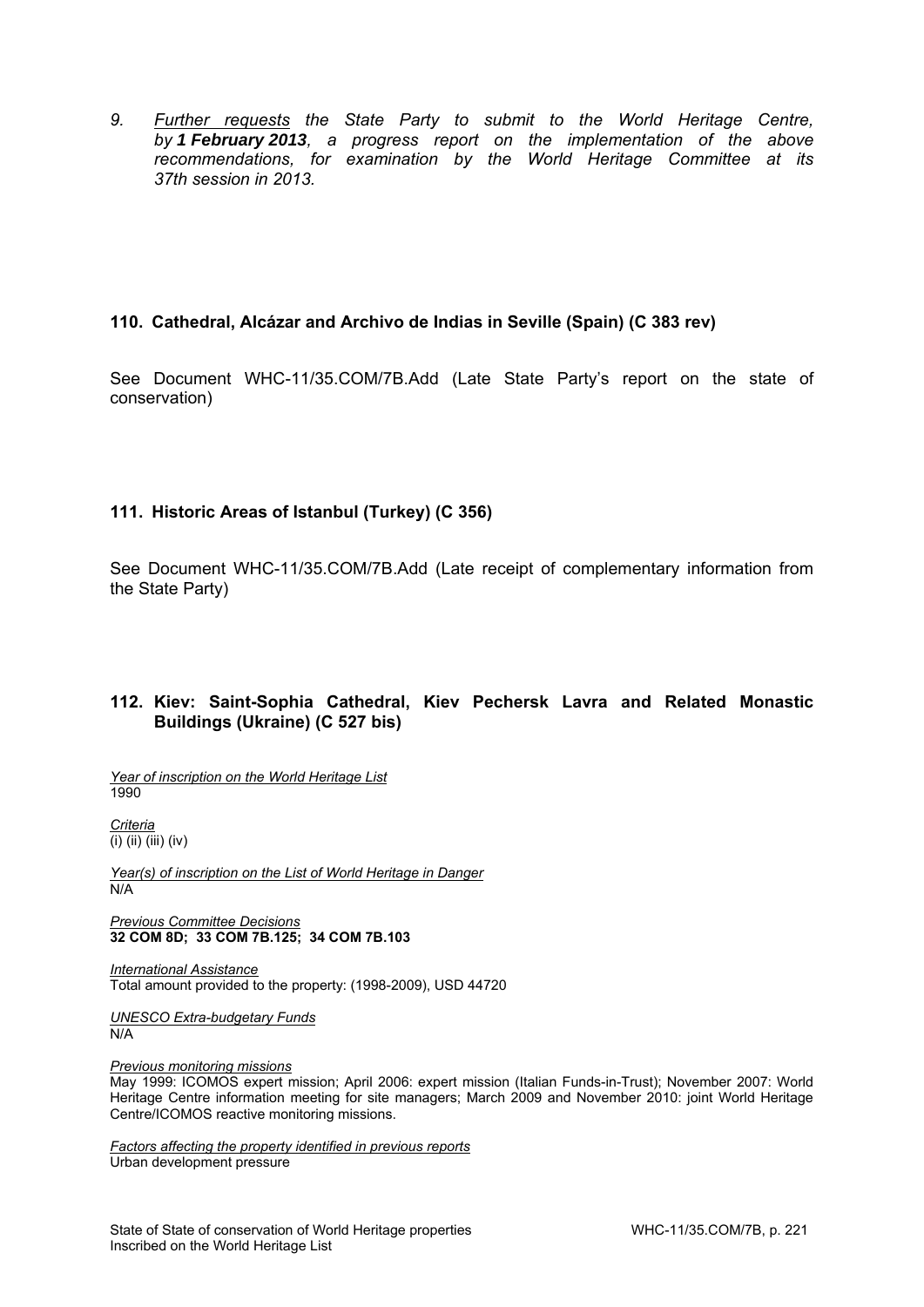*9. <u>Further requests</u> the State Party to submit to the World Heritage Centre, by **1 February 2013**, a progress report on the implementation of the above recommendations, for examination by the World Heritage Committee at its 37th session in 2013.*

### 110. Cathedral, Alcázar and Archivo de Indias in Seville (Spain) (C 383 rev)

See Document WHC-11/35.COM/7B.Add (Late State Party's report on the state of conservation)

### 111. Historic Areas of Istanbul (Turkey) (C 356)

See Document WHC-11/35.COM/7B.Add (Late receipt of complementary information from the State Party)

### 112. Kiev: Saint-Sophia Cathedral, Kiev Pechersk Lavra and Related Monastic Buildings (Ukraine) (C 527 bis)

*<u>Year of inscription on the World Heritage List</u>*
1990

*<u>Criteria</u>*
(i) (ii) (iii) (iv)

*<u>Year(s) of inscription on the List of World Heritage in Danger</u>*
N/A

*<u>Previous Committee Decisions</u>*
**32 COM 8D; 33 COM 7B.125; 34 COM 7B.103**

*<u>International Assistance</u>*
Total amount provided to the property: (1998-2009), USD 44720

*<u>UNESCO Extra-budgetary Funds</u>*
N/A

*<u>Previous monitoring missions</u>*
May 1999: ICOMOS expert mission; April 2006: expert mission (Italian Funds-in-Trust); November 2007: World Heritage Centre information meeting for site managers; March 2009 and November 2010: joint World Heritage Centre/ICOMOS reactive monitoring missions.

*<u>Factors affecting the property identified in previous reports</u>*
Urban development pressure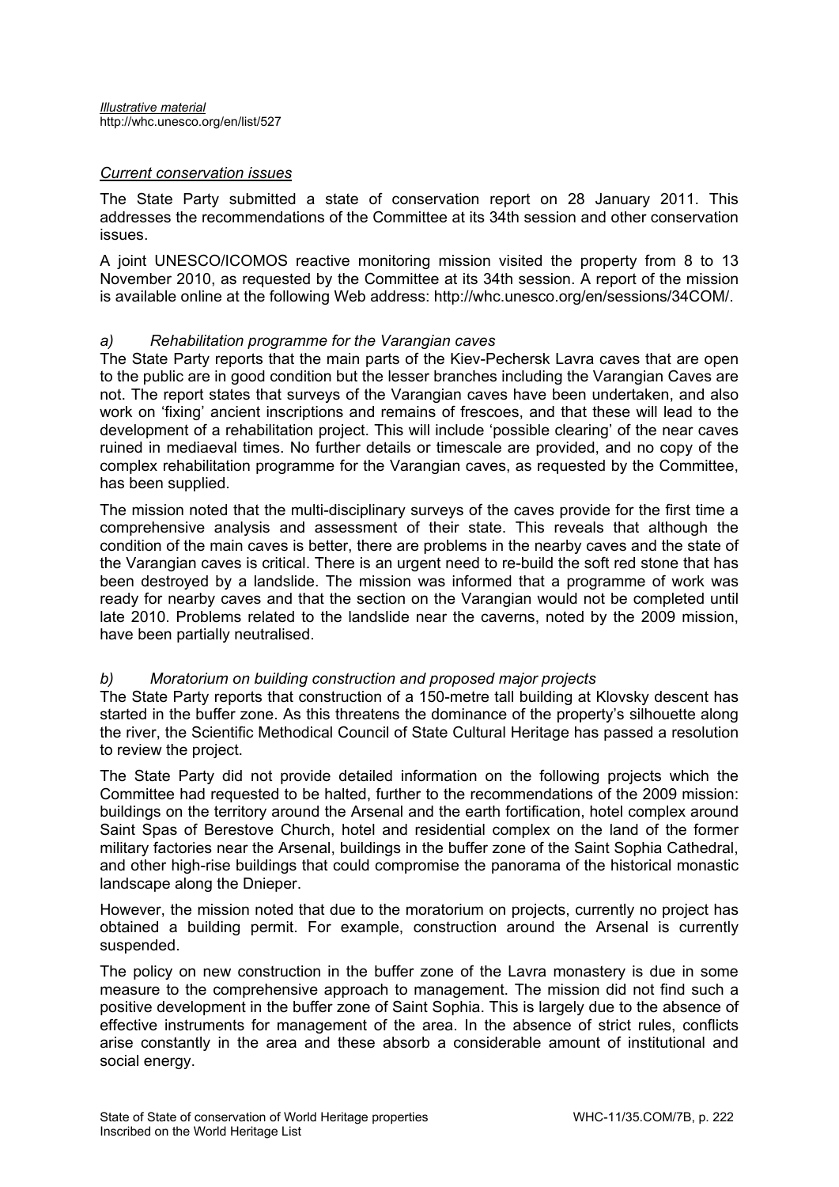*Illustrative material*
http://whc.unesco.org/en/list/527

*Current conservation issues*

The State Party submitted a state of conservation report on 28 January 2011. This addresses the recommendations of the Committee at its 34th session and other conservation issues.

A joint UNESCO/ICOMOS reactive monitoring mission visited the property from 8 to 13 November 2010, as requested by the Committee at its 34th session. A report of the mission is available online at the following Web address: http://whc.unesco.org/en/sessions/34COM/.

*a) Rehabilitation programme for the Varangian caves*

The State Party reports that the main parts of the Kiev-Pechersk Lavra caves that are open to the public are in good condition but the lesser branches including the Varangian Caves are not. The report states that surveys of the Varangian caves have been undertaken, and also work on 'fixing' ancient inscriptions and remains of frescoes, and that these will lead to the development of a rehabilitation project. This will include 'possible clearing' of the near caves ruined in mediaeval times. No further details or timescale are provided, and no copy of the complex rehabilitation programme for the Varangian caves, as requested by the Committee, has been supplied.

The mission noted that the multi-disciplinary surveys of the caves provide for the first time a comprehensive analysis and assessment of their state. This reveals that although the condition of the main caves is better, there are problems in the nearby caves and the state of the Varangian caves is critical. There is an urgent need to re-build the soft red stone that has been destroyed by a landslide. The mission was informed that a programme of work was ready for nearby caves and that the section on the Varangian would not be completed until late 2010. Problems related to the landslide near the caverns, noted by the 2009 mission, have been partially neutralised.

*b) Moratorium on building construction and proposed major projects*

The State Party reports that construction of a 150-metre tall building at Klovsky descent has started in the buffer zone. As this threatens the dominance of the property's silhouette along the river, the Scientific Methodical Council of State Cultural Heritage has passed a resolution to review the project.

The State Party did not provide detailed information on the following projects which the Committee had requested to be halted, further to the recommendations of the 2009 mission: buildings on the territory around the Arsenal and the earth fortification, hotel complex around Saint Spas of Berestove Church, hotel and residential complex on the land of the former military factories near the Arsenal, buildings in the buffer zone of the Saint Sophia Cathedral, and other high-rise buildings that could compromise the panorama of the historical monastic landscape along the Dnieper.

However, the mission noted that due to the moratorium on projects, currently no project has obtained a building permit. For example, construction around the Arsenal is currently suspended.

The policy on new construction in the buffer zone of the Lavra monastery is due in some measure to the comprehensive approach to management. The mission did not find such a positive development in the buffer zone of Saint Sophia. This is largely due to the absence of effective instruments for management of the area. In the absence of strict rules, conflicts arise constantly in the area and these absorb a considerable amount of institutional and social energy.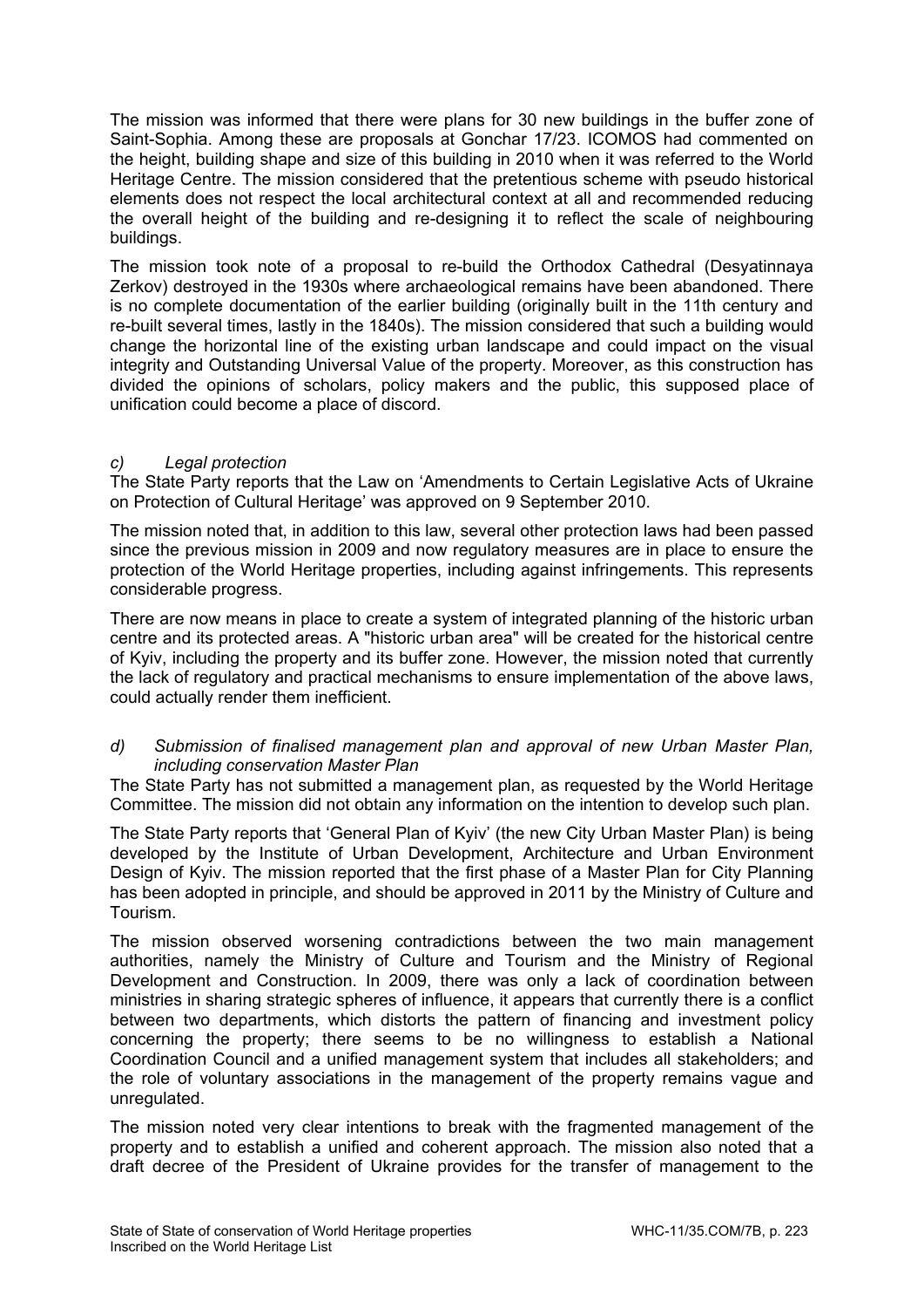The mission was informed that there were plans for 30 new buildings in the buffer zone of Saint-Sophia. Among these are proposals at Gonchar 17/23. ICOMOS had commented on the height, building shape and size of this building in 2010 when it was referred to the World Heritage Centre. The mission considered that the pretentious scheme with pseudo historical elements does not respect the local architectural context at all and recommended reducing the overall height of the building and re-designing it to reflect the scale of neighbouring buildings.

The mission took note of a proposal to re-build the Orthodox Cathedral (Desyatinnaya Zerkov) destroyed in the 1930s where archaeological remains have been abandoned. There is no complete documentation of the earlier building (originally built in the 11th century and re-built several times, lastly in the 1840s). The mission considered that such a building would change the horizontal line of the existing urban landscape and could impact on the visual integrity and Outstanding Universal Value of the property. Moreover, as this construction has divided the opinions of scholars, policy makers and the public, this supposed place of unification could become a place of discord.

*c) Legal protection*

The State Party reports that the Law on 'Amendments to Certain Legislative Acts of Ukraine on Protection of Cultural Heritage' was approved on 9 September 2010.

The mission noted that, in addition to this law, several other protection laws had been passed since the previous mission in 2009 and now regulatory measures are in place to ensure the protection of the World Heritage properties, including against infringements. This represents considerable progress.

There are now means in place to create a system of integrated planning of the historic urban centre and its protected areas. A "historic urban area" will be created for the historical centre of Kyiv, including the property and its buffer zone. However, the mission noted that currently the lack of regulatory and practical mechanisms to ensure implementation of the above laws, could actually render them inefficient.

*d) Submission of finalised management plan and approval of new Urban Master Plan, including conservation Master Plan*

The State Party has not submitted a management plan, as requested by the World Heritage Committee. The mission did not obtain any information on the intention to develop such plan.

The State Party reports that 'General Plan of Kyiv' (the new City Urban Master Plan) is being developed by the Institute of Urban Development, Architecture and Urban Environment Design of Kyiv. The mission reported that the first phase of a Master Plan for City Planning has been adopted in principle, and should be approved in 2011 by the Ministry of Culture and Tourism.

The mission observed worsening contradictions between the two main management authorities, namely the Ministry of Culture and Tourism and the Ministry of Regional Development and Construction. In 2009, there was only a lack of coordination between ministries in sharing strategic spheres of influence, it appears that currently there is a conflict between two departments, which distorts the pattern of financing and investment policy concerning the property; there seems to be no willingness to establish a National Coordination Council and a unified management system that includes all stakeholders; and the role of voluntary associations in the management of the property remains vague and unregulated.

The mission noted very clear intentions to break with the fragmented management of the property and to establish a unified and coherent approach. The mission also noted that a draft decree of the President of Ukraine provides for the transfer of management to the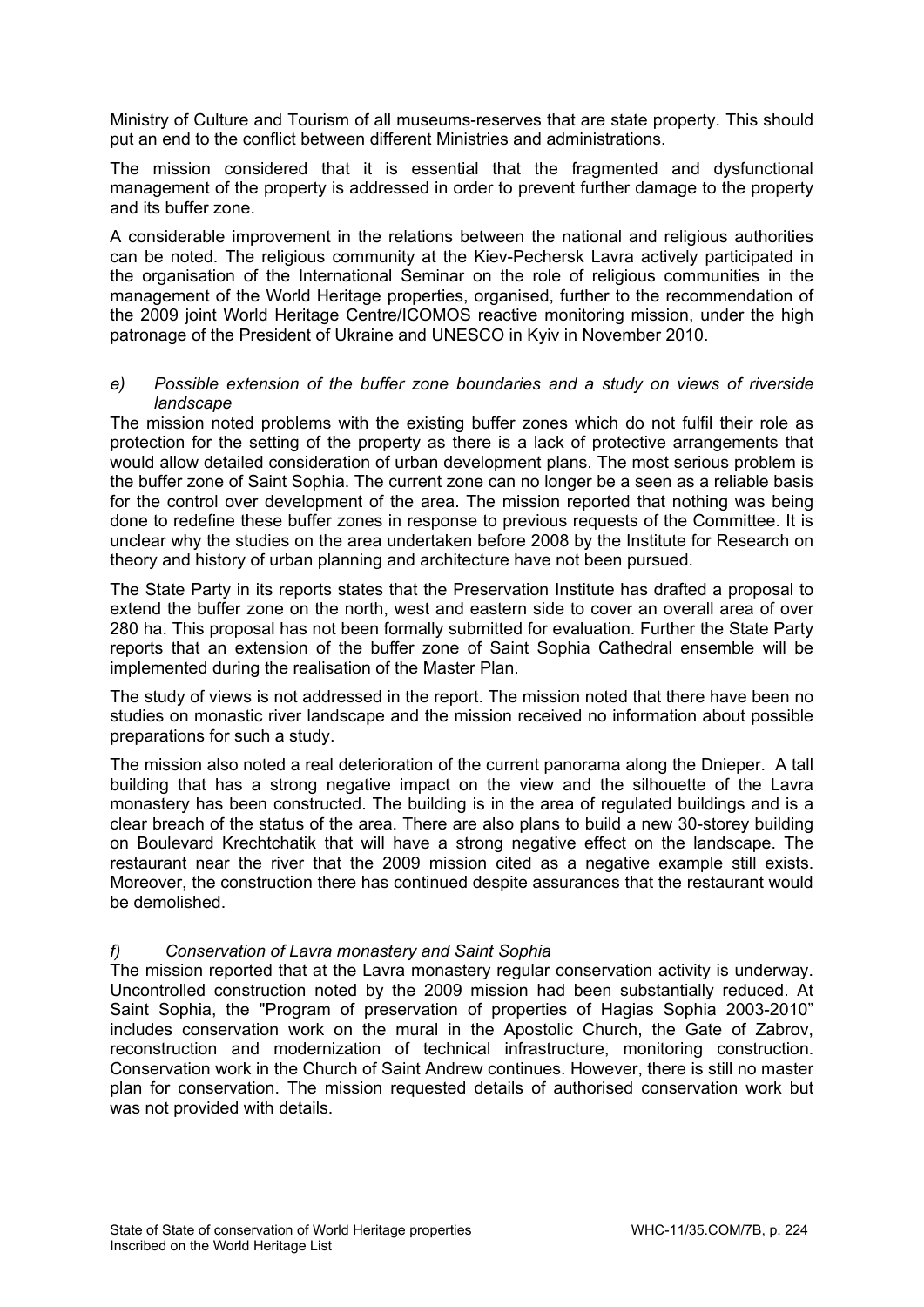Ministry of Culture and Tourism of all museums-reserves that are state property. This should put an end to the conflict between different Ministries and administrations.

The mission considered that it is essential that the fragmented and dysfunctional management of the property is addressed in order to prevent further damage to the property and its buffer zone.

A considerable improvement in the relations between the national and religious authorities can be noted. The religious community at the Kiev-Pechersk Lavra actively participated in the organisation of the International Seminar on the role of religious communities in the management of the World Heritage properties, organised, further to the recommendation of the 2009 joint World Heritage Centre/ICOMOS reactive monitoring mission, under the high patronage of the President of Ukraine and UNESCO in Kyiv in November 2010.

*e) Possible extension of the buffer zone boundaries and a study on views of riverside landscape*

The mission noted problems with the existing buffer zones which do not fulfil their role as protection for the setting of the property as there is a lack of protective arrangements that would allow detailed consideration of urban development plans. The most serious problem is the buffer zone of Saint Sophia. The current zone can no longer be a seen as a reliable basis for the control over development of the area. The mission reported that nothing was being done to redefine these buffer zones in response to previous requests of the Committee. It is unclear why the studies on the area undertaken before 2008 by the Institute for Research on theory and history of urban planning and architecture have not been pursued.

The State Party in its reports states that the Preservation Institute has drafted a proposal to extend the buffer zone on the north, west and eastern side to cover an overall area of over 280 ha. This proposal has not been formally submitted for evaluation. Further the State Party reports that an extension of the buffer zone of Saint Sophia Cathedral ensemble will be implemented during the realisation of the Master Plan.

The study of views is not addressed in the report. The mission noted that there have been no studies on monastic river landscape and the mission received no information about possible preparations for such a study.

The mission also noted a real deterioration of the current panorama along the Dnieper. A tall building that has a strong negative impact on the view and the silhouette of the Lavra monastery has been constructed. The building is in the area of regulated buildings and is a clear breach of the status of the area. There are also plans to build a new 30-storey building on Boulevard Krechtchatik that will have a strong negative effect on the landscape. The restaurant near the river that the 2009 mission cited as a negative example still exists. Moreover, the construction there has continued despite assurances that the restaurant would be demolished.

*f) Conservation of Lavra monastery and Saint Sophia*

The mission reported that at the Lavra monastery regular conservation activity is underway. Uncontrolled construction noted by the 2009 mission had been substantially reduced. At Saint Sophia, the "Program of preservation of properties of Hagias Sophia 2003-2010" includes conservation work on the mural in the Apostolic Church, the Gate of Zabrov, reconstruction and modernization of technical infrastructure, monitoring construction. Conservation work in the Church of Saint Andrew continues. However, there is still no master plan for conservation. The mission requested details of authorised conservation work but was not provided with details.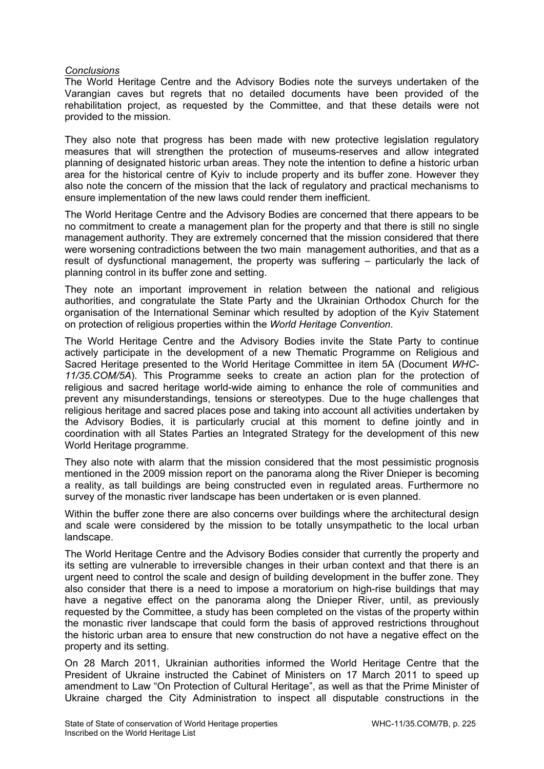*Conclusions*

The World Heritage Centre and the Advisory Bodies note the surveys undertaken of the Varangian caves but regrets that no detailed documents have been provided of the rehabilitation project, as requested by the Committee, and that these details were not provided to the mission.

They also note that progress has been made with new protective legislation regulatory measures that will strengthen the protection of museums-reserves and allow integrated planning of designated historic urban areas. They note the intention to define a historic urban area for the historical centre of Kyiv to include property and its buffer zone. However they also note the concern of the mission that the lack of regulatory and practical mechanisms to ensure implementation of the new laws could render them inefficient.

The World Heritage Centre and the Advisory Bodies are concerned that there appears to be no commitment to create a management plan for the property and that there is still no single management authority. They are extremely concerned that the mission considered that there were worsening contradictions between the two main management authorities, and that as a result of dysfunctional management, the property was suffering – particularly the lack of planning control in its buffer zone and setting.

They note an important improvement in relation between the national and religious authorities, and congratulate the State Party and the Ukrainian Orthodox Church for the organisation of the International Seminar which resulted by adoption of the Kyiv Statement on protection of religious properties within the *World Heritage Convention*.

The World Heritage Centre and the Advisory Bodies invite the State Party to continue actively participate in the development of a new Thematic Programme on Religious and Sacred Heritage presented to the World Heritage Committee in item 5A (Document *WHC-11/35.COM/5A*). This Programme seeks to create an action plan for the protection of religious and sacred heritage world-wide aiming to enhance the role of communities and prevent any misunderstandings, tensions or stereotypes. Due to the huge challenges that religious heritage and sacred places pose and taking into account all activities undertaken by the Advisory Bodies, it is particularly crucial at this moment to define jointly and in coordination with all States Parties an Integrated Strategy for the development of this new World Heritage programme.

They also note with alarm that the mission considered that the most pessimistic prognosis mentioned in the 2009 mission report on the panorama along the River Dnieper is becoming a reality, as tall buildings are being constructed even in regulated areas. Furthermore no survey of the monastic river landscape has been undertaken or is even planned.

Within the buffer zone there are also concerns over buildings where the architectural design and scale were considered by the mission to be totally unsympathetic to the local urban landscape.

The World Heritage Centre and the Advisory Bodies consider that currently the property and its setting are vulnerable to irreversible changes in their urban context and that there is an urgent need to control the scale and design of building development in the buffer zone. They also consider that there is a need to impose a moratorium on high-rise buildings that may have a negative effect on the panorama along the Dnieper River, until, as previously requested by the Committee, a study has been completed on the vistas of the property within the monastic river landscape that could form the basis of approved restrictions throughout the historic urban area to ensure that new construction do not have a negative effect on the property and its setting.

On 28 March 2011, Ukrainian authorities informed the World Heritage Centre that the President of Ukraine instructed the Cabinet of Ministers on 17 March 2011 to speed up amendment to Law "On Protection of Cultural Heritage", as well as that the Prime Minister of Ukraine charged the City Administration to inspect all disputable constructions in the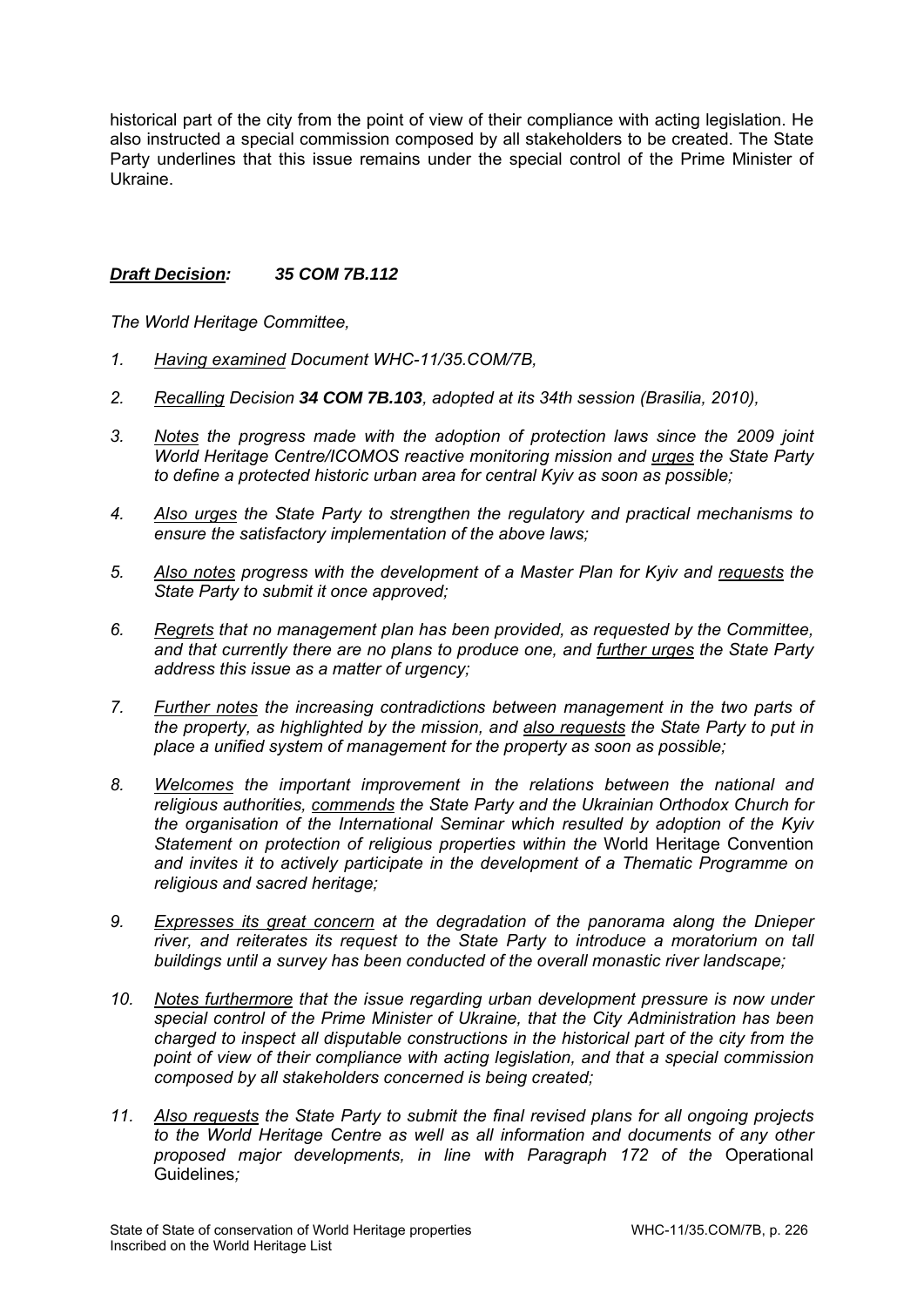historical part of the city from the point of view of their compliance with acting legislation. He also instructed a special commission composed by all stakeholders to be created. The State Party underlines that this issue remains under the special control of the Prime Minister of Ukraine.

***Draft Decision:* 35 COM 7B.112**

*The World Heritage Committee,*

1. *Having examined Document WHC-11/35.COM/7B,*

2. *Recalling Decision **34 COM 7B.103**, adopted at its 34th session (Brasilia, 2010),*

3. *Notes the progress made with the adoption of protection laws since the 2009 joint World Heritage Centre/ICOMOS reactive monitoring mission and urges the State Party to define a protected historic urban area for central Kyiv as soon as possible;*

4. *Also urges the State Party to strengthen the regulatory and practical mechanisms to ensure the satisfactory implementation of the above laws;*

5. *Also notes progress with the development of a Master Plan for Kyiv and requests the State Party to submit it once approved;*

6. *Regrets that no management plan has been provided, as requested by the Committee, and that currently there are no plans to produce one, and further urges the State Party address this issue as a matter of urgency;*

7. *Further notes the increasing contradictions between management in the two parts of the property, as highlighted by the mission, and also requests the State Party to put in place a unified system of management for the property as soon as possible;*

8. *Welcomes the important improvement in the relations between the national and religious authorities, commends the State Party and the Ukrainian Orthodox Church for the organisation of the International Seminar which resulted by adoption of the Kyiv Statement on protection of religious properties within the* World Heritage Convention *and invites it to actively participate in the development of a Thematic Programme on religious and sacred heritage;*

9. *Expresses its great concern at the degradation of the panorama along the Dnieper river, and reiterates its request to the State Party to introduce a moratorium on tall buildings until a survey has been conducted of the overall monastic river landscape;*

10. *Notes furthermore that the issue regarding urban development pressure is now under special control of the Prime Minister of Ukraine, that the City Administration has been charged to inspect all disputable constructions in the historical part of the city from the point of view of their compliance with acting legislation, and that a special commission composed by all stakeholders concerned is being created;*

11. *Also requests the State Party to submit the final revised plans for all ongoing projects to the World Heritage Centre as well as all information and documents of any other proposed major developments, in line with Paragraph 172 of the* Operational Guidelines*;*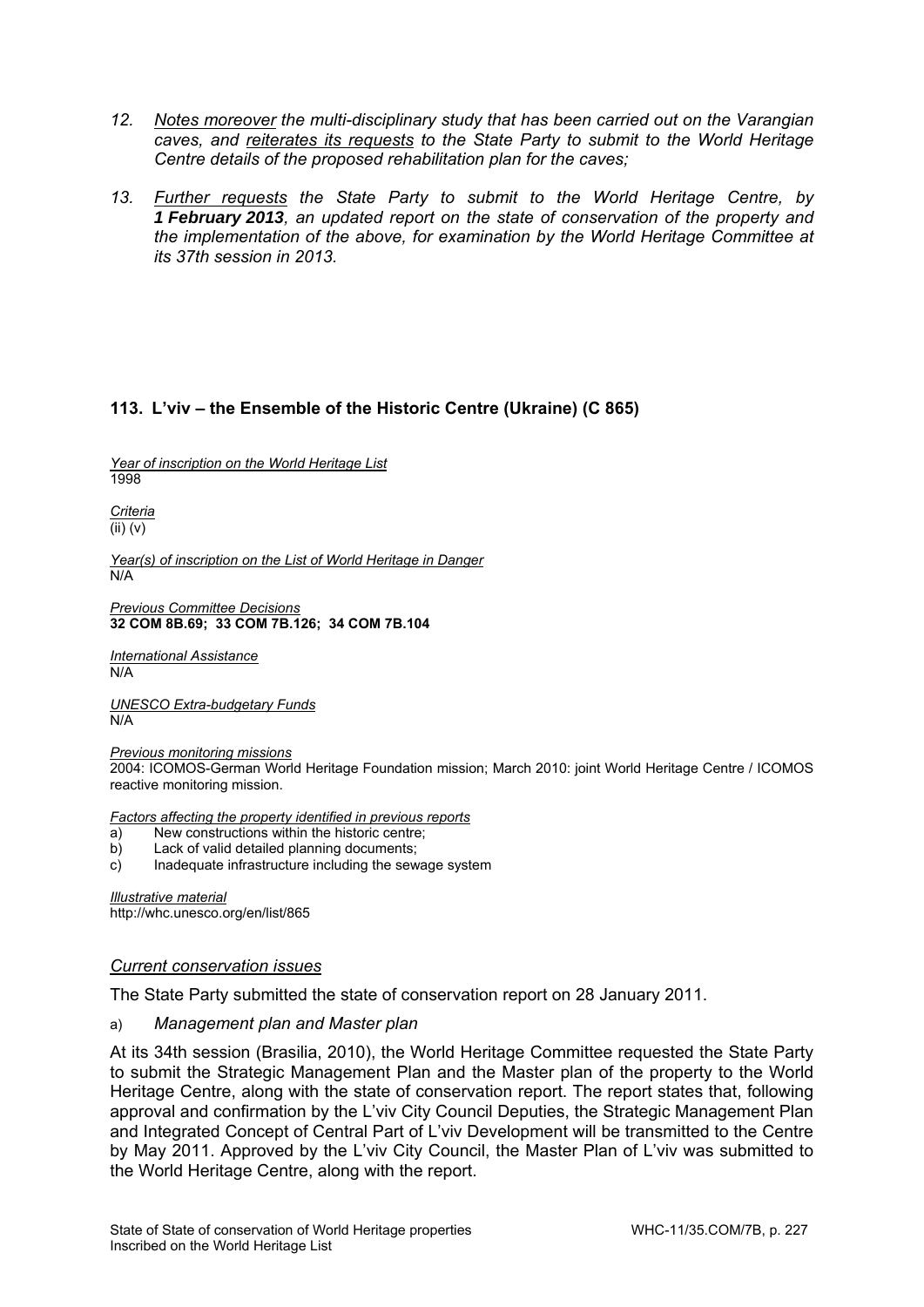12. *<u>Notes moreover</u> the multi-disciplinary study that has been carried out on the Varangian caves, and <u>reiterates its requests</u> to the State Party to submit to the World Heritage Centre details of the proposed rehabilitation plan for the caves;*

13. *<u>Further requests</u> the State Party to submit to the World Heritage Centre, by **1 February 2013**, an updated report on the state of conservation of the property and the implementation of the above, for examination by the World Heritage Committee at its 37th session in 2013.*

### 113. L'viv – the Ensemble of the Historic Centre (Ukraine) (C 865)

*<u>Year of inscription on the World Heritage List</u>*
1998

*<u>Criteria</u>*
(ii) (v)

*<u>Year(s) of inscription on the List of World Heritage in Danger</u>*
N/A

*<u>Previous Committee Decisions</u>*
**32 COM 8B.69; 33 COM 7B.126; 34 COM 7B.104**

*<u>International Assistance</u>*
N/A

*<u>UNESCO Extra-budgetary Funds</u>*
N/A

*<u>Previous monitoring missions</u>*
2004: ICOMOS-German World Heritage Foundation mission; March 2010: joint World Heritage Centre / ICOMOS reactive monitoring mission.

*<u>Factors affecting the property identified in previous reports</u>*
a) New constructions within the historic centre;
b) Lack of valid detailed planning documents;
c) Inadequate infrastructure including the sewage system

*<u>Illustrative material</u>*
http://whc.unesco.org/en/list/865

#### *<u>Current conservation issues</u>*

The State Party submitted the state of conservation report on 28 January 2011.

a) *Management plan and Master plan*

At its 34th session (Brasilia, 2010), the World Heritage Committee requested the State Party to submit the Strategic Management Plan and the Master plan of the property to the World Heritage Centre, along with the state of conservation report. The report states that, following approval and confirmation by the L'viv City Council Deputies, the Strategic Management Plan and Integrated Concept of Central Part of L'viv Development will be transmitted to the Centre by May 2011. Approved by the L'viv City Council, the Master Plan of L'viv was submitted to the World Heritage Centre, along with the report.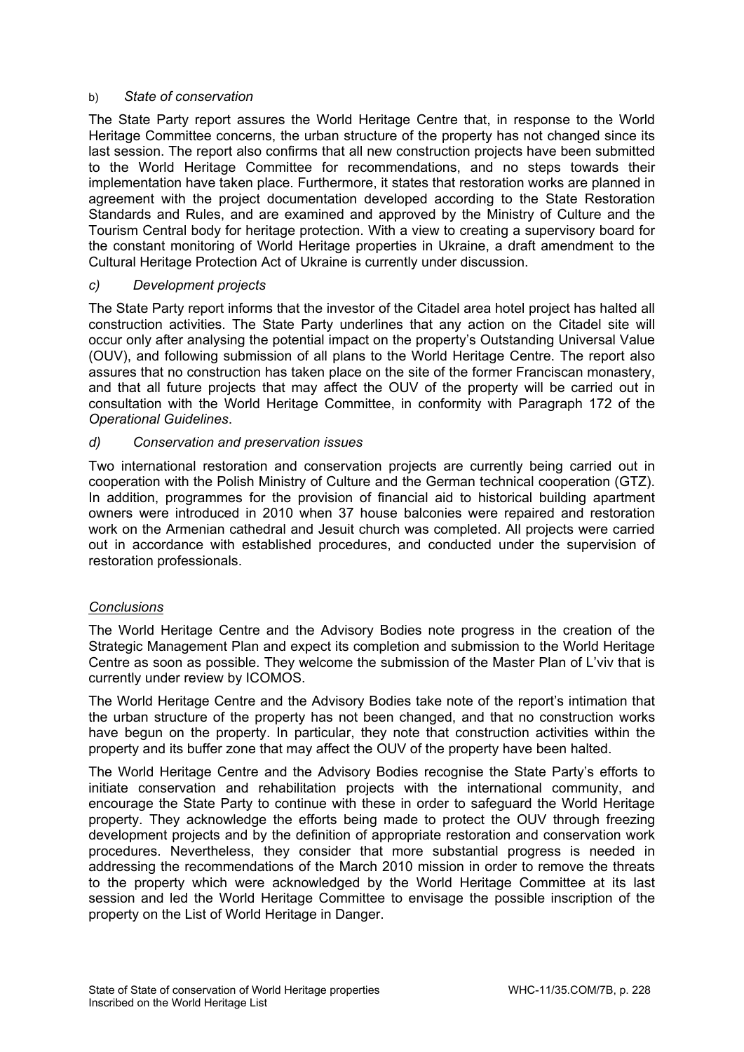b) *State of conservation*

The State Party report assures the World Heritage Centre that, in response to the World Heritage Committee concerns, the urban structure of the property has not changed since its last session. The report also confirms that all new construction projects have been submitted to the World Heritage Committee for recommendations, and no steps towards their implementation have taken place. Furthermore, it states that restoration works are planned in agreement with the project documentation developed according to the State Restoration Standards and Rules, and are examined and approved by the Ministry of Culture and the Tourism Central body for heritage protection. With a view to creating a supervisory board for the constant monitoring of World Heritage properties in Ukraine, a draft amendment to the Cultural Heritage Protection Act of Ukraine is currently under discussion.

*c) Development projects*

The State Party report informs that the investor of the Citadel area hotel project has halted all construction activities. The State Party underlines that any action on the Citadel site will occur only after analysing the potential impact on the property's Outstanding Universal Value (OUV), and following submission of all plans to the World Heritage Centre. The report also assures that no construction has taken place on the site of the former Franciscan monastery, and that all future projects that may affect the OUV of the property will be carried out in consultation with the World Heritage Committee, in conformity with Paragraph 172 of the *Operational Guidelines*.

*d) Conservation and preservation issues*

Two international restoration and conservation projects are currently being carried out in cooperation with the Polish Ministry of Culture and the German technical cooperation (GTZ). In addition, programmes for the provision of financial aid to historical building apartment owners were introduced in 2010 when 37 house balconies were repaired and restoration work on the Armenian cathedral and Jesuit church was completed. All projects were carried out in accordance with established procedures, and conducted under the supervision of restoration professionals.

*Conclusions*

The World Heritage Centre and the Advisory Bodies note progress in the creation of the Strategic Management Plan and expect its completion and submission to the World Heritage Centre as soon as possible. They welcome the submission of the Master Plan of L'viv that is currently under review by ICOMOS.

The World Heritage Centre and the Advisory Bodies take note of the report's intimation that the urban structure of the property has not been changed, and that no construction works have begun on the property. In particular, they note that construction activities within the property and its buffer zone that may affect the OUV of the property have been halted.

The World Heritage Centre and the Advisory Bodies recognise the State Party's efforts to initiate conservation and rehabilitation projects with the international community, and encourage the State Party to continue with these in order to safeguard the World Heritage property. They acknowledge the efforts being made to protect the OUV through freezing development projects and by the definition of appropriate restoration and conservation work procedures. Nevertheless, they consider that more substantial progress is needed in addressing the recommendations of the March 2010 mission in order to remove the threats to the property which were acknowledged by the World Heritage Committee at its last session and led the World Heritage Committee to envisage the possible inscription of the property on the List of World Heritage in Danger.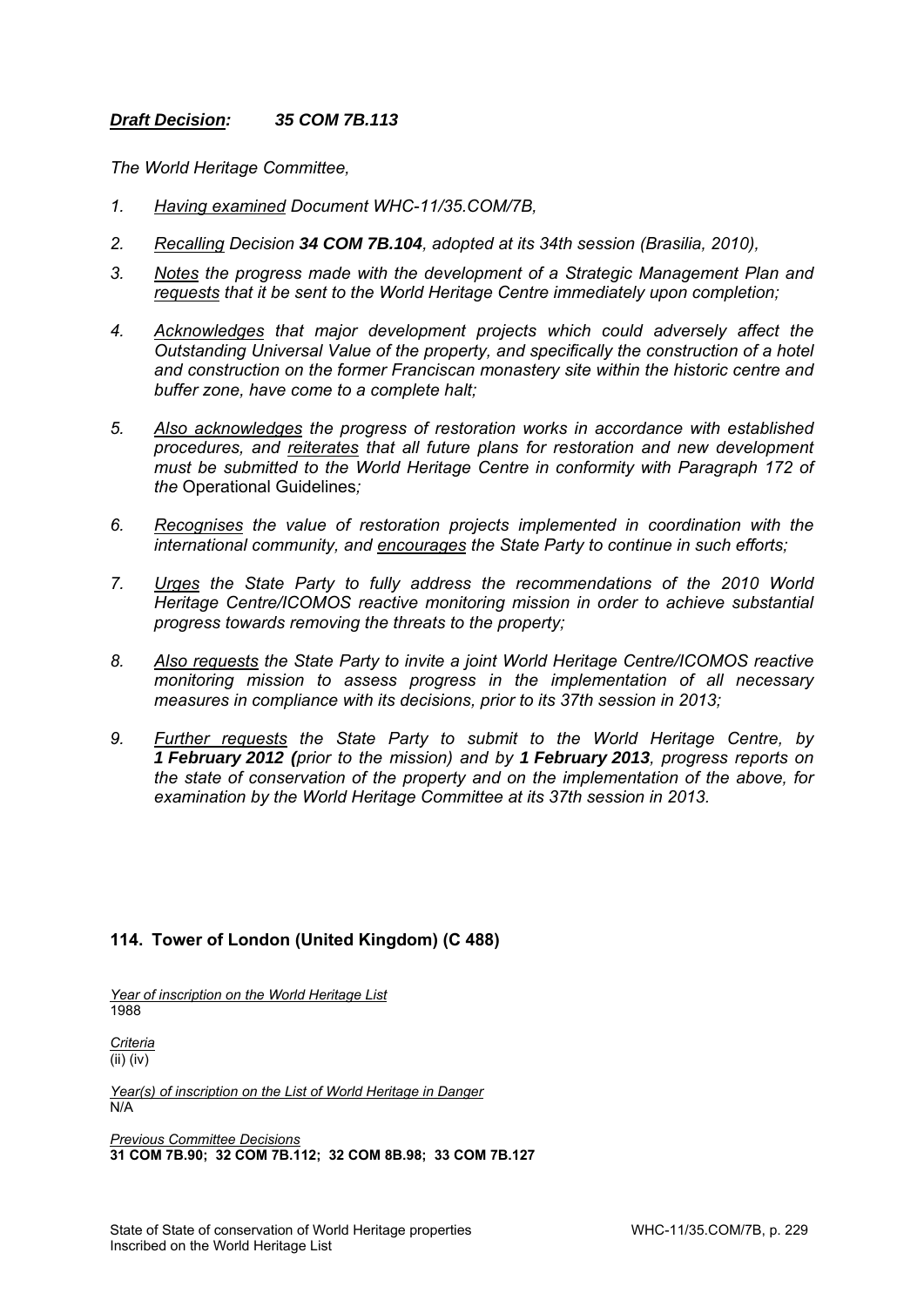***Draft Decision:*** ***35 COM 7B.113***

*The World Heritage Committee,*

1. *Having examined Document WHC-11/35.COM/7B,*

2. *Recalling Decision **34 COM 7B.104**, adopted at its 34th session (Brasilia, 2010),*

3. *Notes the progress made with the development of a Strategic Management Plan and requests that it be sent to the World Heritage Centre immediately upon completion;*

4. *Acknowledges that major development projects which could adversely affect the Outstanding Universal Value of the property, and specifically the construction of a hotel and construction on the former Franciscan monastery site within the historic centre and buffer zone, have come to a complete halt;*

5. *Also acknowledges the progress of restoration works in accordance with established procedures, and reiterates that all future plans for restoration and new development must be submitted to the World Heritage Centre in conformity with Paragraph 172 of the* Operational Guidelines*;*

6. *Recognises the value of restoration projects implemented in coordination with the international community, and encourages the State Party to continue in such efforts;*

7. *Urges the State Party to fully address the recommendations of the 2010 World Heritage Centre/ICOMOS reactive monitoring mission in order to achieve substantial progress towards removing the threats to the property;*

8. *Also requests the State Party to invite a joint World Heritage Centre/ICOMOS reactive monitoring mission to assess progress in the implementation of all necessary measures in compliance with its decisions, prior to its 37th session in 2013;*

9. *Further requests the State Party to submit to the World Heritage Centre, by **1 February 2012 (**prior to the mission) and by **1 February 2013**, progress reports on the state of conservation of the property and on the implementation of the above, for examination by the World Heritage Committee at its 37th session in 2013.*

### 114. Tower of London (United Kingdom) (C 488)

*Year of inscription on the World Heritage List*
1988

*Criteria*
(ii) (iv)

*Year(s) of inscription on the List of World Heritage in Danger*
N/A

*Previous Committee Decisions*
**31 COM 7B.90; 32 COM 7B.112; 32 COM 8B.98; 33 COM 7B.127**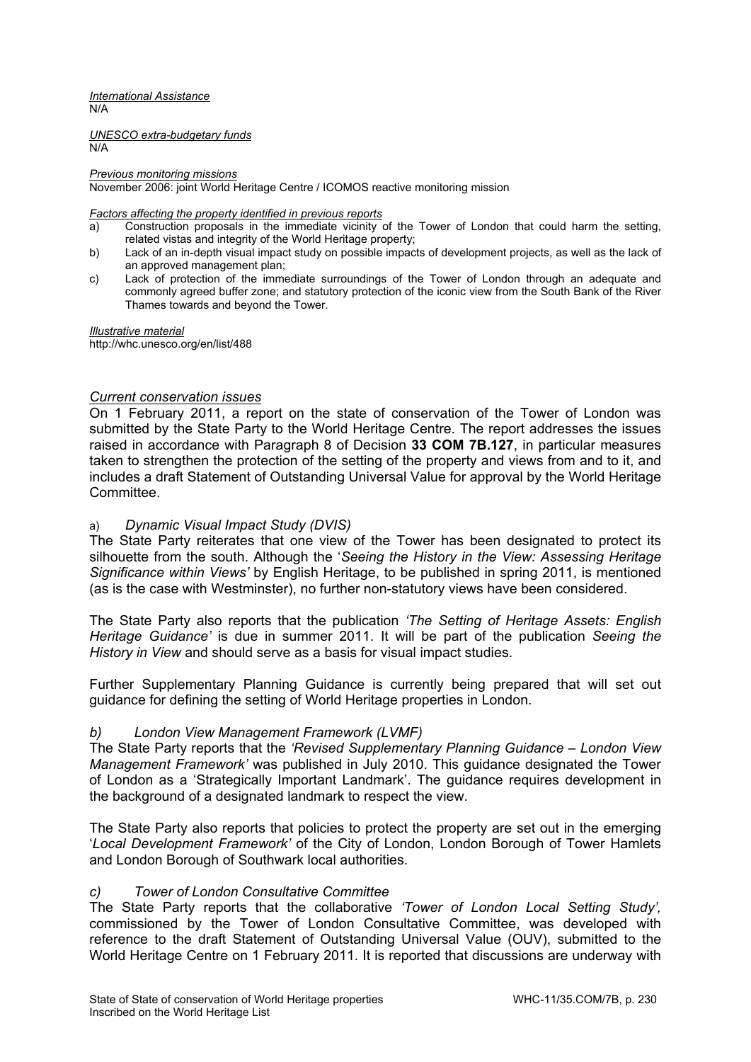*International Assistance*
N/A

*UNESCO extra-budgetary funds*
N/A

*Previous monitoring missions*
November 2006: joint World Heritage Centre / ICOMOS reactive monitoring mission

*Factors affecting the property identified in previous reports*

a) Construction proposals in the immediate vicinity of the Tower of London that could harm the setting, related vistas and integrity of the World Heritage property;
b) Lack of an in-depth visual impact study on possible impacts of development projects, as well as the lack of an approved management plan;
c) Lack of protection of the immediate surroundings of the Tower of London through an adequate and commonly agreed buffer zone; and statutory protection of the iconic view from the South Bank of the River Thames towards and beyond the Tower.

*Illustrative material*
http://whc.unesco.org/en/list/488

## *Current conservation issues*

On 1 February 2011, a report on the state of conservation of the Tower of London was submitted by the State Party to the World Heritage Centre. The report addresses the issues raised in accordance with Paragraph 8 of Decision **33 COM 7B.127**, in particular measures taken to strengthen the protection of the setting of the property and views from and to it, and includes a draft Statement of Outstanding Universal Value for approval by the World Heritage Committee.

### a) *Dynamic Visual Impact Study (DVIS)*

The State Party reiterates that one view of the Tower has been designated to protect its silhouette from the south. Although the '*Seeing the History in the View: Assessing Heritage Significance within Views'* by English Heritage, to be published in spring 2011, is mentioned (as is the case with Westminster), no further non-statutory views have been considered.

The State Party also reports that the publication *'The Setting of Heritage Assets: English Heritage Guidance'* is due in summer 2011. It will be part of the publication *Seeing the History in View* and should serve as a basis for visual impact studies.

Further Supplementary Planning Guidance is currently being prepared that will set out guidance for defining the setting of World Heritage properties in London.

### *b) London View Management Framework (LVMF)*

The State Party reports that the *'Revised Supplementary Planning Guidance – London View Management Framework'* was published in July 2010. This guidance designated the Tower of London as a 'Strategically Important Landmark'. The guidance requires development in the background of a designated landmark to respect the view.

The State Party also reports that policies to protect the property are set out in the emerging '*Local Development Framework'* of the City of London, London Borough of Tower Hamlets and London Borough of Southwark local authorities.

### *c) Tower of London Consultative Committee*

The State Party reports that the collaborative *'Tower of London Local Setting Study',* commissioned by the Tower of London Consultative Committee, was developed with reference to the draft Statement of Outstanding Universal Value (OUV), submitted to the World Heritage Centre on 1 February 2011. It is reported that discussions are underway with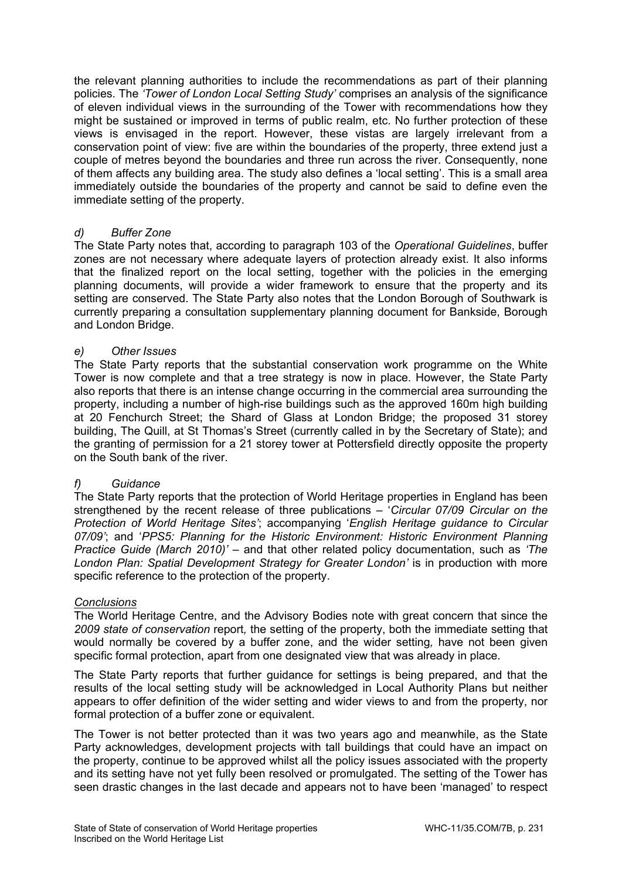the relevant planning authorities to include the recommendations as part of their planning policies. The *'Tower of London Local Setting Study'* comprises an analysis of the significance of eleven individual views in the surrounding of the Tower with recommendations how they might be sustained or improved in terms of public realm, etc. No further protection of these views is envisaged in the report. However, these vistas are largely irrelevant from a conservation point of view: five are within the boundaries of the property, three extend just a couple of metres beyond the boundaries and three run across the river. Consequently, none of them affects any building area. The study also defines a 'local setting'. This is a small area immediately outside the boundaries of the property and cannot be said to define even the immediate setting of the property.

*d) Buffer Zone*

The State Party notes that, according to paragraph 103 of the *Operational Guidelines*, buffer zones are not necessary where adequate layers of protection already exist. It also informs that the finalized report on the local setting, together with the policies in the emerging planning documents, will provide a wider framework to ensure that the property and its setting are conserved. The State Party also notes that the London Borough of Southwark is currently preparing a consultation supplementary planning document for Bankside, Borough and London Bridge.

*e) Other Issues*

The State Party reports that the substantial conservation work programme on the White Tower is now complete and that a tree strategy is now in place. However, the State Party also reports that there is an intense change occurring in the commercial area surrounding the property, including a number of high-rise buildings such as the approved 160m high building at 20 Fenchurch Street; the Shard of Glass at London Bridge; the proposed 31 storey building, The Quill, at St Thomas's Street (currently called in by the Secretary of State); and the granting of permission for a 21 storey tower at Pottersfield directly opposite the property on the South bank of the river.

*f) Guidance*

The State Party reports that the protection of World Heritage properties in England has been strengthened by the recent release of three publications – '*Circular 07/09 Circular on the Protection of World Heritage Sites'*; accompanying '*English Heritage guidance to Circular 07/09'*; and '*PPS5: Planning for the Historic Environment: Historic Environment Planning Practice Guide (March 2010)'* – and that other related policy documentation, such as *'The London Plan: Spatial Development Strategy for Greater London'* is in production with more specific reference to the protection of the property.

Conclusions

The World Heritage Centre, and the Advisory Bodies note with great concern that since the *2009 state of conservation* report*,* the setting of the property, both the immediate setting that would normally be covered by a buffer zone, and the wider setting*,* have not been given specific formal protection, apart from one designated view that was already in place.

The State Party reports that further guidance for settings is being prepared, and that the results of the local setting study will be acknowledged in Local Authority Plans but neither appears to offer definition of the wider setting and wider views to and from the property, nor formal protection of a buffer zone or equivalent.

The Tower is not better protected than it was two years ago and meanwhile, as the State Party acknowledges, development projects with tall buildings that could have an impact on the property, continue to be approved whilst all the policy issues associated with the property and its setting have not yet fully been resolved or promulgated. The setting of the Tower has seen drastic changes in the last decade and appears not to have been 'managed' to respect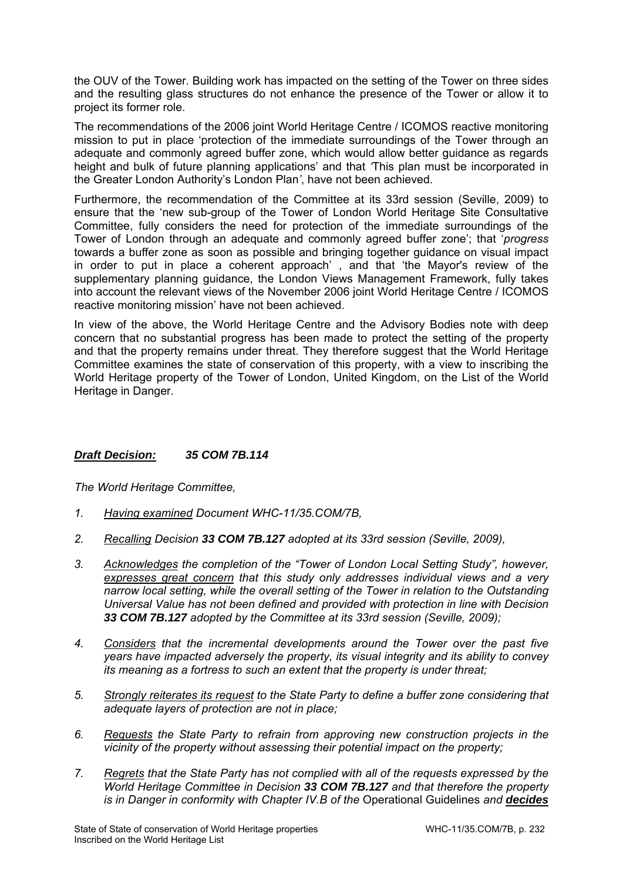the OUV of the Tower. Building work has impacted on the setting of the Tower on three sides and the resulting glass structures do not enhance the presence of the Tower or allow it to project its former role.

The recommendations of the 2006 joint World Heritage Centre / ICOMOS reactive monitoring mission to put in place 'protection of the immediate surroundings of the Tower through an adequate and commonly agreed buffer zone, which would allow better guidance as regards height and bulk of future planning applications' and that *'*This plan must be incorporated in the Greater London Authority's London Plan*'*, have not been achieved.

Furthermore, the recommendation of the Committee at its 33rd session (Seville, 2009) to ensure that the 'new sub-group of the Tower of London World Heritage Site Consultative Committee, fully considers the need for protection of the immediate surroundings of the Tower of London through an adequate and commonly agreed buffer zone'; that '*progress* towards a buffer zone as soon as possible and bringing together guidance on visual impact in order to put in place a coherent approach' , and that 'the Mayor's review of the supplementary planning guidance, the London Views Management Framework, fully takes into account the relevant views of the November 2006 joint World Heritage Centre / ICOMOS reactive monitoring mission' have not been achieved.

In view of the above, the World Heritage Centre and the Advisory Bodies note with deep concern that no substantial progress has been made to protect the setting of the property and that the property remains under threat. They therefore suggest that the World Heritage Committee examines the state of conservation of this property, with a view to inscribing the World Heritage property of the Tower of London, United Kingdom, on the List of the World Heritage in Danger.

***Draft Decision:*** ***35 COM 7B.114***

*The World Heritage Committee,*

1. *Having examined Document WHC-11/35.COM/7B,*
2. *Recalling Decision* ***33 COM 7B.127*** *adopted at its 33rd session (Seville, 2009),*
3. *Acknowledges the completion of the "Tower of London Local Setting Study", however, expresses great concern that this study only addresses individual views and a very narrow local setting, while the overall setting of the Tower in relation to the Outstanding Universal Value has not been defined and provided with protection in line with Decision* ***33 COM 7B.127*** *adopted by the Committee at its 33rd session (Seville, 2009);*
4. *Considers that the incremental developments around the Tower over the past five years have impacted adversely the property, its visual integrity and its ability to convey its meaning as a fortress to such an extent that the property is under threat;*
5. *Strongly reiterates its request to the State Party to define a buffer zone considering that adequate layers of protection are not in place;*
6. *Requests the State Party to refrain from approving new construction projects in the vicinity of the property without assessing their potential impact on the property;*
7. *Regrets that the State Party has not complied with all of the requests expressed by the World Heritage Committee in Decision* ***33 COM 7B.127*** *and that therefore the property is in Danger in conformity with Chapter IV.B of the* Operational Guidelines *and* ***decides***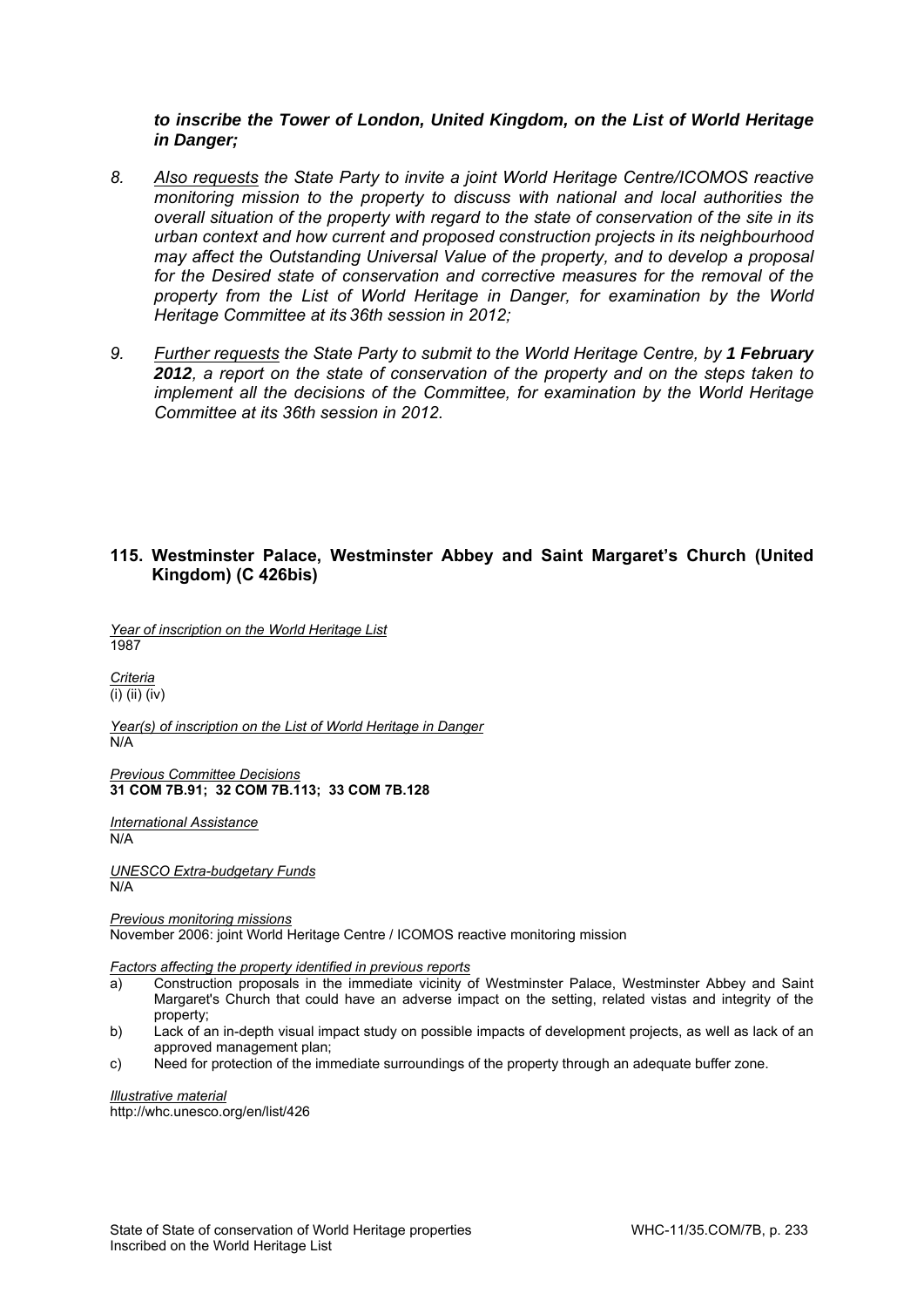***to inscribe the Tower of London, United Kingdom, on the List of World Heritage in Danger;***

8. *Also requests the State Party to invite a joint World Heritage Centre/ICOMOS reactive monitoring mission to the property to discuss with national and local authorities the overall situation of the property with regard to the state of conservation of the site in its urban context and how current and proposed construction projects in its neighbourhood may affect the Outstanding Universal Value of the property, and to develop a proposal for the Desired state of conservation and corrective measures for the removal of the property from the List of World Heritage in Danger, for examination by the World Heritage Committee at its 36th session in 2012;*

9. *Further requests the State Party to submit to the World Heritage Centre, by* ***1 February 2012****, a report on the state of conservation of the property and on the steps taken to implement all the decisions of the Committee, for examination by the World Heritage Committee at its 36th session in 2012.*

## 115. Westminster Palace, Westminster Abbey and Saint Margaret's Church (United Kingdom) (C 426bis)

*Year of inscription on the World Heritage List*
1987

*Criteria*
(i) (ii) (iv)

*Year(s) of inscription on the List of World Heritage in Danger*
N/A

*Previous Committee Decisions*
**31 COM 7B.91; 32 COM 7B.113; 33 COM 7B.128**

*International Assistance*
N/A

*UNESCO Extra-budgetary Funds*
N/A

*Previous monitoring missions*
November 2006: joint World Heritage Centre / ICOMOS reactive monitoring mission

*Factors affecting the property identified in previous reports*

a) Construction proposals in the immediate vicinity of Westminster Palace, Westminster Abbey and Saint Margaret's Church that could have an adverse impact on the setting, related vistas and integrity of the property;
b) Lack of an in-depth visual impact study on possible impacts of development projects, as well as lack of an approved management plan;
c) Need for protection of the immediate surroundings of the property through an adequate buffer zone.

*Illustrative material*
http://whc.unesco.org/en/list/426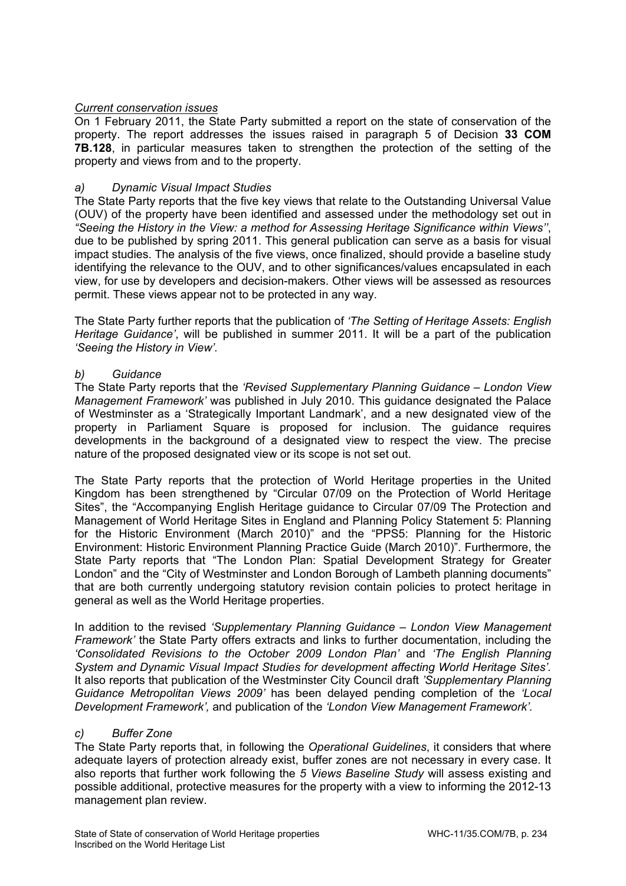*Current conservation issues*

On 1 February 2011, the State Party submitted a report on the state of conservation of the property. The report addresses the issues raised in paragraph 5 of Decision **33 COM 7B.128**, in particular measures taken to strengthen the protection of the setting of the property and views from and to the property.

*a) Dynamic Visual Impact Studies*

The State Party reports that the five key views that relate to the Outstanding Universal Value (OUV) of the property have been identified and assessed under the methodology set out in *"Seeing the History in the View: a method for Assessing Heritage Significance within Views''*, due to be published by spring 2011. This general publication can serve as a basis for visual impact studies. The analysis of the five views, once finalized, should provide a baseline study identifying the relevance to the OUV, and to other significances/values encapsulated in each view, for use by developers and decision-makers. Other views will be assessed as resources permit. These views appear not to be protected in any way.

The State Party further reports that the publication of *'The Setting of Heritage Assets: English Heritage Guidance'*, will be published in summer 2011. It will be a part of the publication *'Seeing the History in View'*.

*b) Guidance*

The State Party reports that the *'Revised Supplementary Planning Guidance – London View Management Framework'* was published in July 2010. This guidance designated the Palace of Westminster as a 'Strategically Important Landmark', and a new designated view of the property in Parliament Square is proposed for inclusion. The guidance requires developments in the background of a designated view to respect the view. The precise nature of the proposed designated view or its scope is not set out.

The State Party reports that the protection of World Heritage properties in the United Kingdom has been strengthened by "Circular 07/09 on the Protection of World Heritage Sites", the "Accompanying English Heritage guidance to Circular 07/09 The Protection and Management of World Heritage Sites in England and Planning Policy Statement 5: Planning for the Historic Environment (March 2010)" and the "PPS5: Planning for the Historic Environment: Historic Environment Planning Practice Guide (March 2010)". Furthermore, the State Party reports that "The London Plan: Spatial Development Strategy for Greater London" and the "City of Westminster and London Borough of Lambeth planning documents" that are both currently undergoing statutory revision contain policies to protect heritage in general as well as the World Heritage properties.

In addition to the revised *'Supplementary Planning Guidance – London View Management Framework'* the State Party offers extracts and links to further documentation, including the *'Consolidated Revisions to the October 2009 London Plan'* and *'The English Planning System and Dynamic Visual Impact Studies for development affecting World Heritage Sites'*. It also reports that publication of the Westminster City Council draft *'Supplementary Planning Guidance Metropolitan Views 2009'* has been delayed pending completion of the *'Local Development Framework',* and publication of the *'London View Management Framework'*.

*c) Buffer Zone*

The State Party reports that, in following the *Operational Guidelines*, it considers that where adequate layers of protection already exist, buffer zones are not necessary in every case. It also reports that further work following the *5 Views Baseline Study* will assess existing and possible additional, protective measures for the property with a view to informing the 2012-13 management plan review.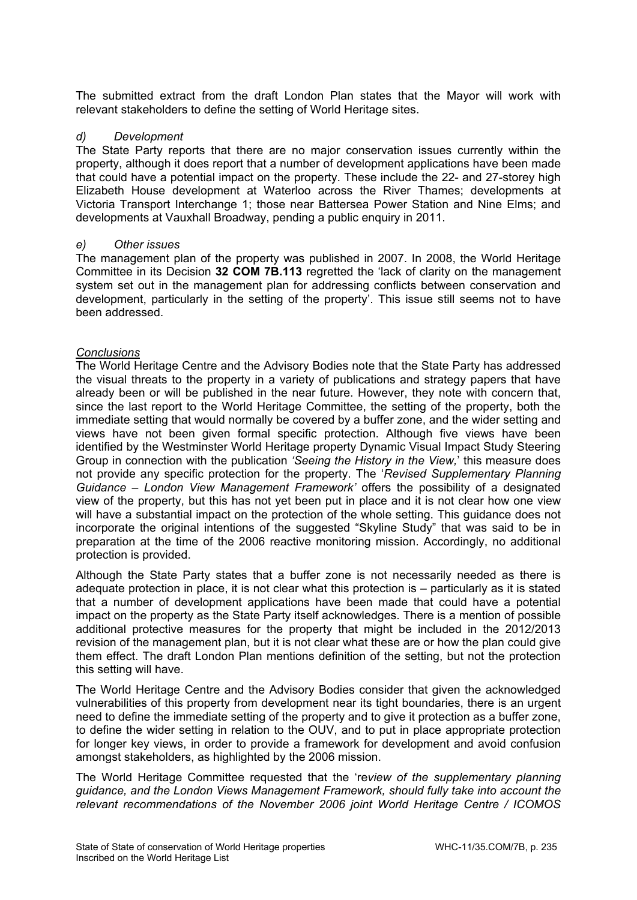The submitted extract from the draft London Plan states that the Mayor will work with relevant stakeholders to define the setting of World Heritage sites.

*d) Development*

The State Party reports that there are no major conservation issues currently within the property, although it does report that a number of development applications have been made that could have a potential impact on the property. These include the 22- and 27-storey high Elizabeth House development at Waterloo across the River Thames; developments at Victoria Transport Interchange 1; those near Battersea Power Station and Nine Elms; and developments at Vauxhall Broadway, pending a public enquiry in 2011.

*e) Other issues*

The management plan of the property was published in 2007. In 2008, the World Heritage Committee in its Decision **32 COM 7B.113** regretted the 'lack of clarity on the management system set out in the management plan for addressing conflicts between conservation and development, particularly in the setting of the property'. This issue still seems not to have been addressed.

*Conclusions*

The World Heritage Centre and the Advisory Bodies note that the State Party has addressed the visual threats to the property in a variety of publications and strategy papers that have already been or will be published in the near future. However, they note with concern that, since the last report to the World Heritage Committee, the setting of the property, both the immediate setting that would normally be covered by a buffer zone, and the wider setting and views have not been given formal specific protection. Although five views have been identified by the Westminster World Heritage property Dynamic Visual Impact Study Steering Group in connection with the publication *'Seeing the History in the View,'* this measure does not provide any specific protection for the property. The '*Revised Supplementary Planning Guidance – London View Management Framework'* offers the possibility of a designated view of the property, but this has not yet been put in place and it is not clear how one view will have a substantial impact on the protection of the whole setting. This guidance does not incorporate the original intentions of the suggested "Skyline Study" that was said to be in preparation at the time of the 2006 reactive monitoring mission. Accordingly, no additional protection is provided.

Although the State Party states that a buffer zone is not necessarily needed as there is adequate protection in place, it is not clear what this protection is – particularly as it is stated that a number of development applications have been made that could have a potential impact on the property as the State Party itself acknowledges. There is a mention of possible additional protective measures for the property that might be included in the 2012/2013 revision of the management plan, but it is not clear what these are or how the plan could give them effect. The draft London Plan mentions definition of the setting, but not the protection this setting will have.

The World Heritage Centre and the Advisory Bodies consider that given the acknowledged vulnerabilities of this property from development near its tight boundaries, there is an urgent need to define the immediate setting of the property and to give it protection as a buffer zone, to define the wider setting in relation to the OUV, and to put in place appropriate protection for longer key views, in order to provide a framework for development and avoid confusion amongst stakeholders, as highlighted by the 2006 mission.

The World Heritage Committee requested that the 're*view of the supplementary planning guidance, and the London Views Management Framework, should fully take into account the relevant recommendations of the November 2006 joint World Heritage Centre / ICOMOS*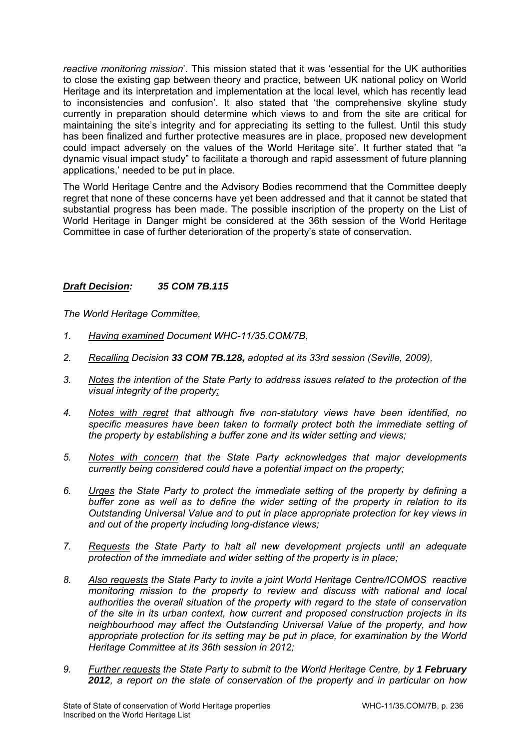*reactive monitoring mission*'. This mission stated that it was 'essential for the UK authorities to close the existing gap between theory and practice, between UK national policy on World Heritage and its interpretation and implementation at the local level, which has recently lead to inconsistencies and confusion'. It also stated that 'the comprehensive skyline study currently in preparation should determine which views to and from the site are critical for maintaining the site's integrity and for appreciating its setting to the fullest. Until this study has been finalized and further protective measures are in place, proposed new development could impact adversely on the values of the World Heritage site'. It further stated that "a dynamic visual impact study" to facilitate a thorough and rapid assessment of future planning applications,' needed to be put in place.

The World Heritage Centre and the Advisory Bodies recommend that the Committee deeply regret that none of these concerns have yet been addressed and that it cannot be stated that substantial progress has been made. The possible inscription of the property on the List of World Heritage in Danger might be considered at the 36th session of the World Heritage Committee in case of further deterioration of the property's state of conservation.

***Draft Decision:*** ***35 COM 7B.115***

*The World Heritage Committee,*

1. *Having examined Document WHC-11/35.COM/7B*,
2. *Recalling Decision* ***33 COM 7B.128,*** *adopted at its 33rd session (Seville, 2009),*
3. *Notes the intention of the State Party to address issues related to the protection of the visual integrity of the property;*
4. *Notes with regret that although five non-statutory views have been identified, no specific measures have been taken to formally protect both the immediate setting of the property by establishing a buffer zone and its wider setting and views;*
5. *Notes with concern that the State Party acknowledges that major developments currently being considered could have a potential impact on the property;*
6. *Urges the State Party to protect the immediate setting of the property by defining a buffer zone as well as to define the wider setting of the property in relation to its Outstanding Universal Value and to put in place appropriate protection for key views in and out of the property including long-distance views;*
7. *Requests the State Party to halt all new development projects until an adequate protection of the immediate and wider setting of the property is in place;*
8. *Also requests the State Party to invite a joint World Heritage Centre/ICOMOS reactive monitoring mission to the property to review and discuss with national and local authorities the overall situation of the property with regard to the state of conservation of the site in its urban context, how current and proposed construction projects in its neighbourhood may affect the Outstanding Universal Value of the property, and how appropriate protection for its setting may be put in place, for examination by the World Heritage Committee at its 36th session in 2012;*
9. *Further requests the State Party to submit to the World Heritage Centre, by* ***1 February 2012****, a report on the state of conservation of the property and in particular on how*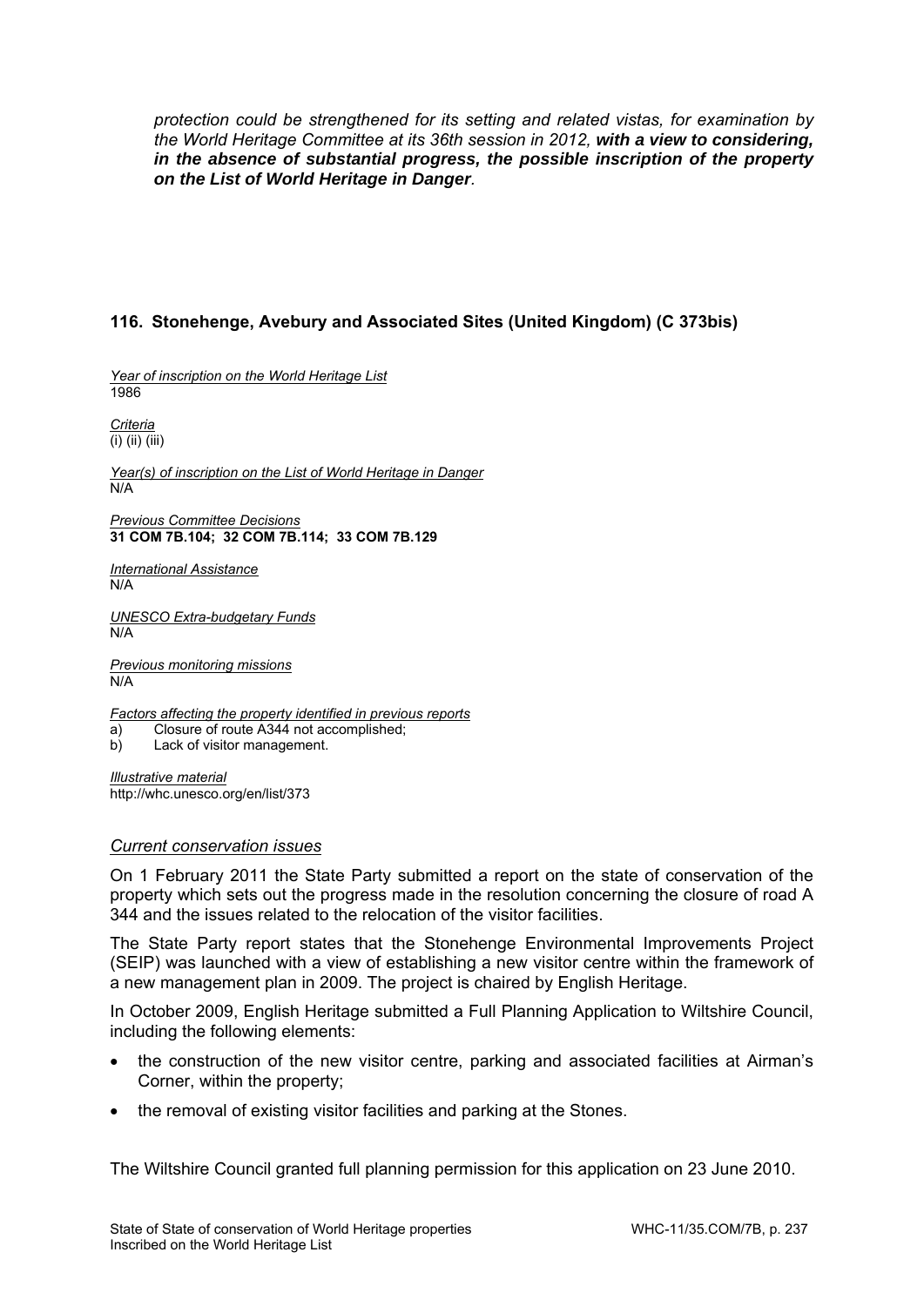*protection could be strengthened for its setting and related vistas, for examination by the World Heritage Committee at its 36th session in 2012, **with a view to considering, in the absence of substantial progress, the possible inscription of the property on the List of World Heritage in Danger**.*

### 116. Stonehenge, Avebury and Associated Sites (United Kingdom) (C 373bis)

*Year of inscription on the World Heritage List*
1986

*Criteria*
(i) (ii) (iii)

*Year(s) of inscription on the List of World Heritage in Danger*
N/A

*Previous Committee Decisions*
**31 COM 7B.104; 32 COM 7B.114; 33 COM 7B.129**

*International Assistance*
N/A

*UNESCO Extra-budgetary Funds*
N/A

*Previous monitoring missions*
N/A

*Factors affecting the property identified in previous reports*
a) Closure of route A344 not accomplished;
b) Lack of visitor management.

*Illustrative material*
http://whc.unesco.org/en/list/373

*Current conservation issues*

On 1 February 2011 the State Party submitted a report on the state of conservation of the property which sets out the progress made in the resolution concerning the closure of road A 344 and the issues related to the relocation of the visitor facilities.

The State Party report states that the Stonehenge Environmental Improvements Project (SEIP) was launched with a view of establishing a new visitor centre within the framework of a new management plan in 2009. The project is chaired by English Heritage.

In October 2009, English Heritage submitted a Full Planning Application to Wiltshire Council, including the following elements:

- the construction of the new visitor centre, parking and associated facilities at Airman's Corner, within the property;
- the removal of existing visitor facilities and parking at the Stones.

The Wiltshire Council granted full planning permission for this application on 23 June 2010.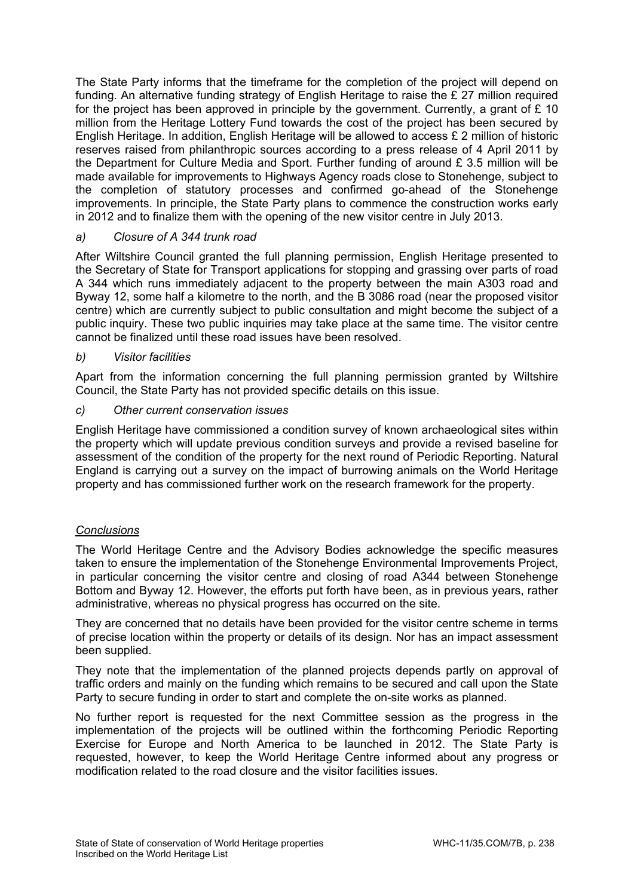The State Party informs that the timeframe for the completion of the project will depend on funding. An alternative funding strategy of English Heritage to raise the £ 27 million required for the project has been approved in principle by the government. Currently, a grant of £ 10 million from the Heritage Lottery Fund towards the cost of the project has been secured by English Heritage. In addition, English Heritage will be allowed to access £ 2 million of historic reserves raised from philanthropic sources according to a press release of 4 April 2011 by the Department for Culture Media and Sport. Further funding of around £ 3.5 million will be made available for improvements to Highways Agency roads close to Stonehenge, subject to the completion of statutory processes and confirmed go-ahead of the Stonehenge improvements. In principle, the State Party plans to commence the construction works early in 2012 and to finalize them with the opening of the new visitor centre in July 2013.

*a) Closure of A 344 trunk road*

After Wiltshire Council granted the full planning permission, English Heritage presented to the Secretary of State for Transport applications for stopping and grassing over parts of road A 344 which runs immediately adjacent to the property between the main A303 road and Byway 12, some half a kilometre to the north, and the B 3086 road (near the proposed visitor centre) which are currently subject to public consultation and might become the subject of a public inquiry. These two public inquiries may take place at the same time. The visitor centre cannot be finalized until these road issues have been resolved.

*b) Visitor facilities*

Apart from the information concerning the full planning permission granted by Wiltshire Council, the State Party has not provided specific details on this issue.

*c) Other current conservation issues*

English Heritage have commissioned a condition survey of known archaeological sites within the property which will update previous condition surveys and provide a revised baseline for assessment of the condition of the property for the next round of Periodic Reporting. Natural England is carrying out a survey on the impact of burrowing animals on the World Heritage property and has commissioned further work on the research framework for the property.

*Conclusions*

The World Heritage Centre and the Advisory Bodies acknowledge the specific measures taken to ensure the implementation of the Stonehenge Environmental Improvements Project, in particular concerning the visitor centre and closing of road A344 between Stonehenge Bottom and Byway 12. However, the efforts put forth have been, as in previous years, rather administrative, whereas no physical progress has occurred on the site.

They are concerned that no details have been provided for the visitor centre scheme in terms of precise location within the property or details of its design. Nor has an impact assessment been supplied.

They note that the implementation of the planned projects depends partly on approval of traffic orders and mainly on the funding which remains to be secured and call upon the State Party to secure funding in order to start and complete the on-site works as planned.

No further report is requested for the next Committee session as the progress in the implementation of the projects will be outlined within the forthcoming Periodic Reporting Exercise for Europe and North America to be launched in 2012. The State Party is requested, however, to keep the World Heritage Centre informed about any progress or modification related to the road closure and the visitor facilities issues.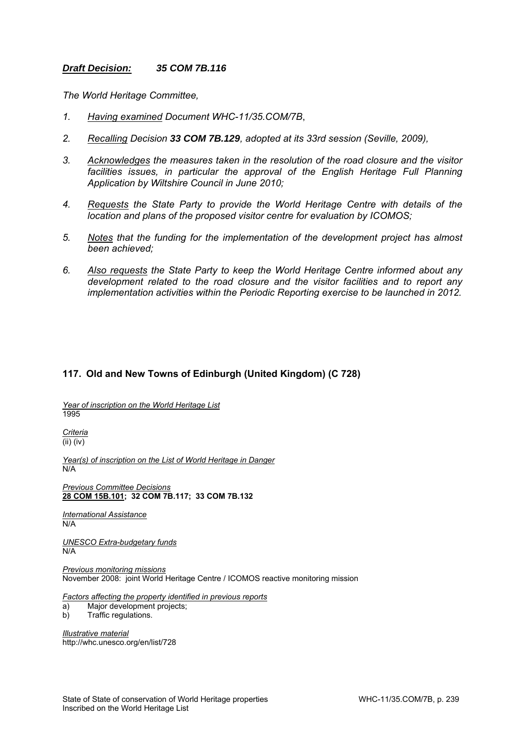***Draft Decision:** 35 COM 7B.116*

*The World Heritage Committee,*

1. *Having examined Document WHC-11/35.COM/7B,*

2. *Recalling Decision **33 COM 7B.129**, adopted at its 33rd session (Seville, 2009),*

3. *Acknowledges the measures taken in the resolution of the road closure and the visitor facilities issues, in particular the approval of the English Heritage Full Planning Application by Wiltshire Council in June 2010;*

4. *Requests the State Party to provide the World Heritage Centre with details of the location and plans of the proposed visitor centre for evaluation by ICOMOS;*

5. *Notes that the funding for the implementation of the development project has almost been achieved;*

6. *Also requests the State Party to keep the World Heritage Centre informed about any development related to the road closure and the visitor facilities and to report any implementation activities within the Periodic Reporting exercise to be launched in 2012.*

## 117. Old and New Towns of Edinburgh (United Kingdom) (C 728)

*Year of inscription on the World Heritage List*
1995

*Criteria*
(ii) (iv)

*Year(s) of inscription on the List of World Heritage in Danger*
N/A

*Previous Committee Decisions*
**28 COM 15B.101; 32 COM 7B.117; 33 COM 7B.132**

*International Assistance*
N/A

*UNESCO Extra-budgetary funds*
N/A

*Previous monitoring missions*
November 2008: joint World Heritage Centre / ICOMOS reactive monitoring mission

*Factors affecting the property identified in previous reports*
a) Major development projects;
b) Traffic regulations.

*Illustrative material*
http://whc.unesco.org/en/list/728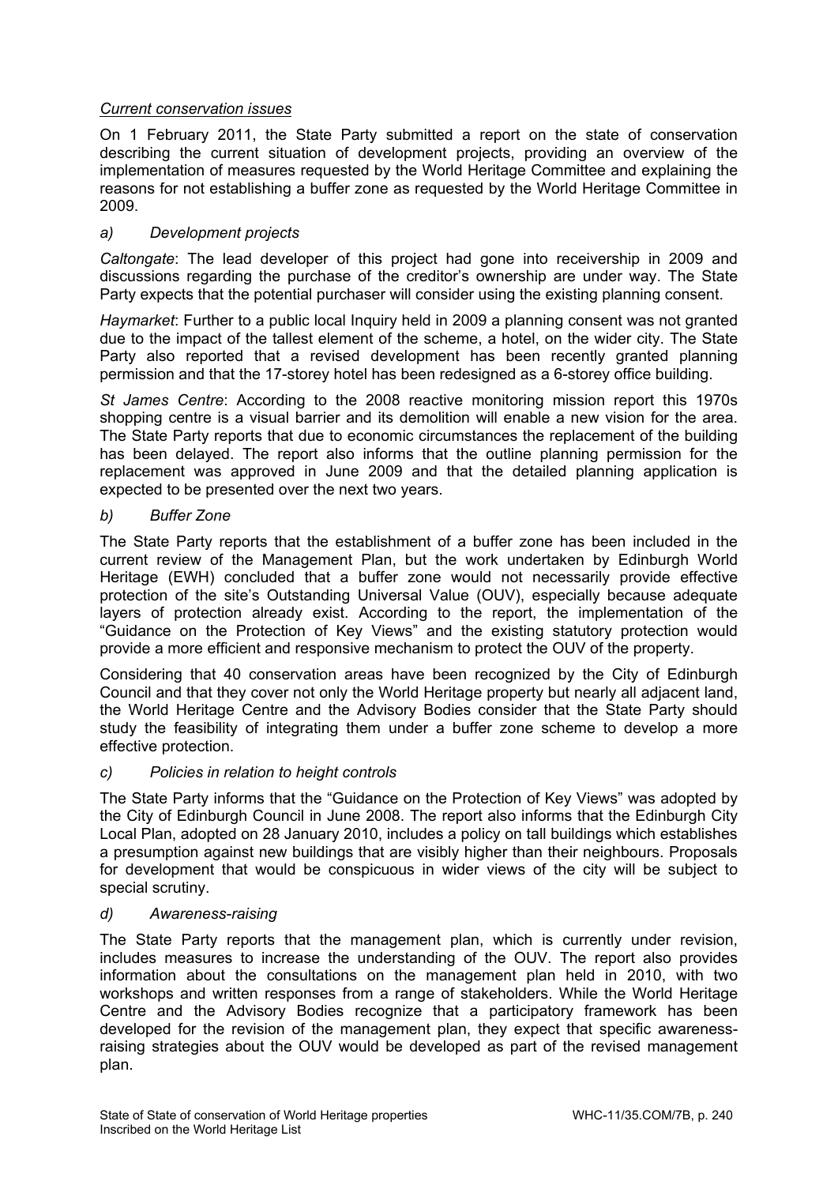*Current conservation issues*

On 1 February 2011, the State Party submitted a report on the state of conservation describing the current situation of development projects, providing an overview of the implementation of measures requested by the World Heritage Committee and explaining the reasons for not establishing a buffer zone as requested by the World Heritage Committee in 2009.

*a) Development projects*

*Caltongate*: The lead developer of this project had gone into receivership in 2009 and discussions regarding the purchase of the creditor's ownership are under way. The State Party expects that the potential purchaser will consider using the existing planning consent.

*Haymarket*: Further to a public local Inquiry held in 2009 a planning consent was not granted due to the impact of the tallest element of the scheme, a hotel, on the wider city. The State Party also reported that a revised development has been recently granted planning permission and that the 17-storey hotel has been redesigned as a 6-storey office building.

*St James Centre*: According to the 2008 reactive monitoring mission report this 1970s shopping centre is a visual barrier and its demolition will enable a new vision for the area. The State Party reports that due to economic circumstances the replacement of the building has been delayed. The report also informs that the outline planning permission for the replacement was approved in June 2009 and that the detailed planning application is expected to be presented over the next two years.

*b) Buffer Zone*

The State Party reports that the establishment of a buffer zone has been included in the current review of the Management Plan, but the work undertaken by Edinburgh World Heritage (EWH) concluded that a buffer zone would not necessarily provide effective protection of the site's Outstanding Universal Value (OUV), especially because adequate layers of protection already exist. According to the report, the implementation of the "Guidance on the Protection of Key Views" and the existing statutory protection would provide a more efficient and responsive mechanism to protect the OUV of the property.

Considering that 40 conservation areas have been recognized by the City of Edinburgh Council and that they cover not only the World Heritage property but nearly all adjacent land, the World Heritage Centre and the Advisory Bodies consider that the State Party should study the feasibility of integrating them under a buffer zone scheme to develop a more effective protection.

*c) Policies in relation to height controls*

The State Party informs that the "Guidance on the Protection of Key Views" was adopted by the City of Edinburgh Council in June 2008. The report also informs that the Edinburgh City Local Plan, adopted on 28 January 2010, includes a policy on tall buildings which establishes a presumption against new buildings that are visibly higher than their neighbours. Proposals for development that would be conspicuous in wider views of the city will be subject to special scrutiny.

*d) Awareness-raising*

The State Party reports that the management plan, which is currently under revision, includes measures to increase the understanding of the OUV. The report also provides information about the consultations on the management plan held in 2010, with two workshops and written responses from a range of stakeholders. While the World Heritage Centre and the Advisory Bodies recognize that a participatory framework has been developed for the revision of the management plan, they expect that specific awareness-raising strategies about the OUV would be developed as part of the revised management plan.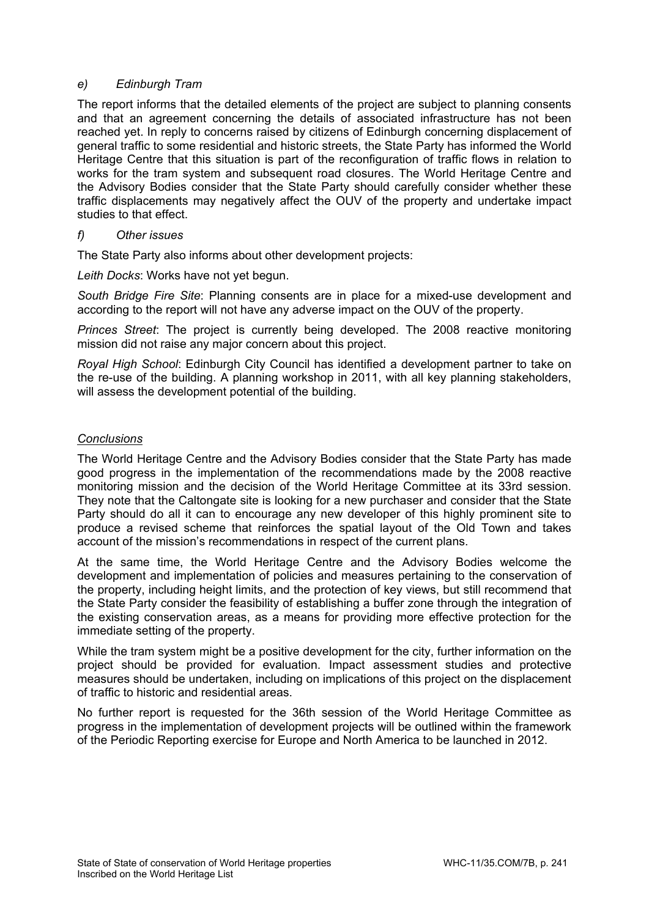*e) Edinburgh Tram*

The report informs that the detailed elements of the project are subject to planning consents and that an agreement concerning the details of associated infrastructure has not been reached yet. In reply to concerns raised by citizens of Edinburgh concerning displacement of general traffic to some residential and historic streets, the State Party has informed the World Heritage Centre that this situation is part of the reconfiguration of traffic flows in relation to works for the tram system and subsequent road closures. The World Heritage Centre and the Advisory Bodies consider that the State Party should carefully consider whether these traffic displacements may negatively affect the OUV of the property and undertake impact studies to that effect.

*f) Other issues*

The State Party also informs about other development projects:

*Leith Docks*: Works have not yet begun.

*South Bridge Fire Site*: Planning consents are in place for a mixed-use development and according to the report will not have any adverse impact on the OUV of the property.

*Princes Street*: The project is currently being developed. The 2008 reactive monitoring mission did not raise any major concern about this project.

*Royal High School*: Edinburgh City Council has identified a development partner to take on the re-use of the building. A planning workshop in 2011, with all key planning stakeholders, will assess the development potential of the building.

*Conclusions*

The World Heritage Centre and the Advisory Bodies consider that the State Party has made good progress in the implementation of the recommendations made by the 2008 reactive monitoring mission and the decision of the World Heritage Committee at its 33rd session. They note that the Caltongate site is looking for a new purchaser and consider that the State Party should do all it can to encourage any new developer of this highly prominent site to produce a revised scheme that reinforces the spatial layout of the Old Town and takes account of the mission's recommendations in respect of the current plans.

At the same time, the World Heritage Centre and the Advisory Bodies welcome the development and implementation of policies and measures pertaining to the conservation of the property, including height limits, and the protection of key views, but still recommend that the State Party consider the feasibility of establishing a buffer zone through the integration of the existing conservation areas, as a means for providing more effective protection for the immediate setting of the property.

While the tram system might be a positive development for the city, further information on the project should be provided for evaluation. Impact assessment studies and protective measures should be undertaken, including on implications of this project on the displacement of traffic to historic and residential areas.

No further report is requested for the 36th session of the World Heritage Committee as progress in the implementation of development projects will be outlined within the framework of the Periodic Reporting exercise for Europe and North America to be launched in 2012.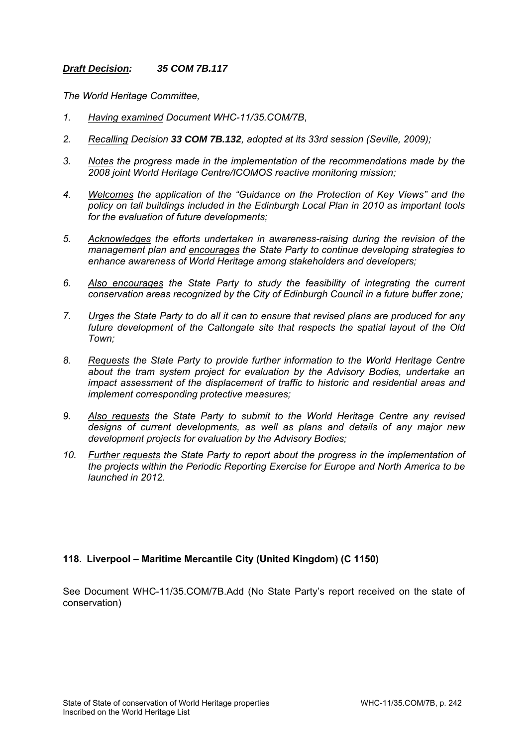***Draft Decision:*** ***35 COM 7B.117***

*The World Heritage Committee,*

1. *Having examined Document WHC-11/35.COM/7B,*

2. *Recalling Decision **33 COM 7B.132**, adopted at its 33rd session (Seville, 2009);*

3. *Notes the progress made in the implementation of the recommendations made by the 2008 joint World Heritage Centre/ICOMOS reactive monitoring mission;*

4. *Welcomes the application of the "Guidance on the Protection of Key Views" and the policy on tall buildings included in the Edinburgh Local Plan in 2010 as important tools for the evaluation of future developments;*

5. *Acknowledges the efforts undertaken in awareness-raising during the revision of the management plan and encourages the State Party to continue developing strategies to enhance awareness of World Heritage among stakeholders and developers;*

6. *Also encourages the State Party to study the feasibility of integrating the current conservation areas recognized by the City of Edinburgh Council in a future buffer zone;*

7. *Urges the State Party to do all it can to ensure that revised plans are produced for any future development of the Caltongate site that respects the spatial layout of the Old Town;*

8. *Requests the State Party to provide further information to the World Heritage Centre about the tram system project for evaluation by the Advisory Bodies, undertake an impact assessment of the displacement of traffic to historic and residential areas and implement corresponding protective measures;*

9. *Also requests the State Party to submit to the World Heritage Centre any revised designs of current developments, as well as plans and details of any major new development projects for evaluation by the Advisory Bodies;*

10. *Further requests the State Party to report about the progress in the implementation of the projects within the Periodic Reporting Exercise for Europe and North America to be launched in 2012.*

## 118. Liverpool – Maritime Mercantile City (United Kingdom) (C 1150)

See Document WHC-11/35.COM/7B.Add (No State Party's report received on the state of conservation)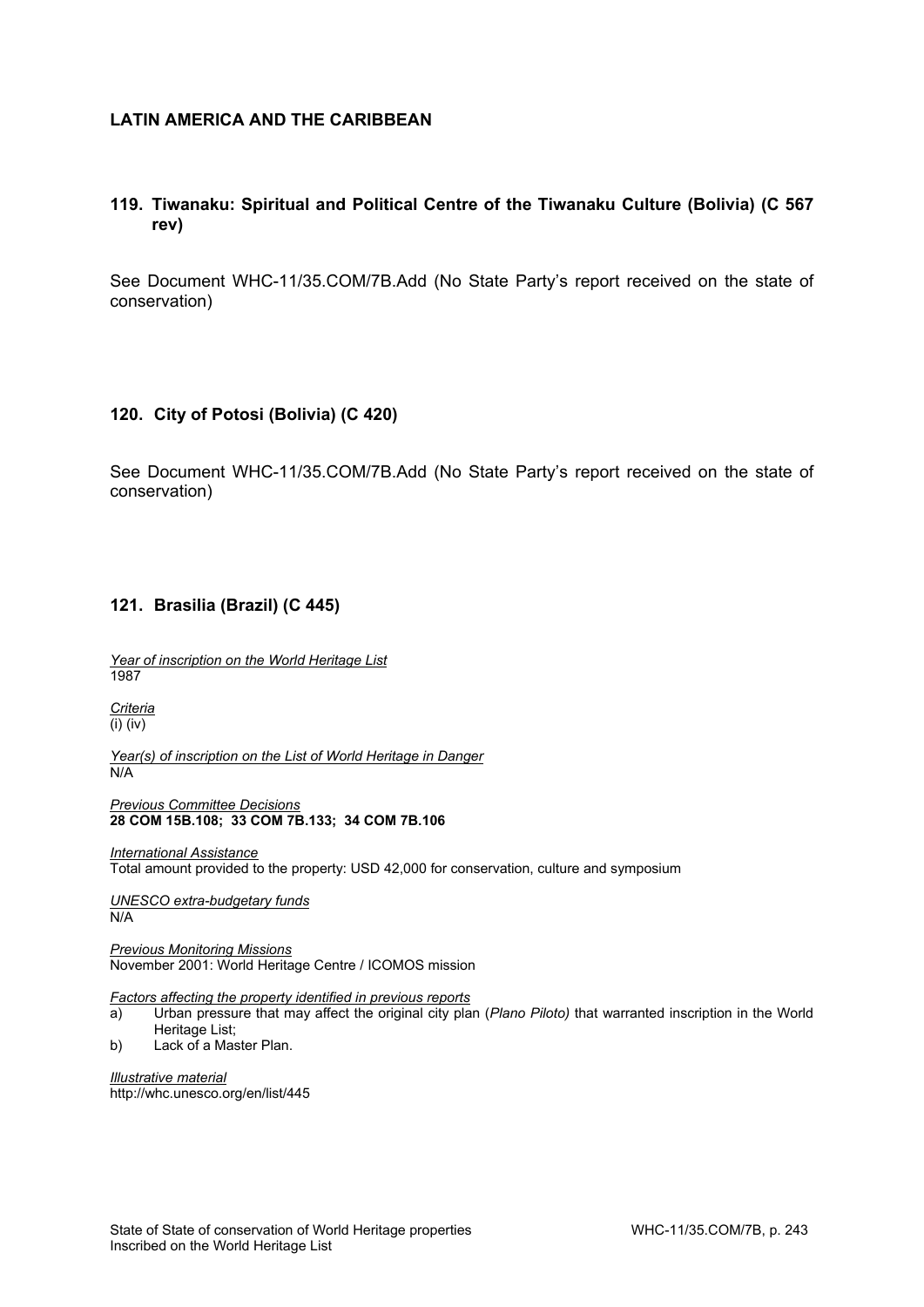## LATIN AMERICA AND THE CARIBBEAN

### 119. Tiwanaku: Spiritual and Political Centre of the Tiwanaku Culture (Bolivia) (C 567 rev)

See Document WHC-11/35.COM/7B.Add (No State Party's report received on the state of conservation)

### 120. City of Potosi (Bolivia) (C 420)

See Document WHC-11/35.COM/7B.Add (No State Party's report received on the state of conservation)

### 121. Brasilia (Brazil) (C 445)

*Year of inscription on the World Heritage List*
1987

*Criteria*
(i) (iv)

*Year(s) of inscription on the List of World Heritage in Danger*
N/A

*Previous Committee Decisions*
**28 COM 15B.108; 33 COM 7B.133; 34 COM 7B.106**

*International Assistance*
Total amount provided to the property: USD 42,000 for conservation, culture and symposium

*UNESCO extra-budgetary funds*
N/A

*Previous Monitoring Missions*
November 2001: World Heritage Centre / ICOMOS mission

*Factors affecting the property identified in previous reports*
a) Urban pressure that may affect the original city plan (*Plano Piloto*) that warranted inscription in the World Heritage List;
b) Lack of a Master Plan.

*Illustrative material*
http://whc.unesco.org/en/list/445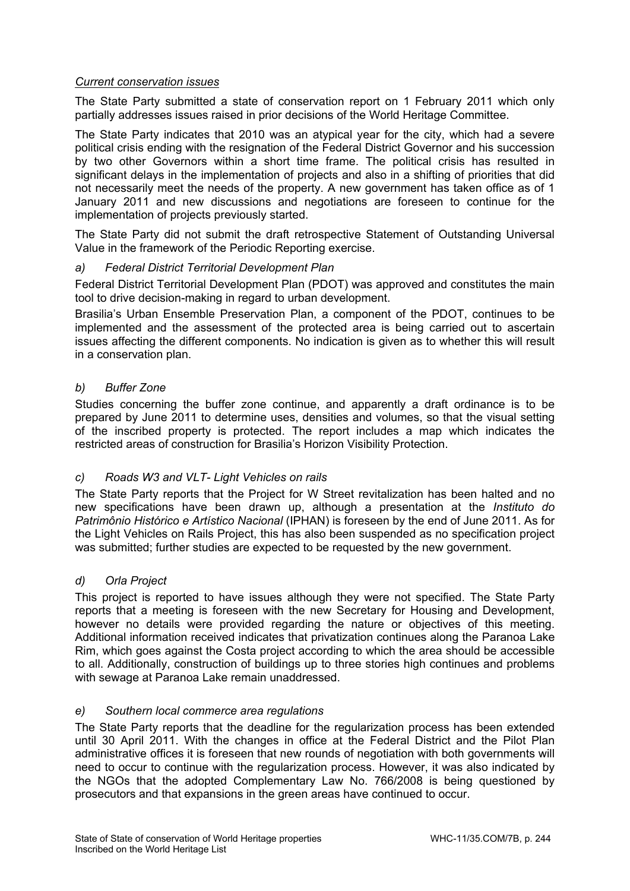*Current conservation issues*

The State Party submitted a state of conservation report on 1 February 2011 which only partially addresses issues raised in prior decisions of the World Heritage Committee.

The State Party indicates that 2010 was an atypical year for the city, which had a severe political crisis ending with the resignation of the Federal District Governor and his succession by two other Governors within a short time frame. The political crisis has resulted in significant delays in the implementation of projects and also in a shifting of priorities that did not necessarily meet the needs of the property. A new government has taken office as of 1 January 2011 and new discussions and negotiations are foreseen to continue for the implementation of projects previously started.

The State Party did not submit the draft retrospective Statement of Outstanding Universal Value in the framework of the Periodic Reporting exercise.

*a) Federal District Territorial Development Plan*

Federal District Territorial Development Plan (PDOT) was approved and constitutes the main tool to drive decision-making in regard to urban development.

Brasilia's Urban Ensemble Preservation Plan, a component of the PDOT, continues to be implemented and the assessment of the protected area is being carried out to ascertain issues affecting the different components. No indication is given as to whether this will result in a conservation plan.

*b) Buffer Zone*

Studies concerning the buffer zone continue, and apparently a draft ordinance is to be prepared by June 2011 to determine uses, densities and volumes, so that the visual setting of the inscribed property is protected. The report includes a map which indicates the restricted areas of construction for Brasilia's Horizon Visibility Protection.

*c) Roads W3 and VLT- Light Vehicles on rails*

The State Party reports that the Project for W Street revitalization has been halted and no new specifications have been drawn up, although a presentation at the *Instituto do Patrimônio Histórico e Artístico Nacional* (IPHAN) is foreseen by the end of June 2011. As for the Light Vehicles on Rails Project, this has also been suspended as no specification project was submitted; further studies are expected to be requested by the new government.

*d) Orla Project*

This project is reported to have issues although they were not specified. The State Party reports that a meeting is foreseen with the new Secretary for Housing and Development, however no details were provided regarding the nature or objectives of this meeting. Additional information received indicates that privatization continues along the Paranoa Lake Rim, which goes against the Costa project according to which the area should be accessible to all. Additionally, construction of buildings up to three stories high continues and problems with sewage at Paranoa Lake remain unaddressed.

*e) Southern local commerce area regulations*

The State Party reports that the deadline for the regularization process has been extended until 30 April 2011. With the changes in office at the Federal District and the Pilot Plan administrative offices it is foreseen that new rounds of negotiation with both governments will need to occur to continue with the regularization process. However, it was also indicated by the NGOs that the adopted Complementary Law No. 766/2008 is being questioned by prosecutors and that expansions in the green areas have continued to occur.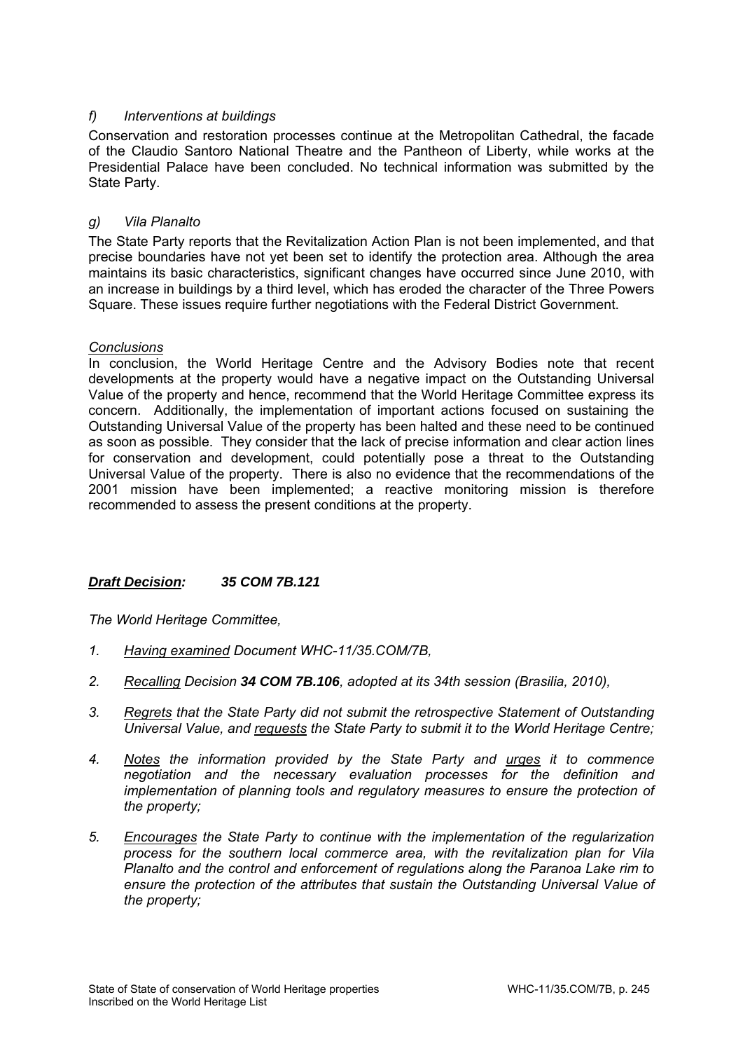*f) Interventions at buildings*

Conservation and restoration processes continue at the Metropolitan Cathedral, the facade of the Claudio Santoro National Theatre and the Pantheon of Liberty, while works at the Presidential Palace have been concluded. No technical information was submitted by the State Party.

*g) Vila Planalto*

The State Party reports that the Revitalization Action Plan is not been implemented, and that precise boundaries have not yet been set to identify the protection area. Although the area maintains its basic characteristics, significant changes have occurred since June 2010, with an increase in buildings by a third level, which has eroded the character of the Three Powers Square. These issues require further negotiations with the Federal District Government.

*Conclusions*

In conclusion, the World Heritage Centre and the Advisory Bodies note that recent developments at the property would have a negative impact on the Outstanding Universal Value of the property and hence, recommend that the World Heritage Committee express its concern. Additionally, the implementation of important actions focused on sustaining the Outstanding Universal Value of the property has been halted and these need to be continued as soon as possible. They consider that the lack of precise information and clear action lines for conservation and development, could potentially pose a threat to the Outstanding Universal Value of the property. There is also no evidence that the recommendations of the 2001 mission have been implemented; a reactive monitoring mission is therefore recommended to assess the present conditions at the property.

***Draft Decision: 35 COM 7B.121***

*The World Heritage Committee,*

1. *Having examined Document WHC-11/35.COM/7B,*
2. *Recalling Decision **34 COM 7B.106**, adopted at its 34th session (Brasilia, 2010),*
3. *Regrets that the State Party did not submit the retrospective Statement of Outstanding Universal Value, and requests the State Party to submit it to the World Heritage Centre;*
4. *Notes the information provided by the State Party and urges it to commence negotiation and the necessary evaluation processes for the definition and implementation of planning tools and regulatory measures to ensure the protection of the property;*
5. *Encourages the State Party to continue with the implementation of the regularization process for the southern local commerce area, with the revitalization plan for Vila Planalto and the control and enforcement of regulations along the Paranoa Lake rim to ensure the protection of the attributes that sustain the Outstanding Universal Value of the property;*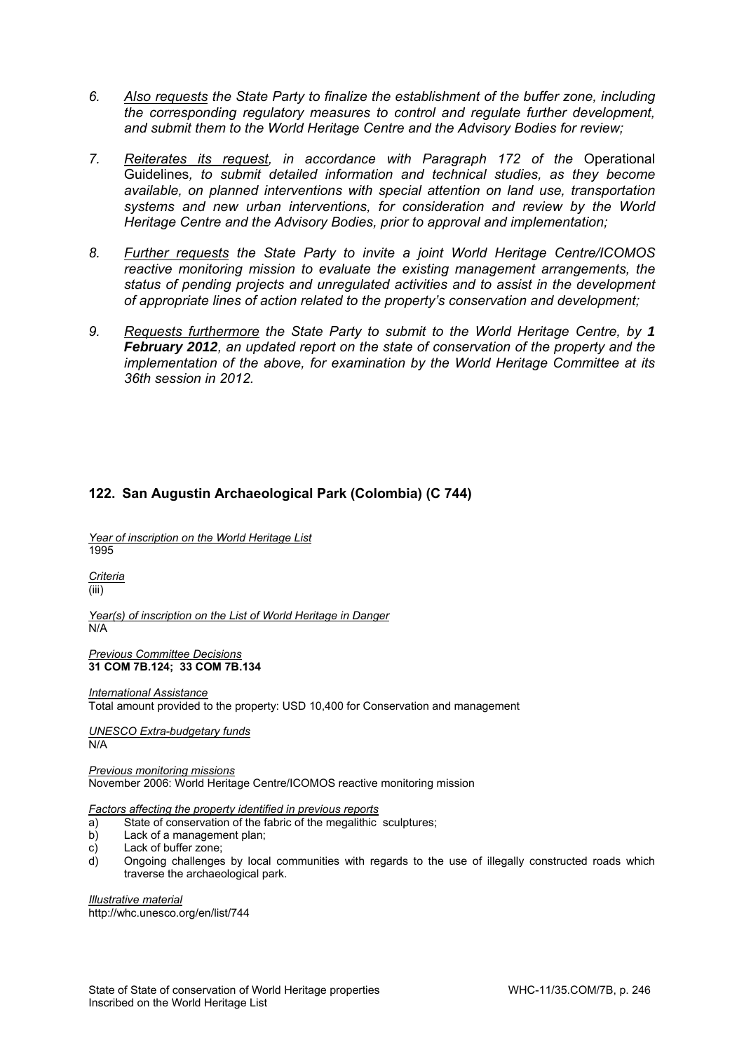6. *<u>Also requests</u> the State Party to finalize the establishment of the buffer zone, including the corresponding regulatory measures to control and regulate further development, and submit them to the World Heritage Centre and the Advisory Bodies for review;*

7. *<u>Reiterates its request</u>, in accordance with Paragraph 172 of the* Operational Guidelines*, to submit detailed information and technical studies, as they become available, on planned interventions with special attention on land use, transportation systems and new urban interventions, for consideration and review by the World Heritage Centre and the Advisory Bodies, prior to approval and implementation;*

8. *<u>Further requests</u> the State Party to invite a joint World Heritage Centre/ICOMOS reactive monitoring mission to evaluate the existing management arrangements, the status of pending projects and unregulated activities and to assist in the development of appropriate lines of action related to the property's conservation and development;*

9. *<u>Requests furthermore</u> the State Party to submit to the World Heritage Centre, by **1 February 2012**, an updated report on the state of conservation of the property and the implementation of the above, for examination by the World Heritage Committee at its 36th session in 2012.*

## 122. San Augustin Archaeological Park (Colombia) (C 744)

*<u>Year of inscription on the World Heritage List</u>*
1995

*<u>Criteria</u>*
(iii)

*<u>Year(s) of inscription on the List of World Heritage in Danger</u>*
N/A

*<u>Previous Committee Decisions</u>*
**31 COM 7B.124; 33 COM 7B.134**

*<u>International Assistance</u>*
Total amount provided to the property: USD 10,400 for Conservation and management

*<u>UNESCO Extra-budgetary funds</u>*
N/A

*<u>Previous monitoring missions</u>*
November 2006: World Heritage Centre/ICOMOS reactive monitoring mission

*<u>Factors affecting the property identified in previous reports</u>*
a) State of conservation of the fabric of the megalithic sculptures;
b) Lack of a management plan;
c) Lack of buffer zone;
d) Ongoing challenges by local communities with regards to the use of illegally constructed roads which traverse the archaeological park.

*<u>Illustrative material</u>*
http://whc.unesco.org/en/list/744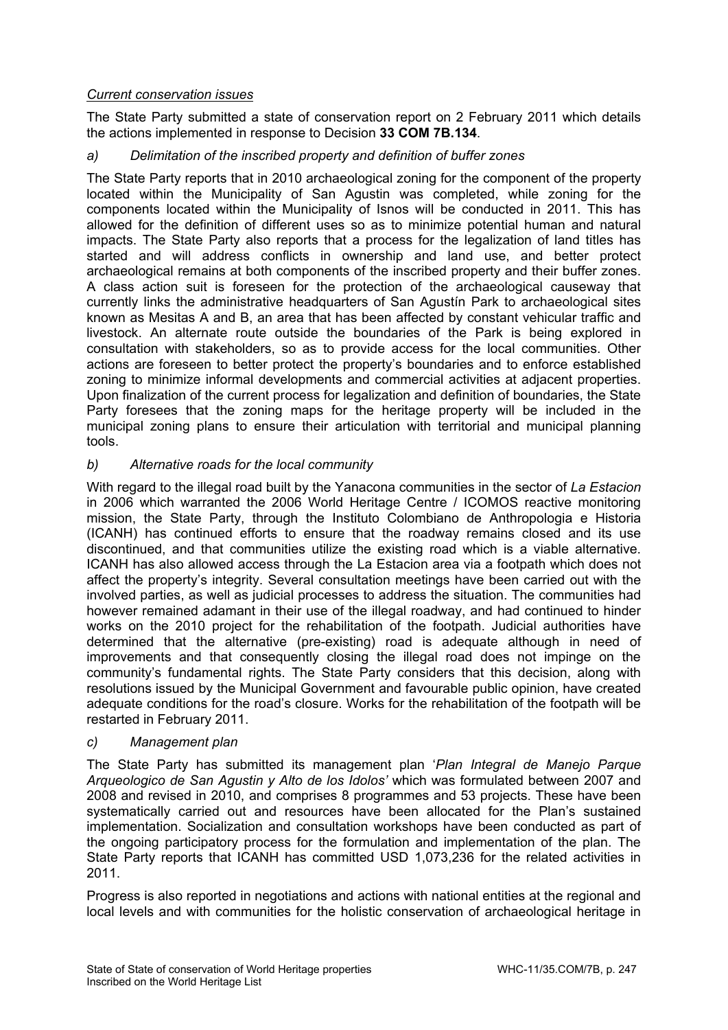*Current conservation issues*

The State Party submitted a state of conservation report on 2 February 2011 which details the actions implemented in response to Decision **33 COM 7B.134**.

*a) Delimitation of the inscribed property and definition of buffer zones*

The State Party reports that in 2010 archaeological zoning for the component of the property located within the Municipality of San Agustin was completed, while zoning for the components located within the Municipality of Isnos will be conducted in 2011. This has allowed for the definition of different uses so as to minimize potential human and natural impacts. The State Party also reports that a process for the legalization of land titles has started and will address conflicts in ownership and land use, and better protect archaeological remains at both components of the inscribed property and their buffer zones. A class action suit is foreseen for the protection of the archaeological causeway that currently links the administrative headquarters of San Agustín Park to archaeological sites known as Mesitas A and B, an area that has been affected by constant vehicular traffic and livestock. An alternate route outside the boundaries of the Park is being explored in consultation with stakeholders, so as to provide access for the local communities. Other actions are foreseen to better protect the property's boundaries and to enforce established zoning to minimize informal developments and commercial activities at adjacent properties. Upon finalization of the current process for legalization and definition of boundaries, the State Party foresees that the zoning maps for the heritage property will be included in the municipal zoning plans to ensure their articulation with territorial and municipal planning tools.

*b) Alternative roads for the local community*

With regard to the illegal road built by the Yanacona communities in the sector of *La Estacion* in 2006 which warranted the 2006 World Heritage Centre / ICOMOS reactive monitoring mission, the State Party, through the Instituto Colombiano de Anthropologia e Historia (ICANH) has continued efforts to ensure that the roadway remains closed and its use discontinued, and that communities utilize the existing road which is a viable alternative. ICANH has also allowed access through the La Estacion area via a footpath which does not affect the property's integrity. Several consultation meetings have been carried out with the involved parties, as well as judicial processes to address the situation. The communities had however remained adamant in their use of the illegal roadway, and had continued to hinder works on the 2010 project for the rehabilitation of the footpath. Judicial authorities have determined that the alternative (pre-existing) road is adequate although in need of improvements and that consequently closing the illegal road does not impinge on the community's fundamental rights. The State Party considers that this decision, along with resolutions issued by the Municipal Government and favourable public opinion, have created adequate conditions for the road's closure. Works for the rehabilitation of the footpath will be restarted in February 2011.

*c) Management plan*

The State Party has submitted its management plan '*Plan Integral de Manejo Parque Arqueologico de San Agustin y Alto de los Idolos'* which was formulated between 2007 and 2008 and revised in 2010, and comprises 8 programmes and 53 projects. These have been systematically carried out and resources have been allocated for the Plan's sustained implementation. Socialization and consultation workshops have been conducted as part of the ongoing participatory process for the formulation and implementation of the plan. The State Party reports that ICANH has committed USD 1,073,236 for the related activities in 2011.

Progress is also reported in negotiations and actions with national entities at the regional and local levels and with communities for the holistic conservation of archaeological heritage in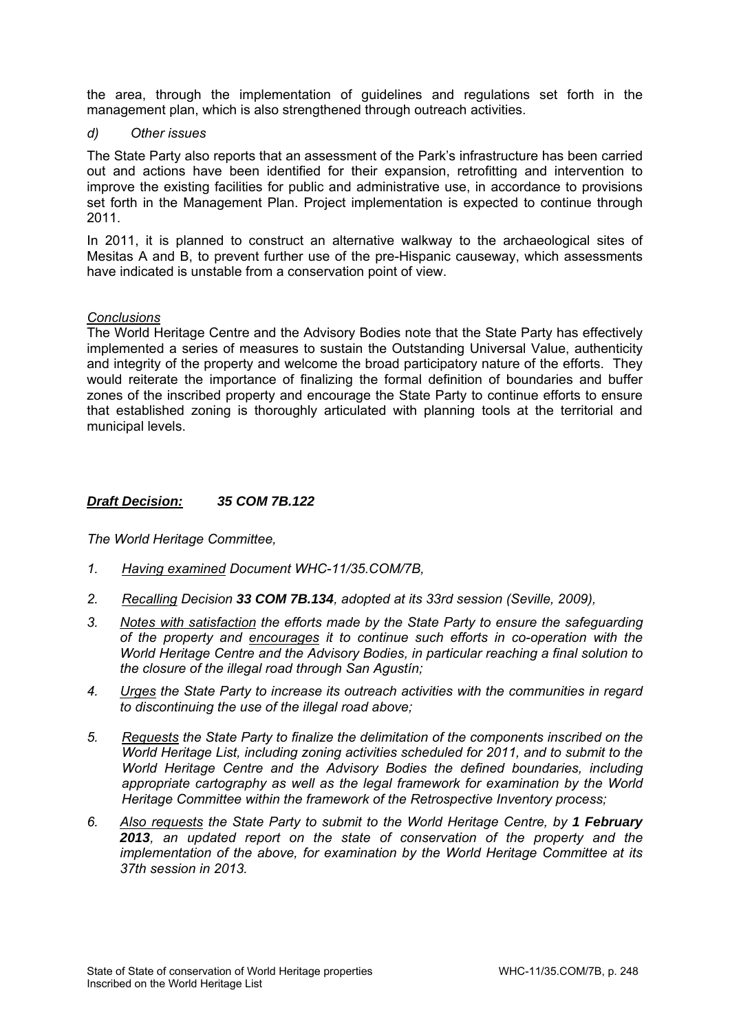the area, through the implementation of guidelines and regulations set forth in the management plan, which is also strengthened through outreach activities.

*d) Other issues*

The State Party also reports that an assessment of the Park's infrastructure has been carried out and actions have been identified for their expansion, retrofitting and intervention to improve the existing facilities for public and administrative use, in accordance to provisions set forth in the Management Plan. Project implementation is expected to continue through 2011.

In 2011, it is planned to construct an alternative walkway to the archaeological sites of Mesitas A and B, to prevent further use of the pre-Hispanic causeway, which assessments have indicated is unstable from a conservation point of view.

*Conclusions*

The World Heritage Centre and the Advisory Bodies note that the State Party has effectively implemented a series of measures to sustain the Outstanding Universal Value, authenticity and integrity of the property and welcome the broad participatory nature of the efforts. They would reiterate the importance of finalizing the formal definition of boundaries and buffer zones of the inscribed property and encourage the State Party to continue efforts to ensure that established zoning is thoroughly articulated with planning tools at the territorial and municipal levels.

***Draft Decision:*** ***35 COM 7B.122***

*The World Heritage Committee,*

1. *Having examined Document WHC-11/35.COM/7B,*
2. *Recalling Decision **33 COM 7B.134**, adopted at its 33rd session (Seville, 2009),*
3. *Notes with satisfaction the efforts made by the State Party to ensure the safeguarding of the property and encourages it to continue such efforts in co-operation with the World Heritage Centre and the Advisory Bodies, in particular reaching a final solution to the closure of the illegal road through San Agustín;*
4. *Urges the State Party to increase its outreach activities with the communities in regard to discontinuing the use of the illegal road above;*
5. *Requests the State Party to finalize the delimitation of the components inscribed on the World Heritage List, including zoning activities scheduled for 2011, and to submit to the World Heritage Centre and the Advisory Bodies the defined boundaries, including appropriate cartography as well as the legal framework for examination by the World Heritage Committee within the framework of the Retrospective Inventory process;*
6. *Also requests the State Party to submit to the World Heritage Centre, by **1 February 2013**, an updated report on the state of conservation of the property and the implementation of the above, for examination by the World Heritage Committee at its 37th session in 2013.*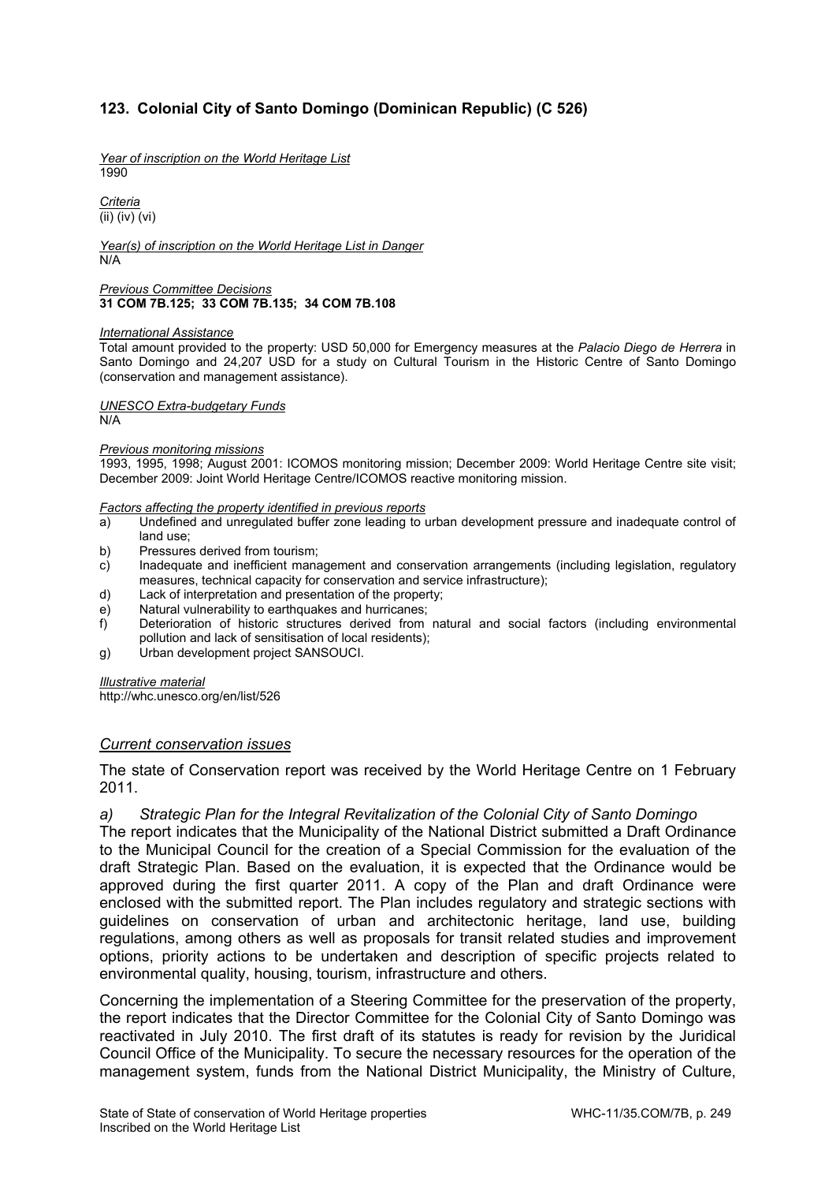## 123. Colonial City of Santo Domingo (Dominican Republic) (C 526)

*Year of inscription on the World Heritage List*
1990

*Criteria*
(ii) (iv) (vi)

*Year(s) of inscription on the World Heritage List in Danger*
N/A

*Previous Committee Decisions*
**31 COM 7B.125; 33 COM 7B.135; 34 COM 7B.108**

*International Assistance*
Total amount provided to the property: USD 50,000 for Emergency measures at the *Palacio Diego de Herrera* in Santo Domingo and 24,207 USD for a study on Cultural Tourism in the Historic Centre of Santo Domingo (conservation and management assistance).

*UNESCO Extra-budgetary Funds*
N/A

*Previous monitoring missions*
1993, 1995, 1998; August 2001: ICOMOS monitoring mission; December 2009: World Heritage Centre site visit; December 2009: Joint World Heritage Centre/ICOMOS reactive monitoring mission.

*Factors affecting the property identified in previous reports*

a) Undefined and unregulated buffer zone leading to urban development pressure and inadequate control of land use;
b) Pressures derived from tourism;
c) Inadequate and inefficient management and conservation arrangements (including legislation, regulatory measures, technical capacity for conservation and service infrastructure);
d) Lack of interpretation and presentation of the property;
e) Natural vulnerability to earthquakes and hurricanes;
f) Deterioration of historic structures derived from natural and social factors (including environmental pollution and lack of sensitisation of local residents);
g) Urban development project SANSOUCI.

*Illustrative material*
http://whc.unesco.org/en/list/526

### *Current conservation issues*

The state of Conservation report was received by the World Heritage Centre on 1 February 2011.

*a) Strategic Plan for the Integral Revitalization of the Colonial City of Santo Domingo*

The report indicates that the Municipality of the National District submitted a Draft Ordinance to the Municipal Council for the creation of a Special Commission for the evaluation of the draft Strategic Plan. Based on the evaluation, it is expected that the Ordinance would be approved during the first quarter 2011. A copy of the Plan and draft Ordinance were enclosed with the submitted report. The Plan includes regulatory and strategic sections with guidelines on conservation of urban and architectonic heritage, land use, building regulations, among others as well as proposals for transit related studies and improvement options, priority actions to be undertaken and description of specific projects related to environmental quality, housing, tourism, infrastructure and others.

Concerning the implementation of a Steering Committee for the preservation of the property, the report indicates that the Director Committee for the Colonial City of Santo Domingo was reactivated in July 2010. The first draft of its statutes is ready for revision by the Juridical Council Office of the Municipality. To secure the necessary resources for the operation of the management system, funds from the National District Municipality, the Ministry of Culture,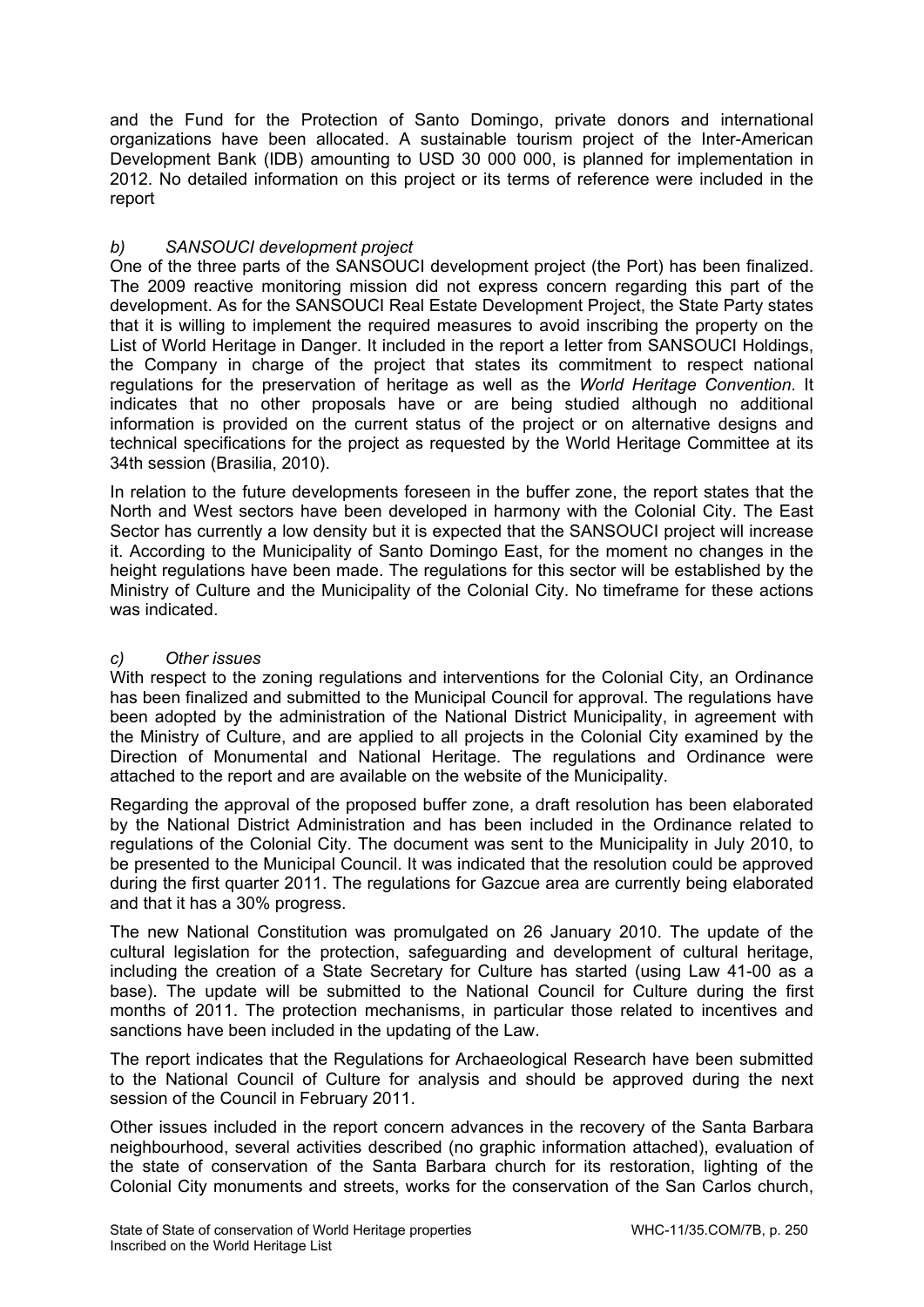and the Fund for the Protection of Santo Domingo, private donors and international organizations have been allocated. A sustainable tourism project of the Inter-American Development Bank (IDB) amounting to USD 30 000 000, is planned for implementation in 2012. No detailed information on this project or its terms of reference were included in the report

*b) SANSOUCI development project*

One of the three parts of the SANSOUCI development project (the Port) has been finalized. The 2009 reactive monitoring mission did not express concern regarding this part of the development. As for the SANSOUCI Real Estate Development Project, the State Party states that it is willing to implement the required measures to avoid inscribing the property on the List of World Heritage in Danger. It included in the report a letter from SANSOUCI Holdings, the Company in charge of the project that states its commitment to respect national regulations for the preservation of heritage as well as the *World Heritage Convention*. It indicates that no other proposals have or are being studied although no additional information is provided on the current status of the project or on alternative designs and technical specifications for the project as requested by the World Heritage Committee at its 34th session (Brasilia, 2010).

In relation to the future developments foreseen in the buffer zone, the report states that the North and West sectors have been developed in harmony with the Colonial City. The East Sector has currently a low density but it is expected that the SANSOUCI project will increase it. According to the Municipality of Santo Domingo East, for the moment no changes in the height regulations have been made. The regulations for this sector will be established by the Ministry of Culture and the Municipality of the Colonial City. No timeframe for these actions was indicated.

*c) Other issues*

With respect to the zoning regulations and interventions for the Colonial City, an Ordinance has been finalized and submitted to the Municipal Council for approval. The regulations have been adopted by the administration of the National District Municipality, in agreement with the Ministry of Culture, and are applied to all projects in the Colonial City examined by the Direction of Monumental and National Heritage. The regulations and Ordinance were attached to the report and are available on the website of the Municipality.

Regarding the approval of the proposed buffer zone, a draft resolution has been elaborated by the National District Administration and has been included in the Ordinance related to regulations of the Colonial City. The document was sent to the Municipality in July 2010, to be presented to the Municipal Council. It was indicated that the resolution could be approved during the first quarter 2011. The regulations for Gazcue area are currently being elaborated and that it has a 30% progress.

The new National Constitution was promulgated on 26 January 2010. The update of the cultural legislation for the protection, safeguarding and development of cultural heritage, including the creation of a State Secretary for Culture has started (using Law 41-00 as a base). The update will be submitted to the National Council for Culture during the first months of 2011. The protection mechanisms, in particular those related to incentives and sanctions have been included in the updating of the Law.

The report indicates that the Regulations for Archaeological Research have been submitted to the National Council of Culture for analysis and should be approved during the next session of the Council in February 2011.

Other issues included in the report concern advances in the recovery of the Santa Barbara neighbourhood, several activities described (no graphic information attached), evaluation of the state of conservation of the Santa Barbara church for its restoration, lighting of the Colonial City monuments and streets, works for the conservation of the San Carlos church,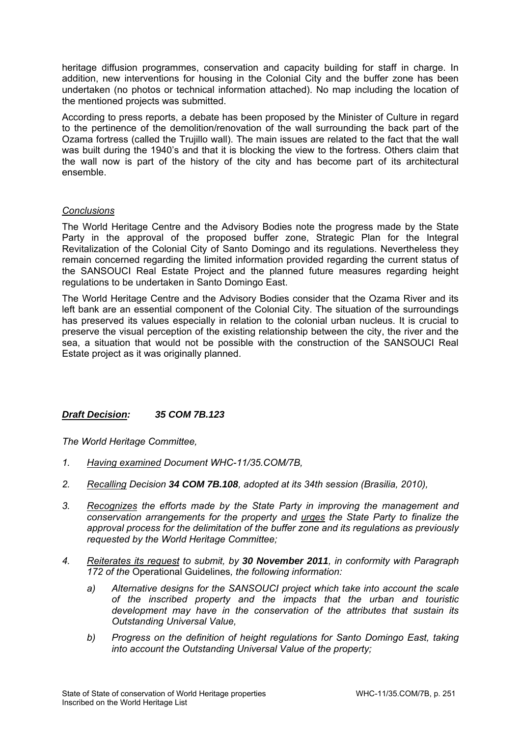heritage diffusion programmes, conservation and capacity building for staff in charge. In addition, new interventions for housing in the Colonial City and the buffer zone has been undertaken (no photos or technical information attached). No map including the location of the mentioned projects was submitted.

According to press reports, a debate has been proposed by the Minister of Culture in regard to the pertinence of the demolition/renovation of the wall surrounding the back part of the Ozama fortress (called the Trujillo wall). The main issues are related to the fact that the wall was built during the 1940's and that it is blocking the view to the fortress. Others claim that the wall now is part of the history of the city and has become part of its architectural ensemble.

*Conclusions*

The World Heritage Centre and the Advisory Bodies note the progress made by the State Party in the approval of the proposed buffer zone, Strategic Plan for the Integral Revitalization of the Colonial City of Santo Domingo and its regulations. Nevertheless they remain concerned regarding the limited information provided regarding the current status of the SANSOUCI Real Estate Project and the planned future measures regarding height regulations to be undertaken in Santo Domingo East.

The World Heritage Centre and the Advisory Bodies consider that the Ozama River and its left bank are an essential component of the Colonial City. The situation of the surroundings has preserved its values especially in relation to the colonial urban nucleus. It is crucial to preserve the visual perception of the existing relationship between the city, the river and the sea, a situation that would not be possible with the construction of the SANSOUCI Real Estate project as it was originally planned.

***Draft Decision:* 35 COM 7B.123**

*The World Heritage Committee,*

1. *Having examined Document WHC-11/35.COM/7B,*
2. *Recalling Decision **34 COM 7B.108**, adopted at its 34th session (Brasilia, 2010),*
3. *Recognizes the efforts made by the State Party in improving the management and conservation arrangements for the property and urges the State Party to finalize the approval process for the delimitation of the buffer zone and its regulations as previously requested by the World Heritage Committee;*
4. *Reiterates its request to submit, by **30 November 2011**, in conformity with Paragraph 172 of the* Operational Guidelines*, the following information:*
   a) *Alternative designs for the SANSOUCI project which take into account the scale of the inscribed property and the impacts that the urban and touristic development may have in the conservation of the attributes that sustain its Outstanding Universal Value,*
   b) *Progress on the definition of height regulations for Santo Domingo East, taking into account the Outstanding Universal Value of the property;*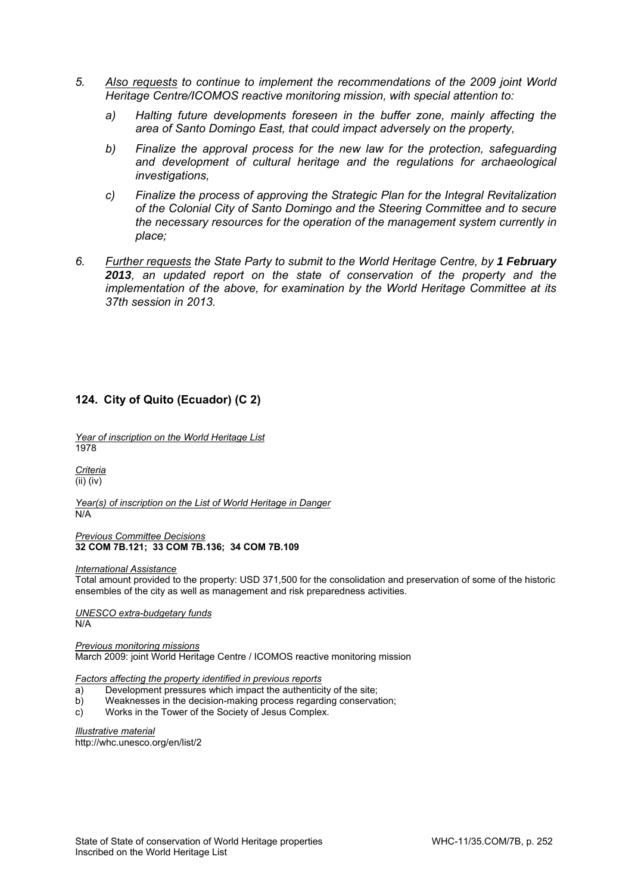5. *<u>Also requests</u> to continue to implement the recommendations of the 2009 joint World Heritage Centre/ICOMOS reactive monitoring mission, with special attention to:*

   a) *Halting future developments foreseen in the buffer zone, mainly affecting the area of Santo Domingo East, that could impact adversely on the property,*

   b) *Finalize the approval process for the new law for the protection, safeguarding and development of cultural heritage and the regulations for archaeological investigations,*

   c) *Finalize the process of approving the Strategic Plan for the Integral Revitalization of the Colonial City of Santo Domingo and the Steering Committee and to secure the necessary resources for the operation of the management system currently in place;*

6. *<u>Further requests</u> the State Party to submit to the World Heritage Centre, by **1 February 2013**, an updated report on the state of conservation of the property and the implementation of the above, for examination by the World Heritage Committee at its 37th session in 2013.*

## 124. City of Quito (Ecuador) (C 2)

*Year of inscription on the World Heritage List*
1978

*Criteria*
(ii) (iv)

*Year(s) of inscription on the List of World Heritage in Danger*
N/A

*Previous Committee Decisions*
**32 COM 7B.121; 33 COM 7B.136; 34 COM 7B.109**

*International Assistance*
Total amount provided to the property: USD 371,500 for the consolidation and preservation of some of the historic ensembles of the city as well as management and risk preparedness activities.

*UNESCO extra-budgetary funds*
N/A

*Previous monitoring missions*
March 2009: joint World Heritage Centre / ICOMOS reactive monitoring mission

*Factors affecting the property identified in previous reports*

a) Development pressures which impact the authenticity of the site;
b) Weaknesses in the decision-making process regarding conservation;
c) Works in the Tower of the Society of Jesus Complex.

*Illustrative material*
http://whc.unesco.org/en/list/2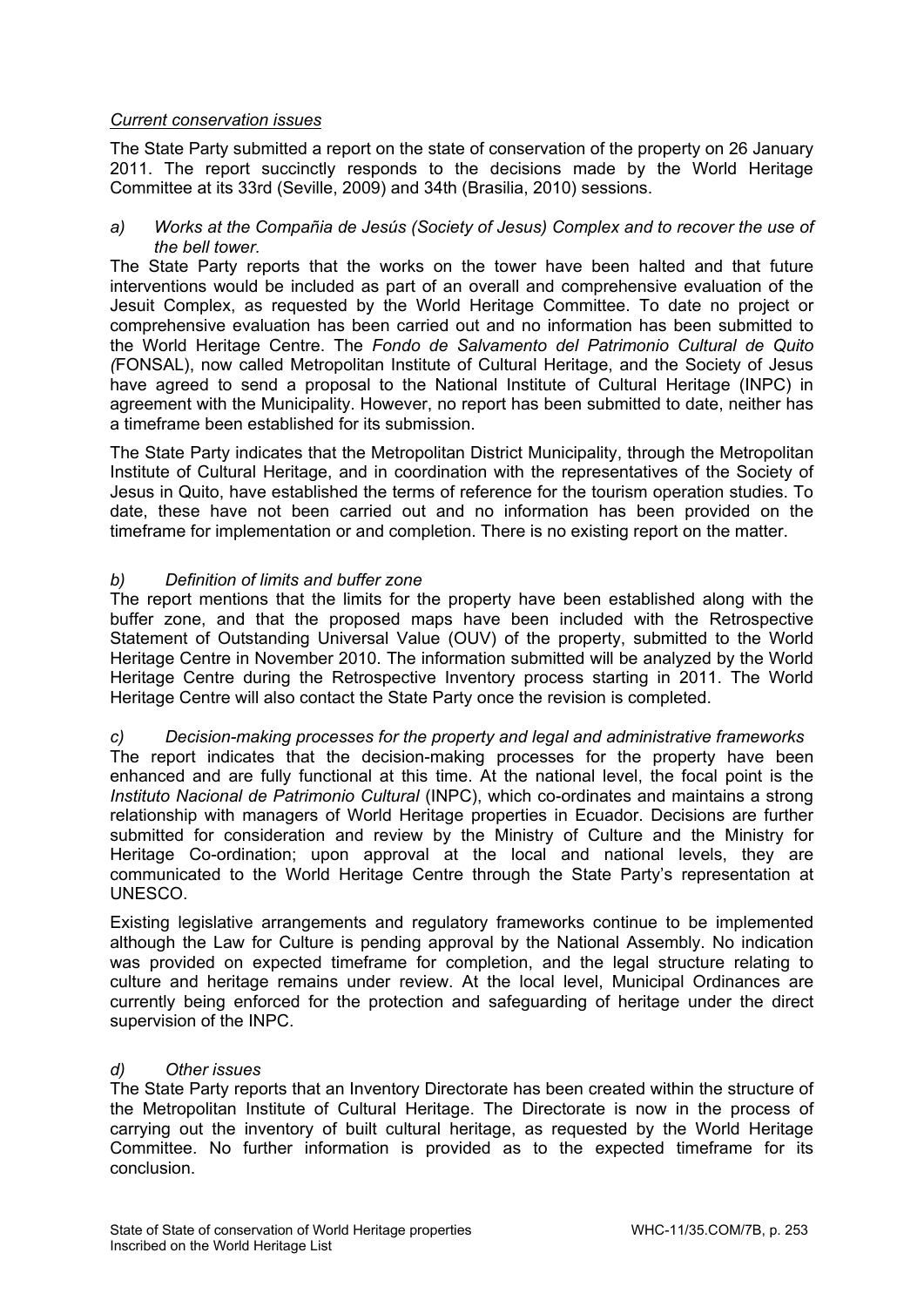*Current conservation issues*

The State Party submitted a report on the state of conservation of the property on 26 January 2011. The report succinctly responds to the decisions made by the World Heritage Committee at its 33rd (Seville, 2009) and 34th (Brasilia, 2010) sessions.

*a) Works at the Compañia de Jesús (Society of Jesus) Complex and to recover the use of the bell tower.*

The State Party reports that the works on the tower have been halted and that future interventions would be included as part of an overall and comprehensive evaluation of the Jesuit Complex, as requested by the World Heritage Committee. To date no project or comprehensive evaluation has been carried out and no information has been submitted to the World Heritage Centre. The *Fondo de Salvamento del Patrimonio Cultural de Quito (*FONSAL), now called Metropolitan Institute of Cultural Heritage, and the Society of Jesus have agreed to send a proposal to the National Institute of Cultural Heritage (INPC) in agreement with the Municipality. However, no report has been submitted to date, neither has a timeframe been established for its submission.

The State Party indicates that the Metropolitan District Municipality, through the Metropolitan Institute of Cultural Heritage, and in coordination with the representatives of the Society of Jesus in Quito, have established the terms of reference for the tourism operation studies. To date, these have not been carried out and no information has been provided on the timeframe for implementation or and completion. There is no existing report on the matter.

*b) Definition of limits and buffer zone*

The report mentions that the limits for the property have been established along with the buffer zone, and that the proposed maps have been included with the Retrospective Statement of Outstanding Universal Value (OUV) of the property, submitted to the World Heritage Centre in November 2010. The information submitted will be analyzed by the World Heritage Centre during the Retrospective Inventory process starting in 2011. The World Heritage Centre will also contact the State Party once the revision is completed.

*c) Decision-making processes for the property and legal and administrative frameworks*

The report indicates that the decision-making processes for the property have been enhanced and are fully functional at this time. At the national level, the focal point is the *Instituto Nacional de Patrimonio Cultural* (INPC), which co-ordinates and maintains a strong relationship with managers of World Heritage properties in Ecuador. Decisions are further submitted for consideration and review by the Ministry of Culture and the Ministry for Heritage Co-ordination; upon approval at the local and national levels, they are communicated to the World Heritage Centre through the State Party's representation at UNESCO.

Existing legislative arrangements and regulatory frameworks continue to be implemented although the Law for Culture is pending approval by the National Assembly. No indication was provided on expected timeframe for completion, and the legal structure relating to culture and heritage remains under review. At the local level, Municipal Ordinances are currently being enforced for the protection and safeguarding of heritage under the direct supervision of the INPC.

*d) Other issues*

The State Party reports that an Inventory Directorate has been created within the structure of the Metropolitan Institute of Cultural Heritage. The Directorate is now in the process of carrying out the inventory of built cultural heritage, as requested by the World Heritage Committee. No further information is provided as to the expected timeframe for its conclusion.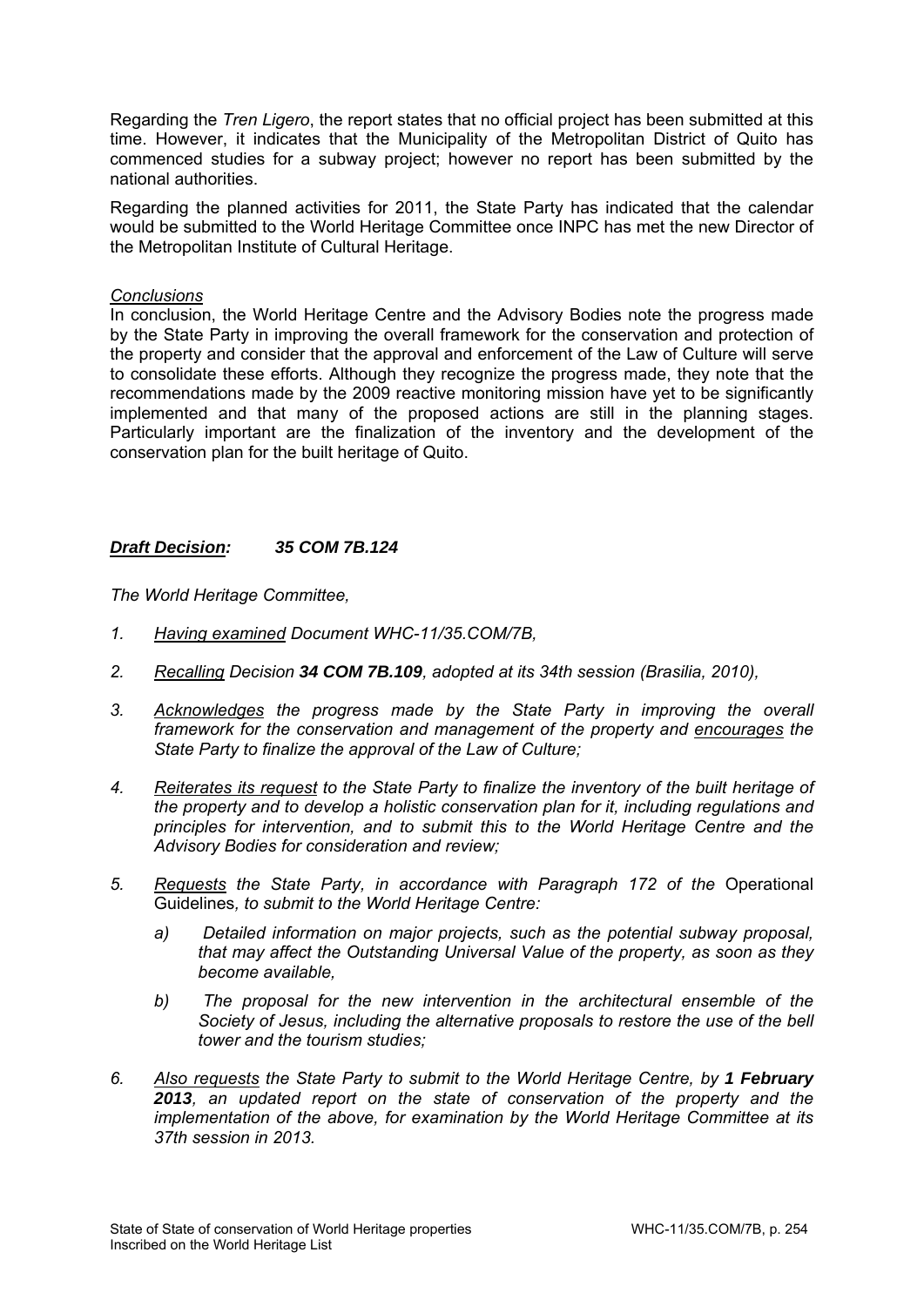Regarding the *Tren Ligero*, the report states that no official project has been submitted at this time. However, it indicates that the Municipality of the Metropolitan District of Quito has commenced studies for a subway project; however no report has been submitted by the national authorities.

Regarding the planned activities for 2011, the State Party has indicated that the calendar would be submitted to the World Heritage Committee once INPC has met the new Director of the Metropolitan Institute of Cultural Heritage.

*Conclusions*

In conclusion, the World Heritage Centre and the Advisory Bodies note the progress made by the State Party in improving the overall framework for the conservation and protection of the property and consider that the approval and enforcement of the Law of Culture will serve to consolidate these efforts. Although they recognize the progress made, they note that the recommendations made by the 2009 reactive monitoring mission have yet to be significantly implemented and that many of the proposed actions are still in the planning stages. Particularly important are the finalization of the inventory and the development of the conservation plan for the built heritage of Quito.

***Draft Decision: 35 COM 7B.124***

*The World Heritage Committee,*

1. *Having examined Document WHC-11/35.COM/7B,*
2. *Recalling Decision **34 COM 7B.109**, adopted at its 34th session (Brasilia, 2010),*
3. *Acknowledges the progress made by the State Party in improving the overall framework for the conservation and management of the property and encourages the State Party to finalize the approval of the Law of Culture;*
4. *Reiterates its request to the State Party to finalize the inventory of the built heritage of the property and to develop a holistic conservation plan for it, including regulations and principles for intervention, and to submit this to the World Heritage Centre and the Advisory Bodies for consideration and review;*
5. *Requests the State Party, in accordance with Paragraph 172 of the* Operational Guidelines*, to submit to the World Heritage Centre:*
   a) *Detailed information on major projects, such as the potential subway proposal, that may affect the Outstanding Universal Value of the property, as soon as they become available,*
   b) *The proposal for the new intervention in the architectural ensemble of the Society of Jesus, including the alternative proposals to restore the use of the bell tower and the tourism studies;*
6. *Also requests the State Party to submit to the World Heritage Centre, by **1 February 2013**, an updated report on the state of conservation of the property and the implementation of the above, for examination by the World Heritage Committee at its 37th session in 2013.*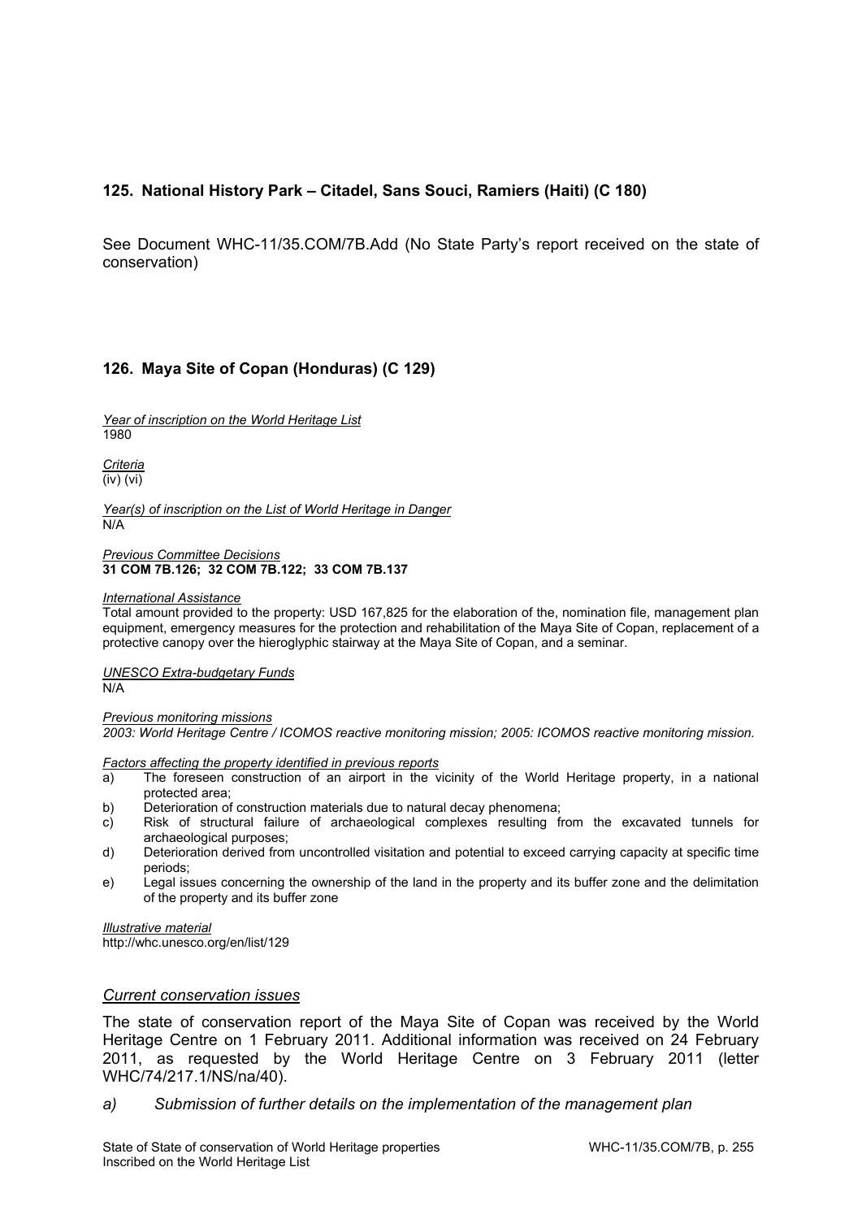## 125. National History Park – Citadel, Sans Souci, Ramiers (Haiti) (C 180)

See Document WHC-11/35.COM/7B.Add (No State Party's report received on the state of conservation)

## 126. Maya Site of Copan (Honduras) (C 129)

*Year of inscription on the World Heritage List*
1980

*Criteria*
(iv) (vi)

*Year(s) of inscription on the List of World Heritage in Danger*
N/A

*Previous Committee Decisions*
**31 COM 7B.126; 32 COM 7B.122; 33 COM 7B.137**

*International Assistance*
Total amount provided to the property: USD 167,825 for the elaboration of the, nomination file, management plan equipment, emergency measures for the protection and rehabilitation of the Maya Site of Copan, replacement of a protective canopy over the hieroglyphic stairway at the Maya Site of Copan, and a seminar.

*UNESCO Extra-budgetary Funds*
N/A

*Previous monitoring missions*
*2003: World Heritage Centre / ICOMOS reactive monitoring mission; 2005: ICOMOS reactive monitoring mission.*

*Factors affecting the property identified in previous reports*

a) The foreseen construction of an airport in the vicinity of the World Heritage property, in a national protected area;
b) Deterioration of construction materials due to natural decay phenomena;
c) Risk of structural failure of archaeological complexes resulting from the excavated tunnels for archaeological purposes;
d) Deterioration derived from uncontrolled visitation and potential to exceed carrying capacity at specific time periods;
e) Legal issues concerning the ownership of the land in the property and its buffer zone and the delimitation of the property and its buffer zone

*Illustrative material*
http://whc.unesco.org/en/list/129

### *Current conservation issues*

The state of conservation report of the Maya Site of Copan was received by the World Heritage Centre on 1 February 2011. Additional information was received on 24 February 2011, as requested by the World Heritage Centre on 3 February 2011 (letter WHC/74/217.1/NS/na/40).

*a) Submission of further details on the implementation of the management plan*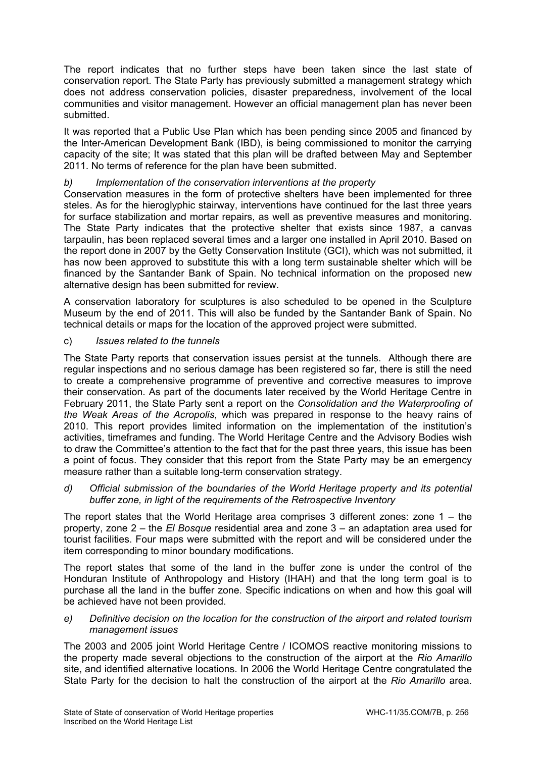The report indicates that no further steps have been taken since the last state of conservation report. The State Party has previously submitted a management strategy which does not address conservation policies, disaster preparedness, involvement of the local communities and visitor management. However an official management plan has never been submitted.

It was reported that a Public Use Plan which has been pending since 2005 and financed by the Inter-American Development Bank (IBD), is being commissioned to monitor the carrying capacity of the site; It was stated that this plan will be drafted between May and September 2011. No terms of reference for the plan have been submitted.

b) *Implementation of the conservation interventions at the property*

Conservation measures in the form of protective shelters have been implemented for three steles. As for the hieroglyphic stairway, interventions have continued for the last three years for surface stabilization and mortar repairs, as well as preventive measures and monitoring. The State Party indicates that the protective shelter that exists since 1987, a canvas tarpaulin, has been replaced several times and a larger one installed in April 2010. Based on the report done in 2007 by the Getty Conservation Institute (GCI), which was not submitted, it has now been approved to substitute this with a long term sustainable shelter which will be financed by the Santander Bank of Spain. No technical information on the proposed new alternative design has been submitted for review.

A conservation laboratory for sculptures is also scheduled to be opened in the Sculpture Museum by the end of 2011. This will also be funded by the Santander Bank of Spain. No technical details or maps for the location of the approved project were submitted.

c) *Issues related to the tunnels*

The State Party reports that conservation issues persist at the tunnels. Although there are regular inspections and no serious damage has been registered so far, there is still the need to create a comprehensive programme of preventive and corrective measures to improve their conservation. As part of the documents later received by the World Heritage Centre in February 2011, the State Party sent a report on the *Consolidation and the Waterproofing of the Weak Areas of the Acropolis*, which was prepared in response to the heavy rains of 2010. This report provides limited information on the implementation of the institution's activities, timeframes and funding. The World Heritage Centre and the Advisory Bodies wish to draw the Committee's attention to the fact that for the past three years, this issue has been a point of focus. They consider that this report from the State Party may be an emergency measure rather than a suitable long-term conservation strategy.

d) *Official submission of the boundaries of the World Heritage property and its potential buffer zone, in light of the requirements of the Retrospective Inventory*

The report states that the World Heritage area comprises 3 different zones: zone 1 – the property, zone 2 – the *El Bosque* residential area and zone 3 – an adaptation area used for tourist facilities. Four maps were submitted with the report and will be considered under the item corresponding to minor boundary modifications.

The report states that some of the land in the buffer zone is under the control of the Honduran Institute of Anthropology and History (IHAH) and that the long term goal is to purchase all the land in the buffer zone. Specific indications on when and how this goal will be achieved have not been provided.

e) *Definitive decision on the location for the construction of the airport and related tourism management issues*

The 2003 and 2005 joint World Heritage Centre / ICOMOS reactive monitoring missions to the property made several objections to the construction of the airport at the *Rio Amarillo* site, and identified alternative locations. In 2006 the World Heritage Centre congratulated the State Party for the decision to halt the construction of the airport at the *Rio Amarillo* area.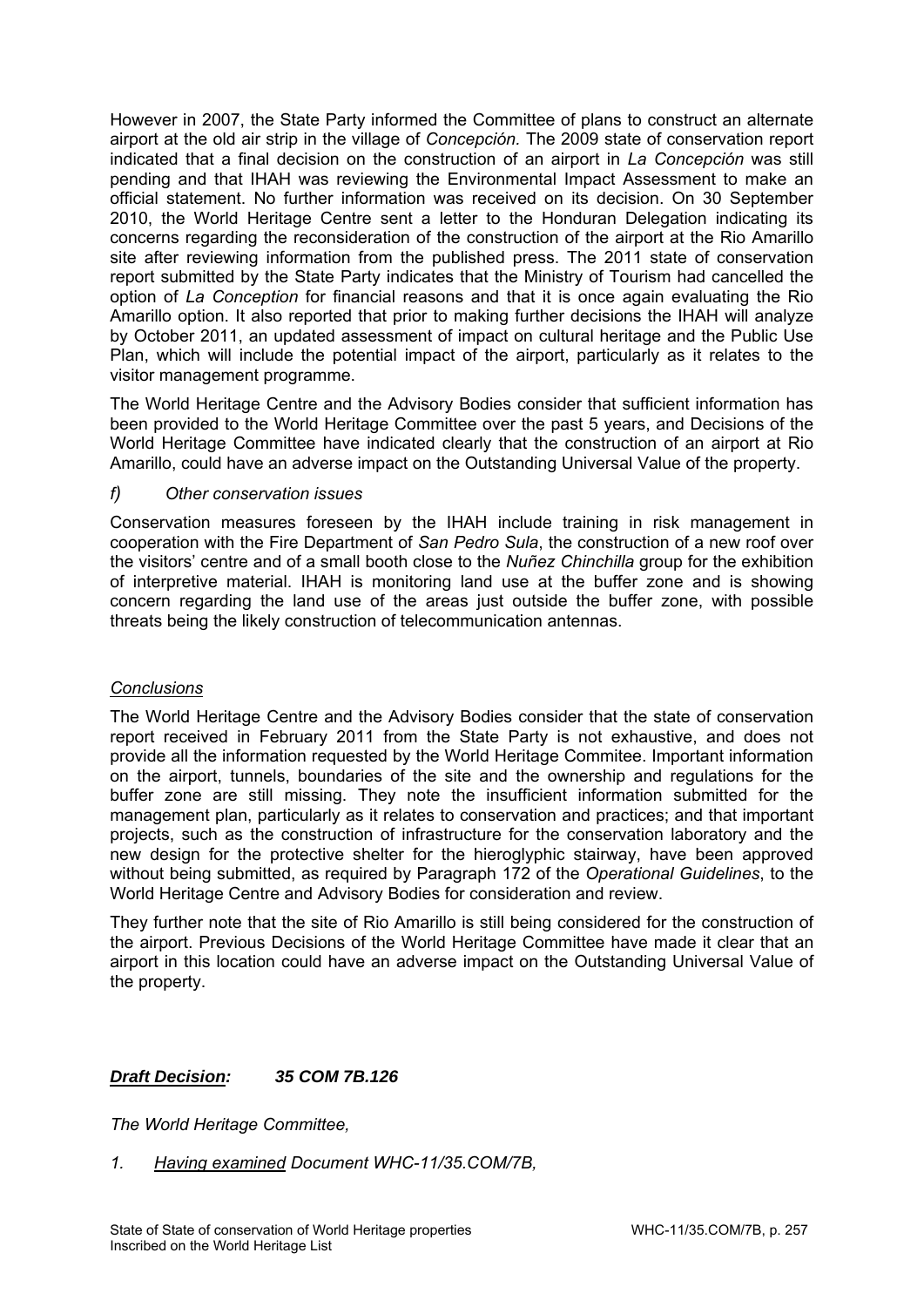However in 2007, the State Party informed the Committee of plans to construct an alternate airport at the old air strip in the village of *Concepción.* The 2009 state of conservation report indicated that a final decision on the construction of an airport in *La Concepción* was still pending and that IHAH was reviewing the Environmental Impact Assessment to make an official statement. No further information was received on its decision. On 30 September 2010, the World Heritage Centre sent a letter to the Honduran Delegation indicating its concerns regarding the reconsideration of the construction of the airport at the Rio Amarillo site after reviewing information from the published press. The 2011 state of conservation report submitted by the State Party indicates that the Ministry of Tourism had cancelled the option of *La Conception* for financial reasons and that it is once again evaluating the Rio Amarillo option. It also reported that prior to making further decisions the IHAH will analyze by October 2011, an updated assessment of impact on cultural heritage and the Public Use Plan, which will include the potential impact of the airport, particularly as it relates to the visitor management programme.

The World Heritage Centre and the Advisory Bodies consider that sufficient information has been provided to the World Heritage Committee over the past 5 years, and Decisions of the World Heritage Committee have indicated clearly that the construction of an airport at Rio Amarillo, could have an adverse impact on the Outstanding Universal Value of the property.

*f) Other conservation issues*

Conservation measures foreseen by the IHAH include training in risk management in cooperation with the Fire Department of *San Pedro Sula*, the construction of a new roof over the visitors' centre and of a small booth close to the *Nuñez Chinchilla* group for the exhibition of interpretive material. IHAH is monitoring land use at the buffer zone and is showing concern regarding the land use of the areas just outside the buffer zone, with possible threats being the likely construction of telecommunication antennas.

*Conclusions*

The World Heritage Centre and the Advisory Bodies consider that the state of conservation report received in February 2011 from the State Party is not exhaustive, and does not provide all the information requested by the World Heritage Commitee. Important information on the airport, tunnels, boundaries of the site and the ownership and regulations for the buffer zone are still missing. They note the insufficient information submitted for the management plan, particularly as it relates to conservation and practices; and that important projects, such as the construction of infrastructure for the conservation laboratory and the new design for the protective shelter for the hieroglyphic stairway, have been approved without being submitted, as required by Paragraph 172 of the *Operational Guidelines*, to the World Heritage Centre and Advisory Bodies for consideration and review.

They further note that the site of Rio Amarillo is still being considered for the construction of the airport. Previous Decisions of the World Heritage Committee have made it clear that an airport in this location could have an adverse impact on the Outstanding Universal Value of the property.

***Draft Decision: 35 COM 7B.126***

*The World Heritage Committee,*

*1. Having examined Document WHC-11/35.COM/7B,*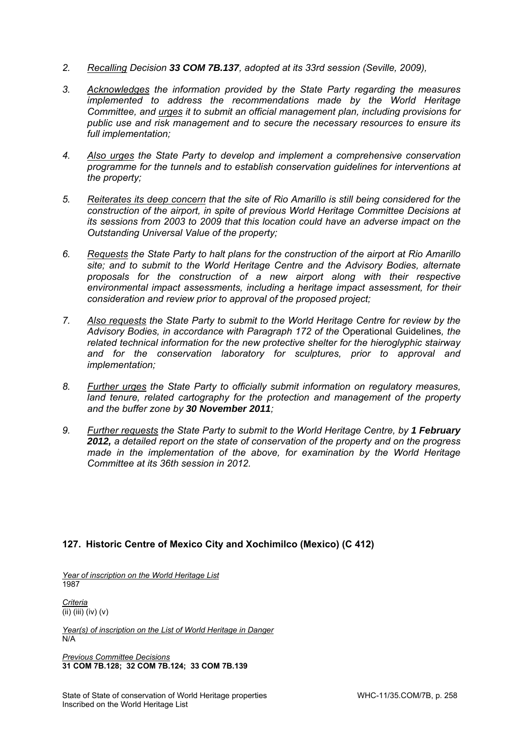2. _Recalling_ Decision **33 COM 7B.137**, adopted at its 33rd session (Seville, 2009),

3. _Acknowledges_ the information provided by the State Party regarding the measures implemented to address the recommendations made by the World Heritage Committee, and _urges_ it to submit an official management plan, including provisions for public use and risk management and to secure the necessary resources to ensure its full implementation;

4. _Also urges_ the State Party to develop and implement a comprehensive conservation programme for the tunnels and to establish conservation guidelines for interventions at the property;

5. _Reiterates its deep concern_ that the site of Rio Amarillo is still being considered for the construction of the airport, in spite of previous World Heritage Committee Decisions at its sessions from 2003 to 2009 that this location could have an adverse impact on the Outstanding Universal Value of the property;

6. _Requests_ the State Party to halt plans for the construction of the airport at Rio Amarillo site; and to submit to the World Heritage Centre and the Advisory Bodies, alternate proposals for the construction of a new airport along with their respective environmental impact assessments, including a heritage impact assessment, for their consideration and review prior to approval of the proposed project;

7. _Also requests_ the State Party to submit to the World Heritage Centre for review by the Advisory Bodies, in accordance with Paragraph 172 of the Operational Guidelines, the related technical information for the new protective shelter for the hieroglyphic stairway and for the conservation laboratory for sculptures, prior to approval and implementation;

8. _Further urges_ the State Party to officially submit information on regulatory measures, land tenure, related cartography for the protection and management of the property and the buffer zone by **30 November 2011**;

9. _Further requests_ the State Party to submit to the World Heritage Centre, by **1 February 2012,** a detailed report on the state of conservation of the property and on the progress made in the implementation of the above, for examination by the World Heritage Committee at its 36th session in 2012.

## 127. Historic Centre of Mexico City and Xochimilco (Mexico) (C 412)

_Year of inscription on the World Heritage List_
1987

_Criteria_
(ii) (iii) (iv) (v)

_Year(s) of inscription on the List of World Heritage in Danger_
N/A

_Previous Committee Decisions_
**31 COM 7B.128; 32 COM 7B.124; 33 COM 7B.139**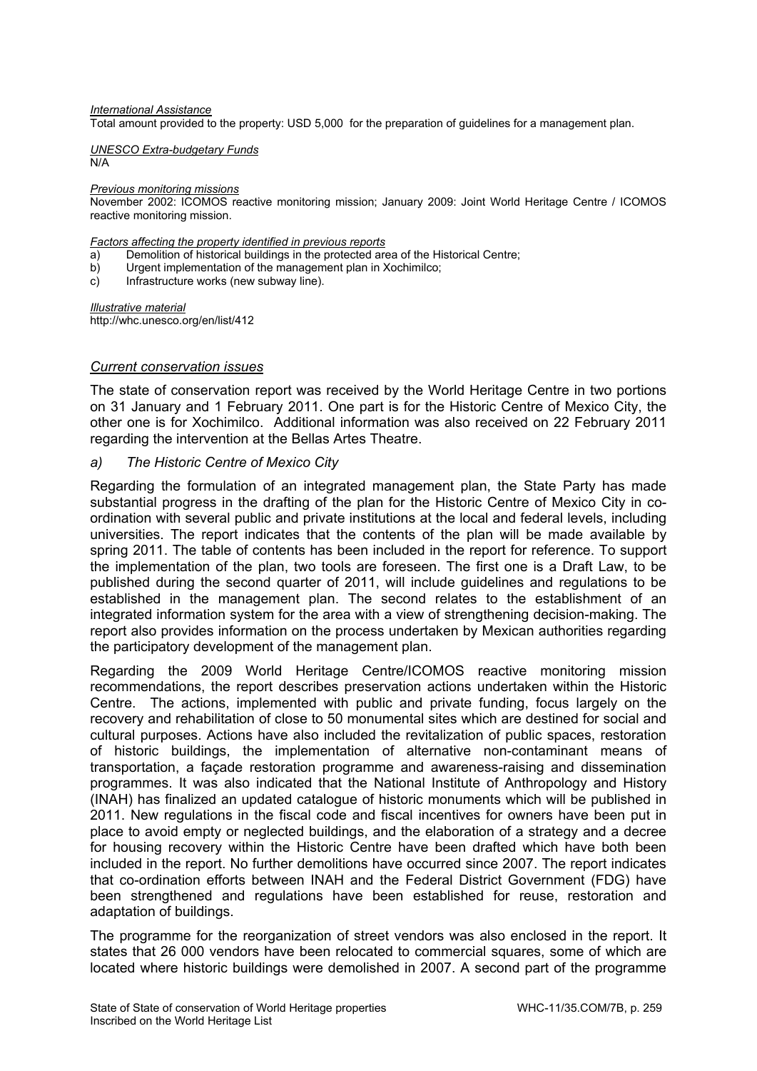*International Assistance*

Total amount provided to the property: USD 5,000 for the preparation of guidelines for a management plan.

*UNESCO Extra-budgetary Funds*

N/A

*Previous monitoring missions*

November 2002: ICOMOS reactive monitoring mission; January 2009: Joint World Heritage Centre / ICOMOS reactive monitoring mission.

*Factors affecting the property identified in previous reports*

a) Demolition of historical buildings in the protected area of the Historical Centre;
b) Urgent implementation of the management plan in Xochimilco;
c) Infrastructure works (new subway line).

*Illustrative material*

http://whc.unesco.org/en/list/412

## *Current conservation issues*

The state of conservation report was received by the World Heritage Centre in two portions on 31 January and 1 February 2011. One part is for the Historic Centre of Mexico City, the other one is for Xochimilco. Additional information was also received on 22 February 2011 regarding the intervention at the Bellas Artes Theatre.

### *a) The Historic Centre of Mexico City*

Regarding the formulation of an integrated management plan, the State Party has made substantial progress in the drafting of the plan for the Historic Centre of Mexico City in co-ordination with several public and private institutions at the local and federal levels, including universities. The report indicates that the contents of the plan will be made available by spring 2011. The table of contents has been included in the report for reference. To support the implementation of the plan, two tools are foreseen. The first one is a Draft Law, to be published during the second quarter of 2011, will include guidelines and regulations to be established in the management plan. The second relates to the establishment of an integrated information system for the area with a view of strengthening decision-making. The report also provides information on the process undertaken by Mexican authorities regarding the participatory development of the management plan.

Regarding the 2009 World Heritage Centre/ICOMOS reactive monitoring mission recommendations, the report describes preservation actions undertaken within the Historic Centre. The actions, implemented with public and private funding, focus largely on the recovery and rehabilitation of close to 50 monumental sites which are destined for social and cultural purposes. Actions have also included the revitalization of public spaces, restoration of historic buildings, the implementation of alternative non-contaminant means of transportation, a façade restoration programme and awareness-raising and dissemination programmes. It was also indicated that the National Institute of Anthropology and History (INAH) has finalized an updated catalogue of historic monuments which will be published in 2011. New regulations in the fiscal code and fiscal incentives for owners have been put in place to avoid empty or neglected buildings, and the elaboration of a strategy and a decree for housing recovery within the Historic Centre have been drafted which have both been included in the report. No further demolitions have occurred since 2007. The report indicates that co-ordination efforts between INAH and the Federal District Government (FDG) have been strengthened and regulations have been established for reuse, restoration and adaptation of buildings.

The programme for the reorganization of street vendors was also enclosed in the report. It states that 26 000 vendors have been relocated to commercial squares, some of which are located where historic buildings were demolished in 2007. A second part of the programme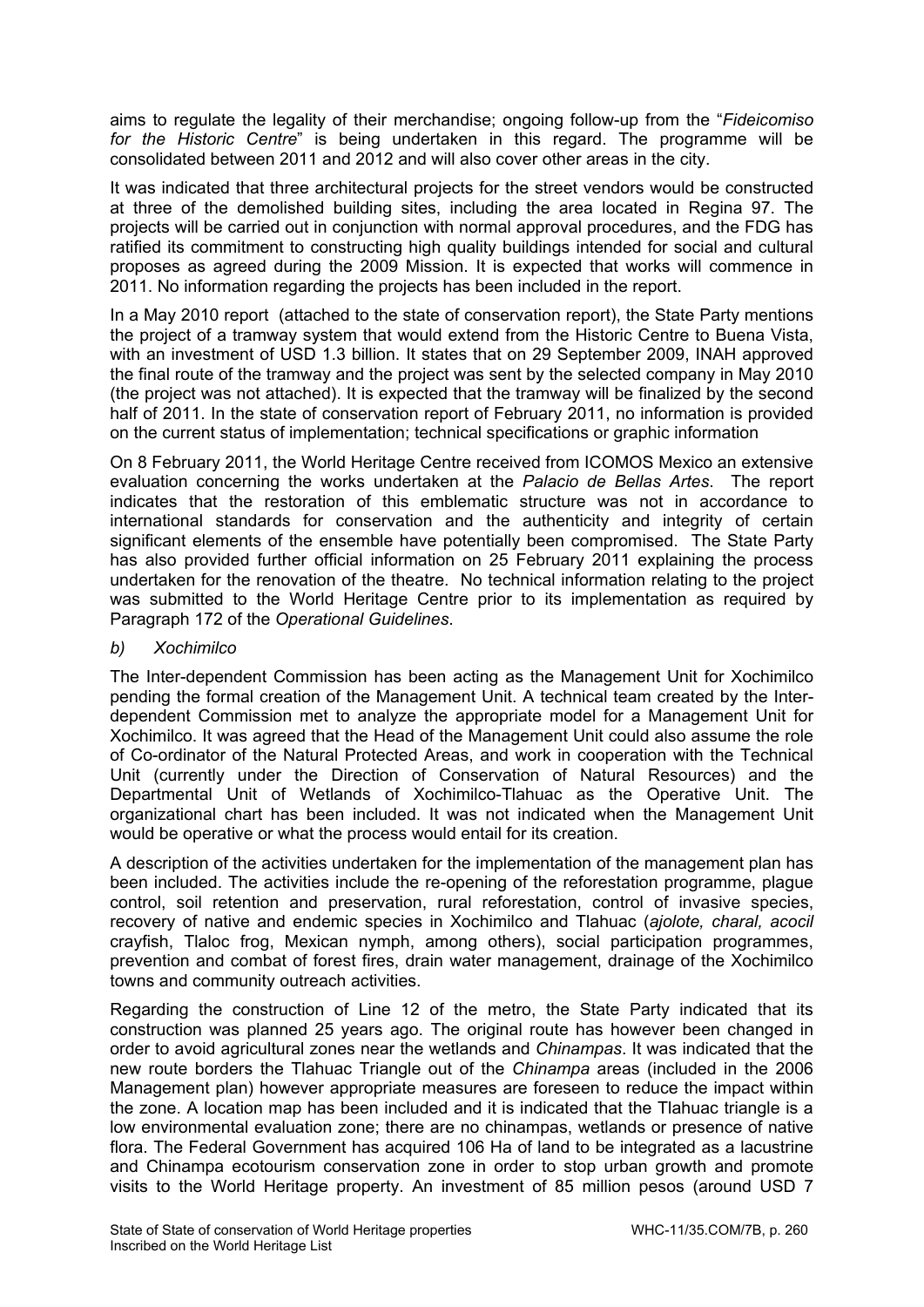aims to regulate the legality of their merchandise; ongoing follow-up from the "*Fideicomiso for the Historic Centre*" is being undertaken in this regard. The programme will be consolidated between 2011 and 2012 and will also cover other areas in the city.

It was indicated that three architectural projects for the street vendors would be constructed at three of the demolished building sites, including the area located in Regina 97. The projects will be carried out in conjunction with normal approval procedures, and the FDG has ratified its commitment to constructing high quality buildings intended for social and cultural proposes as agreed during the 2009 Mission. It is expected that works will commence in 2011. No information regarding the projects has been included in the report.

In a May 2010 report (attached to the state of conservation report), the State Party mentions the project of a tramway system that would extend from the Historic Centre to Buena Vista, with an investment of USD 1.3 billion. It states that on 29 September 2009, INAH approved the final route of the tramway and the project was sent by the selected company in May 2010 (the project was not attached). It is expected that the tramway will be finalized by the second half of 2011. In the state of conservation report of February 2011, no information is provided on the current status of implementation; technical specifications or graphic information

On 8 February 2011, the World Heritage Centre received from ICOMOS Mexico an extensive evaluation concerning the works undertaken at the *Palacio de Bellas Artes*. The report indicates that the restoration of this emblematic structure was not in accordance to international standards for conservation and the authenticity and integrity of certain significant elements of the ensemble have potentially been compromised. The State Party has also provided further official information on 25 February 2011 explaining the process undertaken for the renovation of the theatre. No technical information relating to the project was submitted to the World Heritage Centre prior to its implementation as required by Paragraph 172 of the *Operational Guidelines*.

*b) Xochimilco*

The Inter-dependent Commission has been acting as the Management Unit for Xochimilco pending the formal creation of the Management Unit. A technical team created by the Inter-dependent Commission met to analyze the appropriate model for a Management Unit for Xochimilco. It was agreed that the Head of the Management Unit could also assume the role of Co-ordinator of the Natural Protected Areas, and work in cooperation with the Technical Unit (currently under the Direction of Conservation of Natural Resources) and the Departmental Unit of Wetlands of Xochimilco-Tlahuac as the Operative Unit. The organizational chart has been included. It was not indicated when the Management Unit would be operative or what the process would entail for its creation.

A description of the activities undertaken for the implementation of the management plan has been included. The activities include the re-opening of the reforestation programme, plague control, soil retention and preservation, rural reforestation, control of invasive species, recovery of native and endemic species in Xochimilco and Tlahuac (*ajolote, charal, acocil* crayfish, Tlaloc frog, Mexican nymph, among others), social participation programmes, prevention and combat of forest fires, drain water management, drainage of the Xochimilco towns and community outreach activities.

Regarding the construction of Line 12 of the metro, the State Party indicated that its construction was planned 25 years ago. The original route has however been changed in order to avoid agricultural zones near the wetlands and *Chinampas*. It was indicated that the new route borders the Tlahuac Triangle out of the *Chinampa* areas (included in the 2006 Management plan) however appropriate measures are foreseen to reduce the impact within the zone. A location map has been included and it is indicated that the Tlahuac triangle is a low environmental evaluation zone; there are no chinampas, wetlands or presence of native flora. The Federal Government has acquired 106 Ha of land to be integrated as a lacustrine and Chinampa ecotourism conservation zone in order to stop urban growth and promote visits to the World Heritage property. An investment of 85 million pesos (around USD 7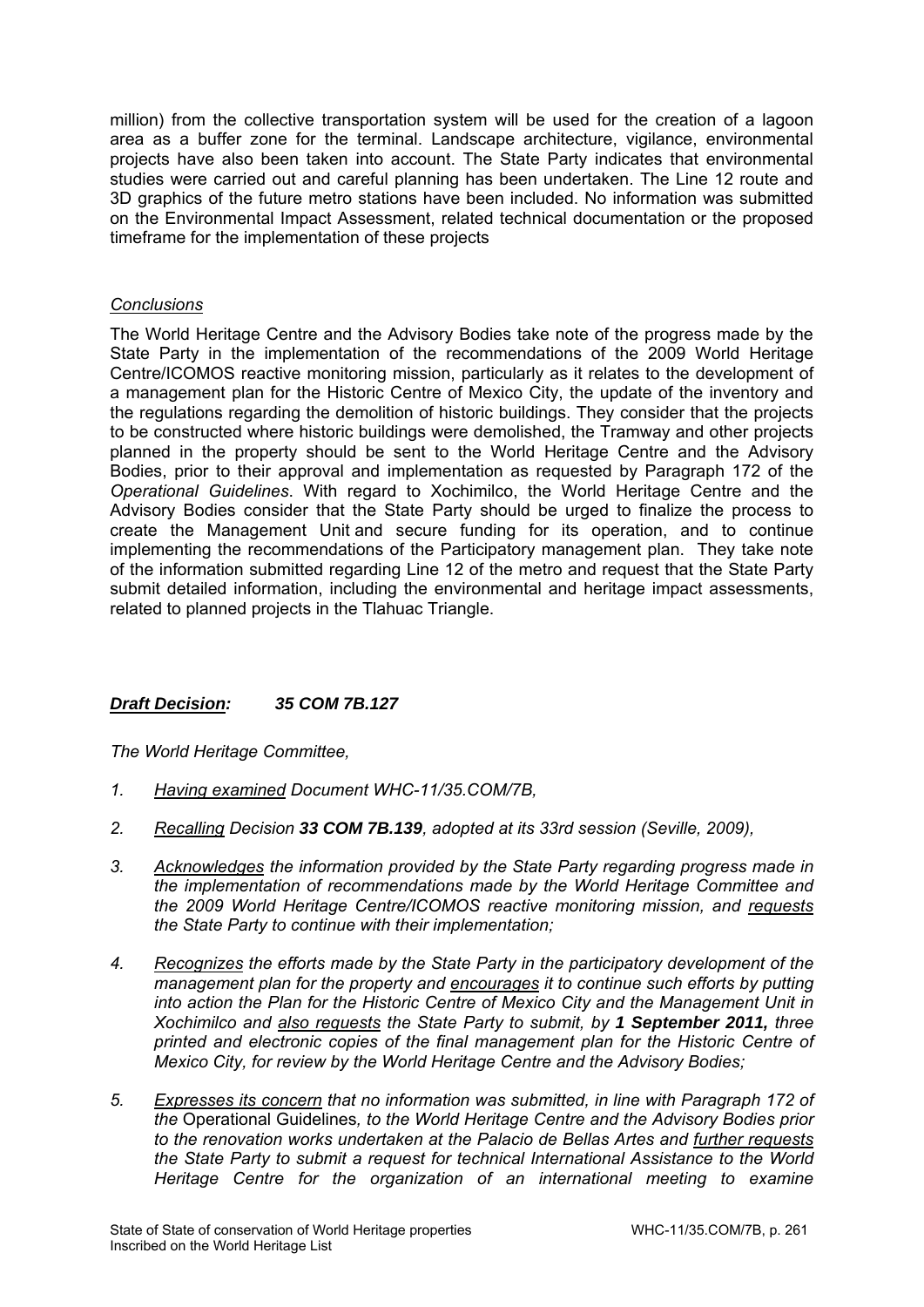million) from the collective transportation system will be used for the creation of a lagoon area as a buffer zone for the terminal. Landscape architecture, vigilance, environmental projects have also been taken into account. The State Party indicates that environmental studies were carried out and careful planning has been undertaken. The Line 12 route and 3D graphics of the future metro stations have been included. No information was submitted on the Environmental Impact Assessment, related technical documentation or the proposed timeframe for the implementation of these projects

*Conclusions*

The World Heritage Centre and the Advisory Bodies take note of the progress made by the State Party in the implementation of the recommendations of the 2009 World Heritage Centre/ICOMOS reactive monitoring mission, particularly as it relates to the development of a management plan for the Historic Centre of Mexico City, the update of the inventory and the regulations regarding the demolition of historic buildings. They consider that the projects to be constructed where historic buildings were demolished, the Tramway and other projects planned in the property should be sent to the World Heritage Centre and the Advisory Bodies, prior to their approval and implementation as requested by Paragraph 172 of the *Operational Guidelines*. With regard to Xochimilco, the World Heritage Centre and the Advisory Bodies consider that the State Party should be urged to finalize the process to create the Management Unit and secure funding for its operation, and to continue implementing the recommendations of the Participatory management plan. They take note of the information submitted regarding Line 12 of the metro and request that the State Party submit detailed information, including the environmental and heritage impact assessments, related to planned projects in the Tlahuac Triangle.

***Draft Decision:*** ***35 COM 7B.127***

*The World Heritage Committee,*

1. *Having examined Document WHC-11/35.COM/7B,*

2. *Recalling Decision **33 COM 7B.139**, adopted at its 33rd session (Seville, 2009),*

3. *Acknowledges the information provided by the State Party regarding progress made in the implementation of recommendations made by the World Heritage Committee and the 2009 World Heritage Centre/ICOMOS reactive monitoring mission, and requests the State Party to continue with their implementation;*

4. *Recognizes the efforts made by the State Party in the participatory development of the management plan for the property and encourages it to continue such efforts by putting into action the Plan for the Historic Centre of Mexico City and the Management Unit in Xochimilco and also requests the State Party to submit, by **1 September 2011,** three printed and electronic copies of the final management plan for the Historic Centre of Mexico City, for review by the World Heritage Centre and the Advisory Bodies;*

5. *Expresses its concern that no information was submitted, in line with Paragraph 172 of the* Operational Guidelines*, to the World Heritage Centre and the Advisory Bodies prior to the renovation works undertaken at the Palacio de Bellas Artes and further requests the State Party to submit a request for technical International Assistance to the World Heritage Centre for the organization of an international meeting to examine*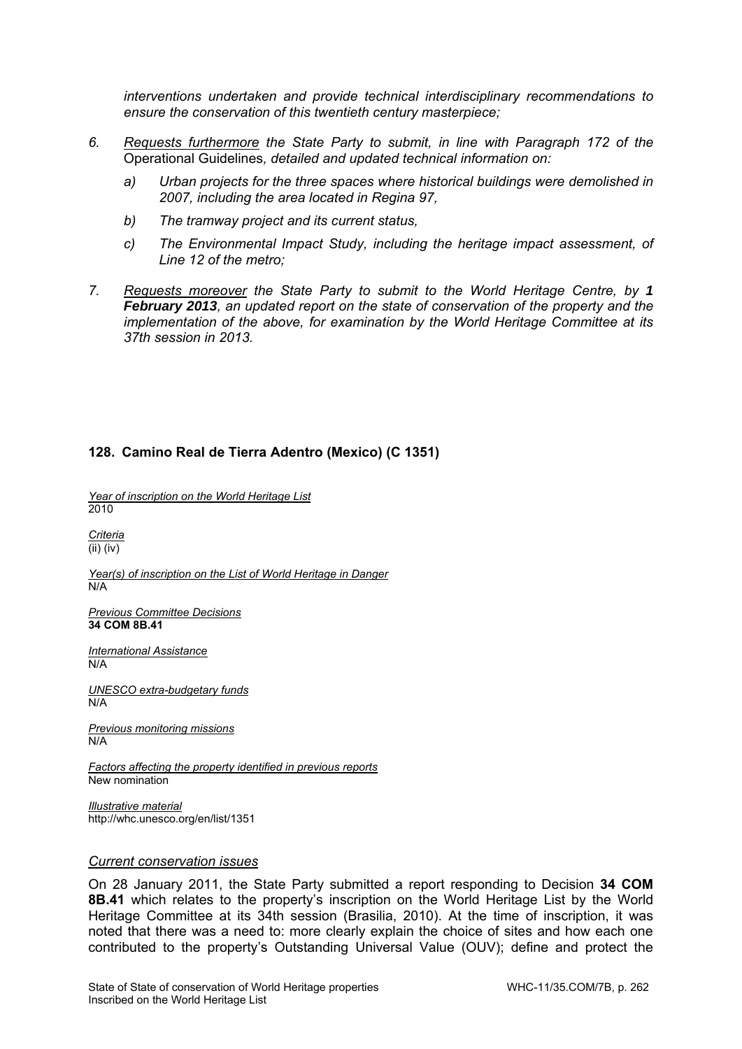*interventions undertaken and provide technical interdisciplinary recommendations to ensure the conservation of this twentieth century masterpiece;*

6. *Requests furthermore the State Party to submit, in line with Paragraph 172 of the* Operational Guidelines*, detailed and updated technical information on:*
   a) *Urban projects for the three spaces where historical buildings were demolished in 2007, including the area located in Regina 97,*
   b) *The tramway project and its current status,*
   c) *The Environmental Impact Study, including the heritage impact assessment, of Line 12 of the metro;*

7. *Requests moreover the State Party to submit to the World Heritage Centre, by **1 February 2013**, an updated report on the state of conservation of the property and the implementation of the above, for examination by the World Heritage Committee at its 37th session in 2013.*

### 128. Camino Real de Tierra Adentro (Mexico) (C 1351)

*Year of inscription on the World Heritage List*
2010

*Criteria*
(ii) (iv)

*Year(s) of inscription on the List of World Heritage in Danger*
N/A

*Previous Committee Decisions*
**34 COM 8B.41**

*International Assistance*
N/A

*UNESCO extra-budgetary funds*
N/A

*Previous monitoring missions*
N/A

*Factors affecting the property identified in previous reports*
New nomination

*Illustrative material*
http://whc.unesco.org/en/list/1351

*Current conservation issues*

On 28 January 2011, the State Party submitted a report responding to Decision **34 COM 8B.41** which relates to the property's inscription on the World Heritage List by the World Heritage Committee at its 34th session (Brasilia, 2010). At the time of inscription, it was noted that there was a need to: more clearly explain the choice of sites and how each one contributed to the property's Outstanding Universal Value (OUV); define and protect the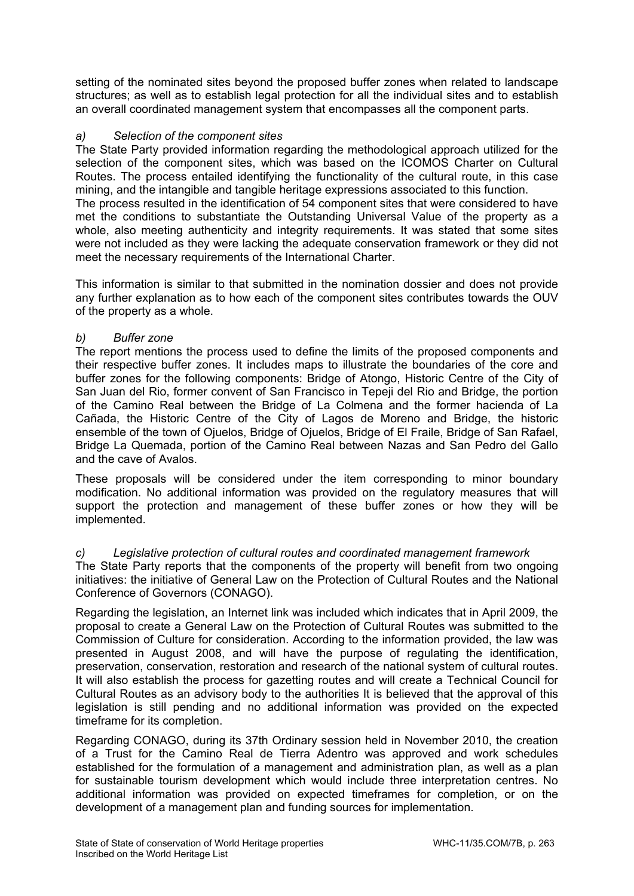setting of the nominated sites beyond the proposed buffer zones when related to landscape structures; as well as to establish legal protection for all the individual sites and to establish an overall coordinated management system that encompasses all the component parts.

*a) Selection of the component sites*

The State Party provided information regarding the methodological approach utilized for the selection of the component sites, which was based on the ICOMOS Charter on Cultural Routes. The process entailed identifying the functionality of the cultural route, in this case mining, and the intangible and tangible heritage expressions associated to this function.

The process resulted in the identification of 54 component sites that were considered to have met the conditions to substantiate the Outstanding Universal Value of the property as a whole, also meeting authenticity and integrity requirements. It was stated that some sites were not included as they were lacking the adequate conservation framework or they did not meet the necessary requirements of the International Charter.

This information is similar to that submitted in the nomination dossier and does not provide any further explanation as to how each of the component sites contributes towards the OUV of the property as a whole.

*b) Buffer zone*

The report mentions the process used to define the limits of the proposed components and their respective buffer zones. It includes maps to illustrate the boundaries of the core and buffer zones for the following components: Bridge of Atongo, Historic Centre of the City of San Juan del Rio, former convent of San Francisco in Tepeji del Rio and Bridge, the portion of the Camino Real between the Bridge of La Colmena and the former hacienda of La Cañada, the Historic Centre of the City of Lagos de Moreno and Bridge, the historic ensemble of the town of Ojuelos, Bridge of Ojuelos, Bridge of El Fraile, Bridge of San Rafael, Bridge La Quemada, portion of the Camino Real between Nazas and San Pedro del Gallo and the cave of Avalos.

These proposals will be considered under the item corresponding to minor boundary modification. No additional information was provided on the regulatory measures that will support the protection and management of these buffer zones or how they will be implemented.

*c) Legislative protection of cultural routes and coordinated management framework*

The State Party reports that the components of the property will benefit from two ongoing initiatives: the initiative of General Law on the Protection of Cultural Routes and the National Conference of Governors (CONAGO).

Regarding the legislation, an Internet link was included which indicates that in April 2009, the proposal to create a General Law on the Protection of Cultural Routes was submitted to the Commission of Culture for consideration. According to the information provided, the law was presented in August 2008, and will have the purpose of regulating the identification, preservation, conservation, restoration and research of the national system of cultural routes. It will also establish the process for gazetting routes and will create a Technical Council for Cultural Routes as an advisory body to the authorities It is believed that the approval of this legislation is still pending and no additional information was provided on the expected timeframe for its completion.

Regarding CONAGO, during its 37th Ordinary session held in November 2010, the creation of a Trust for the Camino Real de Tierra Adentro was approved and work schedules established for the formulation of a management and administration plan, as well as a plan for sustainable tourism development which would include three interpretation centres. No additional information was provided on expected timeframes for completion, or on the development of a management plan and funding sources for implementation.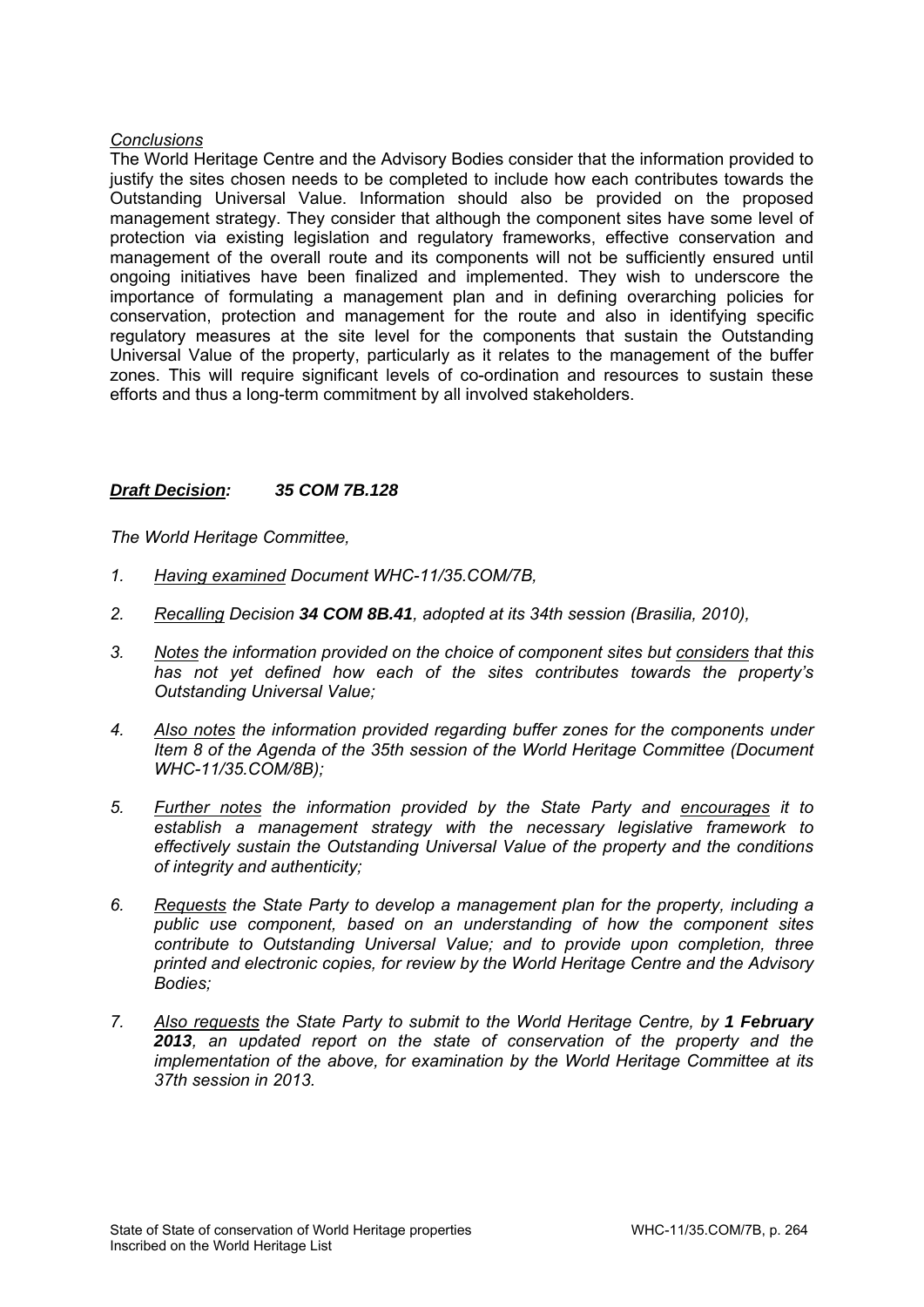*Conclusions*

The World Heritage Centre and the Advisory Bodies consider that the information provided to justify the sites chosen needs to be completed to include how each contributes towards the Outstanding Universal Value. Information should also be provided on the proposed management strategy. They consider that although the component sites have some level of protection via existing legislation and regulatory frameworks, effective conservation and management of the overall route and its components will not be sufficiently ensured until ongoing initiatives have been finalized and implemented. They wish to underscore the importance of formulating a management plan and in defining overarching policies for conservation, protection and management for the route and also in identifying specific regulatory measures at the site level for the components that sustain the Outstanding Universal Value of the property, particularly as it relates to the management of the buffer zones. This will require significant levels of co-ordination and resources to sustain these efforts and thus a long-term commitment by all involved stakeholders.

***Draft Decision:* 35 COM 7B.128**

*The World Heritage Committee,*

1. *Having examined Document WHC-11/35.COM/7B,*
2. *Recalling Decision **34 COM 8B.41**, adopted at its 34th session (Brasilia, 2010),*
3. *Notes the information provided on the choice of component sites but considers that this has not yet defined how each of the sites contributes towards the property's Outstanding Universal Value;*
4. *Also notes the information provided regarding buffer zones for the components under Item 8 of the Agenda of the 35th session of the World Heritage Committee (Document WHC-11/35.COM/8B);*
5. *Further notes the information provided by the State Party and encourages it to establish a management strategy with the necessary legislative framework to effectively sustain the Outstanding Universal Value of the property and the conditions of integrity and authenticity;*
6. *Requests the State Party to develop a management plan for the property, including a public use component, based on an understanding of how the component sites contribute to Outstanding Universal Value; and to provide upon completion, three printed and electronic copies, for review by the World Heritage Centre and the Advisory Bodies;*
7. *Also requests the State Party to submit to the World Heritage Centre, by **1 February 2013**, an updated report on the state of conservation of the property and the implementation of the above, for examination by the World Heritage Committee at its 37th session in 2013.*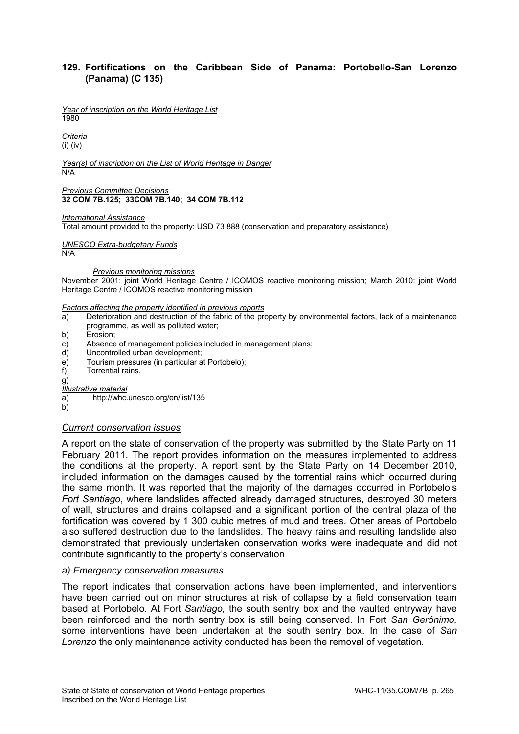## 129. Fortifications on the Caribbean Side of Panama: Portobello-San Lorenzo (Panama) (C 135)

*Year of inscription on the World Heritage List*
1980

*Criteria*
(i) (iv)

*Year(s) of inscription on the List of World Heritage in Danger*
N/A

*Previous Committee Decisions*
**32 COM 7B.125; 33COM 7B.140; 34 COM 7B.112**

*International Assistance*
Total amount provided to the property: USD 73 888 (conservation and preparatory assistance)

*UNESCO Extra-budgetary Funds*
N/A

*Previous monitoring missions*
November 2001: joint World Heritage Centre / ICOMOS reactive monitoring mission; March 2010: joint World Heritage Centre / ICOMOS reactive monitoring mission

*Factors affecting the property identified in previous reports*

a) Deterioration and destruction of the fabric of the property by environmental factors, lack of a maintenance programme, as well as polluted water;
b) Erosion;
c) Absence of management policies included in management plans;
d) Uncontrolled urban development;
e) Tourism pressures (in particular at Portobelo);
f) Torrential rains.
g)

*Illustrative material*

a) http://whc.unesco.org/en/list/135
b)

### *Current conservation issues*

A report on the state of conservation of the property was submitted by the State Party on 11 February 2011. The report provides information on the measures implemented to address the conditions at the property. A report sent by the State Party on 14 December 2010, included information on the damages caused by the torrential rains which occurred during the same month. It was reported that the majority of the damages occurred in Portobelo's *Fort Santiago*, where landslides affected already damaged structures, destroyed 30 meters of wall, structures and drains collapsed and a significant portion of the central plaza of the fortification was covered by 1 300 cubic metres of mud and trees. Other areas of Portobelo also suffered destruction due to the landslides. The heavy rains and resulting landslide also demonstrated that previously undertaken conservation works were inadequate and did not contribute significantly to the property's conservation

*a) Emergency conservation measures*

The report indicates that conservation actions have been implemented, and interventions have been carried out on minor structures at risk of collapse by a field conservation team based at Portobelo. At Fort *Santiago,* the south sentry box and the vaulted entryway have been reinforced and the north sentry box is still being conserved. In Fort *San Gerónimo,* some interventions have been undertaken at the south sentry box. In the case of *San Lorenzo* the only maintenance activity conducted has been the removal of vegetation.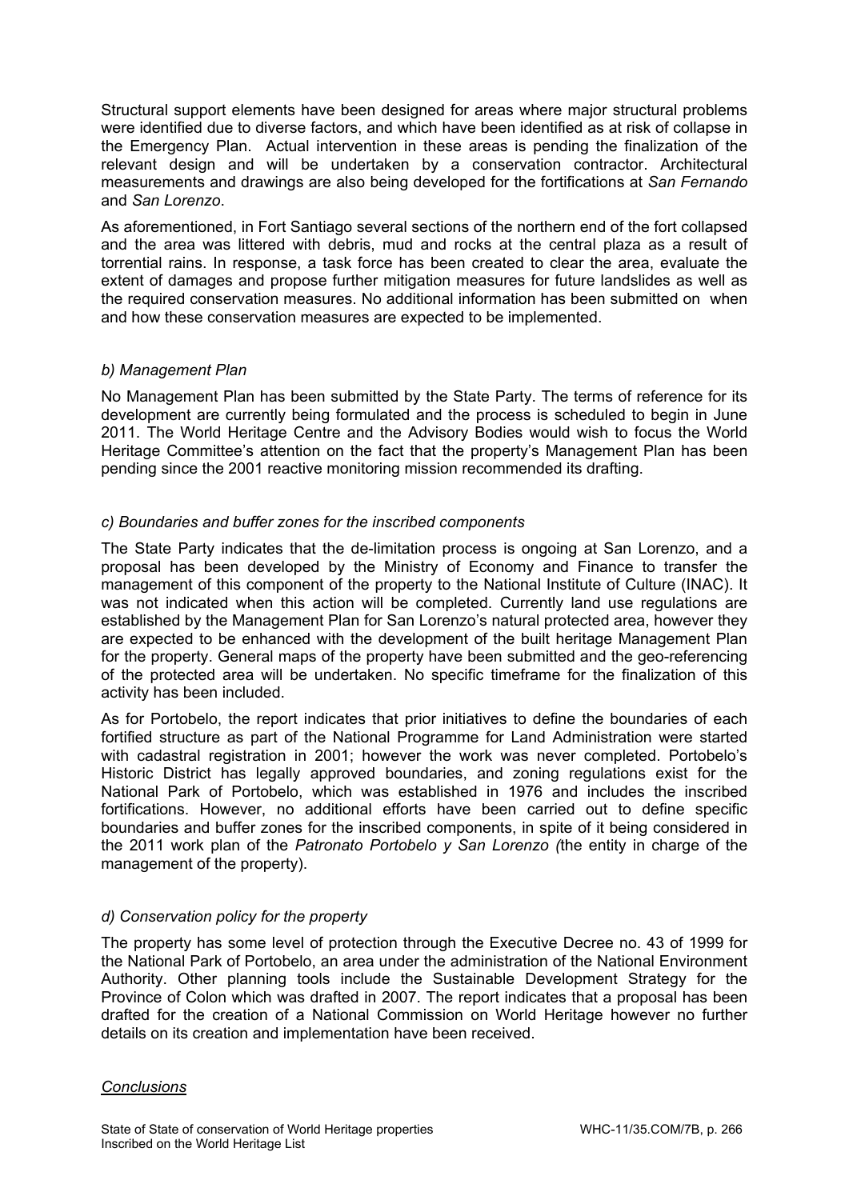Structural support elements have been designed for areas where major structural problems were identified due to diverse factors, and which have been identified as at risk of collapse in the Emergency Plan. Actual intervention in these areas is pending the finalization of the relevant design and will be undertaken by a conservation contractor. Architectural measurements and drawings are also being developed for the fortifications at *San Fernando* and *San Lorenzo*.

As aforementioned, in Fort Santiago several sections of the northern end of the fort collapsed and the area was littered with debris, mud and rocks at the central plaza as a result of torrential rains. In response, a task force has been created to clear the area, evaluate the extent of damages and propose further mitigation measures for future landslides as well as the required conservation measures. No additional information has been submitted on when and how these conservation measures are expected to be implemented.

*b) Management Plan*

No Management Plan has been submitted by the State Party. The terms of reference for its development are currently being formulated and the process is scheduled to begin in June 2011. The World Heritage Centre and the Advisory Bodies would wish to focus the World Heritage Committee's attention on the fact that the property's Management Plan has been pending since the 2001 reactive monitoring mission recommended its drafting.

*c) Boundaries and buffer zones for the inscribed components*

The State Party indicates that the de-limitation process is ongoing at San Lorenzo, and a proposal has been developed by the Ministry of Economy and Finance to transfer the management of this component of the property to the National Institute of Culture (INAC). It was not indicated when this action will be completed. Currently land use regulations are established by the Management Plan for San Lorenzo's natural protected area, however they are expected to be enhanced with the development of the built heritage Management Plan for the property. General maps of the property have been submitted and the geo-referencing of the protected area will be undertaken. No specific timeframe for the finalization of this activity has been included.

As for Portobelo, the report indicates that prior initiatives to define the boundaries of each fortified structure as part of the National Programme for Land Administration were started with cadastral registration in 2001; however the work was never completed. Portobelo's Historic District has legally approved boundaries, and zoning regulations exist for the National Park of Portobelo, which was established in 1976 and includes the inscribed fortifications. However, no additional efforts have been carried out to define specific boundaries and buffer zones for the inscribed components, in spite of it being considered in the 2011 work plan of the *Patronato Portobelo y San Lorenzo (*the entity in charge of the management of the property).

*d) Conservation policy for the property*

The property has some level of protection through the Executive Decree no. 43 of 1999 for the National Park of Portobelo, an area under the administration of the National Environment Authority. Other planning tools include the Sustainable Development Strategy for the Province of Colon which was drafted in 2007. The report indicates that a proposal has been drafted for the creation of a National Commission on World Heritage however no further details on its creation and implementation have been received.

*Conclusions*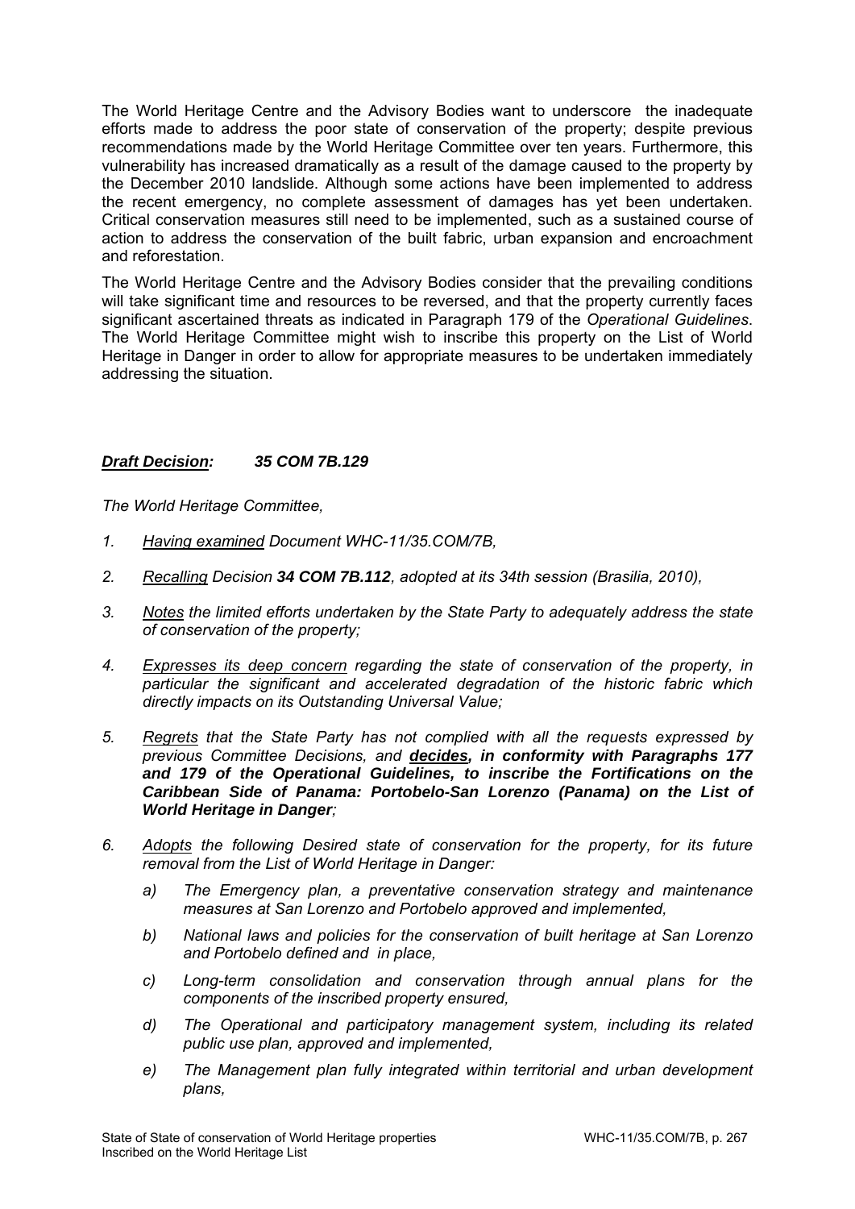The World Heritage Centre and the Advisory Bodies want to underscore the inadequate efforts made to address the poor state of conservation of the property; despite previous recommendations made by the World Heritage Committee over ten years. Furthermore, this vulnerability has increased dramatically as a result of the damage caused to the property by the December 2010 landslide. Although some actions have been implemented to address the recent emergency, no complete assessment of damages has yet been undertaken. Critical conservation measures still need to be implemented, such as a sustained course of action to address the conservation of the built fabric, urban expansion and encroachment and reforestation.

The World Heritage Centre and the Advisory Bodies consider that the prevailing conditions will take significant time and resources to be reversed, and that the property currently faces significant ascertained threats as indicated in Paragraph 179 of the *Operational Guidelines*. The World Heritage Committee might wish to inscribe this property on the List of World Heritage in Danger in order to allow for appropriate measures to be undertaken immediately addressing the situation.

***Draft Decision:* 35 COM 7B.129**

*The World Heritage Committee,*

1. *Having examined Document WHC-11/35.COM/7B,*
2. *Recalling Decision **34 COM 7B.112**, adopted at its 34th session (Brasilia, 2010),*
3. *Notes the limited efforts undertaken by the State Party to adequately address the state of conservation of the property;*
4. *Expresses its deep concern regarding the state of conservation of the property, in particular the significant and accelerated degradation of the historic fabric which directly impacts on its Outstanding Universal Value;*
5. *Regrets that the State Party has not complied with all the requests expressed by previous Committee Decisions, and **decides, in conformity with Paragraphs 177 and 179 of the Operational Guidelines, to inscribe the Fortifications on the Caribbean Side of Panama: Portobelo-San Lorenzo (Panama) on the List of World Heritage in Danger**;*
6. *Adopts the following Desired state of conservation for the property, for its future removal from the List of World Heritage in Danger:*
   a) *The Emergency plan, a preventative conservation strategy and maintenance measures at San Lorenzo and Portobelo approved and implemented,*
   b) *National laws and policies for the conservation of built heritage at San Lorenzo and Portobelo defined and in place,*
   c) *Long-term consolidation and conservation through annual plans for the components of the inscribed property ensured,*
   d) *The Operational and participatory management system, including its related public use plan, approved and implemented,*
   e) *The Management plan fully integrated within territorial and urban development plans,*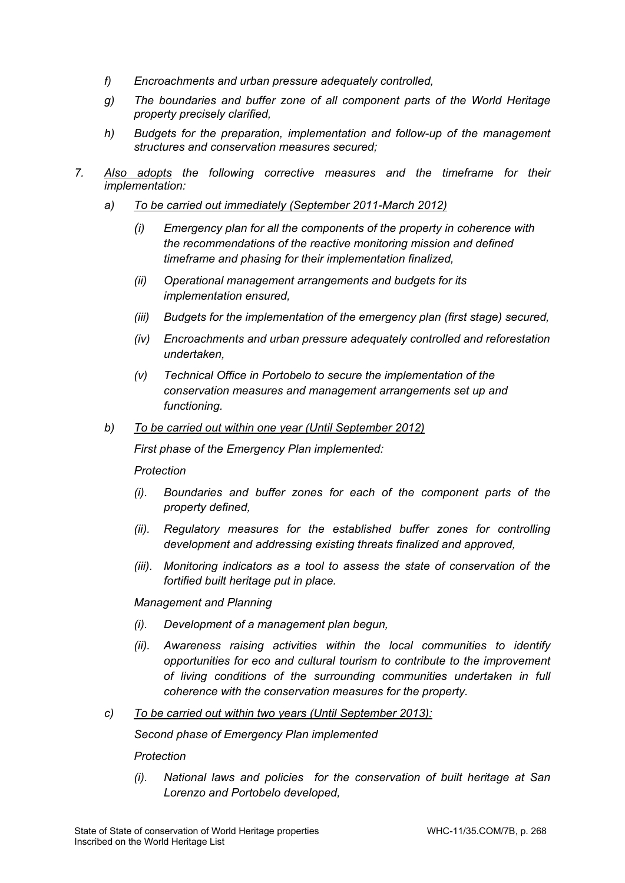*f) Encroachments and urban pressure adequately controlled,*

*g) The boundaries and buffer zone of all component parts of the World Heritage property precisely clarified,*

*h) Budgets for the preparation, implementation and follow-up of the management structures and conservation measures secured;*

7. *Also adopts the following corrective measures and the timeframe for their implementation:*

   *a) To be carried out immediately (September 2011-March 2012)*

      *(i) Emergency plan for all the components of the property in coherence with the recommendations of the reactive monitoring mission and defined timeframe and phasing for their implementation finalized,*

      *(ii) Operational management arrangements and budgets for its implementation ensured,*

      *(iii) Budgets for the implementation of the emergency plan (first stage) secured,*

      *(iv) Encroachments and urban pressure adequately controlled and reforestation undertaken,*

      *(v) Technical Office in Portobelo to secure the implementation of the conservation measures and management arrangements set up and functioning.*

   *b) To be carried out within one year (Until September 2012)*

      *First phase of the Emergency Plan implemented:*

      *Protection*

      *(i). Boundaries and buffer zones for each of the component parts of the property defined,*

      *(ii). Regulatory measures for the established buffer zones for controlling development and addressing existing threats finalized and approved,*

      *(iii). Monitoring indicators as a tool to assess the state of conservation of the fortified built heritage put in place.*

      *Management and Planning*

      *(i). Development of a management plan begun,*

      *(ii). Awareness raising activities within the local communities to identify opportunities for eco and cultural tourism to contribute to the improvement of living conditions of the surrounding communities undertaken in full coherence with the conservation measures for the property.*

   *c) To be carried out within two years (Until September 2013):*

      *Second phase of Emergency Plan implemented*

      *Protection*

      *(i). National laws and policies for the conservation of built heritage at San Lorenzo and Portobelo developed,*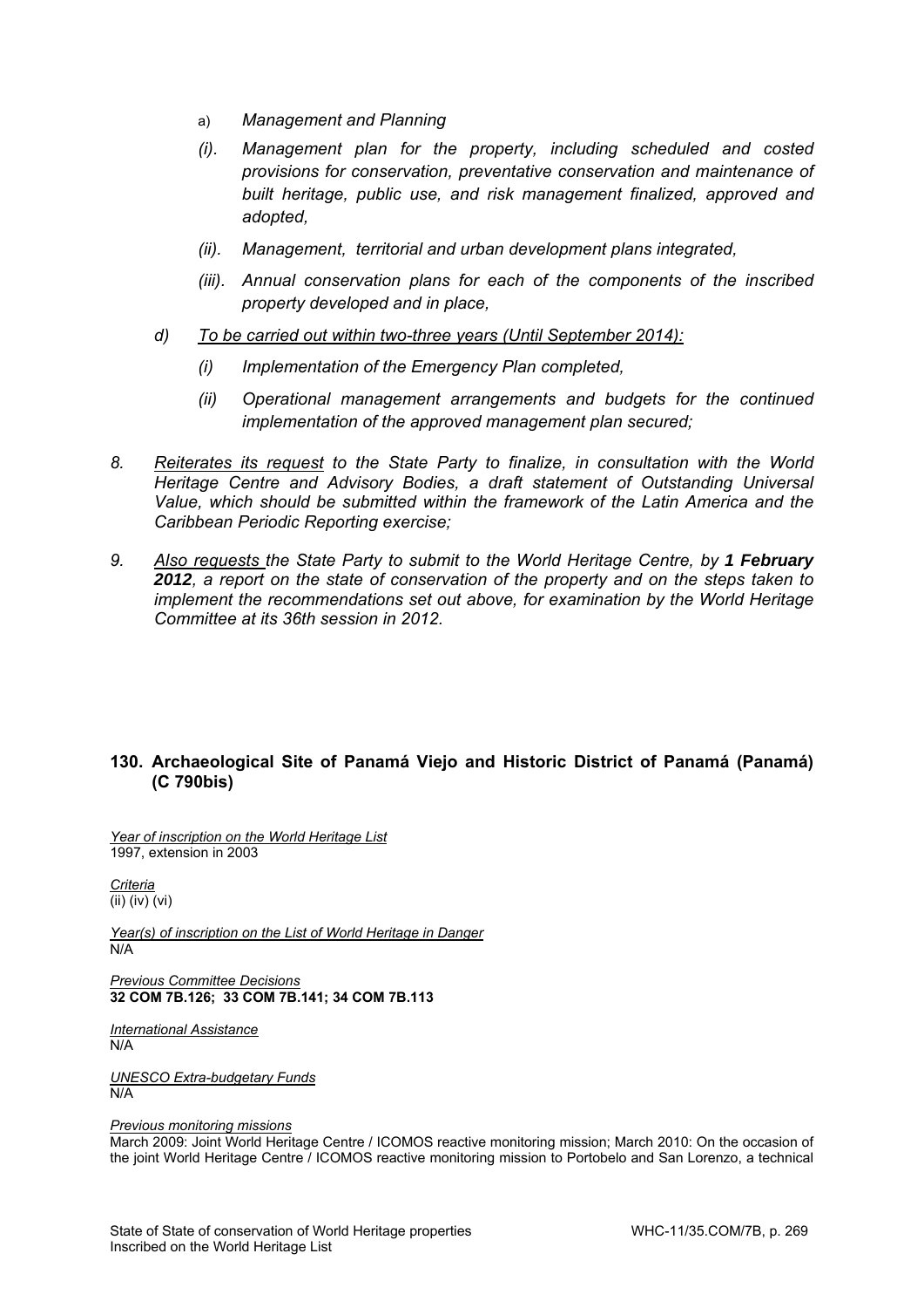a) *Management and Planning*

*(i). Management plan for the property, including scheduled and costed provisions for conservation, preventative conservation and maintenance of built heritage, public use, and risk management finalized, approved and adopted,*

*(ii). Management, territorial and urban development plans integrated,*

*(iii). Annual conservation plans for each of the components of the inscribed property developed and in place,*

*d) To be carried out within two-three years (Until September 2014):*

*(i) Implementation of the Emergency Plan completed,*

*(ii) Operational management arrangements and budgets for the continued implementation of the approved management plan secured;*

8. *Reiterates its request to the State Party to finalize, in consultation with the World Heritage Centre and Advisory Bodies, a draft statement of Outstanding Universal Value, which should be submitted within the framework of the Latin America and the Caribbean Periodic Reporting exercise;*

9. *Also requests the State Party to submit to the World Heritage Centre, by **1 February 2012**, a report on the state of conservation of the property and on the steps taken to implement the recommendations set out above, for examination by the World Heritage Committee at its 36th session in 2012.*

## 130. Archaeological Site of Panamá Viejo and Historic District of Panamá (Panamá) (C 790bis)

*Year of inscription on the World Heritage List*
1997, extension in 2003

*Criteria*
(ii) (iv) (vi)

*Year(s) of inscription on the List of World Heritage in Danger*
N/A

*Previous Committee Decisions*
**32 COM 7B.126; 33 COM 7B.141; 34 COM 7B.113**

*International Assistance*
N/A

*UNESCO Extra-budgetary Funds*
N/A

*Previous monitoring missions*
March 2009: Joint World Heritage Centre / ICOMOS reactive monitoring mission; March 2010: On the occasion of the joint World Heritage Centre / ICOMOS reactive monitoring mission to Portobelo and San Lorenzo, a technical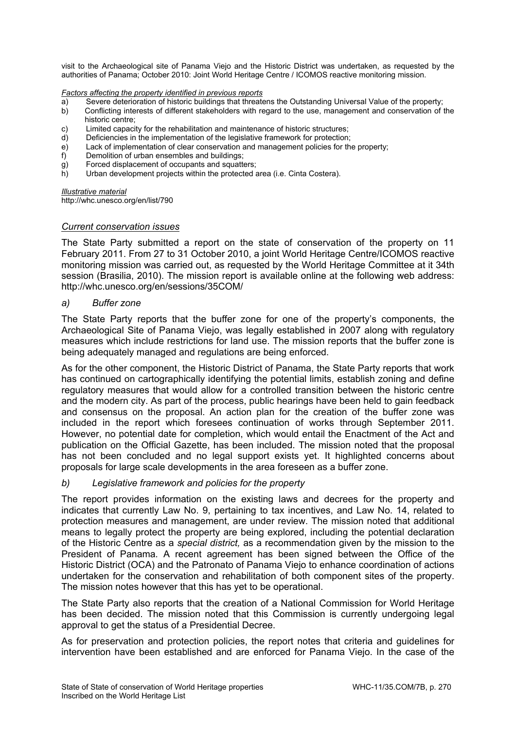visit to the Archaeological site of Panama Viejo and the Historic District was undertaken, as requested by the authorities of Panama; October 2010: Joint World Heritage Centre / ICOMOS reactive monitoring mission.

*Factors affecting the property identified in previous reports*

a) Severe deterioration of historic buildings that threatens the Outstanding Universal Value of the property;
b) Conflicting interests of different stakeholders with regard to the use, management and conservation of the historic centre;
c) Limited capacity for the rehabilitation and maintenance of historic structures;
d) Deficiencies in the implementation of the legislative framework for protection;
e) Lack of implementation of clear conservation and management policies for the property;
f) Demolition of urban ensembles and buildings;
g) Forced displacement of occupants and squatters;
h) Urban development projects within the protected area (i.e. Cinta Costera).

*Illustrative material*

http://whc.unesco.org/en/list/790

## *Current conservation issues*

The State Party submitted a report on the state of conservation of the property on 11 February 2011. From 27 to 31 October 2010, a joint World Heritage Centre/ICOMOS reactive monitoring mission was carried out, as requested by the World Heritage Committee at it 34th session (Brasilia, 2010). The mission report is available online at the following web address: http://whc.unesco.org/en/sessions/35COM/

### *a) Buffer zone*

The State Party reports that the buffer zone for one of the property's components, the Archaeological Site of Panama Viejo, was legally established in 2007 along with regulatory measures which include restrictions for land use. The mission reports that the buffer zone is being adequately managed and regulations are being enforced.

As for the other component, the Historic District of Panama, the State Party reports that work has continued on cartographically identifying the potential limits, establish zoning and define regulatory measures that would allow for a controlled transition between the historic centre and the modern city. As part of the process, public hearings have been held to gain feedback and consensus on the proposal. An action plan for the creation of the buffer zone was included in the report which foresees continuation of works through September 2011. However, no potential date for completion, which would entail the Enactment of the Act and publication on the Official Gazette, has been included. The mission noted that the proposal has not been concluded and no legal support exists yet. It highlighted concerns about proposals for large scale developments in the area foreseen as a buffer zone.

### *b) Legislative framework and policies for the property*

The report provides information on the existing laws and decrees for the property and indicates that currently Law No. 9, pertaining to tax incentives, and Law No. 14, related to protection measures and management, are under review. The mission noted that additional means to legally protect the property are being explored, including the potential declaration of the Historic Centre as a *special district,* as a recommendation given by the mission to the President of Panama. A recent agreement has been signed between the Office of the Historic District (OCA) and the Patronato of Panama Viejo to enhance coordination of actions undertaken for the conservation and rehabilitation of both component sites of the property. The mission notes however that this has yet to be operational.

The State Party also reports that the creation of a National Commission for World Heritage has been decided. The mission noted that this Commission is currently undergoing legal approval to get the status of a Presidential Decree.

As for preservation and protection policies, the report notes that criteria and guidelines for intervention have been established and are enforced for Panama Viejo. In the case of the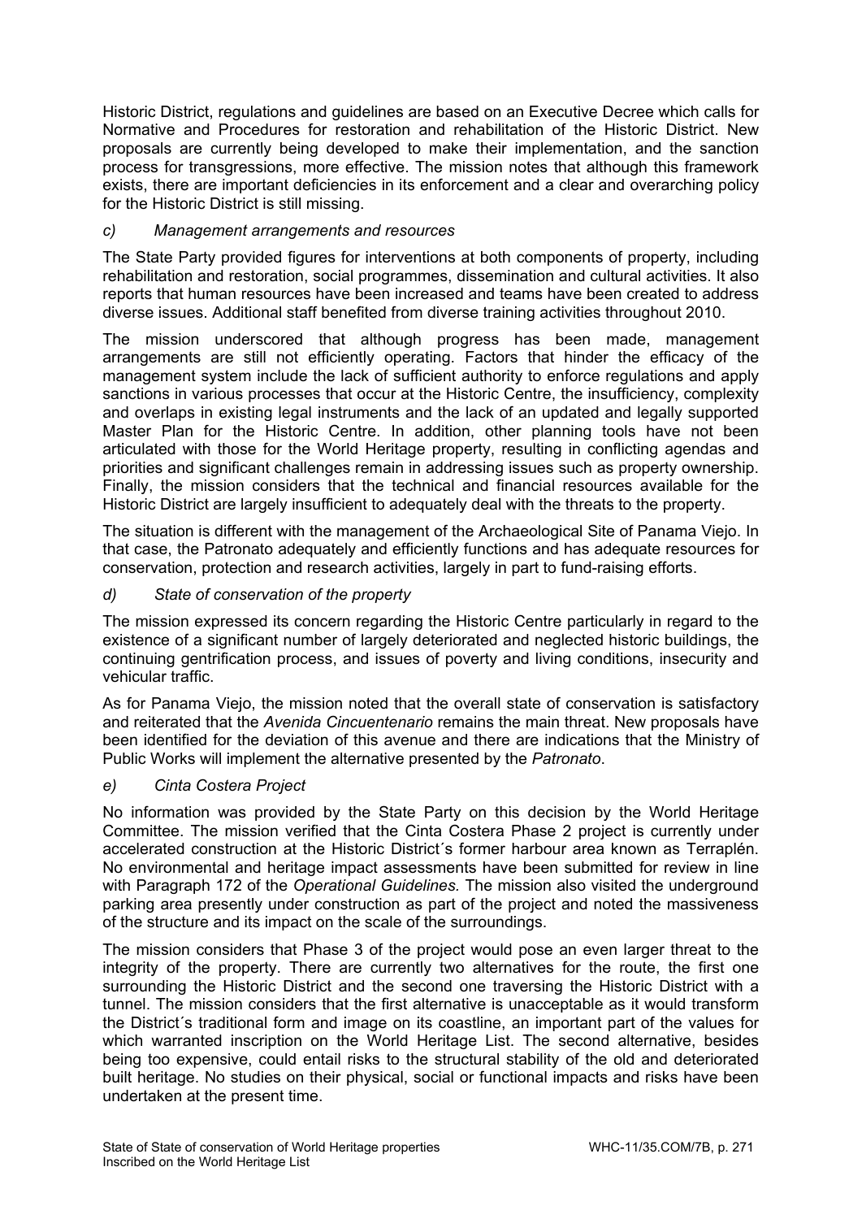Historic District, regulations and guidelines are based on an Executive Decree which calls for Normative and Procedures for restoration and rehabilitation of the Historic District. New proposals are currently being developed to make their implementation, and the sanction process for transgressions, more effective. The mission notes that although this framework exists, there are important deficiencies in its enforcement and a clear and overarching policy for the Historic District is still missing.

*c) Management arrangements and resources*

The State Party provided figures for interventions at both components of property, including rehabilitation and restoration, social programmes, dissemination and cultural activities. It also reports that human resources have been increased and teams have been created to address diverse issues. Additional staff benefited from diverse training activities throughout 2010.

The mission underscored that although progress has been made, management arrangements are still not efficiently operating. Factors that hinder the efficacy of the management system include the lack of sufficient authority to enforce regulations and apply sanctions in various processes that occur at the Historic Centre, the insufficiency, complexity and overlaps in existing legal instruments and the lack of an updated and legally supported Master Plan for the Historic Centre. In addition, other planning tools have not been articulated with those for the World Heritage property, resulting in conflicting agendas and priorities and significant challenges remain in addressing issues such as property ownership. Finally, the mission considers that the technical and financial resources available for the Historic District are largely insufficient to adequately deal with the threats to the property.

The situation is different with the management of the Archaeological Site of Panama Viejo. In that case, the Patronato adequately and efficiently functions and has adequate resources for conservation, protection and research activities, largely in part to fund-raising efforts.

*d) State of conservation of the property*

The mission expressed its concern regarding the Historic Centre particularly in regard to the existence of a significant number of largely deteriorated and neglected historic buildings, the continuing gentrification process, and issues of poverty and living conditions, insecurity and vehicular traffic.

As for Panama Viejo, the mission noted that the overall state of conservation is satisfactory and reiterated that the *Avenida Cincuentenario* remains the main threat. New proposals have been identified for the deviation of this avenue and there are indications that the Ministry of Public Works will implement the alternative presented by the *Patronato*.

*e) Cinta Costera Project*

No information was provided by the State Party on this decision by the World Heritage Committee. The mission verified that the Cinta Costera Phase 2 project is currently under accelerated construction at the Historic District´s former harbour area known as Terraplén. No environmental and heritage impact assessments have been submitted for review in line with Paragraph 172 of the *Operational Guidelines.* The mission also visited the underground parking area presently under construction as part of the project and noted the massiveness of the structure and its impact on the scale of the surroundings.

The mission considers that Phase 3 of the project would pose an even larger threat to the integrity of the property. There are currently two alternatives for the route, the first one surrounding the Historic District and the second one traversing the Historic District with a tunnel. The mission considers that the first alternative is unacceptable as it would transform the District´s traditional form and image on its coastline, an important part of the values for which warranted inscription on the World Heritage List. The second alternative, besides being too expensive, could entail risks to the structural stability of the old and deteriorated built heritage. No studies on their physical, social or functional impacts and risks have been undertaken at the present time.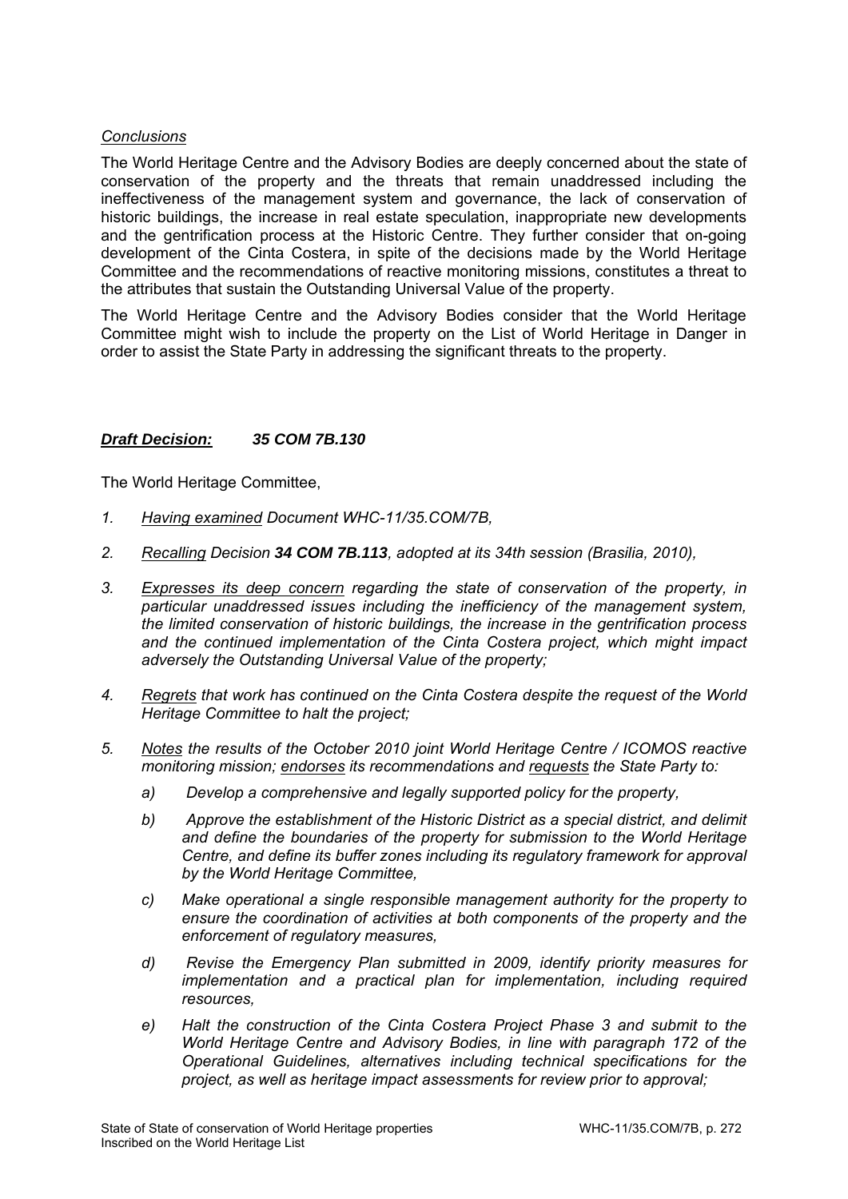*Conclusions*

The World Heritage Centre and the Advisory Bodies are deeply concerned about the state of conservation of the property and the threats that remain unaddressed including the ineffectiveness of the management system and governance, the lack of conservation of historic buildings, the increase in real estate speculation, inappropriate new developments and the gentrification process at the Historic Centre. They further consider that on-going development of the Cinta Costera, in spite of the decisions made by the World Heritage Committee and the recommendations of reactive monitoring missions, constitutes a threat to the attributes that sustain the Outstanding Universal Value of the property.

The World Heritage Centre and the Advisory Bodies consider that the World Heritage Committee might wish to include the property on the List of World Heritage in Danger in order to assist the State Party in addressing the significant threats to the property.

***Draft Decision:*** ***35 COM 7B.130***

The World Heritage Committee,

1. *Having examined Document WHC-11/35.COM/7B,*
2. *Recalling Decision **34 COM 7B.113**, adopted at its 34th session (Brasilia, 2010),*
3. *Expresses its deep concern regarding the state of conservation of the property, in particular unaddressed issues including the inefficiency of the management system, the limited conservation of historic buildings, the increase in the gentrification process and the continued implementation of the Cinta Costera project, which might impact adversely the Outstanding Universal Value of the property;*
4. *Regrets that work has continued on the Cinta Costera despite the request of the World Heritage Committee to halt the project;*
5. *Notes the results of the October 2010 joint World Heritage Centre / ICOMOS reactive monitoring mission; endorses its recommendations and requests the State Party to:*
   a) *Develop a comprehensive and legally supported policy for the property,*
   b) *Approve the establishment of the Historic District as a special district, and delimit and define the boundaries of the property for submission to the World Heritage Centre, and define its buffer zones including its regulatory framework for approval by the World Heritage Committee,*
   c) *Make operational a single responsible management authority for the property to ensure the coordination of activities at both components of the property and the enforcement of regulatory measures,*
   d) *Revise the Emergency Plan submitted in 2009, identify priority measures for implementation and a practical plan for implementation, including required resources,*
   e) *Halt the construction of the Cinta Costera Project Phase 3 and submit to the World Heritage Centre and Advisory Bodies, in line with paragraph 172 of the Operational Guidelines, alternatives including technical specifications for the project, as well as heritage impact assessments for review prior to approval;*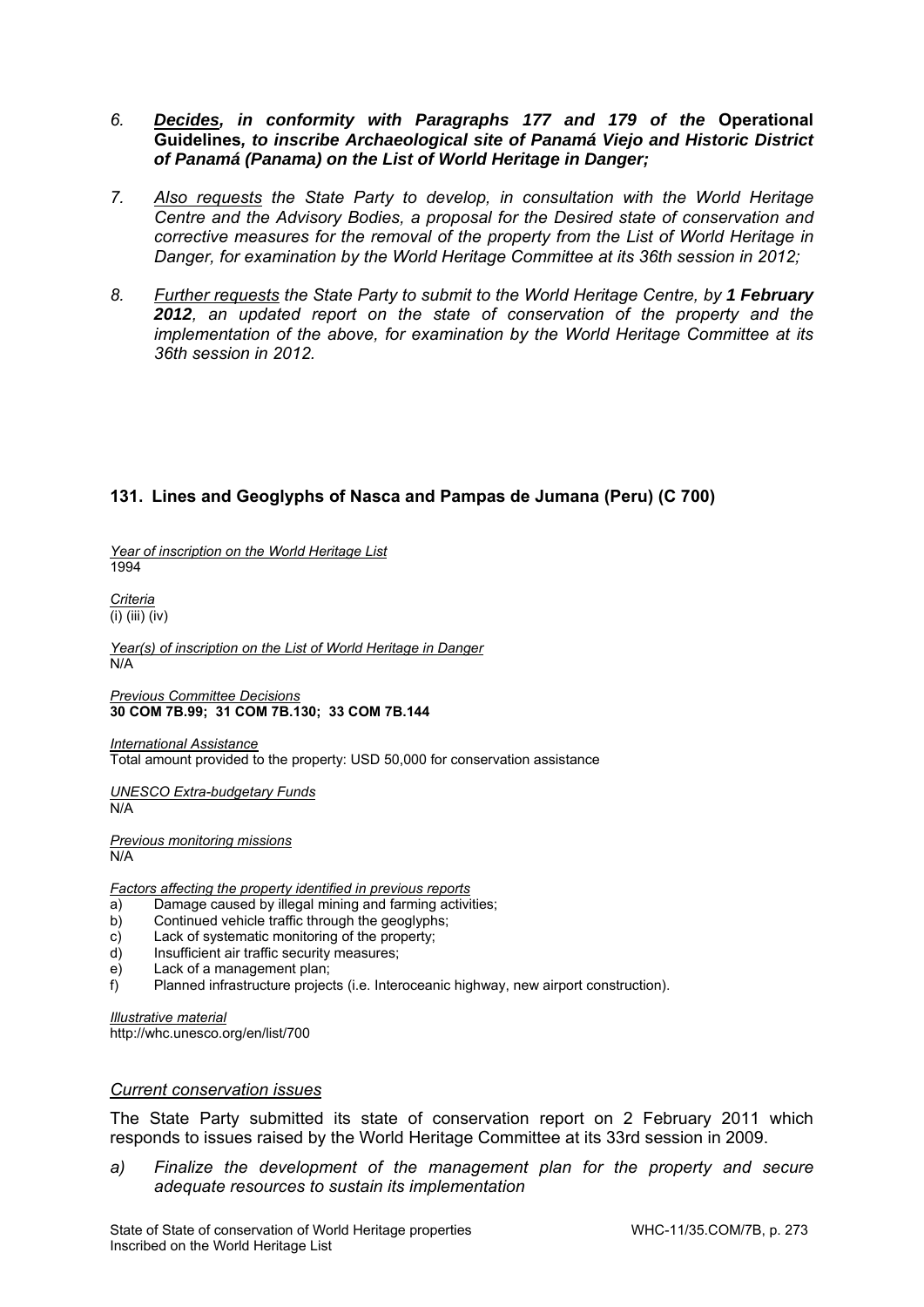6. ***Decides**, in conformity with Paragraphs 177 and 179 of the* **Operational Guidelines***, to inscribe Archaeological site of Panamá Viejo and Historic District of Panamá (Panama) on the List of World Heritage in Danger;*

7. *Also requests the State Party to develop, in consultation with the World Heritage Centre and the Advisory Bodies, a proposal for the Desired state of conservation and corrective measures for the removal of the property from the List of World Heritage in Danger, for examination by the World Heritage Committee at its 36th session in 2012;*

8. *Further requests the State Party to submit to the World Heritage Centre, by **1 February 2012**, an updated report on the state of conservation of the property and the implementation of the above, for examination by the World Heritage Committee at its 36th session in 2012.*

### 131. Lines and Geoglyphs of Nasca and Pampas de Jumana (Peru) (C 700)

*Year of inscription on the World Heritage List*
1994

*Criteria*
(i) (iii) (iv)

*Year(s) of inscription on the List of World Heritage in Danger*
N/A

*Previous Committee Decisions*
**30 COM 7B.99; 31 COM 7B.130; 33 COM 7B.144**

*International Assistance*
Total amount provided to the property: USD 50,000 for conservation assistance

*UNESCO Extra-budgetary Funds*
N/A

*Previous monitoring missions*
N/A

*Factors affecting the property identified in previous reports*
a) Damage caused by illegal mining and farming activities;
b) Continued vehicle traffic through the geoglyphs;
c) Lack of systematic monitoring of the property;
d) Insufficient air traffic security measures;
e) Lack of a management plan;
f) Planned infrastructure projects (i.e. Interoceanic highway, new airport construction).

*Illustrative material*
http://whc.unesco.org/en/list/700

*Current conservation issues*

The State Party submitted its state of conservation report on 2 February 2011 which responds to issues raised by the World Heritage Committee at its 33rd session in 2009.

a) *Finalize the development of the management plan for the property and secure adequate resources to sustain its implementation*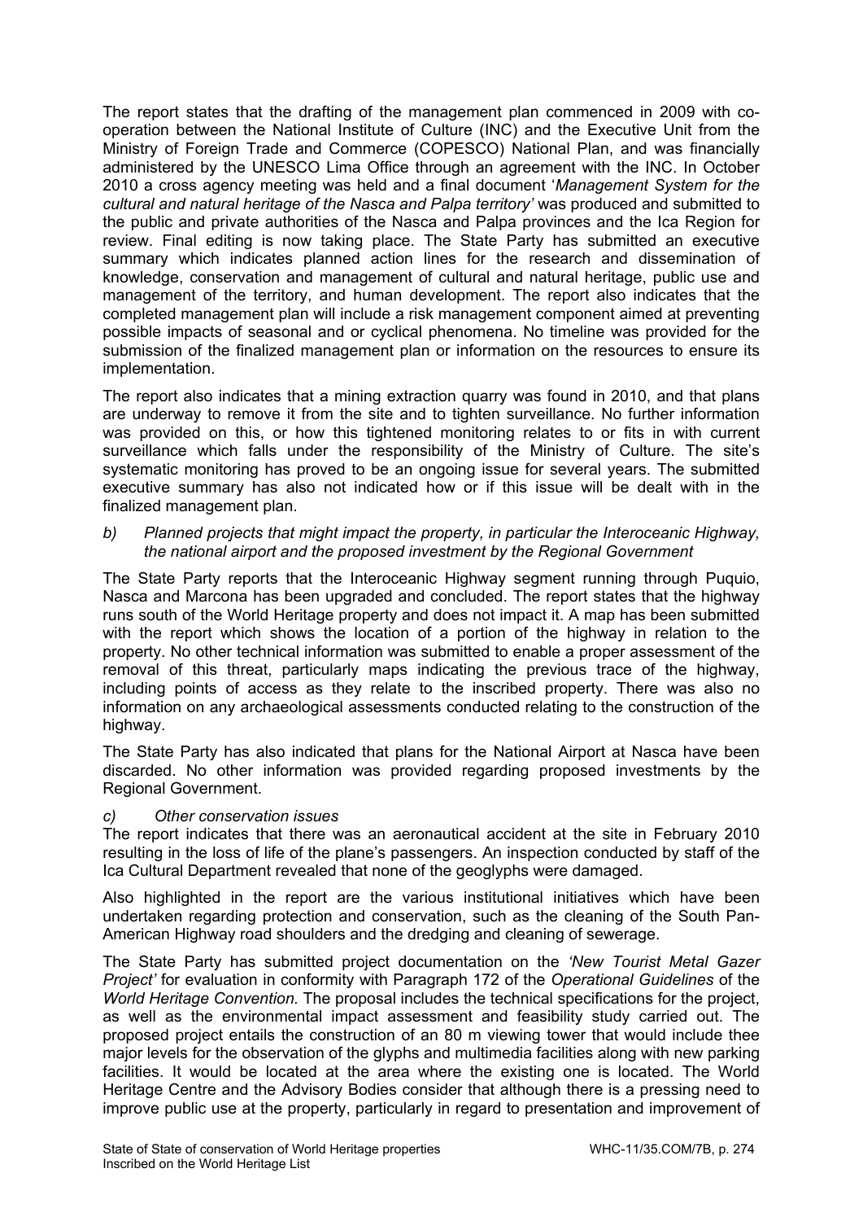The report states that the drafting of the management plan commenced in 2009 with co-operation between the National Institute of Culture (INC) and the Executive Unit from the Ministry of Foreign Trade and Commerce (COPESCO) National Plan, and was financially administered by the UNESCO Lima Office through an agreement with the INC. In October 2010 a cross agency meeting was held and a final document '*Management System for the cultural and natural heritage of the Nasca and Palpa territory'* was produced and submitted to the public and private authorities of the Nasca and Palpa provinces and the Ica Region for review. Final editing is now taking place. The State Party has submitted an executive summary which indicates planned action lines for the research and dissemination of knowledge, conservation and management of cultural and natural heritage, public use and management of the territory, and human development. The report also indicates that the completed management plan will include a risk management component aimed at preventing possible impacts of seasonal and or cyclical phenomena. No timeline was provided for the submission of the finalized management plan or information on the resources to ensure its implementation.

The report also indicates that a mining extraction quarry was found in 2010, and that plans are underway to remove it from the site and to tighten surveillance. No further information was provided on this, or how this tightened monitoring relates to or fits in with current surveillance which falls under the responsibility of the Ministry of Culture. The site's systematic monitoring has proved to be an ongoing issue for several years. The submitted executive summary has also not indicated how or if this issue will be dealt with in the finalized management plan.

b) *Planned projects that might impact the property, in particular the Interoceanic Highway, the national airport and the proposed investment by the Regional Government*

The State Party reports that the Interoceanic Highway segment running through Puquio, Nasca and Marcona has been upgraded and concluded. The report states that the highway runs south of the World Heritage property and does not impact it. A map has been submitted with the report which shows the location of a portion of the highway in relation to the property. No other technical information was submitted to enable a proper assessment of the removal of this threat, particularly maps indicating the previous trace of the highway, including points of access as they relate to the inscribed property. There was also no information on any archaeological assessments conducted relating to the construction of the highway.

The State Party has also indicated that plans for the National Airport at Nasca have been discarded. No other information was provided regarding proposed investments by the Regional Government.

c) *Other conservation issues*

The report indicates that there was an aeronautical accident at the site in February 2010 resulting in the loss of life of the plane's passengers. An inspection conducted by staff of the Ica Cultural Department revealed that none of the geoglyphs were damaged.

Also highlighted in the report are the various institutional initiatives which have been undertaken regarding protection and conservation, such as the cleaning of the South Pan-American Highway road shoulders and the dredging and cleaning of sewerage.

The State Party has submitted project documentation on the *'New Tourist Metal Gazer Project'* for evaluation in conformity with Paragraph 172 of the *Operational Guidelines* of the *World Heritage Convention.* The proposal includes the technical specifications for the project, as well as the environmental impact assessment and feasibility study carried out. The proposed project entails the construction of an 80 m viewing tower that would include thee major levels for the observation of the glyphs and multimedia facilities along with new parking facilities. It would be located at the area where the existing one is located. The World Heritage Centre and the Advisory Bodies consider that although there is a pressing need to improve public use at the property, particularly in regard to presentation and improvement of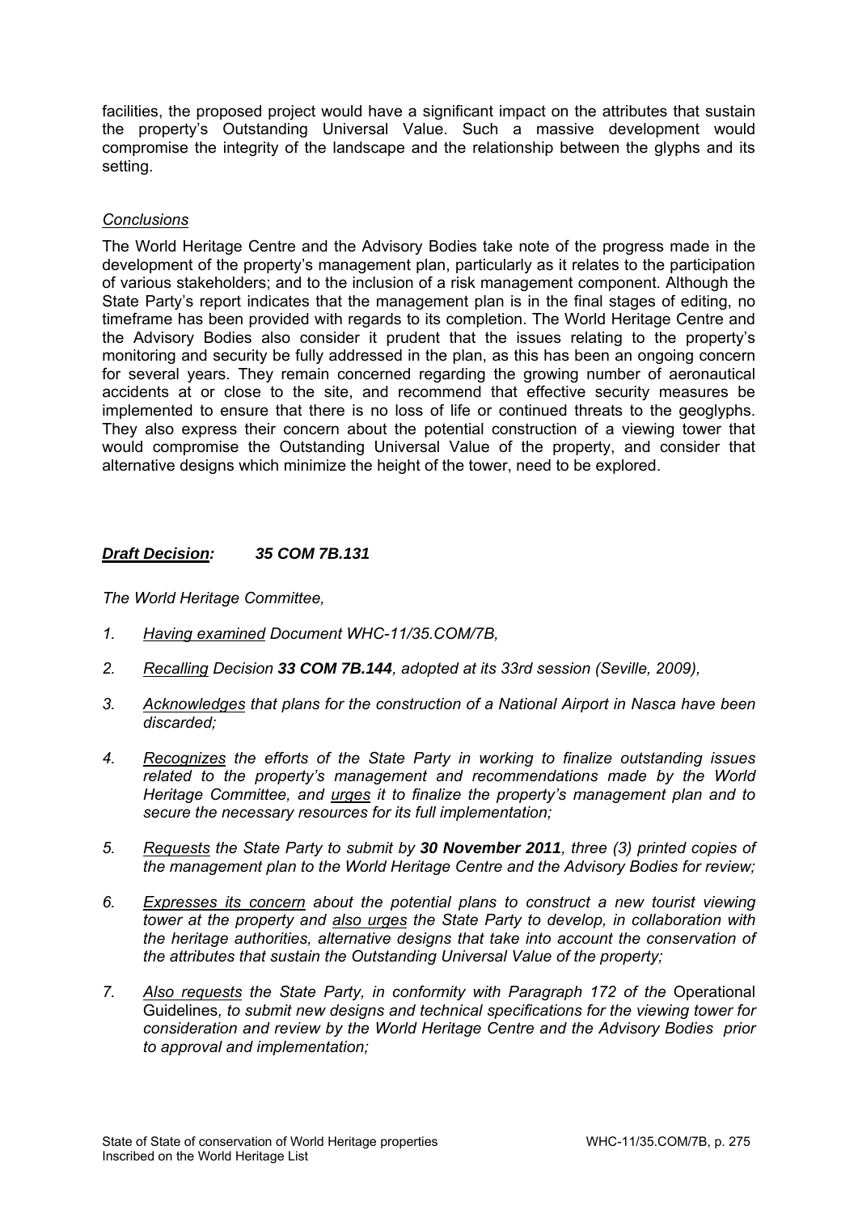facilities, the proposed project would have a significant impact on the attributes that sustain the property's Outstanding Universal Value. Such a massive development would compromise the integrity of the landscape and the relationship between the glyphs and its setting.

*Conclusions*

The World Heritage Centre and the Advisory Bodies take note of the progress made in the development of the property's management plan, particularly as it relates to the participation of various stakeholders; and to the inclusion of a risk management component. Although the State Party's report indicates that the management plan is in the final stages of editing, no timeframe has been provided with regards to its completion. The World Heritage Centre and the Advisory Bodies also consider it prudent that the issues relating to the property's monitoring and security be fully addressed in the plan, as this has been an ongoing concern for several years. They remain concerned regarding the growing number of aeronautical accidents at or close to the site, and recommend that effective security measures be implemented to ensure that there is no loss of life or continued threats to the geoglyphs. They also express their concern about the potential construction of a viewing tower that would compromise the Outstanding Universal Value of the property, and consider that alternative designs which minimize the height of the tower, need to be explored.

***Draft Decision:* 35 COM 7B.131**

*The World Heritage Committee,*

1. *Having examined Document WHC-11/35.COM/7B,*
2. *Recalling Decision **33 COM 7B.144**, adopted at its 33rd session (Seville, 2009),*
3. *Acknowledges that plans for the construction of a National Airport in Nasca have been discarded;*
4. *Recognizes the efforts of the State Party in working to finalize outstanding issues related to the property's management and recommendations made by the World Heritage Committee, and urges it to finalize the property's management plan and to secure the necessary resources for its full implementation;*
5. *Requests the State Party to submit by **30 November 2011**, three (3) printed copies of the management plan to the World Heritage Centre and the Advisory Bodies for review;*
6. *Expresses its concern about the potential plans to construct a new tourist viewing tower at the property and also urges the State Party to develop, in collaboration with the heritage authorities, alternative designs that take into account the conservation of the attributes that sustain the Outstanding Universal Value of the property;*
7. *Also requests the State Party, in conformity with Paragraph 172 of the* Operational Guidelines*, to submit new designs and technical specifications for the viewing tower for consideration and review by the World Heritage Centre and the Advisory Bodies prior to approval and implementation;*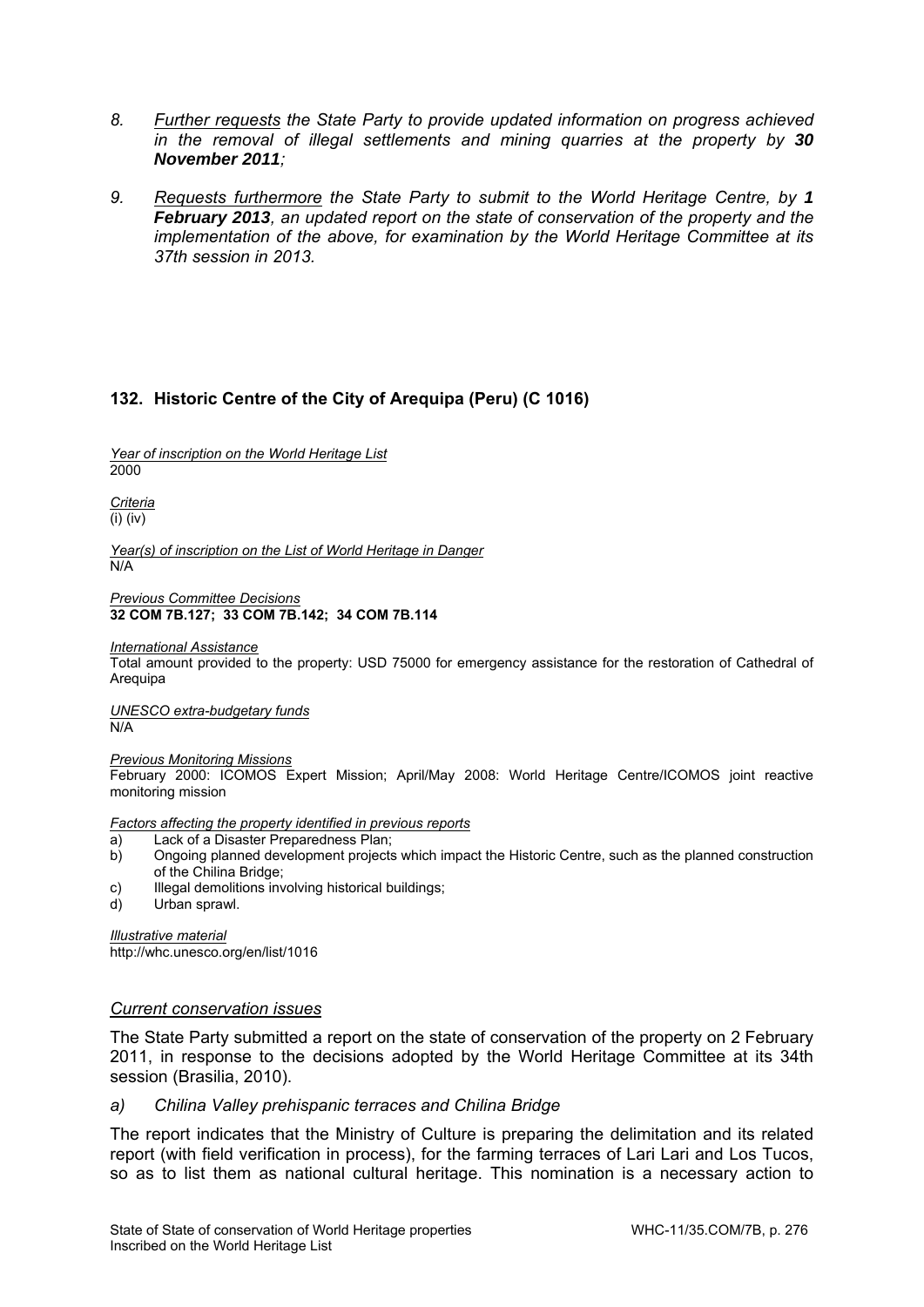8. *__Further requests__ the State Party to provide updated information on progress achieved in the removal of illegal settlements and mining quarries at the property by **30 November 2011**;*

9. *__Requests furthermore__ the State Party to submit to the World Heritage Centre, by **1 February 2013**, an updated report on the state of conservation of the property and the implementation of the above, for examination by the World Heritage Committee at its 37th session in 2013.*

### 132. Historic Centre of the City of Arequipa (Peru) (C 1016)

*__Year of inscription on the World Heritage List__*
2000

*__Criteria__*
(i) (iv)

*__Year(s) of inscription on the List of World Heritage in Danger__*
N/A

*__Previous Committee Decisions__*
**32 COM 7B.127; 33 COM 7B.142; 34 COM 7B.114**

*__International Assistance__*
Total amount provided to the property: USD 75000 for emergency assistance for the restoration of Cathedral of Arequipa

*__UNESCO extra-budgetary funds__*
N/A

*__Previous Monitoring Missions__*
February 2000: ICOMOS Expert Mission; April/May 2008: World Heritage Centre/ICOMOS joint reactive monitoring mission

*__Factors affecting the property identified in previous reports__*

a) Lack of a Disaster Preparedness Plan;
b) Ongoing planned development projects which impact the Historic Centre, such as the planned construction of the Chilina Bridge;
c) Illegal demolitions involving historical buildings;
d) Urban sprawl.

*__Illustrative material__*
http://whc.unesco.org/en/list/1016

#### *__Current conservation issues__*

The State Party submitted a report on the state of conservation of the property on 2 February 2011, in response to the decisions adopted by the World Heritage Committee at its 34th session (Brasilia, 2010).

*a) Chilina Valley prehispanic terraces and Chilina Bridge*

The report indicates that the Ministry of Culture is preparing the delimitation and its related report (with field verification in process), for the farming terraces of Lari Lari and Los Tucos, so as to list them as national cultural heritage. This nomination is a necessary action to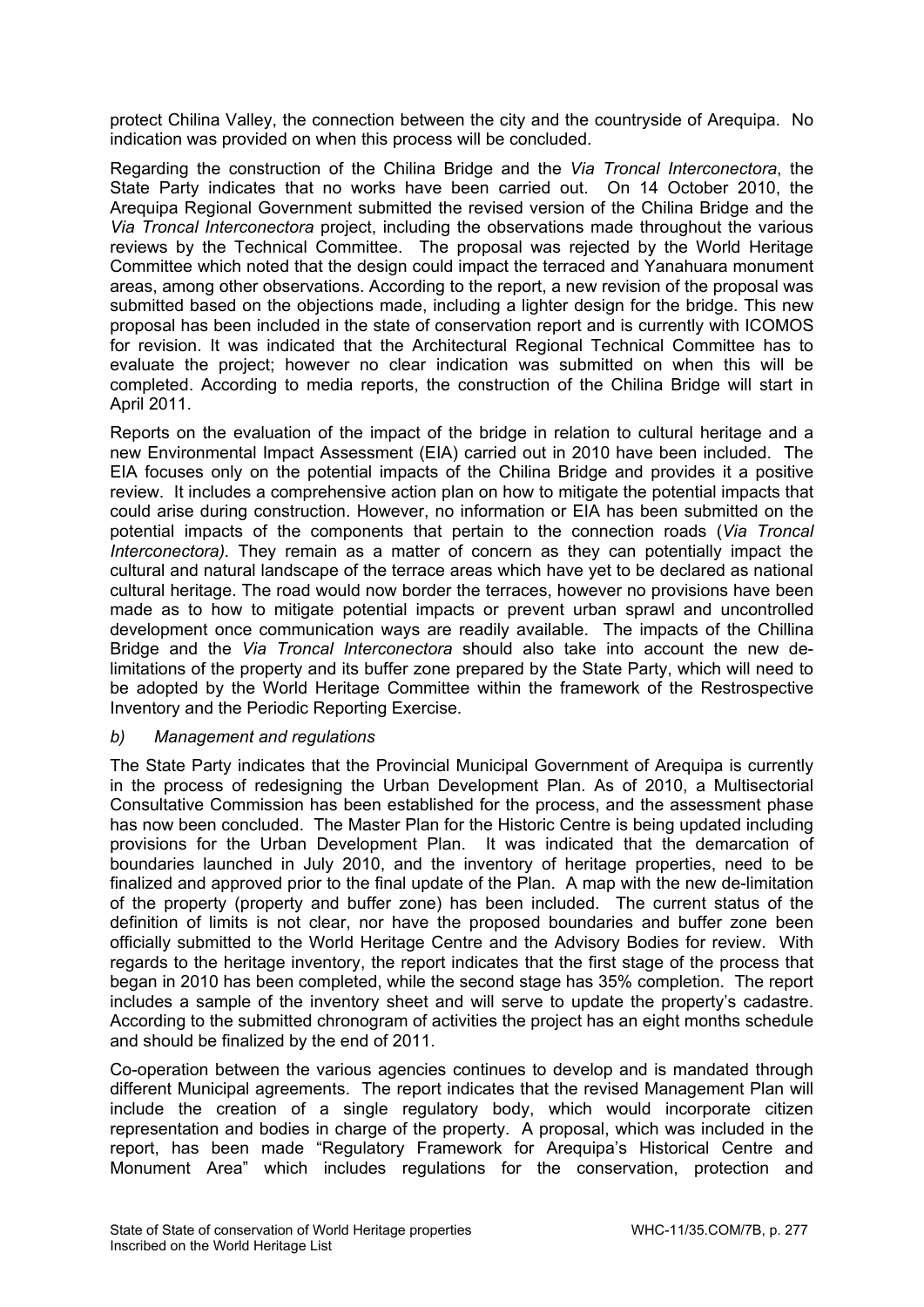protect Chilina Valley, the connection between the city and the countryside of Arequipa. No indication was provided on when this process will be concluded.

Regarding the construction of the Chilina Bridge and the *Via Troncal Interconectora*, the State Party indicates that no works have been carried out. On 14 October 2010, the Arequipa Regional Government submitted the revised version of the Chilina Bridge and the *Via Troncal Interconectora* project, including the observations made throughout the various reviews by the Technical Committee. The proposal was rejected by the World Heritage Committee which noted that the design could impact the terraced and Yanahuara monument areas, among other observations. According to the report, a new revision of the proposal was submitted based on the objections made, including a lighter design for the bridge. This new proposal has been included in the state of conservation report and is currently with ICOMOS for revision. It was indicated that the Architectural Regional Technical Committee has to evaluate the project; however no clear indication was submitted on when this will be completed. According to media reports, the construction of the Chilina Bridge will start in April 2011.

Reports on the evaluation of the impact of the bridge in relation to cultural heritage and a new Environmental Impact Assessment (EIA) carried out in 2010 have been included. The EIA focuses only on the potential impacts of the Chilina Bridge and provides it a positive review. It includes a comprehensive action plan on how to mitigate the potential impacts that could arise during construction. However, no information or EIA has been submitted on the potential impacts of the components that pertain to the connection roads (*Via Troncal Interconectora).* They remain as a matter of concern as they can potentially impact the cultural and natural landscape of the terrace areas which have yet to be declared as national cultural heritage. The road would now border the terraces, however no provisions have been made as to how to mitigate potential impacts or prevent urban sprawl and uncontrolled development once communication ways are readily available. The impacts of the Chillina Bridge and the *Via Troncal Interconectora* should also take into account the new de-limitations of the property and its buffer zone prepared by the State Party, which will need to be adopted by the World Heritage Committee within the framework of the Restrospective Inventory and the Periodic Reporting Exercise.

*b) Management and regulations*

The State Party indicates that the Provincial Municipal Government of Arequipa is currently in the process of redesigning the Urban Development Plan. As of 2010, a Multisectorial Consultative Commission has been established for the process, and the assessment phase has now been concluded. The Master Plan for the Historic Centre is being updated including provisions for the Urban Development Plan. It was indicated that the demarcation of boundaries launched in July 2010, and the inventory of heritage properties, need to be finalized and approved prior to the final update of the Plan. A map with the new de-limitation of the property (property and buffer zone) has been included. The current status of the definition of limits is not clear, nor have the proposed boundaries and buffer zone been officially submitted to the World Heritage Centre and the Advisory Bodies for review. With regards to the heritage inventory, the report indicates that the first stage of the process that began in 2010 has been completed, while the second stage has 35% completion. The report includes a sample of the inventory sheet and will serve to update the property's cadastre. According to the submitted chronogram of activities the project has an eight months schedule and should be finalized by the end of 2011.

Co-operation between the various agencies continues to develop and is mandated through different Municipal agreements. The report indicates that the revised Management Plan will include the creation of a single regulatory body, which would incorporate citizen representation and bodies in charge of the property. A proposal, which was included in the report, has been made "Regulatory Framework for Arequipa's Historical Centre and Monument Area" which includes regulations for the conservation, protection and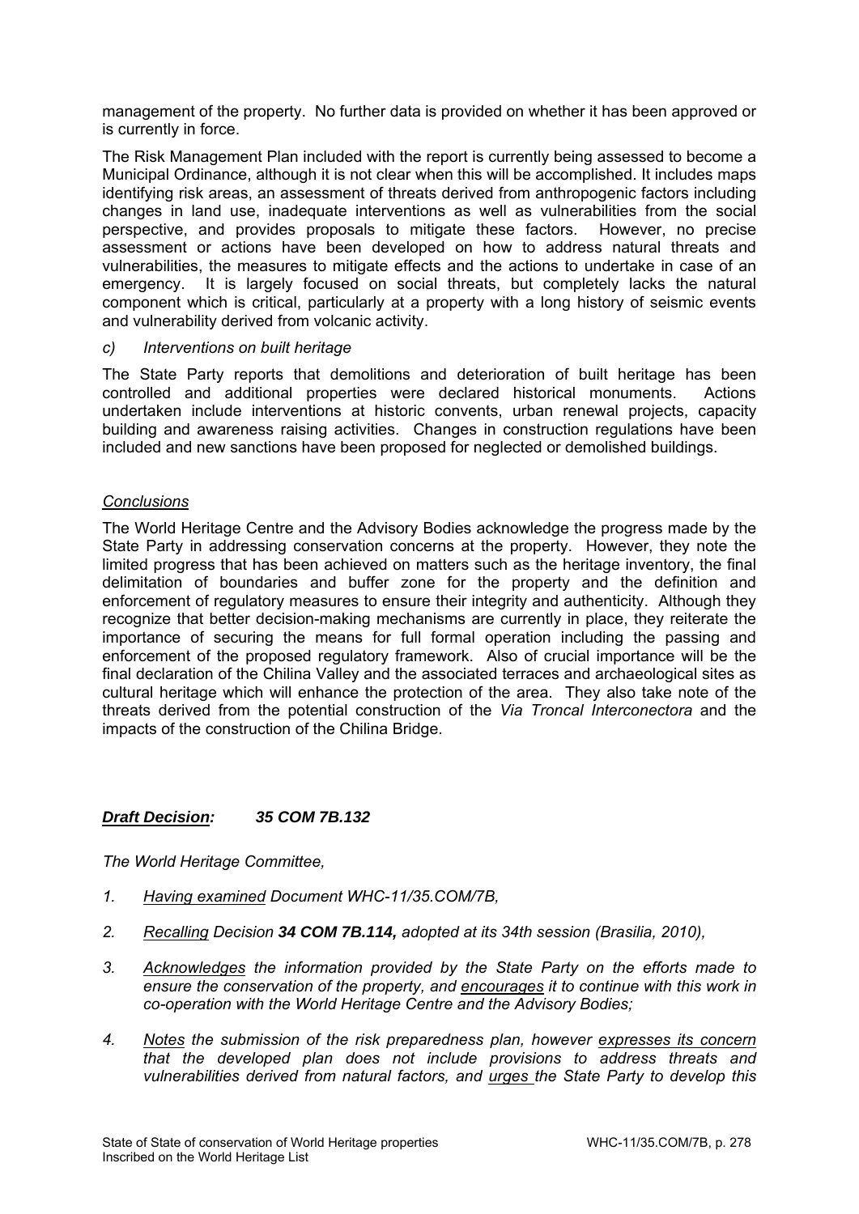management of the property. No further data is provided on whether it has been approved or is currently in force.

The Risk Management Plan included with the report is currently being assessed to become a Municipal Ordinance, although it is not clear when this will be accomplished. It includes maps identifying risk areas, an assessment of threats derived from anthropogenic factors including changes in land use, inadequate interventions as well as vulnerabilities from the social perspective, and provides proposals to mitigate these factors. However, no precise assessment or actions have been developed on how to address natural threats and vulnerabilities, the measures to mitigate effects and the actions to undertake in case of an emergency. It is largely focused on social threats, but completely lacks the natural component which is critical, particularly at a property with a long history of seismic events and vulnerability derived from volcanic activity.

*c) Interventions on built heritage*

The State Party reports that demolitions and deterioration of built heritage has been controlled and additional properties were declared historical monuments. Actions undertaken include interventions at historic convents, urban renewal projects, capacity building and awareness raising activities. Changes in construction regulations have been included and new sanctions have been proposed for neglected or demolished buildings.

*Conclusions*

The World Heritage Centre and the Advisory Bodies acknowledge the progress made by the State Party in addressing conservation concerns at the property. However, they note the limited progress that has been achieved on matters such as the heritage inventory, the final delimitation of boundaries and buffer zone for the property and the definition and enforcement of regulatory measures to ensure their integrity and authenticity. Although they recognize that better decision-making mechanisms are currently in place, they reiterate the importance of securing the means for full formal operation including the passing and enforcement of the proposed regulatory framework. Also of crucial importance will be the final declaration of the Chilina Valley and the associated terraces and archaeological sites as cultural heritage which will enhance the protection of the area. They also take note of the threats derived from the potential construction of the *Via Troncal Interconectora* and the impacts of the construction of the Chilina Bridge.

***Draft Decision: 35 COM 7B.132***

*The World Heritage Committee,*

1. *Having examined Document WHC-11/35.COM/7B,*

2. *Recalling Decision **34 COM 7B.114,** adopted at its 34th session (Brasilia, 2010),*

3. *Acknowledges the information provided by the State Party on the efforts made to ensure the conservation of the property, and encourages it to continue with this work in co-operation with the World Heritage Centre and the Advisory Bodies;*

4. *Notes the submission of the risk preparedness plan, however expresses its concern that the developed plan does not include provisions to address threats and vulnerabilities derived from natural factors, and urges the State Party to develop this*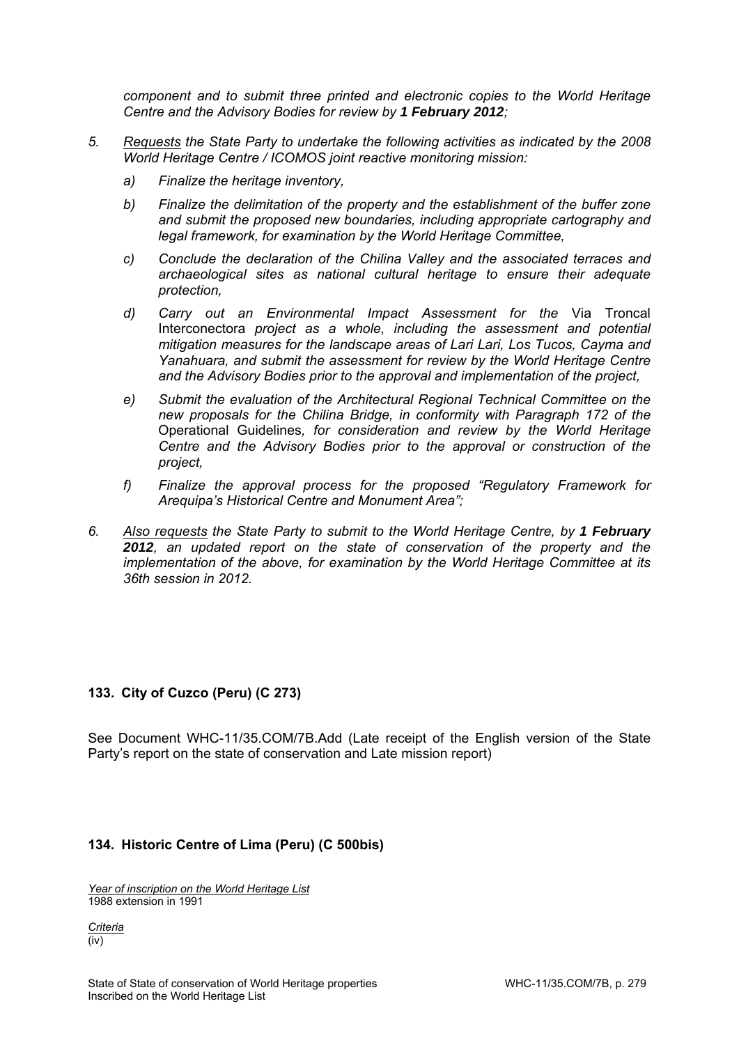*component and to submit three printed and electronic copies to the World Heritage Centre and the Advisory Bodies for review by **1 February 2012**;*

5. *Requests the State Party to undertake the following activities as indicated by the 2008 World Heritage Centre / ICOMOS joint reactive monitoring mission:*

    a) *Finalize the heritage inventory,*

    b) *Finalize the delimitation of the property and the establishment of the buffer zone and submit the proposed new boundaries, including appropriate cartography and legal framework, for examination by the World Heritage Committee,*

    c) *Conclude the declaration of the Chilina Valley and the associated terraces and archaeological sites as national cultural heritage to ensure their adequate protection,*

    d) *Carry out an Environmental Impact Assessment for the* Via Troncal Interconectora *project as a whole, including the assessment and potential mitigation measures for the landscape areas of Lari Lari, Los Tucos, Cayma and Yanahuara, and submit the assessment for review by the World Heritage Centre and the Advisory Bodies prior to the approval and implementation of the project,*

    e) *Submit the evaluation of the Architectural Regional Technical Committee on the new proposals for the Chilina Bridge, in conformity with Paragraph 172 of the* Operational Guidelines*, for consideration and review by the World Heritage Centre and the Advisory Bodies prior to the approval or construction of the project,*

    f) *Finalize the approval process for the proposed "Regulatory Framework for Arequipa's Historical Centre and Monument Area";*

6. *Also requests the State Party to submit to the World Heritage Centre, by **1 February 2012**, an updated report on the state of conservation of the property and the implementation of the above, for examination by the World Heritage Committee at its 36th session in 2012.*

### 133. City of Cuzco (Peru) (C 273)

See Document WHC-11/35.COM/7B.Add (Late receipt of the English version of the State Party's report on the state of conservation and Late mission report)

### 134. Historic Centre of Lima (Peru) (C 500bis)

*Year of inscription on the World Heritage List*
1988 extension in 1991

*Criteria*
(iv)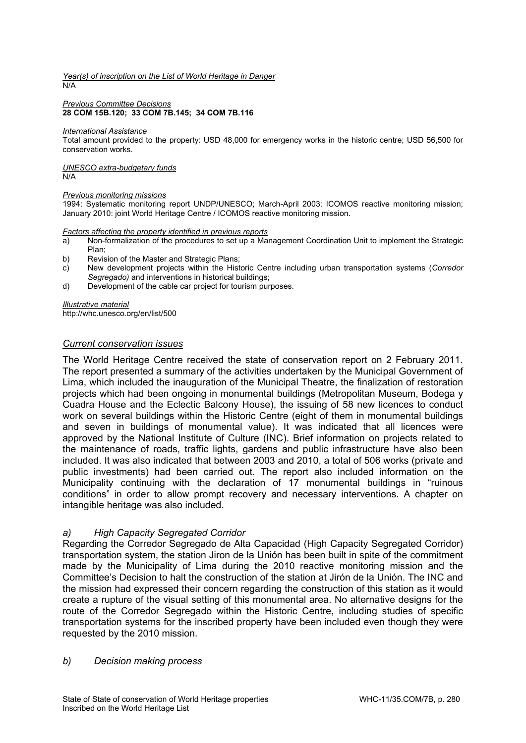*Year(s) of inscription on the List of World Heritage in Danger*
N/A

*Previous Committee Decisions*
**28 COM 15B.120; 33 COM 7B.145; 34 COM 7B.116**

*International Assistance*
Total amount provided to the property: USD 48,000 for emergency works in the historic centre; USD 56,500 for conservation works.

*UNESCO extra-budgetary funds*
N/A

*Previous monitoring missions*
1994: Systematic monitoring report UNDP/UNESCO; March-April 2003: ICOMOS reactive monitoring mission; January 2010: joint World Heritage Centre / ICOMOS reactive monitoring mission.

*Factors affecting the property identified in previous reports*

a) Non-formalization of the procedures to set up a Management Coordination Unit to implement the Strategic Plan;
b) Revision of the Master and Strategic Plans;
c) New development projects within the Historic Centre including urban transportation systems (*Corredor Segregado)* and interventions in historical buildings;
d) Development of the cable car project for tourism purposes.

*Illustrative material*
http://whc.unesco.org/en/list/500

## *Current conservation issues*

The World Heritage Centre received the state of conservation report on 2 February 2011. The report presented a summary of the activities undertaken by the Municipal Government of Lima, which included the inauguration of the Municipal Theatre, the finalization of restoration projects which had been ongoing in monumental buildings (Metropolitan Museum, Bodega y Cuadra House and the Eclectic Balcony House), the issuing of 58 new licences to conduct work on several buildings within the Historic Centre (eight of them in monumental buildings and seven in buildings of monumental value). It was indicated that all licences were approved by the National Institute of Culture (INC). Brief information on projects related to the maintenance of roads, traffic lights, gardens and public infrastructure have also been included. It was also indicated that between 2003 and 2010, a total of 506 works (private and public investments) had been carried out. The report also included information on the Municipality continuing with the declaration of 17 monumental buildings in "ruinous conditions" in order to allow prompt recovery and necessary interventions. A chapter on intangible heritage was also included.

### *a) High Capacity Segregated Corridor*

Regarding the Corredor Segregado de Alta Capacidad (High Capacity Segregated Corridor) transportation system, the station Jiron de la Unión has been built in spite of the commitment made by the Municipality of Lima during the 2010 reactive monitoring mission and the Committee's Decision to halt the construction of the station at Jirón de la Unión. The INC and the mission had expressed their concern regarding the construction of this station as it would create a rupture of the visual setting of this monumental area. No alternative designs for the route of the Corredor Segregado within the Historic Centre, including studies of specific transportation systems for the inscribed property have been included even though they were requested by the 2010 mission.

### *b) Decision making process*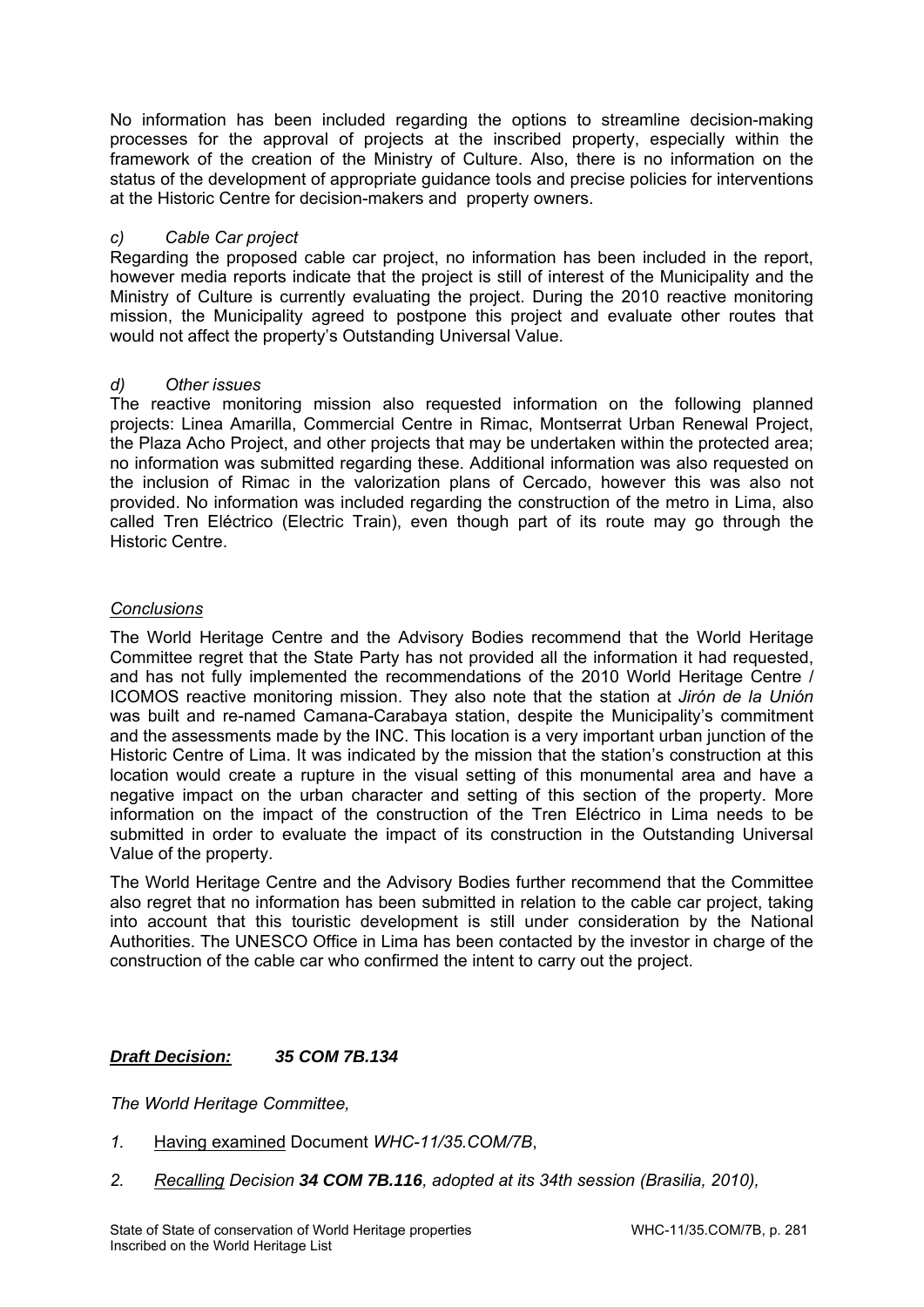No information has been included regarding the options to streamline decision-making processes for the approval of projects at the inscribed property, especially within the framework of the creation of the Ministry of Culture. Also, there is no information on the status of the development of appropriate guidance tools and precise policies for interventions at the Historic Centre for decision-makers and property owners.

*c) Cable Car project*

Regarding the proposed cable car project, no information has been included in the report, however media reports indicate that the project is still of interest of the Municipality and the Ministry of Culture is currently evaluating the project. During the 2010 reactive monitoring mission, the Municipality agreed to postpone this project and evaluate other routes that would not affect the property's Outstanding Universal Value.

*d) Other issues*

The reactive monitoring mission also requested information on the following planned projects: Linea Amarilla, Commercial Centre in Rimac, Montserrat Urban Renewal Project, the Plaza Acho Project, and other projects that may be undertaken within the protected area; no information was submitted regarding these. Additional information was also requested on the inclusion of Rimac in the valorization plans of Cercado, however this was also not provided. No information was included regarding the construction of the metro in Lima, also called Tren Eléctrico (Electric Train), even though part of its route may go through the Historic Centre.

*Conclusions*

The World Heritage Centre and the Advisory Bodies recommend that the World Heritage Committee regret that the State Party has not provided all the information it had requested, and has not fully implemented the recommendations of the 2010 World Heritage Centre / ICOMOS reactive monitoring mission. They also note that the station at *Jirón de la Unión* was built and re-named Camana-Carabaya station, despite the Municipality's commitment and the assessments made by the INC. This location is a very important urban junction of the Historic Centre of Lima. It was indicated by the mission that the station's construction at this location would create a rupture in the visual setting of this monumental area and have a negative impact on the urban character and setting of this section of the property. More information on the impact of the construction of the Tren Eléctrico in Lima needs to be submitted in order to evaluate the impact of its construction in the Outstanding Universal Value of the property.

The World Heritage Centre and the Advisory Bodies further recommend that the Committee also regret that no information has been submitted in relation to the cable car project, taking into account that this touristic development is still under consideration by the National Authorities. The UNESCO Office in Lima has been contacted by the investor in charge of the construction of the cable car who confirmed the intent to carry out the project.

***Draft Decision: 35 COM 7B.134***

*The World Heritage Committee,*

1. Having examined Document *WHC-11/35.COM/7B*,
2. *Recalling Decision **34 COM 7B.116**, adopted at its 34th session (Brasilia, 2010),*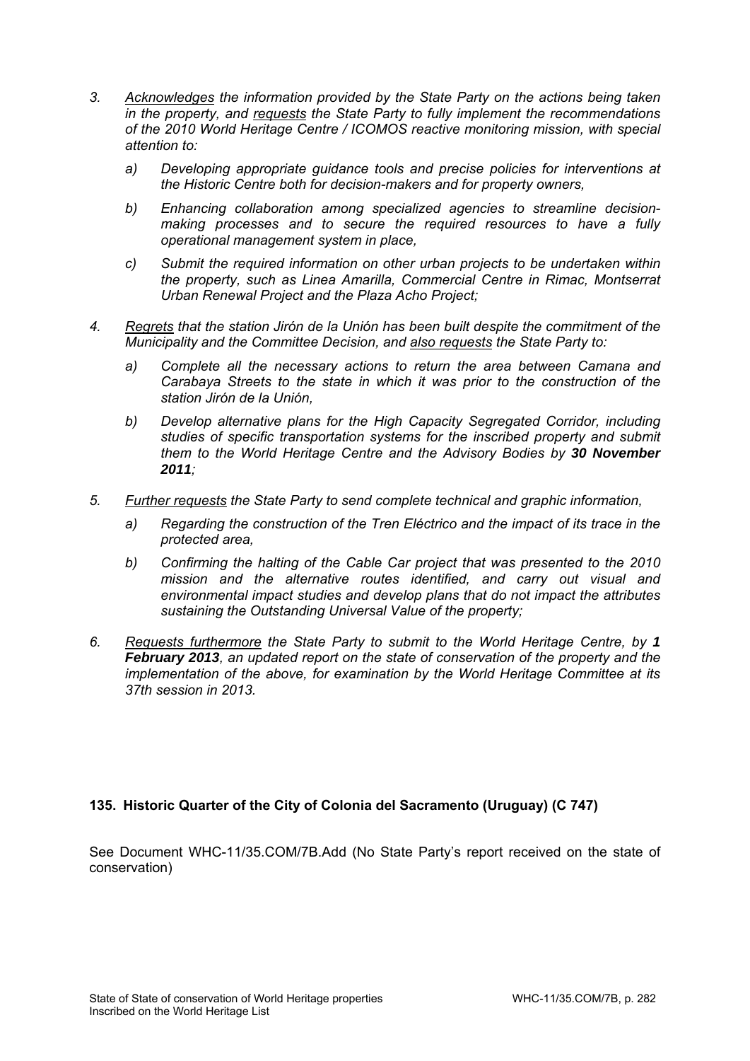3. *Acknowledges the information provided by the State Party on the actions being taken in the property, and requests the State Party to fully implement the recommendations of the 2010 World Heritage Centre / ICOMOS reactive monitoring mission, with special attention to:*

   a) *Developing appropriate guidance tools and precise policies for interventions at the Historic Centre both for decision-makers and for property owners,*

   b) *Enhancing collaboration among specialized agencies to streamline decision-making processes and to secure the required resources to have a fully operational management system in place,*

   c) *Submit the required information on other urban projects to be undertaken within the property, such as Linea Amarilla, Commercial Centre in Rimac, Montserrat Urban Renewal Project and the Plaza Acho Project;*

4. *Regrets that the station Jirón de la Unión has been built despite the commitment of the Municipality and the Committee Decision, and also requests the State Party to:*

   a) *Complete all the necessary actions to return the area between Camana and Carabaya Streets to the state in which it was prior to the construction of the station Jirón de la Unión,*

   b) *Develop alternative plans for the High Capacity Segregated Corridor, including studies of specific transportation systems for the inscribed property and submit them to the World Heritage Centre and the Advisory Bodies by* ***30 November 2011****;*

5. *Further requests the State Party to send complete technical and graphic information,*

   a) *Regarding the construction of the Tren Eléctrico and the impact of its trace in the protected area,*

   b) *Confirming the halting of the Cable Car project that was presented to the 2010 mission and the alternative routes identified, and carry out visual and environmental impact studies and develop plans that do not impact the attributes sustaining the Outstanding Universal Value of the property;*

6. *Requests furthermore the State Party to submit to the World Heritage Centre, by* ***1 February 2013****, an updated report on the state of conservation of the property and the implementation of the above, for examination by the World Heritage Committee at its 37th session in 2013.*

### 135. Historic Quarter of the City of Colonia del Sacramento (Uruguay) (C 747)

See Document WHC-11/35.COM/7B.Add (No State Party's report received on the state of conservation)